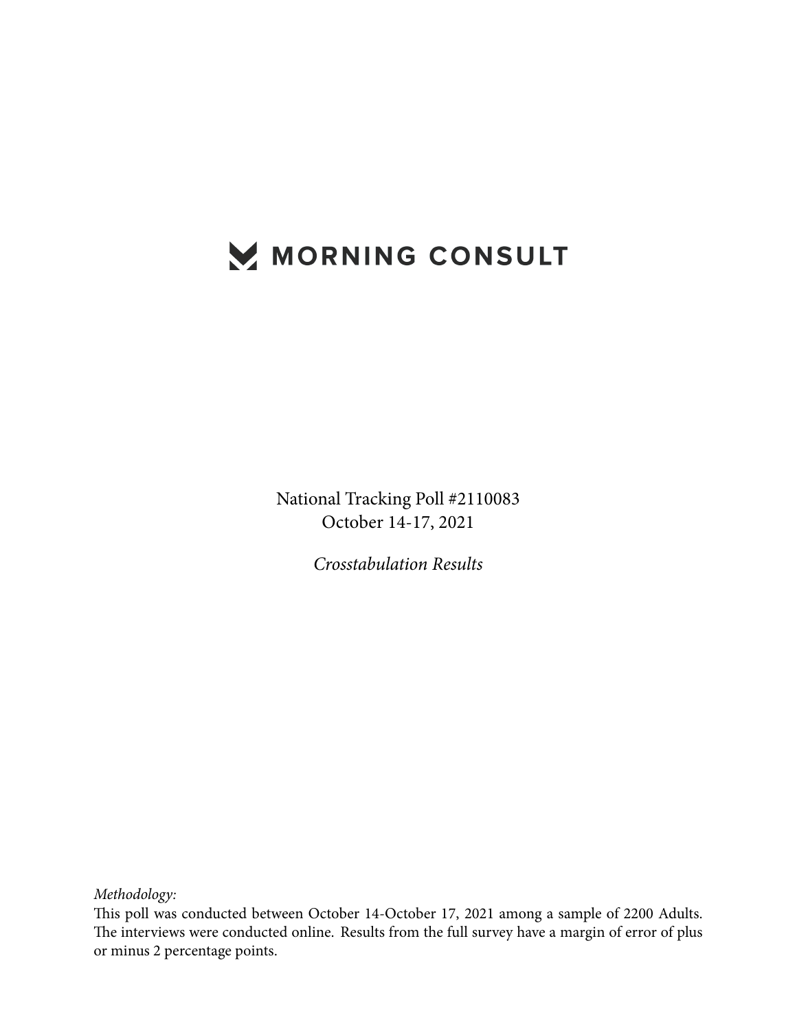# MORNING CONSULT

National Tracking Poll #2110083
October 14-17, 2021

*Crosstabulation Results*

*Methodology:*
This poll was conducted between October 14-October 17, 2021 among a sample of 2200 Adults. The interviews were conducted online. Results from the full survey have a margin of error of plus or minus 2 percentage points.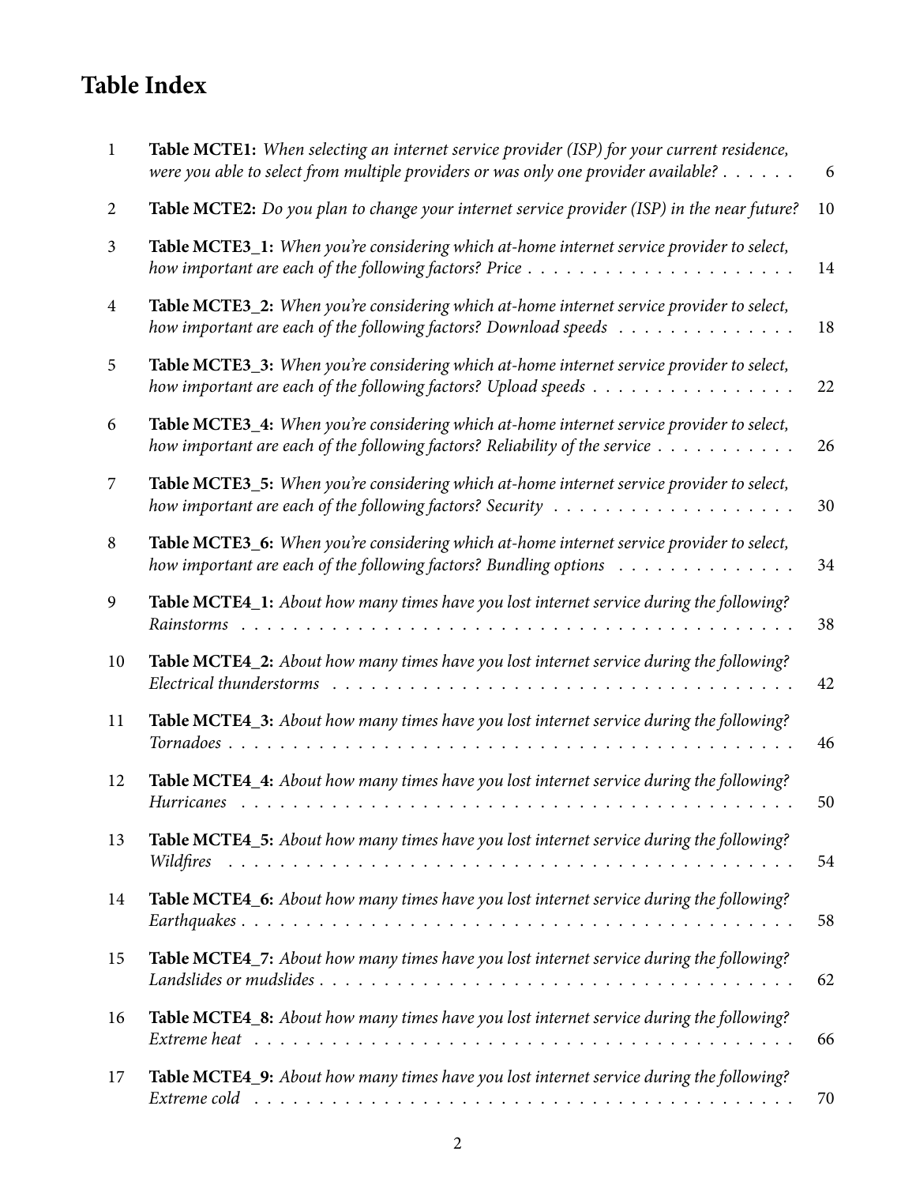# Table Index

| | | |
|---|---|---|
| 1 | **Table MCTE1:** *When selecting an internet service provider (ISP) for your current residence, were you able to select from multiple providers or was only one provider available?* | 6 |
| 2 | **Table MCTE2:** *Do you plan to change your internet service provider (ISP) in the near future?* | 10 |
| 3 | **Table MCTE3_1:** *When you're considering which at-home internet service provider to select, how important are each of the following factors? Price* | 14 |
| 4 | **Table MCTE3_2:** *When you're considering which at-home internet service provider to select, how important are each of the following factors? Download speeds* | 18 |
| 5 | **Table MCTE3_3:** *When you're considering which at-home internet service provider to select, how important are each of the following factors? Upload speeds* | 22 |
| 6 | **Table MCTE3_4:** *When you're considering which at-home internet service provider to select, how important are each of the following factors? Reliability of the service* | 26 |
| 7 | **Table MCTE3_5:** *When you're considering which at-home internet service provider to select, how important are each of the following factors? Security* | 30 |
| 8 | **Table MCTE3_6:** *When you're considering which at-home internet service provider to select, how important are each of the following factors? Bundling options* | 34 |
| 9 | **Table MCTE4_1:** *About how many times have you lost internet service during the following? Rainstorms* | 38 |
| 10 | **Table MCTE4_2:** *About how many times have you lost internet service during the following? Electrical thunderstorms* | 42 |
| 11 | **Table MCTE4_3:** *About how many times have you lost internet service during the following? Tornadoes* | 46 |
| 12 | **Table MCTE4_4:** *About how many times have you lost internet service during the following? Hurricanes* | 50 |
| 13 | **Table MCTE4_5:** *About how many times have you lost internet service during the following? Wildfires* | 54 |
| 14 | **Table MCTE4_6:** *About how many times have you lost internet service during the following? Earthquakes* | 58 |
| 15 | **Table MCTE4_7:** *About how many times have you lost internet service during the following? Landslides or mudslides* | 62 |
| 16 | **Table MCTE4_8:** *About how many times have you lost internet service during the following? Extreme heat* | 66 |
| 17 | **Table MCTE4_9:** *About how many times have you lost internet service during the following? Extreme cold* | 70 |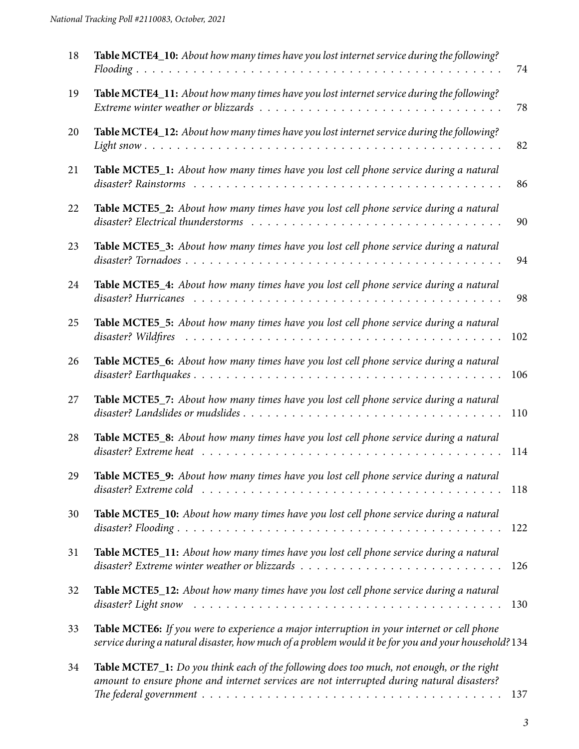| | | |
|---|---|---|
| 18 | **Table MCTE4_10:** *About how many times have you lost internet service during the following? Flooding* | 74 |
| 19 | **Table MCTE4_11:** *About how many times have you lost internet service during the following? Extreme winter weather or blizzards* | 78 |
| 20 | **Table MCTE4_12:** *About how many times have you lost internet service during the following? Light snow* | 82 |
| 21 | **Table MCTE5_1:** *About how many times have you lost cell phone service during a natural disaster? Rainstorms* | 86 |
| 22 | **Table MCTE5_2:** *About how many times have you lost cell phone service during a natural disaster? Electrical thunderstorms* | 90 |
| 23 | **Table MCTE5_3:** *About how many times have you lost cell phone service during a natural disaster? Tornadoes* | 94 |
| 24 | **Table MCTE5_4:** *About how many times have you lost cell phone service during a natural disaster? Hurricanes* | 98 |
| 25 | **Table MCTE5_5:** *About how many times have you lost cell phone service during a natural disaster? Wildfires* | 102 |
| 26 | **Table MCTE5_6:** *About how many times have you lost cell phone service during a natural disaster? Earthquakes* | 106 |
| 27 | **Table MCTE5_7:** *About how many times have you lost cell phone service during a natural disaster? Landslides or mudslides* | 110 |
| 28 | **Table MCTE5_8:** *About how many times have you lost cell phone service during a natural disaster? Extreme heat* | 114 |
| 29 | **Table MCTE5_9:** *About how many times have you lost cell phone service during a natural disaster? Extreme cold* | 118 |
| 30 | **Table MCTE5_10:** *About how many times have you lost cell phone service during a natural disaster? Flooding* | 122 |
| 31 | **Table MCTE5_11:** *About how many times have you lost cell phone service during a natural disaster? Extreme winter weather or blizzards* | 126 |
| 32 | **Table MCTE5_12:** *About how many times have you lost cell phone service during a natural disaster? Light snow* | 130 |
| 33 | **Table MCTE6:** *If you were to experience a major interruption in your internet or cell phone service during a natural disaster, how much of a problem would it be for you and your household?* | 134 |
| 34 | **Table MCTE7_1:** *Do you think each of the following does too much, not enough, or the right amount to ensure phone and internet services are not interrupted during natural disasters? The federal government* | 137 |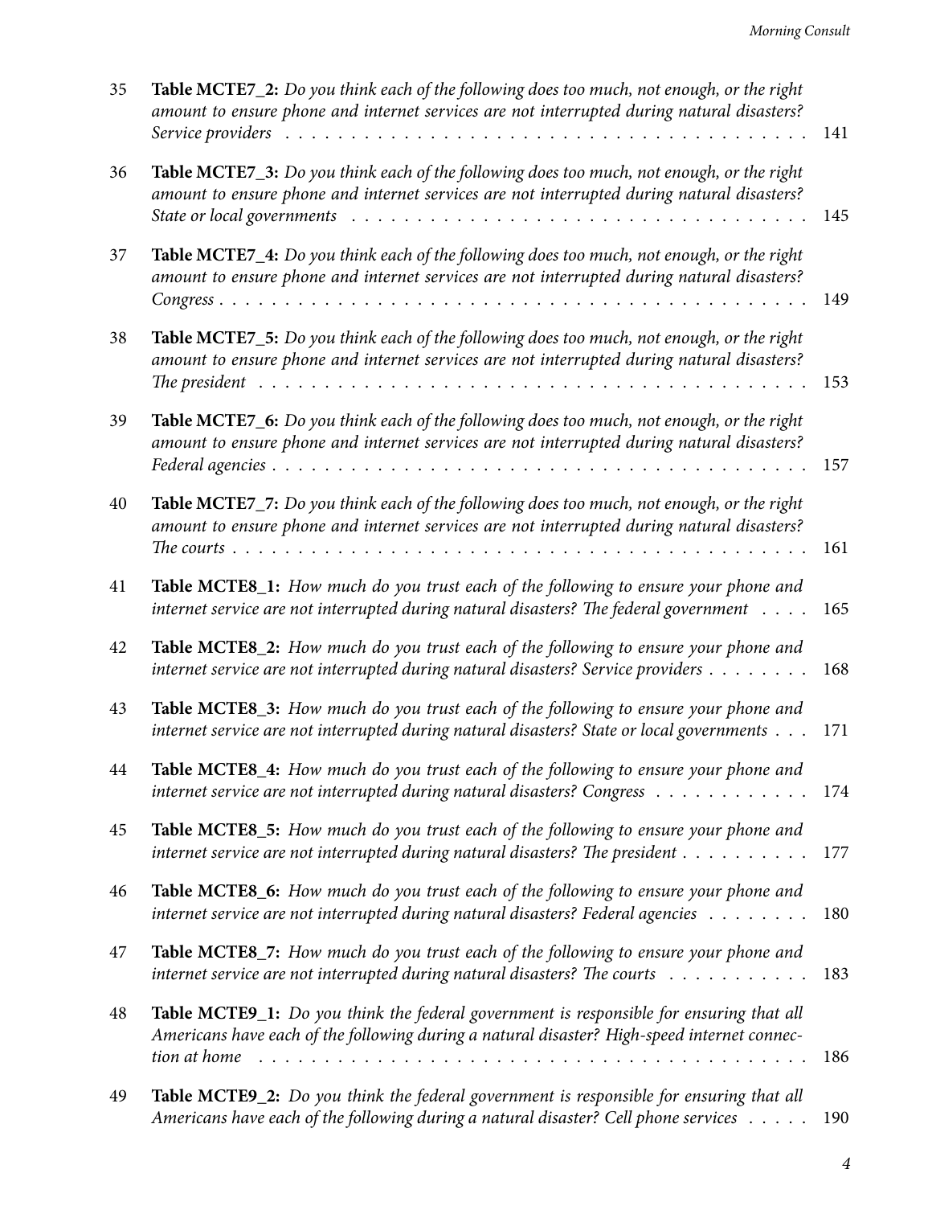| | | |
|---|---|---|
| 35 | **Table MCTE7_2:** *Do you think each of the following does too much, not enough, or the right amount to ensure phone and internet services are not interrupted during natural disasters? Service providers* | 141 |
| 36 | **Table MCTE7_3:** *Do you think each of the following does too much, not enough, or the right amount to ensure phone and internet services are not interrupted during natural disasters? State or local governments* | 145 |
| 37 | **Table MCTE7_4:** *Do you think each of the following does too much, not enough, or the right amount to ensure phone and internet services are not interrupted during natural disasters? Congress* | 149 |
| 38 | **Table MCTE7_5:** *Do you think each of the following does too much, not enough, or the right amount to ensure phone and internet services are not interrupted during natural disasters? The president* | 153 |
| 39 | **Table MCTE7_6:** *Do you think each of the following does too much, not enough, or the right amount to ensure phone and internet services are not interrupted during natural disasters? Federal agencies* | 157 |
| 40 | **Table MCTE7_7:** *Do you think each of the following does too much, not enough, or the right amount to ensure phone and internet services are not interrupted during natural disasters? The courts* | 161 |
| 41 | **Table MCTE8_1:** *How much do you trust each of the following to ensure your phone and internet service are not interrupted during natural disasters? The federal government* | 165 |
| 42 | **Table MCTE8_2:** *How much do you trust each of the following to ensure your phone and internet service are not interrupted during natural disasters? Service providers* | 168 |
| 43 | **Table MCTE8_3:** *How much do you trust each of the following to ensure your phone and internet service are not interrupted during natural disasters? State or local governments* | 171 |
| 44 | **Table MCTE8_4:** *How much do you trust each of the following to ensure your phone and internet service are not interrupted during natural disasters? Congress* | 174 |
| 45 | **Table MCTE8_5:** *How much do you trust each of the following to ensure your phone and internet service are not interrupted during natural disasters? The president* | 177 |
| 46 | **Table MCTE8_6:** *How much do you trust each of the following to ensure your phone and internet service are not interrupted during natural disasters? Federal agencies* | 180 |
| 47 | **Table MCTE8_7:** *How much do you trust each of the following to ensure your phone and internet service are not interrupted during natural disasters? The courts* | 183 |
| 48 | **Table MCTE9_1:** *Do you think the federal government is responsible for ensuring that all Americans have each of the following during a natural disaster? High-speed internet connection at home* | 186 |
| 49 | **Table MCTE9_2:** *Do you think the federal government is responsible for ensuring that all Americans have each of the following during a natural disaster? Cell phone services* | 190 |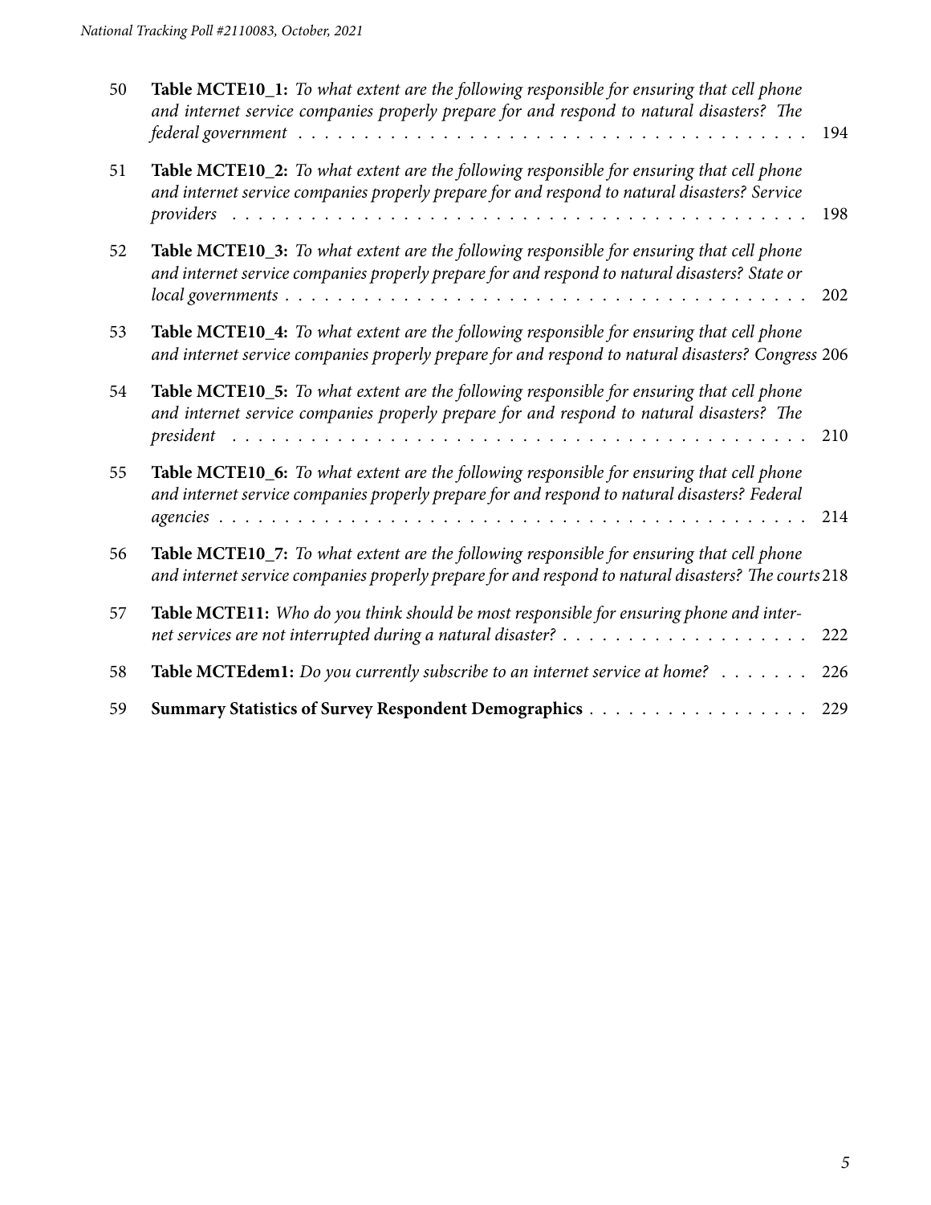50 **Table MCTE10_1:** *To what extent are the following responsible for ensuring that cell phone and internet service companies properly prepare for and respond to natural disasters? The federal government* . . . . . . . . . . 194

51 **Table MCTE10_2:** *To what extent are the following responsible for ensuring that cell phone and internet service companies properly prepare for and respond to natural disasters? Service providers* . . . . . . . . . . 198

52 **Table MCTE10_3:** *To what extent are the following responsible for ensuring that cell phone and internet service companies properly prepare for and respond to natural disasters? State or local governments* . . . . . . . . . . 202

53 **Table MCTE10_4:** *To what extent are the following responsible for ensuring that cell phone and internet service companies properly prepare for and respond to natural disasters? Congress* 206

54 **Table MCTE10_5:** *To what extent are the following responsible for ensuring that cell phone and internet service companies properly prepare for and respond to natural disasters? The president* . . . . . . . . . . 210

55 **Table MCTE10_6:** *To what extent are the following responsible for ensuring that cell phone and internet service companies properly prepare for and respond to natural disasters? Federal agencies* . . . . . . . . . . 214

56 **Table MCTE10_7:** *To what extent are the following responsible for ensuring that cell phone and internet service companies properly prepare for and respond to natural disasters? The courts* 218

57 **Table MCTE11:** *Who do you think should be most responsible for ensuring phone and internet services are not interrupted during a natural disaster?* . . . . . . . . . . 222

58 **Table MCTEdem1:** *Do you currently subscribe to an internet service at home?* . . . . . . . 226

59 **Summary Statistics of Survey Respondent Demographics** . . . . . . . . . . 229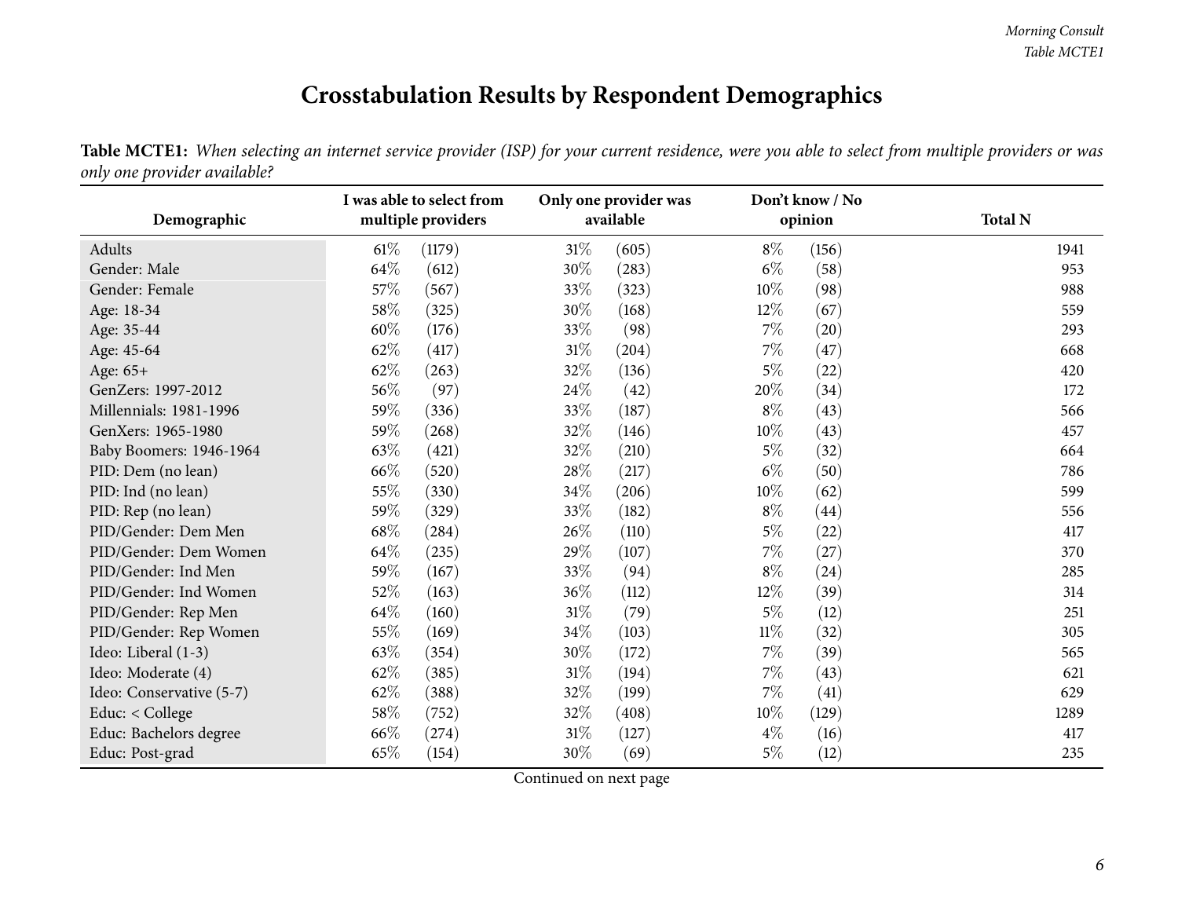# Crosstabulation Results by Respondent Demographics

**Table MCTE1:** *When selecting an internet service provider (ISP) for your current residence, were you able to select from multiple providers or was only one provider available?*

| Demographic | I was able to select from multiple providers | Only one provider was available | Don't know / No opinion | Total N |
|---|---|---|---|---|
| Adults | 61% (1179) | 31% (605) | 8% (156) | 1941 |
| Gender: Male | 64% (612) | 30% (283) | 6% (58) | 953 |
| Gender: Female | 57% (567) | 33% (323) | 10% (98) | 988 |
| Age: 18-34 | 58% (325) | 30% (168) | 12% (67) | 559 |
| Age: 35-44 | 60% (176) | 33% (98) | 7% (20) | 293 |
| Age: 45-64 | 62% (417) | 31% (204) | 7% (47) | 668 |
| Age: 65+ | 62% (263) | 32% (136) | 5% (22) | 420 |
| GenZers: 1997-2012 | 56% (97) | 24% (42) | 20% (34) | 172 |
| Millennials: 1981-1996 | 59% (336) | 33% (187) | 8% (43) | 566 |
| GenXers: 1965-1980 | 59% (268) | 32% (146) | 10% (43) | 457 |
| Baby Boomers: 1946-1964 | 63% (421) | 32% (210) | 5% (32) | 664 |
| PID: Dem (no lean) | 66% (520) | 28% (217) | 6% (50) | 786 |
| PID: Ind (no lean) | 55% (330) | 34% (206) | 10% (62) | 599 |
| PID: Rep (no lean) | 59% (329) | 33% (182) | 8% (44) | 556 |
| PID/Gender: Dem Men | 68% (284) | 26% (110) | 5% (22) | 417 |
| PID/Gender: Dem Women | 64% (235) | 29% (107) | 7% (27) | 370 |
| PID/Gender: Ind Men | 59% (167) | 33% (94) | 8% (24) | 285 |
| PID/Gender: Ind Women | 52% (163) | 36% (112) | 12% (39) | 314 |
| PID/Gender: Rep Men | 64% (160) | 31% (79) | 5% (12) | 251 |
| PID/Gender: Rep Women | 55% (169) | 34% (103) | 11% (32) | 305 |
| Ideo: Liberal (1-3) | 63% (354) | 30% (172) | 7% (39) | 565 |
| Ideo: Moderate (4) | 62% (385) | 31% (194) | 7% (43) | 621 |
| Ideo: Conservative (5-7) | 62% (388) | 32% (199) | 7% (41) | 629 |
| Educ: < College | 58% (752) | 32% (408) | 10% (129) | 1289 |
| Educ: Bachelors degree | 66% (274) | 31% (127) | 4% (16) | 417 |
| Educ: Post-grad | 65% (154) | 30% (69) | 5% (12) | 235 |

Continued on next page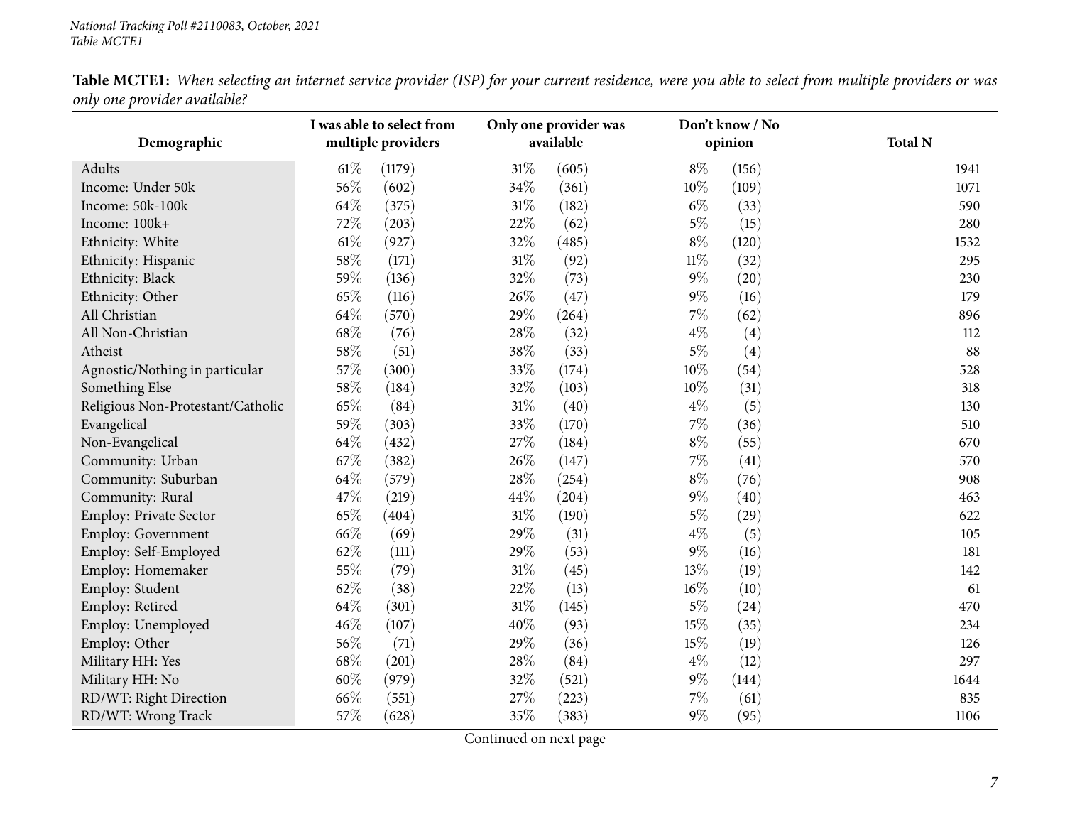*National Tracking Poll #2110083, October, 2021*
*Table MCTE1*

**Table MCTE1:** *When selecting an internet service provider (ISP) for your current residence, were you able to select from multiple providers or was only one provider available?*

| Demographic | I was able to select from multiple providers | | Only one provider was available | | Don't know / No opinion | | Total N |
|---|---|---|---|---|---|---|---|
| Adults | 61% | (1179) | 31% | (605) | 8% | (156) | 1941 |
| Income: Under 50k | 56% | (602) | 34% | (361) | 10% | (109) | 1071 |
| Income: 50k-100k | 64% | (375) | 31% | (182) | 6% | (33) | 590 |
| Income: 100k+ | 72% | (203) | 22% | (62) | 5% | (15) | 280 |
| Ethnicity: White | 61% | (927) | 32% | (485) | 8% | (120) | 1532 |
| Ethnicity: Hispanic | 58% | (171) | 31% | (92) | 11% | (32) | 295 |
| Ethnicity: Black | 59% | (136) | 32% | (73) | 9% | (20) | 230 |
| Ethnicity: Other | 65% | (116) | 26% | (47) | 9% | (16) | 179 |
| All Christian | 64% | (570) | 29% | (264) | 7% | (62) | 896 |
| All Non-Christian | 68% | (76) | 28% | (32) | 4% | (4) | 112 |
| Atheist | 58% | (51) | 38% | (33) | 5% | (4) | 88 |
| Agnostic/Nothing in particular | 57% | (300) | 33% | (174) | 10% | (54) | 528 |
| Something Else | 58% | (184) | 32% | (103) | 10% | (31) | 318 |
| Religious Non-Protestant/Catholic | 65% | (84) | 31% | (40) | 4% | (5) | 130 |
| Evangelical | 59% | (303) | 33% | (170) | 7% | (36) | 510 |
| Non-Evangelical | 64% | (432) | 27% | (184) | 8% | (55) | 670 |
| Community: Urban | 67% | (382) | 26% | (147) | 7% | (41) | 570 |
| Community: Suburban | 64% | (579) | 28% | (254) | 8% | (76) | 908 |
| Community: Rural | 47% | (219) | 44% | (204) | 9% | (40) | 463 |
| Employ: Private Sector | 65% | (404) | 31% | (190) | 5% | (29) | 622 |
| Employ: Government | 66% | (69) | 29% | (31) | 4% | (5) | 105 |
| Employ: Self-Employed | 62% | (111) | 29% | (53) | 9% | (16) | 181 |
| Employ: Homemaker | 55% | (79) | 31% | (45) | 13% | (19) | 142 |
| Employ: Student | 62% | (38) | 22% | (13) | 16% | (10) | 61 |
| Employ: Retired | 64% | (301) | 31% | (145) | 5% | (24) | 470 |
| Employ: Unemployed | 46% | (107) | 40% | (93) | 15% | (35) | 234 |
| Employ: Other | 56% | (71) | 29% | (36) | 15% | (19) | 126 |
| Military HH: Yes | 68% | (201) | 28% | (84) | 4% | (12) | 297 |
| Military HH: No | 60% | (979) | 32% | (521) | 9% | (144) | 1644 |
| RD/WT: Right Direction | 66% | (551) | 27% | (223) | 7% | (61) | 835 |
| RD/WT: Wrong Track | 57% | (628) | 35% | (383) | 9% | (95) | 1106 |

Continued on next page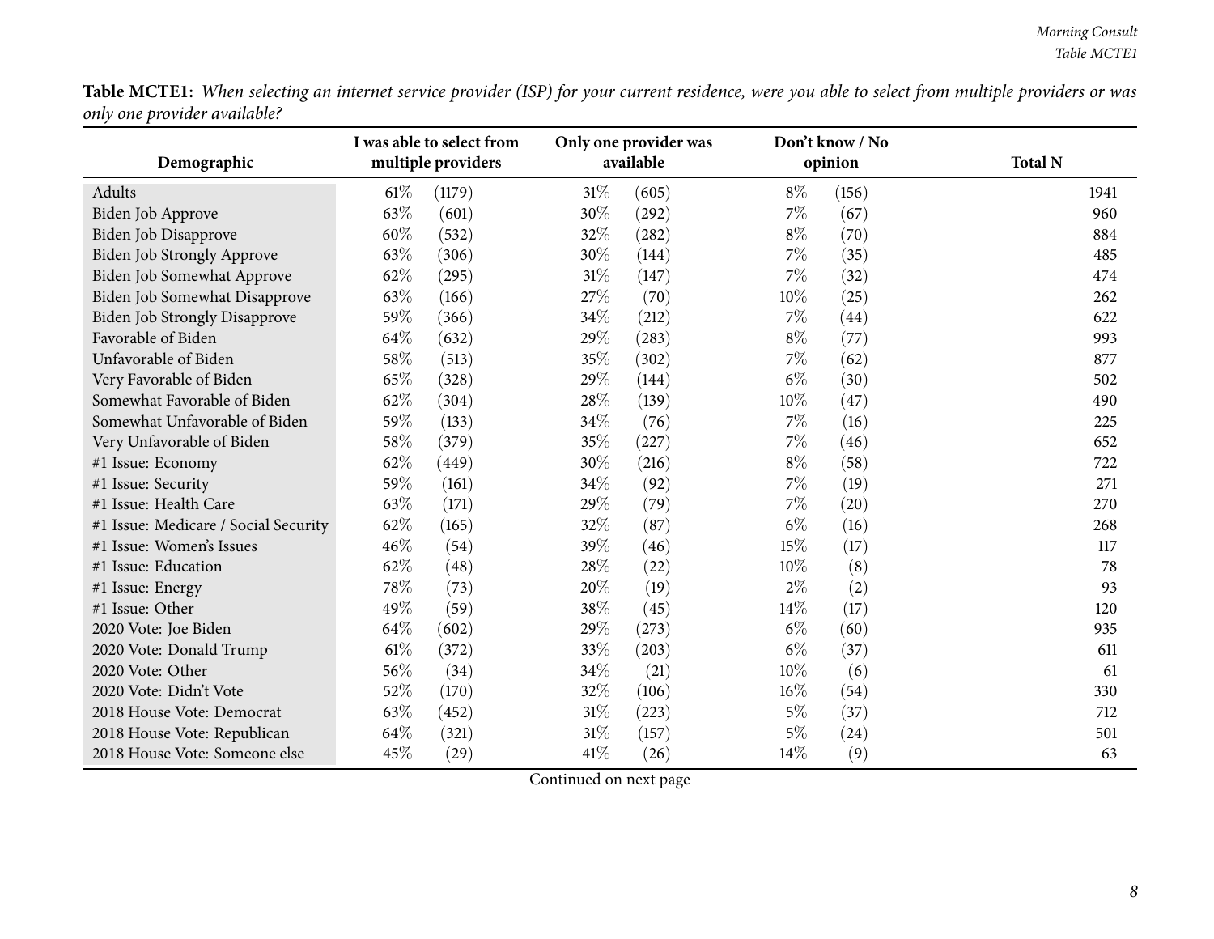**Table MCTE1:** *When selecting an internet service provider (ISP) for your current residence, were you able to select from multiple providers or was only one provider available?*

| Demographic | I was able to select from multiple providers | | Only one provider was available | | Don't know / No opinion | | Total N |
|---|---|---|---|---|---|---|---|
| Adults | 61% | (1179) | 31% | (605) | 8% | (156) | 1941 |
| Biden Job Approve | 63% | (601) | 30% | (292) | 7% | (67) | 960 |
| Biden Job Disapprove | 60% | (532) | 32% | (282) | 8% | (70) | 884 |
| Biden Job Strongly Approve | 63% | (306) | 30% | (144) | 7% | (35) | 485 |
| Biden Job Somewhat Approve | 62% | (295) | 31% | (147) | 7% | (32) | 474 |
| Biden Job Somewhat Disapprove | 63% | (166) | 27% | (70) | 10% | (25) | 262 |
| Biden Job Strongly Disapprove | 59% | (366) | 34% | (212) | 7% | (44) | 622 |
| Favorable of Biden | 64% | (632) | 29% | (283) | 8% | (77) | 993 |
| Unfavorable of Biden | 58% | (513) | 35% | (302) | 7% | (62) | 877 |
| Very Favorable of Biden | 65% | (328) | 29% | (144) | 6% | (30) | 502 |
| Somewhat Favorable of Biden | 62% | (304) | 28% | (139) | 10% | (47) | 490 |
| Somewhat Unfavorable of Biden | 59% | (133) | 34% | (76) | 7% | (16) | 225 |
| Very Unfavorable of Biden | 58% | (379) | 35% | (227) | 7% | (46) | 652 |
| #1 Issue: Economy | 62% | (449) | 30% | (216) | 8% | (58) | 722 |
| #1 Issue: Security | 59% | (161) | 34% | (92) | 7% | (19) | 271 |
| #1 Issue: Health Care | 63% | (171) | 29% | (79) | 7% | (20) | 270 |
| #1 Issue: Medicare / Social Security | 62% | (165) | 32% | (87) | 6% | (16) | 268 |
| #1 Issue: Women's Issues | 46% | (54) | 39% | (46) | 15% | (17) | 117 |
| #1 Issue: Education | 62% | (48) | 28% | (22) | 10% | (8) | 78 |
| #1 Issue: Energy | 78% | (73) | 20% | (19) | 2% | (2) | 93 |
| #1 Issue: Other | 49% | (59) | 38% | (45) | 14% | (17) | 120 |
| 2020 Vote: Joe Biden | 64% | (602) | 29% | (273) | 6% | (60) | 935 |
| 2020 Vote: Donald Trump | 61% | (372) | 33% | (203) | 6% | (37) | 611 |
| 2020 Vote: Other | 56% | (34) | 34% | (21) | 10% | (6) | 61 |
| 2020 Vote: Didn't Vote | 52% | (170) | 32% | (106) | 16% | (54) | 330 |
| 2018 House Vote: Democrat | 63% | (452) | 31% | (223) | 5% | (37) | 712 |
| 2018 House Vote: Republican | 64% | (321) | 31% | (157) | 5% | (24) | 501 |
| 2018 House Vote: Someone else | 45% | (29) | 41% | (26) | 14% | (9) | 63 |

Continued on next page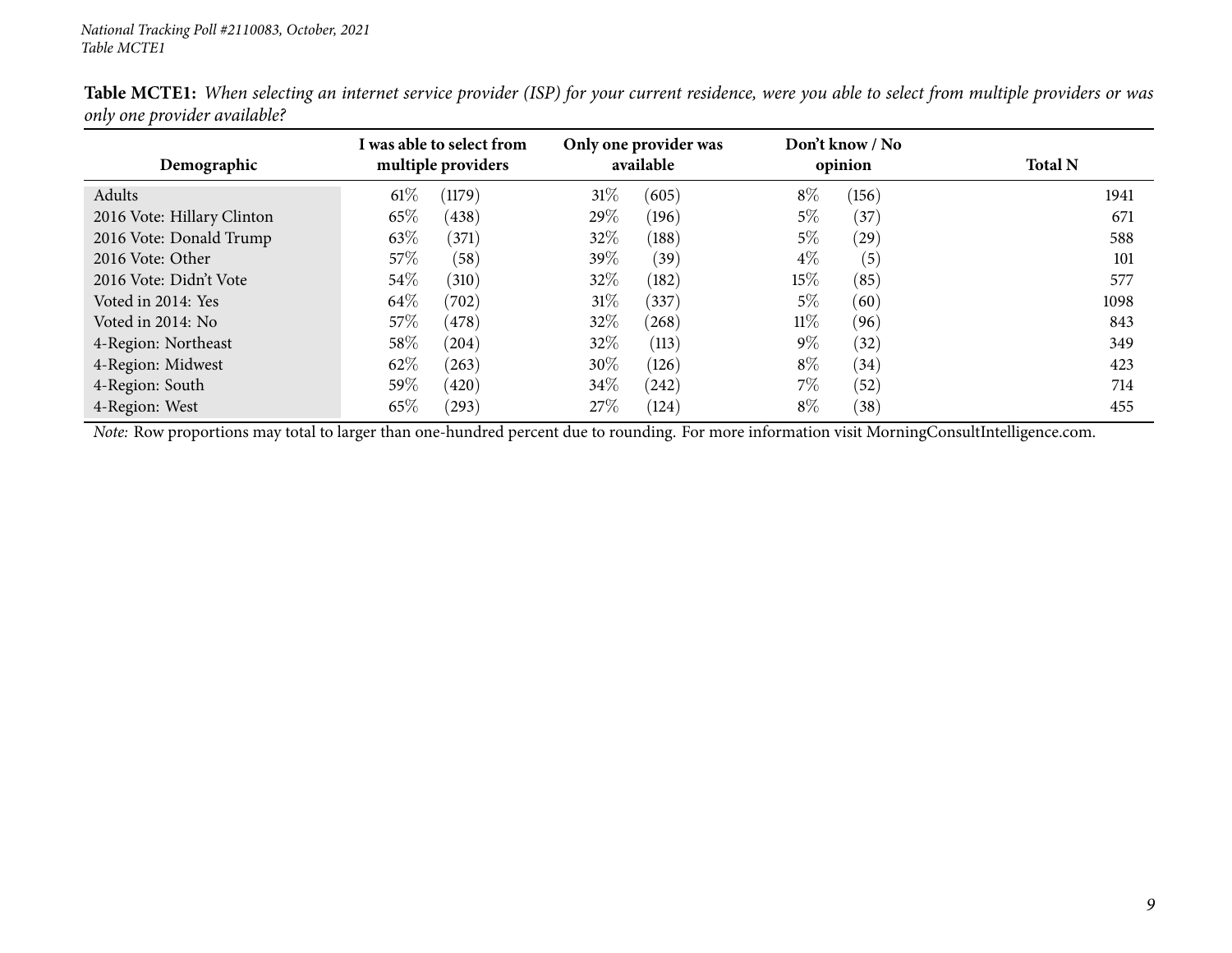**Table MCTE1:** *When selecting an internet service provider (ISP) for your current residence, were you able to select from multiple providers or was only one provider available?*

| Demographic | I was able to select from multiple providers | Only one provider was available | Don't know / No opinion | Total N |
|---|---|---|---|---|
| Adults | 61% (1179) | 31% (605) | 8% (156) | 1941 |
| 2016 Vote: Hillary Clinton | 65% (438) | 29% (196) | 5% (37) | 671 |
| 2016 Vote: Donald Trump | 63% (371) | 32% (188) | 5% (29) | 588 |
| 2016 Vote: Other | 57% (58) | 39% (39) | 4% (5) | 101 |
| 2016 Vote: Didn't Vote | 54% (310) | 32% (182) | 15% (85) | 577 |
| Voted in 2014: Yes | 64% (702) | 31% (337) | 5% (60) | 1098 |
| Voted in 2014: No | 57% (478) | 32% (268) | 11% (96) | 843 |
| 4-Region: Northeast | 58% (204) | 32% (113) | 9% (32) | 349 |
| 4-Region: Midwest | 62% (263) | 30% (126) | 8% (34) | 423 |
| 4-Region: South | 59% (420) | 34% (242) | 7% (52) | 714 |
| 4-Region: West | 65% (293) | 27% (124) | 8% (38) | 455 |

*Note:* Row proportions may total to larger than one-hundred percent due to rounding. For more information visit MorningConsultIntelligence.com.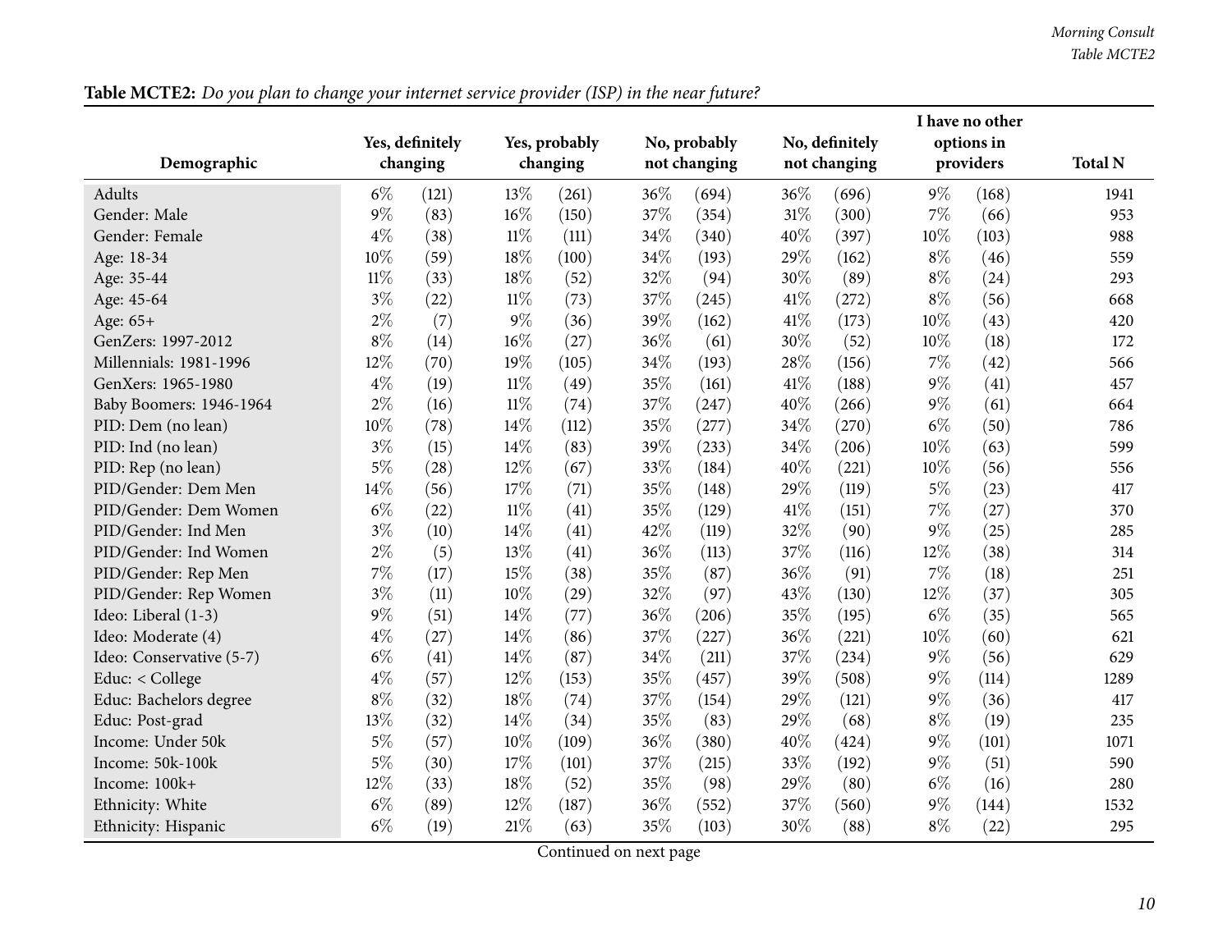**Table MCTE2:** *Do you plan to change your internet service provider (ISP) in the near future?*

| Demographic | Yes, definitely changing | | Yes, probably changing | | No, probably not changing | | No, definitely not changing | | I have no other options in providers | | Total N |
|---|---|---|---|---|---|---|---|---|---|---|---|
| Adults | 6% | (121) | 13% | (261) | 36% | (694) | 36% | (696) | 9% | (168) | 1941 |
| Gender: Male | 9% | (83) | 16% | (150) | 37% | (354) | 31% | (300) | 7% | (66) | 953 |
| Gender: Female | 4% | (38) | 11% | (111) | 34% | (340) | 40% | (397) | 10% | (103) | 988 |
| Age: 18-34 | 10% | (59) | 18% | (100) | 34% | (193) | 29% | (162) | 8% | (46) | 559 |
| Age: 35-44 | 11% | (33) | 18% | (52) | 32% | (94) | 30% | (89) | 8% | (24) | 293 |
| Age: 45-64 | 3% | (22) | 11% | (73) | 37% | (245) | 41% | (272) | 8% | (56) | 668 |
| Age: 65+ | 2% | (7) | 9% | (36) | 39% | (162) | 41% | (173) | 10% | (43) | 420 |
| GenZers: 1997-2012 | 8% | (14) | 16% | (27) | 36% | (61) | 30% | (52) | 10% | (18) | 172 |
| Millennials: 1981-1996 | 12% | (70) | 19% | (105) | 34% | (193) | 28% | (156) | 7% | (42) | 566 |
| GenXers: 1965-1980 | 4% | (19) | 11% | (49) | 35% | (161) | 41% | (188) | 9% | (41) | 457 |
| Baby Boomers: 1946-1964 | 2% | (16) | 11% | (74) | 37% | (247) | 40% | (266) | 9% | (61) | 664 |
| PID: Dem (no lean) | 10% | (78) | 14% | (112) | 35% | (277) | 34% | (270) | 6% | (50) | 786 |
| PID: Ind (no lean) | 3% | (15) | 14% | (83) | 39% | (233) | 34% | (206) | 10% | (63) | 599 |
| PID: Rep (no lean) | 5% | (28) | 12% | (67) | 33% | (184) | 40% | (221) | 10% | (56) | 556 |
| PID/Gender: Dem Men | 14% | (56) | 17% | (71) | 35% | (148) | 29% | (119) | 5% | (23) | 417 |
| PID/Gender: Dem Women | 6% | (22) | 11% | (41) | 35% | (129) | 41% | (151) | 7% | (27) | 370 |
| PID/Gender: Ind Men | 3% | (10) | 14% | (41) | 42% | (119) | 32% | (90) | 9% | (25) | 285 |
| PID/Gender: Ind Women | 2% | (5) | 13% | (41) | 36% | (113) | 37% | (116) | 12% | (38) | 314 |
| PID/Gender: Rep Men | 7% | (17) | 15% | (38) | 35% | (87) | 36% | (91) | 7% | (18) | 251 |
| PID/Gender: Rep Women | 3% | (11) | 10% | (29) | 32% | (97) | 43% | (130) | 12% | (37) | 305 |
| Ideo: Liberal (1-3) | 9% | (51) | 14% | (77) | 36% | (206) | 35% | (195) | 6% | (35) | 565 |
| Ideo: Moderate (4) | 4% | (27) | 14% | (86) | 37% | (227) | 36% | (221) | 10% | (60) | 621 |
| Ideo: Conservative (5-7) | 6% | (41) | 14% | (87) | 34% | (211) | 37% | (234) | 9% | (56) | 629 |
| Educ: < College | 4% | (57) | 12% | (153) | 35% | (457) | 39% | (508) | 9% | (114) | 1289 |
| Educ: Bachelors degree | 8% | (32) | 18% | (74) | 37% | (154) | 29% | (121) | 9% | (36) | 417 |
| Educ: Post-grad | 13% | (32) | 14% | (34) | 35% | (83) | 29% | (68) | 8% | (19) | 235 |
| Income: Under 50k | 5% | (57) | 10% | (109) | 36% | (380) | 40% | (424) | 9% | (101) | 1071 |
| Income: 50k-100k | 5% | (30) | 17% | (101) | 37% | (215) | 33% | (192) | 9% | (51) | 590 |
| Income: 100k+ | 12% | (33) | 18% | (52) | 35% | (98) | 29% | (80) | 6% | (16) | 280 |
| Ethnicity: White | 6% | (89) | 12% | (187) | 36% | (552) | 37% | (560) | 9% | (144) | 1532 |
| Ethnicity: Hispanic | 6% | (19) | 21% | (63) | 35% | (103) | 30% | (88) | 8% | (22) | 295 |

Continued on next page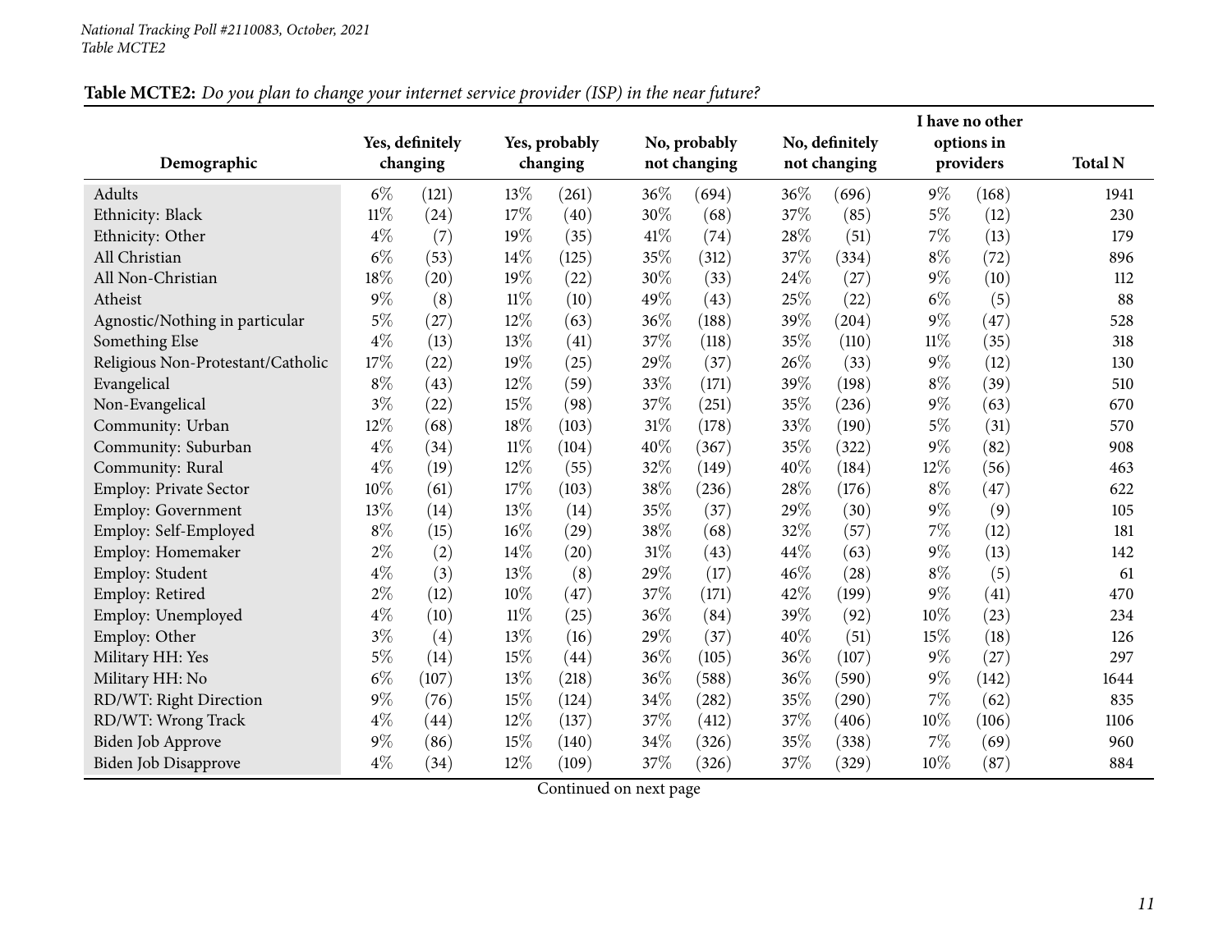**Table MCTE2:** *Do you plan to change your internet service provider (ISP) in the near future?*

| Demographic | Yes, definitely changing | | Yes, probably changing | | No, probably not changing | | No, definitely not changing | | I have no other options in providers | | Total N |
|---|---|---|---|---|---|---|---|---|---|---|---|
| Adults | 6% | (121) | 13% | (261) | 36% | (694) | 36% | (696) | 9% | (168) | 1941 |
| Ethnicity: Black | 11% | (24) | 17% | (40) | 30% | (68) | 37% | (85) | 5% | (12) | 230 |
| Ethnicity: Other | 4% | (7) | 19% | (35) | 41% | (74) | 28% | (51) | 7% | (13) | 179 |
| All Christian | 6% | (53) | 14% | (125) | 35% | (312) | 37% | (334) | 8% | (72) | 896 |
| All Non-Christian | 18% | (20) | 19% | (22) | 30% | (33) | 24% | (27) | 9% | (10) | 112 |
| Atheist | 9% | (8) | 11% | (10) | 49% | (43) | 25% | (22) | 6% | (5) | 88 |
| Agnostic/Nothing in particular | 5% | (27) | 12% | (63) | 36% | (188) | 39% | (204) | 9% | (47) | 528 |
| Something Else | 4% | (13) | 13% | (41) | 37% | (118) | 35% | (110) | 11% | (35) | 318 |
| Religious Non-Protestant/Catholic | 17% | (22) | 19% | (25) | 29% | (37) | 26% | (33) | 9% | (12) | 130 |
| Evangelical | 8% | (43) | 12% | (59) | 33% | (171) | 39% | (198) | 8% | (39) | 510 |
| Non-Evangelical | 3% | (22) | 15% | (98) | 37% | (251) | 35% | (236) | 9% | (63) | 670 |
| Community: Urban | 12% | (68) | 18% | (103) | 31% | (178) | 33% | (190) | 5% | (31) | 570 |
| Community: Suburban | 4% | (34) | 11% | (104) | 40% | (367) | 35% | (322) | 9% | (82) | 908 |
| Community: Rural | 4% | (19) | 12% | (55) | 32% | (149) | 40% | (184) | 12% | (56) | 463 |
| Employ: Private Sector | 10% | (61) | 17% | (103) | 38% | (236) | 28% | (176) | 8% | (47) | 622 |
| Employ: Government | 13% | (14) | 13% | (14) | 35% | (37) | 29% | (30) | 9% | (9) | 105 |
| Employ: Self-Employed | 8% | (15) | 16% | (29) | 38% | (68) | 32% | (57) | 7% | (12) | 181 |
| Employ: Homemaker | 2% | (2) | 14% | (20) | 31% | (43) | 44% | (63) | 9% | (13) | 142 |
| Employ: Student | 4% | (3) | 13% | (8) | 29% | (17) | 46% | (28) | 8% | (5) | 61 |
| Employ: Retired | 2% | (12) | 10% | (47) | 37% | (171) | 42% | (199) | 9% | (41) | 470 |
| Employ: Unemployed | 4% | (10) | 11% | (25) | 36% | (84) | 39% | (92) | 10% | (23) | 234 |
| Employ: Other | 3% | (4) | 13% | (16) | 29% | (37) | 40% | (51) | 15% | (18) | 126 |
| Military HH: Yes | 5% | (14) | 15% | (44) | 36% | (105) | 36% | (107) | 9% | (27) | 297 |
| Military HH: No | 6% | (107) | 13% | (218) | 36% | (588) | 36% | (590) | 9% | (142) | 1644 |
| RD/WT: Right Direction | 9% | (76) | 15% | (124) | 34% | (282) | 35% | (290) | 7% | (62) | 835 |
| RD/WT: Wrong Track | 4% | (44) | 12% | (137) | 37% | (412) | 37% | (406) | 10% | (106) | 1106 |
| Biden Job Approve | 9% | (86) | 15% | (140) | 34% | (326) | 35% | (338) | 7% | (69) | 960 |
| Biden Job Disapprove | 4% | (34) | 12% | (109) | 37% | (326) | 37% | (329) | 10% | (87) | 884 |

Continued on next page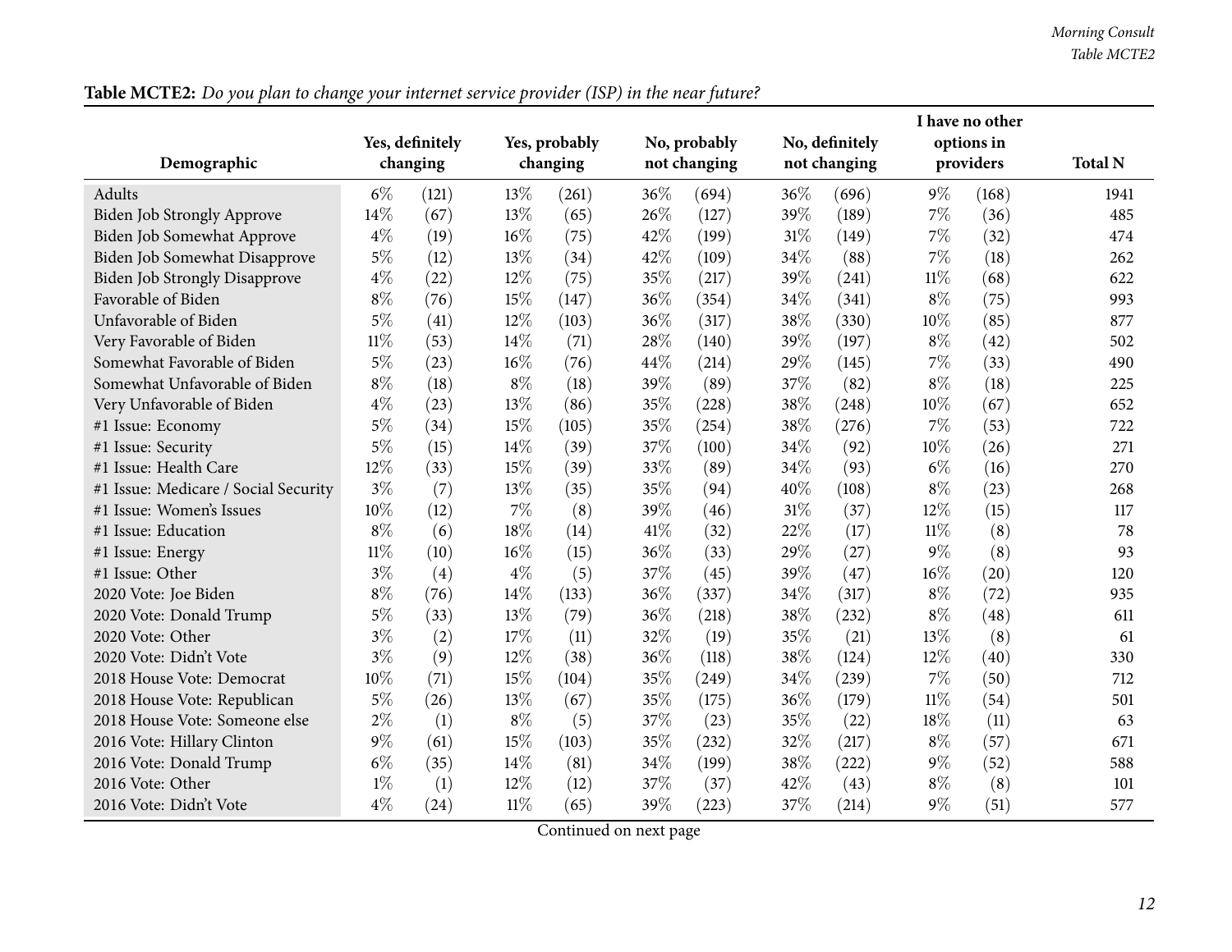**Table MCTE2:** *Do you plan to change your internet service provider (ISP) in the near future?*

| Demographic | Yes, definitely changing | | Yes, probably changing | | No, probably not changing | | No, definitely not changing | | I have no other options in providers | | Total N |
|---|---|---|---|---|---|---|---|---|---|---|---|
| Adults | 6% | (121) | 13% | (261) | 36% | (694) | 36% | (696) | 9% | (168) | 1941 |
| Biden Job Strongly Approve | 14% | (67) | 13% | (65) | 26% | (127) | 39% | (189) | 7% | (36) | 485 |
| Biden Job Somewhat Approve | 4% | (19) | 16% | (75) | 42% | (199) | 31% | (149) | 7% | (32) | 474 |
| Biden Job Somewhat Disapprove | 5% | (12) | 13% | (34) | 42% | (109) | 34% | (88) | 7% | (18) | 262 |
| Biden Job Strongly Disapprove | 4% | (22) | 12% | (75) | 35% | (217) | 39% | (241) | 11% | (68) | 622 |
| Favorable of Biden | 8% | (76) | 15% | (147) | 36% | (354) | 34% | (341) | 8% | (75) | 993 |
| Unfavorable of Biden | 5% | (41) | 12% | (103) | 36% | (317) | 38% | (330) | 10% | (85) | 877 |
| Very Favorable of Biden | 11% | (53) | 14% | (71) | 28% | (140) | 39% | (197) | 8% | (42) | 502 |
| Somewhat Favorable of Biden | 5% | (23) | 16% | (76) | 44% | (214) | 29% | (145) | 7% | (33) | 490 |
| Somewhat Unfavorable of Biden | 8% | (18) | 8% | (18) | 39% | (89) | 37% | (82) | 8% | (18) | 225 |
| Very Unfavorable of Biden | 4% | (23) | 13% | (86) | 35% | (228) | 38% | (248) | 10% | (67) | 652 |
| #1 Issue: Economy | 5% | (34) | 15% | (105) | 35% | (254) | 38% | (276) | 7% | (53) | 722 |
| #1 Issue: Security | 5% | (15) | 14% | (39) | 37% | (100) | 34% | (92) | 10% | (26) | 271 |
| #1 Issue: Health Care | 12% | (33) | 15% | (39) | 33% | (89) | 34% | (93) | 6% | (16) | 270 |
| #1 Issue: Medicare / Social Security | 3% | (7) | 13% | (35) | 35% | (94) | 40% | (108) | 8% | (23) | 268 |
| #1 Issue: Women's Issues | 10% | (12) | 7% | (8) | 39% | (46) | 31% | (37) | 12% | (15) | 117 |
| #1 Issue: Education | 8% | (6) | 18% | (14) | 41% | (32) | 22% | (17) | 11% | (8) | 78 |
| #1 Issue: Energy | 11% | (10) | 16% | (15) | 36% | (33) | 29% | (27) | 9% | (8) | 93 |
| #1 Issue: Other | 3% | (4) | 4% | (5) | 37% | (45) | 39% | (47) | 16% | (20) | 120 |
| 2020 Vote: Joe Biden | 8% | (76) | 14% | (133) | 36% | (337) | 34% | (317) | 8% | (72) | 935 |
| 2020 Vote: Donald Trump | 5% | (33) | 13% | (79) | 36% | (218) | 38% | (232) | 8% | (48) | 611 |
| 2020 Vote: Other | 3% | (2) | 17% | (11) | 32% | (19) | 35% | (21) | 13% | (8) | 61 |
| 2020 Vote: Didn't Vote | 3% | (9) | 12% | (38) | 36% | (118) | 38% | (124) | 12% | (40) | 330 |
| 2018 House Vote: Democrat | 10% | (71) | 15% | (104) | 35% | (249) | 34% | (239) | 7% | (50) | 712 |
| 2018 House Vote: Republican | 5% | (26) | 13% | (67) | 35% | (175) | 36% | (179) | 11% | (54) | 501 |
| 2018 House Vote: Someone else | 2% | (1) | 8% | (5) | 37% | (23) | 35% | (22) | 18% | (11) | 63 |
| 2016 Vote: Hillary Clinton | 9% | (61) | 15% | (103) | 35% | (232) | 32% | (217) | 8% | (57) | 671 |
| 2016 Vote: Donald Trump | 6% | (35) | 14% | (81) | 34% | (199) | 38% | (222) | 9% | (52) | 588 |
| 2016 Vote: Other | 1% | (1) | 12% | (12) | 37% | (37) | 42% | (43) | 8% | (8) | 101 |
| 2016 Vote: Didn't Vote | 4% | (24) | 11% | (65) | 39% | (223) | 37% | (214) | 9% | (51) | 577 |

Continued on next page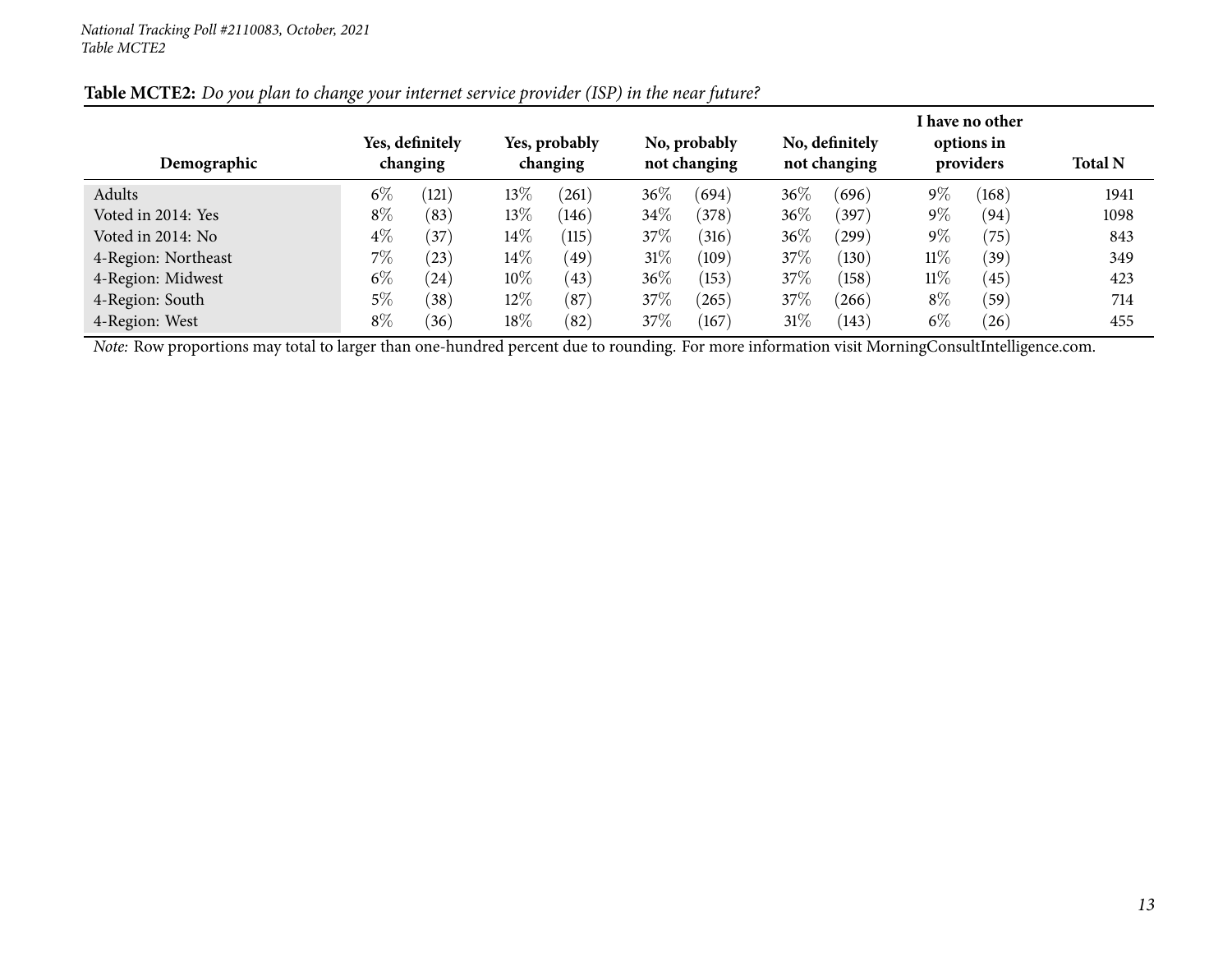*National Tracking Poll #2110083, October, 2021*
*Table MCTE2*

**Table MCTE2:** *Do you plan to change your internet service provider (ISP) in the near future?*

| Demographic | Yes, definitely changing | | Yes, probably changing | | No, probably not changing | | No, definitely not changing | | I have no other options in providers | | Total N |
|---|---|---|---|---|---|---|---|---|---|---|---|
| Adults | 6% | (121) | 13% | (261) | 36% | (694) | 36% | (696) | 9% | (168) | 1941 |
| Voted in 2014: Yes | 8% | (83) | 13% | (146) | 34% | (378) | 36% | (397) | 9% | (94) | 1098 |
| Voted in 2014: No | 4% | (37) | 14% | (115) | 37% | (316) | 36% | (299) | 9% | (75) | 843 |
| 4-Region: Northeast | 7% | (23) | 14% | (49) | 31% | (109) | 37% | (130) | 11% | (39) | 349 |
| 4-Region: Midwest | 6% | (24) | 10% | (43) | 36% | (153) | 37% | (158) | 11% | (45) | 423 |
| 4-Region: South | 5% | (38) | 12% | (87) | 37% | (265) | 37% | (266) | 8% | (59) | 714 |
| 4-Region: West | 8% | (36) | 18% | (82) | 37% | (167) | 31% | (143) | 6% | (26) | 455 |

*Note:* Row proportions may total to larger than one-hundred percent due to rounding. For more information visit MorningConsultIntelligence.com.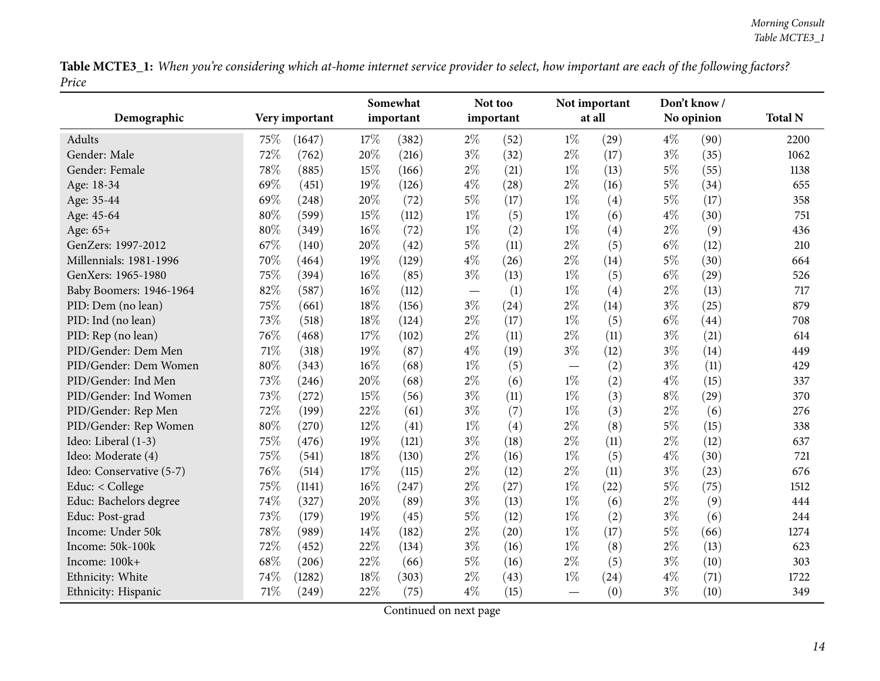**Table MCTE3_1:** *When you're considering which at-home internet service provider to select, how important are each of the following factors? Price*

| Demographic | Very important | | Somewhat important | | Not too important | | Not important at all | | Don't know / No opinion | | Total N |
|---|---|---|---|---|---|---|---|---|---|---|---|
| Adults | 75% | (1647) | 17% | (382) | 2% | (52) | 1% | (29) | 4% | (90) | 2200 |
| Gender: Male | 72% | (762) | 20% | (216) | 3% | (32) | 2% | (17) | 3% | (35) | 1062 |
| Gender: Female | 78% | (885) | 15% | (166) | 2% | (21) | 1% | (13) | 5% | (55) | 1138 |
| Age: 18-34 | 69% | (451) | 19% | (126) | 4% | (28) | 2% | (16) | 5% | (34) | 655 |
| Age: 35-44 | 69% | (248) | 20% | (72) | 5% | (17) | 1% | (4) | 5% | (17) | 358 |
| Age: 45-64 | 80% | (599) | 15% | (112) | 1% | (5) | 1% | (6) | 4% | (30) | 751 |
| Age: 65+ | 80% | (349) | 16% | (72) | 1% | (2) | 1% | (4) | 2% | (9) | 436 |
| GenZers: 1997-2012 | 67% | (140) | 20% | (42) | 5% | (11) | 2% | (5) | 6% | (12) | 210 |
| Millennials: 1981-1996 | 70% | (464) | 19% | (129) | 4% | (26) | 2% | (14) | 5% | (30) | 664 |
| GenXers: 1965-1980 | 75% | (394) | 16% | (85) | 3% | (13) | 1% | (5) | 6% | (29) | 526 |
| Baby Boomers: 1946-1964 | 82% | (587) | 16% | (112) | — | (1) | 1% | (4) | 2% | (13) | 717 |
| PID: Dem (no lean) | 75% | (661) | 18% | (156) | 3% | (24) | 2% | (14) | 3% | (25) | 879 |
| PID: Ind (no lean) | 73% | (518) | 18% | (124) | 2% | (17) | 1% | (5) | 6% | (44) | 708 |
| PID: Rep (no lean) | 76% | (468) | 17% | (102) | 2% | (11) | 2% | (11) | 3% | (21) | 614 |
| PID/Gender: Dem Men | 71% | (318) | 19% | (87) | 4% | (19) | 3% | (12) | 3% | (14) | 449 |
| PID/Gender: Dem Women | 80% | (343) | 16% | (68) | 1% | (5) | — | (2) | 3% | (11) | 429 |
| PID/Gender: Ind Men | 73% | (246) | 20% | (68) | 2% | (6) | 1% | (2) | 4% | (15) | 337 |
| PID/Gender: Ind Women | 73% | (272) | 15% | (56) | 3% | (11) | 1% | (3) | 8% | (29) | 370 |
| PID/Gender: Rep Men | 72% | (199) | 22% | (61) | 3% | (7) | 1% | (3) | 2% | (6) | 276 |
| PID/Gender: Rep Women | 80% | (270) | 12% | (41) | 1% | (4) | 2% | (8) | 5% | (15) | 338 |
| Ideo: Liberal (1-3) | 75% | (476) | 19% | (121) | 3% | (18) | 2% | (11) | 2% | (12) | 637 |
| Ideo: Moderate (4) | 75% | (541) | 18% | (130) | 2% | (16) | 1% | (5) | 4% | (30) | 721 |
| Ideo: Conservative (5-7) | 76% | (514) | 17% | (115) | 2% | (12) | 2% | (11) | 3% | (23) | 676 |
| Educ: < College | 75% | (1141) | 16% | (247) | 2% | (27) | 1% | (22) | 5% | (75) | 1512 |
| Educ: Bachelors degree | 74% | (327) | 20% | (89) | 3% | (13) | 1% | (6) | 2% | (9) | 444 |
| Educ: Post-grad | 73% | (179) | 19% | (45) | 5% | (12) | 1% | (2) | 3% | (6) | 244 |
| Income: Under 50k | 78% | (989) | 14% | (182) | 2% | (20) | 1% | (17) | 5% | (66) | 1274 |
| Income: 50k-100k | 72% | (452) | 22% | (134) | 3% | (16) | 1% | (8) | 2% | (13) | 623 |
| Income: 100k+ | 68% | (206) | 22% | (66) | 5% | (16) | 2% | (5) | 3% | (10) | 303 |
| Ethnicity: White | 74% | (1282) | 18% | (303) | 2% | (43) | 1% | (24) | 4% | (71) | 1722 |
| Ethnicity: Hispanic | 71% | (249) | 22% | (75) | 4% | (15) | — | (0) | 3% | (10) | 349 |

Continued on next page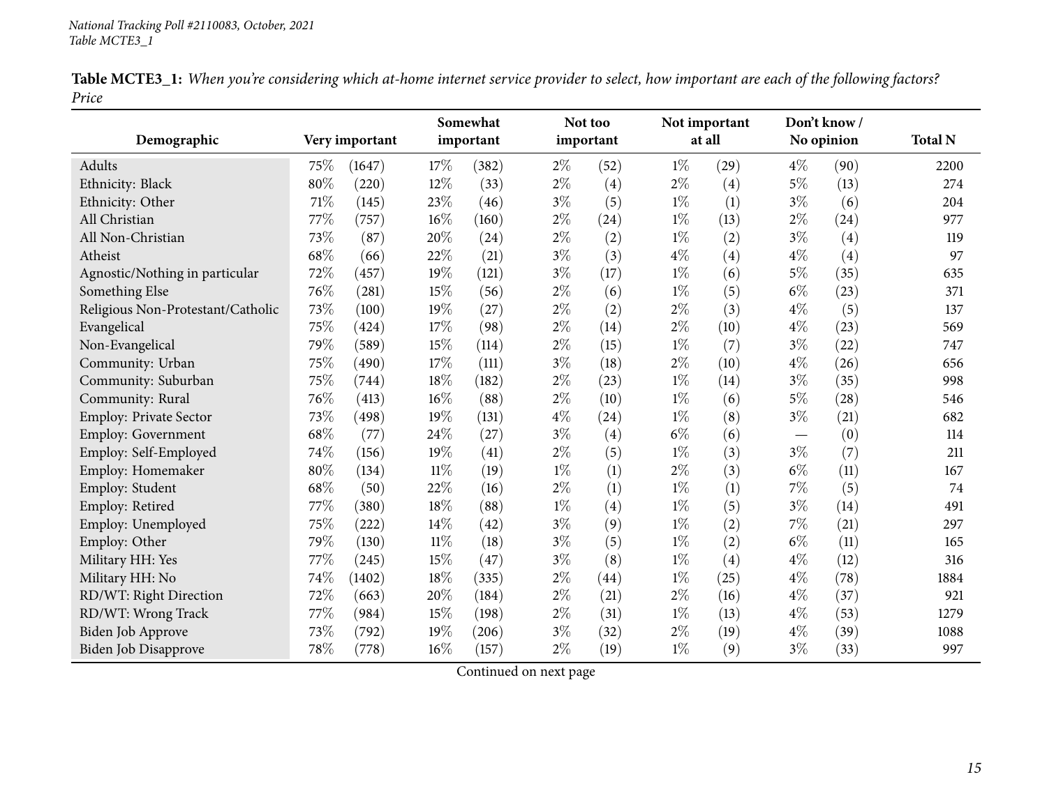*National Tracking Poll #2110083, October, 2021*
*Table MCTE3_1*

**Table MCTE3_1:** *When you're considering which at-home internet service provider to select, how important are each of the following factors? Price*

| Demographic | Very important | | Somewhat important | | Not too important | | Not important at all | | Don't know / No opinion | | Total N |
|---|---|---|---|---|---|---|---|---|---|---|---|
| Adults | 75% | (1647) | 17% | (382) | 2% | (52) | 1% | (29) | 4% | (90) | 2200 |
| Ethnicity: Black | 80% | (220) | 12% | (33) | 2% | (4) | 2% | (4) | 5% | (13) | 274 |
| Ethnicity: Other | 71% | (145) | 23% | (46) | 3% | (5) | 1% | (1) | 3% | (6) | 204 |
| All Christian | 77% | (757) | 16% | (160) | 2% | (24) | 1% | (13) | 2% | (24) | 977 |
| All Non-Christian | 73% | (87) | 20% | (24) | 2% | (2) | 1% | (2) | 3% | (4) | 119 |
| Atheist | 68% | (66) | 22% | (21) | 3% | (3) | 4% | (4) | 4% | (4) | 97 |
| Agnostic/Nothing in particular | 72% | (457) | 19% | (121) | 3% | (17) | 1% | (6) | 5% | (35) | 635 |
| Something Else | 76% | (281) | 15% | (56) | 2% | (6) | 1% | (5) | 6% | (23) | 371 |
| Religious Non-Protestant/Catholic | 73% | (100) | 19% | (27) | 2% | (2) | 2% | (3) | 4% | (5) | 137 |
| Evangelical | 75% | (424) | 17% | (98) | 2% | (14) | 2% | (10) | 4% | (23) | 569 |
| Non-Evangelical | 79% | (589) | 15% | (114) | 2% | (15) | 1% | (7) | 3% | (22) | 747 |
| Community: Urban | 75% | (490) | 17% | (111) | 3% | (18) | 2% | (10) | 4% | (26) | 656 |
| Community: Suburban | 75% | (744) | 18% | (182) | 2% | (23) | 1% | (14) | 3% | (35) | 998 |
| Community: Rural | 76% | (413) | 16% | (88) | 2% | (10) | 1% | (6) | 5% | (28) | 546 |
| Employ: Private Sector | 73% | (498) | 19% | (131) | 4% | (24) | 1% | (8) | 3% | (21) | 682 |
| Employ: Government | 68% | (77) | 24% | (27) | 3% | (4) | 6% | (6) | — | (0) | 114 |
| Employ: Self-Employed | 74% | (156) | 19% | (41) | 2% | (5) | 1% | (3) | 3% | (7) | 211 |
| Employ: Homemaker | 80% | (134) | 11% | (19) | 1% | (1) | 2% | (3) | 6% | (11) | 167 |
| Employ: Student | 68% | (50) | 22% | (16) | 2% | (1) | 1% | (1) | 7% | (5) | 74 |
| Employ: Retired | 77% | (380) | 18% | (88) | 1% | (4) | 1% | (5) | 3% | (14) | 491 |
| Employ: Unemployed | 75% | (222) | 14% | (42) | 3% | (9) | 1% | (2) | 7% | (21) | 297 |
| Employ: Other | 79% | (130) | 11% | (18) | 3% | (5) | 1% | (2) | 6% | (11) | 165 |
| Military HH: Yes | 77% | (245) | 15% | (47) | 3% | (8) | 1% | (4) | 4% | (12) | 316 |
| Military HH: No | 74% | (1402) | 18% | (335) | 2% | (44) | 1% | (25) | 4% | (78) | 1884 |
| RD/WT: Right Direction | 72% | (663) | 20% | (184) | 2% | (21) | 2% | (16) | 4% | (37) | 921 |
| RD/WT: Wrong Track | 77% | (984) | 15% | (198) | 2% | (31) | 1% | (13) | 4% | (53) | 1279 |
| Biden Job Approve | 73% | (792) | 19% | (206) | 3% | (32) | 2% | (19) | 4% | (39) | 1088 |
| Biden Job Disapprove | 78% | (778) | 16% | (157) | 2% | (19) | 1% | (9) | 3% | (33) | 997 |

Continued on next page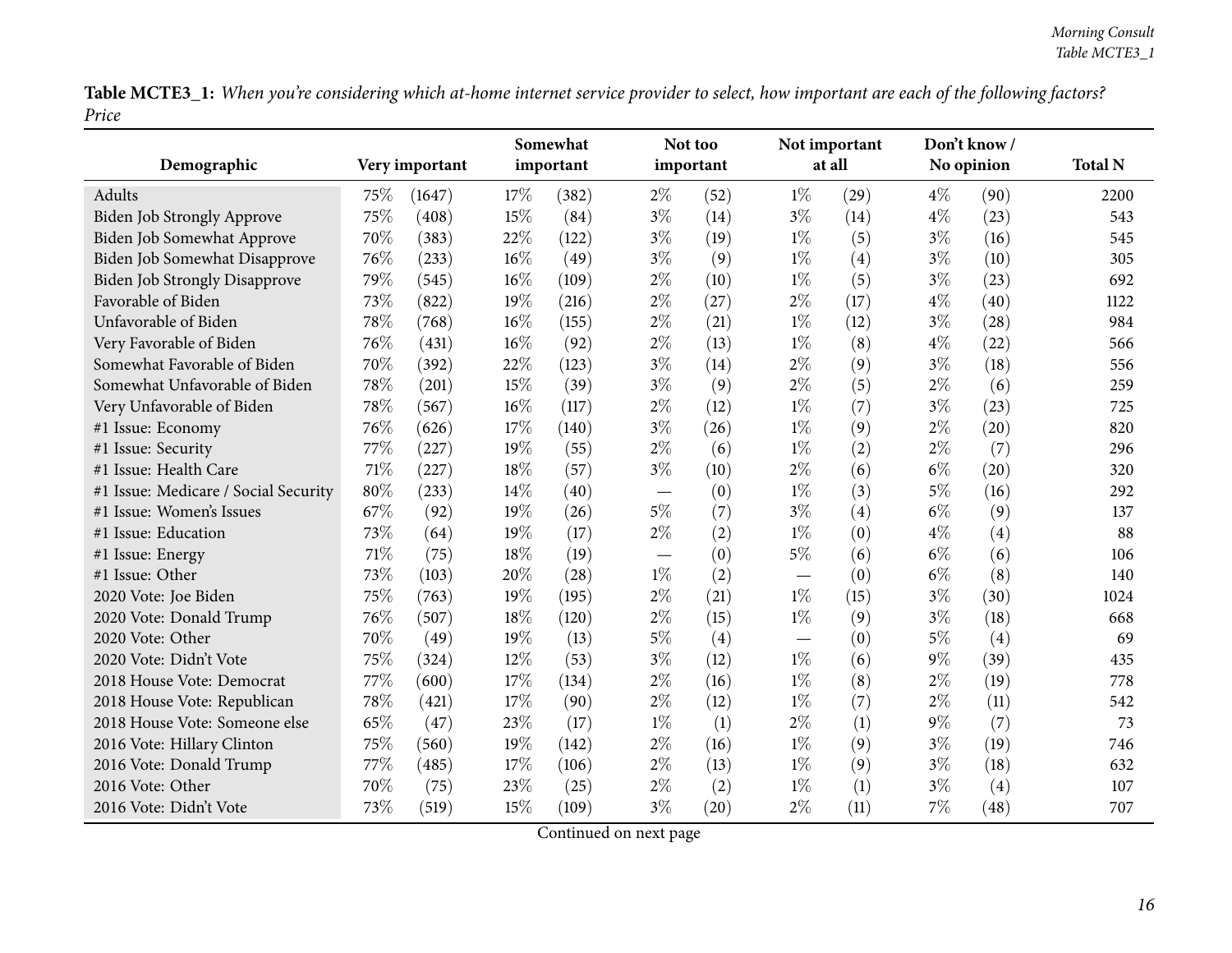**Table MCTE3_1:** *When you're considering which at-home internet service provider to select, how important are each of the following factors? Price*

| Demographic | Very important | | Somewhat important | | Not too important | | Not important at all | | Don't know / No opinion | | Total N |
|---|---|---|---|---|---|---|---|---|---|---|---|
| Adults | 75% | (1647) | 17% | (382) | 2% | (52) | 1% | (29) | 4% | (90) | 2200 |
| Biden Job Strongly Approve | 75% | (408) | 15% | (84) | 3% | (14) | 3% | (14) | 4% | (23) | 543 |
| Biden Job Somewhat Approve | 70% | (383) | 22% | (122) | 3% | (19) | 1% | (5) | 3% | (16) | 545 |
| Biden Job Somewhat Disapprove | 76% | (233) | 16% | (49) | 3% | (9) | 1% | (4) | 3% | (10) | 305 |
| Biden Job Strongly Disapprove | 79% | (545) | 16% | (109) | 2% | (10) | 1% | (5) | 3% | (23) | 692 |
| Favorable of Biden | 73% | (822) | 19% | (216) | 2% | (27) | 2% | (17) | 4% | (40) | 1122 |
| Unfavorable of Biden | 78% | (768) | 16% | (155) | 2% | (21) | 1% | (12) | 3% | (28) | 984 |
| Very Favorable of Biden | 76% | (431) | 16% | (92) | 2% | (13) | 1% | (8) | 4% | (22) | 566 |
| Somewhat Favorable of Biden | 70% | (392) | 22% | (123) | 3% | (14) | 2% | (9) | 3% | (18) | 556 |
| Somewhat Unfavorable of Biden | 78% | (201) | 15% | (39) | 3% | (9) | 2% | (5) | 2% | (6) | 259 |
| Very Unfavorable of Biden | 78% | (567) | 16% | (117) | 2% | (12) | 1% | (7) | 3% | (23) | 725 |
| #1 Issue: Economy | 76% | (626) | 17% | (140) | 3% | (26) | 1% | (9) | 2% | (20) | 820 |
| #1 Issue: Security | 77% | (227) | 19% | (55) | 2% | (6) | 1% | (2) | 2% | (7) | 296 |
| #1 Issue: Health Care | 71% | (227) | 18% | (57) | 3% | (10) | 2% | (6) | 6% | (20) | 320 |
| #1 Issue: Medicare / Social Security | 80% | (233) | 14% | (40) | — | (0) | 1% | (3) | 5% | (16) | 292 |
| #1 Issue: Women's Issues | 67% | (92) | 19% | (26) | 5% | (7) | 3% | (4) | 6% | (9) | 137 |
| #1 Issue: Education | 73% | (64) | 19% | (17) | 2% | (2) | 1% | (0) | 4% | (4) | 88 |
| #1 Issue: Energy | 71% | (75) | 18% | (19) | — | (0) | 5% | (6) | 6% | (6) | 106 |
| #1 Issue: Other | 73% | (103) | 20% | (28) | 1% | (2) | — | (0) | 6% | (8) | 140 |
| 2020 Vote: Joe Biden | 75% | (763) | 19% | (195) | 2% | (21) | 1% | (15) | 3% | (30) | 1024 |
| 2020 Vote: Donald Trump | 76% | (507) | 18% | (120) | 2% | (15) | 1% | (9) | 3% | (18) | 668 |
| 2020 Vote: Other | 70% | (49) | 19% | (13) | 5% | (4) | — | (0) | 5% | (4) | 69 |
| 2020 Vote: Didn't Vote | 75% | (324) | 12% | (53) | 3% | (12) | 1% | (6) | 9% | (39) | 435 |
| 2018 House Vote: Democrat | 77% | (600) | 17% | (134) | 2% | (16) | 1% | (8) | 2% | (19) | 778 |
| 2018 House Vote: Republican | 78% | (421) | 17% | (90) | 2% | (12) | 1% | (7) | 2% | (11) | 542 |
| 2018 House Vote: Someone else | 65% | (47) | 23% | (17) | 1% | (1) | 2% | (1) | 9% | (7) | 73 |
| 2016 Vote: Hillary Clinton | 75% | (560) | 19% | (142) | 2% | (16) | 1% | (9) | 3% | (19) | 746 |
| 2016 Vote: Donald Trump | 77% | (485) | 17% | (106) | 2% | (13) | 1% | (9) | 3% | (18) | 632 |
| 2016 Vote: Other | 70% | (75) | 23% | (25) | 2% | (2) | 1% | (1) | 3% | (4) | 107 |
| 2016 Vote: Didn't Vote | 73% | (519) | 15% | (109) | 3% | (20) | 2% | (11) | 7% | (48) | 707 |

Continued on next page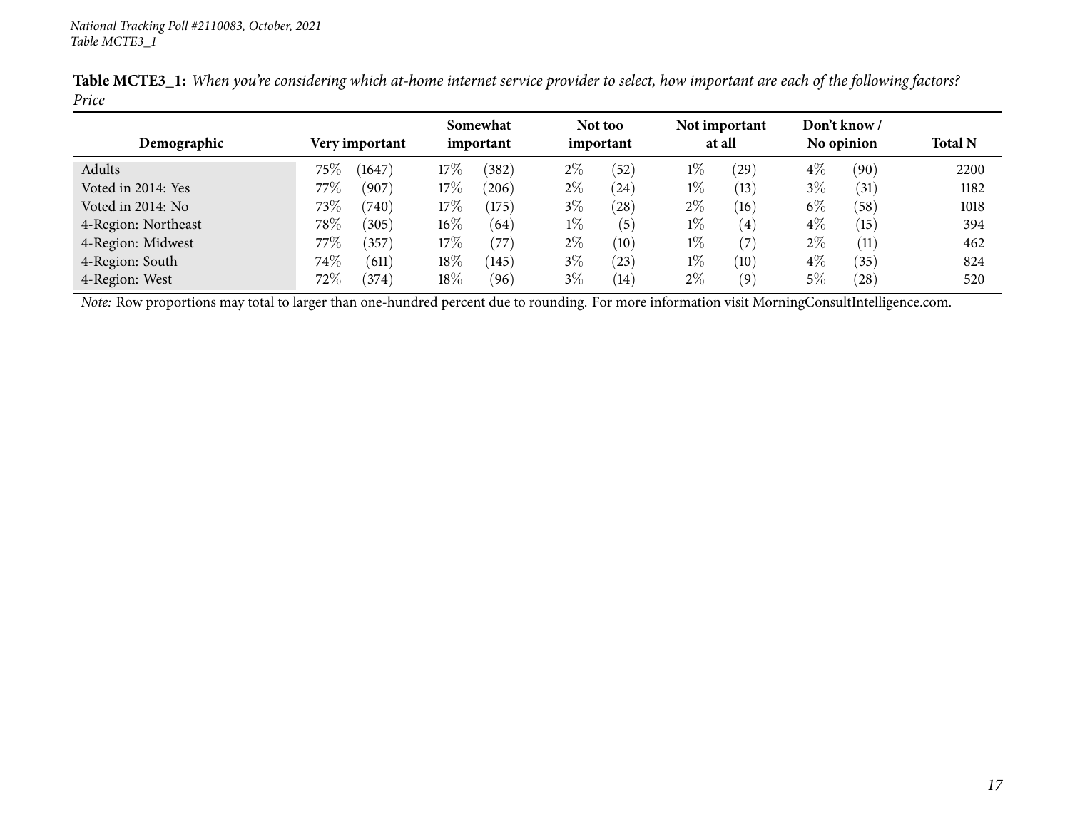**Table MCTE3_1:** *When you're considering which at-home internet service provider to select, how important are each of the following factors? Price*

| Demographic | Very important | | Somewhat important | | Not too important | | Not important at all | | Don't know / No opinion | | Total N |
|---|---|---|---|---|---|---|---|---|---|---|---|
| Adults | 75% | (1647) | 17% | (382) | 2% | (52) | 1% | (29) | 4% | (90) | 2200 |
| Voted in 2014: Yes | 77% | (907) | 17% | (206) | 2% | (24) | 1% | (13) | 3% | (31) | 1182 |
| Voted in 2014: No | 73% | (740) | 17% | (175) | 3% | (28) | 2% | (16) | 6% | (58) | 1018 |
| 4-Region: Northeast | 78% | (305) | 16% | (64) | 1% | (5) | 1% | (4) | 4% | (15) | 394 |
| 4-Region: Midwest | 77% | (357) | 17% | (77) | 2% | (10) | 1% | (7) | 2% | (11) | 462 |
| 4-Region: South | 74% | (611) | 18% | (145) | 3% | (23) | 1% | (10) | 4% | (35) | 824 |
| 4-Region: West | 72% | (374) | 18% | (96) | 3% | (14) | 2% | (9) | 5% | (28) | 520 |

*Note:* Row proportions may total to larger than one-hundred percent due to rounding. For more information visit MorningConsultIntelligence.com.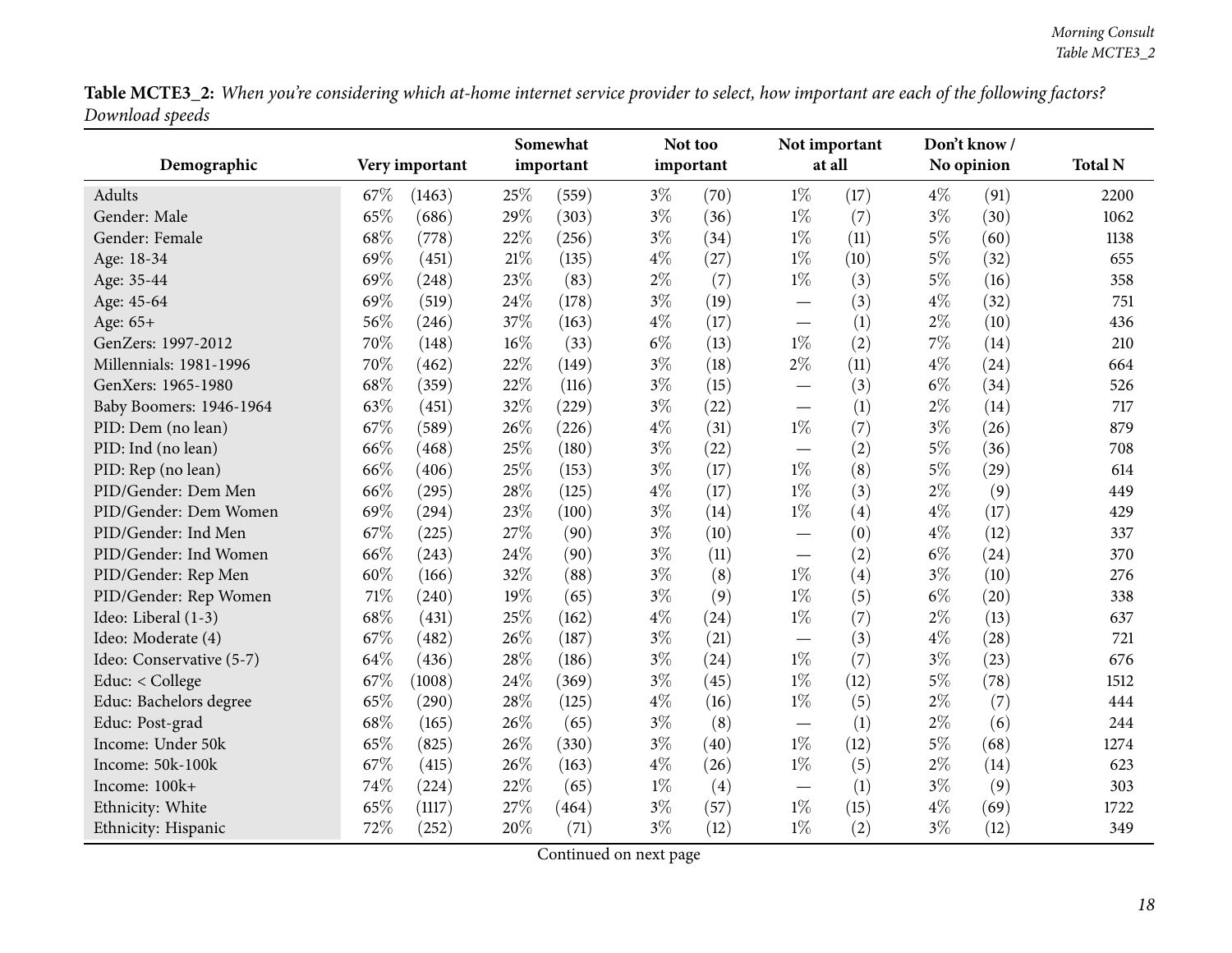**Table MCTE3_2:** *When you're considering which at-home internet service provider to select, how important are each of the following factors? Download speeds*

| Demographic | Very important | | Somewhat important | | Not too important | | Not important at all | | Don't know / No opinion | | Total N |
|---|---|---|---|---|---|---|---|---|---|---|---|
| Adults | 67% | (1463) | 25% | (559) | 3% | (70) | 1% | (17) | 4% | (91) | 2200 |
| Gender: Male | 65% | (686) | 29% | (303) | 3% | (36) | 1% | (7) | 3% | (30) | 1062 |
| Gender: Female | 68% | (778) | 22% | (256) | 3% | (34) | 1% | (11) | 5% | (60) | 1138 |
| Age: 18-34 | 69% | (451) | 21% | (135) | 4% | (27) | 1% | (10) | 5% | (32) | 655 |
| Age: 35-44 | 69% | (248) | 23% | (83) | 2% | (7) | 1% | (3) | 5% | (16) | 358 |
| Age: 45-64 | 69% | (519) | 24% | (178) | 3% | (19) | — | (3) | 4% | (32) | 751 |
| Age: 65+ | 56% | (246) | 37% | (163) | 4% | (17) | — | (1) | 2% | (10) | 436 |
| GenZers: 1997-2012 | 70% | (148) | 16% | (33) | 6% | (13) | 1% | (2) | 7% | (14) | 210 |
| Millennials: 1981-1996 | 70% | (462) | 22% | (149) | 3% | (18) | 2% | (11) | 4% | (24) | 664 |
| GenXers: 1965-1980 | 68% | (359) | 22% | (116) | 3% | (15) | — | (3) | 6% | (34) | 526 |
| Baby Boomers: 1946-1964 | 63% | (451) | 32% | (229) | 3% | (22) | — | (1) | 2% | (14) | 717 |
| PID: Dem (no lean) | 67% | (589) | 26% | (226) | 4% | (31) | 1% | (7) | 3% | (26) | 879 |
| PID: Ind (no lean) | 66% | (468) | 25% | (180) | 3% | (22) | — | (2) | 5% | (36) | 708 |
| PID: Rep (no lean) | 66% | (406) | 25% | (153) | 3% | (17) | 1% | (8) | 5% | (29) | 614 |
| PID/Gender: Dem Men | 66% | (295) | 28% | (125) | 4% | (17) | 1% | (3) | 2% | (9) | 449 |
| PID/Gender: Dem Women | 69% | (294) | 23% | (100) | 3% | (14) | 1% | (4) | 4% | (17) | 429 |
| PID/Gender: Ind Men | 67% | (225) | 27% | (90) | 3% | (10) | — | (0) | 4% | (12) | 337 |
| PID/Gender: Ind Women | 66% | (243) | 24% | (90) | 3% | (11) | — | (2) | 6% | (24) | 370 |
| PID/Gender: Rep Men | 60% | (166) | 32% | (88) | 3% | (8) | 1% | (4) | 3% | (10) | 276 |
| PID/Gender: Rep Women | 71% | (240) | 19% | (65) | 3% | (9) | 1% | (5) | 6% | (20) | 338 |
| Ideo: Liberal (1-3) | 68% | (431) | 25% | (162) | 4% | (24) | 1% | (7) | 2% | (13) | 637 |
| Ideo: Moderate (4) | 67% | (482) | 26% | (187) | 3% | (21) | — | (3) | 4% | (28) | 721 |
| Ideo: Conservative (5-7) | 64% | (436) | 28% | (186) | 3% | (24) | 1% | (7) | 3% | (23) | 676 |
| Educ: < College | 67% | (1008) | 24% | (369) | 3% | (45) | 1% | (12) | 5% | (78) | 1512 |
| Educ: Bachelors degree | 65% | (290) | 28% | (125) | 4% | (16) | 1% | (5) | 2% | (7) | 444 |
| Educ: Post-grad | 68% | (165) | 26% | (65) | 3% | (8) | — | (1) | 2% | (6) | 244 |
| Income: Under 50k | 65% | (825) | 26% | (330) | 3% | (40) | 1% | (12) | 5% | (68) | 1274 |
| Income: 50k-100k | 67% | (415) | 26% | (163) | 4% | (26) | 1% | (5) | 2% | (14) | 623 |
| Income: 100k+ | 74% | (224) | 22% | (65) | 1% | (4) | — | (1) | 3% | (9) | 303 |
| Ethnicity: White | 65% | (1117) | 27% | (464) | 3% | (57) | 1% | (15) | 4% | (69) | 1722 |
| Ethnicity: Hispanic | 72% | (252) | 20% | (71) | 3% | (12) | 1% | (2) | 3% | (12) | 349 |

Continued on next page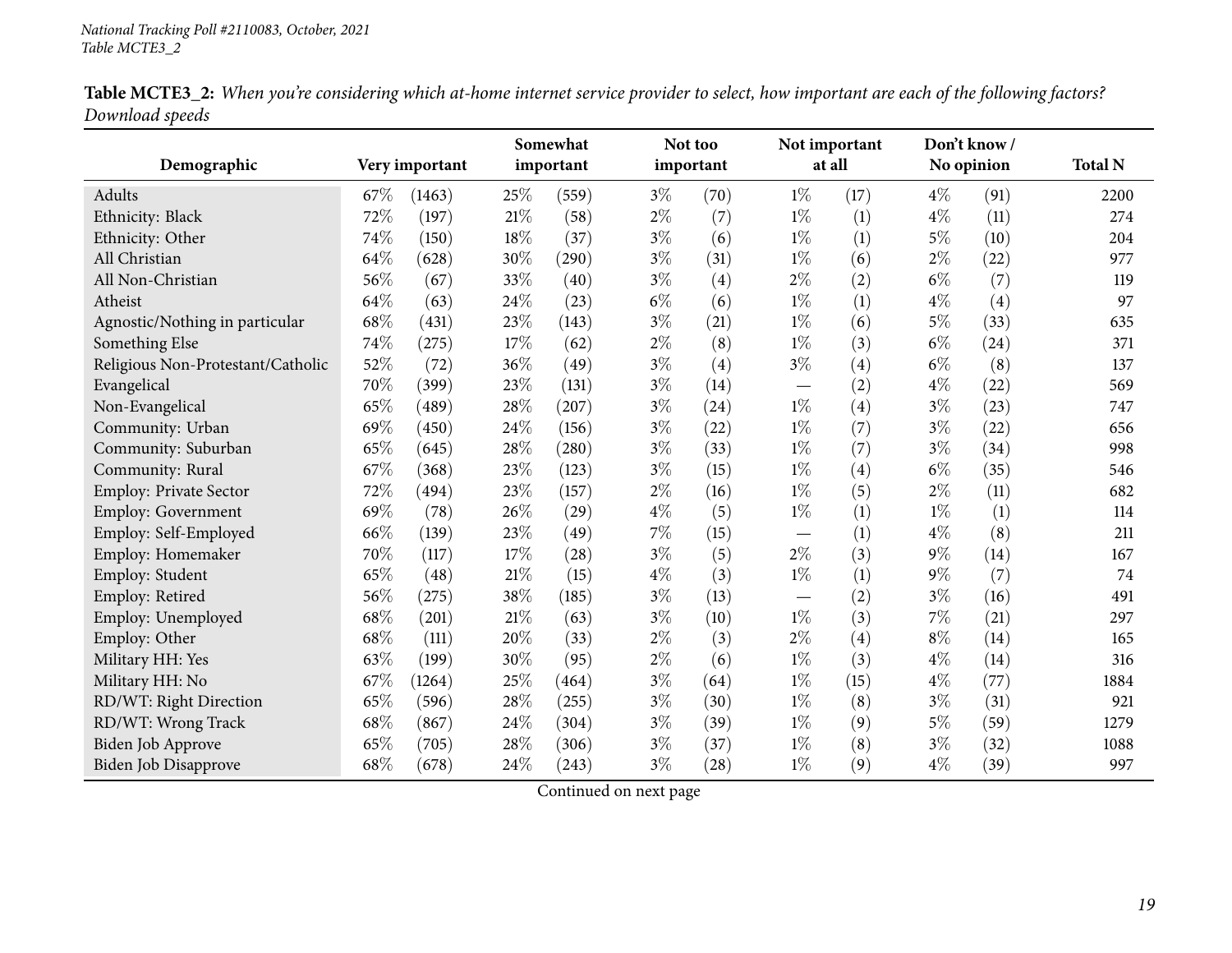**Table MCTE3_2:** *When you're considering which at-home internet service provider to select, how important are each of the following factors? Download speeds*

| Demographic | Very important | | Somewhat important | | Not too important | | Not important at all | | Don't know / No opinion | | Total N |
|---|---|---|---|---|---|---|---|---|---|---|---|
| Adults | 67% | (1463) | 25% | (559) | 3% | (70) | 1% | (17) | 4% | (91) | 2200 |
| Ethnicity: Black | 72% | (197) | 21% | (58) | 2% | (7) | 1% | (1) | 4% | (11) | 274 |
| Ethnicity: Other | 74% | (150) | 18% | (37) | 3% | (6) | 1% | (1) | 5% | (10) | 204 |
| All Christian | 64% | (628) | 30% | (290) | 3% | (31) | 1% | (6) | 2% | (22) | 977 |
| All Non-Christian | 56% | (67) | 33% | (40) | 3% | (4) | 2% | (2) | 6% | (7) | 119 |
| Atheist | 64% | (63) | 24% | (23) | 6% | (6) | 1% | (1) | 4% | (4) | 97 |
| Agnostic/Nothing in particular | 68% | (431) | 23% | (143) | 3% | (21) | 1% | (6) | 5% | (33) | 635 |
| Something Else | 74% | (275) | 17% | (62) | 2% | (8) | 1% | (3) | 6% | (24) | 371 |
| Religious Non-Protestant/Catholic | 52% | (72) | 36% | (49) | 3% | (4) | 3% | (4) | 6% | (8) | 137 |
| Evangelical | 70% | (399) | 23% | (131) | 3% | (14) | — | (2) | 4% | (22) | 569 |
| Non-Evangelical | 65% | (489) | 28% | (207) | 3% | (24) | 1% | (4) | 3% | (23) | 747 |
| Community: Urban | 69% | (450) | 24% | (156) | 3% | (22) | 1% | (7) | 3% | (22) | 656 |
| Community: Suburban | 65% | (645) | 28% | (280) | 3% | (33) | 1% | (7) | 3% | (34) | 998 |
| Community: Rural | 67% | (368) | 23% | (123) | 3% | (15) | 1% | (4) | 6% | (35) | 546 |
| Employ: Private Sector | 72% | (494) | 23% | (157) | 2% | (16) | 1% | (5) | 2% | (11) | 682 |
| Employ: Government | 69% | (78) | 26% | (29) | 4% | (5) | 1% | (1) | 1% | (1) | 114 |
| Employ: Self-Employed | 66% | (139) | 23% | (49) | 7% | (15) | — | (1) | 4% | (8) | 211 |
| Employ: Homemaker | 70% | (117) | 17% | (28) | 3% | (5) | 2% | (3) | 9% | (14) | 167 |
| Employ: Student | 65% | (48) | 21% | (15) | 4% | (3) | 1% | (1) | 9% | (7) | 74 |
| Employ: Retired | 56% | (275) | 38% | (185) | 3% | (13) | — | (2) | 3% | (16) | 491 |
| Employ: Unemployed | 68% | (201) | 21% | (63) | 3% | (10) | 1% | (3) | 7% | (21) | 297 |
| Employ: Other | 68% | (111) | 20% | (33) | 2% | (3) | 2% | (4) | 8% | (14) | 165 |
| Military HH: Yes | 63% | (199) | 30% | (95) | 2% | (6) | 1% | (3) | 4% | (14) | 316 |
| Military HH: No | 67% | (1264) | 25% | (464) | 3% | (64) | 1% | (15) | 4% | (77) | 1884 |
| RD/WT: Right Direction | 65% | (596) | 28% | (255) | 3% | (30) | 1% | (8) | 3% | (31) | 921 |
| RD/WT: Wrong Track | 68% | (867) | 24% | (304) | 3% | (39) | 1% | (9) | 5% | (59) | 1279 |
| Biden Job Approve | 65% | (705) | 28% | (306) | 3% | (37) | 1% | (8) | 3% | (32) | 1088 |
| Biden Job Disapprove | 68% | (678) | 24% | (243) | 3% | (28) | 1% | (9) | 4% | (39) | 997 |

Continued on next page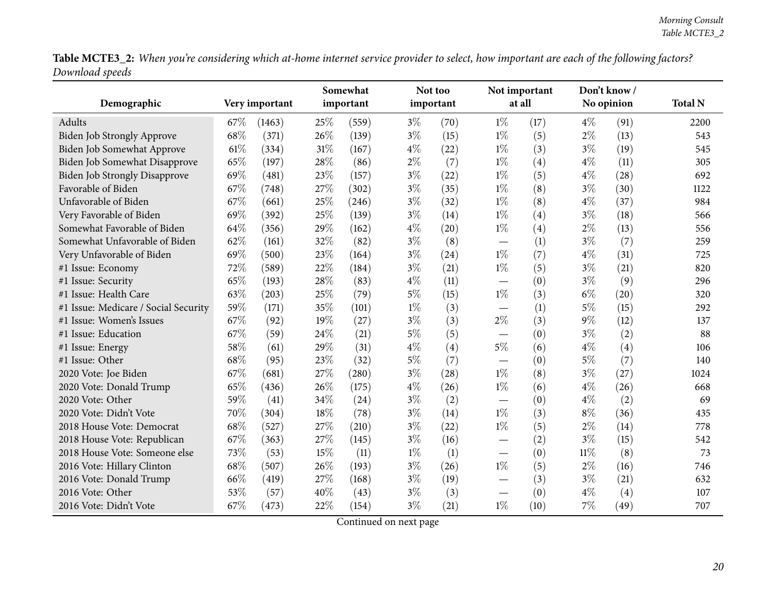**Table MCTE3_2:** *When you're considering which at-home internet service provider to select, how important are each of the following factors? Download speeds*

| Demographic | Very important | | Somewhat important | | Not too important | | Not important at all | | Don't know / No opinion | | Total N |
|---|---|---|---|---|---|---|---|---|---|---|---|
| Adults | 67% | (1463) | 25% | (559) | 3% | (70) | 1% | (17) | 4% | (91) | 2200 |
| Biden Job Strongly Approve | 68% | (371) | 26% | (139) | 3% | (15) | 1% | (5) | 2% | (13) | 543 |
| Biden Job Somewhat Approve | 61% | (334) | 31% | (167) | 4% | (22) | 1% | (3) | 3% | (19) | 545 |
| Biden Job Somewhat Disapprove | 65% | (197) | 28% | (86) | 2% | (7) | 1% | (4) | 4% | (11) | 305 |
| Biden Job Strongly Disapprove | 69% | (481) | 23% | (157) | 3% | (22) | 1% | (5) | 4% | (28) | 692 |
| Favorable of Biden | 67% | (748) | 27% | (302) | 3% | (35) | 1% | (8) | 3% | (30) | 1122 |
| Unfavorable of Biden | 67% | (661) | 25% | (246) | 3% | (32) | 1% | (8) | 4% | (37) | 984 |
| Very Favorable of Biden | 69% | (392) | 25% | (139) | 3% | (14) | 1% | (4) | 3% | (18) | 566 |
| Somewhat Favorable of Biden | 64% | (356) | 29% | (162) | 4% | (20) | 1% | (4) | 2% | (13) | 556 |
| Somewhat Unfavorable of Biden | 62% | (161) | 32% | (82) | 3% | (8) | — | (1) | 3% | (7) | 259 |
| Very Unfavorable of Biden | 69% | (500) | 23% | (164) | 3% | (24) | 1% | (7) | 4% | (31) | 725 |
| #1 Issue: Economy | 72% | (589) | 22% | (184) | 3% | (21) | 1% | (5) | 3% | (21) | 820 |
| #1 Issue: Security | 65% | (193) | 28% | (83) | 4% | (11) | — | (0) | 3% | (9) | 296 |
| #1 Issue: Health Care | 63% | (203) | 25% | (79) | 5% | (15) | 1% | (3) | 6% | (20) | 320 |
| #1 Issue: Medicare / Social Security | 59% | (171) | 35% | (101) | 1% | (3) | — | (1) | 5% | (15) | 292 |
| #1 Issue: Women's Issues | 67% | (92) | 19% | (27) | 3% | (3) | 2% | (3) | 9% | (12) | 137 |
| #1 Issue: Education | 67% | (59) | 24% | (21) | 5% | (5) | — | (0) | 3% | (2) | 88 |
| #1 Issue: Energy | 58% | (61) | 29% | (31) | 4% | (4) | 5% | (6) | 4% | (4) | 106 |
| #1 Issue: Other | 68% | (95) | 23% | (32) | 5% | (7) | — | (0) | 5% | (7) | 140 |
| 2020 Vote: Joe Biden | 67% | (681) | 27% | (280) | 3% | (28) | 1% | (8) | 3% | (27) | 1024 |
| 2020 Vote: Donald Trump | 65% | (436) | 26% | (175) | 4% | (26) | 1% | (6) | 4% | (26) | 668 |
| 2020 Vote: Other | 59% | (41) | 34% | (24) | 3% | (2) | — | (0) | 4% | (2) | 69 |
| 2020 Vote: Didn't Vote | 70% | (304) | 18% | (78) | 3% | (14) | 1% | (3) | 8% | (36) | 435 |
| 2018 House Vote: Democrat | 68% | (527) | 27% | (210) | 3% | (22) | 1% | (5) | 2% | (14) | 778 |
| 2018 House Vote: Republican | 67% | (363) | 27% | (145) | 3% | (16) | — | (2) | 3% | (15) | 542 |
| 2018 House Vote: Someone else | 73% | (53) | 15% | (11) | 1% | (1) | — | (0) | 11% | (8) | 73 |
| 2016 Vote: Hillary Clinton | 68% | (507) | 26% | (193) | 3% | (26) | 1% | (5) | 2% | (16) | 746 |
| 2016 Vote: Donald Trump | 66% | (419) | 27% | (168) | 3% | (19) | — | (3) | 3% | (21) | 632 |
| 2016 Vote: Other | 53% | (57) | 40% | (43) | 3% | (3) | — | (0) | 4% | (4) | 107 |
| 2016 Vote: Didn't Vote | 67% | (473) | 22% | (154) | 3% | (21) | 1% | (10) | 7% | (49) | 707 |

Continued on next page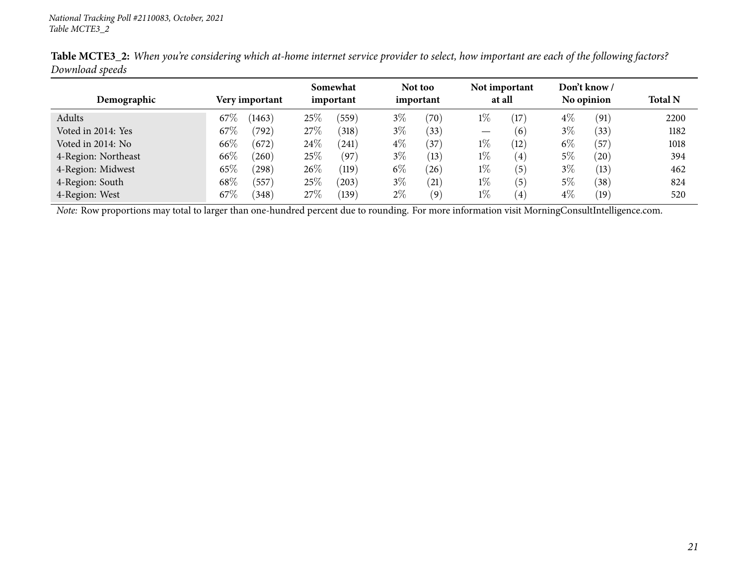*National Tracking Poll #2110083, October, 2021*
*Table MCTE3_2*

**Table MCTE3_2:** *When you're considering which at-home internet service provider to select, how important are each of the following factors? Download speeds*

| Demographic | Very important | | Somewhat important | | Not too important | | Not important at all | | Don't know / No opinion | | Total N |
|---|---|---|---|---|---|---|---|---|---|---|---|
| Adults | 67% | (1463) | 25% | (559) | 3% | (70) | 1% | (17) | 4% | (91) | 2200 |
| Voted in 2014: Yes | 67% | (792) | 27% | (318) | 3% | (33) | — | (6) | 3% | (33) | 1182 |
| Voted in 2014: No | 66% | (672) | 24% | (241) | 4% | (37) | 1% | (12) | 6% | (57) | 1018 |
| 4-Region: Northeast | 66% | (260) | 25% | (97) | 3% | (13) | 1% | (4) | 5% | (20) | 394 |
| 4-Region: Midwest | 65% | (298) | 26% | (119) | 6% | (26) | 1% | (5) | 3% | (13) | 462 |
| 4-Region: South | 68% | (557) | 25% | (203) | 3% | (21) | 1% | (5) | 5% | (38) | 824 |
| 4-Region: West | 67% | (348) | 27% | (139) | 2% | (9) | 1% | (4) | 4% | (19) | 520 |

*Note:* Row proportions may total to larger than one-hundred percent due to rounding. For more information visit MorningConsultIntelligence.com.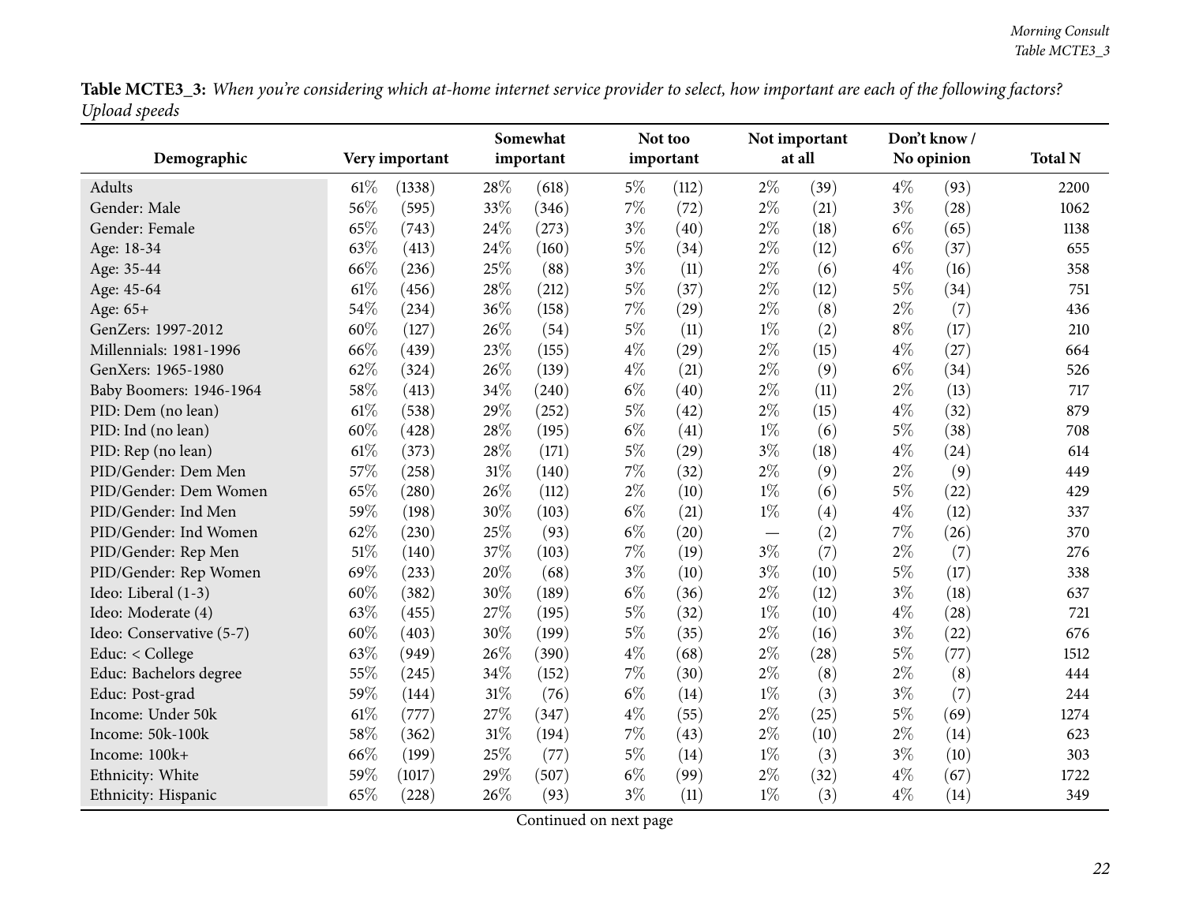**Table MCTE3_3:** *When you're considering which at-home internet service provider to select, how important are each of the following factors? Upload speeds*

| Demographic | Very important | | Somewhat important | | Not too important | | Not important at all | | Don't know / No opinion | | Total N |
|---|---|---|---|---|---|---|---|---|---|---|---|
| Adults | 61% | (1338) | 28% | (618) | 5% | (112) | 2% | (39) | 4% | (93) | 2200 |
| Gender: Male | 56% | (595) | 33% | (346) | 7% | (72) | 2% | (21) | 3% | (28) | 1062 |
| Gender: Female | 65% | (743) | 24% | (273) | 3% | (40) | 2% | (18) | 6% | (65) | 1138 |
| Age: 18-34 | 63% | (413) | 24% | (160) | 5% | (34) | 2% | (12) | 6% | (37) | 655 |
| Age: 35-44 | 66% | (236) | 25% | (88) | 3% | (11) | 2% | (6) | 4% | (16) | 358 |
| Age: 45-64 | 61% | (456) | 28% | (212) | 5% | (37) | 2% | (12) | 5% | (34) | 751 |
| Age: 65+ | 54% | (234) | 36% | (158) | 7% | (29) | 2% | (8) | 2% | (7) | 436 |
| GenZers: 1997-2012 | 60% | (127) | 26% | (54) | 5% | (11) | 1% | (2) | 8% | (17) | 210 |
| Millennials: 1981-1996 | 66% | (439) | 23% | (155) | 4% | (29) | 2% | (15) | 4% | (27) | 664 |
| GenXers: 1965-1980 | 62% | (324) | 26% | (139) | 4% | (21) | 2% | (9) | 6% | (34) | 526 |
| Baby Boomers: 1946-1964 | 58% | (413) | 34% | (240) | 6% | (40) | 2% | (11) | 2% | (13) | 717 |
| PID: Dem (no lean) | 61% | (538) | 29% | (252) | 5% | (42) | 2% | (15) | 4% | (32) | 879 |
| PID: Ind (no lean) | 60% | (428) | 28% | (195) | 6% | (41) | 1% | (6) | 5% | (38) | 708 |
| PID: Rep (no lean) | 61% | (373) | 28% | (171) | 5% | (29) | 3% | (18) | 4% | (24) | 614 |
| PID/Gender: Dem Men | 57% | (258) | 31% | (140) | 7% | (32) | 2% | (9) | 2% | (9) | 449 |
| PID/Gender: Dem Women | 65% | (280) | 26% | (112) | 2% | (10) | 1% | (6) | 5% | (22) | 429 |
| PID/Gender: Ind Men | 59% | (198) | 30% | (103) | 6% | (21) | 1% | (4) | 4% | (12) | 337 |
| PID/Gender: Ind Women | 62% | (230) | 25% | (93) | 6% | (20) | — | (2) | 7% | (26) | 370 |
| PID/Gender: Rep Men | 51% | (140) | 37% | (103) | 7% | (19) | 3% | (7) | 2% | (7) | 276 |
| PID/Gender: Rep Women | 69% | (233) | 20% | (68) | 3% | (10) | 3% | (10) | 5% | (17) | 338 |
| Ideo: Liberal (1-3) | 60% | (382) | 30% | (189) | 6% | (36) | 2% | (12) | 3% | (18) | 637 |
| Ideo: Moderate (4) | 63% | (455) | 27% | (195) | 5% | (32) | 1% | (10) | 4% | (28) | 721 |
| Ideo: Conservative (5-7) | 60% | (403) | 30% | (199) | 5% | (35) | 2% | (16) | 3% | (22) | 676 |
| Educ: < College | 63% | (949) | 26% | (390) | 4% | (68) | 2% | (28) | 5% | (77) | 1512 |
| Educ: Bachelors degree | 55% | (245) | 34% | (152) | 7% | (30) | 2% | (8) | 2% | (8) | 444 |
| Educ: Post-grad | 59% | (144) | 31% | (76) | 6% | (14) | 1% | (3) | 3% | (7) | 244 |
| Income: Under 50k | 61% | (777) | 27% | (347) | 4% | (55) | 2% | (25) | 5% | (69) | 1274 |
| Income: 50k-100k | 58% | (362) | 31% | (194) | 7% | (43) | 2% | (10) | 2% | (14) | 623 |
| Income: 100k+ | 66% | (199) | 25% | (77) | 5% | (14) | 1% | (3) | 3% | (10) | 303 |
| Ethnicity: White | 59% | (1017) | 29% | (507) | 6% | (99) | 2% | (32) | 4% | (67) | 1722 |
| Ethnicity: Hispanic | 65% | (228) | 26% | (93) | 3% | (11) | 1% | (3) | 4% | (14) | 349 |

Continued on next page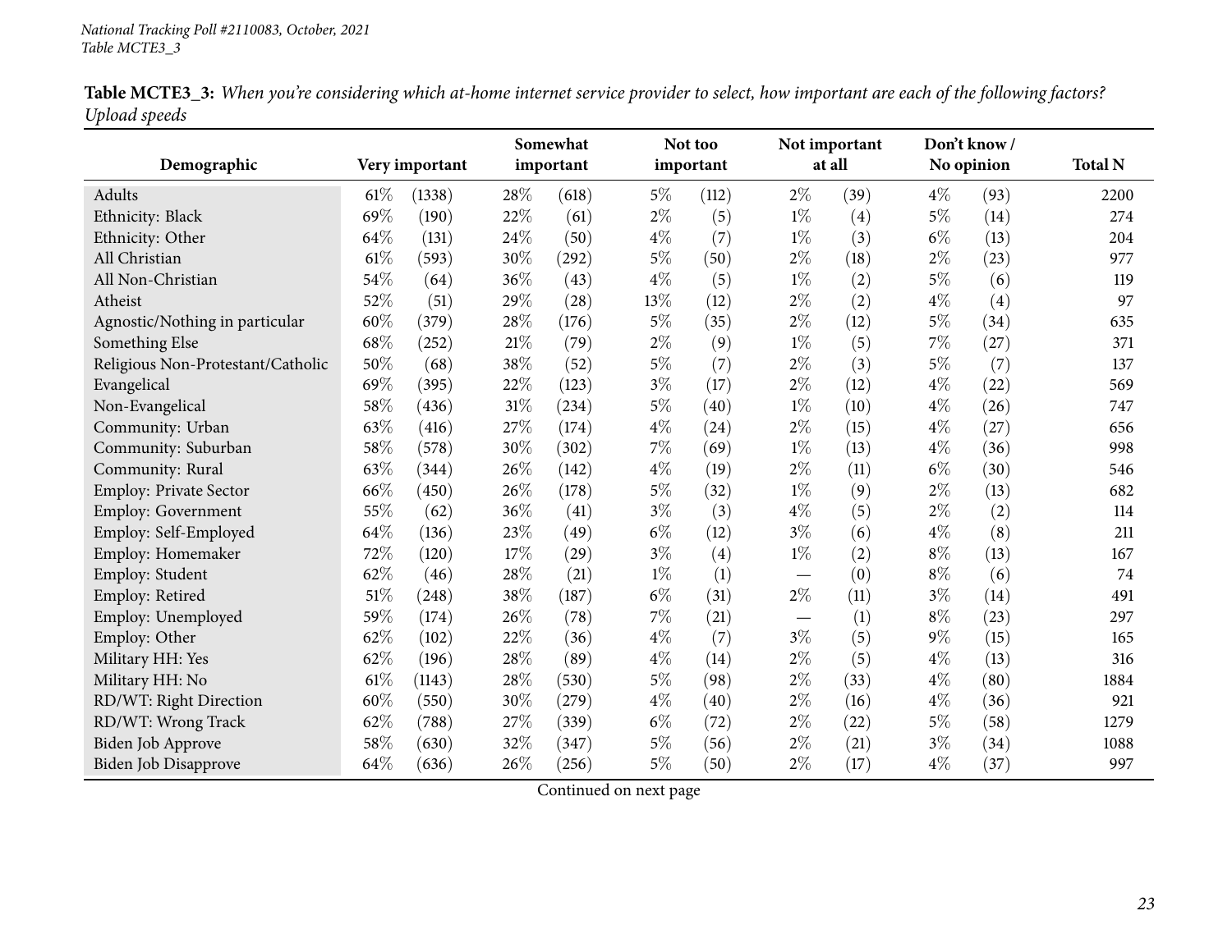**Table MCTE3_3:** *When you're considering which at-home internet service provider to select, how important are each of the following factors? Upload speeds*

| Demographic | Very important | | Somewhat important | | Not too important | | Not important at all | | Don't know / No opinion | | Total N |
|---|---|---|---|---|---|---|---|---|---|---|---|
| Adults | 61% | (1338) | 28% | (618) | 5% | (112) | 2% | (39) | 4% | (93) | 2200 |
| Ethnicity: Black | 69% | (190) | 22% | (61) | 2% | (5) | 1% | (4) | 5% | (14) | 274 |
| Ethnicity: Other | 64% | (131) | 24% | (50) | 4% | (7) | 1% | (3) | 6% | (13) | 204 |
| All Christian | 61% | (593) | 30% | (292) | 5% | (50) | 2% | (18) | 2% | (23) | 977 |
| All Non-Christian | 54% | (64) | 36% | (43) | 4% | (5) | 1% | (2) | 5% | (6) | 119 |
| Atheist | 52% | (51) | 29% | (28) | 13% | (12) | 2% | (2) | 4% | (4) | 97 |
| Agnostic/Nothing in particular | 60% | (379) | 28% | (176) | 5% | (35) | 2% | (12) | 5% | (34) | 635 |
| Something Else | 68% | (252) | 21% | (79) | 2% | (9) | 1% | (5) | 7% | (27) | 371 |
| Religious Non-Protestant/Catholic | 50% | (68) | 38% | (52) | 5% | (7) | 2% | (3) | 5% | (7) | 137 |
| Evangelical | 69% | (395) | 22% | (123) | 3% | (17) | 2% | (12) | 4% | (22) | 569 |
| Non-Evangelical | 58% | (436) | 31% | (234) | 5% | (40) | 1% | (10) | 4% | (26) | 747 |
| Community: Urban | 63% | (416) | 27% | (174) | 4% | (24) | 2% | (15) | 4% | (27) | 656 |
| Community: Suburban | 58% | (578) | 30% | (302) | 7% | (69) | 1% | (13) | 4% | (36) | 998 |
| Community: Rural | 63% | (344) | 26% | (142) | 4% | (19) | 2% | (11) | 6% | (30) | 546 |
| Employ: Private Sector | 66% | (450) | 26% | (178) | 5% | (32) | 1% | (9) | 2% | (13) | 682 |
| Employ: Government | 55% | (62) | 36% | (41) | 3% | (3) | 4% | (5) | 2% | (2) | 114 |
| Employ: Self-Employed | 64% | (136) | 23% | (49) | 6% | (12) | 3% | (6) | 4% | (8) | 211 |
| Employ: Homemaker | 72% | (120) | 17% | (29) | 3% | (4) | 1% | (2) | 8% | (13) | 167 |
| Employ: Student | 62% | (46) | 28% | (21) | 1% | (1) | — | (0) | 8% | (6) | 74 |
| Employ: Retired | 51% | (248) | 38% | (187) | 6% | (31) | 2% | (11) | 3% | (14) | 491 |
| Employ: Unemployed | 59% | (174) | 26% | (78) | 7% | (21) | — | (1) | 8% | (23) | 297 |
| Employ: Other | 62% | (102) | 22% | (36) | 4% | (7) | 3% | (5) | 9% | (15) | 165 |
| Military HH: Yes | 62% | (196) | 28% | (89) | 4% | (14) | 2% | (5) | 4% | (13) | 316 |
| Military HH: No | 61% | (1143) | 28% | (530) | 5% | (98) | 2% | (33) | 4% | (80) | 1884 |
| RD/WT: Right Direction | 60% | (550) | 30% | (279) | 4% | (40) | 2% | (16) | 4% | (36) | 921 |
| RD/WT: Wrong Track | 62% | (788) | 27% | (339) | 6% | (72) | 2% | (22) | 5% | (58) | 1279 |
| Biden Job Approve | 58% | (630) | 32% | (347) | 5% | (56) | 2% | (21) | 3% | (34) | 1088 |
| Biden Job Disapprove | 64% | (636) | 26% | (256) | 5% | (50) | 2% | (17) | 4% | (37) | 997 |

Continued on next page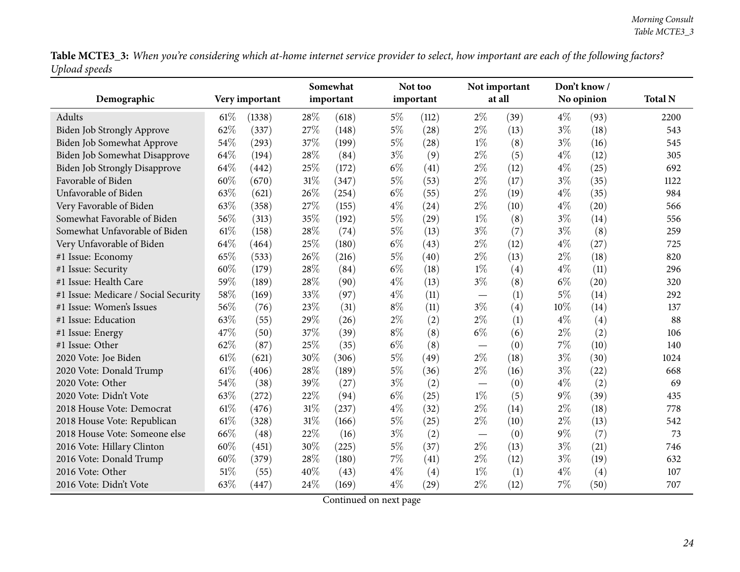**Table MCTE3_3:** *When you're considering which at-home internet service provider to select, how important are each of the following factors? Upload speeds*

| Demographic | Very important | | Somewhat important | | Not too important | | Not important at all | | Don't know / No opinion | | Total N |
|---|---|---|---|---|---|---|---|---|---|---|---|
| Adults | 61% | (1338) | 28% | (618) | 5% | (112) | 2% | (39) | 4% | (93) | 2200 |
| Biden Job Strongly Approve | 62% | (337) | 27% | (148) | 5% | (28) | 2% | (13) | 3% | (18) | 543 |
| Biden Job Somewhat Approve | 54% | (293) | 37% | (199) | 5% | (28) | 1% | (8) | 3% | (16) | 545 |
| Biden Job Somewhat Disapprove | 64% | (194) | 28% | (84) | 3% | (9) | 2% | (5) | 4% | (12) | 305 |
| Biden Job Strongly Disapprove | 64% | (442) | 25% | (172) | 6% | (41) | 2% | (12) | 4% | (25) | 692 |
| Favorable of Biden | 60% | (670) | 31% | (347) | 5% | (53) | 2% | (17) | 3% | (35) | 1122 |
| Unfavorable of Biden | 63% | (621) | 26% | (254) | 6% | (55) | 2% | (19) | 4% | (35) | 984 |
| Very Favorable of Biden | 63% | (358) | 27% | (155) | 4% | (24) | 2% | (10) | 4% | (20) | 566 |
| Somewhat Favorable of Biden | 56% | (313) | 35% | (192) | 5% | (29) | 1% | (8) | 3% | (14) | 556 |
| Somewhat Unfavorable of Biden | 61% | (158) | 28% | (74) | 5% | (13) | 3% | (7) | 3% | (8) | 259 |
| Very Unfavorable of Biden | 64% | (464) | 25% | (180) | 6% | (43) | 2% | (12) | 4% | (27) | 725 |
| #1 Issue: Economy | 65% | (533) | 26% | (216) | 5% | (40) | 2% | (13) | 2% | (18) | 820 |
| #1 Issue: Security | 60% | (179) | 28% | (84) | 6% | (18) | 1% | (4) | 4% | (11) | 296 |
| #1 Issue: Health Care | 59% | (189) | 28% | (90) | 4% | (13) | 3% | (8) | 6% | (20) | 320 |
| #1 Issue: Medicare / Social Security | 58% | (169) | 33% | (97) | 4% | (11) | — | (1) | 5% | (14) | 292 |
| #1 Issue: Women's Issues | 56% | (76) | 23% | (31) | 8% | (11) | 3% | (4) | 10% | (14) | 137 |
| #1 Issue: Education | 63% | (55) | 29% | (26) | 2% | (2) | 2% | (1) | 4% | (4) | 88 |
| #1 Issue: Energy | 47% | (50) | 37% | (39) | 8% | (8) | 6% | (6) | 2% | (2) | 106 |
| #1 Issue: Other | 62% | (87) | 25% | (35) | 6% | (8) | — | (0) | 7% | (10) | 140 |
| 2020 Vote: Joe Biden | 61% | (621) | 30% | (306) | 5% | (49) | 2% | (18) | 3% | (30) | 1024 |
| 2020 Vote: Donald Trump | 61% | (406) | 28% | (189) | 5% | (36) | 2% | (16) | 3% | (22) | 668 |
| 2020 Vote: Other | 54% | (38) | 39% | (27) | 3% | (2) | — | (0) | 4% | (2) | 69 |
| 2020 Vote: Didn't Vote | 63% | (272) | 22% | (94) | 6% | (25) | 1% | (5) | 9% | (39) | 435 |
| 2018 House Vote: Democrat | 61% | (476) | 31% | (237) | 4% | (32) | 2% | (14) | 2% | (18) | 778 |
| 2018 House Vote: Republican | 61% | (328) | 31% | (166) | 5% | (25) | 2% | (10) | 2% | (13) | 542 |
| 2018 House Vote: Someone else | 66% | (48) | 22% | (16) | 3% | (2) | — | (0) | 9% | (7) | 73 |
| 2016 Vote: Hillary Clinton | 60% | (451) | 30% | (225) | 5% | (37) | 2% | (13) | 3% | (21) | 746 |
| 2016 Vote: Donald Trump | 60% | (379) | 28% | (180) | 7% | (41) | 2% | (12) | 3% | (19) | 632 |
| 2016 Vote: Other | 51% | (55) | 40% | (43) | 4% | (4) | 1% | (1) | 4% | (4) | 107 |
| 2016 Vote: Didn't Vote | 63% | (447) | 24% | (169) | 4% | (29) | 2% | (12) | 7% | (50) | 707 |

Continued on next page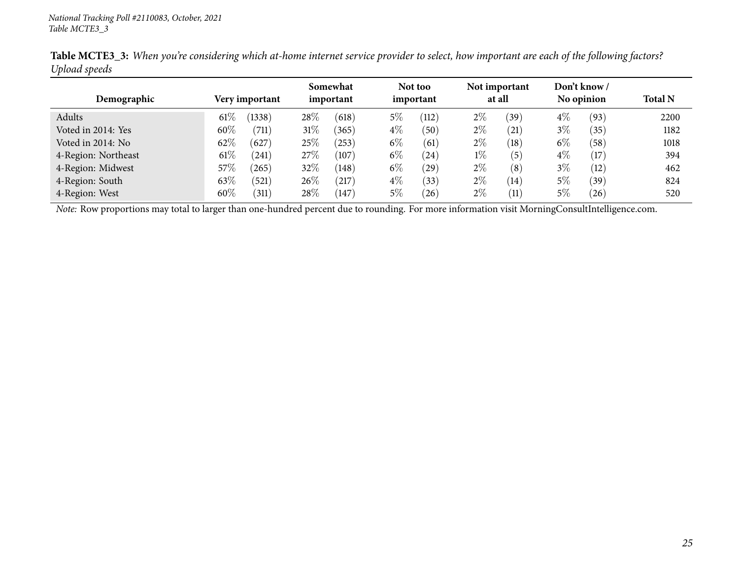*National Tracking Poll #2110083, October, 2021*
*Table MCTE3_3*

**Table MCTE3_3:** *When you're considering which at-home internet service provider to select, how important are each of the following factors? Upload speeds*

| Demographic | Very important | | Somewhat important | | Not too important | | Not important at all | | Don't know / No opinion | | Total N |
|---|---|---|---|---|---|---|---|---|---|---|---|
| Adults | 61% | (1338) | 28% | (618) | 5% | (112) | 2% | (39) | 4% | (93) | 2200 |
| Voted in 2014: Yes | 60% | (711) | 31% | (365) | 4% | (50) | 2% | (21) | 3% | (35) | 1182 |
| Voted in 2014: No | 62% | (627) | 25% | (253) | 6% | (61) | 2% | (18) | 6% | (58) | 1018 |
| 4-Region: Northeast | 61% | (241) | 27% | (107) | 6% | (24) | 1% | (5) | 4% | (17) | 394 |
| 4-Region: Midwest | 57% | (265) | 32% | (148) | 6% | (29) | 2% | (8) | 3% | (12) | 462 |
| 4-Region: South | 63% | (521) | 26% | (217) | 4% | (33) | 2% | (14) | 5% | (39) | 824 |
| 4-Region: West | 60% | (311) | 28% | (147) | 5% | (26) | 2% | (11) | 5% | (26) | 520 |

*Note:* Row proportions may total to larger than one-hundred percent due to rounding. For more information visit MorningConsultIntelligence.com.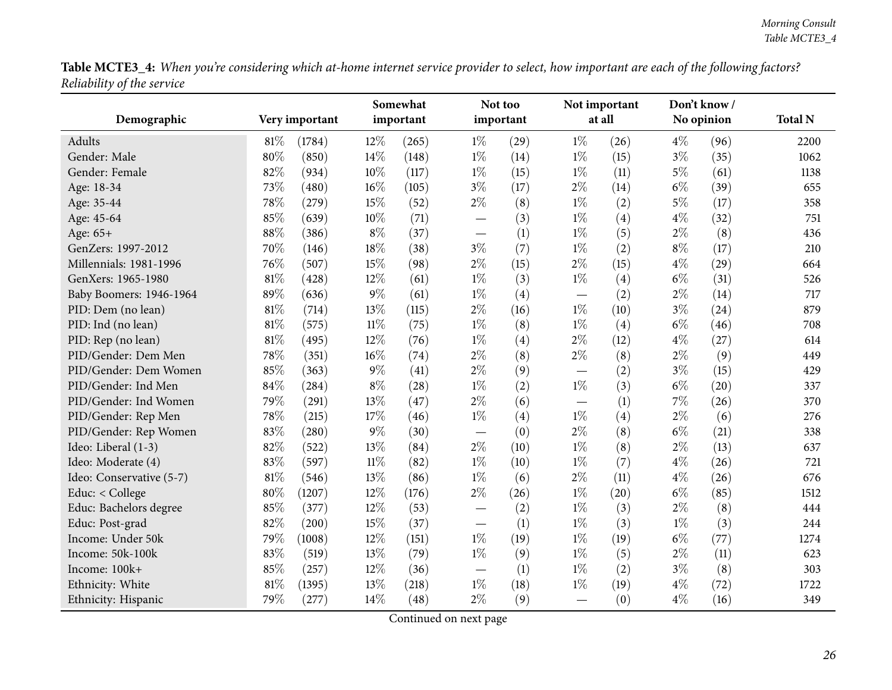**Table MCTE3_4:** *When you're considering which at-home internet service provider to select, how important are each of the following factors? Reliability of the service*

| Demographic | Very important | | Somewhat important | | Not too important | | Not important at all | | Don't know / No opinion | | Total N |
|---|---|---|---|---|---|---|---|---|---|---|---|
| Adults | 81% | (1784) | 12% | (265) | 1% | (29) | 1% | (26) | 4% | (96) | 2200 |
| Gender: Male | 80% | (850) | 14% | (148) | 1% | (14) | 1% | (15) | 3% | (35) | 1062 |
| Gender: Female | 82% | (934) | 10% | (117) | 1% | (15) | 1% | (11) | 5% | (61) | 1138 |
| Age: 18-34 | 73% | (480) | 16% | (105) | 3% | (17) | 2% | (14) | 6% | (39) | 655 |
| Age: 35-44 | 78% | (279) | 15% | (52) | 2% | (8) | 1% | (2) | 5% | (17) | 358 |
| Age: 45-64 | 85% | (639) | 10% | (71) | — | (3) | 1% | (4) | 4% | (32) | 751 |
| Age: 65+ | 88% | (386) | 8% | (37) | — | (1) | 1% | (5) | 2% | (8) | 436 |
| GenZers: 1997-2012 | 70% | (146) | 18% | (38) | 3% | (7) | 1% | (2) | 8% | (17) | 210 |
| Millennials: 1981-1996 | 76% | (507) | 15% | (98) | 2% | (15) | 2% | (15) | 4% | (29) | 664 |
| GenXers: 1965-1980 | 81% | (428) | 12% | (61) | 1% | (3) | 1% | (4) | 6% | (31) | 526 |
| Baby Boomers: 1946-1964 | 89% | (636) | 9% | (61) | 1% | (4) | — | (2) | 2% | (14) | 717 |
| PID: Dem (no lean) | 81% | (714) | 13% | (115) | 2% | (16) | 1% | (10) | 3% | (24) | 879 |
| PID: Ind (no lean) | 81% | (575) | 11% | (75) | 1% | (8) | 1% | (4) | 6% | (46) | 708 |
| PID: Rep (no lean) | 81% | (495) | 12% | (76) | 1% | (4) | 2% | (12) | 4% | (27) | 614 |
| PID/Gender: Dem Men | 78% | (351) | 16% | (74) | 2% | (8) | 2% | (8) | 2% | (9) | 449 |
| PID/Gender: Dem Women | 85% | (363) | 9% | (41) | 2% | (9) | — | (2) | 3% | (15) | 429 |
| PID/Gender: Ind Men | 84% | (284) | 8% | (28) | 1% | (2) | 1% | (3) | 6% | (20) | 337 |
| PID/Gender: Ind Women | 79% | (291) | 13% | (47) | 2% | (6) | — | (1) | 7% | (26) | 370 |
| PID/Gender: Rep Men | 78% | (215) | 17% | (46) | 1% | (4) | 1% | (4) | 2% | (6) | 276 |
| PID/Gender: Rep Women | 83% | (280) | 9% | (30) | — | (0) | 2% | (8) | 6% | (21) | 338 |
| Ideo: Liberal (1-3) | 82% | (522) | 13% | (84) | 2% | (10) | 1% | (8) | 2% | (13) | 637 |
| Ideo: Moderate (4) | 83% | (597) | 11% | (82) | 1% | (10) | 1% | (7) | 4% | (26) | 721 |
| Ideo: Conservative (5-7) | 81% | (546) | 13% | (86) | 1% | (6) | 2% | (11) | 4% | (26) | 676 |
| Educ: < College | 80% | (1207) | 12% | (176) | 2% | (26) | 1% | (20) | 6% | (85) | 1512 |
| Educ: Bachelors degree | 85% | (377) | 12% | (53) | — | (2) | 1% | (3) | 2% | (8) | 444 |
| Educ: Post-grad | 82% | (200) | 15% | (37) | — | (1) | 1% | (3) | 1% | (3) | 244 |
| Income: Under 50k | 79% | (1008) | 12% | (151) | 1% | (19) | 1% | (19) | 6% | (77) | 1274 |
| Income: 50k-100k | 83% | (519) | 13% | (79) | 1% | (9) | 1% | (5) | 2% | (11) | 623 |
| Income: 100k+ | 85% | (257) | 12% | (36) | — | (1) | 1% | (2) | 3% | (8) | 303 |
| Ethnicity: White | 81% | (1395) | 13% | (218) | 1% | (18) | 1% | (19) | 4% | (72) | 1722 |
| Ethnicity: Hispanic | 79% | (277) | 14% | (48) | 2% | (9) | — | (0) | 4% | (16) | 349 |

Continued on next page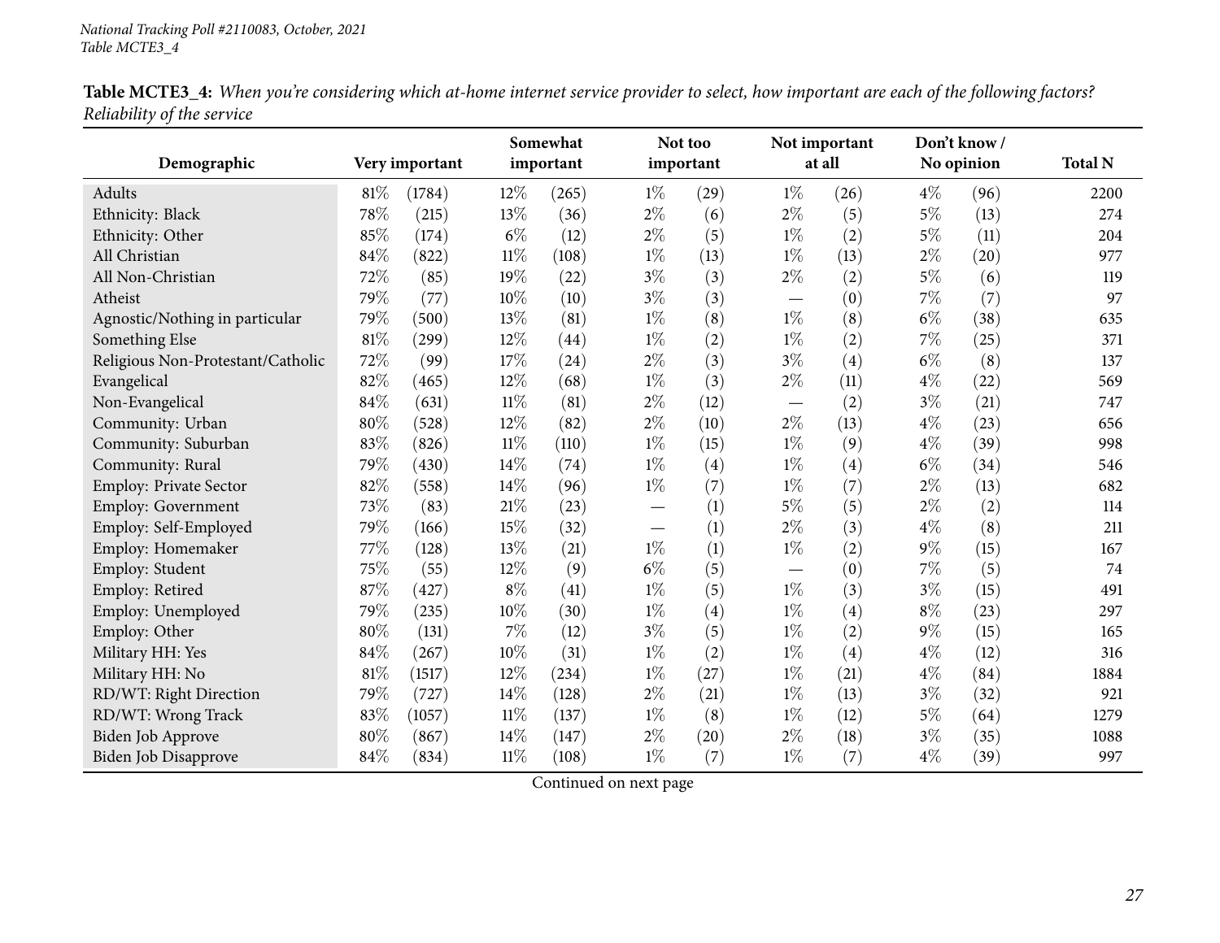**Table MCTE3_4:** *When you're considering which at-home internet service provider to select, how important are each of the following factors? Reliability of the service*

| Demographic | Very important | | Somewhat important | | Not too important | | Not important at all | | Don't know / No opinion | | Total N |
|---|---|---|---|---|---|---|---|---|---|---|---|
| Adults | 81% | (1784) | 12% | (265) | 1% | (29) | 1% | (26) | 4% | (96) | 2200 |
| Ethnicity: Black | 78% | (215) | 13% | (36) | 2% | (6) | 2% | (5) | 5% | (13) | 274 |
| Ethnicity: Other | 85% | (174) | 6% | (12) | 2% | (5) | 1% | (2) | 5% | (11) | 204 |
| All Christian | 84% | (822) | 11% | (108) | 1% | (13) | 1% | (13) | 2% | (20) | 977 |
| All Non-Christian | 72% | (85) | 19% | (22) | 3% | (3) | 2% | (2) | 5% | (6) | 119 |
| Atheist | 79% | (77) | 10% | (10) | 3% | (3) | — | (0) | 7% | (7) | 97 |
| Agnostic/Nothing in particular | 79% | (500) | 13% | (81) | 1% | (8) | 1% | (8) | 6% | (38) | 635 |
| Something Else | 81% | (299) | 12% | (44) | 1% | (2) | 1% | (2) | 7% | (25) | 371 |
| Religious Non-Protestant/Catholic | 72% | (99) | 17% | (24) | 2% | (3) | 3% | (4) | 6% | (8) | 137 |
| Evangelical | 82% | (465) | 12% | (68) | 1% | (3) | 2% | (11) | 4% | (22) | 569 |
| Non-Evangelical | 84% | (631) | 11% | (81) | 2% | (12) | — | (2) | 3% | (21) | 747 |
| Community: Urban | 80% | (528) | 12% | (82) | 2% | (10) | 2% | (13) | 4% | (23) | 656 |
| Community: Suburban | 83% | (826) | 11% | (110) | 1% | (15) | 1% | (9) | 4% | (39) | 998 |
| Community: Rural | 79% | (430) | 14% | (74) | 1% | (4) | 1% | (4) | 6% | (34) | 546 |
| Employ: Private Sector | 82% | (558) | 14% | (96) | 1% | (7) | 1% | (7) | 2% | (13) | 682 |
| Employ: Government | 73% | (83) | 21% | (23) | — | (1) | 5% | (5) | 2% | (2) | 114 |
| Employ: Self-Employed | 79% | (166) | 15% | (32) | — | (1) | 2% | (3) | 4% | (8) | 211 |
| Employ: Homemaker | 77% | (128) | 13% | (21) | 1% | (1) | 1% | (2) | 9% | (15) | 167 |
| Employ: Student | 75% | (55) | 12% | (9) | 6% | (5) | — | (0) | 7% | (5) | 74 |
| Employ: Retired | 87% | (427) | 8% | (41) | 1% | (5) | 1% | (3) | 3% | (15) | 491 |
| Employ: Unemployed | 79% | (235) | 10% | (30) | 1% | (4) | 1% | (4) | 8% | (23) | 297 |
| Employ: Other | 80% | (131) | 7% | (12) | 3% | (5) | 1% | (2) | 9% | (15) | 165 |
| Military HH: Yes | 84% | (267) | 10% | (31) | 1% | (2) | 1% | (4) | 4% | (12) | 316 |
| Military HH: No | 81% | (1517) | 12% | (234) | 1% | (27) | 1% | (21) | 4% | (84) | 1884 |
| RD/WT: Right Direction | 79% | (727) | 14% | (128) | 2% | (21) | 1% | (13) | 3% | (32) | 921 |
| RD/WT: Wrong Track | 83% | (1057) | 11% | (137) | 1% | (8) | 1% | (12) | 5% | (64) | 1279 |
| Biden Job Approve | 80% | (867) | 14% | (147) | 2% | (20) | 2% | (18) | 3% | (35) | 1088 |
| Biden Job Disapprove | 84% | (834) | 11% | (108) | 1% | (7) | 1% | (7) | 4% | (39) | 997 |

Continued on next page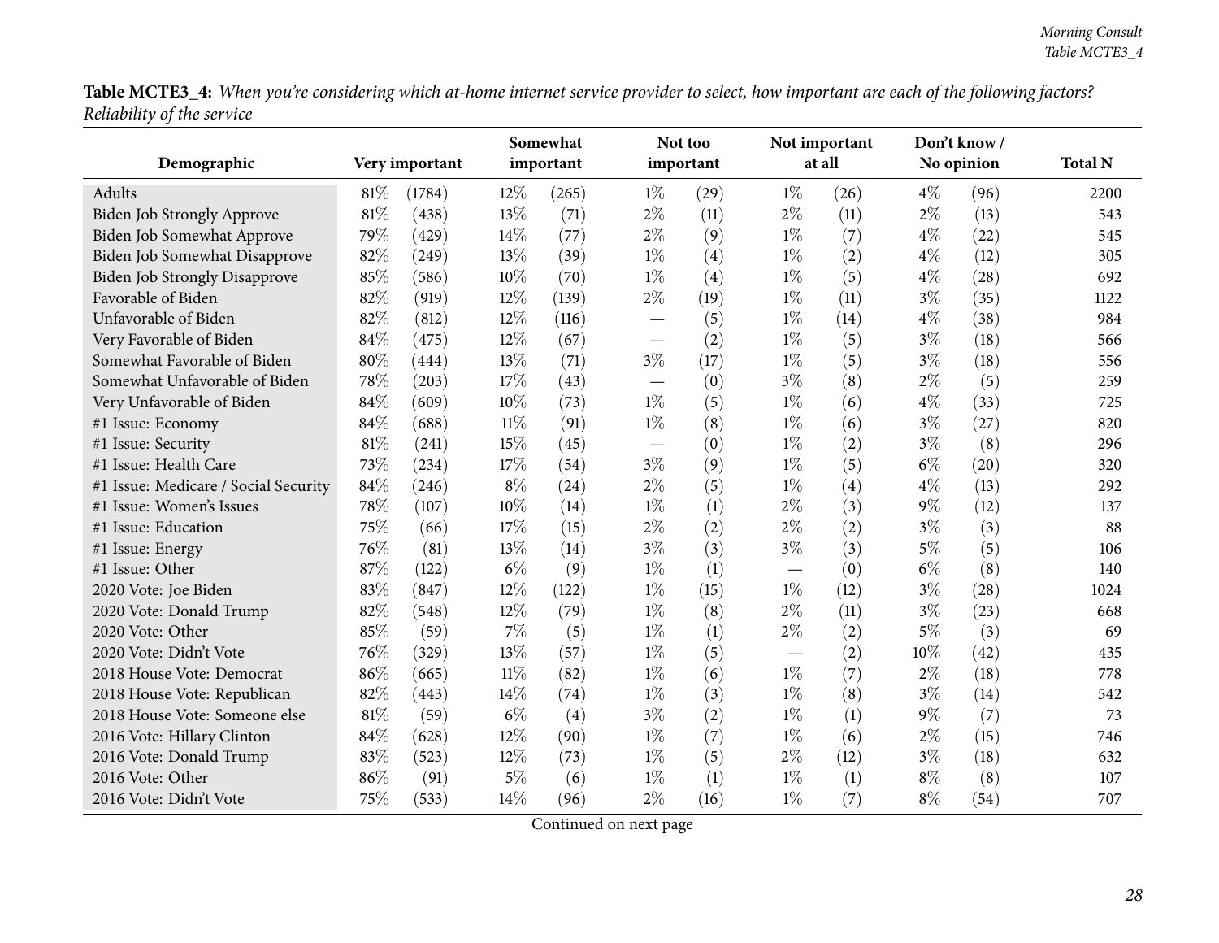**Table MCTE3_4:** *When you're considering which at-home internet service provider to select, how important are each of the following factors? Reliability of the service*

| Demographic | Very important | | Somewhat important | | Not too important | | Not important at all | | Don't know / No opinion | | Total N |
|---|---|---|---|---|---|---|---|---|---|---|---|
| Adults | 81% | (1784) | 12% | (265) | 1% | (29) | 1% | (26) | 4% | (96) | 2200 |
| Biden Job Strongly Approve | 81% | (438) | 13% | (71) | 2% | (11) | 2% | (11) | 2% | (13) | 543 |
| Biden Job Somewhat Approve | 79% | (429) | 14% | (77) | 2% | (9) | 1% | (7) | 4% | (22) | 545 |
| Biden Job Somewhat Disapprove | 82% | (249) | 13% | (39) | 1% | (4) | 1% | (2) | 4% | (12) | 305 |
| Biden Job Strongly Disapprove | 85% | (586) | 10% | (70) | 1% | (4) | 1% | (5) | 4% | (28) | 692 |
| Favorable of Biden | 82% | (919) | 12% | (139) | 2% | (19) | 1% | (11) | 3% | (35) | 1122 |
| Unfavorable of Biden | 82% | (812) | 12% | (116) | — | (5) | 1% | (14) | 4% | (38) | 984 |
| Very Favorable of Biden | 84% | (475) | 12% | (67) | — | (2) | 1% | (5) | 3% | (18) | 566 |
| Somewhat Favorable of Biden | 80% | (444) | 13% | (71) | 3% | (17) | 1% | (5) | 3% | (18) | 556 |
| Somewhat Unfavorable of Biden | 78% | (203) | 17% | (43) | — | (0) | 3% | (8) | 2% | (5) | 259 |
| Very Unfavorable of Biden | 84% | (609) | 10% | (73) | 1% | (5) | 1% | (6) | 4% | (33) | 725 |
| #1 Issue: Economy | 84% | (688) | 11% | (91) | 1% | (8) | 1% | (6) | 3% | (27) | 820 |
| #1 Issue: Security | 81% | (241) | 15% | (45) | — | (0) | 1% | (2) | 3% | (8) | 296 |
| #1 Issue: Health Care | 73% | (234) | 17% | (54) | 3% | (9) | 1% | (5) | 6% | (20) | 320 |
| #1 Issue: Medicare / Social Security | 84% | (246) | 8% | (24) | 2% | (5) | 1% | (4) | 4% | (13) | 292 |
| #1 Issue: Women's Issues | 78% | (107) | 10% | (14) | 1% | (1) | 2% | (3) | 9% | (12) | 137 |
| #1 Issue: Education | 75% | (66) | 17% | (15) | 2% | (2) | 2% | (2) | 3% | (3) | 88 |
| #1 Issue: Energy | 76% | (81) | 13% | (14) | 3% | (3) | 3% | (3) | 5% | (5) | 106 |
| #1 Issue: Other | 87% | (122) | 6% | (9) | 1% | (1) | — | (0) | 6% | (8) | 140 |
| 2020 Vote: Joe Biden | 83% | (847) | 12% | (122) | 1% | (15) | 1% | (12) | 3% | (28) | 1024 |
| 2020 Vote: Donald Trump | 82% | (548) | 12% | (79) | 1% | (8) | 2% | (11) | 3% | (23) | 668 |
| 2020 Vote: Other | 85% | (59) | 7% | (5) | 1% | (1) | 2% | (2) | 5% | (3) | 69 |
| 2020 Vote: Didn't Vote | 76% | (329) | 13% | (57) | 1% | (5) | — | (2) | 10% | (42) | 435 |
| 2018 House Vote: Democrat | 86% | (665) | 11% | (82) | 1% | (6) | 1% | (7) | 2% | (18) | 778 |
| 2018 House Vote: Republican | 82% | (443) | 14% | (74) | 1% | (3) | 1% | (8) | 3% | (14) | 542 |
| 2018 House Vote: Someone else | 81% | (59) | 6% | (4) | 3% | (2) | 1% | (1) | 9% | (7) | 73 |
| 2016 Vote: Hillary Clinton | 84% | (628) | 12% | (90) | 1% | (7) | 1% | (6) | 2% | (15) | 746 |
| 2016 Vote: Donald Trump | 83% | (523) | 12% | (73) | 1% | (5) | 2% | (12) | 3% | (18) | 632 |
| 2016 Vote: Other | 86% | (91) | 5% | (6) | 1% | (1) | 1% | (1) | 8% | (8) | 107 |
| 2016 Vote: Didn't Vote | 75% | (533) | 14% | (96) | 2% | (16) | 1% | (7) | 8% | (54) | 707 |

Continued on next page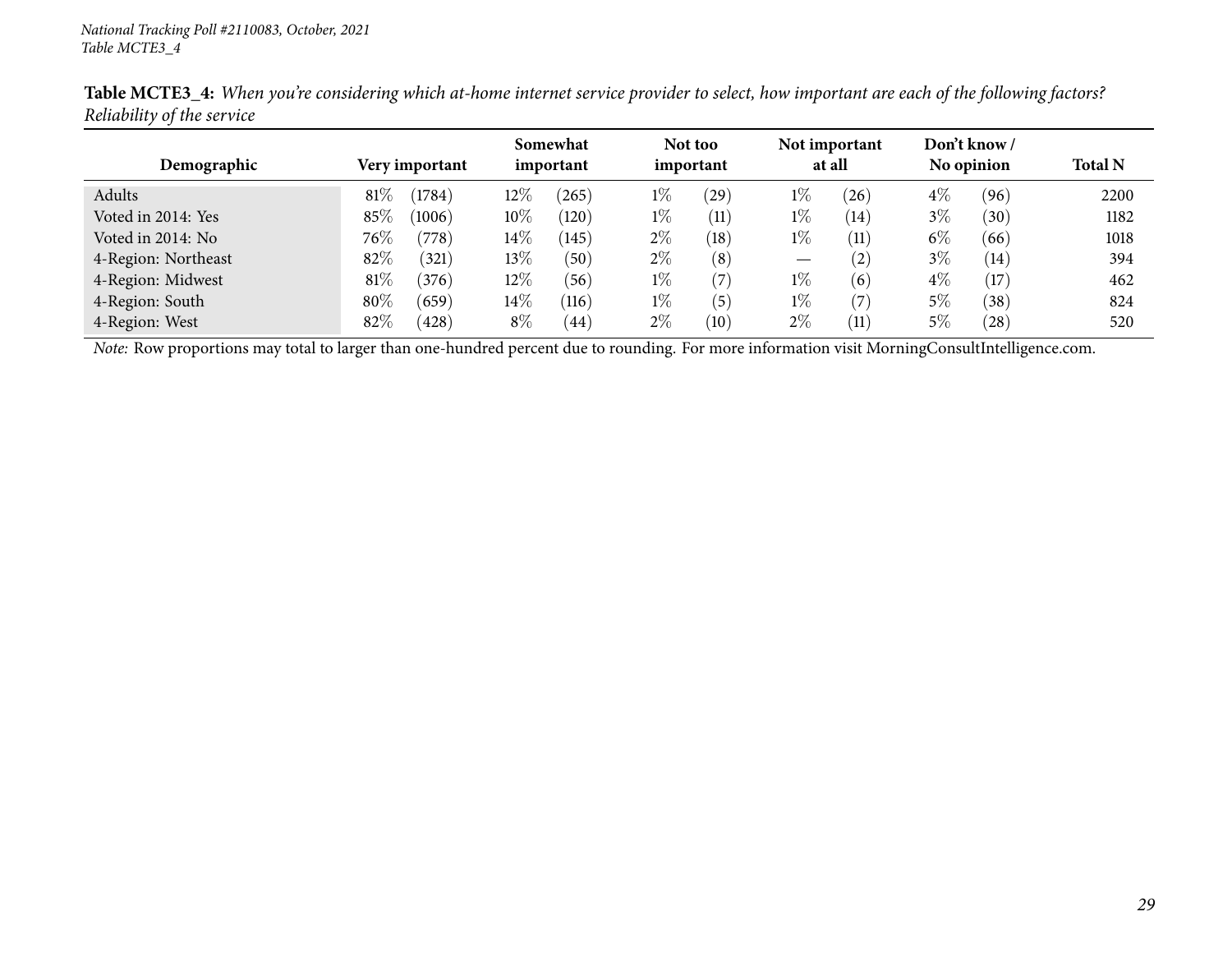**Table MCTE3_4:** *When you're considering which at-home internet service provider to select, how important are each of the following factors? Reliability of the service*

| Demographic | Very important | | Somewhat important | | Not too important | | Not important at all | | Don't know / No opinion | | Total N |
|---|---|---|---|---|---|---|---|---|---|---|---|
| Adults | 81% | (1784) | 12% | (265) | 1% | (29) | 1% | (26) | 4% | (96) | 2200 |
| Voted in 2014: Yes | 85% | (1006) | 10% | (120) | 1% | (11) | 1% | (14) | 3% | (30) | 1182 |
| Voted in 2014: No | 76% | (778) | 14% | (145) | 2% | (18) | 1% | (11) | 6% | (66) | 1018 |
| 4-Region: Northeast | 82% | (321) | 13% | (50) | 2% | (8) | — | (2) | 3% | (14) | 394 |
| 4-Region: Midwest | 81% | (376) | 12% | (56) | 1% | (7) | 1% | (6) | 4% | (17) | 462 |
| 4-Region: South | 80% | (659) | 14% | (116) | 1% | (5) | 1% | (7) | 5% | (38) | 824 |
| 4-Region: West | 82% | (428) | 8% | (44) | 2% | (10) | 2% | (11) | 5% | (28) | 520 |

*Note:* Row proportions may total to larger than one-hundred percent due to rounding. For more information visit MorningConsultIntelligence.com.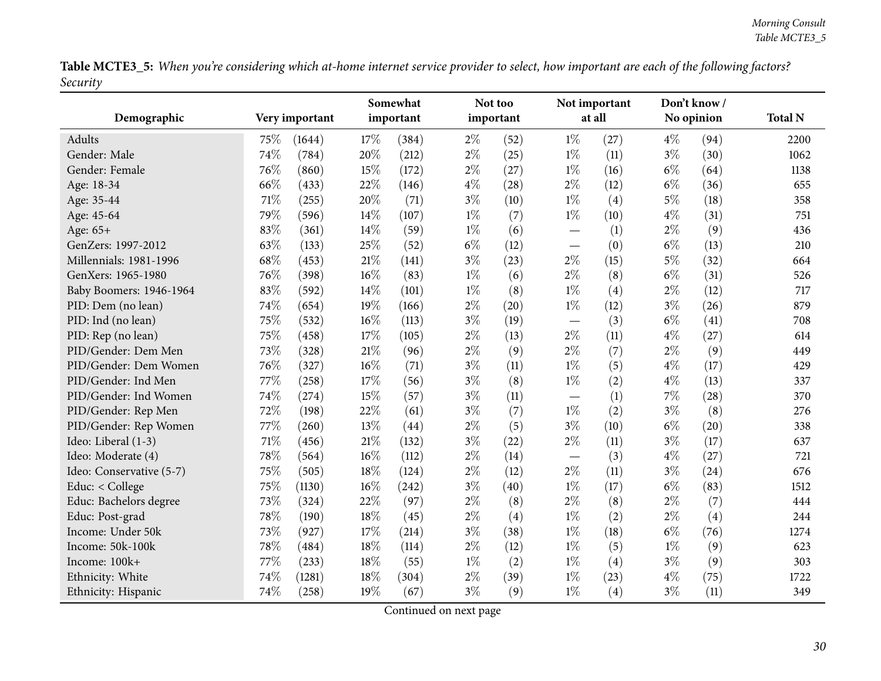**Table MCTE3_5:** *When you're considering which at-home internet service provider to select, how important are each of the following factors? Security*

| Demographic | Very important | | Somewhat important | | Not too important | | Not important at all | | Don't know / No opinion | | Total N |
|---|---|---|---|---|---|---|---|---|---|---|---|
| Adults | 75% | (1644) | 17% | (384) | 2% | (52) | 1% | (27) | 4% | (94) | 2200 |
| Gender: Male | 74% | (784) | 20% | (212) | 2% | (25) | 1% | (11) | 3% | (30) | 1062 |
| Gender: Female | 76% | (860) | 15% | (172) | 2% | (27) | 1% | (16) | 6% | (64) | 1138 |
| Age: 18-34 | 66% | (433) | 22% | (146) | 4% | (28) | 2% | (12) | 6% | (36) | 655 |
| Age: 35-44 | 71% | (255) | 20% | (71) | 3% | (10) | 1% | (4) | 5% | (18) | 358 |
| Age: 45-64 | 79% | (596) | 14% | (107) | 1% | (7) | 1% | (10) | 4% | (31) | 751 |
| Age: 65+ | 83% | (361) | 14% | (59) | 1% | (6) | — | (1) | 2% | (9) | 436 |
| GenZers: 1997-2012 | 63% | (133) | 25% | (52) | 6% | (12) | — | (0) | 6% | (13) | 210 |
| Millennials: 1981-1996 | 68% | (453) | 21% | (141) | 3% | (23) | 2% | (15) | 5% | (32) | 664 |
| GenXers: 1965-1980 | 76% | (398) | 16% | (83) | 1% | (6) | 2% | (8) | 6% | (31) | 526 |
| Baby Boomers: 1946-1964 | 83% | (592) | 14% | (101) | 1% | (8) | 1% | (4) | 2% | (12) | 717 |
| PID: Dem (no lean) | 74% | (654) | 19% | (166) | 2% | (20) | 1% | (12) | 3% | (26) | 879 |
| PID: Ind (no lean) | 75% | (532) | 16% | (113) | 3% | (19) | — | (3) | 6% | (41) | 708 |
| PID: Rep (no lean) | 75% | (458) | 17% | (105) | 2% | (13) | 2% | (11) | 4% | (27) | 614 |
| PID/Gender: Dem Men | 73% | (328) | 21% | (96) | 2% | (9) | 2% | (7) | 2% | (9) | 449 |
| PID/Gender: Dem Women | 76% | (327) | 16% | (71) | 3% | (11) | 1% | (5) | 4% | (17) | 429 |
| PID/Gender: Ind Men | 77% | (258) | 17% | (56) | 3% | (8) | 1% | (2) | 4% | (13) | 337 |
| PID/Gender: Ind Women | 74% | (274) | 15% | (57) | 3% | (11) | — | (1) | 7% | (28) | 370 |
| PID/Gender: Rep Men | 72% | (198) | 22% | (61) | 3% | (7) | 1% | (2) | 3% | (8) | 276 |
| PID/Gender: Rep Women | 77% | (260) | 13% | (44) | 2% | (5) | 3% | (10) | 6% | (20) | 338 |
| Ideo: Liberal (1-3) | 71% | (456) | 21% | (132) | 3% | (22) | 2% | (11) | 3% | (17) | 637 |
| Ideo: Moderate (4) | 78% | (564) | 16% | (112) | 2% | (14) | — | (3) | 4% | (27) | 721 |
| Ideo: Conservative (5-7) | 75% | (505) | 18% | (124) | 2% | (12) | 2% | (11) | 3% | (24) | 676 |
| Educ: < College | 75% | (1130) | 16% | (242) | 3% | (40) | 1% | (17) | 6% | (83) | 1512 |
| Educ: Bachelors degree | 73% | (324) | 22% | (97) | 2% | (8) | 2% | (8) | 2% | (7) | 444 |
| Educ: Post-grad | 78% | (190) | 18% | (45) | 2% | (4) | 1% | (2) | 2% | (4) | 244 |
| Income: Under 50k | 73% | (927) | 17% | (214) | 3% | (38) | 1% | (18) | 6% | (76) | 1274 |
| Income: 50k-100k | 78% | (484) | 18% | (114) | 2% | (12) | 1% | (5) | 1% | (9) | 623 |
| Income: 100k+ | 77% | (233) | 18% | (55) | 1% | (2) | 1% | (4) | 3% | (9) | 303 |
| Ethnicity: White | 74% | (1281) | 18% | (304) | 2% | (39) | 1% | (23) | 4% | (75) | 1722 |
| Ethnicity: Hispanic | 74% | (258) | 19% | (67) | 3% | (9) | 1% | (4) | 3% | (11) | 349 |

Continued on next page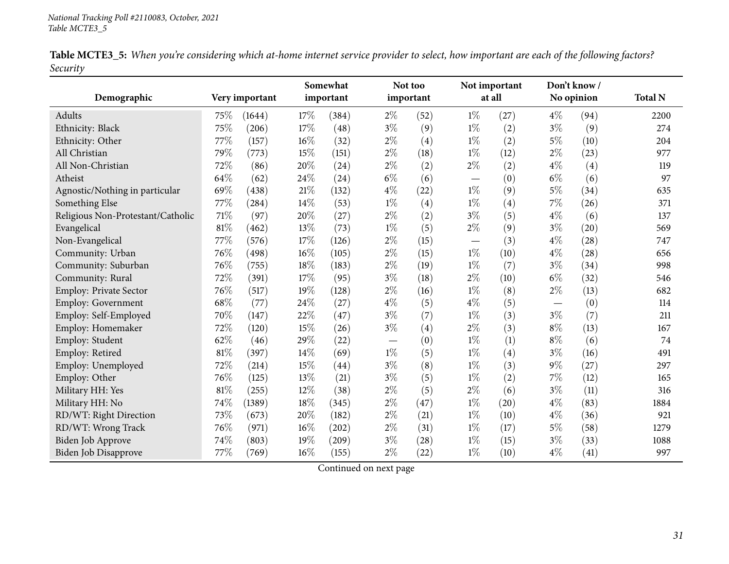*National Tracking Poll #2110083, October, 2021*
*Table MCTE3_5*

**Table MCTE3_5:** *When you're considering which at-home internet service provider to select, how important are each of the following factors? Security*

| Demographic | Very important | | Somewhat important | | Not too important | | Not important at all | | Don't know / No opinion | | Total N |
|---|---|---|---|---|---|---|---|---|---|---|---|
| Adults | 75% | (1644) | 17% | (384) | 2% | (52) | 1% | (27) | 4% | (94) | 2200 |
| Ethnicity: Black | 75% | (206) | 17% | (48) | 3% | (9) | 1% | (2) | 3% | (9) | 274 |
| Ethnicity: Other | 77% | (157) | 16% | (32) | 2% | (4) | 1% | (2) | 5% | (10) | 204 |
| All Christian | 79% | (773) | 15% | (151) | 2% | (18) | 1% | (12) | 2% | (23) | 977 |
| All Non-Christian | 72% | (86) | 20% | (24) | 2% | (2) | 2% | (2) | 4% | (4) | 119 |
| Atheist | 64% | (62) | 24% | (24) | 6% | (6) | — | (0) | 6% | (6) | 97 |
| Agnostic/Nothing in particular | 69% | (438) | 21% | (132) | 4% | (22) | 1% | (9) | 5% | (34) | 635 |
| Something Else | 77% | (284) | 14% | (53) | 1% | (4) | 1% | (4) | 7% | (26) | 371 |
| Religious Non-Protestant/Catholic | 71% | (97) | 20% | (27) | 2% | (2) | 3% | (5) | 4% | (6) | 137 |
| Evangelical | 81% | (462) | 13% | (73) | 1% | (5) | 2% | (9) | 3% | (20) | 569 |
| Non-Evangelical | 77% | (576) | 17% | (126) | 2% | (15) | — | (3) | 4% | (28) | 747 |
| Community: Urban | 76% | (498) | 16% | (105) | 2% | (15) | 1% | (10) | 4% | (28) | 656 |
| Community: Suburban | 76% | (755) | 18% | (183) | 2% | (19) | 1% | (7) | 3% | (34) | 998 |
| Community: Rural | 72% | (391) | 17% | (95) | 3% | (18) | 2% | (10) | 6% | (32) | 546 |
| Employ: Private Sector | 76% | (517) | 19% | (128) | 2% | (16) | 1% | (8) | 2% | (13) | 682 |
| Employ: Government | 68% | (77) | 24% | (27) | 4% | (5) | 4% | (5) | — | (0) | 114 |
| Employ: Self-Employed | 70% | (147) | 22% | (47) | 3% | (7) | 1% | (3) | 3% | (7) | 211 |
| Employ: Homemaker | 72% | (120) | 15% | (26) | 3% | (4) | 2% | (3) | 8% | (13) | 167 |
| Employ: Student | 62% | (46) | 29% | (22) | — | (0) | 1% | (1) | 8% | (6) | 74 |
| Employ: Retired | 81% | (397) | 14% | (69) | 1% | (5) | 1% | (4) | 3% | (16) | 491 |
| Employ: Unemployed | 72% | (214) | 15% | (44) | 3% | (8) | 1% | (3) | 9% | (27) | 297 |
| Employ: Other | 76% | (125) | 13% | (21) | 3% | (5) | 1% | (2) | 7% | (12) | 165 |
| Military HH: Yes | 81% | (255) | 12% | (38) | 2% | (5) | 2% | (6) | 3% | (11) | 316 |
| Military HH: No | 74% | (1389) | 18% | (345) | 2% | (47) | 1% | (20) | 4% | (83) | 1884 |
| RD/WT: Right Direction | 73% | (673) | 20% | (182) | 2% | (21) | 1% | (10) | 4% | (36) | 921 |
| RD/WT: Wrong Track | 76% | (971) | 16% | (202) | 2% | (31) | 1% | (17) | 5% | (58) | 1279 |
| Biden Job Approve | 74% | (803) | 19% | (209) | 3% | (28) | 1% | (15) | 3% | (33) | 1088 |
| Biden Job Disapprove | 77% | (769) | 16% | (155) | 2% | (22) | 1% | (10) | 4% | (41) | 997 |

Continued on next page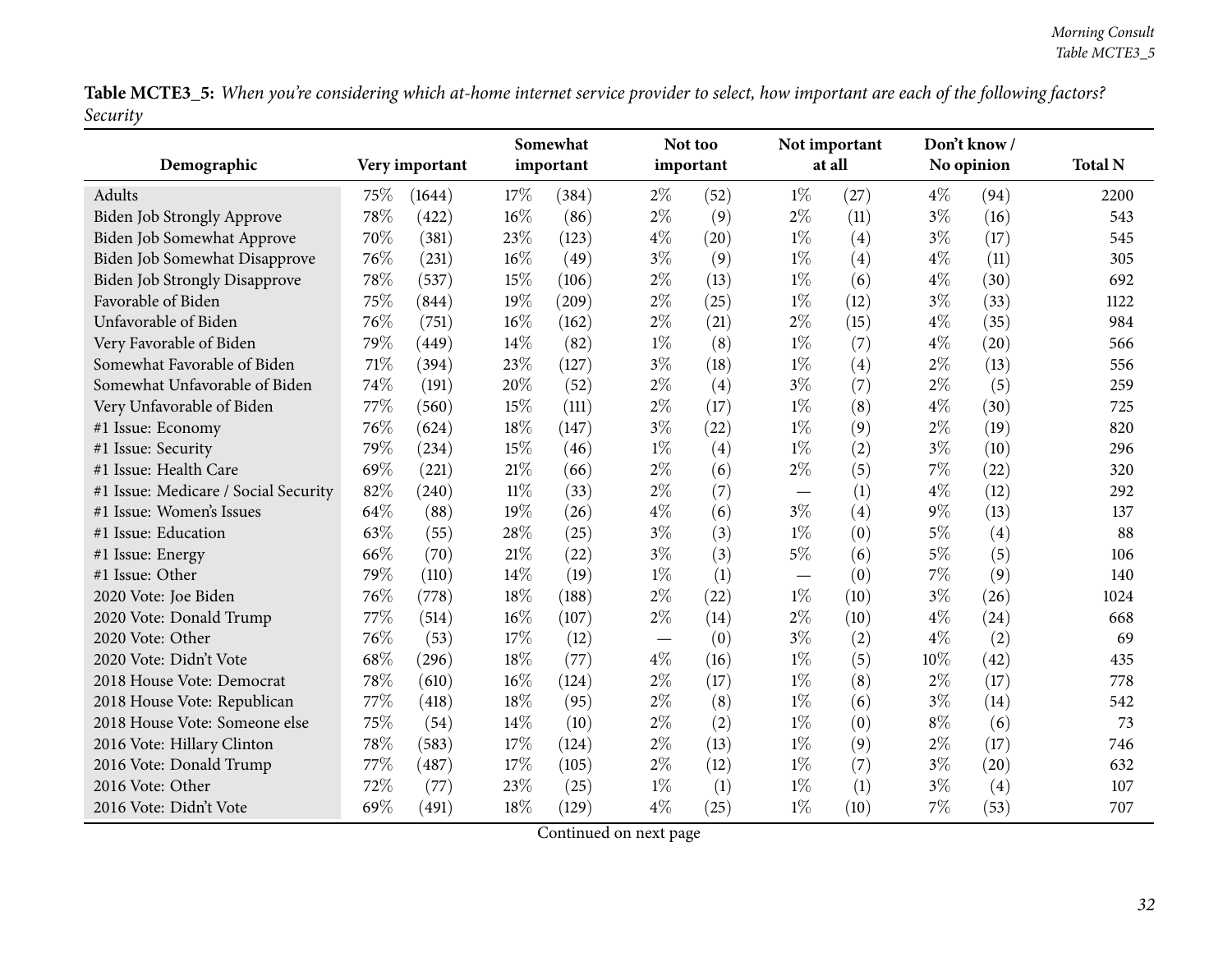**Table MCTE3_5:** *When you're considering which at-home internet service provider to select, how important are each of the following factors? Security*

| Demographic | Very important | | Somewhat important | | Not too important | | Not important at all | | Don't know / No opinion | | Total N |
|---|---|---|---|---|---|---|---|---|---|---|---|
| Adults | 75% | (1644) | 17% | (384) | 2% | (52) | 1% | (27) | 4% | (94) | 2200 |
| Biden Job Strongly Approve | 78% | (422) | 16% | (86) | 2% | (9) | 2% | (11) | 3% | (16) | 543 |
| Biden Job Somewhat Approve | 70% | (381) | 23% | (123) | 4% | (20) | 1% | (4) | 3% | (17) | 545 |
| Biden Job Somewhat Disapprove | 76% | (231) | 16% | (49) | 3% | (9) | 1% | (4) | 4% | (11) | 305 |
| Biden Job Strongly Disapprove | 78% | (537) | 15% | (106) | 2% | (13) | 1% | (6) | 4% | (30) | 692 |
| Favorable of Biden | 75% | (844) | 19% | (209) | 2% | (25) | 1% | (12) | 3% | (33) | 1122 |
| Unfavorable of Biden | 76% | (751) | 16% | (162) | 2% | (21) | 2% | (15) | 4% | (35) | 984 |
| Very Favorable of Biden | 79% | (449) | 14% | (82) | 1% | (8) | 1% | (7) | 4% | (20) | 566 |
| Somewhat Favorable of Biden | 71% | (394) | 23% | (127) | 3% | (18) | 1% | (4) | 2% | (13) | 556 |
| Somewhat Unfavorable of Biden | 74% | (191) | 20% | (52) | 2% | (4) | 3% | (7) | 2% | (5) | 259 |
| Very Unfavorable of Biden | 77% | (560) | 15% | (111) | 2% | (17) | 1% | (8) | 4% | (30) | 725 |
| #1 Issue: Economy | 76% | (624) | 18% | (147) | 3% | (22) | 1% | (9) | 2% | (19) | 820 |
| #1 Issue: Security | 79% | (234) | 15% | (46) | 1% | (4) | 1% | (2) | 3% | (10) | 296 |
| #1 Issue: Health Care | 69% | (221) | 21% | (66) | 2% | (6) | 2% | (5) | 7% | (22) | 320 |
| #1 Issue: Medicare / Social Security | 82% | (240) | 11% | (33) | 2% | (7) | — | (1) | 4% | (12) | 292 |
| #1 Issue: Women's Issues | 64% | (88) | 19% | (26) | 4% | (6) | 3% | (4) | 9% | (13) | 137 |
| #1 Issue: Education | 63% | (55) | 28% | (25) | 3% | (3) | 1% | (0) | 5% | (4) | 88 |
| #1 Issue: Energy | 66% | (70) | 21% | (22) | 3% | (3) | 5% | (6) | 5% | (5) | 106 |
| #1 Issue: Other | 79% | (110) | 14% | (19) | 1% | (1) | — | (0) | 7% | (9) | 140 |
| 2020 Vote: Joe Biden | 76% | (778) | 18% | (188) | 2% | (22) | 1% | (10) | 3% | (26) | 1024 |
| 2020 Vote: Donald Trump | 77% | (514) | 16% | (107) | 2% | (14) | 2% | (10) | 4% | (24) | 668 |
| 2020 Vote: Other | 76% | (53) | 17% | (12) | — | (0) | 3% | (2) | 4% | (2) | 69 |
| 2020 Vote: Didn't Vote | 68% | (296) | 18% | (77) | 4% | (16) | 1% | (5) | 10% | (42) | 435 |
| 2018 House Vote: Democrat | 78% | (610) | 16% | (124) | 2% | (17) | 1% | (8) | 2% | (17) | 778 |
| 2018 House Vote: Republican | 77% | (418) | 18% | (95) | 2% | (8) | 1% | (6) | 3% | (14) | 542 |
| 2018 House Vote: Someone else | 75% | (54) | 14% | (10) | 2% | (2) | 1% | (0) | 8% | (6) | 73 |
| 2016 Vote: Hillary Clinton | 78% | (583) | 17% | (124) | 2% | (13) | 1% | (9) | 2% | (17) | 746 |
| 2016 Vote: Donald Trump | 77% | (487) | 17% | (105) | 2% | (12) | 1% | (7) | 3% | (20) | 632 |
| 2016 Vote: Other | 72% | (77) | 23% | (25) | 1% | (1) | 1% | (1) | 3% | (4) | 107 |
| 2016 Vote: Didn't Vote | 69% | (491) | 18% | (129) | 4% | (25) | 1% | (10) | 7% | (53) | 707 |

Continued on next page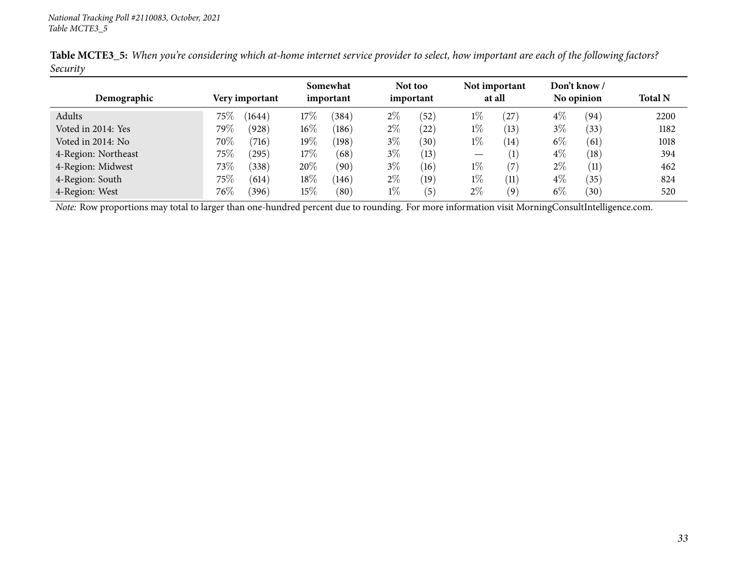*National Tracking Poll #2110083, October, 2021*
*Table MCTE3_5*

**Table MCTE3_5:** *When you're considering which at-home internet service provider to select, how important are each of the following factors? Security*

| Demographic | Very important | | Somewhat important | | Not too important | | Not important at all | | Don't know / No opinion | | Total N |
|---|---|---|---|---|---|---|---|---|---|---|---|
| Adults | 75% | (1644) | 17% | (384) | 2% | (52) | 1% | (27) | 4% | (94) | 2200 |
| Voted in 2014: Yes | 79% | (928) | 16% | (186) | 2% | (22) | 1% | (13) | 3% | (33) | 1182 |
| Voted in 2014: No | 70% | (716) | 19% | (198) | 3% | (30) | 1% | (14) | 6% | (61) | 1018 |
| 4-Region: Northeast | 75% | (295) | 17% | (68) | 3% | (13) | — | (1) | 4% | (18) | 394 |
| 4-Region: Midwest | 73% | (338) | 20% | (90) | 3% | (16) | 1% | (7) | 2% | (11) | 462 |
| 4-Region: South | 75% | (614) | 18% | (146) | 2% | (19) | 1% | (11) | 4% | (35) | 824 |
| 4-Region: West | 76% | (396) | 15% | (80) | 1% | (5) | 2% | (9) | 6% | (30) | 520 |

*Note:* Row proportions may total to larger than one-hundred percent due to rounding. For more information visit MorningConsultIntelligence.com.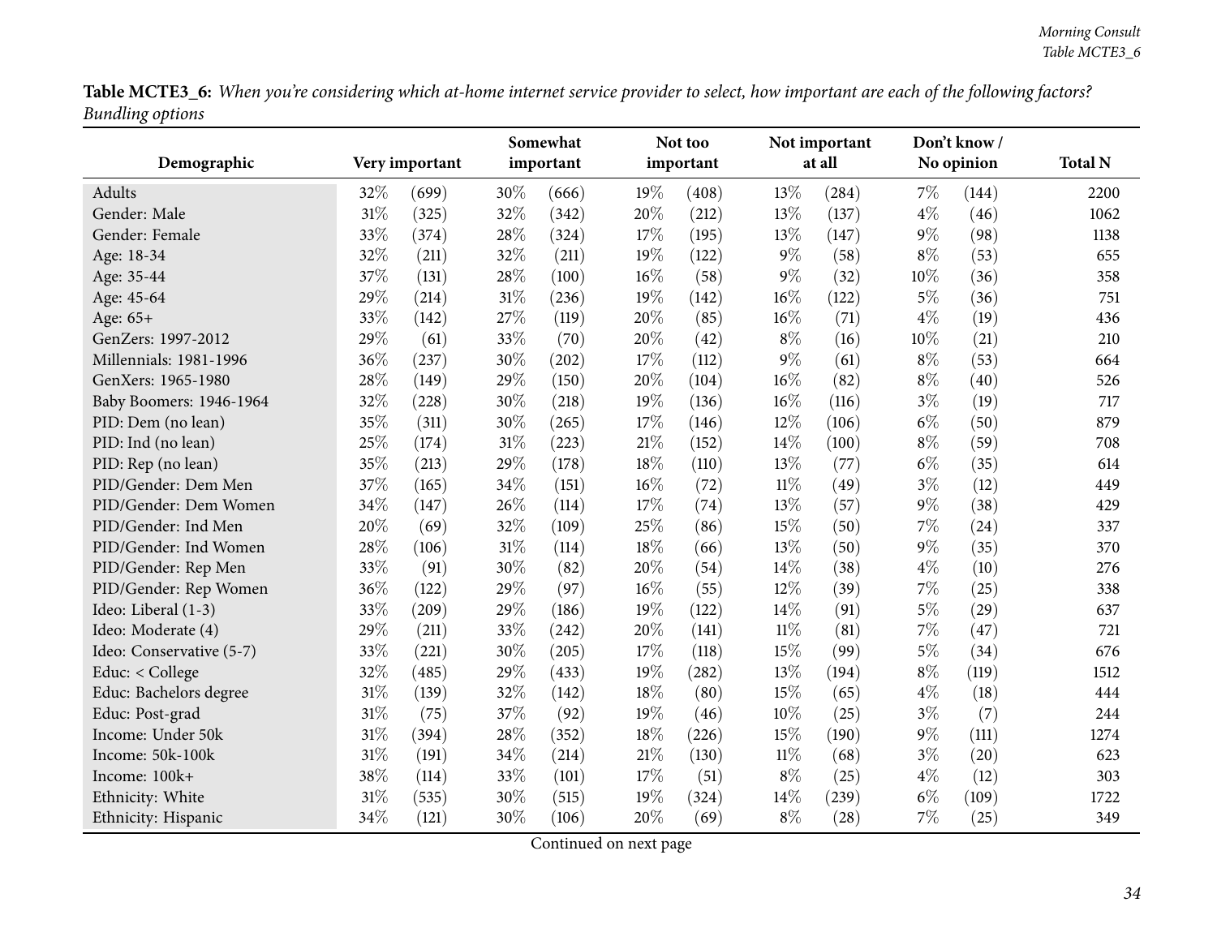**Table MCTE3_6:** *When you're considering which at-home internet service provider to select, how important are each of the following factors? Bundling options*

| Demographic | Very important | | Somewhat important | | Not too important | | Not important at all | | Don't know / No opinion | | Total N |
|---|---|---|---|---|---|---|---|---|---|---|---|
| Adults | 32% | (699) | 30% | (666) | 19% | (408) | 13% | (284) | 7% | (144) | 2200 |
| Gender: Male | 31% | (325) | 32% | (342) | 20% | (212) | 13% | (137) | 4% | (46) | 1062 |
| Gender: Female | 33% | (374) | 28% | (324) | 17% | (195) | 13% | (147) | 9% | (98) | 1138 |
| Age: 18-34 | 32% | (211) | 32% | (211) | 19% | (122) | 9% | (58) | 8% | (53) | 655 |
| Age: 35-44 | 37% | (131) | 28% | (100) | 16% | (58) | 9% | (32) | 10% | (36) | 358 |
| Age: 45-64 | 29% | (214) | 31% | (236) | 19% | (142) | 16% | (122) | 5% | (36) | 751 |
| Age: 65+ | 33% | (142) | 27% | (119) | 20% | (85) | 16% | (71) | 4% | (19) | 436 |
| GenZers: 1997-2012 | 29% | (61) | 33% | (70) | 20% | (42) | 8% | (16) | 10% | (21) | 210 |
| Millennials: 1981-1996 | 36% | (237) | 30% | (202) | 17% | (112) | 9% | (61) | 8% | (53) | 664 |
| GenXers: 1965-1980 | 28% | (149) | 29% | (150) | 20% | (104) | 16% | (82) | 8% | (40) | 526 |
| Baby Boomers: 1946-1964 | 32% | (228) | 30% | (218) | 19% | (136) | 16% | (116) | 3% | (19) | 717 |
| PID: Dem (no lean) | 35% | (311) | 30% | (265) | 17% | (146) | 12% | (106) | 6% | (50) | 879 |
| PID: Ind (no lean) | 25% | (174) | 31% | (223) | 21% | (152) | 14% | (100) | 8% | (59) | 708 |
| PID: Rep (no lean) | 35% | (213) | 29% | (178) | 18% | (110) | 13% | (77) | 6% | (35) | 614 |
| PID/Gender: Dem Men | 37% | (165) | 34% | (151) | 16% | (72) | 11% | (49) | 3% | (12) | 449 |
| PID/Gender: Dem Women | 34% | (147) | 26% | (114) | 17% | (74) | 13% | (57) | 9% | (38) | 429 |
| PID/Gender: Ind Men | 20% | (69) | 32% | (109) | 25% | (86) | 15% | (50) | 7% | (24) | 337 |
| PID/Gender: Ind Women | 28% | (106) | 31% | (114) | 18% | (66) | 13% | (50) | 9% | (35) | 370 |
| PID/Gender: Rep Men | 33% | (91) | 30% | (82) | 20% | (54) | 14% | (38) | 4% | (10) | 276 |
| PID/Gender: Rep Women | 36% | (122) | 29% | (97) | 16% | (55) | 12% | (39) | 7% | (25) | 338 |
| Ideo: Liberal (1-3) | 33% | (209) | 29% | (186) | 19% | (122) | 14% | (91) | 5% | (29) | 637 |
| Ideo: Moderate (4) | 29% | (211) | 33% | (242) | 20% | (141) | 11% | (81) | 7% | (47) | 721 |
| Ideo: Conservative (5-7) | 33% | (221) | 30% | (205) | 17% | (118) | 15% | (99) | 5% | (34) | 676 |
| Educ: < College | 32% | (485) | 29% | (433) | 19% | (282) | 13% | (194) | 8% | (119) | 1512 |
| Educ: Bachelors degree | 31% | (139) | 32% | (142) | 18% | (80) | 15% | (65) | 4% | (18) | 444 |
| Educ: Post-grad | 31% | (75) | 37% | (92) | 19% | (46) | 10% | (25) | 3% | (7) | 244 |
| Income: Under 50k | 31% | (394) | 28% | (352) | 18% | (226) | 15% | (190) | 9% | (111) | 1274 |
| Income: 50k-100k | 31% | (191) | 34% | (214) | 21% | (130) | 11% | (68) | 3% | (20) | 623 |
| Income: 100k+ | 38% | (114) | 33% | (101) | 17% | (51) | 8% | (25) | 4% | (12) | 303 |
| Ethnicity: White | 31% | (535) | 30% | (515) | 19% | (324) | 14% | (239) | 6% | (109) | 1722 |
| Ethnicity: Hispanic | 34% | (121) | 30% | (106) | 20% | (69) | 8% | (28) | 7% | (25) | 349 |

Continued on next page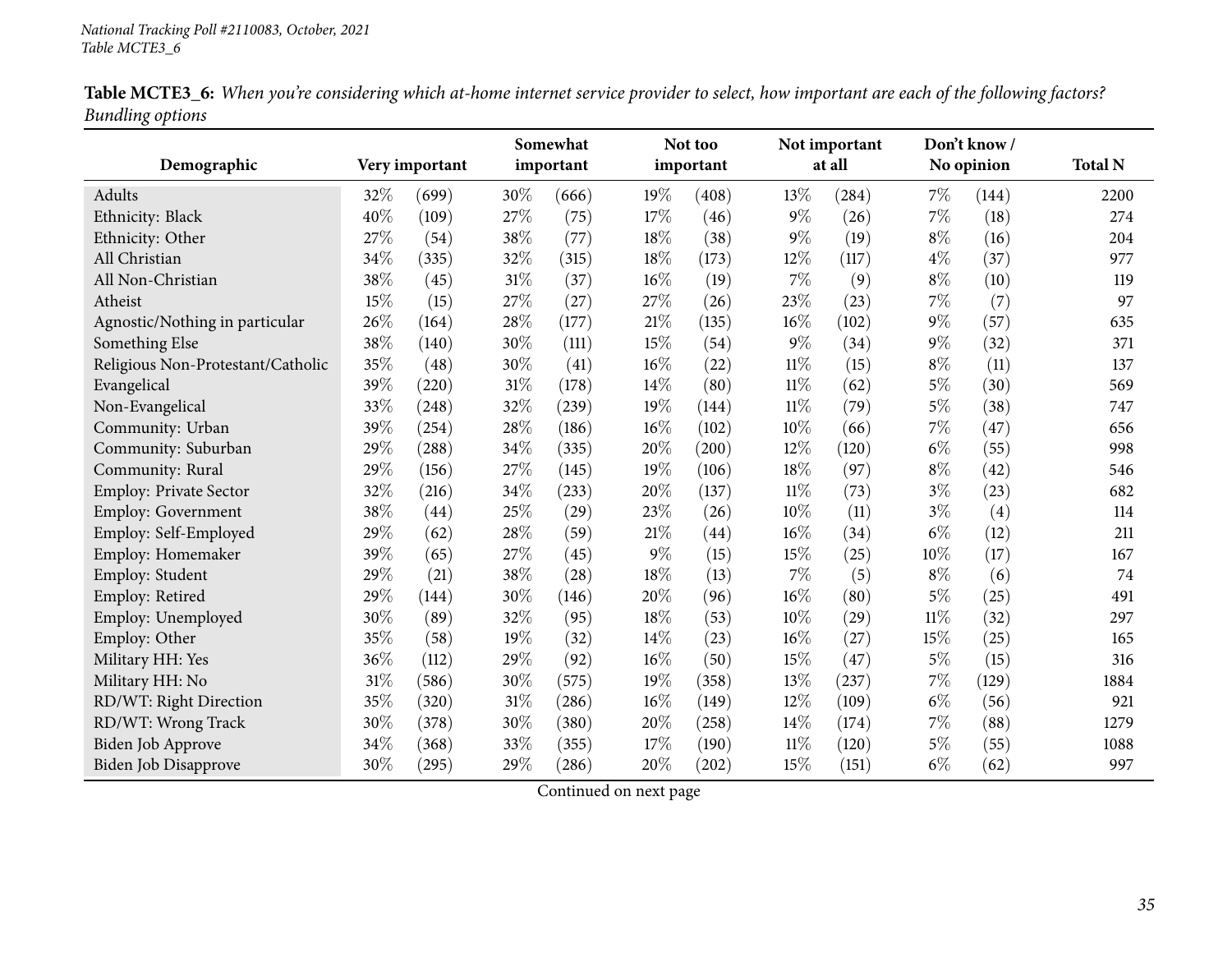**Table MCTE3_6:** *When you're considering which at-home internet service provider to select, how important are each of the following factors? Bundling options*

| Demographic | Very important | | Somewhat important | | Not too important | | Not important at all | | Don't know / No opinion | | Total N |
|---|---|---|---|---|---|---|---|---|---|---|---|
| Adults | 32% | (699) | 30% | (666) | 19% | (408) | 13% | (284) | 7% | (144) | 2200 |
| Ethnicity: Black | 40% | (109) | 27% | (75) | 17% | (46) | 9% | (26) | 7% | (18) | 274 |
| Ethnicity: Other | 27% | (54) | 38% | (77) | 18% | (38) | 9% | (19) | 8% | (16) | 204 |
| All Christian | 34% | (335) | 32% | (315) | 18% | (173) | 12% | (117) | 4% | (37) | 977 |
| All Non-Christian | 38% | (45) | 31% | (37) | 16% | (19) | 7% | (9) | 8% | (10) | 119 |
| Atheist | 15% | (15) | 27% | (27) | 27% | (26) | 23% | (23) | 7% | (7) | 97 |
| Agnostic/Nothing in particular | 26% | (164) | 28% | (177) | 21% | (135) | 16% | (102) | 9% | (57) | 635 |
| Something Else | 38% | (140) | 30% | (111) | 15% | (54) | 9% | (34) | 9% | (32) | 371 |
| Religious Non-Protestant/Catholic | 35% | (48) | 30% | (41) | 16% | (22) | 11% | (15) | 8% | (11) | 137 |
| Evangelical | 39% | (220) | 31% | (178) | 14% | (80) | 11% | (62) | 5% | (30) | 569 |
| Non-Evangelical | 33% | (248) | 32% | (239) | 19% | (144) | 11% | (79) | 5% | (38) | 747 |
| Community: Urban | 39% | (254) | 28% | (186) | 16% | (102) | 10% | (66) | 7% | (47) | 656 |
| Community: Suburban | 29% | (288) | 34% | (335) | 20% | (200) | 12% | (120) | 6% | (55) | 998 |
| Community: Rural | 29% | (156) | 27% | (145) | 19% | (106) | 18% | (97) | 8% | (42) | 546 |
| Employ: Private Sector | 32% | (216) | 34% | (233) | 20% | (137) | 11% | (73) | 3% | (23) | 682 |
| Employ: Government | 38% | (44) | 25% | (29) | 23% | (26) | 10% | (11) | 3% | (4) | 114 |
| Employ: Self-Employed | 29% | (62) | 28% | (59) | 21% | (44) | 16% | (34) | 6% | (12) | 211 |
| Employ: Homemaker | 39% | (65) | 27% | (45) | 9% | (15) | 15% | (25) | 10% | (17) | 167 |
| Employ: Student | 29% | (21) | 38% | (28) | 18% | (13) | 7% | (5) | 8% | (6) | 74 |
| Employ: Retired | 29% | (144) | 30% | (146) | 20% | (96) | 16% | (80) | 5% | (25) | 491 |
| Employ: Unemployed | 30% | (89) | 32% | (95) | 18% | (53) | 10% | (29) | 11% | (32) | 297 |
| Employ: Other | 35% | (58) | 19% | (32) | 14% | (23) | 16% | (27) | 15% | (25) | 165 |
| Military HH: Yes | 36% | (112) | 29% | (92) | 16% | (50) | 15% | (47) | 5% | (15) | 316 |
| Military HH: No | 31% | (586) | 30% | (575) | 19% | (358) | 13% | (237) | 7% | (129) | 1884 |
| RD/WT: Right Direction | 35% | (320) | 31% | (286) | 16% | (149) | 12% | (109) | 6% | (56) | 921 |
| RD/WT: Wrong Track | 30% | (378) | 30% | (380) | 20% | (258) | 14% | (174) | 7% | (88) | 1279 |
| Biden Job Approve | 34% | (368) | 33% | (355) | 17% | (190) | 11% | (120) | 5% | (55) | 1088 |
| Biden Job Disapprove | 30% | (295) | 29% | (286) | 20% | (202) | 15% | (151) | 6% | (62) | 997 |

Continued on next page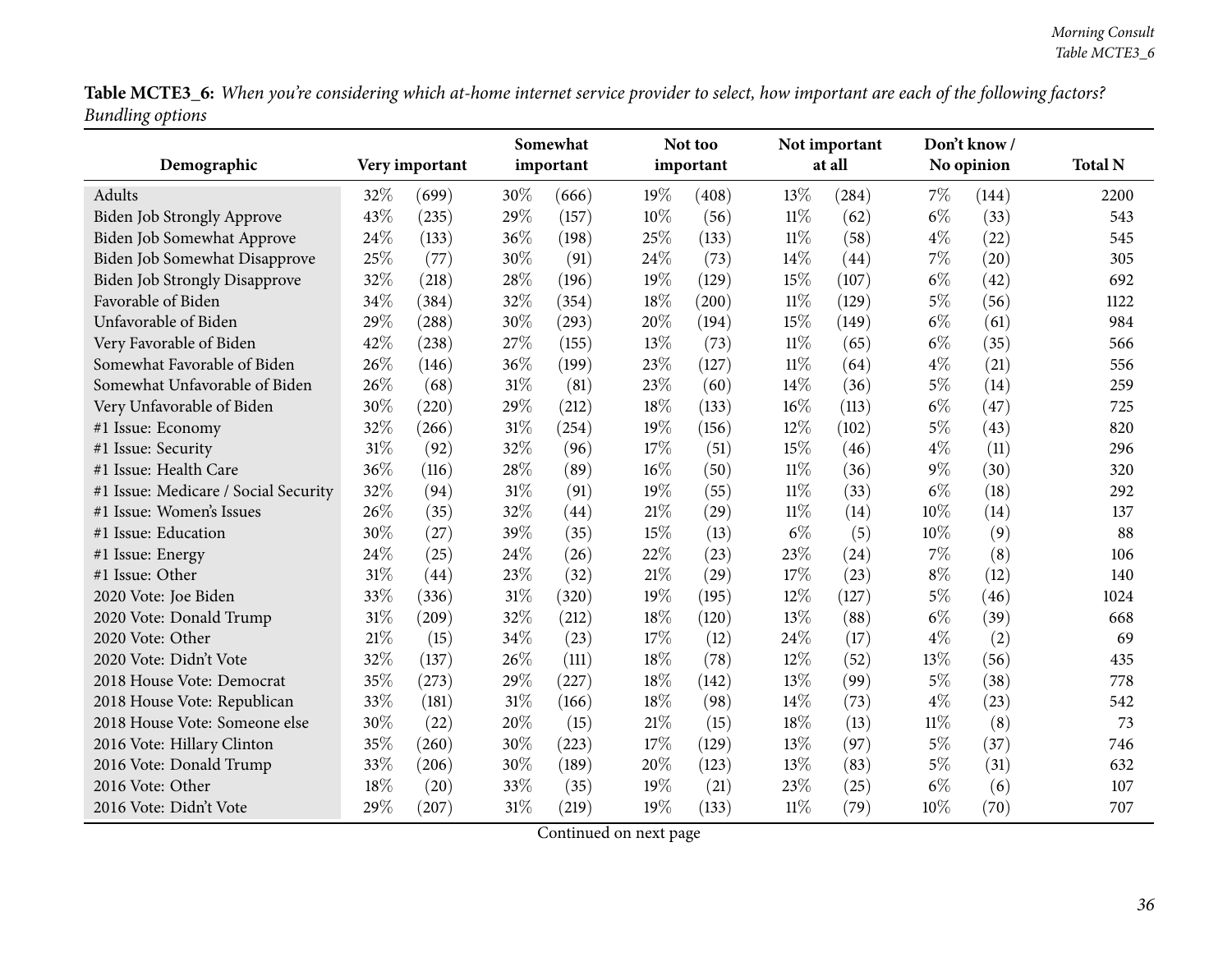**Table MCTE3_6:** *When you're considering which at-home internet service provider to select, how important are each of the following factors? Bundling options*

| Demographic | Very important | | Somewhat important | | Not too important | | Not important at all | | Don't know / No opinion | | Total N |
|---|---|---|---|---|---|---|---|---|---|---|---|
| Adults | 32% | (699) | 30% | (666) | 19% | (408) | 13% | (284) | 7% | (144) | 2200 |
| Biden Job Strongly Approve | 43% | (235) | 29% | (157) | 10% | (56) | 11% | (62) | 6% | (33) | 543 |
| Biden Job Somewhat Approve | 24% | (133) | 36% | (198) | 25% | (133) | 11% | (58) | 4% | (22) | 545 |
| Biden Job Somewhat Disapprove | 25% | (77) | 30% | (91) | 24% | (73) | 14% | (44) | 7% | (20) | 305 |
| Biden Job Strongly Disapprove | 32% | (218) | 28% | (196) | 19% | (129) | 15% | (107) | 6% | (42) | 692 |
| Favorable of Biden | 34% | (384) | 32% | (354) | 18% | (200) | 11% | (129) | 5% | (56) | 1122 |
| Unfavorable of Biden | 29% | (288) | 30% | (293) | 20% | (194) | 15% | (149) | 6% | (61) | 984 |
| Very Favorable of Biden | 42% | (238) | 27% | (155) | 13% | (73) | 11% | (65) | 6% | (35) | 566 |
| Somewhat Favorable of Biden | 26% | (146) | 36% | (199) | 23% | (127) | 11% | (64) | 4% | (21) | 556 |
| Somewhat Unfavorable of Biden | 26% | (68) | 31% | (81) | 23% | (60) | 14% | (36) | 5% | (14) | 259 |
| Very Unfavorable of Biden | 30% | (220) | 29% | (212) | 18% | (133) | 16% | (113) | 6% | (47) | 725 |
| #1 Issue: Economy | 32% | (266) | 31% | (254) | 19% | (156) | 12% | (102) | 5% | (43) | 820 |
| #1 Issue: Security | 31% | (92) | 32% | (96) | 17% | (51) | 15% | (46) | 4% | (11) | 296 |
| #1 Issue: Health Care | 36% | (116) | 28% | (89) | 16% | (50) | 11% | (36) | 9% | (30) | 320 |
| #1 Issue: Medicare / Social Security | 32% | (94) | 31% | (91) | 19% | (55) | 11% | (33) | 6% | (18) | 292 |
| #1 Issue: Women's Issues | 26% | (35) | 32% | (44) | 21% | (29) | 11% | (14) | 10% | (14) | 137 |
| #1 Issue: Education | 30% | (27) | 39% | (35) | 15% | (13) | 6% | (5) | 10% | (9) | 88 |
| #1 Issue: Energy | 24% | (25) | 24% | (26) | 22% | (23) | 23% | (24) | 7% | (8) | 106 |
| #1 Issue: Other | 31% | (44) | 23% | (32) | 21% | (29) | 17% | (23) | 8% | (12) | 140 |
| 2020 Vote: Joe Biden | 33% | (336) | 31% | (320) | 19% | (195) | 12% | (127) | 5% | (46) | 1024 |
| 2020 Vote: Donald Trump | 31% | (209) | 32% | (212) | 18% | (120) | 13% | (88) | 6% | (39) | 668 |
| 2020 Vote: Other | 21% | (15) | 34% | (23) | 17% | (12) | 24% | (17) | 4% | (2) | 69 |
| 2020 Vote: Didn't Vote | 32% | (137) | 26% | (111) | 18% | (78) | 12% | (52) | 13% | (56) | 435 |
| 2018 House Vote: Democrat | 35% | (273) | 29% | (227) | 18% | (142) | 13% | (99) | 5% | (38) | 778 |
| 2018 House Vote: Republican | 33% | (181) | 31% | (166) | 18% | (98) | 14% | (73) | 4% | (23) | 542 |
| 2018 House Vote: Someone else | 30% | (22) | 20% | (15) | 21% | (15) | 18% | (13) | 11% | (8) | 73 |
| 2016 Vote: Hillary Clinton | 35% | (260) | 30% | (223) | 17% | (129) | 13% | (97) | 5% | (37) | 746 |
| 2016 Vote: Donald Trump | 33% | (206) | 30% | (189) | 20% | (123) | 13% | (83) | 5% | (31) | 632 |
| 2016 Vote: Other | 18% | (20) | 33% | (35) | 19% | (21) | 23% | (25) | 6% | (6) | 107 |
| 2016 Vote: Didn't Vote | 29% | (207) | 31% | (219) | 19% | (133) | 11% | (79) | 10% | (70) | 707 |

Continued on next page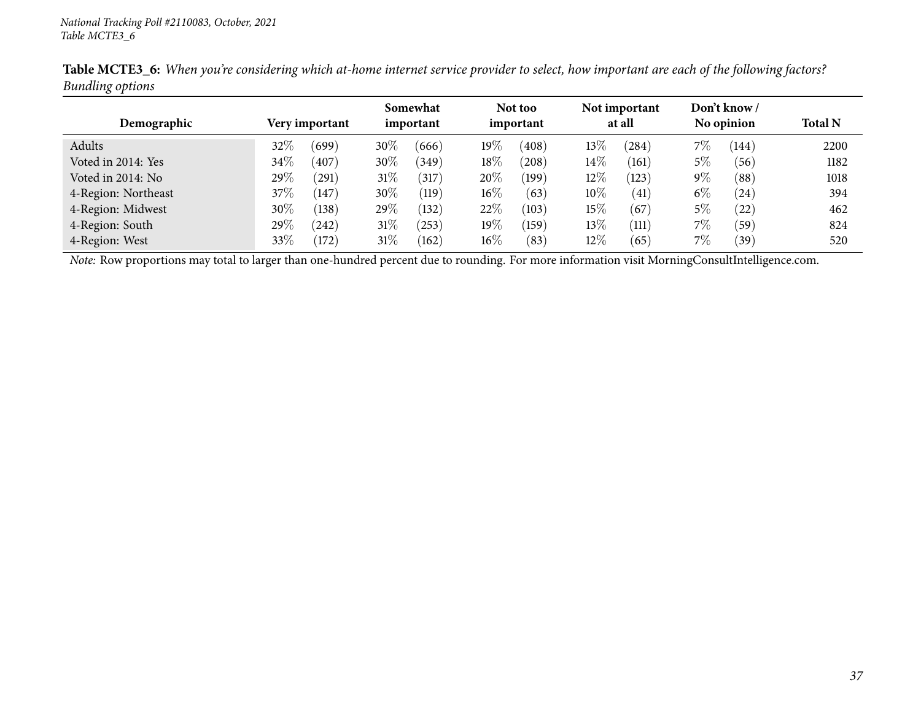*National Tracking Poll #2110083, October, 2021*
*Table MCTE3_6*

**Table MCTE3_6:** *When you're considering which at-home internet service provider to select, how important are each of the following factors? Bundling options*

| Demographic | Very important | Somewhat important | Not too important | Not important at all | Don't know / No opinion | Total N |
|---|---|---|---|---|---|---|
| Adults | 32% (699) | 30% (666) | 19% (408) | 13% (284) | 7% (144) | 2200 |
| Voted in 2014: Yes | 34% (407) | 30% (349) | 18% (208) | 14% (161) | 5% (56) | 1182 |
| Voted in 2014: No | 29% (291) | 31% (317) | 20% (199) | 12% (123) | 9% (88) | 1018 |
| 4-Region: Northeast | 37% (147) | 30% (119) | 16% (63) | 10% (41) | 6% (24) | 394 |
| 4-Region: Midwest | 30% (138) | 29% (132) | 22% (103) | 15% (67) | 5% (22) | 462 |
| 4-Region: South | 29% (242) | 31% (253) | 19% (159) | 13% (111) | 7% (59) | 824 |
| 4-Region: West | 33% (172) | 31% (162) | 16% (83) | 12% (65) | 7% (39) | 520 |

*Note:* Row proportions may total to larger than one-hundred percent due to rounding. For more information visit MorningConsultIntelligence.com.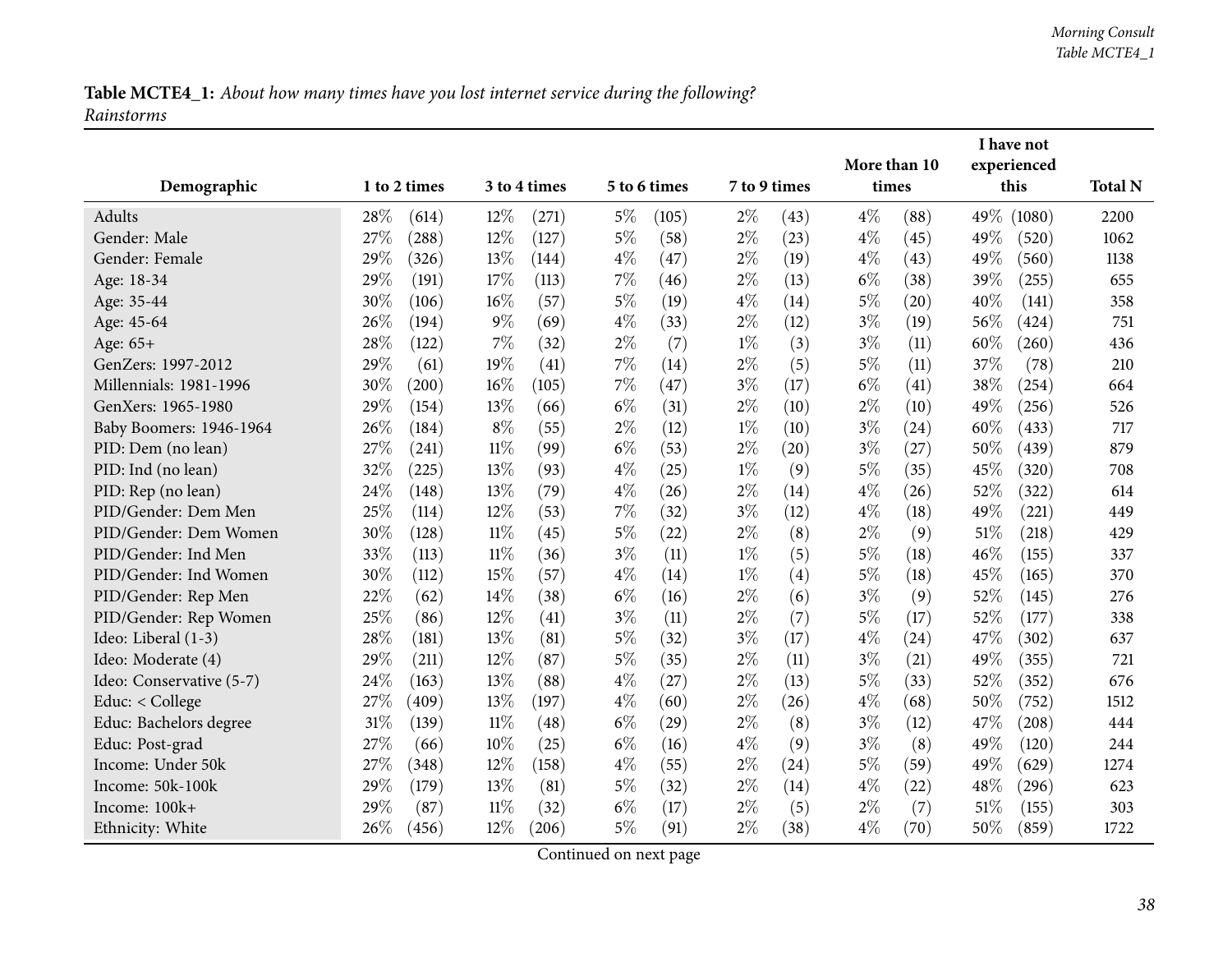**Table MCTE4_1:** *About how many times have you lost internet service during the following?*
*Rainstorms*

| Demographic | 1 to 2 times | | 3 to 4 times | | 5 to 6 times | | 7 to 9 times | | More than 10 times | | I have not experienced this | | Total N |
|---|---|---|---|---|---|---|---|---|---|---|---|---|---|
| Adults | 28% | (614) | 12% | (271) | 5% | (105) | 2% | (43) | 4% | (88) | 49% | (1080) | 2200 |
| Gender: Male | 27% | (288) | 12% | (127) | 5% | (58) | 2% | (23) | 4% | (45) | 49% | (520) | 1062 |
| Gender: Female | 29% | (326) | 13% | (144) | 4% | (47) | 2% | (19) | 4% | (43) | 49% | (560) | 1138 |
| Age: 18-34 | 29% | (191) | 17% | (113) | 7% | (46) | 2% | (13) | 6% | (38) | 39% | (255) | 655 |
| Age: 35-44 | 30% | (106) | 16% | (57) | 5% | (19) | 4% | (14) | 5% | (20) | 40% | (141) | 358 |
| Age: 45-64 | 26% | (194) | 9% | (69) | 4% | (33) | 2% | (12) | 3% | (19) | 56% | (424) | 751 |
| Age: 65+ | 28% | (122) | 7% | (32) | 2% | (7) | 1% | (3) | 3% | (11) | 60% | (260) | 436 |
| GenZers: 1997-2012 | 29% | (61) | 19% | (41) | 7% | (14) | 2% | (5) | 5% | (11) | 37% | (78) | 210 |
| Millennials: 1981-1996 | 30% | (200) | 16% | (105) | 7% | (47) | 3% | (17) | 6% | (41) | 38% | (254) | 664 |
| GenXers: 1965-1980 | 29% | (154) | 13% | (66) | 6% | (31) | 2% | (10) | 2% | (10) | 49% | (256) | 526 |
| Baby Boomers: 1946-1964 | 26% | (184) | 8% | (55) | 2% | (12) | 1% | (10) | 3% | (24) | 60% | (433) | 717 |
| PID: Dem (no lean) | 27% | (241) | 11% | (99) | 6% | (53) | 2% | (20) | 3% | (27) | 50% | (439) | 879 |
| PID: Ind (no lean) | 32% | (225) | 13% | (93) | 4% | (25) | 1% | (9) | 5% | (35) | 45% | (320) | 708 |
| PID: Rep (no lean) | 24% | (148) | 13% | (79) | 4% | (26) | 2% | (14) | 4% | (26) | 52% | (322) | 614 |
| PID/Gender: Dem Men | 25% | (114) | 12% | (53) | 7% | (32) | 3% | (12) | 4% | (18) | 49% | (221) | 449 |
| PID/Gender: Dem Women | 30% | (128) | 11% | (45) | 5% | (22) | 2% | (8) | 2% | (9) | 51% | (218) | 429 |
| PID/Gender: Ind Men | 33% | (113) | 11% | (36) | 3% | (11) | 1% | (5) | 5% | (18) | 46% | (155) | 337 |
| PID/Gender: Ind Women | 30% | (112) | 15% | (57) | 4% | (14) | 1% | (4) | 5% | (18) | 45% | (165) | 370 |
| PID/Gender: Rep Men | 22% | (62) | 14% | (38) | 6% | (16) | 2% | (6) | 3% | (9) | 52% | (145) | 276 |
| PID/Gender: Rep Women | 25% | (86) | 12% | (41) | 3% | (11) | 2% | (7) | 5% | (17) | 52% | (177) | 338 |
| Ideo: Liberal (1-3) | 28% | (181) | 13% | (81) | 5% | (32) | 3% | (17) | 4% | (24) | 47% | (302) | 637 |
| Ideo: Moderate (4) | 29% | (211) | 12% | (87) | 5% | (35) | 2% | (11) | 3% | (21) | 49% | (355) | 721 |
| Ideo: Conservative (5-7) | 24% | (163) | 13% | (88) | 4% | (27) | 2% | (13) | 5% | (33) | 52% | (352) | 676 |
| Educ: < College | 27% | (409) | 13% | (197) | 4% | (60) | 2% | (26) | 4% | (68) | 50% | (752) | 1512 |
| Educ: Bachelors degree | 31% | (139) | 11% | (48) | 6% | (29) | 2% | (8) | 3% | (12) | 47% | (208) | 444 |
| Educ: Post-grad | 27% | (66) | 10% | (25) | 6% | (16) | 4% | (9) | 3% | (8) | 49% | (120) | 244 |
| Income: Under 50k | 27% | (348) | 12% | (158) | 4% | (55) | 2% | (24) | 5% | (59) | 49% | (629) | 1274 |
| Income: 50k-100k | 29% | (179) | 13% | (81) | 5% | (32) | 2% | (14) | 4% | (22) | 48% | (296) | 623 |
| Income: 100k+ | 29% | (87) | 11% | (32) | 6% | (17) | 2% | (5) | 2% | (7) | 51% | (155) | 303 |
| Ethnicity: White | 26% | (456) | 12% | (206) | 5% | (91) | 2% | (38) | 4% | (70) | 50% | (859) | 1722 |

Continued on next page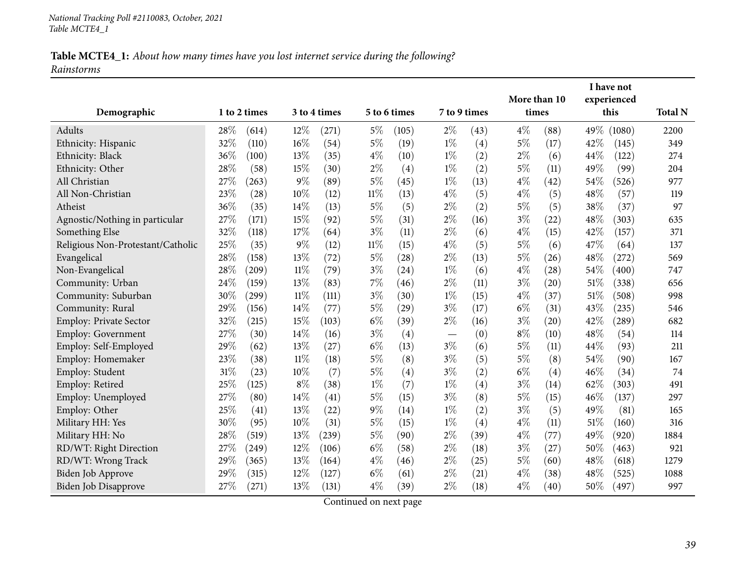**Table MCTE4_1:** *About how many times have you lost internet service during the following?*
*Rainstorms*

| Demographic | 1 to 2 times | | 3 to 4 times | | 5 to 6 times | | 7 to 9 times | | More than 10 times | | I have not experienced this | | Total N |
|---|---|---|---|---|---|---|---|---|---|---|---|---|---|
| Adults | 28% | (614) | 12% | (271) | 5% | (105) | 2% | (43) | 4% | (88) | 49% | (1080) | 2200 |
| Ethnicity: Hispanic | 32% | (110) | 16% | (54) | 5% | (19) | 1% | (4) | 5% | (17) | 42% | (145) | 349 |
| Ethnicity: Black | 36% | (100) | 13% | (35) | 4% | (10) | 1% | (2) | 2% | (6) | 44% | (122) | 274 |
| Ethnicity: Other | 28% | (58) | 15% | (30) | 2% | (4) | 1% | (2) | 5% | (11) | 49% | (99) | 204 |
| All Christian | 27% | (263) | 9% | (89) | 5% | (45) | 1% | (13) | 4% | (42) | 54% | (526) | 977 |
| All Non-Christian | 23% | (28) | 10% | (12) | 11% | (13) | 4% | (5) | 4% | (5) | 48% | (57) | 119 |
| Atheist | 36% | (35) | 14% | (13) | 5% | (5) | 2% | (2) | 5% | (5) | 38% | (37) | 97 |
| Agnostic/Nothing in particular | 27% | (171) | 15% | (92) | 5% | (31) | 2% | (16) | 3% | (22) | 48% | (303) | 635 |
| Something Else | 32% | (118) | 17% | (64) | 3% | (11) | 2% | (6) | 4% | (15) | 42% | (157) | 371 |
| Religious Non-Protestant/Catholic | 25% | (35) | 9% | (12) | 11% | (15) | 4% | (5) | 5% | (6) | 47% | (64) | 137 |
| Evangelical | 28% | (158) | 13% | (72) | 5% | (28) | 2% | (13) | 5% | (26) | 48% | (272) | 569 |
| Non-Evangelical | 28% | (209) | 11% | (79) | 3% | (24) | 1% | (6) | 4% | (28) | 54% | (400) | 747 |
| Community: Urban | 24% | (159) | 13% | (83) | 7% | (46) | 2% | (11) | 3% | (20) | 51% | (338) | 656 |
| Community: Suburban | 30% | (299) | 11% | (111) | 3% | (30) | 1% | (15) | 4% | (37) | 51% | (508) | 998 |
| Community: Rural | 29% | (156) | 14% | (77) | 5% | (29) | 3% | (17) | 6% | (31) | 43% | (235) | 546 |
| Employ: Private Sector | 32% | (215) | 15% | (103) | 6% | (39) | 2% | (16) | 3% | (20) | 42% | (289) | 682 |
| Employ: Government | 27% | (30) | 14% | (16) | 3% | (4) | — | (0) | 8% | (10) | 48% | (54) | 114 |
| Employ: Self-Employed | 29% | (62) | 13% | (27) | 6% | (13) | 3% | (6) | 5% | (11) | 44% | (93) | 211 |
| Employ: Homemaker | 23% | (38) | 11% | (18) | 5% | (8) | 3% | (5) | 5% | (8) | 54% | (90) | 167 |
| Employ: Student | 31% | (23) | 10% | (7) | 5% | (4) | 3% | (2) | 6% | (4) | 46% | (34) | 74 |
| Employ: Retired | 25% | (125) | 8% | (38) | 1% | (7) | 1% | (4) | 3% | (14) | 62% | (303) | 491 |
| Employ: Unemployed | 27% | (80) | 14% | (41) | 5% | (15) | 3% | (8) | 5% | (15) | 46% | (137) | 297 |
| Employ: Other | 25% | (41) | 13% | (22) | 9% | (14) | 1% | (2) | 3% | (5) | 49% | (81) | 165 |
| Military HH: Yes | 30% | (95) | 10% | (31) | 5% | (15) | 1% | (4) | 4% | (11) | 51% | (160) | 316 |
| Military HH: No | 28% | (519) | 13% | (239) | 5% | (90) | 2% | (39) | 4% | (77) | 49% | (920) | 1884 |
| RD/WT: Right Direction | 27% | (249) | 12% | (106) | 6% | (58) | 2% | (18) | 3% | (27) | 50% | (463) | 921 |
| RD/WT: Wrong Track | 29% | (365) | 13% | (164) | 4% | (46) | 2% | (25) | 5% | (60) | 48% | (618) | 1279 |
| Biden Job Approve | 29% | (315) | 12% | (127) | 6% | (61) | 2% | (21) | 4% | (38) | 48% | (525) | 1088 |
| Biden Job Disapprove | 27% | (271) | 13% | (131) | 4% | (39) | 2% | (18) | 4% | (40) | 50% | (497) | 997 |

Continued on next page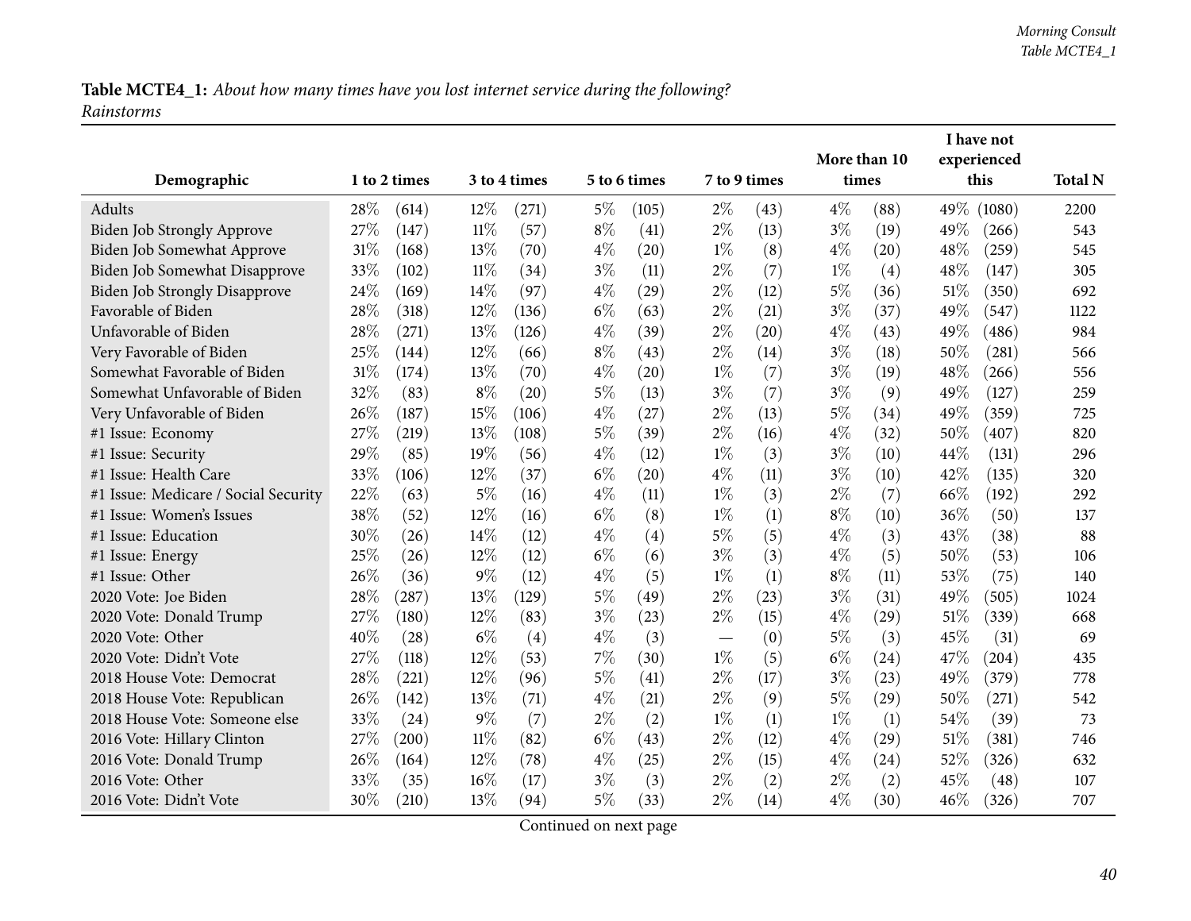**Table MCTE4_1:** *About how many times have you lost internet service during the following? Rainstorms*

| Demographic | 1 to 2 times | | 3 to 4 times | | 5 to 6 times | | 7 to 9 times | | More than 10 times | | I have not experienced this | | Total N |
|---|---|---|---|---|---|---|---|---|---|---|---|---|---|
| Adults | 28% | (614) | 12% | (271) | 5% | (105) | 2% | (43) | 4% | (88) | 49% | (1080) | 2200 |
| Biden Job Strongly Approve | 27% | (147) | 11% | (57) | 8% | (41) | 2% | (13) | 3% | (19) | 49% | (266) | 543 |
| Biden Job Somewhat Approve | 31% | (168) | 13% | (70) | 4% | (20) | 1% | (8) | 4% | (20) | 48% | (259) | 545 |
| Biden Job Somewhat Disapprove | 33% | (102) | 11% | (34) | 3% | (11) | 2% | (7) | 1% | (4) | 48% | (147) | 305 |
| Biden Job Strongly Disapprove | 24% | (169) | 14% | (97) | 4% | (29) | 2% | (12) | 5% | (36) | 51% | (350) | 692 |
| Favorable of Biden | 28% | (318) | 12% | (136) | 6% | (63) | 2% | (21) | 3% | (37) | 49% | (547) | 1122 |
| Unfavorable of Biden | 28% | (271) | 13% | (126) | 4% | (39) | 2% | (20) | 4% | (43) | 49% | (486) | 984 |
| Very Favorable of Biden | 25% | (144) | 12% | (66) | 8% | (43) | 2% | (14) | 3% | (18) | 50% | (281) | 566 |
| Somewhat Favorable of Biden | 31% | (174) | 13% | (70) | 4% | (20) | 1% | (7) | 3% | (19) | 48% | (266) | 556 |
| Somewhat Unfavorable of Biden | 32% | (83) | 8% | (20) | 5% | (13) | 3% | (7) | 3% | (9) | 49% | (127) | 259 |
| Very Unfavorable of Biden | 26% | (187) | 15% | (106) | 4% | (27) | 2% | (13) | 5% | (34) | 49% | (359) | 725 |
| #1 Issue: Economy | 27% | (219) | 13% | (108) | 5% | (39) | 2% | (16) | 4% | (32) | 50% | (407) | 820 |
| #1 Issue: Security | 29% | (85) | 19% | (56) | 4% | (12) | 1% | (3) | 3% | (10) | 44% | (131) | 296 |
| #1 Issue: Health Care | 33% | (106) | 12% | (37) | 6% | (20) | 4% | (11) | 3% | (10) | 42% | (135) | 320 |
| #1 Issue: Medicare / Social Security | 22% | (63) | 5% | (16) | 4% | (11) | 1% | (3) | 2% | (7) | 66% | (192) | 292 |
| #1 Issue: Women's Issues | 38% | (52) | 12% | (16) | 6% | (8) | 1% | (1) | 8% | (10) | 36% | (50) | 137 |
| #1 Issue: Education | 30% | (26) | 14% | (12) | 4% | (4) | 5% | (5) | 4% | (3) | 43% | (38) | 88 |
| #1 Issue: Energy | 25% | (26) | 12% | (12) | 6% | (6) | 3% | (3) | 4% | (5) | 50% | (53) | 106 |
| #1 Issue: Other | 26% | (36) | 9% | (12) | 4% | (5) | 1% | (1) | 8% | (11) | 53% | (75) | 140 |
| 2020 Vote: Joe Biden | 28% | (287) | 13% | (129) | 5% | (49) | 2% | (23) | 3% | (31) | 49% | (505) | 1024 |
| 2020 Vote: Donald Trump | 27% | (180) | 12% | (83) | 3% | (23) | 2% | (15) | 4% | (29) | 51% | (339) | 668 |
| 2020 Vote: Other | 40% | (28) | 6% | (4) | 4% | (3) | — | (0) | 5% | (3) | 45% | (31) | 69 |
| 2020 Vote: Didn't Vote | 27% | (118) | 12% | (53) | 7% | (30) | 1% | (5) | 6% | (24) | 47% | (204) | 435 |
| 2018 House Vote: Democrat | 28% | (221) | 12% | (96) | 5% | (41) | 2% | (17) | 3% | (23) | 49% | (379) | 778 |
| 2018 House Vote: Republican | 26% | (142) | 13% | (71) | 4% | (21) | 2% | (9) | 5% | (29) | 50% | (271) | 542 |
| 2018 House Vote: Someone else | 33% | (24) | 9% | (7) | 2% | (2) | 1% | (1) | 1% | (1) | 54% | (39) | 73 |
| 2016 Vote: Hillary Clinton | 27% | (200) | 11% | (82) | 6% | (43) | 2% | (12) | 4% | (29) | 51% | (381) | 746 |
| 2016 Vote: Donald Trump | 26% | (164) | 12% | (78) | 4% | (25) | 2% | (15) | 4% | (24) | 52% | (326) | 632 |
| 2016 Vote: Other | 33% | (35) | 16% | (17) | 3% | (3) | 2% | (2) | 2% | (2) | 45% | (48) | 107 |
| 2016 Vote: Didn't Vote | 30% | (210) | 13% | (94) | 5% | (33) | 2% | (14) | 4% | (30) | 46% | (326) | 707 |

Continued on next page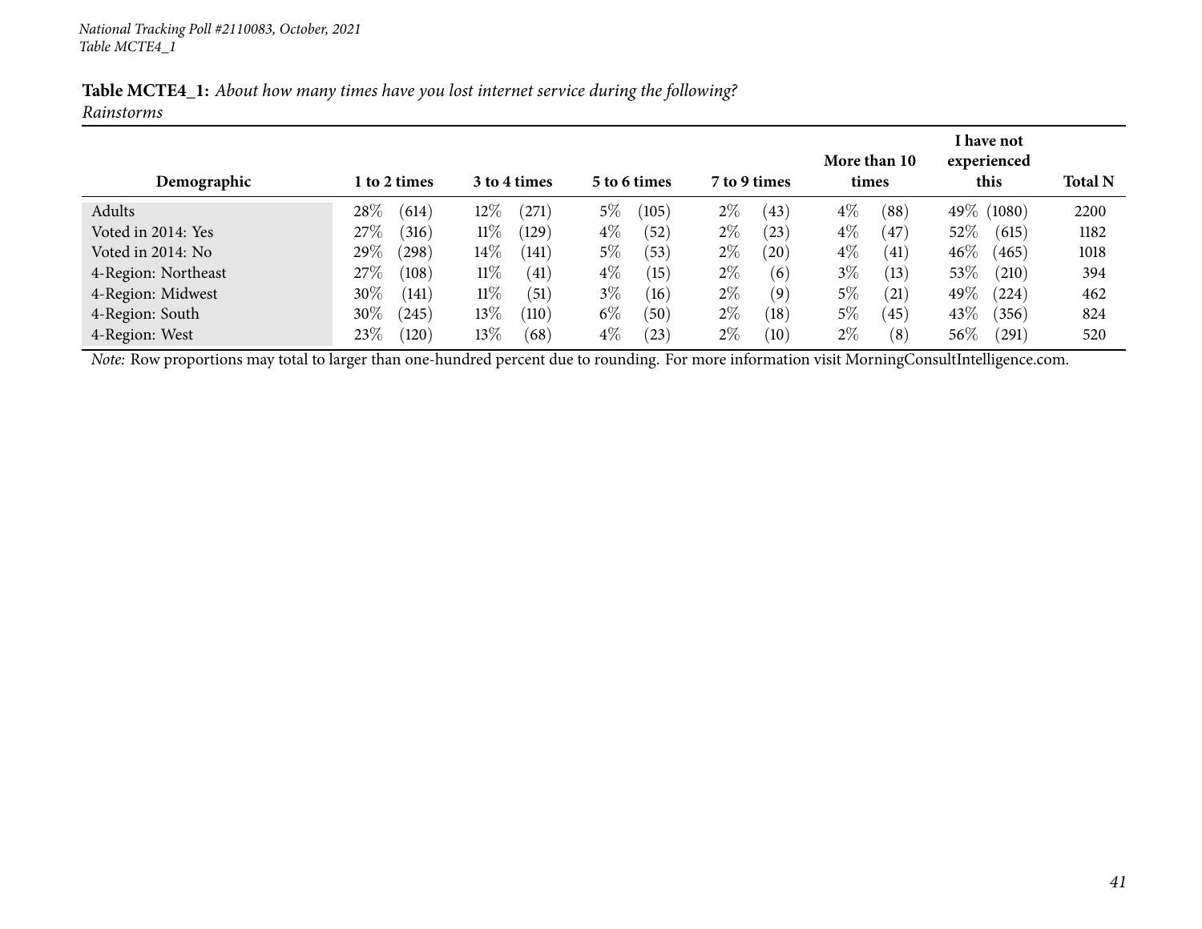*National Tracking Poll #2110083, October, 2021*
*Table MCTE4_1*

**Table MCTE4_1:** *About how many times have you lost internet service during the following?*
*Rainstorms*

| Demographic | 1 to 2 times | 3 to 4 times | 5 to 6 times | 7 to 9 times | More than 10 times | I have not experienced this | Total N |
|---|---|---|---|---|---|---|---|
| Adults | 28% (614) | 12% (271) | 5% (105) | 2% (43) | 4% (88) | 49% (1080) | 2200 |
| Voted in 2014: Yes | 27% (316) | 11% (129) | 4% (52) | 2% (23) | 4% (47) | 52% (615) | 1182 |
| Voted in 2014: No | 29% (298) | 14% (141) | 5% (53) | 2% (20) | 4% (41) | 46% (465) | 1018 |
| 4-Region: Northeast | 27% (108) | 11% (41) | 4% (15) | 2% (6) | 3% (13) | 53% (210) | 394 |
| 4-Region: Midwest | 30% (141) | 11% (51) | 3% (16) | 2% (9) | 5% (21) | 49% (224) | 462 |
| 4-Region: South | 30% (245) | 13% (110) | 6% (50) | 2% (18) | 5% (45) | 43% (356) | 824 |
| 4-Region: West | 23% (120) | 13% (68) | 4% (23) | 2% (10) | 2% (8) | 56% (291) | 520 |

*Note:* Row proportions may total to larger than one-hundred percent due to rounding. For more information visit MorningConsultIntelligence.com.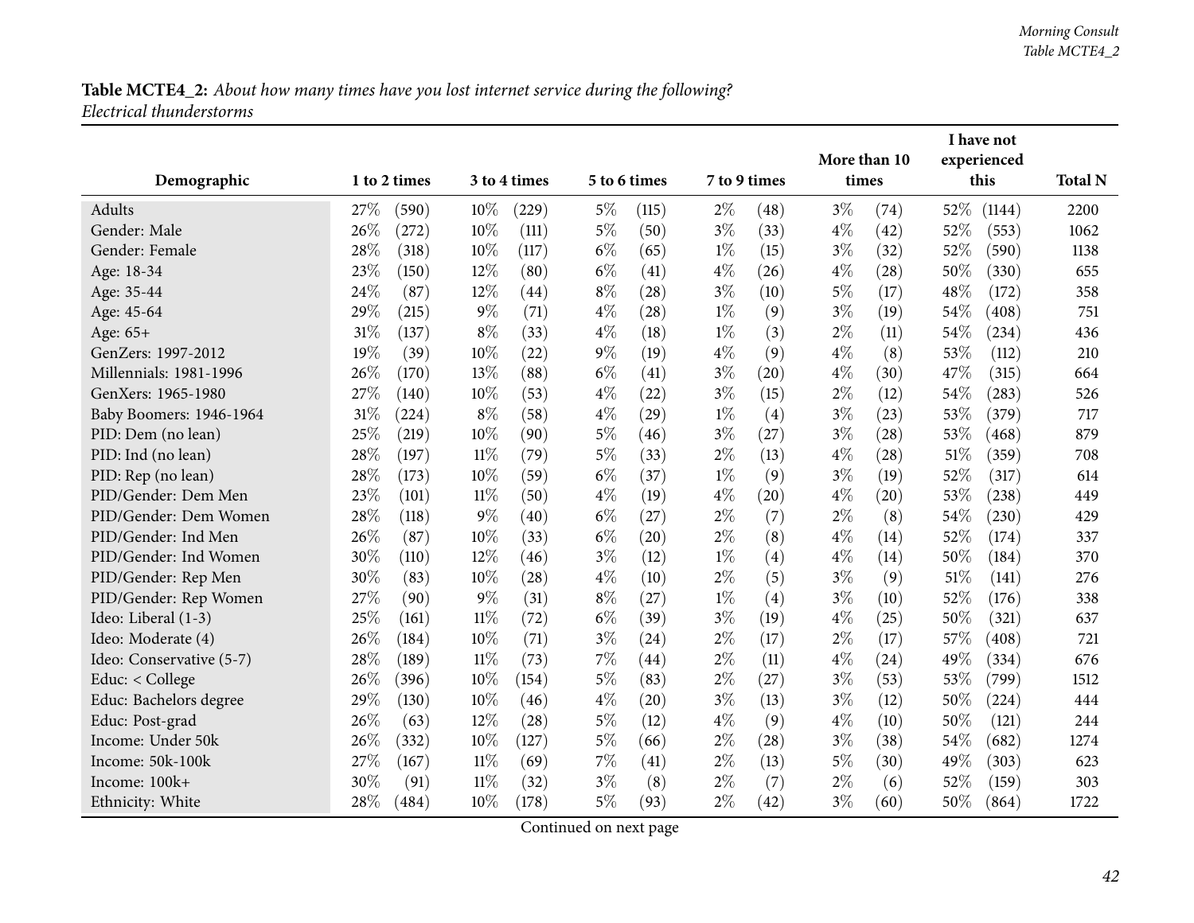**Table MCTE4_2:** *About how many times have you lost internet service during the following?*
*Electrical thunderstorms*

| Demographic | 1 to 2 times | | 3 to 4 times | | 5 to 6 times | | 7 to 9 times | | More than 10 times | | I have not experienced this | | Total N |
|---|---|---|---|---|---|---|---|---|---|---|---|---|---|
| Adults | 27% | (590) | 10% | (229) | 5% | (115) | 2% | (48) | 3% | (74) | 52% | (1144) | 2200 |
| Gender: Male | 26% | (272) | 10% | (111) | 5% | (50) | 3% | (33) | 4% | (42) | 52% | (553) | 1062 |
| Gender: Female | 28% | (318) | 10% | (117) | 6% | (65) | 1% | (15) | 3% | (32) | 52% | (590) | 1138 |
| Age: 18-34 | 23% | (150) | 12% | (80) | 6% | (41) | 4% | (26) | 4% | (28) | 50% | (330) | 655 |
| Age: 35-44 | 24% | (87) | 12% | (44) | 8% | (28) | 3% | (10) | 5% | (17) | 48% | (172) | 358 |
| Age: 45-64 | 29% | (215) | 9% | (71) | 4% | (28) | 1% | (9) | 3% | (19) | 54% | (408) | 751 |
| Age: 65+ | 31% | (137) | 8% | (33) | 4% | (18) | 1% | (3) | 2% | (11) | 54% | (234) | 436 |
| GenZers: 1997-2012 | 19% | (39) | 10% | (22) | 9% | (19) | 4% | (9) | 4% | (8) | 53% | (112) | 210 |
| Millennials: 1981-1996 | 26% | (170) | 13% | (88) | 6% | (41) | 3% | (20) | 4% | (30) | 47% | (315) | 664 |
| GenXers: 1965-1980 | 27% | (140) | 10% | (53) | 4% | (22) | 3% | (15) | 2% | (12) | 54% | (283) | 526 |
| Baby Boomers: 1946-1964 | 31% | (224) | 8% | (58) | 4% | (29) | 1% | (4) | 3% | (23) | 53% | (379) | 717 |
| PID: Dem (no lean) | 25% | (219) | 10% | (90) | 5% | (46) | 3% | (27) | 3% | (28) | 53% | (468) | 879 |
| PID: Ind (no lean) | 28% | (197) | 11% | (79) | 5% | (33) | 2% | (13) | 4% | (28) | 51% | (359) | 708 |
| PID: Rep (no lean) | 28% | (173) | 10% | (59) | 6% | (37) | 1% | (9) | 3% | (19) | 52% | (317) | 614 |
| PID/Gender: Dem Men | 23% | (101) | 11% | (50) | 4% | (19) | 4% | (20) | 4% | (20) | 53% | (238) | 449 |
| PID/Gender: Dem Women | 28% | (118) | 9% | (40) | 6% | (27) | 2% | (7) | 2% | (8) | 54% | (230) | 429 |
| PID/Gender: Ind Men | 26% | (87) | 10% | (33) | 6% | (20) | 2% | (8) | 4% | (14) | 52% | (174) | 337 |
| PID/Gender: Ind Women | 30% | (110) | 12% | (46) | 3% | (12) | 1% | (4) | 4% | (14) | 50% | (184) | 370 |
| PID/Gender: Rep Men | 30% | (83) | 10% | (28) | 4% | (10) | 2% | (5) | 3% | (9) | 51% | (141) | 276 |
| PID/Gender: Rep Women | 27% | (90) | 9% | (31) | 8% | (27) | 1% | (4) | 3% | (10) | 52% | (176) | 338 |
| Ideo: Liberal (1-3) | 25% | (161) | 11% | (72) | 6% | (39) | 3% | (19) | 4% | (25) | 50% | (321) | 637 |
| Ideo: Moderate (4) | 26% | (184) | 10% | (71) | 3% | (24) | 2% | (17) | 2% | (17) | 57% | (408) | 721 |
| Ideo: Conservative (5-7) | 28% | (189) | 11% | (73) | 7% | (44) | 2% | (11) | 4% | (24) | 49% | (334) | 676 |
| Educ: < College | 26% | (396) | 10% | (154) | 5% | (83) | 2% | (27) | 3% | (53) | 53% | (799) | 1512 |
| Educ: Bachelors degree | 29% | (130) | 10% | (46) | 4% | (20) | 3% | (13) | 3% | (12) | 50% | (224) | 444 |
| Educ: Post-grad | 26% | (63) | 12% | (28) | 5% | (12) | 4% | (9) | 4% | (10) | 50% | (121) | 244 |
| Income: Under 50k | 26% | (332) | 10% | (127) | 5% | (66) | 2% | (28) | 3% | (38) | 54% | (682) | 1274 |
| Income: 50k-100k | 27% | (167) | 11% | (69) | 7% | (41) | 2% | (13) | 5% | (30) | 49% | (303) | 623 |
| Income: 100k+ | 30% | (91) | 11% | (32) | 3% | (8) | 2% | (7) | 2% | (6) | 52% | (159) | 303 |
| Ethnicity: White | 28% | (484) | 10% | (178) | 5% | (93) | 2% | (42) | 3% | (60) | 50% | (864) | 1722 |

Continued on next page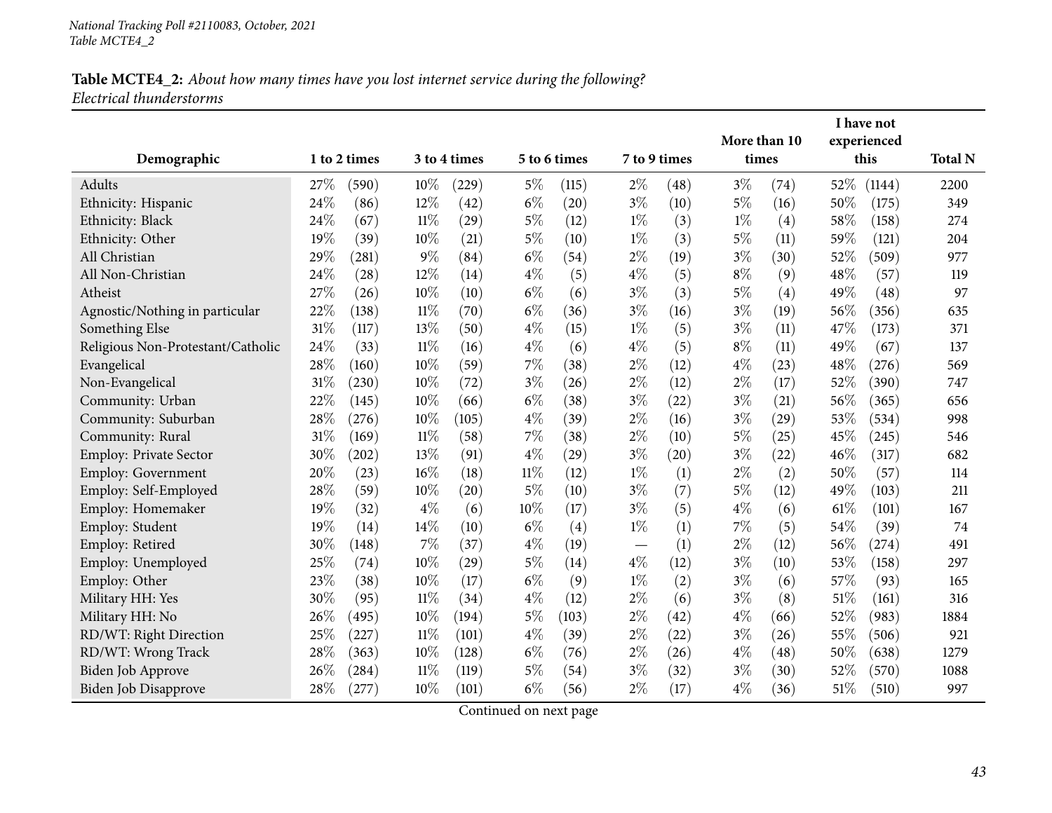**Table MCTE4_2:** *About how many times have you lost internet service during the following?*
*Electrical thunderstorms*

| Demographic | 1 to 2 times | | 3 to 4 times | | 5 to 6 times | | 7 to 9 times | | More than 10 times | | I have not experienced this | | Total N |
|---|---|---|---|---|---|---|---|---|---|---|---|---|---|
| Adults | 27% | (590) | 10% | (229) | 5% | (115) | 2% | (48) | 3% | (74) | 52% | (1144) | 2200 |
| Ethnicity: Hispanic | 24% | (86) | 12% | (42) | 6% | (20) | 3% | (10) | 5% | (16) | 50% | (175) | 349 |
| Ethnicity: Black | 24% | (67) | 11% | (29) | 5% | (12) | 1% | (3) | 1% | (4) | 58% | (158) | 274 |
| Ethnicity: Other | 19% | (39) | 10% | (21) | 5% | (10) | 1% | (3) | 5% | (11) | 59% | (121) | 204 |
| All Christian | 29% | (281) | 9% | (84) | 6% | (54) | 2% | (19) | 3% | (30) | 52% | (509) | 977 |
| All Non-Christian | 24% | (28) | 12% | (14) | 4% | (5) | 4% | (5) | 8% | (9) | 48% | (57) | 119 |
| Atheist | 27% | (26) | 10% | (10) | 6% | (6) | 3% | (3) | 5% | (4) | 49% | (48) | 97 |
| Agnostic/Nothing in particular | 22% | (138) | 11% | (70) | 6% | (36) | 3% | (16) | 3% | (19) | 56% | (356) | 635 |
| Something Else | 31% | (117) | 13% | (50) | 4% | (15) | 1% | (5) | 3% | (11) | 47% | (173) | 371 |
| Religious Non-Protestant/Catholic | 24% | (33) | 11% | (16) | 4% | (6) | 4% | (5) | 8% | (11) | 49% | (67) | 137 |
| Evangelical | 28% | (160) | 10% | (59) | 7% | (38) | 2% | (12) | 4% | (23) | 48% | (276) | 569 |
| Non-Evangelical | 31% | (230) | 10% | (72) | 3% | (26) | 2% | (12) | 2% | (17) | 52% | (390) | 747 |
| Community: Urban | 22% | (145) | 10% | (66) | 6% | (38) | 3% | (22) | 3% | (21) | 56% | (365) | 656 |
| Community: Suburban | 28% | (276) | 10% | (105) | 4% | (39) | 2% | (16) | 3% | (29) | 53% | (534) | 998 |
| Community: Rural | 31% | (169) | 11% | (58) | 7% | (38) | 2% | (10) | 5% | (25) | 45% | (245) | 546 |
| Employ: Private Sector | 30% | (202) | 13% | (91) | 4% | (29) | 3% | (20) | 3% | (22) | 46% | (317) | 682 |
| Employ: Government | 20% | (23) | 16% | (18) | 11% | (12) | 1% | (1) | 2% | (2) | 50% | (57) | 114 |
| Employ: Self-Employed | 28% | (59) | 10% | (20) | 5% | (10) | 3% | (7) | 5% | (12) | 49% | (103) | 211 |
| Employ: Homemaker | 19% | (32) | 4% | (6) | 10% | (17) | 3% | (5) | 4% | (6) | 61% | (101) | 167 |
| Employ: Student | 19% | (14) | 14% | (10) | 6% | (4) | 1% | (1) | 7% | (5) | 54% | (39) | 74 |
| Employ: Retired | 30% | (148) | 7% | (37) | 4% | (19) | — | (1) | 2% | (12) | 56% | (274) | 491 |
| Employ: Unemployed | 25% | (74) | 10% | (29) | 5% | (14) | 4% | (12) | 3% | (10) | 53% | (158) | 297 |
| Employ: Other | 23% | (38) | 10% | (17) | 6% | (9) | 1% | (2) | 3% | (6) | 57% | (93) | 165 |
| Military HH: Yes | 30% | (95) | 11% | (34) | 4% | (12) | 2% | (6) | 3% | (8) | 51% | (161) | 316 |
| Military HH: No | 26% | (495) | 10% | (194) | 5% | (103) | 2% | (42) | 4% | (66) | 52% | (983) | 1884 |
| RD/WT: Right Direction | 25% | (227) | 11% | (101) | 4% | (39) | 2% | (22) | 3% | (26) | 55% | (506) | 921 |
| RD/WT: Wrong Track | 28% | (363) | 10% | (128) | 6% | (76) | 2% | (26) | 4% | (48) | 50% | (638) | 1279 |
| Biden Job Approve | 26% | (284) | 11% | (119) | 5% | (54) | 3% | (32) | 3% | (30) | 52% | (570) | 1088 |
| Biden Job Disapprove | 28% | (277) | 10% | (101) | 6% | (56) | 2% | (17) | 4% | (36) | 51% | (510) | 997 |

Continued on next page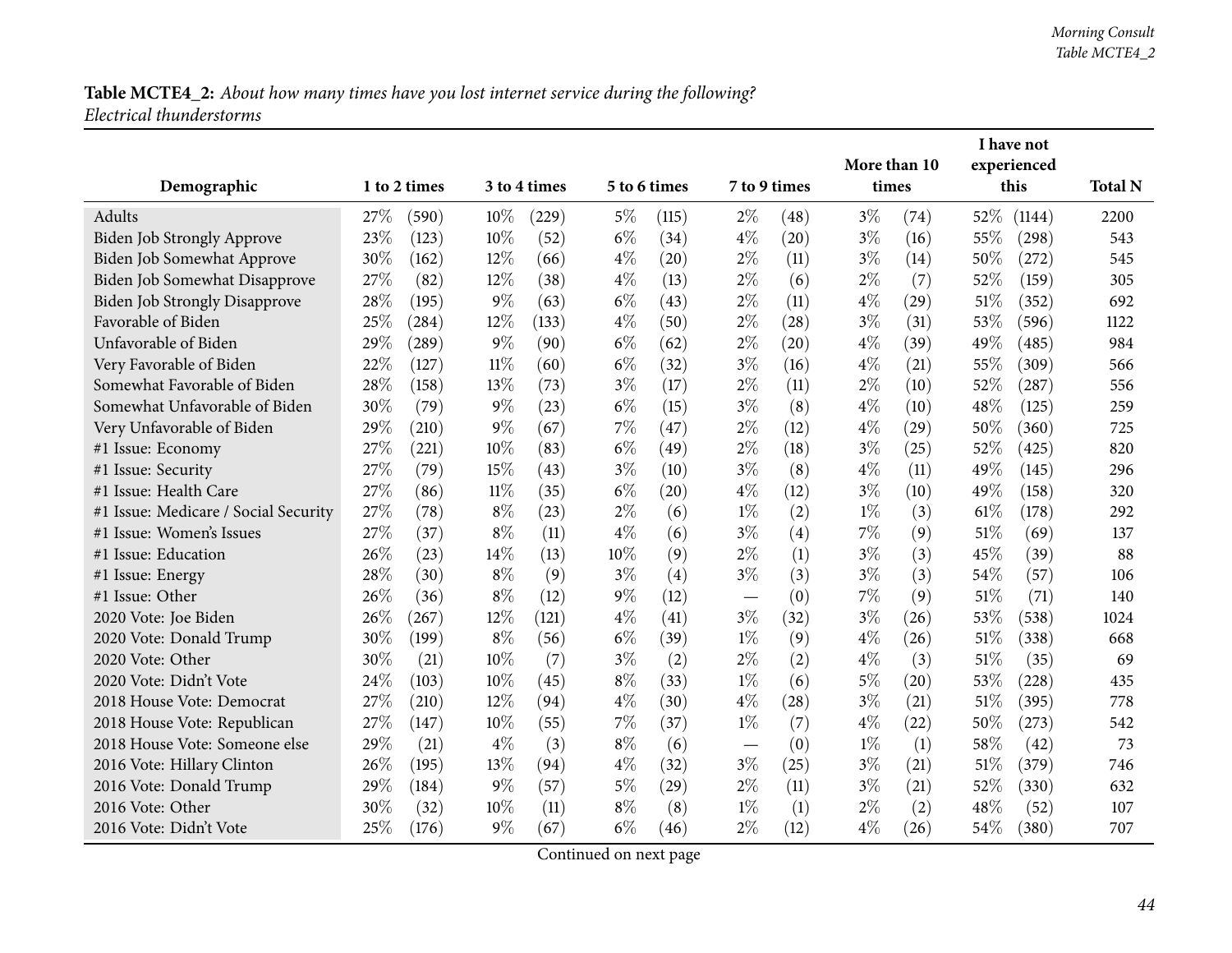**Table MCTE4_2:** *About how many times have you lost internet service during the following? Electrical thunderstorms*

| Demographic | 1 to 2 times | | 3 to 4 times | | 5 to 6 times | | 7 to 9 times | | More than 10 times | | I have not experienced this | | Total N |
|---|---|---|---|---|---|---|---|---|---|---|---|---|---|
| Adults | 27% | (590) | 10% | (229) | 5% | (115) | 2% | (48) | 3% | (74) | 52% | (1144) | 2200 |
| Biden Job Strongly Approve | 23% | (123) | 10% | (52) | 6% | (34) | 4% | (20) | 3% | (16) | 55% | (298) | 543 |
| Biden Job Somewhat Approve | 30% | (162) | 12% | (66) | 4% | (20) | 2% | (11) | 3% | (14) | 50% | (272) | 545 |
| Biden Job Somewhat Disapprove | 27% | (82) | 12% | (38) | 4% | (13) | 2% | (6) | 2% | (7) | 52% | (159) | 305 |
| Biden Job Strongly Disapprove | 28% | (195) | 9% | (63) | 6% | (43) | 2% | (11) | 4% | (29) | 51% | (352) | 692 |
| Favorable of Biden | 25% | (284) | 12% | (133) | 4% | (50) | 2% | (28) | 3% | (31) | 53% | (596) | 1122 |
| Unfavorable of Biden | 29% | (289) | 9% | (90) | 6% | (62) | 2% | (20) | 4% | (39) | 49% | (485) | 984 |
| Very Favorable of Biden | 22% | (127) | 11% | (60) | 6% | (32) | 3% | (16) | 4% | (21) | 55% | (309) | 566 |
| Somewhat Favorable of Biden | 28% | (158) | 13% | (73) | 3% | (17) | 2% | (11) | 2% | (10) | 52% | (287) | 556 |
| Somewhat Unfavorable of Biden | 30% | (79) | 9% | (23) | 6% | (15) | 3% | (8) | 4% | (10) | 48% | (125) | 259 |
| Very Unfavorable of Biden | 29% | (210) | 9% | (67) | 7% | (47) | 2% | (12) | 4% | (29) | 50% | (360) | 725 |
| #1 Issue: Economy | 27% | (221) | 10% | (83) | 6% | (49) | 2% | (18) | 3% | (25) | 52% | (425) | 820 |
| #1 Issue: Security | 27% | (79) | 15% | (43) | 3% | (10) | 3% | (8) | 4% | (11) | 49% | (145) | 296 |
| #1 Issue: Health Care | 27% | (86) | 11% | (35) | 6% | (20) | 4% | (12) | 3% | (10) | 49% | (158) | 320 |
| #1 Issue: Medicare / Social Security | 27% | (78) | 8% | (23) | 2% | (6) | 1% | (2) | 1% | (3) | 61% | (178) | 292 |
| #1 Issue: Women's Issues | 27% | (37) | 8% | (11) | 4% | (6) | 3% | (4) | 7% | (9) | 51% | (69) | 137 |
| #1 Issue: Education | 26% | (23) | 14% | (13) | 10% | (9) | 2% | (1) | 3% | (3) | 45% | (39) | 88 |
| #1 Issue: Energy | 28% | (30) | 8% | (9) | 3% | (4) | 3% | (3) | 3% | (3) | 54% | (57) | 106 |
| #1 Issue: Other | 26% | (36) | 8% | (12) | 9% | (12) | — | (0) | 7% | (9) | 51% | (71) | 140 |
| 2020 Vote: Joe Biden | 26% | (267) | 12% | (121) | 4% | (41) | 3% | (32) | 3% | (26) | 53% | (538) | 1024 |
| 2020 Vote: Donald Trump | 30% | (199) | 8% | (56) | 6% | (39) | 1% | (9) | 4% | (26) | 51% | (338) | 668 |
| 2020 Vote: Other | 30% | (21) | 10% | (7) | 3% | (2) | 2% | (2) | 4% | (3) | 51% | (35) | 69 |
| 2020 Vote: Didn't Vote | 24% | (103) | 10% | (45) | 8% | (33) | 1% | (6) | 5% | (20) | 53% | (228) | 435 |
| 2018 House Vote: Democrat | 27% | (210) | 12% | (94) | 4% | (30) | 4% | (28) | 3% | (21) | 51% | (395) | 778 |
| 2018 House Vote: Republican | 27% | (147) | 10% | (55) | 7% | (37) | 1% | (7) | 4% | (22) | 50% | (273) | 542 |
| 2018 House Vote: Someone else | 29% | (21) | 4% | (3) | 8% | (6) | — | (0) | 1% | (1) | 58% | (42) | 73 |
| 2016 Vote: Hillary Clinton | 26% | (195) | 13% | (94) | 4% | (32) | 3% | (25) | 3% | (21) | 51% | (379) | 746 |
| 2016 Vote: Donald Trump | 29% | (184) | 9% | (57) | 5% | (29) | 2% | (11) | 3% | (21) | 52% | (330) | 632 |
| 2016 Vote: Other | 30% | (32) | 10% | (11) | 8% | (8) | 1% | (1) | 2% | (2) | 48% | (52) | 107 |
| 2016 Vote: Didn't Vote | 25% | (176) | 9% | (67) | 6% | (46) | 2% | (12) | 4% | (26) | 54% | (380) | 707 |

Continued on next page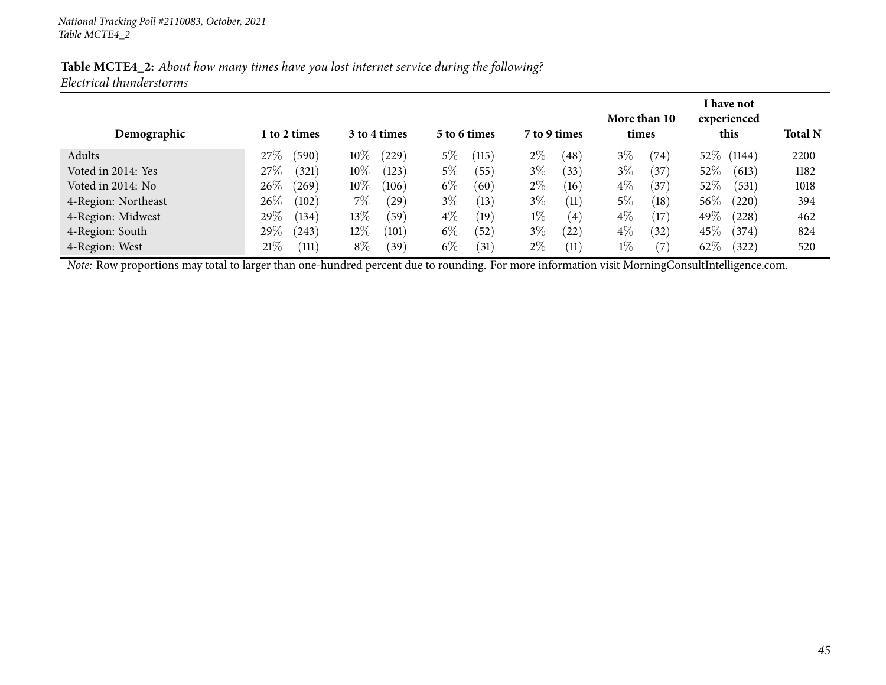*National Tracking Poll #2110083, October, 2021*
*Table MCTE4_2*

**Table MCTE4_2:** *About how many times have you lost internet service during the following?*
*Electrical thunderstorms*

| Demographic | 1 to 2 times | 3 to 4 times | 5 to 6 times | 7 to 9 times | More than 10 times | I have not experienced this | Total N |
|---|---|---|---|---|---|---|---|
| Adults | 27% (590) | 10% (229) | 5% (115) | 2% (48) | 3% (74) | 52% (1144) | 2200 |
| Voted in 2014: Yes | 27% (321) | 10% (123) | 5% (55) | 3% (33) | 3% (37) | 52% (613) | 1182 |
| Voted in 2014: No | 26% (269) | 10% (106) | 6% (60) | 2% (16) | 4% (37) | 52% (531) | 1018 |
| 4-Region: Northeast | 26% (102) | 7% (29) | 3% (13) | 3% (11) | 5% (18) | 56% (220) | 394 |
| 4-Region: Midwest | 29% (134) | 13% (59) | 4% (19) | 1% (4) | 4% (17) | 49% (228) | 462 |
| 4-Region: South | 29% (243) | 12% (101) | 6% (52) | 3% (22) | 4% (32) | 45% (374) | 824 |
| 4-Region: West | 21% (111) | 8% (39) | 6% (31) | 2% (11) | 1% (7) | 62% (322) | 520 |

*Note:* Row proportions may total to larger than one-hundred percent due to rounding. For more information visit MorningConsultIntelligence.com.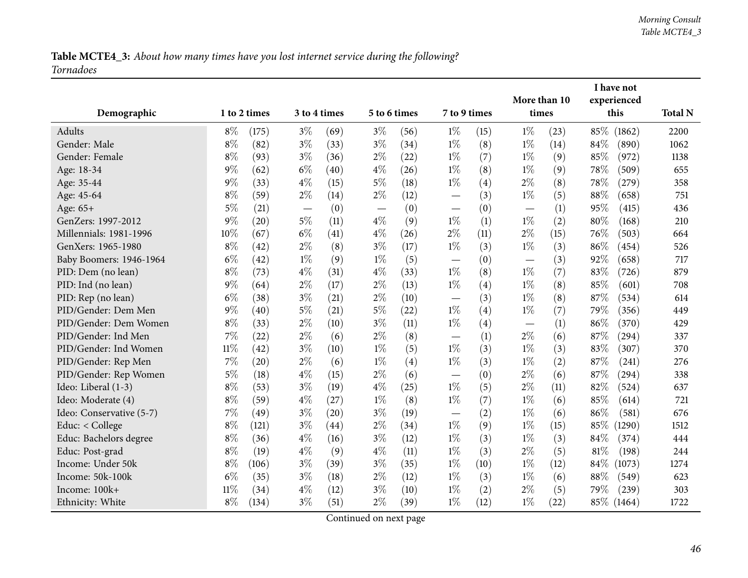**Table MCTE4_3:** *About how many times have you lost internet service during the following?*
*Tornadoes*

| Demographic | 1 to 2 times | | 3 to 4 times | | 5 to 6 times | | 7 to 9 times | | More than 10 times | | I have not experienced this | | Total N |
|---|---|---|---|---|---|---|---|---|---|---|---|---|---|
| Adults | 8% | (175) | 3% | (69) | 3% | (56) | 1% | (15) | 1% | (23) | 85% | (1862) | 2200 |
| Gender: Male | 8% | (82) | 3% | (33) | 3% | (34) | 1% | (8) | 1% | (14) | 84% | (890) | 1062 |
| Gender: Female | 8% | (93) | 3% | (36) | 2% | (22) | 1% | (7) | 1% | (9) | 85% | (972) | 1138 |
| Age: 18-34 | 9% | (62) | 6% | (40) | 4% | (26) | 1% | (8) | 1% | (9) | 78% | (509) | 655 |
| Age: 35-44 | 9% | (33) | 4% | (15) | 5% | (18) | 1% | (4) | 2% | (8) | 78% | (279) | 358 |
| Age: 45-64 | 8% | (59) | 2% | (14) | 2% | (12) | — | (3) | 1% | (5) | 88% | (658) | 751 |
| Age: 65+ | 5% | (21) | — | (0) | — | (0) | — | (0) | — | (1) | 95% | (415) | 436 |
| GenZers: 1997-2012 | 9% | (20) | 5% | (11) | 4% | (9) | 1% | (1) | 1% | (2) | 80% | (168) | 210 |
| Millennials: 1981-1996 | 10% | (67) | 6% | (41) | 4% | (26) | 2% | (11) | 2% | (15) | 76% | (503) | 664 |
| GenXers: 1965-1980 | 8% | (42) | 2% | (8) | 3% | (17) | 1% | (3) | 1% | (3) | 86% | (454) | 526 |
| Baby Boomers: 1946-1964 | 6% | (42) | 1% | (9) | 1% | (5) | — | (0) | — | (3) | 92% | (658) | 717 |
| PID: Dem (no lean) | 8% | (73) | 4% | (31) | 4% | (33) | 1% | (8) | 1% | (7) | 83% | (726) | 879 |
| PID: Ind (no lean) | 9% | (64) | 2% | (17) | 2% | (13) | 1% | (4) | 1% | (8) | 85% | (601) | 708 |
| PID: Rep (no lean) | 6% | (38) | 3% | (21) | 2% | (10) | — | (3) | 1% | (8) | 87% | (534) | 614 |
| PID/Gender: Dem Men | 9% | (40) | 5% | (21) | 5% | (22) | 1% | (4) | 1% | (7) | 79% | (356) | 449 |
| PID/Gender: Dem Women | 8% | (33) | 2% | (10) | 3% | (11) | 1% | (4) | — | (1) | 86% | (370) | 429 |
| PID/Gender: Ind Men | 7% | (22) | 2% | (6) | 2% | (8) | — | (1) | 2% | (6) | 87% | (294) | 337 |
| PID/Gender: Ind Women | 11% | (42) | 3% | (10) | 1% | (5) | 1% | (3) | 1% | (3) | 83% | (307) | 370 |
| PID/Gender: Rep Men | 7% | (20) | 2% | (6) | 1% | (4) | 1% | (3) | 1% | (2) | 87% | (241) | 276 |
| PID/Gender: Rep Women | 5% | (18) | 4% | (15) | 2% | (6) | — | (0) | 2% | (6) | 87% | (294) | 338 |
| Ideo: Liberal (1-3) | 8% | (53) | 3% | (19) | 4% | (25) | 1% | (5) | 2% | (11) | 82% | (524) | 637 |
| Ideo: Moderate (4) | 8% | (59) | 4% | (27) | 1% | (8) | 1% | (7) | 1% | (6) | 85% | (614) | 721 |
| Ideo: Conservative (5-7) | 7% | (49) | 3% | (20) | 3% | (19) | — | (2) | 1% | (6) | 86% | (581) | 676 |
| Educ: < College | 8% | (121) | 3% | (44) | 2% | (34) | 1% | (9) | 1% | (15) | 85% | (1290) | 1512 |
| Educ: Bachelors degree | 8% | (36) | 4% | (16) | 3% | (12) | 1% | (3) | 1% | (3) | 84% | (374) | 444 |
| Educ: Post-grad | 8% | (19) | 4% | (9) | 4% | (11) | 1% | (3) | 2% | (5) | 81% | (198) | 244 |
| Income: Under 50k | 8% | (106) | 3% | (39) | 3% | (35) | 1% | (10) | 1% | (12) | 84% | (1073) | 1274 |
| Income: 50k-100k | 6% | (35) | 3% | (18) | 2% | (12) | 1% | (3) | 1% | (6) | 88% | (549) | 623 |
| Income: 100k+ | 11% | (34) | 4% | (12) | 3% | (10) | 1% | (2) | 2% | (5) | 79% | (239) | 303 |
| Ethnicity: White | 8% | (134) | 3% | (51) | 2% | (39) | 1% | (12) | 1% | (22) | 85% | (1464) | 1722 |

Continued on next page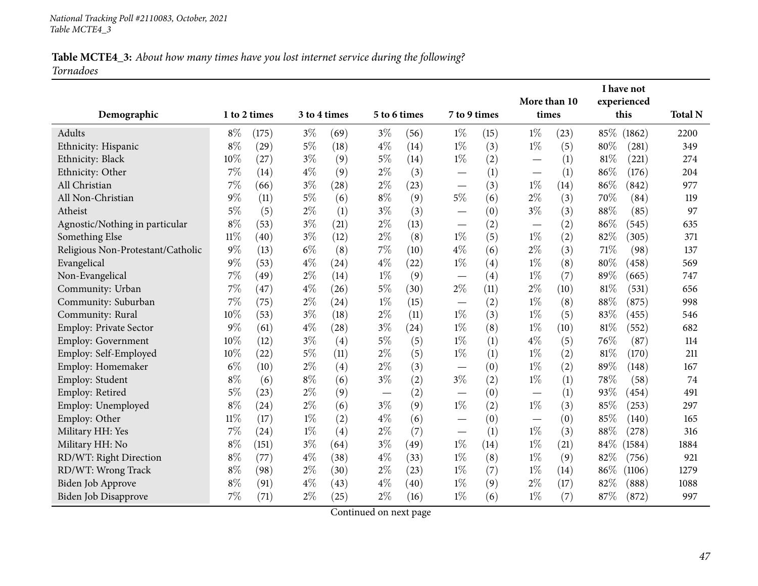*National Tracking Poll #2110083, October, 2021*
*Table MCTE4_3*

**Table MCTE4_3:** *About how many times have you lost internet service during the following?*
*Tornadoes*

| Demographic | 1 to 2 times | | 3 to 4 times | | 5 to 6 times | | 7 to 9 times | | More than 10 times | | I have not experienced this | | Total N |
|---|---|---|---|---|---|---|---|---|---|---|---|---|---|
| Adults | 8% | (175) | 3% | (69) | 3% | (56) | 1% | (15) | 1% | (23) | 85% | (1862) | 2200 |
| Ethnicity: Hispanic | 8% | (29) | 5% | (18) | 4% | (14) | 1% | (3) | 1% | (5) | 80% | (281) | 349 |
| Ethnicity: Black | 10% | (27) | 3% | (9) | 5% | (14) | 1% | (2) | — | (1) | 81% | (221) | 274 |
| Ethnicity: Other | 7% | (14) | 4% | (9) | 2% | (3) | — | (1) | — | (1) | 86% | (176) | 204 |
| All Christian | 7% | (66) | 3% | (28) | 2% | (23) | — | (3) | 1% | (14) | 86% | (842) | 977 |
| All Non-Christian | 9% | (11) | 5% | (6) | 8% | (9) | 5% | (6) | 2% | (3) | 70% | (84) | 119 |
| Atheist | 5% | (5) | 2% | (1) | 3% | (3) | — | (0) | 3% | (3) | 88% | (85) | 97 |
| Agnostic/Nothing in particular | 8% | (53) | 3% | (21) | 2% | (13) | — | (2) | — | (2) | 86% | (545) | 635 |
| Something Else | 11% | (40) | 3% | (12) | 2% | (8) | 1% | (5) | 1% | (2) | 82% | (305) | 371 |
| Religious Non-Protestant/Catholic | 9% | (13) | 6% | (8) | 7% | (10) | 4% | (6) | 2% | (3) | 71% | (98) | 137 |
| Evangelical | 9% | (53) | 4% | (24) | 4% | (22) | 1% | (4) | 1% | (8) | 80% | (458) | 569 |
| Non-Evangelical | 7% | (49) | 2% | (14) | 1% | (9) | — | (4) | 1% | (7) | 89% | (665) | 747 |
| Community: Urban | 7% | (47) | 4% | (26) | 5% | (30) | 2% | (11) | 2% | (10) | 81% | (531) | 656 |
| Community: Suburban | 7% | (75) | 2% | (24) | 1% | (15) | — | (2) | 1% | (8) | 88% | (875) | 998 |
| Community: Rural | 10% | (53) | 3% | (18) | 2% | (11) | 1% | (3) | 1% | (5) | 83% | (455) | 546 |
| Employ: Private Sector | 9% | (61) | 4% | (28) | 3% | (24) | 1% | (8) | 1% | (10) | 81% | (552) | 682 |
| Employ: Government | 10% | (12) | 3% | (4) | 5% | (5) | 1% | (1) | 4% | (5) | 76% | (87) | 114 |
| Employ: Self-Employed | 10% | (22) | 5% | (11) | 2% | (5) | 1% | (1) | 1% | (2) | 81% | (170) | 211 |
| Employ: Homemaker | 6% | (10) | 2% | (4) | 2% | (3) | — | (0) | 1% | (2) | 89% | (148) | 167 |
| Employ: Student | 8% | (6) | 8% | (6) | 3% | (2) | 3% | (2) | 1% | (1) | 78% | (58) | 74 |
| Employ: Retired | 5% | (23) | 2% | (9) | — | (2) | — | (0) | — | (1) | 93% | (454) | 491 |
| Employ: Unemployed | 8% | (24) | 2% | (6) | 3% | (9) | 1% | (2) | 1% | (3) | 85% | (253) | 297 |
| Employ: Other | 11% | (17) | 1% | (2) | 4% | (6) | — | (0) | — | (0) | 85% | (140) | 165 |
| Military HH: Yes | 7% | (24) | 1% | (4) | 2% | (7) | — | (1) | 1% | (3) | 88% | (278) | 316 |
| Military HH: No | 8% | (151) | 3% | (64) | 3% | (49) | 1% | (14) | 1% | (21) | 84% | (1584) | 1884 |
| RD/WT: Right Direction | 8% | (77) | 4% | (38) | 4% | (33) | 1% | (8) | 1% | (9) | 82% | (756) | 921 |
| RD/WT: Wrong Track | 8% | (98) | 2% | (30) | 2% | (23) | 1% | (7) | 1% | (14) | 86% | (1106) | 1279 |
| Biden Job Approve | 8% | (91) | 4% | (43) | 4% | (40) | 1% | (9) | 2% | (17) | 82% | (888) | 1088 |
| Biden Job Disapprove | 7% | (71) | 2% | (25) | 2% | (16) | 1% | (6) | 1% | (7) | 87% | (872) | 997 |

Continued on next page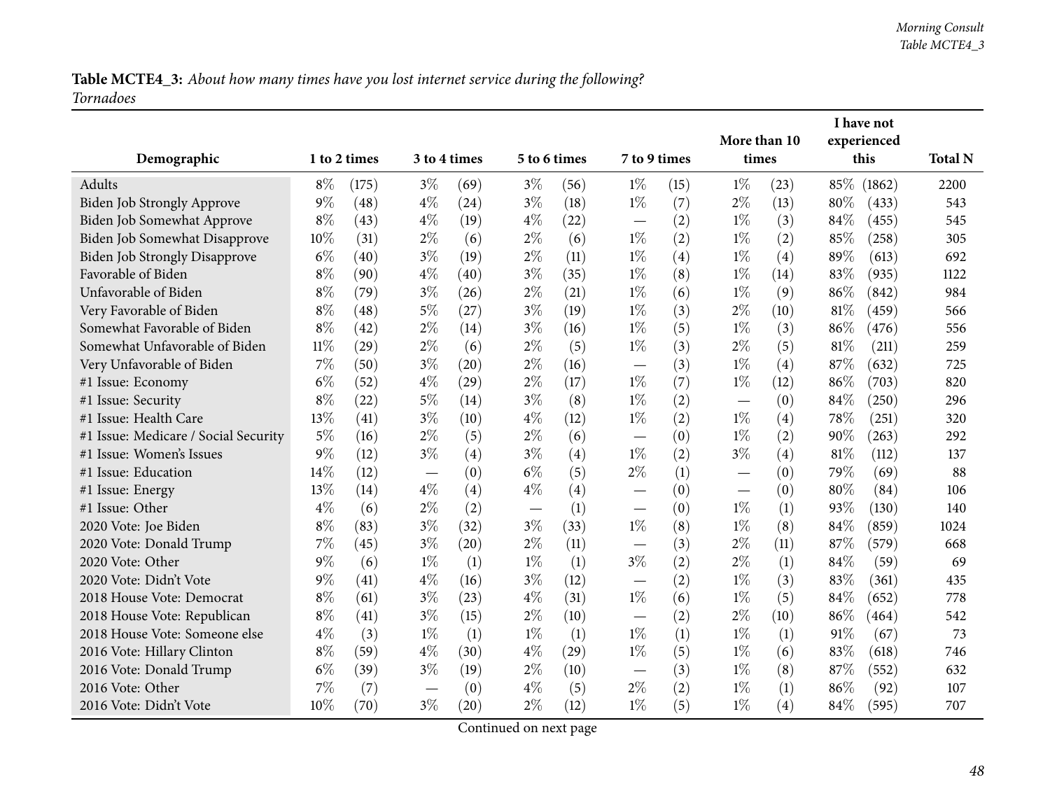**Table MCTE4_3:** *About how many times have you lost internet service during the following?*
*Tornadoes*

| Demographic | 1 to 2 times | | 3 to 4 times | | 5 to 6 times | | 7 to 9 times | | More than 10 times | | I have not experienced this | | Total N |
|---|---|---|---|---|---|---|---|---|---|---|---|---|---|
| Adults | 8% | (175) | 3% | (69) | 3% | (56) | 1% | (15) | 1% | (23) | 85% | (1862) | 2200 |
| Biden Job Strongly Approve | 9% | (48) | 4% | (24) | 3% | (18) | 1% | (7) | 2% | (13) | 80% | (433) | 543 |
| Biden Job Somewhat Approve | 8% | (43) | 4% | (19) | 4% | (22) | — | (2) | 1% | (3) | 84% | (455) | 545 |
| Biden Job Somewhat Disapprove | 10% | (31) | 2% | (6) | 2% | (6) | 1% | (2) | 1% | (2) | 85% | (258) | 305 |
| Biden Job Strongly Disapprove | 6% | (40) | 3% | (19) | 2% | (11) | 1% | (4) | 1% | (4) | 89% | (613) | 692 |
| Favorable of Biden | 8% | (90) | 4% | (40) | 3% | (35) | 1% | (8) | 1% | (14) | 83% | (935) | 1122 |
| Unfavorable of Biden | 8% | (79) | 3% | (26) | 2% | (21) | 1% | (6) | 1% | (9) | 86% | (842) | 984 |
| Very Favorable of Biden | 8% | (48) | 5% | (27) | 3% | (19) | 1% | (3) | 2% | (10) | 81% | (459) | 566 |
| Somewhat Favorable of Biden | 8% | (42) | 2% | (14) | 3% | (16) | 1% | (5) | 1% | (3) | 86% | (476) | 556 |
| Somewhat Unfavorable of Biden | 11% | (29) | 2% | (6) | 2% | (5) | 1% | (3) | 2% | (5) | 81% | (211) | 259 |
| Very Unfavorable of Biden | 7% | (50) | 3% | (20) | 2% | (16) | — | (3) | 1% | (4) | 87% | (632) | 725 |
| #1 Issue: Economy | 6% | (52) | 4% | (29) | 2% | (17) | 1% | (7) | 1% | (12) | 86% | (703) | 820 |
| #1 Issue: Security | 8% | (22) | 5% | (14) | 3% | (8) | 1% | (2) | — | (0) | 84% | (250) | 296 |
| #1 Issue: Health Care | 13% | (41) | 3% | (10) | 4% | (12) | 1% | (2) | 1% | (4) | 78% | (251) | 320 |
| #1 Issue: Medicare / Social Security | 5% | (16) | 2% | (5) | 2% | (6) | — | (0) | 1% | (2) | 90% | (263) | 292 |
| #1 Issue: Women's Issues | 9% | (12) | 3% | (4) | 3% | (4) | 1% | (2) | 3% | (4) | 81% | (112) | 137 |
| #1 Issue: Education | 14% | (12) | — | (0) | 6% | (5) | 2% | (1) | — | (0) | 79% | (69) | 88 |
| #1 Issue: Energy | 13% | (14) | 4% | (4) | 4% | (4) | — | (0) | — | (0) | 80% | (84) | 106 |
| #1 Issue: Other | 4% | (6) | 2% | (2) | — | (1) | — | (0) | 1% | (1) | 93% | (130) | 140 |
| 2020 Vote: Joe Biden | 8% | (83) | 3% | (32) | 3% | (33) | 1% | (8) | 1% | (8) | 84% | (859) | 1024 |
| 2020 Vote: Donald Trump | 7% | (45) | 3% | (20) | 2% | (11) | — | (3) | 2% | (11) | 87% | (579) | 668 |
| 2020 Vote: Other | 9% | (6) | 1% | (1) | 1% | (1) | 3% | (2) | 2% | (1) | 84% | (59) | 69 |
| 2020 Vote: Didn't Vote | 9% | (41) | 4% | (16) | 3% | (12) | — | (2) | 1% | (3) | 83% | (361) | 435 |
| 2018 House Vote: Democrat | 8% | (61) | 3% | (23) | 4% | (31) | 1% | (6) | 1% | (5) | 84% | (652) | 778 |
| 2018 House Vote: Republican | 8% | (41) | 3% | (15) | 2% | (10) | — | (2) | 2% | (10) | 86% | (464) | 542 |
| 2018 House Vote: Someone else | 4% | (3) | 1% | (1) | 1% | (1) | 1% | (1) | 1% | (1) | 91% | (67) | 73 |
| 2016 Vote: Hillary Clinton | 8% | (59) | 4% | (30) | 4% | (29) | 1% | (5) | 1% | (6) | 83% | (618) | 746 |
| 2016 Vote: Donald Trump | 6% | (39) | 3% | (19) | 2% | (10) | — | (3) | 1% | (8) | 87% | (552) | 632 |
| 2016 Vote: Other | 7% | (7) | — | (0) | 4% | (5) | 2% | (2) | 1% | (1) | 86% | (92) | 107 |
| 2016 Vote: Didn't Vote | 10% | (70) | 3% | (20) | 2% | (12) | 1% | (5) | 1% | (4) | 84% | (595) | 707 |

Continued on next page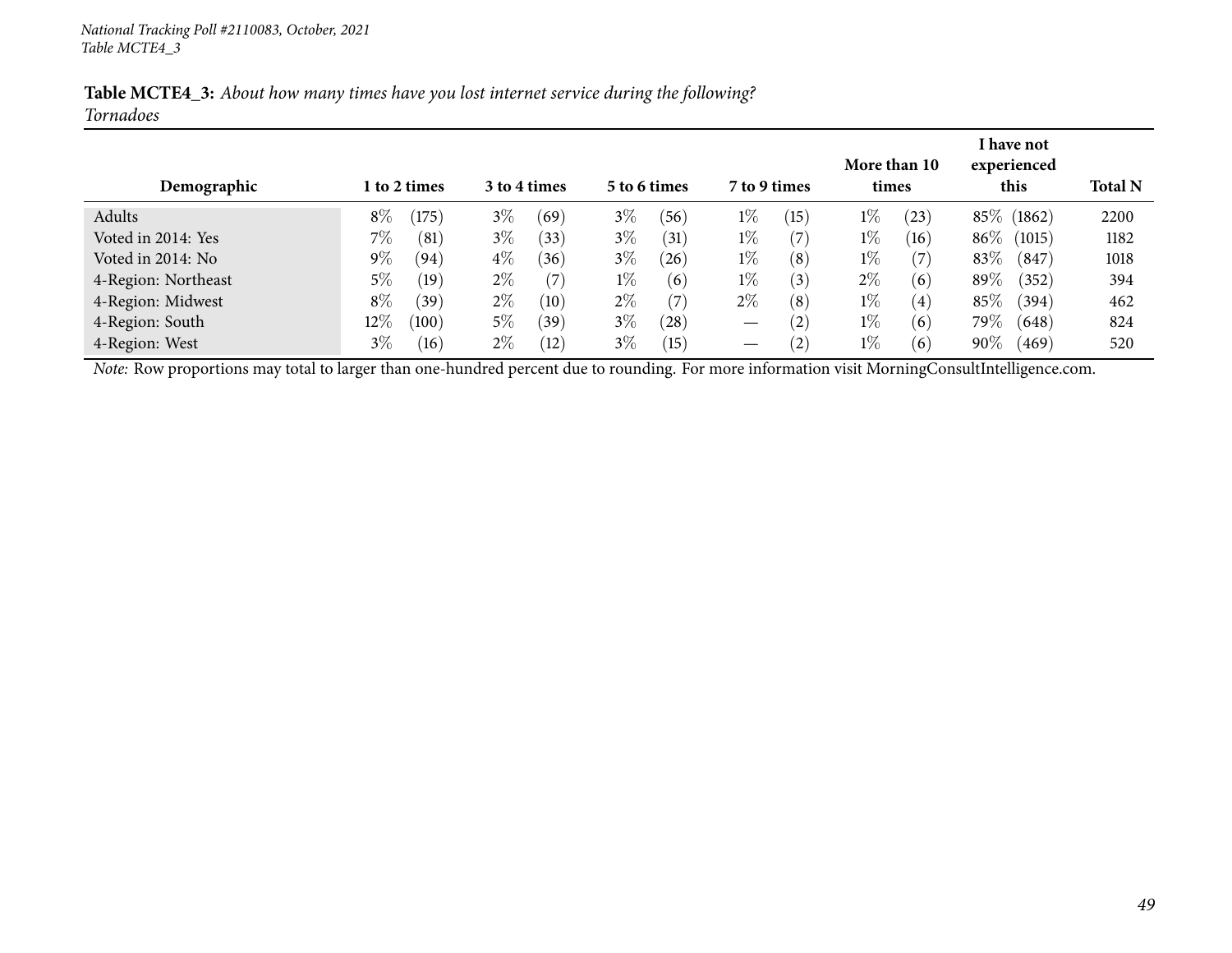*National Tracking Poll #2110083, October, 2021*
*Table MCTE4_3*

**Table MCTE4_3:** *About how many times have you lost internet service during the following?*
*Tornadoes*

| Demographic | 1 to 2 times | | 3 to 4 times | | 5 to 6 times | | 7 to 9 times | | More than 10 times | | I have not experienced this | | Total N |
|---|---|---|---|---|---|---|---|---|---|---|---|---|---|
| Adults | 8% | (175) | 3% | (69) | 3% | (56) | 1% | (15) | 1% | (23) | 85% | (1862) | 2200 |
| Voted in 2014: Yes | 7% | (81) | 3% | (33) | 3% | (31) | 1% | (7) | 1% | (16) | 86% | (1015) | 1182 |
| Voted in 2014: No | 9% | (94) | 4% | (36) | 3% | (26) | 1% | (8) | 1% | (7) | 83% | (847) | 1018 |
| 4-Region: Northeast | 5% | (19) | 2% | (7) | 1% | (6) | 1% | (3) | 2% | (6) | 89% | (352) | 394 |
| 4-Region: Midwest | 8% | (39) | 2% | (10) | 2% | (7) | 2% | (8) | 1% | (4) | 85% | (394) | 462 |
| 4-Region: South | 12% | (100) | 5% | (39) | 3% | (28) | — | (2) | 1% | (6) | 79% | (648) | 824 |
| 4-Region: West | 3% | (16) | 2% | (12) | 3% | (15) | — | (2) | 1% | (6) | 90% | (469) | 520 |

*Note:* Row proportions may total to larger than one-hundred percent due to rounding. For more information visit MorningConsultIntelligence.com.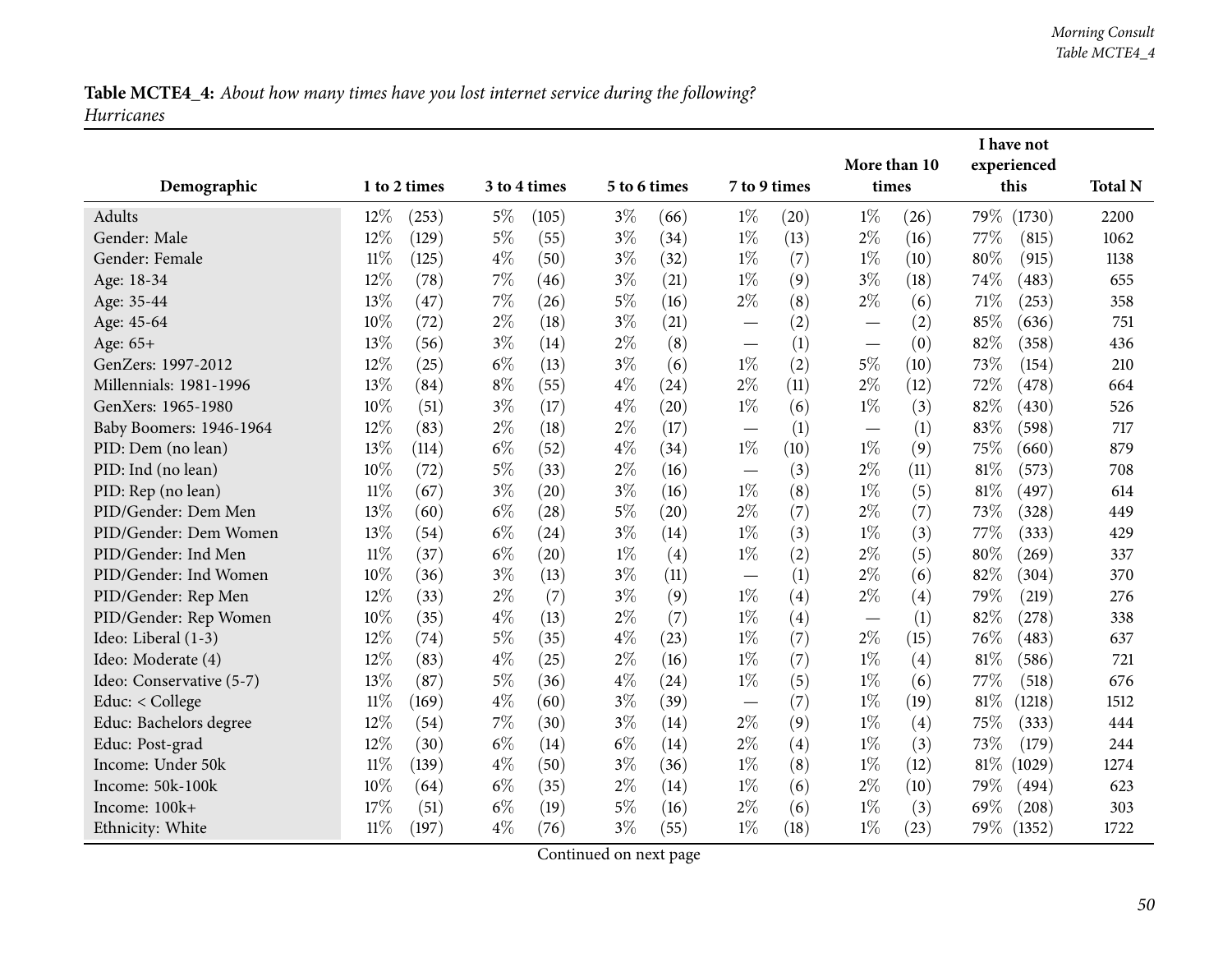**Table MCTE4_4:** *About how many times have you lost internet service during the following?*
*Hurricanes*

| Demographic | 1 to 2 times | | 3 to 4 times | | 5 to 6 times | | 7 to 9 times | | More than 10 times | | I have not experienced this | | Total N |
|---|---|---|---|---|---|---|---|---|---|---|---|---|---|
| Adults | 12% | (253) | 5% | (105) | 3% | (66) | 1% | (20) | 1% | (26) | 79% | (1730) | 2200 |
| Gender: Male | 12% | (129) | 5% | (55) | 3% | (34) | 1% | (13) | 2% | (16) | 77% | (815) | 1062 |
| Gender: Female | 11% | (125) | 4% | (50) | 3% | (32) | 1% | (7) | 1% | (10) | 80% | (915) | 1138 |
| Age: 18-34 | 12% | (78) | 7% | (46) | 3% | (21) | 1% | (9) | 3% | (18) | 74% | (483) | 655 |
| Age: 35-44 | 13% | (47) | 7% | (26) | 5% | (16) | 2% | (8) | 2% | (6) | 71% | (253) | 358 |
| Age: 45-64 | 10% | (72) | 2% | (18) | 3% | (21) | — | (2) | — | (2) | 85% | (636) | 751 |
| Age: 65+ | 13% | (56) | 3% | (14) | 2% | (8) | — | (1) | — | (0) | 82% | (358) | 436 |
| GenZers: 1997-2012 | 12% | (25) | 6% | (13) | 3% | (6) | 1% | (2) | 5% | (10) | 73% | (154) | 210 |
| Millennials: 1981-1996 | 13% | (84) | 8% | (55) | 4% | (24) | 2% | (11) | 2% | (12) | 72% | (478) | 664 |
| GenXers: 1965-1980 | 10% | (51) | 3% | (17) | 4% | (20) | 1% | (6) | 1% | (3) | 82% | (430) | 526 |
| Baby Boomers: 1946-1964 | 12% | (83) | 2% | (18) | 2% | (17) | — | (1) | — | (1) | 83% | (598) | 717 |
| PID: Dem (no lean) | 13% | (114) | 6% | (52) | 4% | (34) | 1% | (10) | 1% | (9) | 75% | (660) | 879 |
| PID: Ind (no lean) | 10% | (72) | 5% | (33) | 2% | (16) | — | (3) | 2% | (11) | 81% | (573) | 708 |
| PID: Rep (no lean) | 11% | (67) | 3% | (20) | 3% | (16) | 1% | (8) | 1% | (5) | 81% | (497) | 614 |
| PID/Gender: Dem Men | 13% | (60) | 6% | (28) | 5% | (20) | 2% | (7) | 2% | (7) | 73% | (328) | 449 |
| PID/Gender: Dem Women | 13% | (54) | 6% | (24) | 3% | (14) | 1% | (3) | 1% | (3) | 77% | (333) | 429 |
| PID/Gender: Ind Men | 11% | (37) | 6% | (20) | 1% | (4) | 1% | (2) | 2% | (5) | 80% | (269) | 337 |
| PID/Gender: Ind Women | 10% | (36) | 3% | (13) | 3% | (11) | — | (1) | 2% | (6) | 82% | (304) | 370 |
| PID/Gender: Rep Men | 12% | (33) | 2% | (7) | 3% | (9) | 1% | (4) | 2% | (4) | 79% | (219) | 276 |
| PID/Gender: Rep Women | 10% | (35) | 4% | (13) | 2% | (7) | 1% | (4) | — | (1) | 82% | (278) | 338 |
| Ideo: Liberal (1-3) | 12% | (74) | 5% | (35) | 4% | (23) | 1% | (7) | 2% | (15) | 76% | (483) | 637 |
| Ideo: Moderate (4) | 12% | (83) | 4% | (25) | 2% | (16) | 1% | (7) | 1% | (4) | 81% | (586) | 721 |
| Ideo: Conservative (5-7) | 13% | (87) | 5% | (36) | 4% | (24) | 1% | (5) | 1% | (6) | 77% | (518) | 676 |
| Educ: < College | 11% | (169) | 4% | (60) | 3% | (39) | — | (7) | 1% | (19) | 81% | (1218) | 1512 |
| Educ: Bachelors degree | 12% | (54) | 7% | (30) | 3% | (14) | 2% | (9) | 1% | (4) | 75% | (333) | 444 |
| Educ: Post-grad | 12% | (30) | 6% | (14) | 6% | (14) | 2% | (4) | 1% | (3) | 73% | (179) | 244 |
| Income: Under 50k | 11% | (139) | 4% | (50) | 3% | (36) | 1% | (8) | 1% | (12) | 81% | (1029) | 1274 |
| Income: 50k-100k | 10% | (64) | 6% | (35) | 2% | (14) | 1% | (6) | 2% | (10) | 79% | (494) | 623 |
| Income: 100k+ | 17% | (51) | 6% | (19) | 5% | (16) | 2% | (6) | 1% | (3) | 69% | (208) | 303 |
| Ethnicity: White | 11% | (197) | 4% | (76) | 3% | (55) | 1% | (18) | 1% | (23) | 79% | (1352) | 1722 |

Continued on next page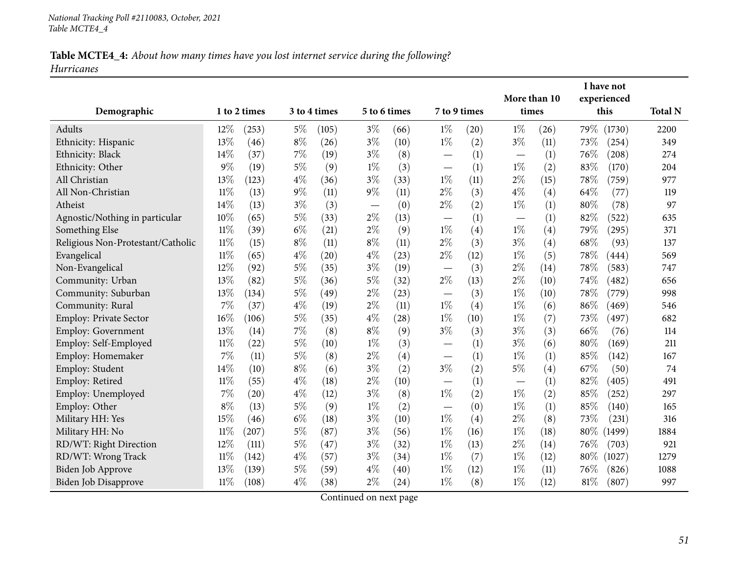**Table MCTE4_4:** *About how many times have you lost internet service during the following?*
*Hurricanes*

| Demographic | 1 to 2 times | | 3 to 4 times | | 5 to 6 times | | 7 to 9 times | | More than 10 times | | I have not experienced this | | Total N |
|---|---|---|---|---|---|---|---|---|---|---|---|---|---|
| Adults | 12% | (253) | 5% | (105) | 3% | (66) | 1% | (20) | 1% | (26) | 79% | (1730) | 2200 |
| Ethnicity: Hispanic | 13% | (46) | 8% | (26) | 3% | (10) | 1% | (2) | 3% | (11) | 73% | (254) | 349 |
| Ethnicity: Black | 14% | (37) | 7% | (19) | 3% | (8) | — | (1) | — | (1) | 76% | (208) | 274 |
| Ethnicity: Other | 9% | (19) | 5% | (9) | 1% | (3) | — | (1) | 1% | (2) | 83% | (170) | 204 |
| All Christian | 13% | (123) | 4% | (36) | 3% | (33) | 1% | (11) | 2% | (15) | 78% | (759) | 977 |
| All Non-Christian | 11% | (13) | 9% | (11) | 9% | (11) | 2% | (3) | 4% | (4) | 64% | (77) | 119 |
| Atheist | 14% | (13) | 3% | (3) | — | (0) | 2% | (2) | 1% | (1) | 80% | (78) | 97 |
| Agnostic/Nothing in particular | 10% | (65) | 5% | (33) | 2% | (13) | — | (1) | — | (1) | 82% | (522) | 635 |
| Something Else | 11% | (39) | 6% | (21) | 2% | (9) | 1% | (4) | 1% | (4) | 79% | (295) | 371 |
| Religious Non-Protestant/Catholic | 11% | (15) | 8% | (11) | 8% | (11) | 2% | (3) | 3% | (4) | 68% | (93) | 137 |
| Evangelical | 11% | (65) | 4% | (20) | 4% | (23) | 2% | (12) | 1% | (5) | 78% | (444) | 569 |
| Non-Evangelical | 12% | (92) | 5% | (35) | 3% | (19) | — | (3) | 2% | (14) | 78% | (583) | 747 |
| Community: Urban | 13% | (82) | 5% | (36) | 5% | (32) | 2% | (13) | 2% | (10) | 74% | (482) | 656 |
| Community: Suburban | 13% | (134) | 5% | (49) | 2% | (23) | — | (3) | 1% | (10) | 78% | (779) | 998 |
| Community: Rural | 7% | (37) | 4% | (19) | 2% | (11) | 1% | (4) | 1% | (6) | 86% | (469) | 546 |
| Employ: Private Sector | 16% | (106) | 5% | (35) | 4% | (28) | 1% | (10) | 1% | (7) | 73% | (497) | 682 |
| Employ: Government | 13% | (14) | 7% | (8) | 8% | (9) | 3% | (3) | 3% | (3) | 66% | (76) | 114 |
| Employ: Self-Employed | 11% | (22) | 5% | (10) | 1% | (3) | — | (1) | 3% | (6) | 80% | (169) | 211 |
| Employ: Homemaker | 7% | (11) | 5% | (8) | 2% | (4) | — | (1) | 1% | (1) | 85% | (142) | 167 |
| Employ: Student | 14% | (10) | 8% | (6) | 3% | (2) | 3% | (2) | 5% | (4) | 67% | (50) | 74 |
| Employ: Retired | 11% | (55) | 4% | (18) | 2% | (10) | — | (1) | — | (1) | 82% | (405) | 491 |
| Employ: Unemployed | 7% | (20) | 4% | (12) | 3% | (8) | 1% | (2) | 1% | (2) | 85% | (252) | 297 |
| Employ: Other | 8% | (13) | 5% | (9) | 1% | (2) | — | (0) | 1% | (1) | 85% | (140) | 165 |
| Military HH: Yes | 15% | (46) | 6% | (18) | 3% | (10) | 1% | (4) | 2% | (8) | 73% | (231) | 316 |
| Military HH: No | 11% | (207) | 5% | (87) | 3% | (56) | 1% | (16) | 1% | (18) | 80% | (1499) | 1884 |
| RD/WT: Right Direction | 12% | (111) | 5% | (47) | 3% | (32) | 1% | (13) | 2% | (14) | 76% | (703) | 921 |
| RD/WT: Wrong Track | 11% | (142) | 4% | (57) | 3% | (34) | 1% | (7) | 1% | (12) | 80% | (1027) | 1279 |
| Biden Job Approve | 13% | (139) | 5% | (59) | 4% | (40) | 1% | (12) | 1% | (11) | 76% | (826) | 1088 |
| Biden Job Disapprove | 11% | (108) | 4% | (38) | 2% | (24) | 1% | (8) | 1% | (12) | 81% | (807) | 997 |

Continued on next page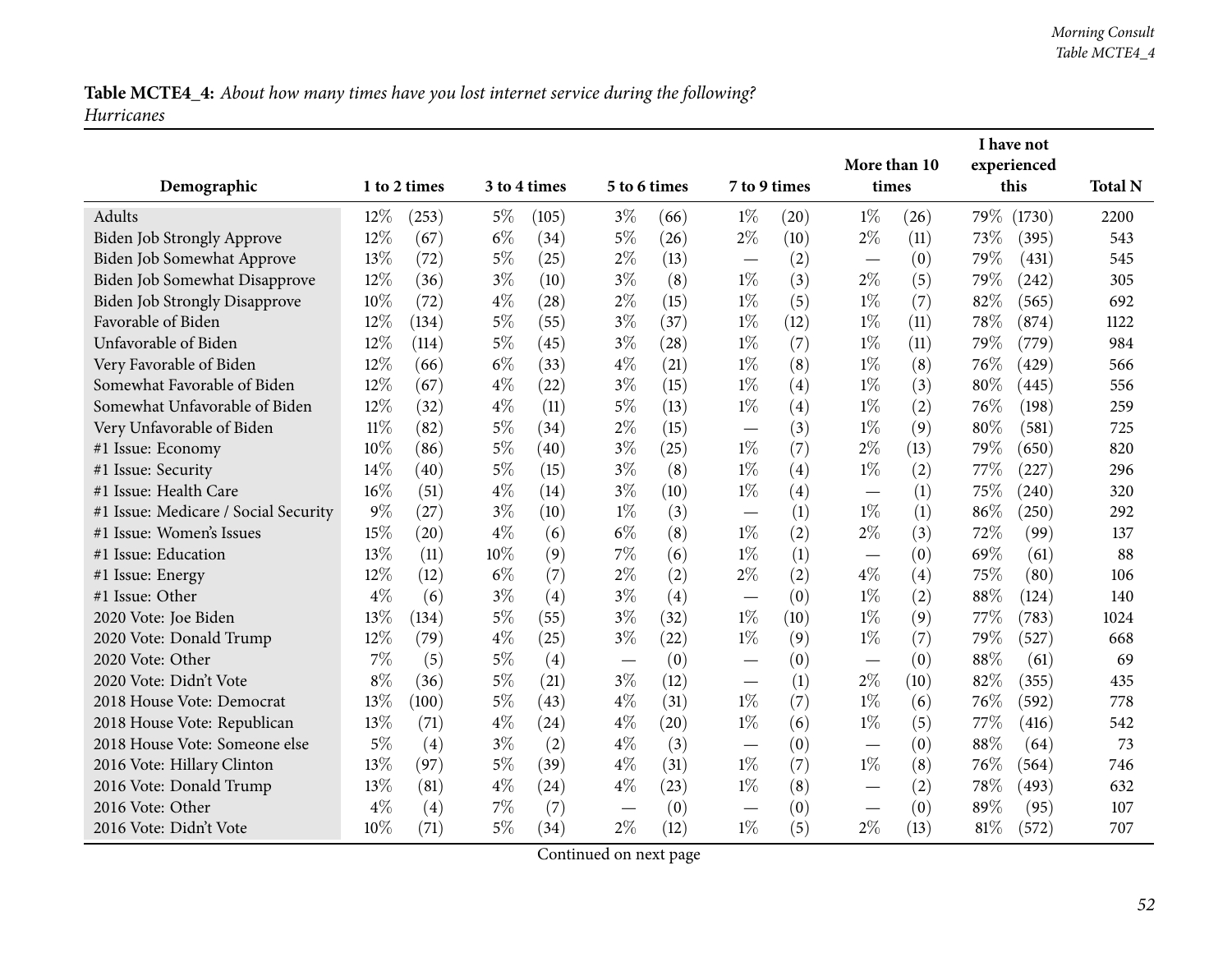**Table MCTE4_4:** *About how many times have you lost internet service during the following? Hurricanes*

| Demographic | 1 to 2 times | | 3 to 4 times | | 5 to 6 times | | 7 to 9 times | | More than 10 times | | I have not experienced this | | Total N |
|---|---|---|---|---|---|---|---|---|---|---|---|---|---|
| Adults | 12% | (253) | 5% | (105) | 3% | (66) | 1% | (20) | 1% | (26) | 79% | (1730) | 2200 |
| Biden Job Strongly Approve | 12% | (67) | 6% | (34) | 5% | (26) | 2% | (10) | 2% | (11) | 73% | (395) | 543 |
| Biden Job Somewhat Approve | 13% | (72) | 5% | (25) | 2% | (13) | — | (2) | — | (0) | 79% | (431) | 545 |
| Biden Job Somewhat Disapprove | 12% | (36) | 3% | (10) | 3% | (8) | 1% | (3) | 2% | (5) | 79% | (242) | 305 |
| Biden Job Strongly Disapprove | 10% | (72) | 4% | (28) | 2% | (15) | 1% | (5) | 1% | (7) | 82% | (565) | 692 |
| Favorable of Biden | 12% | (134) | 5% | (55) | 3% | (37) | 1% | (12) | 1% | (11) | 78% | (874) | 1122 |
| Unfavorable of Biden | 12% | (114) | 5% | (45) | 3% | (28) | 1% | (7) | 1% | (11) | 79% | (779) | 984 |
| Very Favorable of Biden | 12% | (66) | 6% | (33) | 4% | (21) | 1% | (8) | 1% | (8) | 76% | (429) | 566 |
| Somewhat Favorable of Biden | 12% | (67) | 4% | (22) | 3% | (15) | 1% | (4) | 1% | (3) | 80% | (445) | 556 |
| Somewhat Unfavorable of Biden | 12% | (32) | 4% | (11) | 5% | (13) | 1% | (4) | 1% | (2) | 76% | (198) | 259 |
| Very Unfavorable of Biden | 11% | (82) | 5% | (34) | 2% | (15) | — | (3) | 1% | (9) | 80% | (581) | 725 |
| #1 Issue: Economy | 10% | (86) | 5% | (40) | 3% | (25) | 1% | (7) | 2% | (13) | 79% | (650) | 820 |
| #1 Issue: Security | 14% | (40) | 5% | (15) | 3% | (8) | 1% | (4) | 1% | (2) | 77% | (227) | 296 |
| #1 Issue: Health Care | 16% | (51) | 4% | (14) | 3% | (10) | 1% | (4) | — | (1) | 75% | (240) | 320 |
| #1 Issue: Medicare / Social Security | 9% | (27) | 3% | (10) | 1% | (3) | — | (1) | 1% | (1) | 86% | (250) | 292 |
| #1 Issue: Women's Issues | 15% | (20) | 4% | (6) | 6% | (8) | 1% | (2) | 2% | (3) | 72% | (99) | 137 |
| #1 Issue: Education | 13% | (11) | 10% | (9) | 7% | (6) | 1% | (1) | — | (0) | 69% | (61) | 88 |
| #1 Issue: Energy | 12% | (12) | 6% | (7) | 2% | (2) | 2% | (2) | 4% | (4) | 75% | (80) | 106 |
| #1 Issue: Other | 4% | (6) | 3% | (4) | 3% | (4) | — | (0) | 1% | (2) | 88% | (124) | 140 |
| 2020 Vote: Joe Biden | 13% | (134) | 5% | (55) | 3% | (32) | 1% | (10) | 1% | (9) | 77% | (783) | 1024 |
| 2020 Vote: Donald Trump | 12% | (79) | 4% | (25) | 3% | (22) | 1% | (9) | 1% | (7) | 79% | (527) | 668 |
| 2020 Vote: Other | 7% | (5) | 5% | (4) | — | (0) | — | (0) | — | (0) | 88% | (61) | 69 |
| 2020 Vote: Didn't Vote | 8% | (36) | 5% | (21) | 3% | (12) | — | (1) | 2% | (10) | 82% | (355) | 435 |
| 2018 House Vote: Democrat | 13% | (100) | 5% | (43) | 4% | (31) | 1% | (7) | 1% | (6) | 76% | (592) | 778 |
| 2018 House Vote: Republican | 13% | (71) | 4% | (24) | 4% | (20) | 1% | (6) | 1% | (5) | 77% | (416) | 542 |
| 2018 House Vote: Someone else | 5% | (4) | 3% | (2) | 4% | (3) | — | (0) | — | (0) | 88% | (64) | 73 |
| 2016 Vote: Hillary Clinton | 13% | (97) | 5% | (39) | 4% | (31) | 1% | (7) | 1% | (8) | 76% | (564) | 746 |
| 2016 Vote: Donald Trump | 13% | (81) | 4% | (24) | 4% | (23) | 1% | (8) | — | (2) | 78% | (493) | 632 |
| 2016 Vote: Other | 4% | (4) | 7% | (7) | — | (0) | — | (0) | — | (0) | 89% | (95) | 107 |
| 2016 Vote: Didn't Vote | 10% | (71) | 5% | (34) | 2% | (12) | 1% | (5) | 2% | (13) | 81% | (572) | 707 |

Continued on next page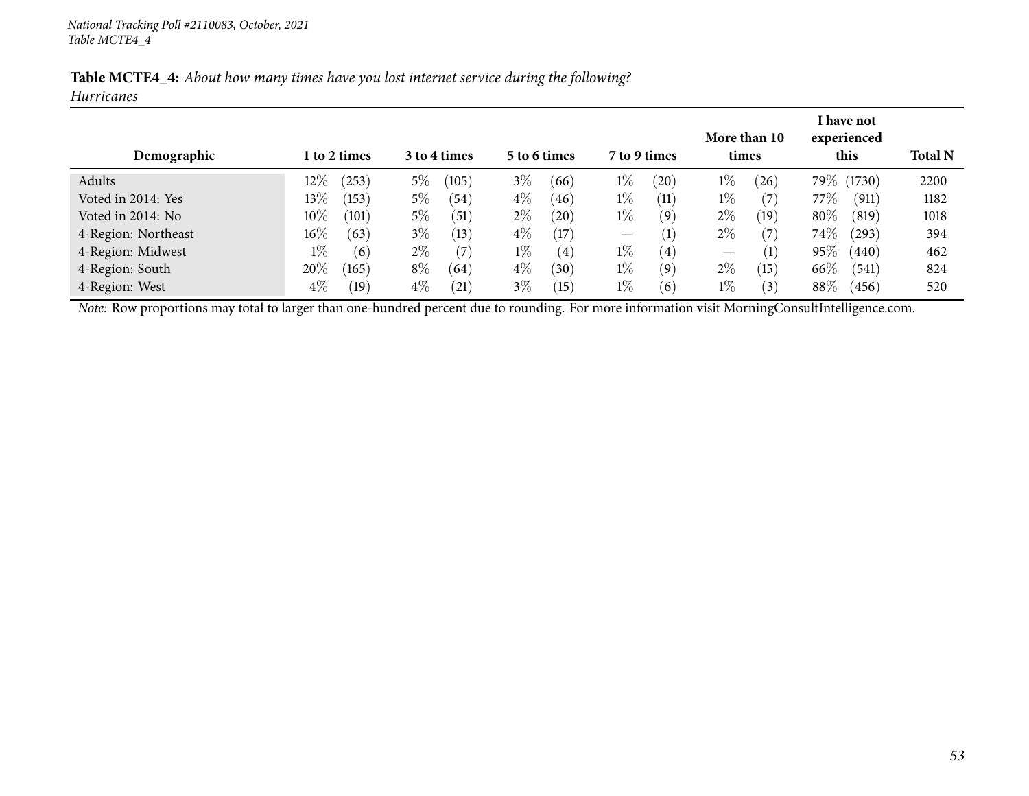*National Tracking Poll #2110083, October, 2021*
*Table MCTE4_4*

**Table MCTE4_4:** *About how many times have you lost internet service during the following?*
*Hurricanes*

| Demographic | 1 to 2 times | 3 to 4 times | 5 to 6 times | 7 to 9 times | More than 10 times | I have not experienced this | Total N |
|---|---|---|---|---|---|---|---|
| Adults | 12% (253) | 5% (105) | 3% (66) | 1% (20) | 1% (26) | 79% (1730) | 2200 |
| Voted in 2014: Yes | 13% (153) | 5% (54) | 4% (46) | 1% (11) | 1% (7) | 77% (911) | 1182 |
| Voted in 2014: No | 10% (101) | 5% (51) | 2% (20) | 1% (9) | 2% (19) | 80% (819) | 1018 |
| 4-Region: Northeast | 16% (63) | 3% (13) | 4% (17) | — (1) | 2% (7) | 74% (293) | 394 |
| 4-Region: Midwest | 1% (6) | 2% (7) | 1% (4) | 1% (4) | — (1) | 95% (440) | 462 |
| 4-Region: South | 20% (165) | 8% (64) | 4% (30) | 1% (9) | 2% (15) | 66% (541) | 824 |
| 4-Region: West | 4% (19) | 4% (21) | 3% (15) | 1% (6) | 1% (3) | 88% (456) | 520 |

*Note:* Row proportions may total to larger than one-hundred percent due to rounding. For more information visit MorningConsultIntelligence.com.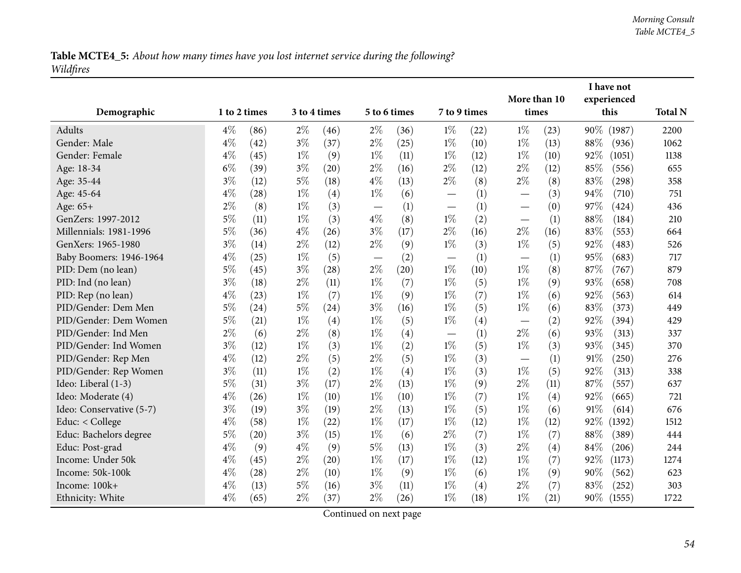**Table MCTE4_5:** *About how many times have you lost internet service during the following?*
*Wildfires*

| Demographic | 1 to 2 times | | 3 to 4 times | | 5 to 6 times | | 7 to 9 times | | More than 10 times | | I have not experienced this | | Total N |
|---|---|---|---|---|---|---|---|---|---|---|---|---|---|
| Adults | 4% | (86) | 2% | (46) | 2% | (36) | 1% | (22) | 1% | (23) | 90% | (1987) | 2200 |
| Gender: Male | 4% | (42) | 3% | (37) | 2% | (25) | 1% | (10) | 1% | (13) | 88% | (936) | 1062 |
| Gender: Female | 4% | (45) | 1% | (9) | 1% | (11) | 1% | (12) | 1% | (10) | 92% | (1051) | 1138 |
| Age: 18-34 | 6% | (39) | 3% | (20) | 2% | (16) | 2% | (12) | 2% | (12) | 85% | (556) | 655 |
| Age: 35-44 | 3% | (12) | 5% | (18) | 4% | (13) | 2% | (8) | 2% | (8) | 83% | (298) | 358 |
| Age: 45-64 | 4% | (28) | 1% | (4) | 1% | (6) | — | (1) | — | (3) | 94% | (710) | 751 |
| Age: 65+ | 2% | (8) | 1% | (3) | — | (1) | — | (1) | — | (0) | 97% | (424) | 436 |
| GenZers: 1997-2012 | 5% | (11) | 1% | (3) | 4% | (8) | 1% | (2) | — | (1) | 88% | (184) | 210 |
| Millennials: 1981-1996 | 5% | (36) | 4% | (26) | 3% | (17) | 2% | (16) | 2% | (16) | 83% | (553) | 664 |
| GenXers: 1965-1980 | 3% | (14) | 2% | (12) | 2% | (9) | 1% | (3) | 1% | (5) | 92% | (483) | 526 |
| Baby Boomers: 1946-1964 | 4% | (25) | 1% | (5) | — | (2) | — | (1) | — | (1) | 95% | (683) | 717 |
| PID: Dem (no lean) | 5% | (45) | 3% | (28) | 2% | (20) | 1% | (10) | 1% | (8) | 87% | (767) | 879 |
| PID: Ind (no lean) | 3% | (18) | 2% | (11) | 1% | (7) | 1% | (5) | 1% | (9) | 93% | (658) | 708 |
| PID: Rep (no lean) | 4% | (23) | 1% | (7) | 1% | (9) | 1% | (7) | 1% | (6) | 92% | (563) | 614 |
| PID/Gender: Dem Men | 5% | (24) | 5% | (24) | 3% | (16) | 1% | (5) | 1% | (6) | 83% | (373) | 449 |
| PID/Gender: Dem Women | 5% | (21) | 1% | (4) | 1% | (5) | 1% | (4) | — | (2) | 92% | (394) | 429 |
| PID/Gender: Ind Men | 2% | (6) | 2% | (8) | 1% | (4) | — | (1) | 2% | (6) | 93% | (313) | 337 |
| PID/Gender: Ind Women | 3% | (12) | 1% | (3) | 1% | (2) | 1% | (5) | 1% | (3) | 93% | (345) | 370 |
| PID/Gender: Rep Men | 4% | (12) | 2% | (5) | 2% | (5) | 1% | (3) | — | (1) | 91% | (250) | 276 |
| PID/Gender: Rep Women | 3% | (11) | 1% | (2) | 1% | (4) | 1% | (3) | 1% | (5) | 92% | (313) | 338 |
| Ideo: Liberal (1-3) | 5% | (31) | 3% | (17) | 2% | (13) | 1% | (9) | 2% | (11) | 87% | (557) | 637 |
| Ideo: Moderate (4) | 4% | (26) | 1% | (10) | 1% | (10) | 1% | (7) | 1% | (4) | 92% | (665) | 721 |
| Ideo: Conservative (5-7) | 3% | (19) | 3% | (19) | 2% | (13) | 1% | (5) | 1% | (6) | 91% | (614) | 676 |
| Educ: < College | 4% | (58) | 1% | (22) | 1% | (17) | 1% | (12) | 1% | (12) | 92% | (1392) | 1512 |
| Educ: Bachelors degree | 5% | (20) | 3% | (15) | 1% | (6) | 2% | (7) | 1% | (7) | 88% | (389) | 444 |
| Educ: Post-grad | 4% | (9) | 4% | (9) | 5% | (13) | 1% | (3) | 2% | (4) | 84% | (206) | 244 |
| Income: Under 50k | 4% | (45) | 2% | (20) | 1% | (17) | 1% | (12) | 1% | (7) | 92% | (1173) | 1274 |
| Income: 50k-100k | 4% | (28) | 2% | (10) | 1% | (9) | 1% | (6) | 1% | (9) | 90% | (562) | 623 |
| Income: 100k+ | 4% | (13) | 5% | (16) | 3% | (11) | 1% | (4) | 2% | (7) | 83% | (252) | 303 |
| Ethnicity: White | 4% | (65) | 2% | (37) | 2% | (26) | 1% | (18) | 1% | (21) | 90% | (1555) | 1722 |

Continued on next page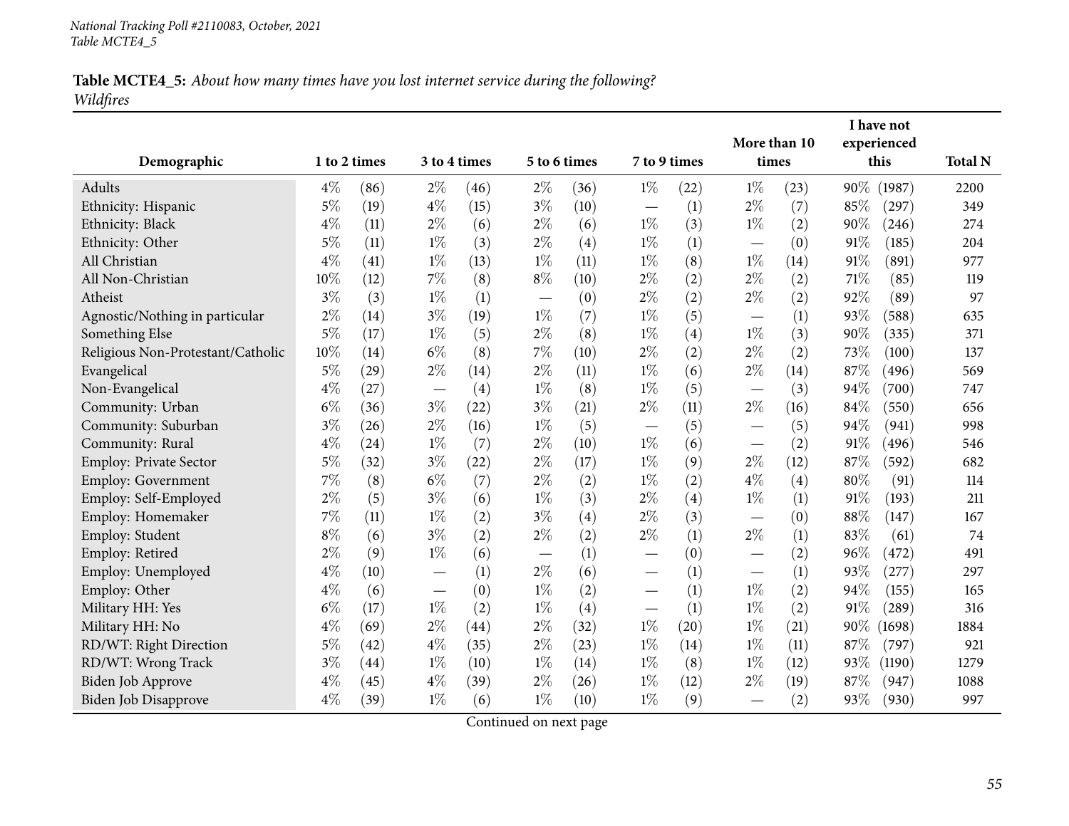**Table MCTE4_5:** *About how many times have you lost internet service during the following?*
*Wildfires*

| Demographic | 1 to 2 times | | 3 to 4 times | | 5 to 6 times | | 7 to 9 times | | More than 10 times | | I have not experienced this | | Total N |
|---|---|---|---|---|---|---|---|---|---|---|---|---|---|
| Adults | 4% | (86) | 2% | (46) | 2% | (36) | 1% | (22) | 1% | (23) | 90% | (1987) | 2200 |
| Ethnicity: Hispanic | 5% | (19) | 4% | (15) | 3% | (10) | — | (1) | 2% | (7) | 85% | (297) | 349 |
| Ethnicity: Black | 4% | (11) | 2% | (6) | 2% | (6) | 1% | (3) | 1% | (2) | 90% | (246) | 274 |
| Ethnicity: Other | 5% | (11) | 1% | (3) | 2% | (4) | 1% | (1) | — | (0) | 91% | (185) | 204 |
| All Christian | 4% | (41) | 1% | (13) | 1% | (11) | 1% | (8) | 1% | (14) | 91% | (891) | 977 |
| All Non-Christian | 10% | (12) | 7% | (8) | 8% | (10) | 2% | (2) | 2% | (2) | 71% | (85) | 119 |
| Atheist | 3% | (3) | 1% | (1) | — | (0) | 2% | (2) | 2% | (2) | 92% | (89) | 97 |
| Agnostic/Nothing in particular | 2% | (14) | 3% | (19) | 1% | (7) | 1% | (5) | — | (1) | 93% | (588) | 635 |
| Something Else | 5% | (17) | 1% | (5) | 2% | (8) | 1% | (4) | 1% | (3) | 90% | (335) | 371 |
| Religious Non-Protestant/Catholic | 10% | (14) | 6% | (8) | 7% | (10) | 2% | (2) | 2% | (2) | 73% | (100) | 137 |
| Evangelical | 5% | (29) | 2% | (14) | 2% | (11) | 1% | (6) | 2% | (14) | 87% | (496) | 569 |
| Non-Evangelical | 4% | (27) | — | (4) | 1% | (8) | 1% | (5) | — | (3) | 94% | (700) | 747 |
| Community: Urban | 6% | (36) | 3% | (22) | 3% | (21) | 2% | (11) | 2% | (16) | 84% | (550) | 656 |
| Community: Suburban | 3% | (26) | 2% | (16) | 1% | (5) | — | (5) | — | (5) | 94% | (941) | 998 |
| Community: Rural | 4% | (24) | 1% | (7) | 2% | (10) | 1% | (6) | — | (2) | 91% | (496) | 546 |
| Employ: Private Sector | 5% | (32) | 3% | (22) | 2% | (17) | 1% | (9) | 2% | (12) | 87% | (592) | 682 |
| Employ: Government | 7% | (8) | 6% | (7) | 2% | (2) | 1% | (2) | 4% | (4) | 80% | (91) | 114 |
| Employ: Self-Employed | 2% | (5) | 3% | (6) | 1% | (3) | 2% | (4) | 1% | (1) | 91% | (193) | 211 |
| Employ: Homemaker | 7% | (11) | 1% | (2) | 3% | (4) | 2% | (3) | — | (0) | 88% | (147) | 167 |
| Employ: Student | 8% | (6) | 3% | (2) | 2% | (2) | 2% | (1) | 2% | (1) | 83% | (61) | 74 |
| Employ: Retired | 2% | (9) | 1% | (6) | — | (1) | — | (0) | — | (2) | 96% | (472) | 491 |
| Employ: Unemployed | 4% | (10) | — | (1) | 2% | (6) | — | (1) | — | (1) | 93% | (277) | 297 |
| Employ: Other | 4% | (6) | — | (0) | 1% | (2) | — | (1) | 1% | (2) | 94% | (155) | 165 |
| Military HH: Yes | 6% | (17) | 1% | (2) | 1% | (4) | — | (1) | 1% | (2) | 91% | (289) | 316 |
| Military HH: No | 4% | (69) | 2% | (44) | 2% | (32) | 1% | (20) | 1% | (21) | 90% | (1698) | 1884 |
| RD/WT: Right Direction | 5% | (42) | 4% | (35) | 2% | (23) | 1% | (14) | 1% | (11) | 87% | (797) | 921 |
| RD/WT: Wrong Track | 3% | (44) | 1% | (10) | 1% | (14) | 1% | (8) | 1% | (12) | 93% | (1190) | 1279 |
| Biden Job Approve | 4% | (45) | 4% | (39) | 2% | (26) | 1% | (12) | 2% | (19) | 87% | (947) | 1088 |
| Biden Job Disapprove | 4% | (39) | 1% | (6) | 1% | (10) | 1% | (9) | — | (2) | 93% | (930) | 997 |

Continued on next page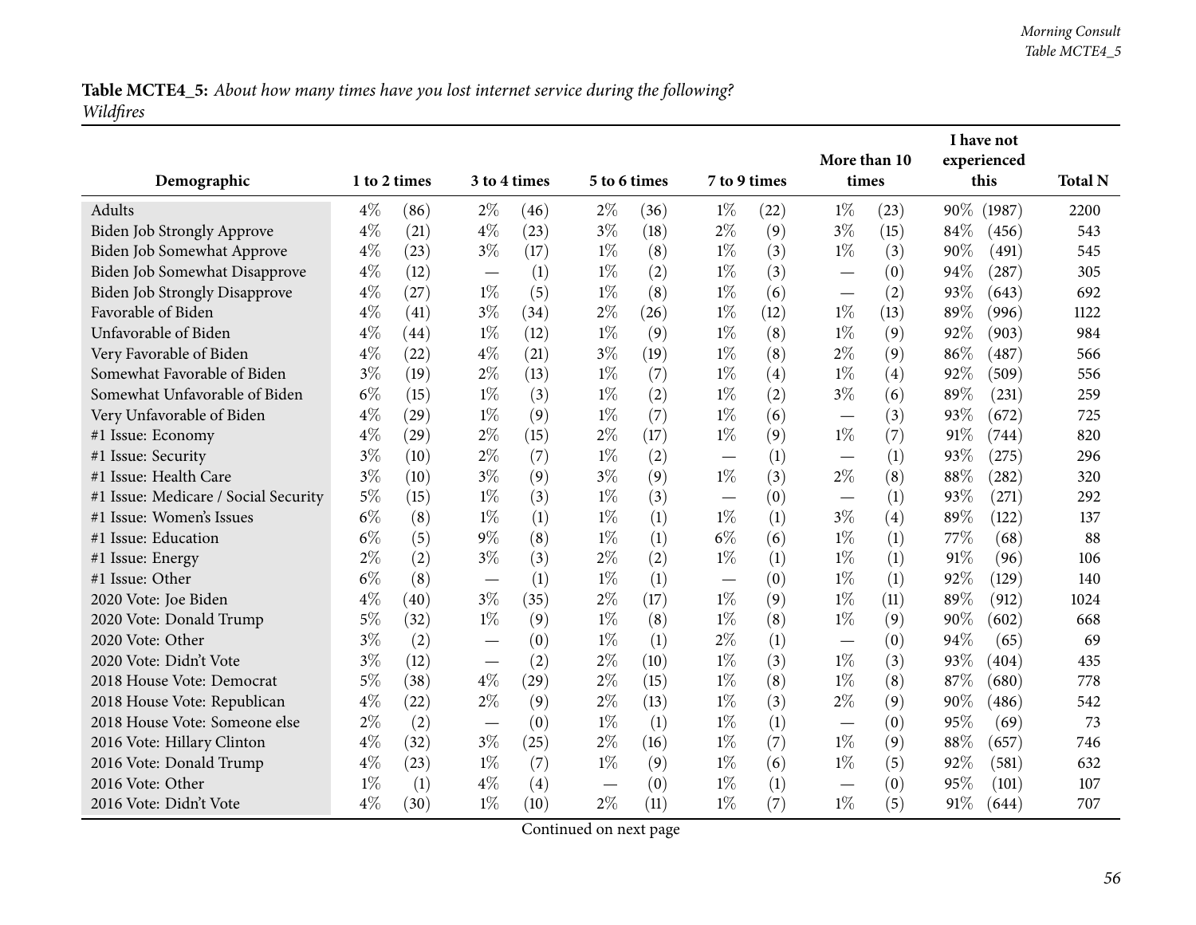**Table MCTE4_5:** *About how many times have you lost internet service during the following?*
*Wildfires*

| Demographic | 1 to 2 times | | 3 to 4 times | | 5 to 6 times | | 7 to 9 times | | More than 10 times | | I have not experienced this | | Total N |
|---|---|---|---|---|---|---|---|---|---|---|---|---|---|
| Adults | 4% | (86) | 2% | (46) | 2% | (36) | 1% | (22) | 1% | (23) | 90% | (1987) | 2200 |
| Biden Job Strongly Approve | 4% | (21) | 4% | (23) | 3% | (18) | 2% | (9) | 3% | (15) | 84% | (456) | 543 |
| Biden Job Somewhat Approve | 4% | (23) | 3% | (17) | 1% | (8) | 1% | (3) | 1% | (3) | 90% | (491) | 545 |
| Biden Job Somewhat Disapprove | 4% | (12) | — | (1) | 1% | (2) | 1% | (3) | — | (0) | 94% | (287) | 305 |
| Biden Job Strongly Disapprove | 4% | (27) | 1% | (5) | 1% | (8) | 1% | (6) | — | (2) | 93% | (643) | 692 |
| Favorable of Biden | 4% | (41) | 3% | (34) | 2% | (26) | 1% | (12) | 1% | (13) | 89% | (996) | 1122 |
| Unfavorable of Biden | 4% | (44) | 1% | (12) | 1% | (9) | 1% | (8) | 1% | (9) | 92% | (903) | 984 |
| Very Favorable of Biden | 4% | (22) | 4% | (21) | 3% | (19) | 1% | (8) | 2% | (9) | 86% | (487) | 566 |
| Somewhat Favorable of Biden | 3% | (19) | 2% | (13) | 1% | (7) | 1% | (4) | 1% | (4) | 92% | (509) | 556 |
| Somewhat Unfavorable of Biden | 6% | (15) | 1% | (3) | 1% | (2) | 1% | (2) | 3% | (6) | 89% | (231) | 259 |
| Very Unfavorable of Biden | 4% | (29) | 1% | (9) | 1% | (7) | 1% | (6) | — | (3) | 93% | (672) | 725 |
| #1 Issue: Economy | 4% | (29) | 2% | (15) | 2% | (17) | 1% | (9) | 1% | (7) | 91% | (744) | 820 |
| #1 Issue: Security | 3% | (10) | 2% | (7) | 1% | (2) | — | (1) | — | (1) | 93% | (275) | 296 |
| #1 Issue: Health Care | 3% | (10) | 3% | (9) | 3% | (9) | 1% | (3) | 2% | (8) | 88% | (282) | 320 |
| #1 Issue: Medicare / Social Security | 5% | (15) | 1% | (3) | 1% | (3) | — | (0) | — | (1) | 93% | (271) | 292 |
| #1 Issue: Women's Issues | 6% | (8) | 1% | (1) | 1% | (1) | 1% | (1) | 3% | (4) | 89% | (122) | 137 |
| #1 Issue: Education | 6% | (5) | 9% | (8) | 1% | (1) | 6% | (6) | 1% | (1) | 77% | (68) | 88 |
| #1 Issue: Energy | 2% | (2) | 3% | (3) | 2% | (2) | 1% | (1) | 1% | (1) | 91% | (96) | 106 |
| #1 Issue: Other | 6% | (8) | — | (1) | 1% | (1) | — | (0) | 1% | (1) | 92% | (129) | 140 |
| 2020 Vote: Joe Biden | 4% | (40) | 3% | (35) | 2% | (17) | 1% | (9) | 1% | (11) | 89% | (912) | 1024 |
| 2020 Vote: Donald Trump | 5% | (32) | 1% | (9) | 1% | (8) | 1% | (8) | 1% | (9) | 90% | (602) | 668 |
| 2020 Vote: Other | 3% | (2) | — | (0) | 1% | (1) | 2% | (1) | — | (0) | 94% | (65) | 69 |
| 2020 Vote: Didn't Vote | 3% | (12) | — | (2) | 2% | (10) | 1% | (3) | 1% | (3) | 93% | (404) | 435 |
| 2018 House Vote: Democrat | 5% | (38) | 4% | (29) | 2% | (15) | 1% | (8) | 1% | (8) | 87% | (680) | 778 |
| 2018 House Vote: Republican | 4% | (22) | 2% | (9) | 2% | (13) | 1% | (3) | 2% | (9) | 90% | (486) | 542 |
| 2018 House Vote: Someone else | 2% | (2) | — | (0) | 1% | (1) | 1% | (1) | — | (0) | 95% | (69) | 73 |
| 2016 Vote: Hillary Clinton | 4% | (32) | 3% | (25) | 2% | (16) | 1% | (7) | 1% | (9) | 88% | (657) | 746 |
| 2016 Vote: Donald Trump | 4% | (23) | 1% | (7) | 1% | (9) | 1% | (6) | 1% | (5) | 92% | (581) | 632 |
| 2016 Vote: Other | 1% | (1) | 4% | (4) | — | (0) | 1% | (1) | — | (0) | 95% | (101) | 107 |
| 2016 Vote: Didn't Vote | 4% | (30) | 1% | (10) | 2% | (11) | 1% | (7) | 1% | (5) | 91% | (644) | 707 |

Continued on next page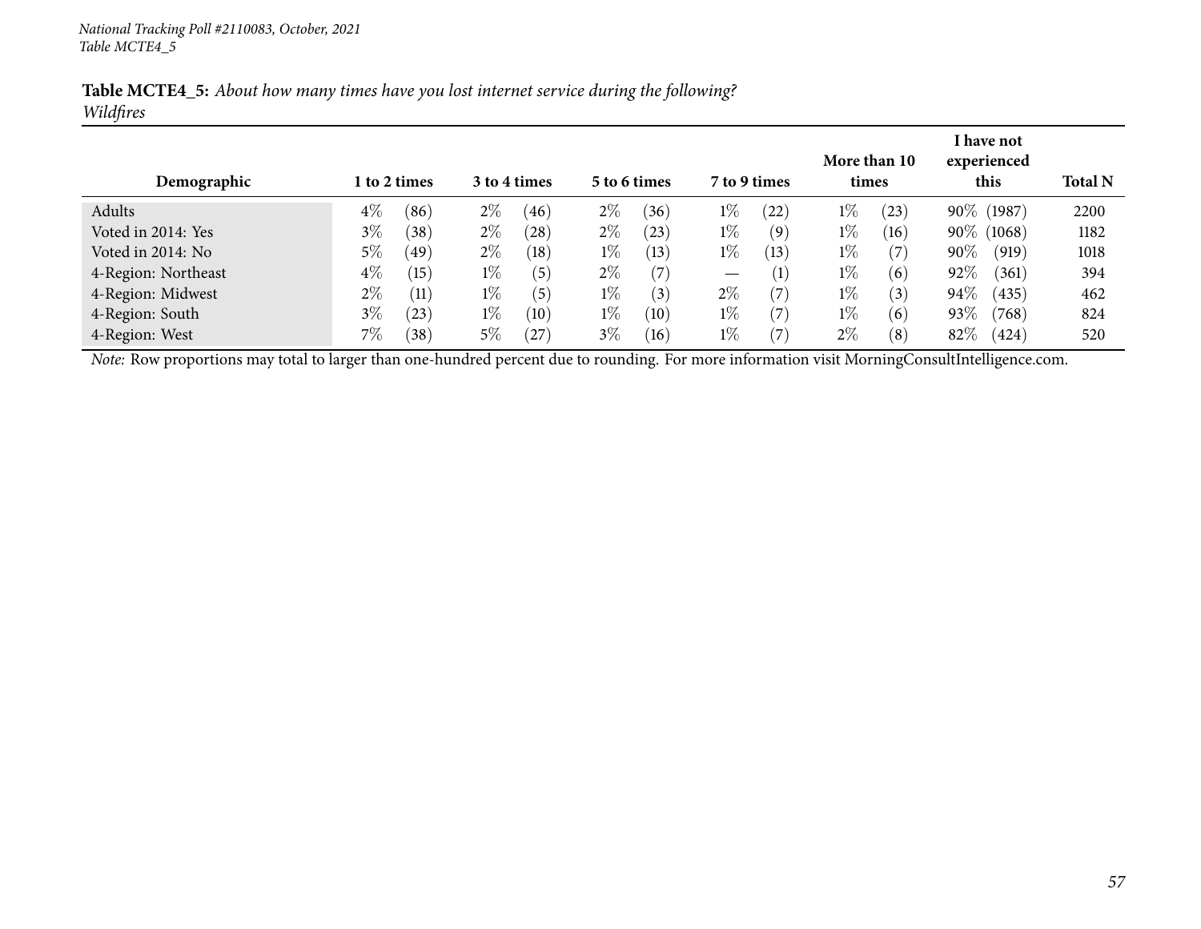National Tracking Poll #2110083, October, 2021
Table MCTE4_5

**Table MCTE4_5:** *About how many times have you lost internet service during the following?*
*Wildfires*

| Demographic | 1 to 2 times | 3 to 4 times | 5 to 6 times | 7 to 9 times | More than 10 times | I have not experienced this | Total N |
|---|---|---|---|---|---|---|---|
| Adults | 4% (86) | 2% (46) | 2% (36) | 1% (22) | 1% (23) | 90% (1987) | 2200 |
| Voted in 2014: Yes | 3% (38) | 2% (28) | 2% (23) | 1% (9) | 1% (16) | 90% (1068) | 1182 |
| Voted in 2014: No | 5% (49) | 2% (18) | 1% (13) | 1% (13) | 1% (7) | 90% (919) | 1018 |
| 4-Region: Northeast | 4% (15) | 1% (5) | 2% (7) | — (1) | 1% (6) | 92% (361) | 394 |
| 4-Region: Midwest | 2% (11) | 1% (5) | 1% (3) | 2% (7) | 1% (3) | 94% (435) | 462 |
| 4-Region: South | 3% (23) | 1% (10) | 1% (10) | 1% (7) | 1% (6) | 93% (768) | 824 |
| 4-Region: West | 7% (38) | 5% (27) | 3% (16) | 1% (7) | 2% (8) | 82% (424) | 520 |

*Note:* Row proportions may total to larger than one-hundred percent due to rounding. For more information visit MorningConsultIntelligence.com.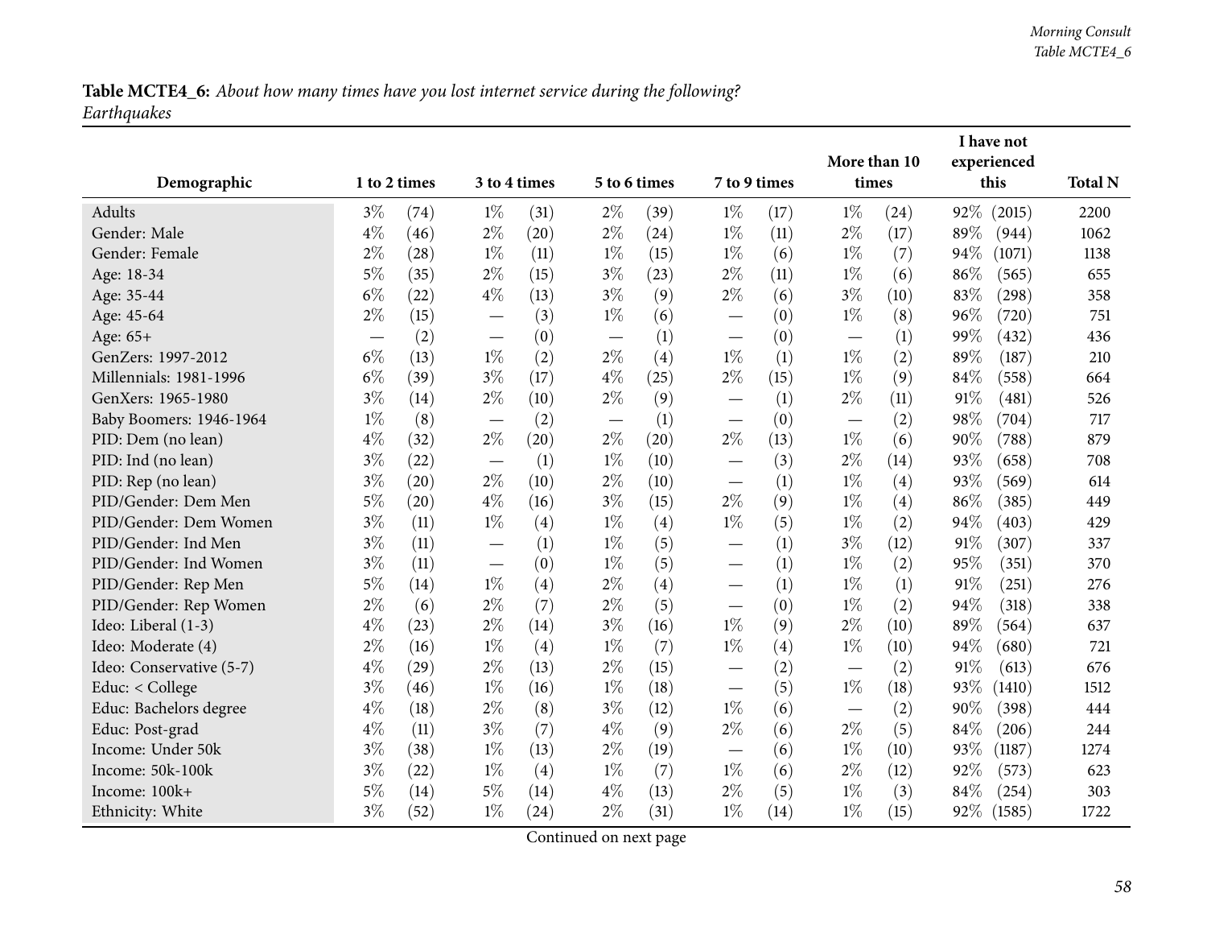**Table MCTE4_6:** *About how many times have you lost internet service during the following? Earthquakes*

| Demographic | 1 to 2 times | | 3 to 4 times | | 5 to 6 times | | 7 to 9 times | | More than 10 times | | I have not experienced this | | Total N |
|---|---|---|---|---|---|---|---|---|---|---|---|---|---|
| Adults | 3% | (74) | 1% | (31) | 2% | (39) | 1% | (17) | 1% | (24) | 92% | (2015) | 2200 |
| Gender: Male | 4% | (46) | 2% | (20) | 2% | (24) | 1% | (11) | 2% | (17) | 89% | (944) | 1062 |
| Gender: Female | 2% | (28) | 1% | (11) | 1% | (15) | 1% | (6) | 1% | (7) | 94% | (1071) | 1138 |
| Age: 18-34 | 5% | (35) | 2% | (15) | 3% | (23) | 2% | (11) | 1% | (6) | 86% | (565) | 655 |
| Age: 35-44 | 6% | (22) | 4% | (13) | 3% | (9) | 2% | (6) | 3% | (10) | 83% | (298) | 358 |
| Age: 45-64 | 2% | (15) | — | (3) | 1% | (6) | — | (0) | 1% | (8) | 96% | (720) | 751 |
| Age: 65+ | — | (2) | — | (0) | — | (1) | — | (0) | — | (1) | 99% | (432) | 436 |
| GenZers: 1997-2012 | 6% | (13) | 1% | (2) | 2% | (4) | 1% | (1) | 1% | (2) | 89% | (187) | 210 |
| Millennials: 1981-1996 | 6% | (39) | 3% | (17) | 4% | (25) | 2% | (15) | 1% | (9) | 84% | (558) | 664 |
| GenXers: 1965-1980 | 3% | (14) | 2% | (10) | 2% | (9) | — | (1) | 2% | (11) | 91% | (481) | 526 |
| Baby Boomers: 1946-1964 | 1% | (8) | — | (2) | — | (1) | — | (0) | — | (2) | 98% | (704) | 717 |
| PID: Dem (no lean) | 4% | (32) | 2% | (20) | 2% | (20) | 2% | (13) | 1% | (6) | 90% | (788) | 879 |
| PID: Ind (no lean) | 3% | (22) | — | (1) | 1% | (10) | — | (3) | 2% | (14) | 93% | (658) | 708 |
| PID: Rep (no lean) | 3% | (20) | 2% | (10) | 2% | (10) | — | (1) | 1% | (4) | 93% | (569) | 614 |
| PID/Gender: Dem Men | 5% | (20) | 4% | (16) | 3% | (15) | 2% | (9) | 1% | (4) | 86% | (385) | 449 |
| PID/Gender: Dem Women | 3% | (11) | 1% | (4) | 1% | (4) | 1% | (5) | 1% | (2) | 94% | (403) | 429 |
| PID/Gender: Ind Men | 3% | (11) | — | (1) | 1% | (5) | — | (1) | 3% | (12) | 91% | (307) | 337 |
| PID/Gender: Ind Women | 3% | (11) | — | (0) | 1% | (5) | — | (1) | 1% | (2) | 95% | (351) | 370 |
| PID/Gender: Rep Men | 5% | (14) | 1% | (4) | 2% | (4) | — | (1) | 1% | (1) | 91% | (251) | 276 |
| PID/Gender: Rep Women | 2% | (6) | 2% | (7) | 2% | (5) | — | (0) | 1% | (2) | 94% | (318) | 338 |
| Ideo: Liberal (1-3) | 4% | (23) | 2% | (14) | 3% | (16) | 1% | (9) | 2% | (10) | 89% | (564) | 637 |
| Ideo: Moderate (4) | 2% | (16) | 1% | (4) | 1% | (7) | 1% | (4) | 1% | (10) | 94% | (680) | 721 |
| Ideo: Conservative (5-7) | 4% | (29) | 2% | (13) | 2% | (15) | — | (2) | — | (2) | 91% | (613) | 676 |
| Educ: < College | 3% | (46) | 1% | (16) | 1% | (18) | — | (5) | 1% | (18) | 93% | (1410) | 1512 |
| Educ: Bachelors degree | 4% | (18) | 2% | (8) | 3% | (12) | 1% | (6) | — | (2) | 90% | (398) | 444 |
| Educ: Post-grad | 4% | (11) | 3% | (7) | 4% | (9) | 2% | (6) | 2% | (5) | 84% | (206) | 244 |
| Income: Under 50k | 3% | (38) | 1% | (13) | 2% | (19) | — | (6) | 1% | (10) | 93% | (1187) | 1274 |
| Income: 50k-100k | 3% | (22) | 1% | (4) | 1% | (7) | 1% | (6) | 2% | (12) | 92% | (573) | 623 |
| Income: 100k+ | 5% | (14) | 5% | (14) | 4% | (13) | 2% | (5) | 1% | (3) | 84% | (254) | 303 |
| Ethnicity: White | 3% | (52) | 1% | (24) | 2% | (31) | 1% | (14) | 1% | (15) | 92% | (1585) | 1722 |

Continued on next page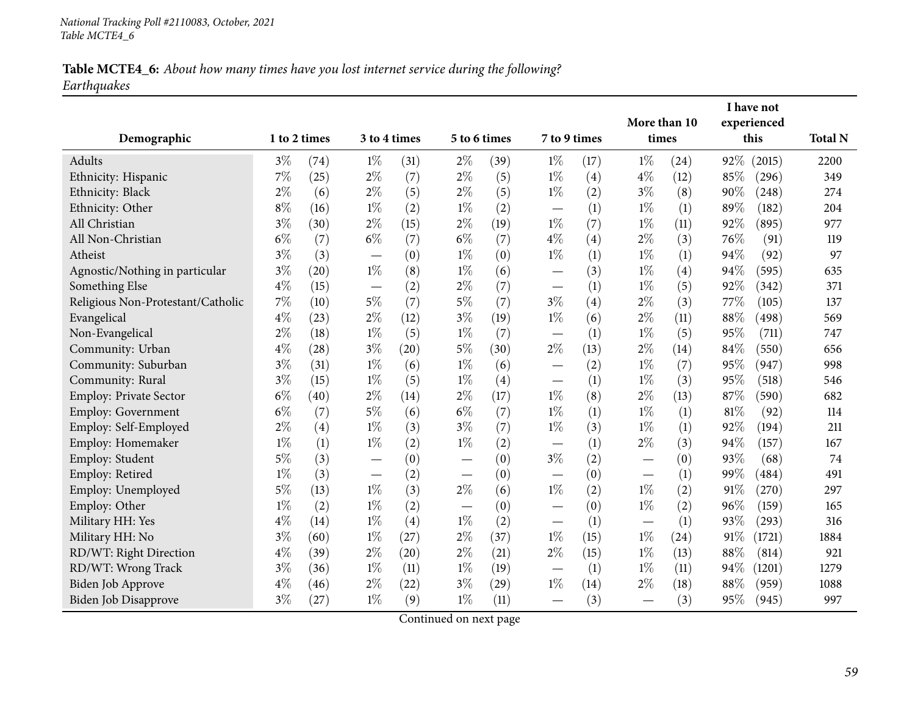**Table MCTE4_6:** *About how many times have you lost internet service during the following?*
*Earthquakes*

| Demographic | 1 to 2 times | | 3 to 4 times | | 5 to 6 times | | 7 to 9 times | | More than 10 times | | I have not experienced this | | Total N |
|---|---|---|---|---|---|---|---|---|---|---|---|---|---|
| Adults | 3% | (74) | 1% | (31) | 2% | (39) | 1% | (17) | 1% | (24) | 92% | (2015) | 2200 |
| Ethnicity: Hispanic | 7% | (25) | 2% | (7) | 2% | (5) | 1% | (4) | 4% | (12) | 85% | (296) | 349 |
| Ethnicity: Black | 2% | (6) | 2% | (5) | 2% | (5) | 1% | (2) | 3% | (8) | 90% | (248) | 274 |
| Ethnicity: Other | 8% | (16) | 1% | (2) | 1% | (2) | — | (1) | 1% | (1) | 89% | (182) | 204 |
| All Christian | 3% | (30) | 2% | (15) | 2% | (19) | 1% | (7) | 1% | (11) | 92% | (895) | 977 |
| All Non-Christian | 6% | (7) | 6% | (7) | 6% | (7) | 4% | (4) | 2% | (3) | 76% | (91) | 119 |
| Atheist | 3% | (3) | — | (0) | 1% | (0) | 1% | (1) | 1% | (1) | 94% | (92) | 97 |
| Agnostic/Nothing in particular | 3% | (20) | 1% | (8) | 1% | (6) | — | (3) | 1% | (4) | 94% | (595) | 635 |
| Something Else | 4% | (15) | — | (2) | 2% | (7) | — | (1) | 1% | (5) | 92% | (342) | 371 |
| Religious Non-Protestant/Catholic | 7% | (10) | 5% | (7) | 5% | (7) | 3% | (4) | 2% | (3) | 77% | (105) | 137 |
| Evangelical | 4% | (23) | 2% | (12) | 3% | (19) | 1% | (6) | 2% | (11) | 88% | (498) | 569 |
| Non-Evangelical | 2% | (18) | 1% | (5) | 1% | (7) | — | (1) | 1% | (5) | 95% | (711) | 747 |
| Community: Urban | 4% | (28) | 3% | (20) | 5% | (30) | 2% | (13) | 2% | (14) | 84% | (550) | 656 |
| Community: Suburban | 3% | (31) | 1% | (6) | 1% | (6) | — | (2) | 1% | (7) | 95% | (947) | 998 |
| Community: Rural | 3% | (15) | 1% | (5) | 1% | (4) | — | (1) | 1% | (3) | 95% | (518) | 546 |
| Employ: Private Sector | 6% | (40) | 2% | (14) | 2% | (17) | 1% | (8) | 2% | (13) | 87% | (590) | 682 |
| Employ: Government | 6% | (7) | 5% | (6) | 6% | (7) | 1% | (1) | 1% | (1) | 81% | (92) | 114 |
| Employ: Self-Employed | 2% | (4) | 1% | (3) | 3% | (7) | 1% | (3) | 1% | (1) | 92% | (194) | 211 |
| Employ: Homemaker | 1% | (1) | 1% | (2) | 1% | (2) | — | (1) | 2% | (3) | 94% | (157) | 167 |
| Employ: Student | 5% | (3) | — | (0) | — | (0) | 3% | (2) | — | (0) | 93% | (68) | 74 |
| Employ: Retired | 1% | (3) | — | (2) | — | (0) | — | (0) | — | (1) | 99% | (484) | 491 |
| Employ: Unemployed | 5% | (13) | 1% | (3) | 2% | (6) | 1% | (2) | 1% | (2) | 91% | (270) | 297 |
| Employ: Other | 1% | (2) | 1% | (2) | — | (0) | — | (0) | 1% | (2) | 96% | (159) | 165 |
| Military HH: Yes | 4% | (14) | 1% | (4) | 1% | (2) | — | (1) | — | (1) | 93% | (293) | 316 |
| Military HH: No | 3% | (60) | 1% | (27) | 2% | (37) | 1% | (15) | 1% | (24) | 91% | (1721) | 1884 |
| RD/WT: Right Direction | 4% | (39) | 2% | (20) | 2% | (21) | 2% | (15) | 1% | (13) | 88% | (814) | 921 |
| RD/WT: Wrong Track | 3% | (36) | 1% | (11) | 1% | (19) | — | (1) | 1% | (11) | 94% | (1201) | 1279 |
| Biden Job Approve | 4% | (46) | 2% | (22) | 3% | (29) | 1% | (14) | 2% | (18) | 88% | (959) | 1088 |
| Biden Job Disapprove | 3% | (27) | 1% | (9) | 1% | (11) | — | (3) | — | (3) | 95% | (945) | 997 |

Continued on next page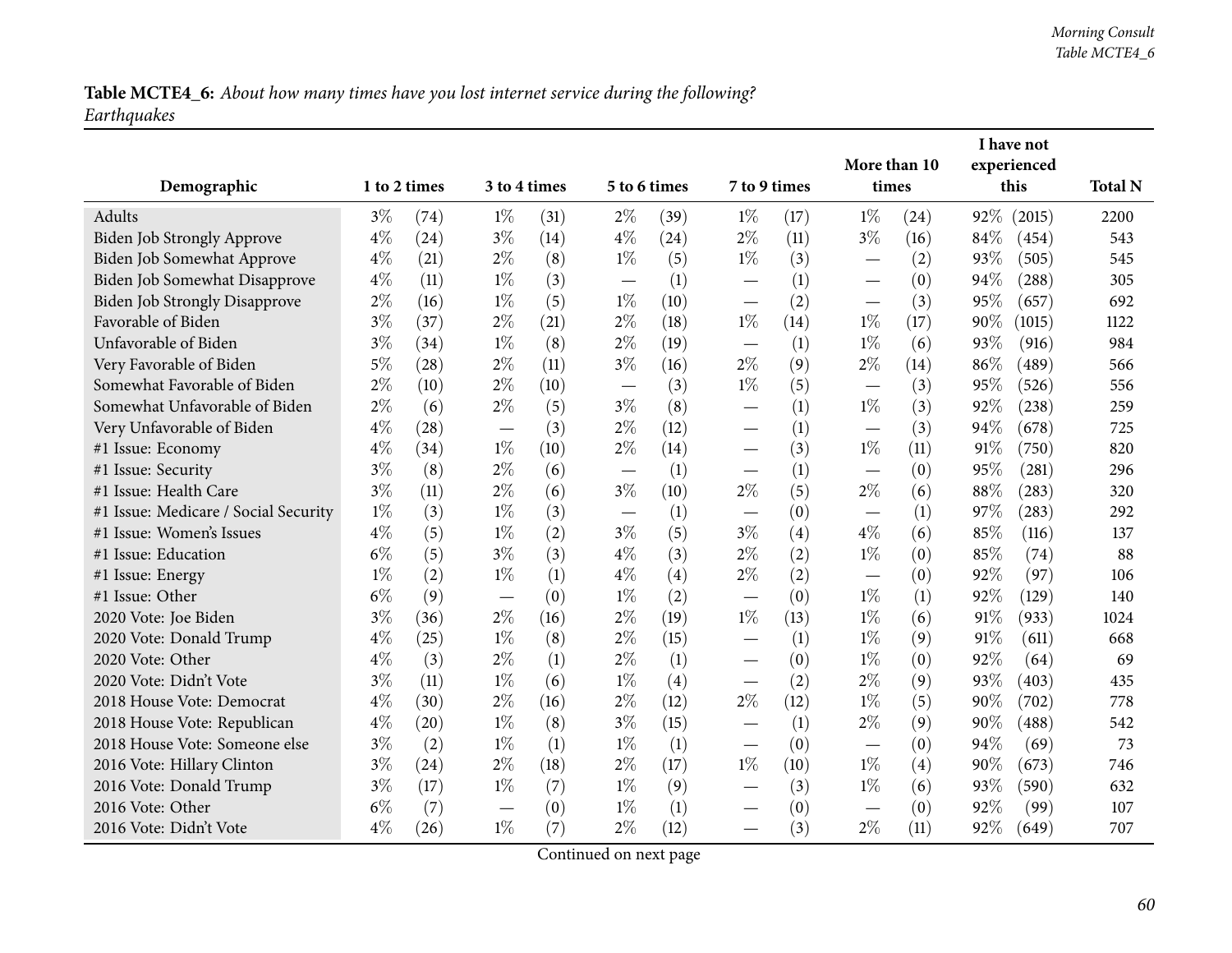**Table MCTE4_6:** *About how many times have you lost internet service during the following? Earthquakes*

| Demographic | 1 to 2 times | | 3 to 4 times | | 5 to 6 times | | 7 to 9 times | | More than 10 times | | I have not experienced this | | Total N |
|---|---|---|---|---|---|---|---|---|---|---|---|---|---|
| Adults | 3% | (74) | 1% | (31) | 2% | (39) | 1% | (17) | 1% | (24) | 92% | (2015) | 2200 |
| Biden Job Strongly Approve | 4% | (24) | 3% | (14) | 4% | (24) | 2% | (11) | 3% | (16) | 84% | (454) | 543 |
| Biden Job Somewhat Approve | 4% | (21) | 2% | (8) | 1% | (5) | 1% | (3) | — | (2) | 93% | (505) | 545 |
| Biden Job Somewhat Disapprove | 4% | (11) | 1% | (3) | — | (1) | — | (1) | — | (0) | 94% | (288) | 305 |
| Biden Job Strongly Disapprove | 2% | (16) | 1% | (5) | 1% | (10) | — | (2) | — | (3) | 95% | (657) | 692 |
| Favorable of Biden | 3% | (37) | 2% | (21) | 2% | (18) | 1% | (14) | 1% | (17) | 90% | (1015) | 1122 |
| Unfavorable of Biden | 3% | (34) | 1% | (8) | 2% | (19) | — | (1) | 1% | (6) | 93% | (916) | 984 |
| Very Favorable of Biden | 5% | (28) | 2% | (11) | 3% | (16) | 2% | (9) | 2% | (14) | 86% | (489) | 566 |
| Somewhat Favorable of Biden | 2% | (10) | 2% | (10) | — | (3) | 1% | (5) | — | (3) | 95% | (526) | 556 |
| Somewhat Unfavorable of Biden | 2% | (6) | 2% | (5) | 3% | (8) | — | (1) | 1% | (3) | 92% | (238) | 259 |
| Very Unfavorable of Biden | 4% | (28) | — | (3) | 2% | (12) | — | (1) | — | (3) | 94% | (678) | 725 |
| #1 Issue: Economy | 4% | (34) | 1% | (10) | 2% | (14) | — | (3) | 1% | (11) | 91% | (750) | 820 |
| #1 Issue: Security | 3% | (8) | 2% | (6) | — | (1) | — | (1) | — | (0) | 95% | (281) | 296 |
| #1 Issue: Health Care | 3% | (11) | 2% | (6) | 3% | (10) | 2% | (5) | 2% | (6) | 88% | (283) | 320 |
| #1 Issue: Medicare / Social Security | 1% | (3) | 1% | (3) | — | (1) | — | (0) | — | (1) | 97% | (283) | 292 |
| #1 Issue: Women's Issues | 4% | (5) | 1% | (2) | 3% | (5) | 3% | (4) | 4% | (6) | 85% | (116) | 137 |
| #1 Issue: Education | 6% | (5) | 3% | (3) | 4% | (3) | 2% | (2) | 1% | (0) | 85% | (74) | 88 |
| #1 Issue: Energy | 1% | (2) | 1% | (1) | 4% | (4) | 2% | (2) | — | (0) | 92% | (97) | 106 |
| #1 Issue: Other | 6% | (9) | — | (0) | 1% | (2) | — | (0) | 1% | (1) | 92% | (129) | 140 |
| 2020 Vote: Joe Biden | 3% | (36) | 2% | (16) | 2% | (19) | 1% | (13) | 1% | (6) | 91% | (933) | 1024 |
| 2020 Vote: Donald Trump | 4% | (25) | 1% | (8) | 2% | (15) | — | (1) | 1% | (9) | 91% | (611) | 668 |
| 2020 Vote: Other | 4% | (3) | 2% | (1) | 2% | (1) | — | (0) | 1% | (0) | 92% | (64) | 69 |
| 2020 Vote: Didn't Vote | 3% | (11) | 1% | (6) | 1% | (4) | — | (2) | 2% | (9) | 93% | (403) | 435 |
| 2018 House Vote: Democrat | 4% | (30) | 2% | (16) | 2% | (12) | 2% | (12) | 1% | (5) | 90% | (702) | 778 |
| 2018 House Vote: Republican | 4% | (20) | 1% | (8) | 3% | (15) | — | (1) | 2% | (9) | 90% | (488) | 542 |
| 2018 House Vote: Someone else | 3% | (2) | 1% | (1) | 1% | (1) | — | (0) | — | (0) | 94% | (69) | 73 |
| 2016 Vote: Hillary Clinton | 3% | (24) | 2% | (18) | 2% | (17) | 1% | (10) | 1% | (4) | 90% | (673) | 746 |
| 2016 Vote: Donald Trump | 3% | (17) | 1% | (7) | 1% | (9) | — | (3) | 1% | (6) | 93% | (590) | 632 |
| 2016 Vote: Other | 6% | (7) | — | (0) | 1% | (1) | — | (0) | — | (0) | 92% | (99) | 107 |
| 2016 Vote: Didn't Vote | 4% | (26) | 1% | (7) | 2% | (12) | — | (3) | 2% | (11) | 92% | (649) | 707 |

Continued on next page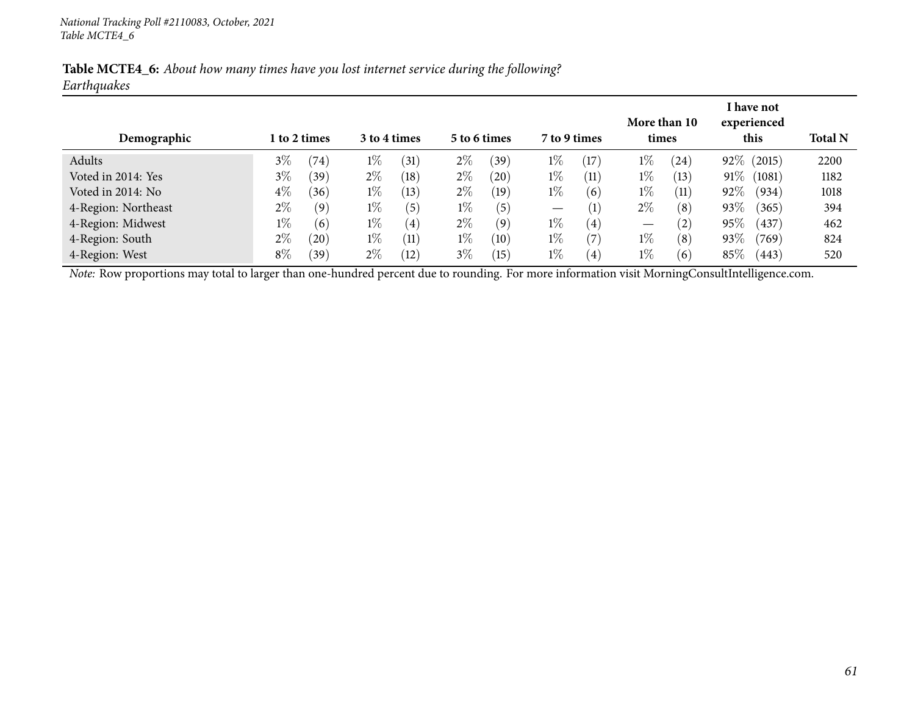*National Tracking Poll #2110083, October, 2021*
*Table MCTE4_6*

**Table MCTE4_6:** *About how many times have you lost internet service during the following?*
*Earthquakes*

| Demographic | 1 to 2 times | | 3 to 4 times | | 5 to 6 times | | 7 to 9 times | | More than 10 times | | I have not experienced this | | Total N |
|---|---|---|---|---|---|---|---|---|---|---|---|---|---|
| Adults | 3% | (74) | 1% | (31) | 2% | (39) | 1% | (17) | 1% | (24) | 92% | (2015) | 2200 |
| Voted in 2014: Yes | 3% | (39) | 2% | (18) | 2% | (20) | 1% | (11) | 1% | (13) | 91% | (1081) | 1182 |
| Voted in 2014: No | 4% | (36) | 1% | (13) | 2% | (19) | 1% | (6) | 1% | (11) | 92% | (934) | 1018 |
| 4-Region: Northeast | 2% | (9) | 1% | (5) | 1% | (5) | — | (1) | 2% | (8) | 93% | (365) | 394 |
| 4-Region: Midwest | 1% | (6) | 1% | (4) | 2% | (9) | 1% | (4) | — | (2) | 95% | (437) | 462 |
| 4-Region: South | 2% | (20) | 1% | (11) | 1% | (10) | 1% | (7) | 1% | (8) | 93% | (769) | 824 |
| 4-Region: West | 8% | (39) | 2% | (12) | 3% | (15) | 1% | (4) | 1% | (6) | 85% | (443) | 520 |

*Note:* Row proportions may total to larger than one-hundred percent due to rounding. For more information visit MorningConsultIntelligence.com.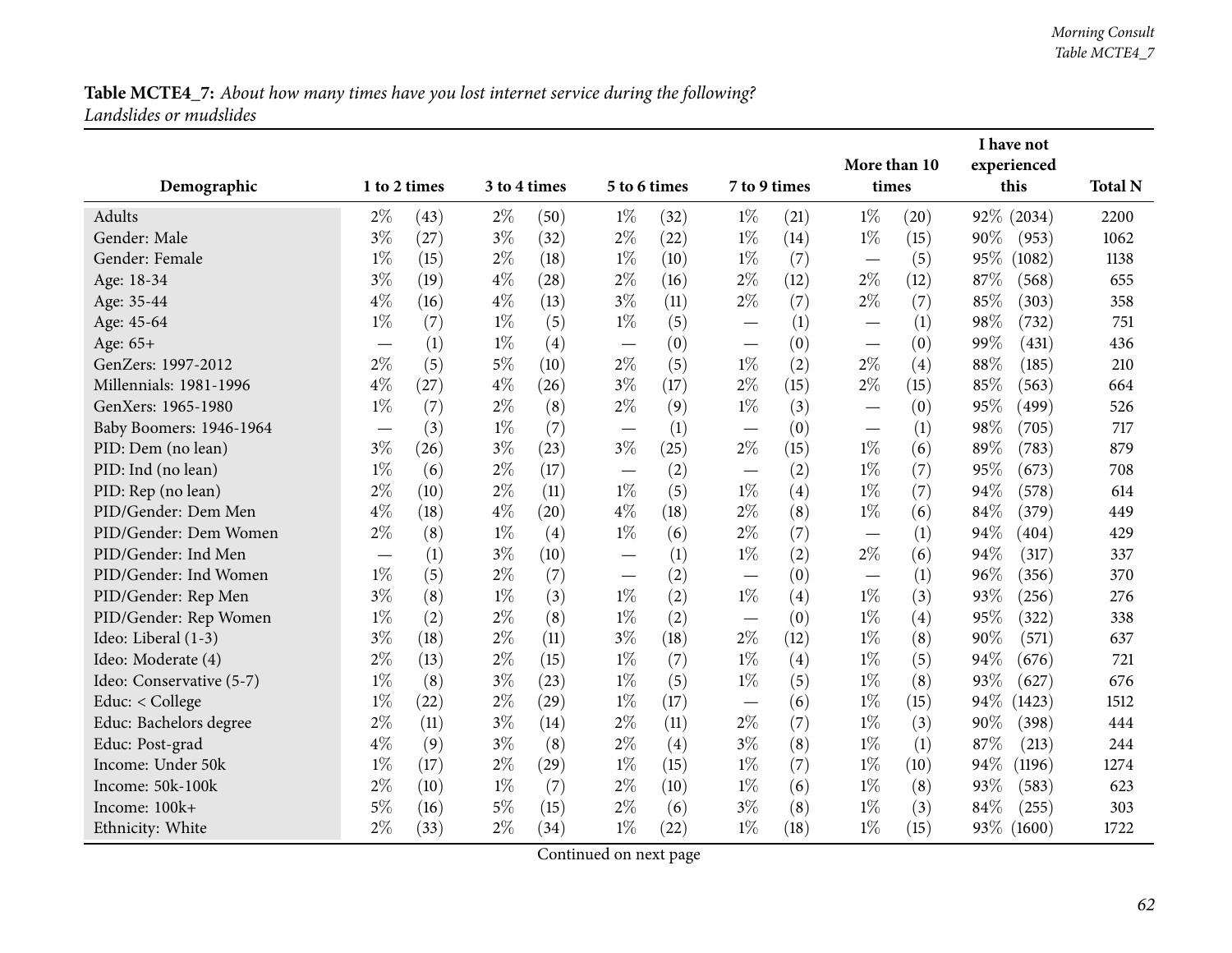**Table MCTE4_7:** *About how many times have you lost internet service during the following? Landslides or mudslides*

| Demographic | 1 to 2 times | | 3 to 4 times | | 5 to 6 times | | 7 to 9 times | | More than 10 times | | I have not experienced this | | Total N |
|---|---|---|---|---|---|---|---|---|---|---|---|---|---|
| Adults | 2% | (43) | 2% | (50) | 1% | (32) | 1% | (21) | 1% | (20) | 92% | (2034) | 2200 |
| Gender: Male | 3% | (27) | 3% | (32) | 2% | (22) | 1% | (14) | 1% | (15) | 90% | (953) | 1062 |
| Gender: Female | 1% | (15) | 2% | (18) | 1% | (10) | 1% | (7) | — | (5) | 95% | (1082) | 1138 |
| Age: 18-34 | 3% | (19) | 4% | (28) | 2% | (16) | 2% | (12) | 2% | (12) | 87% | (568) | 655 |
| Age: 35-44 | 4% | (16) | 4% | (13) | 3% | (11) | 2% | (7) | 2% | (7) | 85% | (303) | 358 |
| Age: 45-64 | 1% | (7) | 1% | (5) | 1% | (5) | — | (1) | — | (1) | 98% | (732) | 751 |
| Age: 65+ | — | (1) | 1% | (4) | — | (0) | — | (0) | — | (0) | 99% | (431) | 436 |
| GenZers: 1997-2012 | 2% | (5) | 5% | (10) | 2% | (5) | 1% | (2) | 2% | (4) | 88% | (185) | 210 |
| Millennials: 1981-1996 | 4% | (27) | 4% | (26) | 3% | (17) | 2% | (15) | 2% | (15) | 85% | (563) | 664 |
| GenXers: 1965-1980 | 1% | (7) | 2% | (8) | 2% | (9) | 1% | (3) | — | (0) | 95% | (499) | 526 |
| Baby Boomers: 1946-1964 | — | (3) | 1% | (7) | — | (1) | — | (0) | — | (1) | 98% | (705) | 717 |
| PID: Dem (no lean) | 3% | (26) | 3% | (23) | 3% | (25) | 2% | (15) | 1% | (6) | 89% | (783) | 879 |
| PID: Ind (no lean) | 1% | (6) | 2% | (17) | — | (2) | — | (2) | 1% | (7) | 95% | (673) | 708 |
| PID: Rep (no lean) | 2% | (10) | 2% | (11) | 1% | (5) | 1% | (4) | 1% | (7) | 94% | (578) | 614 |
| PID/Gender: Dem Men | 4% | (18) | 4% | (20) | 4% | (18) | 2% | (8) | 1% | (6) | 84% | (379) | 449 |
| PID/Gender: Dem Women | 2% | (8) | 1% | (4) | 1% | (6) | 2% | (7) | — | (1) | 94% | (404) | 429 |
| PID/Gender: Ind Men | — | (1) | 3% | (10) | — | (1) | 1% | (2) | 2% | (6) | 94% | (317) | 337 |
| PID/Gender: Ind Women | 1% | (5) | 2% | (7) | — | (2) | — | (0) | — | (1) | 96% | (356) | 370 |
| PID/Gender: Rep Men | 3% | (8) | 1% | (3) | 1% | (2) | 1% | (4) | 1% | (3) | 93% | (256) | 276 |
| PID/Gender: Rep Women | 1% | (2) | 2% | (8) | 1% | (2) | — | (0) | 1% | (4) | 95% | (322) | 338 |
| Ideo: Liberal (1-3) | 3% | (18) | 2% | (11) | 3% | (18) | 2% | (12) | 1% | (8) | 90% | (571) | 637 |
| Ideo: Moderate (4) | 2% | (13) | 2% | (15) | 1% | (7) | 1% | (4) | 1% | (5) | 94% | (676) | 721 |
| Ideo: Conservative (5-7) | 1% | (8) | 3% | (23) | 1% | (5) | 1% | (5) | 1% | (8) | 93% | (627) | 676 |
| Educ: < College | 1% | (22) | 2% | (29) | 1% | (17) | — | (6) | 1% | (15) | 94% | (1423) | 1512 |
| Educ: Bachelors degree | 2% | (11) | 3% | (14) | 2% | (11) | 2% | (7) | 1% | (3) | 90% | (398) | 444 |
| Educ: Post-grad | 4% | (9) | 3% | (8) | 2% | (4) | 3% | (8) | 1% | (1) | 87% | (213) | 244 |
| Income: Under 50k | 1% | (17) | 2% | (29) | 1% | (15) | 1% | (7) | 1% | (10) | 94% | (1196) | 1274 |
| Income: 50k-100k | 2% | (10) | 1% | (7) | 2% | (10) | 1% | (6) | 1% | (8) | 93% | (583) | 623 |
| Income: 100k+ | 5% | (16) | 5% | (15) | 2% | (6) | 3% | (8) | 1% | (3) | 84% | (255) | 303 |
| Ethnicity: White | 2% | (33) | 2% | (34) | 1% | (22) | 1% | (18) | 1% | (15) | 93% | (1600) | 1722 |

Continued on next page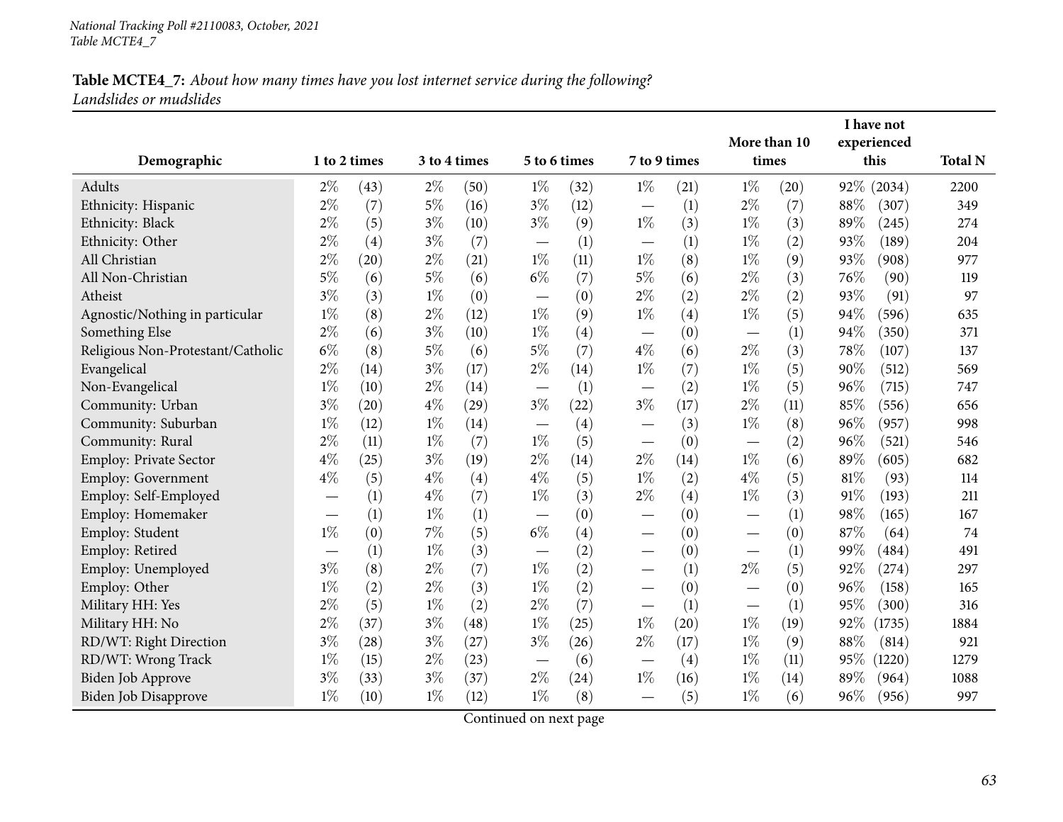**Table MCTE4_7:** *About how many times have you lost internet service during the following?*
*Landslides or mudslides*

| Demographic | 1 to 2 times | | 3 to 4 times | | 5 to 6 times | | 7 to 9 times | | More than 10 times | | I have not experienced this | | Total N |
|---|---|---|---|---|---|---|---|---|---|---|---|---|---|
| Adults | 2% | (43) | 2% | (50) | 1% | (32) | 1% | (21) | 1% | (20) | 92% | (2034) | 2200 |
| Ethnicity: Hispanic | 2% | (7) | 5% | (16) | 3% | (12) | — | (1) | 2% | (7) | 88% | (307) | 349 |
| Ethnicity: Black | 2% | (5) | 3% | (10) | 3% | (9) | 1% | (3) | 1% | (3) | 89% | (245) | 274 |
| Ethnicity: Other | 2% | (4) | 3% | (7) | — | (1) | — | (1) | 1% | (2) | 93% | (189) | 204 |
| All Christian | 2% | (20) | 2% | (21) | 1% | (11) | 1% | (8) | 1% | (9) | 93% | (908) | 977 |
| All Non-Christian | 5% | (6) | 5% | (6) | 6% | (7) | 5% | (6) | 2% | (3) | 76% | (90) | 119 |
| Atheist | 3% | (3) | 1% | (0) | — | (0) | 2% | (2) | 2% | (2) | 93% | (91) | 97 |
| Agnostic/Nothing in particular | 1% | (8) | 2% | (12) | 1% | (9) | 1% | (4) | 1% | (5) | 94% | (596) | 635 |
| Something Else | 2% | (6) | 3% | (10) | 1% | (4) | — | (0) | — | (1) | 94% | (350) | 371 |
| Religious Non-Protestant/Catholic | 6% | (8) | 5% | (6) | 5% | (7) | 4% | (6) | 2% | (3) | 78% | (107) | 137 |
| Evangelical | 2% | (14) | 3% | (17) | 2% | (14) | 1% | (7) | 1% | (5) | 90% | (512) | 569 |
| Non-Evangelical | 1% | (10) | 2% | (14) | — | (1) | — | (2) | 1% | (5) | 96% | (715) | 747 |
| Community: Urban | 3% | (20) | 4% | (29) | 3% | (22) | 3% | (17) | 2% | (11) | 85% | (556) | 656 |
| Community: Suburban | 1% | (12) | 1% | (14) | — | (4) | — | (3) | 1% | (8) | 96% | (957) | 998 |
| Community: Rural | 2% | (11) | 1% | (7) | 1% | (5) | — | (0) | — | (2) | 96% | (521) | 546 |
| Employ: Private Sector | 4% | (25) | 3% | (19) | 2% | (14) | 2% | (14) | 1% | (6) | 89% | (605) | 682 |
| Employ: Government | 4% | (5) | 4% | (4) | 4% | (5) | 1% | (2) | 4% | (5) | 81% | (93) | 114 |
| Employ: Self-Employed | — | (1) | 4% | (7) | 1% | (3) | 2% | (4) | 1% | (3) | 91% | (193) | 211 |
| Employ: Homemaker | — | (1) | 1% | (1) | — | (0) | — | (0) | — | (1) | 98% | (165) | 167 |
| Employ: Student | 1% | (0) | 7% | (5) | 6% | (4) | — | (0) | — | (0) | 87% | (64) | 74 |
| Employ: Retired | — | (1) | 1% | (3) | — | (2) | — | (0) | — | (1) | 99% | (484) | 491 |
| Employ: Unemployed | 3% | (8) | 2% | (7) | 1% | (2) | — | (1) | 2% | (5) | 92% | (274) | 297 |
| Employ: Other | 1% | (2) | 2% | (3) | 1% | (2) | — | (0) | — | (0) | 96% | (158) | 165 |
| Military HH: Yes | 2% | (5) | 1% | (2) | 2% | (7) | — | (1) | — | (1) | 95% | (300) | 316 |
| Military HH: No | 2% | (37) | 3% | (48) | 1% | (25) | 1% | (20) | 1% | (19) | 92% | (1735) | 1884 |
| RD/WT: Right Direction | 3% | (28) | 3% | (27) | 3% | (26) | 2% | (17) | 1% | (9) | 88% | (814) | 921 |
| RD/WT: Wrong Track | 1% | (15) | 2% | (23) | — | (6) | — | (4) | 1% | (11) | 95% | (1220) | 1279 |
| Biden Job Approve | 3% | (33) | 3% | (37) | 2% | (24) | 1% | (16) | 1% | (14) | 89% | (964) | 1088 |
| Biden Job Disapprove | 1% | (10) | 1% | (12) | 1% | (8) | — | (5) | 1% | (6) | 96% | (956) | 997 |

Continued on next page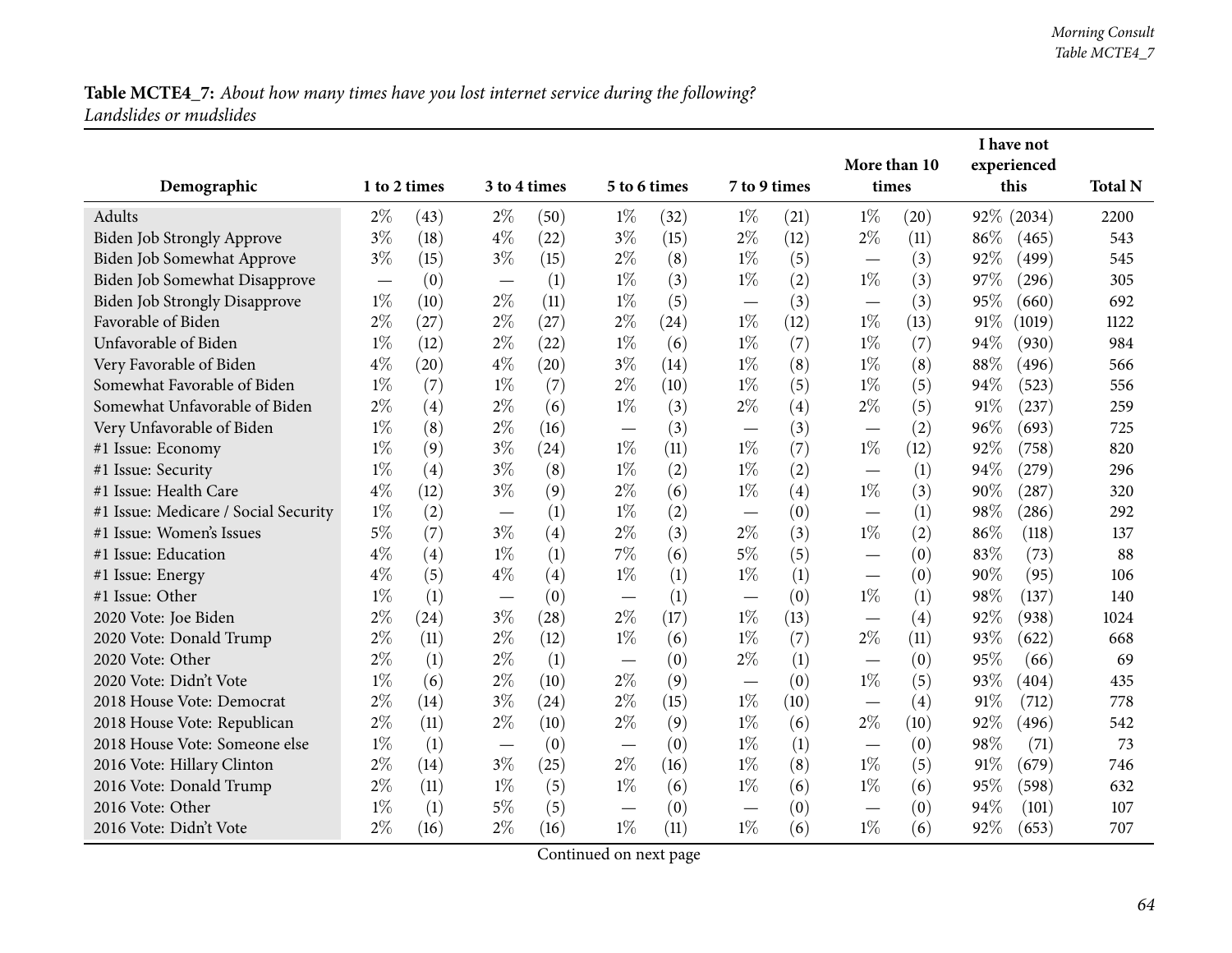**Table MCTE4_7:** *About how many times have you lost internet service during the following? Landslides or mudslides*

| Demographic | 1 to 2 times | | 3 to 4 times | | 5 to 6 times | | 7 to 9 times | | More than 10 times | | I have not experienced this | | Total N |
|---|---|---|---|---|---|---|---|---|---|---|---|---|---|
| Adults | 2% | (43) | 2% | (50) | 1% | (32) | 1% | (21) | 1% | (20) | 92% | (2034) | 2200 |
| Biden Job Strongly Approve | 3% | (18) | 4% | (22) | 3% | (15) | 2% | (12) | 2% | (11) | 86% | (465) | 543 |
| Biden Job Somewhat Approve | 3% | (15) | 3% | (15) | 2% | (8) | 1% | (5) | — | (3) | 92% | (499) | 545 |
| Biden Job Somewhat Disapprove | — | (0) | — | (1) | 1% | (3) | 1% | (2) | 1% | (3) | 97% | (296) | 305 |
| Biden Job Strongly Disapprove | 1% | (10) | 2% | (11) | 1% | (5) | — | (3) | — | (3) | 95% | (660) | 692 |
| Favorable of Biden | 2% | (27) | 2% | (27) | 2% | (24) | 1% | (12) | 1% | (13) | 91% | (1019) | 1122 |
| Unfavorable of Biden | 1% | (12) | 2% | (22) | 1% | (6) | 1% | (7) | 1% | (7) | 94% | (930) | 984 |
| Very Favorable of Biden | 4% | (20) | 4% | (20) | 3% | (14) | 1% | (8) | 1% | (8) | 88% | (496) | 566 |
| Somewhat Favorable of Biden | 1% | (7) | 1% | (7) | 2% | (10) | 1% | (5) | 1% | (5) | 94% | (523) | 556 |
| Somewhat Unfavorable of Biden | 2% | (4) | 2% | (6) | 1% | (3) | 2% | (4) | 2% | (5) | 91% | (237) | 259 |
| Very Unfavorable of Biden | 1% | (8) | 2% | (16) | — | (3) | — | (3) | — | (2) | 96% | (693) | 725 |
| #1 Issue: Economy | 1% | (9) | 3% | (24) | 1% | (11) | 1% | (7) | 1% | (12) | 92% | (758) | 820 |
| #1 Issue: Security | 1% | (4) | 3% | (8) | 1% | (2) | 1% | (2) | — | (1) | 94% | (279) | 296 |
| #1 Issue: Health Care | 4% | (12) | 3% | (9) | 2% | (6) | 1% | (4) | 1% | (3) | 90% | (287) | 320 |
| #1 Issue: Medicare / Social Security | 1% | (2) | — | (1) | 1% | (2) | — | (0) | — | (1) | 98% | (286) | 292 |
| #1 Issue: Women's Issues | 5% | (7) | 3% | (4) | 2% | (3) | 2% | (3) | 1% | (2) | 86% | (118) | 137 |
| #1 Issue: Education | 4% | (4) | 1% | (1) | 7% | (6) | 5% | (5) | — | (0) | 83% | (73) | 88 |
| #1 Issue: Energy | 4% | (5) | 4% | (4) | 1% | (1) | 1% | (1) | — | (0) | 90% | (95) | 106 |
| #1 Issue: Other | 1% | (1) | — | (0) | — | (1) | — | (0) | 1% | (1) | 98% | (137) | 140 |
| 2020 Vote: Joe Biden | 2% | (24) | 3% | (28) | 2% | (17) | 1% | (13) | — | (4) | 92% | (938) | 1024 |
| 2020 Vote: Donald Trump | 2% | (11) | 2% | (12) | 1% | (6) | 1% | (7) | 2% | (11) | 93% | (622) | 668 |
| 2020 Vote: Other | 2% | (1) | 2% | (1) | — | (0) | 2% | (1) | — | (0) | 95% | (66) | 69 |
| 2020 Vote: Didn't Vote | 1% | (6) | 2% | (10) | 2% | (9) | — | (0) | 1% | (5) | 93% | (404) | 435 |
| 2018 House Vote: Democrat | 2% | (14) | 3% | (24) | 2% | (15) | 1% | (10) | — | (4) | 91% | (712) | 778 |
| 2018 House Vote: Republican | 2% | (11) | 2% | (10) | 2% | (9) | 1% | (6) | 2% | (10) | 92% | (496) | 542 |
| 2018 House Vote: Someone else | 1% | (1) | — | (0) | — | (0) | 1% | (1) | — | (0) | 98% | (71) | 73 |
| 2016 Vote: Hillary Clinton | 2% | (14) | 3% | (25) | 2% | (16) | 1% | (8) | 1% | (5) | 91% | (679) | 746 |
| 2016 Vote: Donald Trump | 2% | (11) | 1% | (5) | 1% | (6) | 1% | (6) | 1% | (6) | 95% | (598) | 632 |
| 2016 Vote: Other | 1% | (1) | 5% | (5) | — | (0) | — | (0) | — | (0) | 94% | (101) | 107 |
| 2016 Vote: Didn't Vote | 2% | (16) | 2% | (16) | 1% | (11) | 1% | (6) | 1% | (6) | 92% | (653) | 707 |

Continued on next page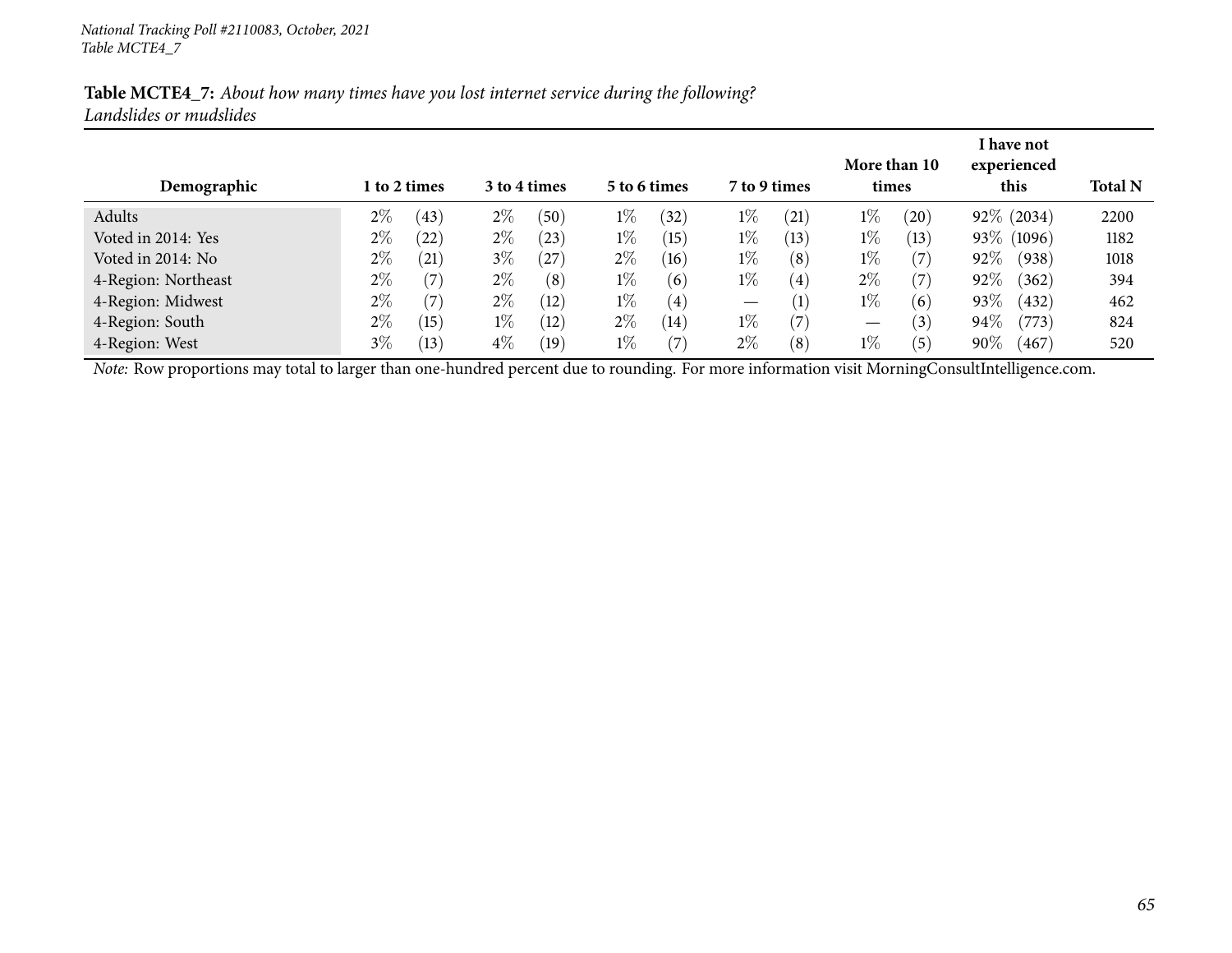**Table MCTE4_7:** *About how many times have you lost internet service during the following?*
*Landslides or mudslides*

| Demographic | 1 to 2 times | 3 to 4 times | 5 to 6 times | 7 to 9 times | More than 10 times | I have not experienced this | Total N |
|---|---|---|---|---|---|---|---|
| Adults | 2% (43) | 2% (50) | 1% (32) | 1% (21) | 1% (20) | 92% (2034) | 2200 |
| Voted in 2014: Yes | 2% (22) | 2% (23) | 1% (15) | 1% (13) | 1% (13) | 93% (1096) | 1182 |
| Voted in 2014: No | 2% (21) | 3% (27) | 2% (16) | 1% (8) | 1% (7) | 92% (938) | 1018 |
| 4-Region: Northeast | 2% (7) | 2% (8) | 1% (6) | 1% (4) | 2% (7) | 92% (362) | 394 |
| 4-Region: Midwest | 2% (7) | 2% (12) | 1% (4) | — (1) | 1% (6) | 93% (432) | 462 |
| 4-Region: South | 2% (15) | 1% (12) | 2% (14) | 1% (7) | — (3) | 94% (773) | 824 |
| 4-Region: West | 3% (13) | 4% (19) | 1% (7) | 2% (8) | 1% (5) | 90% (467) | 520 |

*Note:* Row proportions may total to larger than one-hundred percent due to rounding. For more information visit MorningConsultIntelligence.com.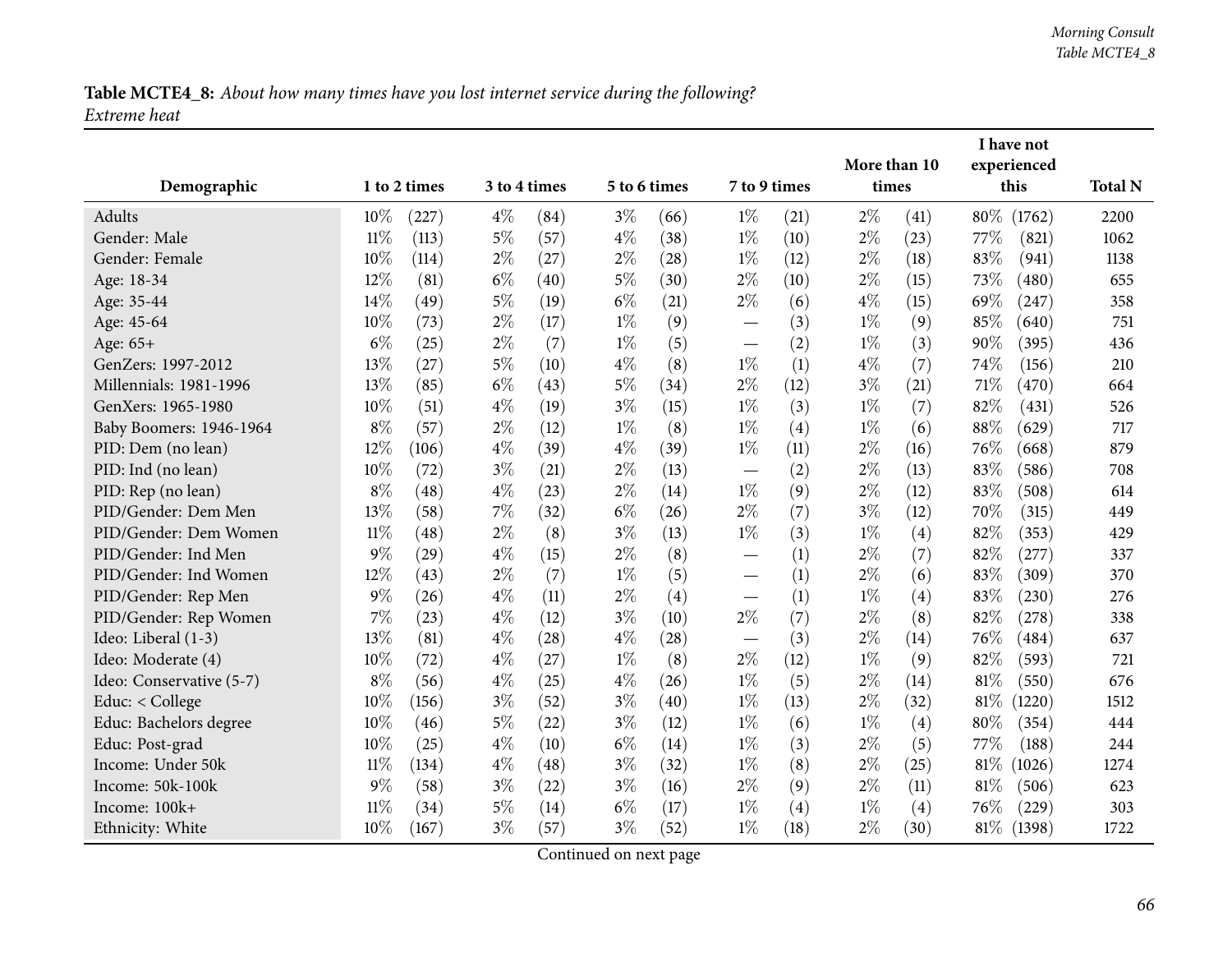**Table MCTE4_8:** *About how many times have you lost internet service during the following?*
*Extreme heat*

| Demographic | 1 to 2 times | | 3 to 4 times | | 5 to 6 times | | 7 to 9 times | | More than 10 times | | I have not experienced this | | Total N |
|---|---|---|---|---|---|---|---|---|---|---|---|---|---|
| Adults | 10% | (227) | 4% | (84) | 3% | (66) | 1% | (21) | 2% | (41) | 80% | (1762) | 2200 |
| Gender: Male | 11% | (113) | 5% | (57) | 4% | (38) | 1% | (10) | 2% | (23) | 77% | (821) | 1062 |
| Gender: Female | 10% | (114) | 2% | (27) | 2% | (28) | 1% | (12) | 2% | (18) | 83% | (941) | 1138 |
| Age: 18-34 | 12% | (81) | 6% | (40) | 5% | (30) | 2% | (10) | 2% | (15) | 73% | (480) | 655 |
| Age: 35-44 | 14% | (49) | 5% | (19) | 6% | (21) | 2% | (6) | 4% | (15) | 69% | (247) | 358 |
| Age: 45-64 | 10% | (73) | 2% | (17) | 1% | (9) | — | (3) | 1% | (9) | 85% | (640) | 751 |
| Age: 65+ | 6% | (25) | 2% | (7) | 1% | (5) | — | (2) | 1% | (3) | 90% | (395) | 436 |
| GenZers: 1997-2012 | 13% | (27) | 5% | (10) | 4% | (8) | 1% | (1) | 4% | (7) | 74% | (156) | 210 |
| Millennials: 1981-1996 | 13% | (85) | 6% | (43) | 5% | (34) | 2% | (12) | 3% | (21) | 71% | (470) | 664 |
| GenXers: 1965-1980 | 10% | (51) | 4% | (19) | 3% | (15) | 1% | (3) | 1% | (7) | 82% | (431) | 526 |
| Baby Boomers: 1946-1964 | 8% | (57) | 2% | (12) | 1% | (8) | 1% | (4) | 1% | (6) | 88% | (629) | 717 |
| PID: Dem (no lean) | 12% | (106) | 4% | (39) | 4% | (39) | 1% | (11) | 2% | (16) | 76% | (668) | 879 |
| PID: Ind (no lean) | 10% | (72) | 3% | (21) | 2% | (13) | — | (2) | 2% | (13) | 83% | (586) | 708 |
| PID: Rep (no lean) | 8% | (48) | 4% | (23) | 2% | (14) | 1% | (9) | 2% | (12) | 83% | (508) | 614 |
| PID/Gender: Dem Men | 13% | (58) | 7% | (32) | 6% | (26) | 2% | (7) | 3% | (12) | 70% | (315) | 449 |
| PID/Gender: Dem Women | 11% | (48) | 2% | (8) | 3% | (13) | 1% | (3) | 1% | (4) | 82% | (353) | 429 |
| PID/Gender: Ind Men | 9% | (29) | 4% | (15) | 2% | (8) | — | (1) | 2% | (7) | 82% | (277) | 337 |
| PID/Gender: Ind Women | 12% | (43) | 2% | (7) | 1% | (5) | — | (1) | 2% | (6) | 83% | (309) | 370 |
| PID/Gender: Rep Men | 9% | (26) | 4% | (11) | 2% | (4) | — | (1) | 1% | (4) | 83% | (230) | 276 |
| PID/Gender: Rep Women | 7% | (23) | 4% | (12) | 3% | (10) | 2% | (7) | 2% | (8) | 82% | (278) | 338 |
| Ideo: Liberal (1-3) | 13% | (81) | 4% | (28) | 4% | (28) | — | (3) | 2% | (14) | 76% | (484) | 637 |
| Ideo: Moderate (4) | 10% | (72) | 4% | (27) | 1% | (8) | 2% | (12) | 1% | (9) | 82% | (593) | 721 |
| Ideo: Conservative (5-7) | 8% | (56) | 4% | (25) | 4% | (26) | 1% | (5) | 2% | (14) | 81% | (550) | 676 |
| Educ: < College | 10% | (156) | 3% | (52) | 3% | (40) | 1% | (13) | 2% | (32) | 81% | (1220) | 1512 |
| Educ: Bachelors degree | 10% | (46) | 5% | (22) | 3% | (12) | 1% | (6) | 1% | (4) | 80% | (354) | 444 |
| Educ: Post-grad | 10% | (25) | 4% | (10) | 6% | (14) | 1% | (3) | 2% | (5) | 77% | (188) | 244 |
| Income: Under 50k | 11% | (134) | 4% | (48) | 3% | (32) | 1% | (8) | 2% | (25) | 81% | (1026) | 1274 |
| Income: 50k-100k | 9% | (58) | 3% | (22) | 3% | (16) | 2% | (9) | 2% | (11) | 81% | (506) | 623 |
| Income: 100k+ | 11% | (34) | 5% | (14) | 6% | (17) | 1% | (4) | 1% | (4) | 76% | (229) | 303 |
| Ethnicity: White | 10% | (167) | 3% | (57) | 3% | (52) | 1% | (18) | 2% | (30) | 81% | (1398) | 1722 |

Continued on next page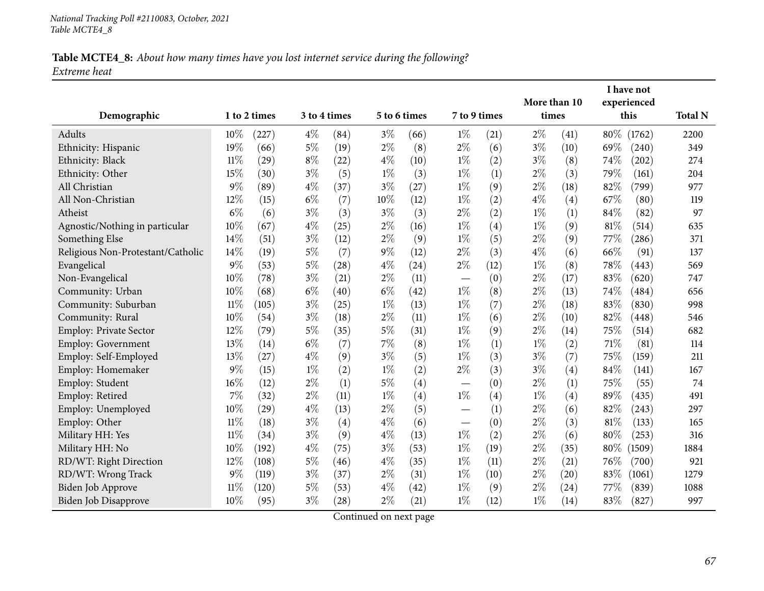**Table MCTE4_8:** *About how many times have you lost internet service during the following? Extreme heat*

| Demographic | 1 to 2 times | | 3 to 4 times | | 5 to 6 times | | 7 to 9 times | | More than 10 times | | I have not experienced this | | Total N |
|---|---|---|---|---|---|---|---|---|---|---|---|---|---|
| Adults | 10% | (227) | 4% | (84) | 3% | (66) | 1% | (21) | 2% | (41) | 80% | (1762) | 2200 |
| Ethnicity: Hispanic | 19% | (66) | 5% | (19) | 2% | (8) | 2% | (6) | 3% | (10) | 69% | (240) | 349 |
| Ethnicity: Black | 11% | (29) | 8% | (22) | 4% | (10) | 1% | (2) | 3% | (8) | 74% | (202) | 274 |
| Ethnicity: Other | 15% | (30) | 3% | (5) | 1% | (3) | 1% | (1) | 2% | (3) | 79% | (161) | 204 |
| All Christian | 9% | (89) | 4% | (37) | 3% | (27) | 1% | (9) | 2% | (18) | 82% | (799) | 977 |
| All Non-Christian | 12% | (15) | 6% | (7) | 10% | (12) | 1% | (2) | 4% | (4) | 67% | (80) | 119 |
| Atheist | 6% | (6) | 3% | (3) | 3% | (3) | 2% | (2) | 1% | (1) | 84% | (82) | 97 |
| Agnostic/Nothing in particular | 10% | (67) | 4% | (25) | 2% | (16) | 1% | (4) | 1% | (9) | 81% | (514) | 635 |
| Something Else | 14% | (51) | 3% | (12) | 2% | (9) | 1% | (5) | 2% | (9) | 77% | (286) | 371 |
| Religious Non-Protestant/Catholic | 14% | (19) | 5% | (7) | 9% | (12) | 2% | (3) | 4% | (6) | 66% | (91) | 137 |
| Evangelical | 9% | (53) | 5% | (28) | 4% | (24) | 2% | (12) | 1% | (8) | 78% | (443) | 569 |
| Non-Evangelical | 10% | (78) | 3% | (21) | 2% | (11) | — | (0) | 2% | (17) | 83% | (620) | 747 |
| Community: Urban | 10% | (68) | 6% | (40) | 6% | (42) | 1% | (8) | 2% | (13) | 74% | (484) | 656 |
| Community: Suburban | 11% | (105) | 3% | (25) | 1% | (13) | 1% | (7) | 2% | (18) | 83% | (830) | 998 |
| Community: Rural | 10% | (54) | 3% | (18) | 2% | (11) | 1% | (6) | 2% | (10) | 82% | (448) | 546 |
| Employ: Private Sector | 12% | (79) | 5% | (35) | 5% | (31) | 1% | (9) | 2% | (14) | 75% | (514) | 682 |
| Employ: Government | 13% | (14) | 6% | (7) | 7% | (8) | 1% | (1) | 1% | (2) | 71% | (81) | 114 |
| Employ: Self-Employed | 13% | (27) | 4% | (9) | 3% | (5) | 1% | (3) | 3% | (7) | 75% | (159) | 211 |
| Employ: Homemaker | 9% | (15) | 1% | (2) | 1% | (2) | 2% | (3) | 3% | (4) | 84% | (141) | 167 |
| Employ: Student | 16% | (12) | 2% | (1) | 5% | (4) | — | (0) | 2% | (1) | 75% | (55) | 74 |
| Employ: Retired | 7% | (32) | 2% | (11) | 1% | (4) | 1% | (4) | 1% | (4) | 89% | (435) | 491 |
| Employ: Unemployed | 10% | (29) | 4% | (13) | 2% | (5) | — | (1) | 2% | (6) | 82% | (243) | 297 |
| Employ: Other | 11% | (18) | 3% | (4) | 4% | (6) | — | (0) | 2% | (3) | 81% | (133) | 165 |
| Military HH: Yes | 11% | (34) | 3% | (9) | 4% | (13) | 1% | (2) | 2% | (6) | 80% | (253) | 316 |
| Military HH: No | 10% | (192) | 4% | (75) | 3% | (53) | 1% | (19) | 2% | (35) | 80% | (1509) | 1884 |
| RD/WT: Right Direction | 12% | (108) | 5% | (46) | 4% | (35) | 1% | (11) | 2% | (21) | 76% | (700) | 921 |
| RD/WT: Wrong Track | 9% | (119) | 3% | (37) | 2% | (31) | 1% | (10) | 2% | (20) | 83% | (1061) | 1279 |
| Biden Job Approve | 11% | (120) | 5% | (53) | 4% | (42) | 1% | (9) | 2% | (24) | 77% | (839) | 1088 |
| Biden Job Disapprove | 10% | (95) | 3% | (28) | 2% | (21) | 1% | (12) | 1% | (14) | 83% | (827) | 997 |

Continued on next page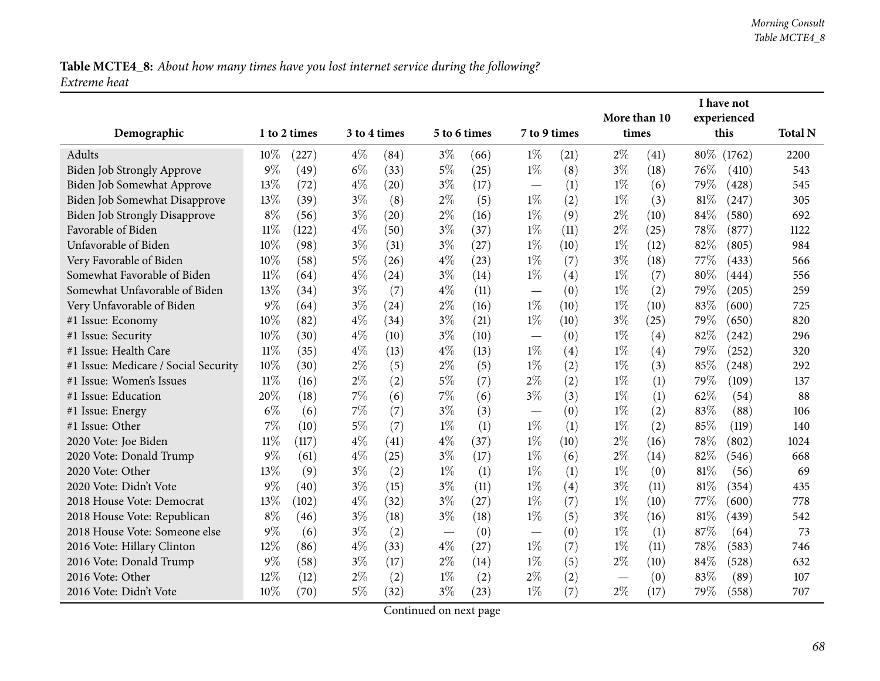**Table MCTE4_8:** *About how many times have you lost internet service during the following? Extreme heat*

| Demographic | 1 to 2 times | | 3 to 4 times | | 5 to 6 times | | 7 to 9 times | | More than 10 times | | I have not experienced this | | Total N |
|---|---|---|---|---|---|---|---|---|---|---|---|---|---|
| Adults | 10% | (227) | 4% | (84) | 3% | (66) | 1% | (21) | 2% | (41) | 80% | (1762) | 2200 |
| Biden Job Strongly Approve | 9% | (49) | 6% | (33) | 5% | (25) | 1% | (8) | 3% | (18) | 76% | (410) | 543 |
| Biden Job Somewhat Approve | 13% | (72) | 4% | (20) | 3% | (17) | — | (1) | 1% | (6) | 79% | (428) | 545 |
| Biden Job Somewhat Disapprove | 13% | (39) | 3% | (8) | 2% | (5) | 1% | (2) | 1% | (3) | 81% | (247) | 305 |
| Biden Job Strongly Disapprove | 8% | (56) | 3% | (20) | 2% | (16) | 1% | (9) | 2% | (10) | 84% | (580) | 692 |
| Favorable of Biden | 11% | (122) | 4% | (50) | 3% | (37) | 1% | (11) | 2% | (25) | 78% | (877) | 1122 |
| Unfavorable of Biden | 10% | (98) | 3% | (31) | 3% | (27) | 1% | (10) | 1% | (12) | 82% | (805) | 984 |
| Very Favorable of Biden | 10% | (58) | 5% | (26) | 4% | (23) | 1% | (7) | 3% | (18) | 77% | (433) | 566 |
| Somewhat Favorable of Biden | 11% | (64) | 4% | (24) | 3% | (14) | 1% | (4) | 1% | (7) | 80% | (444) | 556 |
| Somewhat Unfavorable of Biden | 13% | (34) | 3% | (7) | 4% | (11) | — | (0) | 1% | (2) | 79% | (205) | 259 |
| Very Unfavorable of Biden | 9% | (64) | 3% | (24) | 2% | (16) | 1% | (10) | 1% | (10) | 83% | (600) | 725 |
| #1 Issue: Economy | 10% | (82) | 4% | (34) | 3% | (21) | 1% | (10) | 3% | (25) | 79% | (650) | 820 |
| #1 Issue: Security | 10% | (30) | 4% | (10) | 3% | (10) | — | (0) | 1% | (4) | 82% | (242) | 296 |
| #1 Issue: Health Care | 11% | (35) | 4% | (13) | 4% | (13) | 1% | (4) | 1% | (4) | 79% | (252) | 320 |
| #1 Issue: Medicare / Social Security | 10% | (30) | 2% | (5) | 2% | (5) | 1% | (2) | 1% | (3) | 85% | (248) | 292 |
| #1 Issue: Women's Issues | 11% | (16) | 2% | (2) | 5% | (7) | 2% | (2) | 1% | (1) | 79% | (109) | 137 |
| #1 Issue: Education | 20% | (18) | 7% | (6) | 7% | (6) | 3% | (3) | 1% | (1) | 62% | (54) | 88 |
| #1 Issue: Energy | 6% | (6) | 7% | (7) | 3% | (3) | — | (0) | 1% | (2) | 83% | (88) | 106 |
| #1 Issue: Other | 7% | (10) | 5% | (7) | 1% | (1) | 1% | (1) | 1% | (2) | 85% | (119) | 140 |
| 2020 Vote: Joe Biden | 11% | (117) | 4% | (41) | 4% | (37) | 1% | (10) | 2% | (16) | 78% | (802) | 1024 |
| 2020 Vote: Donald Trump | 9% | (61) | 4% | (25) | 3% | (17) | 1% | (6) | 2% | (14) | 82% | (546) | 668 |
| 2020 Vote: Other | 13% | (9) | 3% | (2) | 1% | (1) | 1% | (1) | 1% | (0) | 81% | (56) | 69 |
| 2020 Vote: Didn't Vote | 9% | (40) | 3% | (15) | 3% | (11) | 1% | (4) | 3% | (11) | 81% | (354) | 435 |
| 2018 House Vote: Democrat | 13% | (102) | 4% | (32) | 3% | (27) | 1% | (7) | 1% | (10) | 77% | (600) | 778 |
| 2018 House Vote: Republican | 8% | (46) | 3% | (18) | 3% | (18) | 1% | (5) | 3% | (16) | 81% | (439) | 542 |
| 2018 House Vote: Someone else | 9% | (6) | 3% | (2) | — | (0) | — | (0) | 1% | (1) | 87% | (64) | 73 |
| 2016 Vote: Hillary Clinton | 12% | (86) | 4% | (33) | 4% | (27) | 1% | (7) | 1% | (11) | 78% | (583) | 746 |
| 2016 Vote: Donald Trump | 9% | (58) | 3% | (17) | 2% | (14) | 1% | (5) | 2% | (10) | 84% | (528) | 632 |
| 2016 Vote: Other | 12% | (12) | 2% | (2) | 1% | (2) | 2% | (2) | — | (0) | 83% | (89) | 107 |
| 2016 Vote: Didn't Vote | 10% | (70) | 5% | (32) | 3% | (23) | 1% | (7) | 2% | (17) | 79% | (558) | 707 |

Continued on next page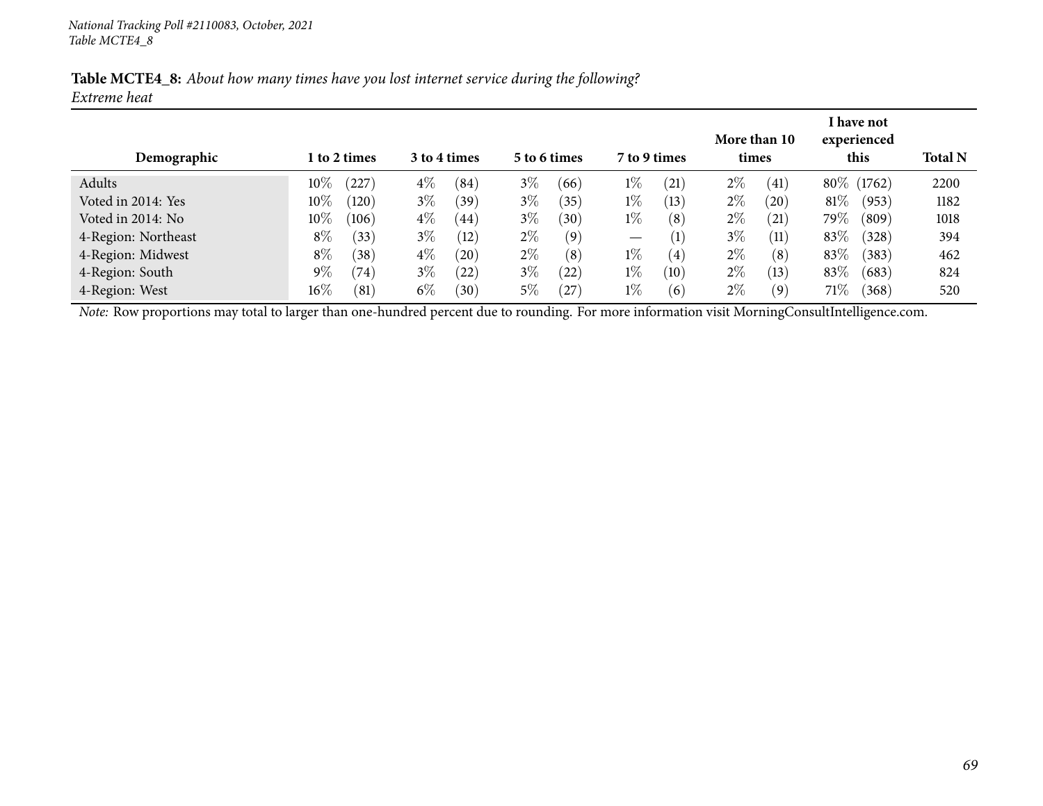National Tracking Poll #2110083, October, 2021
Table MCTE4_8

**Table MCTE4_8:** *About how many times have you lost internet service during the following?*
*Extreme heat*

| Demographic | 1 to 2 times | | 3 to 4 times | | 5 to 6 times | | 7 to 9 times | | More than 10 times | | I have not experienced this | | Total N |
|---|---|---|---|---|---|---|---|---|---|---|---|---|---|
| Adults | 10% | (227) | 4% | (84) | 3% | (66) | 1% | (21) | 2% | (41) | 80% | (1762) | 2200 |
| Voted in 2014: Yes | 10% | (120) | 3% | (39) | 3% | (35) | 1% | (13) | 2% | (20) | 81% | (953) | 1182 |
| Voted in 2014: No | 10% | (106) | 4% | (44) | 3% | (30) | 1% | (8) | 2% | (21) | 79% | (809) | 1018 |
| 4-Region: Northeast | 8% | (33) | 3% | (12) | 2% | (9) | — | (1) | 3% | (11) | 83% | (328) | 394 |
| 4-Region: Midwest | 8% | (38) | 4% | (20) | 2% | (8) | 1% | (4) | 2% | (8) | 83% | (383) | 462 |
| 4-Region: South | 9% | (74) | 3% | (22) | 3% | (22) | 1% | (10) | 2% | (13) | 83% | (683) | 824 |
| 4-Region: West | 16% | (81) | 6% | (30) | 5% | (27) | 1% | (6) | 2% | (9) | 71% | (368) | 520 |

*Note:* Row proportions may total to larger than one-hundred percent due to rounding. For more information visit MorningConsultIntelligence.com.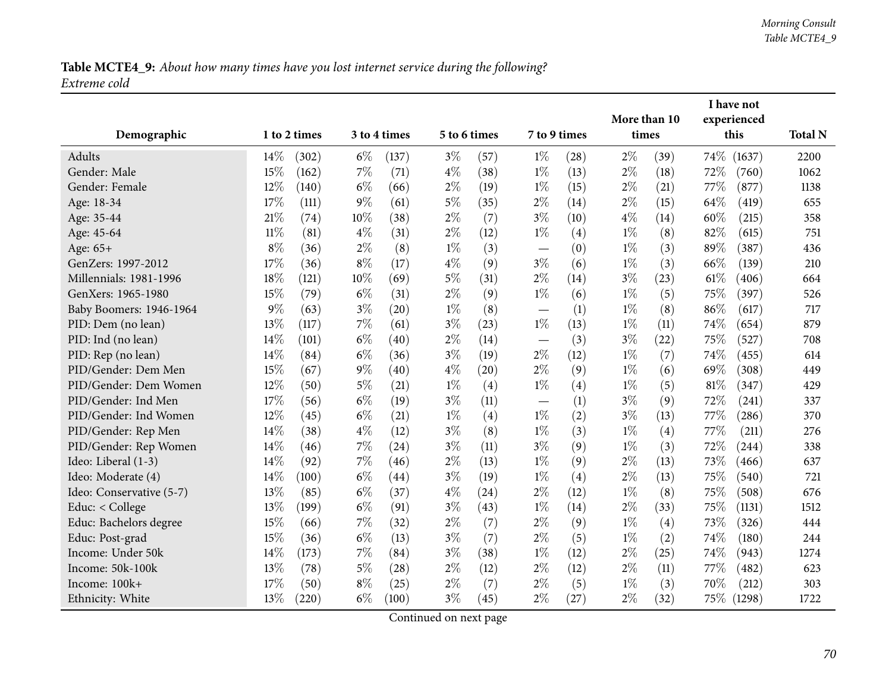**Table MCTE4_9:** *About how many times have you lost internet service during the following?*
*Extreme cold*

| Demographic | 1 to 2 times | | 3 to 4 times | | 5 to 6 times | | 7 to 9 times | | More than 10 times | | I have not experienced this | | Total N |
|---|---|---|---|---|---|---|---|---|---|---|---|---|---|
| Adults | 14% | (302) | 6% | (137) | 3% | (57) | 1% | (28) | 2% | (39) | 74% | (1637) | 2200 |
| Gender: Male | 15% | (162) | 7% | (71) | 4% | (38) | 1% | (13) | 2% | (18) | 72% | (760) | 1062 |
| Gender: Female | 12% | (140) | 6% | (66) | 2% | (19) | 1% | (15) | 2% | (21) | 77% | (877) | 1138 |
| Age: 18-34 | 17% | (111) | 9% | (61) | 5% | (35) | 2% | (14) | 2% | (15) | 64% | (419) | 655 |
| Age: 35-44 | 21% | (74) | 10% | (38) | 2% | (7) | 3% | (10) | 4% | (14) | 60% | (215) | 358 |
| Age: 45-64 | 11% | (81) | 4% | (31) | 2% | (12) | 1% | (4) | 1% | (8) | 82% | (615) | 751 |
| Age: 65+ | 8% | (36) | 2% | (8) | 1% | (3) | — | (0) | 1% | (3) | 89% | (387) | 436 |
| GenZers: 1997-2012 | 17% | (36) | 8% | (17) | 4% | (9) | 3% | (6) | 1% | (3) | 66% | (139) | 210 |
| Millennials: 1981-1996 | 18% | (121) | 10% | (69) | 5% | (31) | 2% | (14) | 3% | (23) | 61% | (406) | 664 |
| GenXers: 1965-1980 | 15% | (79) | 6% | (31) | 2% | (9) | 1% | (6) | 1% | (5) | 75% | (397) | 526 |
| Baby Boomers: 1946-1964 | 9% | (63) | 3% | (20) | 1% | (8) | — | (1) | 1% | (8) | 86% | (617) | 717 |
| PID: Dem (no lean) | 13% | (117) | 7% | (61) | 3% | (23) | 1% | (13) | 1% | (11) | 74% | (654) | 879 |
| PID: Ind (no lean) | 14% | (101) | 6% | (40) | 2% | (14) | — | (3) | 3% | (22) | 75% | (527) | 708 |
| PID: Rep (no lean) | 14% | (84) | 6% | (36) | 3% | (19) | 2% | (12) | 1% | (7) | 74% | (455) | 614 |
| PID/Gender: Dem Men | 15% | (67) | 9% | (40) | 4% | (20) | 2% | (9) | 1% | (6) | 69% | (308) | 449 |
| PID/Gender: Dem Women | 12% | (50) | 5% | (21) | 1% | (4) | 1% | (4) | 1% | (5) | 81% | (347) | 429 |
| PID/Gender: Ind Men | 17% | (56) | 6% | (19) | 3% | (11) | — | (1) | 3% | (9) | 72% | (241) | 337 |
| PID/Gender: Ind Women | 12% | (45) | 6% | (21) | 1% | (4) | 1% | (2) | 3% | (13) | 77% | (286) | 370 |
| PID/Gender: Rep Men | 14% | (38) | 4% | (12) | 3% | (8) | 1% | (3) | 1% | (4) | 77% | (211) | 276 |
| PID/Gender: Rep Women | 14% | (46) | 7% | (24) | 3% | (11) | 3% | (9) | 1% | (3) | 72% | (244) | 338 |
| Ideo: Liberal (1-3) | 14% | (92) | 7% | (46) | 2% | (13) | 1% | (9) | 2% | (13) | 73% | (466) | 637 |
| Ideo: Moderate (4) | 14% | (100) | 6% | (44) | 3% | (19) | 1% | (4) | 2% | (13) | 75% | (540) | 721 |
| Ideo: Conservative (5-7) | 13% | (85) | 6% | (37) | 4% | (24) | 2% | (12) | 1% | (8) | 75% | (508) | 676 |
| Educ: < College | 13% | (199) | 6% | (91) | 3% | (43) | 1% | (14) | 2% | (33) | 75% | (1131) | 1512 |
| Educ: Bachelors degree | 15% | (66) | 7% | (32) | 2% | (7) | 2% | (9) | 1% | (4) | 73% | (326) | 444 |
| Educ: Post-grad | 15% | (36) | 6% | (13) | 3% | (7) | 2% | (5) | 1% | (2) | 74% | (180) | 244 |
| Income: Under 50k | 14% | (173) | 7% | (84) | 3% | (38) | 1% | (12) | 2% | (25) | 74% | (943) | 1274 |
| Income: 50k-100k | 13% | (78) | 5% | (28) | 2% | (12) | 2% | (12) | 2% | (11) | 77% | (482) | 623 |
| Income: 100k+ | 17% | (50) | 8% | (25) | 2% | (7) | 2% | (5) | 1% | (3) | 70% | (212) | 303 |
| Ethnicity: White | 13% | (220) | 6% | (100) | 3% | (45) | 2% | (27) | 2% | (32) | 75% | (1298) | 1722 |

Continued on next page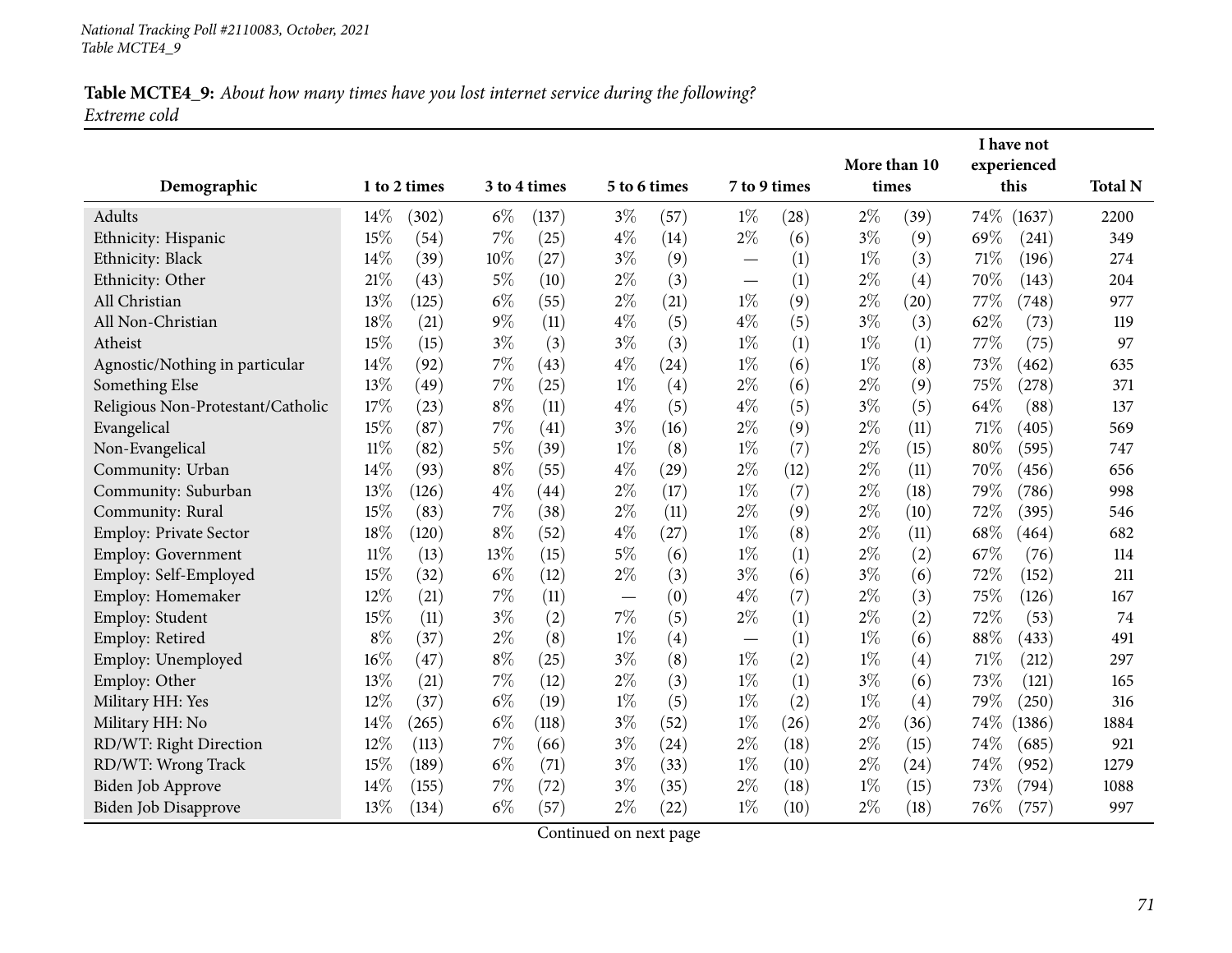**Table MCTE4_9:** *About how many times have you lost internet service during the following? Extreme cold*

| Demographic | 1 to 2 times | | 3 to 4 times | | 5 to 6 times | | 7 to 9 times | | More than 10 times | | I have not experienced this | | Total N |
|---|---|---|---|---|---|---|---|---|---|---|---|---|---|
| Adults | 14% | (302) | 6% | (137) | 3% | (57) | 1% | (28) | 2% | (39) | 74% | (1637) | 2200 |
| Ethnicity: Hispanic | 15% | (54) | 7% | (25) | 4% | (14) | 2% | (6) | 3% | (9) | 69% | (241) | 349 |
| Ethnicity: Black | 14% | (39) | 10% | (27) | 3% | (9) | — | (1) | 1% | (3) | 71% | (196) | 274 |
| Ethnicity: Other | 21% | (43) | 5% | (10) | 2% | (3) | — | (1) | 2% | (4) | 70% | (143) | 204 |
| All Christian | 13% | (125) | 6% | (55) | 2% | (21) | 1% | (9) | 2% | (20) | 77% | (748) | 977 |
| All Non-Christian | 18% | (21) | 9% | (11) | 4% | (5) | 4% | (5) | 3% | (3) | 62% | (73) | 119 |
| Atheist | 15% | (15) | 3% | (3) | 3% | (3) | 1% | (1) | 1% | (1) | 77% | (75) | 97 |
| Agnostic/Nothing in particular | 14% | (92) | 7% | (43) | 4% | (24) | 1% | (6) | 1% | (8) | 73% | (462) | 635 |
| Something Else | 13% | (49) | 7% | (25) | 1% | (4) | 2% | (6) | 2% | (9) | 75% | (278) | 371 |
| Religious Non-Protestant/Catholic | 17% | (23) | 8% | (11) | 4% | (5) | 4% | (5) | 3% | (5) | 64% | (88) | 137 |
| Evangelical | 15% | (87) | 7% | (41) | 3% | (16) | 2% | (9) | 2% | (11) | 71% | (405) | 569 |
| Non-Evangelical | 11% | (82) | 5% | (39) | 1% | (8) | 1% | (7) | 2% | (15) | 80% | (595) | 747 |
| Community: Urban | 14% | (93) | 8% | (55) | 4% | (29) | 2% | (12) | 2% | (11) | 70% | (456) | 656 |
| Community: Suburban | 13% | (126) | 4% | (44) | 2% | (17) | 1% | (7) | 2% | (18) | 79% | (786) | 998 |
| Community: Rural | 15% | (83) | 7% | (38) | 2% | (11) | 2% | (9) | 2% | (10) | 72% | (395) | 546 |
| Employ: Private Sector | 18% | (120) | 8% | (52) | 4% | (27) | 1% | (8) | 2% | (11) | 68% | (464) | 682 |
| Employ: Government | 11% | (13) | 13% | (15) | 5% | (6) | 1% | (1) | 2% | (2) | 67% | (76) | 114 |
| Employ: Self-Employed | 15% | (32) | 6% | (12) | 2% | (3) | 3% | (6) | 3% | (6) | 72% | (152) | 211 |
| Employ: Homemaker | 12% | (21) | 7% | (11) | — | (0) | 4% | (7) | 2% | (3) | 75% | (126) | 167 |
| Employ: Student | 15% | (11) | 3% | (2) | 7% | (5) | 2% | (1) | 2% | (2) | 72% | (53) | 74 |
| Employ: Retired | 8% | (37) | 2% | (8) | 1% | (4) | — | (1) | 1% | (6) | 88% | (433) | 491 |
| Employ: Unemployed | 16% | (47) | 8% | (25) | 3% | (8) | 1% | (2) | 1% | (4) | 71% | (212) | 297 |
| Employ: Other | 13% | (21) | 7% | (12) | 2% | (3) | 1% | (1) | 3% | (6) | 73% | (121) | 165 |
| Military HH: Yes | 12% | (37) | 6% | (19) | 1% | (5) | 1% | (2) | 1% | (4) | 79% | (250) | 316 |
| Military HH: No | 14% | (265) | 6% | (118) | 3% | (52) | 1% | (26) | 2% | (36) | 74% | (1386) | 1884 |
| RD/WT: Right Direction | 12% | (113) | 7% | (66) | 3% | (24) | 2% | (18) | 2% | (15) | 74% | (685) | 921 |
| RD/WT: Wrong Track | 15% | (189) | 6% | (71) | 3% | (33) | 1% | (10) | 2% | (24) | 74% | (952) | 1279 |
| Biden Job Approve | 14% | (155) | 7% | (72) | 3% | (35) | 2% | (18) | 1% | (15) | 73% | (794) | 1088 |
| Biden Job Disapprove | 13% | (134) | 6% | (57) | 2% | (22) | 1% | (10) | 2% | (18) | 76% | (757) | 997 |

Continued on next page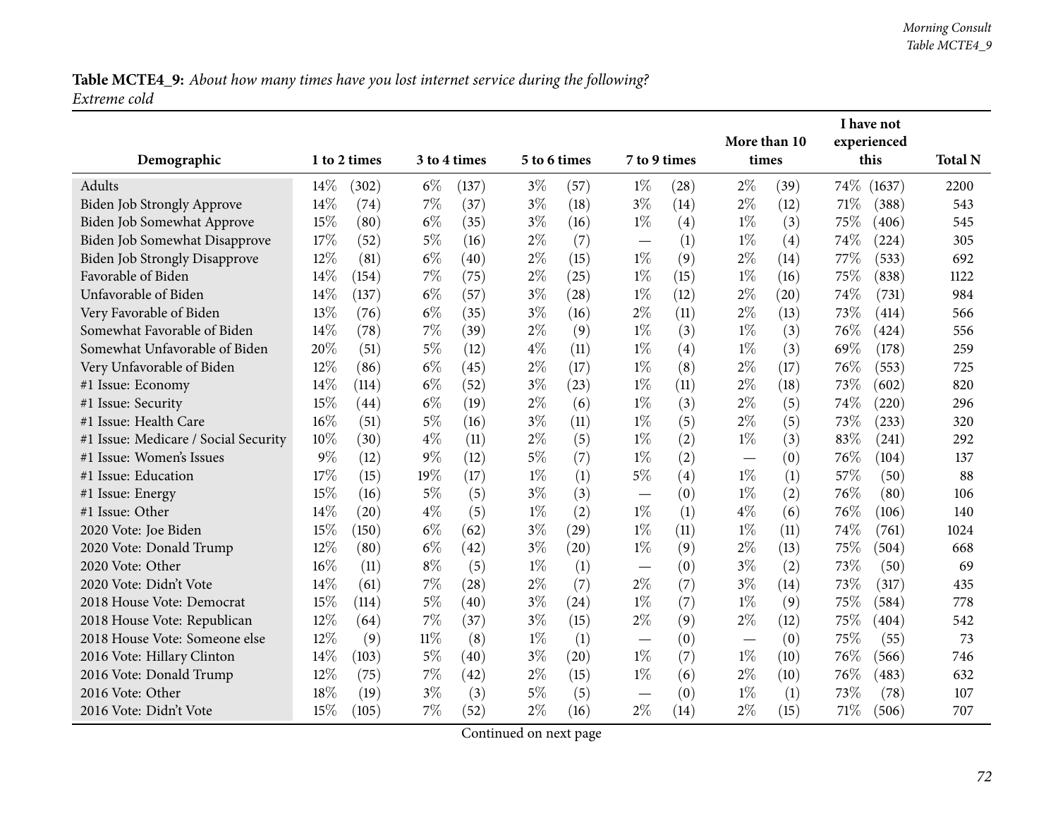**Table MCTE4_9:** *About how many times have you lost internet service during the following? Extreme cold*

| Demographic | 1 to 2 times | 3 to 4 times | 5 to 6 times | 7 to 9 times | More than 10 times | I have not experienced this | Total N |
|---|---|---|---|---|---|---|---|
| Adults | 14% (302) | 6% (137) | 3% (57) | 1% (28) | 2% (39) | 74% (1637) | 2200 |
| Biden Job Strongly Approve | 14% (74) | 7% (37) | 3% (18) | 3% (14) | 2% (12) | 71% (388) | 543 |
| Biden Job Somewhat Approve | 15% (80) | 6% (35) | 3% (16) | 1% (4) | 1% (3) | 75% (406) | 545 |
| Biden Job Somewhat Disapprove | 17% (52) | 5% (16) | 2% (7) | — (1) | 1% (4) | 74% (224) | 305 |
| Biden Job Strongly Disapprove | 12% (81) | 6% (40) | 2% (15) | 1% (9) | 2% (14) | 77% (533) | 692 |
| Favorable of Biden | 14% (154) | 7% (75) | 2% (25) | 1% (15) | 1% (16) | 75% (838) | 1122 |
| Unfavorable of Biden | 14% (137) | 6% (57) | 3% (28) | 1% (12) | 2% (20) | 74% (731) | 984 |
| Very Favorable of Biden | 13% (76) | 6% (35) | 3% (16) | 2% (11) | 2% (13) | 73% (414) | 566 |
| Somewhat Favorable of Biden | 14% (78) | 7% (39) | 2% (9) | 1% (3) | 1% (3) | 76% (424) | 556 |
| Somewhat Unfavorable of Biden | 20% (51) | 5% (12) | 4% (11) | 1% (4) | 1% (3) | 69% (178) | 259 |
| Very Unfavorable of Biden | 12% (86) | 6% (45) | 2% (17) | 1% (8) | 2% (17) | 76% (553) | 725 |
| #1 Issue: Economy | 14% (114) | 6% (52) | 3% (23) | 1% (11) | 2% (18) | 73% (602) | 820 |
| #1 Issue: Security | 15% (44) | 6% (19) | 2% (6) | 1% (3) | 2% (5) | 74% (220) | 296 |
| #1 Issue: Health Care | 16% (51) | 5% (16) | 3% (11) | 1% (5) | 2% (5) | 73% (233) | 320 |
| #1 Issue: Medicare / Social Security | 10% (30) | 4% (11) | 2% (5) | 1% (2) | 1% (3) | 83% (241) | 292 |
| #1 Issue: Women's Issues | 9% (12) | 9% (12) | 5% (7) | 1% (2) | — (0) | 76% (104) | 137 |
| #1 Issue: Education | 17% (15) | 19% (17) | 1% (1) | 5% (4) | 1% (1) | 57% (50) | 88 |
| #1 Issue: Energy | 15% (16) | 5% (5) | 3% (3) | — (0) | 1% (2) | 76% (80) | 106 |
| #1 Issue: Other | 14% (20) | 4% (5) | 1% (2) | 1% (1) | 4% (6) | 76% (106) | 140 |
| 2020 Vote: Joe Biden | 15% (150) | 6% (62) | 3% (29) | 1% (11) | 1% (11) | 74% (761) | 1024 |
| 2020 Vote: Donald Trump | 12% (80) | 6% (42) | 3% (20) | 1% (9) | 2% (13) | 75% (504) | 668 |
| 2020 Vote: Other | 16% (11) | 8% (5) | 1% (1) | — (0) | 3% (2) | 73% (50) | 69 |
| 2020 Vote: Didn't Vote | 14% (61) | 7% (28) | 2% (7) | 2% (7) | 3% (14) | 73% (317) | 435 |
| 2018 House Vote: Democrat | 15% (114) | 5% (40) | 3% (24) | 1% (7) | 1% (9) | 75% (584) | 778 |
| 2018 House Vote: Republican | 12% (64) | 7% (37) | 3% (15) | 2% (9) | 2% (12) | 75% (404) | 542 |
| 2018 House Vote: Someone else | 12% (9) | 11% (8) | 1% (1) | — (0) | — (0) | 75% (55) | 73 |
| 2016 Vote: Hillary Clinton | 14% (103) | 5% (40) | 3% (20) | 1% (7) | 1% (10) | 76% (566) | 746 |
| 2016 Vote: Donald Trump | 12% (75) | 7% (42) | 2% (15) | 1% (6) | 2% (10) | 76% (483) | 632 |
| 2016 Vote: Other | 18% (19) | 3% (3) | 5% (5) | — (0) | 1% (1) | 73% (78) | 107 |
| 2016 Vote: Didn't Vote | 15% (105) | 7% (52) | 2% (16) | 2% (14) | 2% (15) | 71% (506) | 707 |

Continued on next page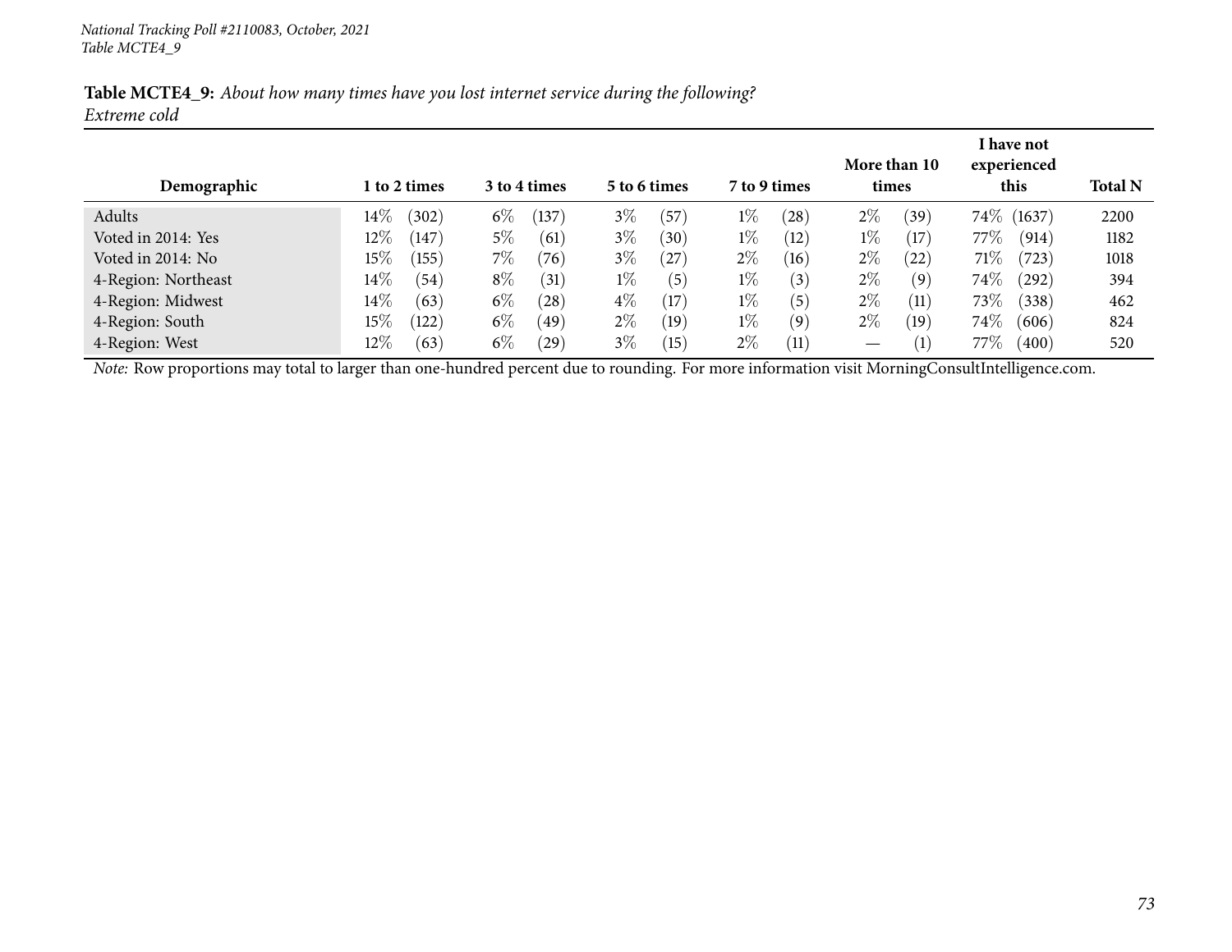National Tracking Poll #2110083, October, 2021
Table MCTE4_9

**Table MCTE4_9:** *About how many times have you lost internet service during the following? Extreme cold*

| Demographic | 1 to 2 times | 3 to 4 times | 5 to 6 times | 7 to 9 times | More than 10 times | I have not experienced this | Total N |
|---|---|---|---|---|---|---|---|
| Adults | 14% (302) | 6% (137) | 3% (57) | 1% (28) | 2% (39) | 74% (1637) | 2200 |
| Voted in 2014: Yes | 12% (147) | 5% (61) | 3% (30) | 1% (12) | 1% (17) | 77% (914) | 1182 |
| Voted in 2014: No | 15% (155) | 7% (76) | 3% (27) | 2% (16) | 2% (22) | 71% (723) | 1018 |
| 4-Region: Northeast | 14% (54) | 8% (31) | 1% (5) | 1% (3) | 2% (9) | 74% (292) | 394 |
| 4-Region: Midwest | 14% (63) | 6% (28) | 4% (17) | 1% (5) | 2% (11) | 73% (338) | 462 |
| 4-Region: South | 15% (122) | 6% (49) | 2% (19) | 1% (9) | 2% (19) | 74% (606) | 824 |
| 4-Region: West | 12% (63) | 6% (29) | 3% (15) | 2% (11) | — (1) | 77% (400) | 520 |

*Note:* Row proportions may total to larger than one-hundred percent due to rounding. For more information visit MorningConsultIntelligence.com.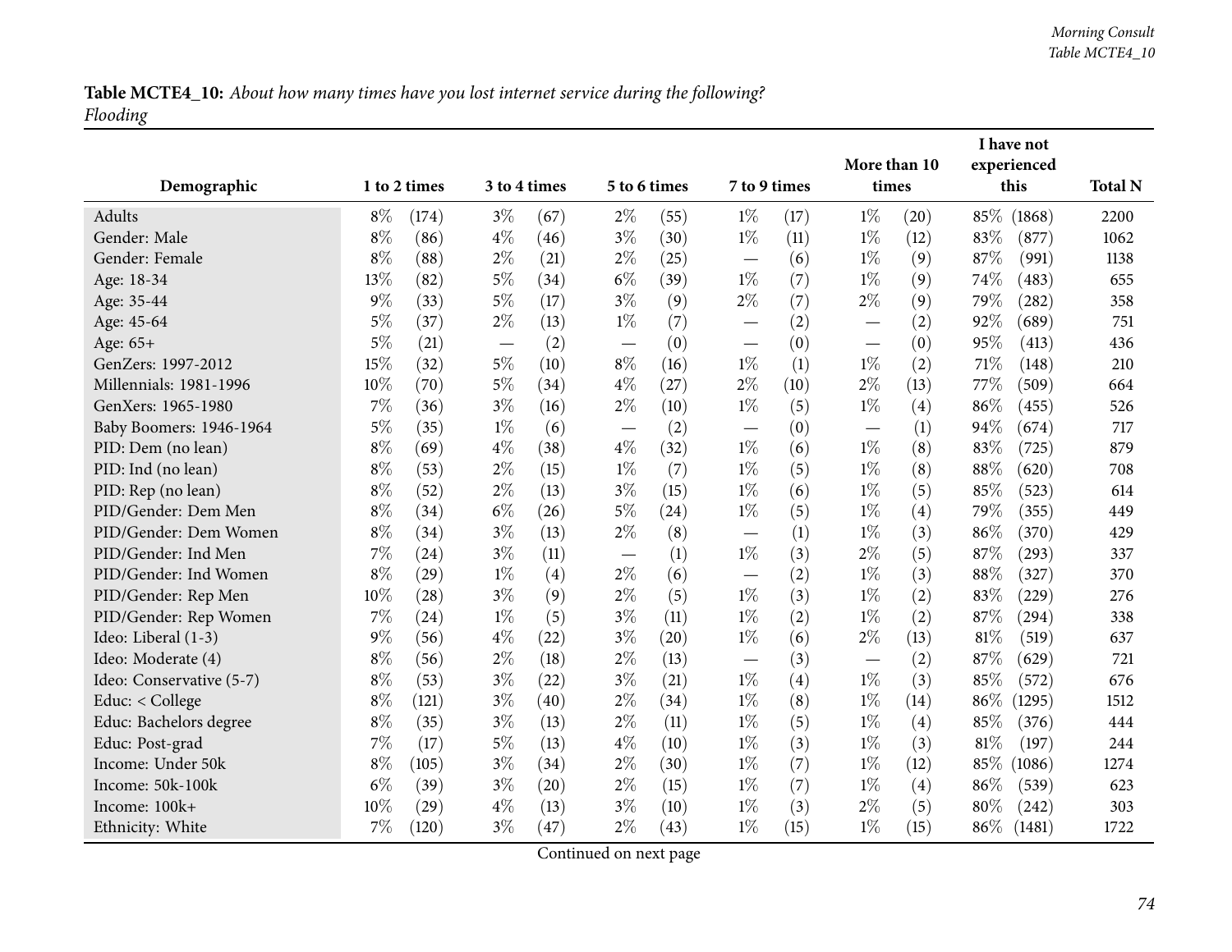**Table MCTE4_10:** *About how many times have you lost internet service during the following? Flooding*

| Demographic | 1 to 2 times | 3 to 4 times | 5 to 6 times | 7 to 9 times | More than 10 times | I have not experienced this | Total N |
|---|---|---|---|---|---|---|---|
| Adults | 8% (174) | 3% (67) | 2% (55) | 1% (17) | 1% (20) | 85% (1868) | 2200 |
| Gender: Male | 8% (86) | 4% (46) | 3% (30) | 1% (11) | 1% (12) | 83% (877) | 1062 |
| Gender: Female | 8% (88) | 2% (21) | 2% (25) | — (6) | 1% (9) | 87% (991) | 1138 |
| Age: 18-34 | 13% (82) | 5% (34) | 6% (39) | 1% (7) | 1% (9) | 74% (483) | 655 |
| Age: 35-44 | 9% (33) | 5% (17) | 3% (9) | 2% (7) | 2% (9) | 79% (282) | 358 |
| Age: 45-64 | 5% (37) | 2% (13) | 1% (7) | — (2) | — (2) | 92% (689) | 751 |
| Age: 65+ | 5% (21) | — (2) | — (0) | — (0) | — (0) | 95% (413) | 436 |
| GenZers: 1997-2012 | 15% (32) | 5% (10) | 8% (16) | 1% (1) | 1% (2) | 71% (148) | 210 |
| Millennials: 1981-1996 | 10% (70) | 5% (34) | 4% (27) | 2% (10) | 2% (13) | 77% (509) | 664 |
| GenXers: 1965-1980 | 7% (36) | 3% (16) | 2% (10) | 1% (5) | 1% (4) | 86% (455) | 526 |
| Baby Boomers: 1946-1964 | 5% (35) | 1% (6) | — (2) | — (0) | — (1) | 94% (674) | 717 |
| PID: Dem (no lean) | 8% (69) | 4% (38) | 4% (32) | 1% (6) | 1% (8) | 83% (725) | 879 |
| PID: Ind (no lean) | 8% (53) | 2% (15) | 1% (7) | 1% (5) | 1% (8) | 88% (620) | 708 |
| PID: Rep (no lean) | 8% (52) | 2% (13) | 3% (15) | 1% (6) | 1% (5) | 85% (523) | 614 |
| PID/Gender: Dem Men | 8% (34) | 6% (26) | 5% (24) | 1% (5) | 1% (4) | 79% (355) | 449 |
| PID/Gender: Dem Women | 8% (34) | 3% (13) | 2% (8) | — (1) | 1% (3) | 86% (370) | 429 |
| PID/Gender: Ind Men | 7% (24) | 3% (11) | — (1) | 1% (3) | 2% (5) | 87% (293) | 337 |
| PID/Gender: Ind Women | 8% (29) | 1% (4) | 2% (6) | — (2) | 1% (3) | 88% (327) | 370 |
| PID/Gender: Rep Men | 10% (28) | 3% (9) | 2% (5) | 1% (3) | 1% (2) | 83% (229) | 276 |
| PID/Gender: Rep Women | 7% (24) | 1% (5) | 3% (11) | 1% (2) | 1% (2) | 87% (294) | 338 |
| Ideo: Liberal (1-3) | 9% (56) | 4% (22) | 3% (20) | 1% (6) | 2% (13) | 81% (519) | 637 |
| Ideo: Moderate (4) | 8% (56) | 2% (18) | 2% (13) | — (3) | — (2) | 87% (629) | 721 |
| Ideo: Conservative (5-7) | 8% (53) | 3% (22) | 3% (21) | 1% (4) | 1% (3) | 85% (572) | 676 |
| Educ: < College | 8% (121) | 3% (40) | 2% (34) | 1% (8) | 1% (14) | 86% (1295) | 1512 |
| Educ: Bachelors degree | 8% (35) | 3% (13) | 2% (11) | 1% (5) | 1% (4) | 85% (376) | 444 |
| Educ: Post-grad | 7% (17) | 5% (13) | 4% (10) | 1% (3) | 1% (3) | 81% (197) | 244 |
| Income: Under 50k | 8% (105) | 3% (34) | 2% (30) | 1% (7) | 1% (12) | 85% (1086) | 1274 |
| Income: 50k-100k | 6% (39) | 3% (20) | 2% (15) | 1% (7) | 1% (4) | 86% (539) | 623 |
| Income: 100k+ | 10% (29) | 4% (13) | 3% (10) | 1% (3) | 2% (5) | 80% (242) | 303 |
| Ethnicity: White | 7% (120) | 3% (47) | 2% (43) | 1% (15) | 1% (15) | 86% (1481) | 1722 |

Continued on next page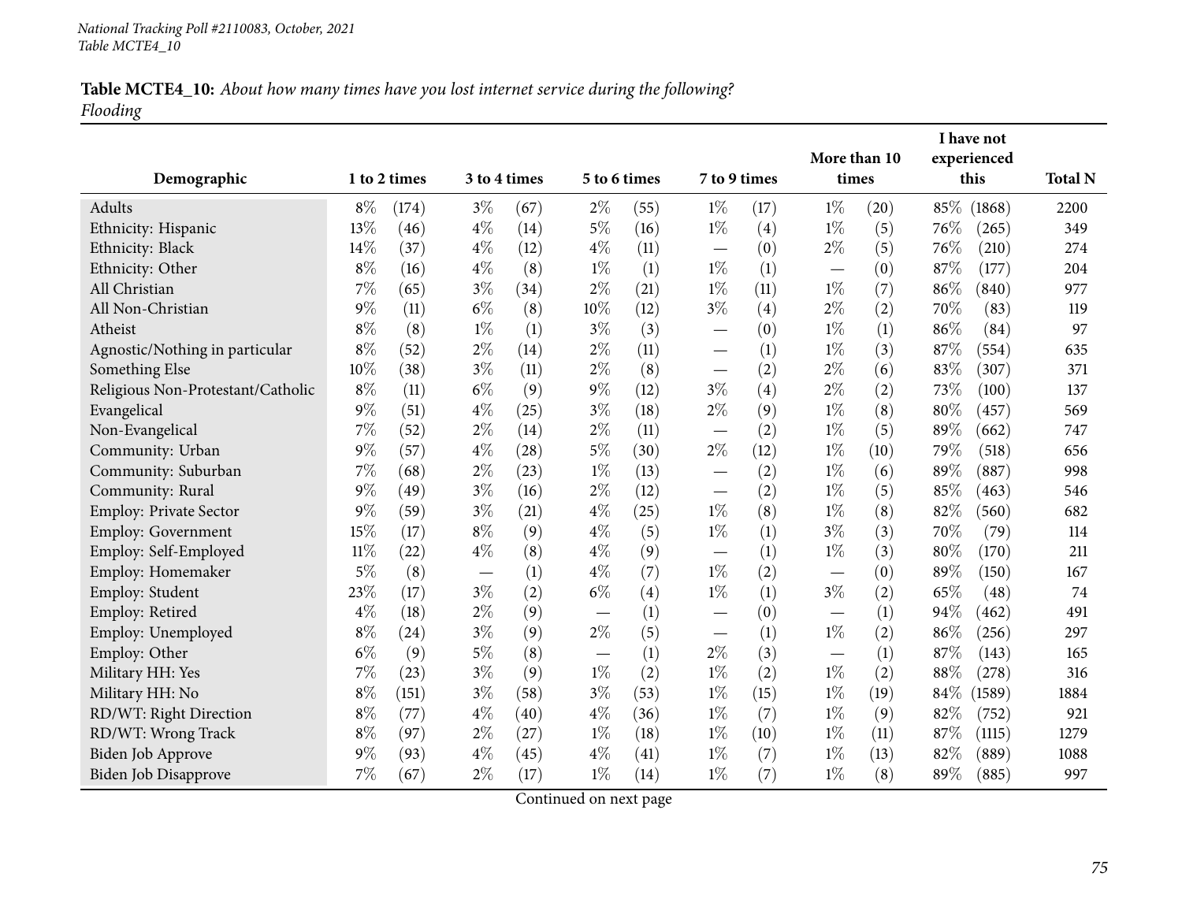**Table MCTE4_10:** *About how many times have you lost internet service during the following? Flooding*

| Demographic | 1 to 2 times | | 3 to 4 times | | 5 to 6 times | | 7 to 9 times | | More than 10 times | | I have not experienced this | | Total N |
|---|---|---|---|---|---|---|---|---|---|---|---|---|---|
| Adults | 8% | (174) | 3% | (67) | 2% | (55) | 1% | (17) | 1% | (20) | 85% | (1868) | 2200 |
| Ethnicity: Hispanic | 13% | (46) | 4% | (14) | 5% | (16) | 1% | (4) | 1% | (5) | 76% | (265) | 349 |
| Ethnicity: Black | 14% | (37) | 4% | (12) | 4% | (11) | — | (0) | 2% | (5) | 76% | (210) | 274 |
| Ethnicity: Other | 8% | (16) | 4% | (8) | 1% | (1) | 1% | (1) | — | (0) | 87% | (177) | 204 |
| All Christian | 7% | (65) | 3% | (34) | 2% | (21) | 1% | (11) | 1% | (7) | 86% | (840) | 977 |
| All Non-Christian | 9% | (11) | 6% | (8) | 10% | (12) | 3% | (4) | 2% | (2) | 70% | (83) | 119 |
| Atheist | 8% | (8) | 1% | (1) | 3% | (3) | — | (0) | 1% | (1) | 86% | (84) | 97 |
| Agnostic/Nothing in particular | 8% | (52) | 2% | (14) | 2% | (11) | — | (1) | 1% | (3) | 87% | (554) | 635 |
| Something Else | 10% | (38) | 3% | (11) | 2% | (8) | — | (2) | 2% | (6) | 83% | (307) | 371 |
| Religious Non-Protestant/Catholic | 8% | (11) | 6% | (9) | 9% | (12) | 3% | (4) | 2% | (2) | 73% | (100) | 137 |
| Evangelical | 9% | (51) | 4% | (25) | 3% | (18) | 2% | (9) | 1% | (8) | 80% | (457) | 569 |
| Non-Evangelical | 7% | (52) | 2% | (14) | 2% | (11) | — | (2) | 1% | (5) | 89% | (662) | 747 |
| Community: Urban | 9% | (57) | 4% | (28) | 5% | (30) | 2% | (12) | 1% | (10) | 79% | (518) | 656 |
| Community: Suburban | 7% | (68) | 2% | (23) | 1% | (13) | — | (2) | 1% | (6) | 89% | (887) | 998 |
| Community: Rural | 9% | (49) | 3% | (16) | 2% | (12) | — | (2) | 1% | (5) | 85% | (463) | 546 |
| Employ: Private Sector | 9% | (59) | 3% | (21) | 4% | (25) | 1% | (8) | 1% | (8) | 82% | (560) | 682 |
| Employ: Government | 15% | (17) | 8% | (9) | 4% | (5) | 1% | (1) | 3% | (3) | 70% | (79) | 114 |
| Employ: Self-Employed | 11% | (22) | 4% | (8) | 4% | (9) | — | (1) | 1% | (3) | 80% | (170) | 211 |
| Employ: Homemaker | 5% | (8) | — | (1) | 4% | (7) | 1% | (2) | — | (0) | 89% | (150) | 167 |
| Employ: Student | 23% | (17) | 3% | (2) | 6% | (4) | 1% | (1) | 3% | (2) | 65% | (48) | 74 |
| Employ: Retired | 4% | (18) | 2% | (9) | — | (1) | — | (0) | — | (1) | 94% | (462) | 491 |
| Employ: Unemployed | 8% | (24) | 3% | (9) | 2% | (5) | — | (1) | 1% | (2) | 86% | (256) | 297 |
| Employ: Other | 6% | (9) | 5% | (8) | — | (1) | 2% | (3) | — | (1) | 87% | (143) | 165 |
| Military HH: Yes | 7% | (23) | 3% | (9) | 1% | (2) | 1% | (2) | 1% | (2) | 88% | (278) | 316 |
| Military HH: No | 8% | (151) | 3% | (58) | 3% | (53) | 1% | (15) | 1% | (19) | 84% | (1589) | 1884 |
| RD/WT: Right Direction | 8% | (77) | 4% | (40) | 4% | (36) | 1% | (7) | 1% | (9) | 82% | (752) | 921 |
| RD/WT: Wrong Track | 8% | (97) | 2% | (27) | 1% | (18) | 1% | (10) | 1% | (11) | 87% | (1115) | 1279 |
| Biden Job Approve | 9% | (93) | 4% | (45) | 4% | (41) | 1% | (7) | 1% | (13) | 82% | (889) | 1088 |
| Biden Job Disapprove | 7% | (67) | 2% | (17) | 1% | (14) | 1% | (7) | 1% | (8) | 89% | (885) | 997 |

Continued on next page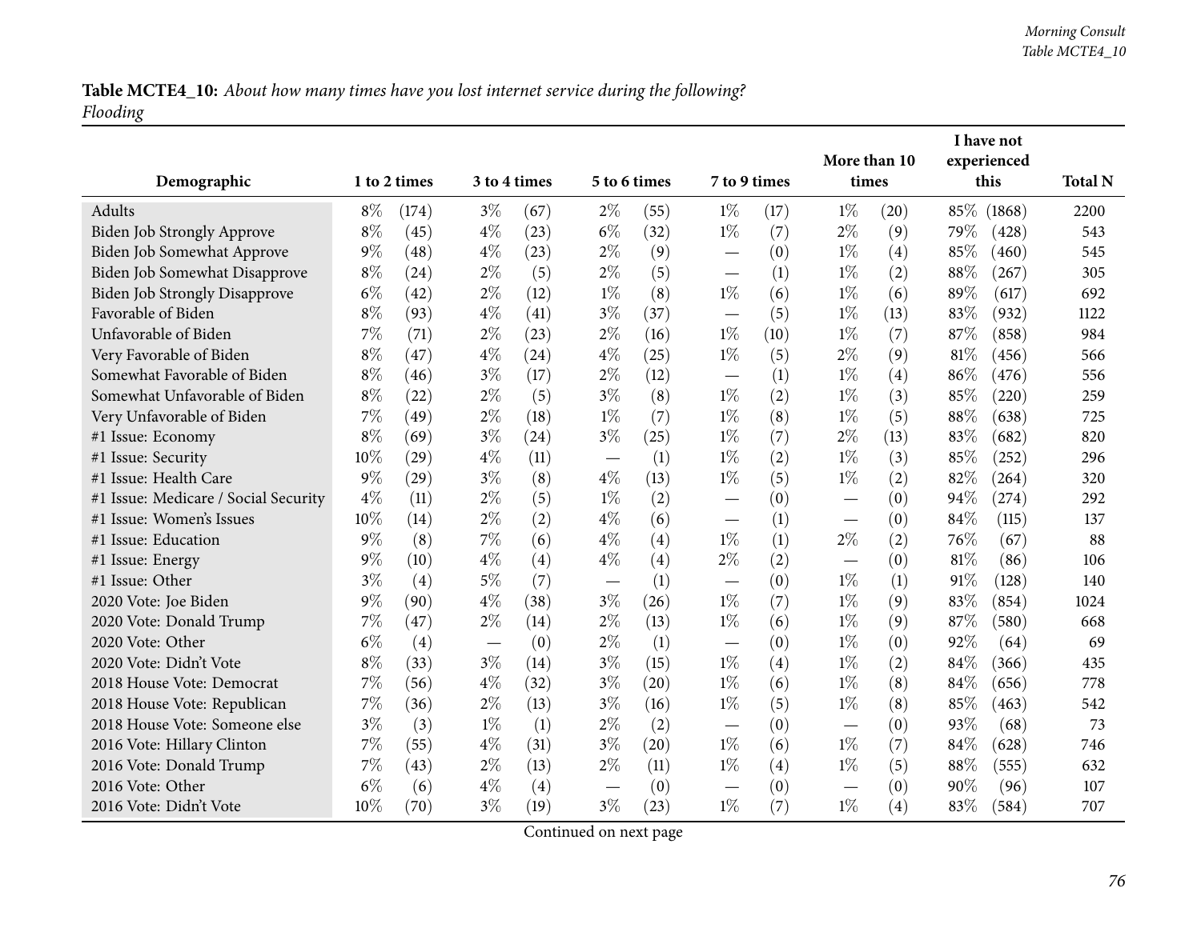**Table MCTE4_10:** *About how many times have you lost internet service during the following? Flooding*

| Demographic | 1 to 2 times | | 3 to 4 times | | 5 to 6 times | | 7 to 9 times | | More than 10 times | | I have not experienced this | | Total N |
|---|---|---|---|---|---|---|---|---|---|---|---|---|---|
| Adults | 8% | (174) | 3% | (67) | 2% | (55) | 1% | (17) | 1% | (20) | 85% | (1868) | 2200 |
| Biden Job Strongly Approve | 8% | (45) | 4% | (23) | 6% | (32) | 1% | (7) | 2% | (9) | 79% | (428) | 543 |
| Biden Job Somewhat Approve | 9% | (48) | 4% | (23) | 2% | (9) | — | (0) | 1% | (4) | 85% | (460) | 545 |
| Biden Job Somewhat Disapprove | 8% | (24) | 2% | (5) | 2% | (5) | — | (1) | 1% | (2) | 88% | (267) | 305 |
| Biden Job Strongly Disapprove | 6% | (42) | 2% | (12) | 1% | (8) | 1% | (6) | 1% | (6) | 89% | (617) | 692 |
| Favorable of Biden | 8% | (93) | 4% | (41) | 3% | (37) | — | (5) | 1% | (13) | 83% | (932) | 1122 |
| Unfavorable of Biden | 7% | (71) | 2% | (23) | 2% | (16) | 1% | (10) | 1% | (7) | 87% | (858) | 984 |
| Very Favorable of Biden | 8% | (47) | 4% | (24) | 4% | (25) | 1% | (5) | 2% | (9) | 81% | (456) | 566 |
| Somewhat Favorable of Biden | 8% | (46) | 3% | (17) | 2% | (12) | — | (1) | 1% | (4) | 86% | (476) | 556 |
| Somewhat Unfavorable of Biden | 8% | (22) | 2% | (5) | 3% | (8) | 1% | (2) | 1% | (3) | 85% | (220) | 259 |
| Very Unfavorable of Biden | 7% | (49) | 2% | (18) | 1% | (7) | 1% | (8) | 1% | (5) | 88% | (638) | 725 |
| #1 Issue: Economy | 8% | (69) | 3% | (24) | 3% | (25) | 1% | (7) | 2% | (13) | 83% | (682) | 820 |
| #1 Issue: Security | 10% | (29) | 4% | (11) | — | (1) | 1% | (2) | 1% | (3) | 85% | (252) | 296 |
| #1 Issue: Health Care | 9% | (29) | 3% | (8) | 4% | (13) | 1% | (5) | 1% | (2) | 82% | (264) | 320 |
| #1 Issue: Medicare / Social Security | 4% | (11) | 2% | (5) | 1% | (2) | — | (0) | — | (0) | 94% | (274) | 292 |
| #1 Issue: Women's Issues | 10% | (14) | 2% | (2) | 4% | (6) | — | (1) | — | (0) | 84% | (115) | 137 |
| #1 Issue: Education | 9% | (8) | 7% | (6) | 4% | (4) | 1% | (1) | 2% | (2) | 76% | (67) | 88 |
| #1 Issue: Energy | 9% | (10) | 4% | (4) | 4% | (4) | 2% | (2) | — | (0) | 81% | (86) | 106 |
| #1 Issue: Other | 3% | (4) | 5% | (7) | — | (1) | — | (0) | 1% | (1) | 91% | (128) | 140 |
| 2020 Vote: Joe Biden | 9% | (90) | 4% | (38) | 3% | (26) | 1% | (7) | 1% | (9) | 83% | (854) | 1024 |
| 2020 Vote: Donald Trump | 7% | (47) | 2% | (14) | 2% | (13) | 1% | (6) | 1% | (9) | 87% | (580) | 668 |
| 2020 Vote: Other | 6% | (4) | — | (0) | 2% | (1) | — | (0) | 1% | (0) | 92% | (64) | 69 |
| 2020 Vote: Didn't Vote | 8% | (33) | 3% | (14) | 3% | (15) | 1% | (4) | 1% | (2) | 84% | (366) | 435 |
| 2018 House Vote: Democrat | 7% | (56) | 4% | (32) | 3% | (20) | 1% | (6) | 1% | (8) | 84% | (656) | 778 |
| 2018 House Vote: Republican | 7% | (36) | 2% | (13) | 3% | (16) | 1% | (5) | 1% | (8) | 85% | (463) | 542 |
| 2018 House Vote: Someone else | 3% | (3) | 1% | (1) | 2% | (2) | — | (0) | — | (0) | 93% | (68) | 73 |
| 2016 Vote: Hillary Clinton | 7% | (55) | 4% | (31) | 3% | (20) | 1% | (6) | 1% | (7) | 84% | (628) | 746 |
| 2016 Vote: Donald Trump | 7% | (43) | 2% | (13) | 2% | (11) | 1% | (4) | 1% | (5) | 88% | (555) | 632 |
| 2016 Vote: Other | 6% | (6) | 4% | (4) | — | (0) | — | (0) | — | (0) | 90% | (96) | 107 |
| 2016 Vote: Didn't Vote | 10% | (70) | 3% | (19) | 3% | (23) | 1% | (7) | 1% | (4) | 83% | (584) | 707 |

Continued on next page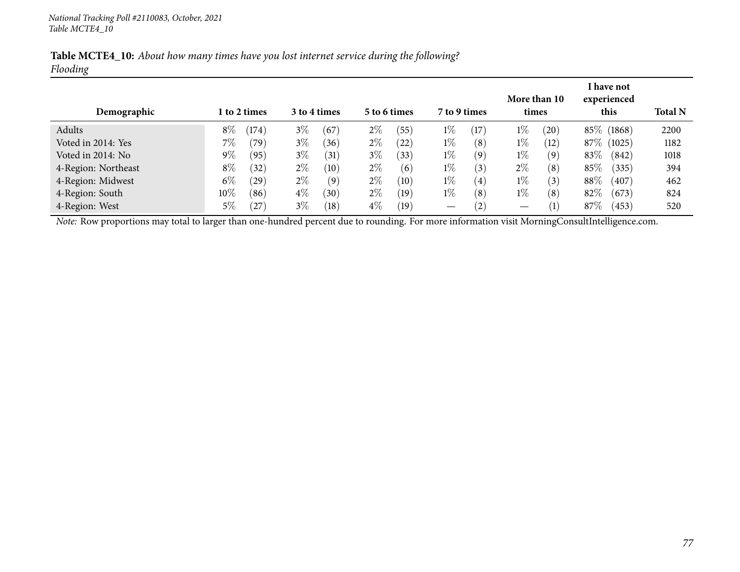*National Tracking Poll #2110083, October, 2021*
*Table MCTE4_10*

**Table MCTE4_10:** *About how many times have you lost internet service during the following?*
*Flooding*

| Demographic | 1 to 2 times | 3 to 4 times | 5 to 6 times | 7 to 9 times | More than 10 times | I have not experienced this | Total N |
|---|---|---|---|---|---|---|---|
| Adults | 8% (174) | 3% (67) | 2% (55) | 1% (17) | 1% (20) | 85% (1868) | 2200 |
| Voted in 2014: Yes | 7% (79) | 3% (36) | 2% (22) | 1% (8) | 1% (12) | 87% (1025) | 1182 |
| Voted in 2014: No | 9% (95) | 3% (31) | 3% (33) | 1% (9) | 1% (9) | 83% (842) | 1018 |
| 4-Region: Northeast | 8% (32) | 2% (10) | 2% (6) | 1% (3) | 2% (8) | 85% (335) | 394 |
| 4-Region: Midwest | 6% (29) | 2% (9) | 2% (10) | 1% (4) | 1% (3) | 88% (407) | 462 |
| 4-Region: South | 10% (86) | 4% (30) | 2% (19) | 1% (8) | 1% (8) | 82% (673) | 824 |
| 4-Region: West | 5% (27) | 3% (18) | 4% (19) | — (2) | — (1) | 87% (453) | 520 |

*Note:* Row proportions may total to larger than one-hundred percent due to rounding. For more information visit MorningConsultIntelligence.com.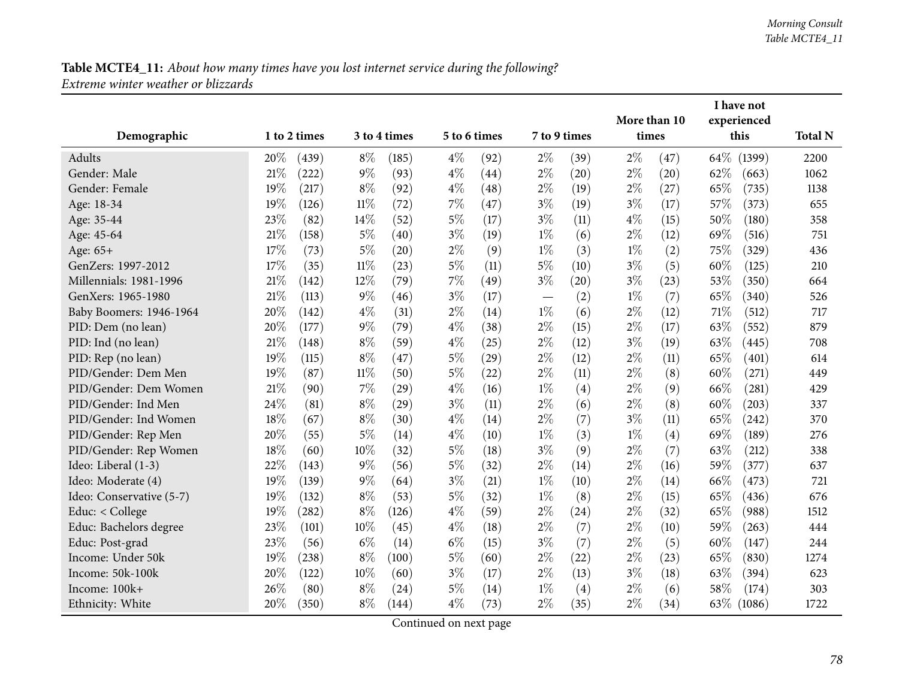**Table MCTE4_11:** *About how many times have you lost internet service during the following?*
*Extreme winter weather or blizzards*

| Demographic | 1 to 2 times | 3 to 4 times | 5 to 6 times | 7 to 9 times | More than 10 times | I have not experienced this | Total N |
|---|---|---|---|---|---|---|---|
| Adults | 20% (439) | 8% (185) | 4% (92) | 2% (39) | 2% (47) | 64% (1399) | 2200 |
| Gender: Male | 21% (222) | 9% (93) | 4% (44) | 2% (20) | 2% (20) | 62% (663) | 1062 |
| Gender: Female | 19% (217) | 8% (92) | 4% (48) | 2% (19) | 2% (27) | 65% (735) | 1138 |
| Age: 18-34 | 19% (126) | 11% (72) | 7% (47) | 3% (19) | 3% (17) | 57% (373) | 655 |
| Age: 35-44 | 23% (82) | 14% (52) | 5% (17) | 3% (11) | 4% (15) | 50% (180) | 358 |
| Age: 45-64 | 21% (158) | 5% (40) | 3% (19) | 1% (6) | 2% (12) | 69% (516) | 751 |
| Age: 65+ | 17% (73) | 5% (20) | 2% (9) | 1% (3) | 1% (2) | 75% (329) | 436 |
| GenZers: 1997-2012 | 17% (35) | 11% (23) | 5% (11) | 5% (10) | 3% (5) | 60% (125) | 210 |
| Millennials: 1981-1996 | 21% (142) | 12% (79) | 7% (49) | 3% (20) | 3% (23) | 53% (350) | 664 |
| GenXers: 1965-1980 | 21% (113) | 9% (46) | 3% (17) | — (2) | 1% (7) | 65% (340) | 526 |
| Baby Boomers: 1946-1964 | 20% (142) | 4% (31) | 2% (14) | 1% (6) | 2% (12) | 71% (512) | 717 |
| PID: Dem (no lean) | 20% (177) | 9% (79) | 4% (38) | 2% (15) | 2% (17) | 63% (552) | 879 |
| PID: Ind (no lean) | 21% (148) | 8% (59) | 4% (25) | 2% (12) | 3% (19) | 63% (445) | 708 |
| PID: Rep (no lean) | 19% (115) | 8% (47) | 5% (29) | 2% (12) | 2% (11) | 65% (401) | 614 |
| PID/Gender: Dem Men | 19% (87) | 11% (50) | 5% (22) | 2% (11) | 2% (8) | 60% (271) | 449 |
| PID/Gender: Dem Women | 21% (90) | 7% (29) | 4% (16) | 1% (4) | 2% (9) | 66% (281) | 429 |
| PID/Gender: Ind Men | 24% (81) | 8% (29) | 3% (11) | 2% (6) | 2% (8) | 60% (203) | 337 |
| PID/Gender: Ind Women | 18% (67) | 8% (30) | 4% (14) | 2% (7) | 3% (11) | 65% (242) | 370 |
| PID/Gender: Rep Men | 20% (55) | 5% (14) | 4% (10) | 1% (3) | 1% (4) | 69% (189) | 276 |
| PID/Gender: Rep Women | 18% (60) | 10% (32) | 5% (18) | 3% (9) | 2% (7) | 63% (212) | 338 |
| Ideo: Liberal (1-3) | 22% (143) | 9% (56) | 5% (32) | 2% (14) | 2% (16) | 59% (377) | 637 |
| Ideo: Moderate (4) | 19% (139) | 9% (64) | 3% (21) | 1% (10) | 2% (14) | 66% (473) | 721 |
| Ideo: Conservative (5-7) | 19% (132) | 8% (53) | 5% (32) | 1% (8) | 2% (15) | 65% (436) | 676 |
| Educ: < College | 19% (282) | 8% (126) | 4% (59) | 2% (24) | 2% (32) | 65% (988) | 1512 |
| Educ: Bachelors degree | 23% (101) | 10% (45) | 4% (18) | 2% (7) | 2% (10) | 59% (263) | 444 |
| Educ: Post-grad | 23% (56) | 6% (14) | 6% (15) | 3% (7) | 2% (5) | 60% (147) | 244 |
| Income: Under 50k | 19% (238) | 8% (100) | 5% (60) | 2% (22) | 2% (23) | 65% (830) | 1274 |
| Income: 50k-100k | 20% (122) | 10% (60) | 3% (17) | 2% (13) | 3% (18) | 63% (394) | 623 |
| Income: 100k+ | 26% (80) | 8% (24) | 5% (14) | 1% (4) | 2% (6) | 58% (174) | 303 |
| Ethnicity: White | 20% (350) | 8% (144) | 4% (73) | 2% (35) | 2% (34) | 63% (1086) | 1722 |

Continued on next page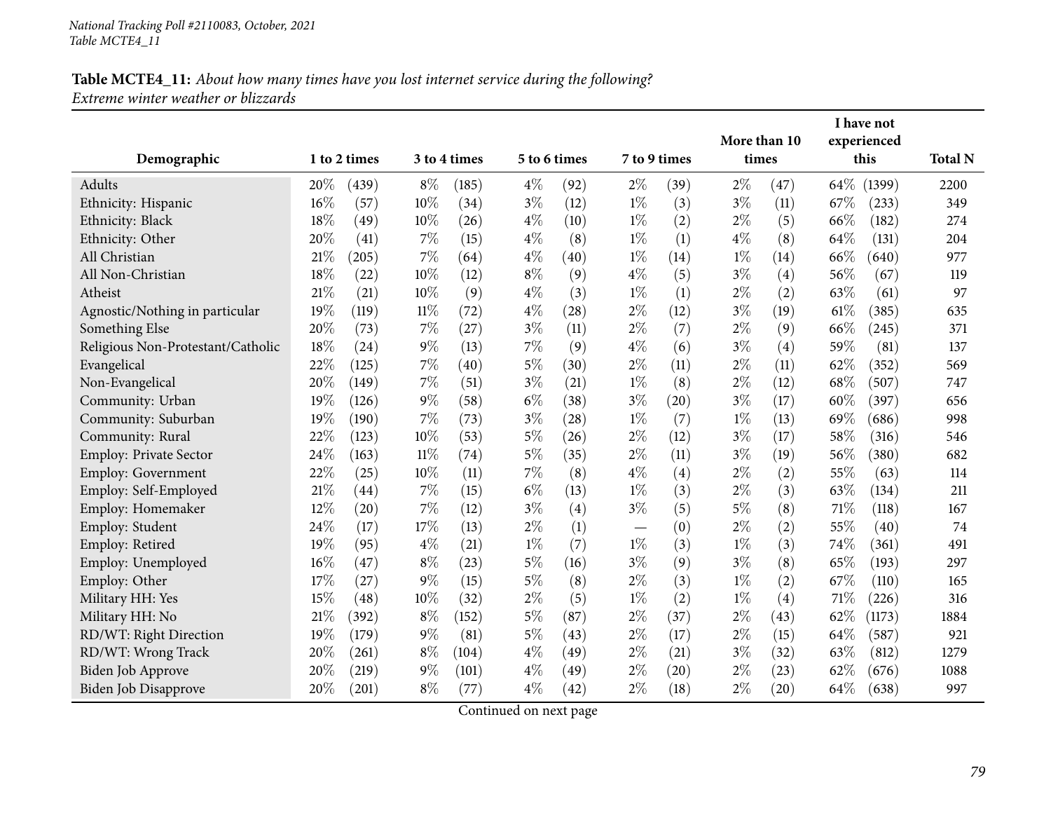National Tracking Poll #2110083, October, 2021
Table MCTE4_11

**Table MCTE4_11:** *About how many times have you lost internet service during the following?*
*Extreme winter weather or blizzards*

| Demographic | 1 to 2 times | | 3 to 4 times | | 5 to 6 times | | 7 to 9 times | | More than 10 times | | I have not experienced this | | Total N |
|---|---|---|---|---|---|---|---|---|---|---|---|---|---|
| Adults | 20% | (439) | 8% | (185) | 4% | (92) | 2% | (39) | 2% | (47) | 64% | (1399) | 2200 |
| Ethnicity: Hispanic | 16% | (57) | 10% | (34) | 3% | (12) | 1% | (3) | 3% | (11) | 67% | (233) | 349 |
| Ethnicity: Black | 18% | (49) | 10% | (26) | 4% | (10) | 1% | (2) | 2% | (5) | 66% | (182) | 274 |
| Ethnicity: Other | 20% | (41) | 7% | (15) | 4% | (8) | 1% | (1) | 4% | (8) | 64% | (131) | 204 |
| All Christian | 21% | (205) | 7% | (64) | 4% | (40) | 1% | (14) | 1% | (14) | 66% | (640) | 977 |
| All Non-Christian | 18% | (22) | 10% | (12) | 8% | (9) | 4% | (5) | 3% | (4) | 56% | (67) | 119 |
| Atheist | 21% | (21) | 10% | (9) | 4% | (3) | 1% | (1) | 2% | (2) | 63% | (61) | 97 |
| Agnostic/Nothing in particular | 19% | (119) | 11% | (72) | 4% | (28) | 2% | (12) | 3% | (19) | 61% | (385) | 635 |
| Something Else | 20% | (73) | 7% | (27) | 3% | (11) | 2% | (7) | 2% | (9) | 66% | (245) | 371 |
| Religious Non-Protestant/Catholic | 18% | (24) | 9% | (13) | 7% | (9) | 4% | (6) | 3% | (4) | 59% | (81) | 137 |
| Evangelical | 22% | (125) | 7% | (40) | 5% | (30) | 2% | (11) | 2% | (11) | 62% | (352) | 569 |
| Non-Evangelical | 20% | (149) | 7% | (51) | 3% | (21) | 1% | (8) | 2% | (12) | 68% | (507) | 747 |
| Community: Urban | 19% | (126) | 9% | (58) | 6% | (38) | 3% | (20) | 3% | (17) | 60% | (397) | 656 |
| Community: Suburban | 19% | (190) | 7% | (73) | 3% | (28) | 1% | (7) | 1% | (13) | 69% | (686) | 998 |
| Community: Rural | 22% | (123) | 10% | (53) | 5% | (26) | 2% | (12) | 3% | (17) | 58% | (316) | 546 |
| Employ: Private Sector | 24% | (163) | 11% | (74) | 5% | (35) | 2% | (11) | 3% | (19) | 56% | (380) | 682 |
| Employ: Government | 22% | (25) | 10% | (11) | 7% | (8) | 4% | (4) | 2% | (2) | 55% | (63) | 114 |
| Employ: Self-Employed | 21% | (44) | 7% | (15) | 6% | (13) | 1% | (3) | 2% | (3) | 63% | (134) | 211 |
| Employ: Homemaker | 12% | (20) | 7% | (12) | 3% | (4) | 3% | (5) | 5% | (8) | 71% | (118) | 167 |
| Employ: Student | 24% | (17) | 17% | (13) | 2% | (1) | — | (0) | 2% | (2) | 55% | (40) | 74 |
| Employ: Retired | 19% | (95) | 4% | (21) | 1% | (7) | 1% | (3) | 1% | (3) | 74% | (361) | 491 |
| Employ: Unemployed | 16% | (47) | 8% | (23) | 5% | (16) | 3% | (9) | 3% | (8) | 65% | (193) | 297 |
| Employ: Other | 17% | (27) | 9% | (15) | 5% | (8) | 2% | (3) | 1% | (2) | 67% | (110) | 165 |
| Military HH: Yes | 15% | (48) | 10% | (32) | 2% | (5) | 1% | (2) | 1% | (4) | 71% | (226) | 316 |
| Military HH: No | 21% | (392) | 8% | (152) | 5% | (87) | 2% | (37) | 2% | (43) | 62% | (1173) | 1884 |
| RD/WT: Right Direction | 19% | (179) | 9% | (81) | 5% | (43) | 2% | (17) | 2% | (15) | 64% | (587) | 921 |
| RD/WT: Wrong Track | 20% | (261) | 8% | (104) | 4% | (49) | 2% | (21) | 3% | (32) | 63% | (812) | 1279 |
| Biden Job Approve | 20% | (219) | 9% | (101) | 4% | (49) | 2% | (20) | 2% | (23) | 62% | (676) | 1088 |
| Biden Job Disapprove | 20% | (201) | 8% | (77) | 4% | (42) | 2% | (18) | 2% | (20) | 64% | (638) | 997 |

Continued on next page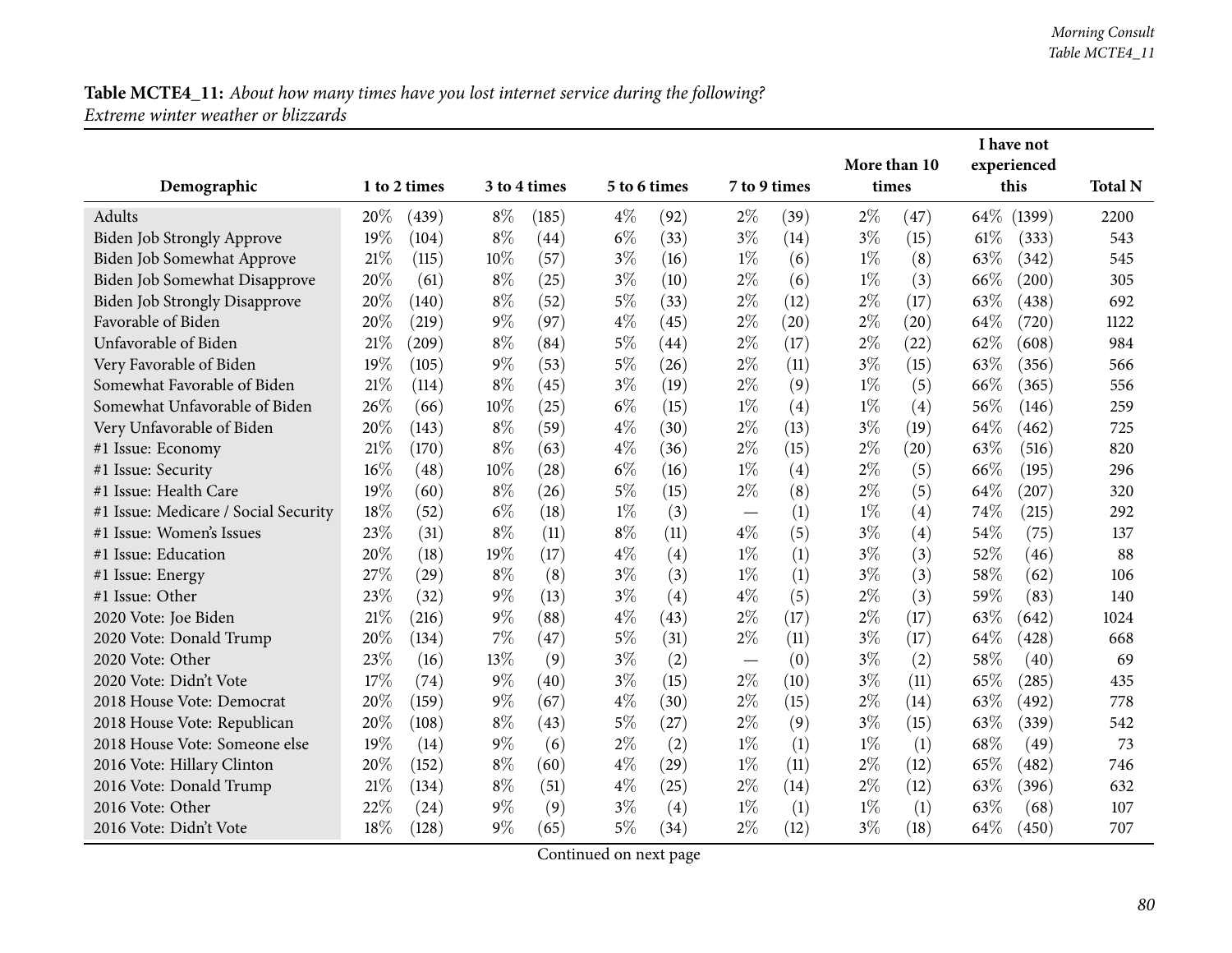**Table MCTE4_11:** *About how many times have you lost internet service during the following?*
*Extreme winter weather or blizzards*

| Demographic | 1 to 2 times | | 3 to 4 times | | 5 to 6 times | | 7 to 9 times | | More than 10 times | | I have not experienced this | | Total N |
|---|---|---|---|---|---|---|---|---|---|---|---|---|---|
| Adults | 20% | (439) | 8% | (185) | 4% | (92) | 2% | (39) | 2% | (47) | 64% | (1399) | 2200 |
| Biden Job Strongly Approve | 19% | (104) | 8% | (44) | 6% | (33) | 3% | (14) | 3% | (15) | 61% | (333) | 543 |
| Biden Job Somewhat Approve | 21% | (115) | 10% | (57) | 3% | (16) | 1% | (6) | 1% | (8) | 63% | (342) | 545 |
| Biden Job Somewhat Disapprove | 20% | (61) | 8% | (25) | 3% | (10) | 2% | (6) | 1% | (3) | 66% | (200) | 305 |
| Biden Job Strongly Disapprove | 20% | (140) | 8% | (52) | 5% | (33) | 2% | (12) | 2% | (17) | 63% | (438) | 692 |
| Favorable of Biden | 20% | (219) | 9% | (97) | 4% | (45) | 2% | (20) | 2% | (20) | 64% | (720) | 1122 |
| Unfavorable of Biden | 21% | (209) | 8% | (84) | 5% | (44) | 2% | (17) | 2% | (22) | 62% | (608) | 984 |
| Very Favorable of Biden | 19% | (105) | 9% | (53) | 5% | (26) | 2% | (11) | 3% | (15) | 63% | (356) | 566 |
| Somewhat Favorable of Biden | 21% | (114) | 8% | (45) | 3% | (19) | 2% | (9) | 1% | (5) | 66% | (365) | 556 |
| Somewhat Unfavorable of Biden | 26% | (66) | 10% | (25) | 6% | (15) | 1% | (4) | 1% | (4) | 56% | (146) | 259 |
| Very Unfavorable of Biden | 20% | (143) | 8% | (59) | 4% | (30) | 2% | (13) | 3% | (19) | 64% | (462) | 725 |
| #1 Issue: Economy | 21% | (170) | 8% | (63) | 4% | (36) | 2% | (15) | 2% | (20) | 63% | (516) | 820 |
| #1 Issue: Security | 16% | (48) | 10% | (28) | 6% | (16) | 1% | (4) | 2% | (5) | 66% | (195) | 296 |
| #1 Issue: Health Care | 19% | (60) | 8% | (26) | 5% | (15) | 2% | (8) | 2% | (5) | 64% | (207) | 320 |
| #1 Issue: Medicare / Social Security | 18% | (52) | 6% | (18) | 1% | (3) | — | (1) | 1% | (4) | 74% | (215) | 292 |
| #1 Issue: Women's Issues | 23% | (31) | 8% | (11) | 8% | (11) | 4% | (5) | 3% | (4) | 54% | (75) | 137 |
| #1 Issue: Education | 20% | (18) | 19% | (17) | 4% | (4) | 1% | (1) | 3% | (3) | 52% | (46) | 88 |
| #1 Issue: Energy | 27% | (29) | 8% | (8) | 3% | (3) | 1% | (1) | 3% | (3) | 58% | (62) | 106 |
| #1 Issue: Other | 23% | (32) | 9% | (13) | 3% | (4) | 4% | (5) | 2% | (3) | 59% | (83) | 140 |
| 2020 Vote: Joe Biden | 21% | (216) | 9% | (88) | 4% | (43) | 2% | (17) | 2% | (17) | 63% | (642) | 1024 |
| 2020 Vote: Donald Trump | 20% | (134) | 7% | (47) | 5% | (31) | 2% | (11) | 3% | (17) | 64% | (428) | 668 |
| 2020 Vote: Other | 23% | (16) | 13% | (9) | 3% | (2) | — | (0) | 3% | (2) | 58% | (40) | 69 |
| 2020 Vote: Didn't Vote | 17% | (74) | 9% | (40) | 3% | (15) | 2% | (10) | 3% | (11) | 65% | (285) | 435 |
| 2018 House Vote: Democrat | 20% | (159) | 9% | (67) | 4% | (30) | 2% | (15) | 2% | (14) | 63% | (492) | 778 |
| 2018 House Vote: Republican | 20% | (108) | 8% | (43) | 5% | (27) | 2% | (9) | 3% | (15) | 63% | (339) | 542 |
| 2018 House Vote: Someone else | 19% | (14) | 9% | (6) | 2% | (2) | 1% | (1) | 1% | (1) | 68% | (49) | 73 |
| 2016 Vote: Hillary Clinton | 20% | (152) | 8% | (60) | 4% | (29) | 1% | (11) | 2% | (12) | 65% | (482) | 746 |
| 2016 Vote: Donald Trump | 21% | (134) | 8% | (51) | 4% | (25) | 2% | (14) | 2% | (12) | 63% | (396) | 632 |
| 2016 Vote: Other | 22% | (24) | 9% | (9) | 3% | (4) | 1% | (1) | 1% | (1) | 63% | (68) | 107 |
| 2016 Vote: Didn't Vote | 18% | (128) | 9% | (65) | 5% | (34) | 2% | (12) | 3% | (18) | 64% | (450) | 707 |

Continued on next page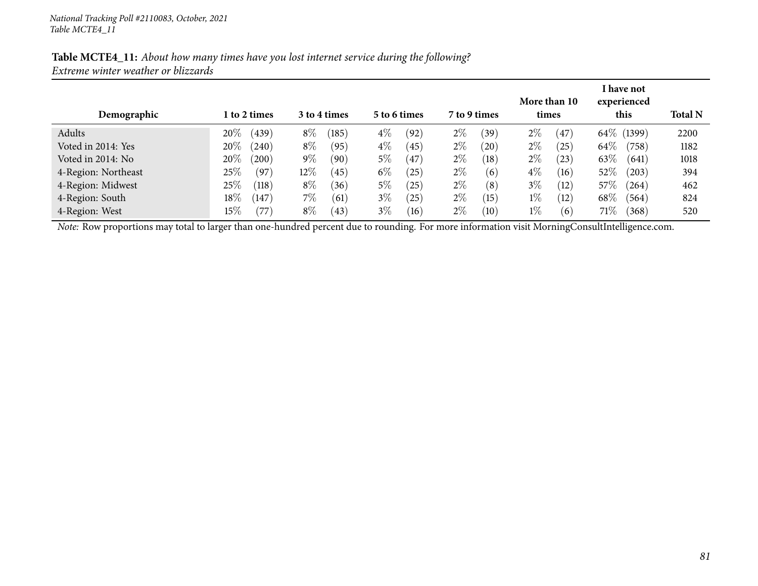**Table MCTE4_11:** *About how many times have you lost internet service during the following?*
*Extreme winter weather or blizzards*

| Demographic | 1 to 2 times | 3 to 4 times | 5 to 6 times | 7 to 9 times | More than 10 times | I have not experienced this | Total N |
|---|---|---|---|---|---|---|---|
| Adults | 20% (439) | 8% (185) | 4% (92) | 2% (39) | 2% (47) | 64% (1399) | 2200 |
| Voted in 2014: Yes | 20% (240) | 8% (95) | 4% (45) | 2% (20) | 2% (25) | 64% (758) | 1182 |
| Voted in 2014: No | 20% (200) | 9% (90) | 5% (47) | 2% (18) | 2% (23) | 63% (641) | 1018 |
| 4-Region: Northeast | 25% (97) | 12% (45) | 6% (25) | 2% (6) | 4% (16) | 52% (203) | 394 |
| 4-Region: Midwest | 25% (118) | 8% (36) | 5% (25) | 2% (8) | 3% (12) | 57% (264) | 462 |
| 4-Region: South | 18% (147) | 7% (61) | 3% (25) | 2% (15) | 1% (12) | 68% (564) | 824 |
| 4-Region: West | 15% (77) | 8% (43) | 3% (16) | 2% (10) | 1% (6) | 71% (368) | 520 |

*Note:* Row proportions may total to larger than one-hundred percent due to rounding. For more information visit MorningConsultIntelligence.com.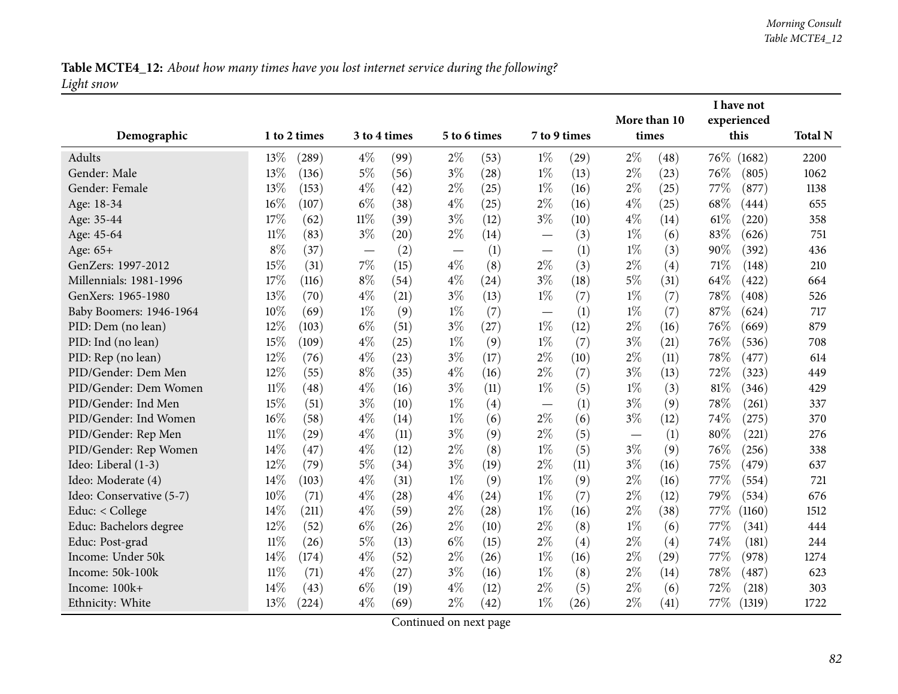**Table MCTE4_12:** *About how many times have you lost internet service during the following?*
*Light snow*

| Demographic | 1 to 2 times | | 3 to 4 times | | 5 to 6 times | | 7 to 9 times | | More than 10 times | | I have not experienced this | | Total N |
|---|---|---|---|---|---|---|---|---|---|---|---|---|---|
| Adults | 13% | (289) | 4% | (99) | 2% | (53) | 1% | (29) | 2% | (48) | 76% | (1682) | 2200 |
| Gender: Male | 13% | (136) | 5% | (56) | 3% | (28) | 1% | (13) | 2% | (23) | 76% | (805) | 1062 |
| Gender: Female | 13% | (153) | 4% | (42) | 2% | (25) | 1% | (16) | 2% | (25) | 77% | (877) | 1138 |
| Age: 18-34 | 16% | (107) | 6% | (38) | 4% | (25) | 2% | (16) | 4% | (25) | 68% | (444) | 655 |
| Age: 35-44 | 17% | (62) | 11% | (39) | 3% | (12) | 3% | (10) | 4% | (14) | 61% | (220) | 358 |
| Age: 45-64 | 11% | (83) | 3% | (20) | 2% | (14) | — | (3) | 1% | (6) | 83% | (626) | 751 |
| Age: 65+ | 8% | (37) | — | (2) | — | (1) | — | (1) | 1% | (3) | 90% | (392) | 436 |
| GenZers: 1997-2012 | 15% | (31) | 7% | (15) | 4% | (8) | 2% | (3) | 2% | (4) | 71% | (148) | 210 |
| Millennials: 1981-1996 | 17% | (116) | 8% | (54) | 4% | (24) | 3% | (18) | 5% | (31) | 64% | (422) | 664 |
| GenXers: 1965-1980 | 13% | (70) | 4% | (21) | 3% | (13) | 1% | (7) | 1% | (7) | 78% | (408) | 526 |
| Baby Boomers: 1946-1964 | 10% | (69) | 1% | (9) | 1% | (7) | — | (1) | 1% | (7) | 87% | (624) | 717 |
| PID: Dem (no lean) | 12% | (103) | 6% | (51) | 3% | (27) | 1% | (12) | 2% | (16) | 76% | (669) | 879 |
| PID: Ind (no lean) | 15% | (109) | 4% | (25) | 1% | (9) | 1% | (7) | 3% | (21) | 76% | (536) | 708 |
| PID: Rep (no lean) | 12% | (76) | 4% | (23) | 3% | (17) | 2% | (10) | 2% | (11) | 78% | (477) | 614 |
| PID/Gender: Dem Men | 12% | (55) | 8% | (35) | 4% | (16) | 2% | (7) | 3% | (13) | 72% | (323) | 449 |
| PID/Gender: Dem Women | 11% | (48) | 4% | (16) | 3% | (11) | 1% | (5) | 1% | (3) | 81% | (346) | 429 |
| PID/Gender: Ind Men | 15% | (51) | 3% | (10) | 1% | (4) | — | (1) | 3% | (9) | 78% | (261) | 337 |
| PID/Gender: Ind Women | 16% | (58) | 4% | (14) | 1% | (6) | 2% | (6) | 3% | (12) | 74% | (275) | 370 |
| PID/Gender: Rep Men | 11% | (29) | 4% | (11) | 3% | (9) | 2% | (5) | — | (1) | 80% | (221) | 276 |
| PID/Gender: Rep Women | 14% | (47) | 4% | (12) | 2% | (8) | 1% | (5) | 3% | (9) | 76% | (256) | 338 |
| Ideo: Liberal (1-3) | 12% | (79) | 5% | (34) | 3% | (19) | 2% | (11) | 3% | (16) | 75% | (479) | 637 |
| Ideo: Moderate (4) | 14% | (103) | 4% | (31) | 1% | (9) | 1% | (9) | 2% | (16) | 77% | (554) | 721 |
| Ideo: Conservative (5-7) | 10% | (71) | 4% | (28) | 4% | (24) | 1% | (7) | 2% | (12) | 79% | (534) | 676 |
| Educ: < College | 14% | (211) | 4% | (59) | 2% | (28) | 1% | (16) | 2% | (38) | 77% | (1160) | 1512 |
| Educ: Bachelors degree | 12% | (52) | 6% | (26) | 2% | (10) | 2% | (8) | 1% | (6) | 77% | (341) | 444 |
| Educ: Post-grad | 11% | (26) | 5% | (13) | 6% | (15) | 2% | (4) | 2% | (4) | 74% | (181) | 244 |
| Income: Under 50k | 14% | (174) | 4% | (52) | 2% | (26) | 1% | (16) | 2% | (29) | 77% | (978) | 1274 |
| Income: 50k-100k | 11% | (71) | 4% | (27) | 3% | (16) | 1% | (8) | 2% | (14) | 78% | (487) | 623 |
| Income: 100k+ | 14% | (43) | 6% | (19) | 4% | (12) | 2% | (5) | 2% | (6) | 72% | (218) | 303 |
| Ethnicity: White | 13% | (224) | 4% | (69) | 2% | (42) | 1% | (26) | 2% | (41) | 77% | (1319) | 1722 |

Continued on next page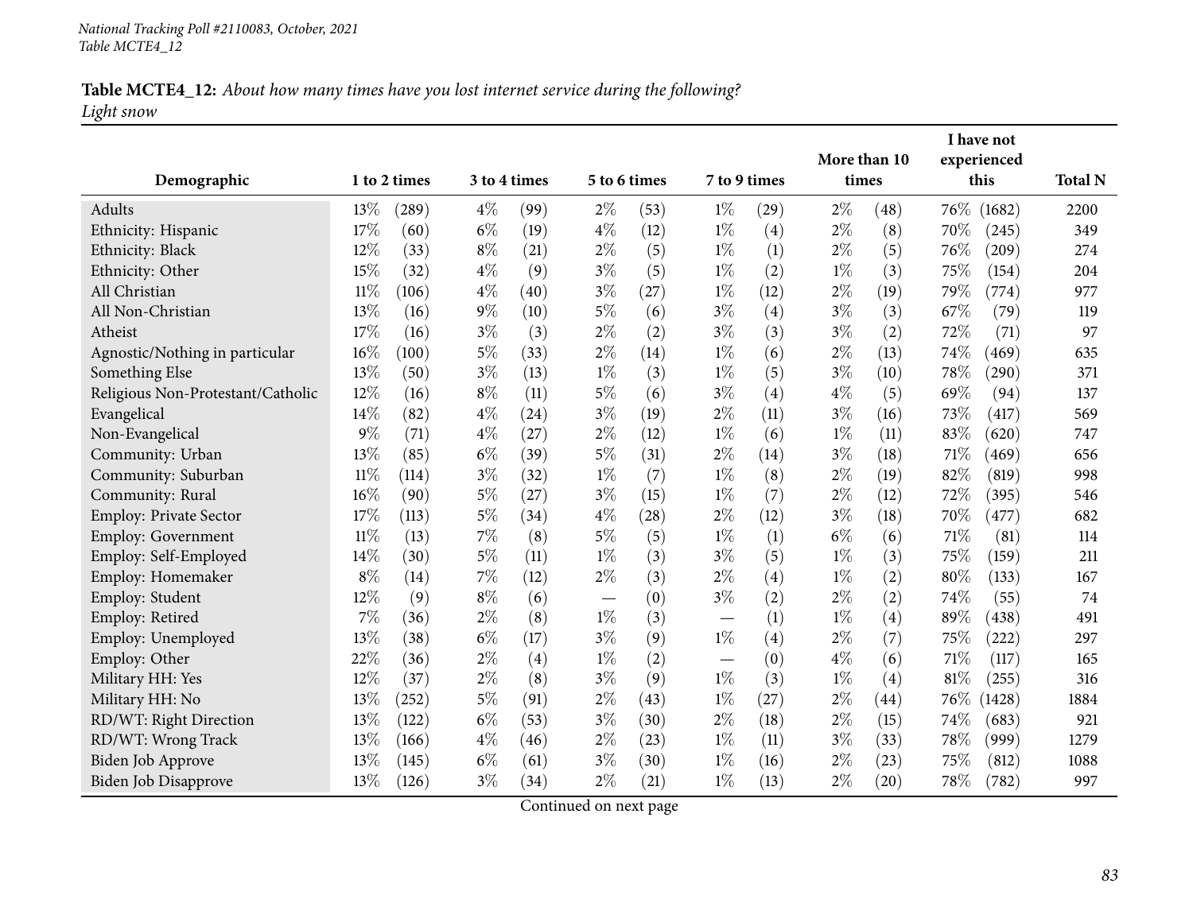**Table MCTE4_12:** *About how many times have you lost internet service during the following? Light snow*

| Demographic | 1 to 2 times | | 3 to 4 times | | 5 to 6 times | | 7 to 9 times | | More than 10 times | | I have not experienced this | | Total N |
|---|---|---|---|---|---|---|---|---|---|---|---|---|---|
| Adults | 13% | (289) | 4% | (99) | 2% | (53) | 1% | (29) | 2% | (48) | 76% | (1682) | 2200 |
| Ethnicity: Hispanic | 17% | (60) | 6% | (19) | 4% | (12) | 1% | (4) | 2% | (8) | 70% | (245) | 349 |
| Ethnicity: Black | 12% | (33) | 8% | (21) | 2% | (5) | 1% | (1) | 2% | (5) | 76% | (209) | 274 |
| Ethnicity: Other | 15% | (32) | 4% | (9) | 3% | (5) | 1% | (2) | 1% | (3) | 75% | (154) | 204 |
| All Christian | 11% | (106) | 4% | (40) | 3% | (27) | 1% | (12) | 2% | (19) | 79% | (774) | 977 |
| All Non-Christian | 13% | (16) | 9% | (10) | 5% | (6) | 3% | (4) | 3% | (3) | 67% | (79) | 119 |
| Atheist | 17% | (16) | 3% | (3) | 2% | (2) | 3% | (3) | 3% | (2) | 72% | (71) | 97 |
| Agnostic/Nothing in particular | 16% | (100) | 5% | (33) | 2% | (14) | 1% | (6) | 2% | (13) | 74% | (469) | 635 |
| Something Else | 13% | (50) | 3% | (13) | 1% | (3) | 1% | (5) | 3% | (10) | 78% | (290) | 371 |
| Religious Non-Protestant/Catholic | 12% | (16) | 8% | (11) | 5% | (6) | 3% | (4) | 4% | (5) | 69% | (94) | 137 |
| Evangelical | 14% | (82) | 4% | (24) | 3% | (19) | 2% | (11) | 3% | (16) | 73% | (417) | 569 |
| Non-Evangelical | 9% | (71) | 4% | (27) | 2% | (12) | 1% | (6) | 1% | (11) | 83% | (620) | 747 |
| Community: Urban | 13% | (85) | 6% | (39) | 5% | (31) | 2% | (14) | 3% | (18) | 71% | (469) | 656 |
| Community: Suburban | 11% | (114) | 3% | (32) | 1% | (7) | 1% | (8) | 2% | (19) | 82% | (819) | 998 |
| Community: Rural | 16% | (90) | 5% | (27) | 3% | (15) | 1% | (7) | 2% | (12) | 72% | (395) | 546 |
| Employ: Private Sector | 17% | (113) | 5% | (34) | 4% | (28) | 2% | (12) | 3% | (18) | 70% | (477) | 682 |
| Employ: Government | 11% | (13) | 7% | (8) | 5% | (5) | 1% | (1) | 6% | (6) | 71% | (81) | 114 |
| Employ: Self-Employed | 14% | (30) | 5% | (11) | 1% | (3) | 3% | (5) | 1% | (3) | 75% | (159) | 211 |
| Employ: Homemaker | 8% | (14) | 7% | (12) | 2% | (3) | 2% | (4) | 1% | (2) | 80% | (133) | 167 |
| Employ: Student | 12% | (9) | 8% | (6) | — | (0) | 3% | (2) | 2% | (2) | 74% | (55) | 74 |
| Employ: Retired | 7% | (36) | 2% | (8) | 1% | (3) | — | (1) | 1% | (4) | 89% | (438) | 491 |
| Employ: Unemployed | 13% | (38) | 6% | (17) | 3% | (9) | 1% | (4) | 2% | (7) | 75% | (222) | 297 |
| Employ: Other | 22% | (36) | 2% | (4) | 1% | (2) | — | (0) | 4% | (6) | 71% | (117) | 165 |
| Military HH: Yes | 12% | (37) | 2% | (8) | 3% | (9) | 1% | (3) | 1% | (4) | 81% | (255) | 316 |
| Military HH: No | 13% | (252) | 5% | (91) | 2% | (43) | 1% | (27) | 2% | (44) | 76% | (1428) | 1884 |
| RD/WT: Right Direction | 13% | (122) | 6% | (53) | 3% | (30) | 2% | (18) | 2% | (15) | 74% | (683) | 921 |
| RD/WT: Wrong Track | 13% | (166) | 4% | (46) | 2% | (23) | 1% | (11) | 3% | (33) | 78% | (999) | 1279 |
| Biden Job Approve | 13% | (145) | 6% | (61) | 3% | (30) | 1% | (16) | 2% | (23) | 75% | (812) | 1088 |
| Biden Job Disapprove | 13% | (126) | 3% | (34) | 2% | (21) | 1% | (13) | 2% | (20) | 78% | (782) | 997 |

Continued on next page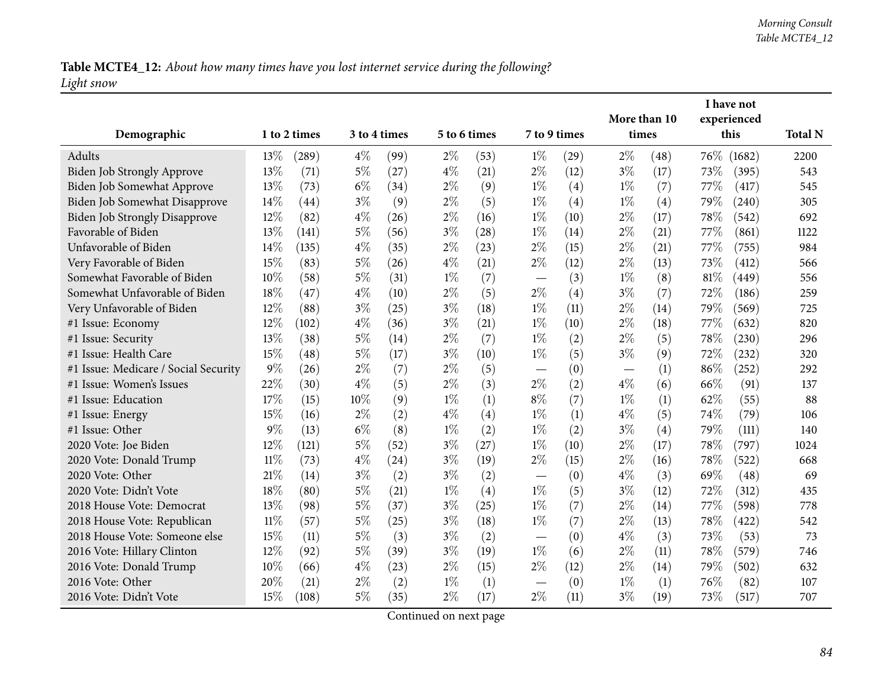**Table MCTE4_12:** *About how many times have you lost internet service during the following?*
*Light snow*

| Demographic | 1 to 2 times | | 3 to 4 times | | 5 to 6 times | | 7 to 9 times | | More than 10 times | | I have not experienced this | | Total N |
|---|---|---|---|---|---|---|---|---|---|---|---|---|---|
| Adults | 13% | (289) | 4% | (99) | 2% | (53) | 1% | (29) | 2% | (48) | 76% | (1682) | 2200 |
| Biden Job Strongly Approve | 13% | (71) | 5% | (27) | 4% | (21) | 2% | (12) | 3% | (17) | 73% | (395) | 543 |
| Biden Job Somewhat Approve | 13% | (73) | 6% | (34) | 2% | (9) | 1% | (4) | 1% | (7) | 77% | (417) | 545 |
| Biden Job Somewhat Disapprove | 14% | (44) | 3% | (9) | 2% | (5) | 1% | (4) | 1% | (4) | 79% | (240) | 305 |
| Biden Job Strongly Disapprove | 12% | (82) | 4% | (26) | 2% | (16) | 1% | (10) | 2% | (17) | 78% | (542) | 692 |
| Favorable of Biden | 13% | (141) | 5% | (56) | 3% | (28) | 1% | (14) | 2% | (21) | 77% | (861) | 1122 |
| Unfavorable of Biden | 14% | (135) | 4% | (35) | 2% | (23) | 2% | (15) | 2% | (21) | 77% | (755) | 984 |
| Very Favorable of Biden | 15% | (83) | 5% | (26) | 4% | (21) | 2% | (12) | 2% | (13) | 73% | (412) | 566 |
| Somewhat Favorable of Biden | 10% | (58) | 5% | (31) | 1% | (7) | — | (3) | 1% | (8) | 81% | (449) | 556 |
| Somewhat Unfavorable of Biden | 18% | (47) | 4% | (10) | 2% | (5) | 2% | (4) | 3% | (7) | 72% | (186) | 259 |
| Very Unfavorable of Biden | 12% | (88) | 3% | (25) | 3% | (18) | 1% | (11) | 2% | (14) | 79% | (569) | 725 |
| #1 Issue: Economy | 12% | (102) | 4% | (36) | 3% | (21) | 1% | (10) | 2% | (18) | 77% | (632) | 820 |
| #1 Issue: Security | 13% | (38) | 5% | (14) | 2% | (7) | 1% | (2) | 2% | (5) | 78% | (230) | 296 |
| #1 Issue: Health Care | 15% | (48) | 5% | (17) | 3% | (10) | 1% | (5) | 3% | (9) | 72% | (232) | 320 |
| #1 Issue: Medicare / Social Security | 9% | (26) | 2% | (7) | 2% | (5) | — | (0) | — | (1) | 86% | (252) | 292 |
| #1 Issue: Women's Issues | 22% | (30) | 4% | (5) | 2% | (3) | 2% | (2) | 4% | (6) | 66% | (91) | 137 |
| #1 Issue: Education | 17% | (15) | 10% | (9) | 1% | (1) | 8% | (7) | 1% | (1) | 62% | (55) | 88 |
| #1 Issue: Energy | 15% | (16) | 2% | (2) | 4% | (4) | 1% | (1) | 4% | (5) | 74% | (79) | 106 |
| #1 Issue: Other | 9% | (13) | 6% | (8) | 1% | (2) | 1% | (2) | 3% | (4) | 79% | (111) | 140 |
| 2020 Vote: Joe Biden | 12% | (121) | 5% | (52) | 3% | (27) | 1% | (10) | 2% | (17) | 78% | (797) | 1024 |
| 2020 Vote: Donald Trump | 11% | (73) | 4% | (24) | 3% | (19) | 2% | (15) | 2% | (16) | 78% | (522) | 668 |
| 2020 Vote: Other | 21% | (14) | 3% | (2) | 3% | (2) | — | (0) | 4% | (3) | 69% | (48) | 69 |
| 2020 Vote: Didn't Vote | 18% | (80) | 5% | (21) | 1% | (4) | 1% | (5) | 3% | (12) | 72% | (312) | 435 |
| 2018 House Vote: Democrat | 13% | (98) | 5% | (37) | 3% | (25) | 1% | (7) | 2% | (14) | 77% | (598) | 778 |
| 2018 House Vote: Republican | 11% | (57) | 5% | (25) | 3% | (18) | 1% | (7) | 2% | (13) | 78% | (422) | 542 |
| 2018 House Vote: Someone else | 15% | (11) | 5% | (3) | 3% | (2) | — | (0) | 4% | (3) | 73% | (53) | 73 |
| 2016 Vote: Hillary Clinton | 12% | (92) | 5% | (39) | 3% | (19) | 1% | (6) | 2% | (11) | 78% | (579) | 746 |
| 2016 Vote: Donald Trump | 10% | (66) | 4% | (23) | 2% | (15) | 2% | (12) | 2% | (14) | 79% | (502) | 632 |
| 2016 Vote: Other | 20% | (21) | 2% | (2) | 1% | (1) | — | (0) | 1% | (1) | 76% | (82) | 107 |
| 2016 Vote: Didn't Vote | 15% | (108) | 5% | (35) | 2% | (17) | 2% | (11) | 3% | (19) | 73% | (517) | 707 |

Continued on next page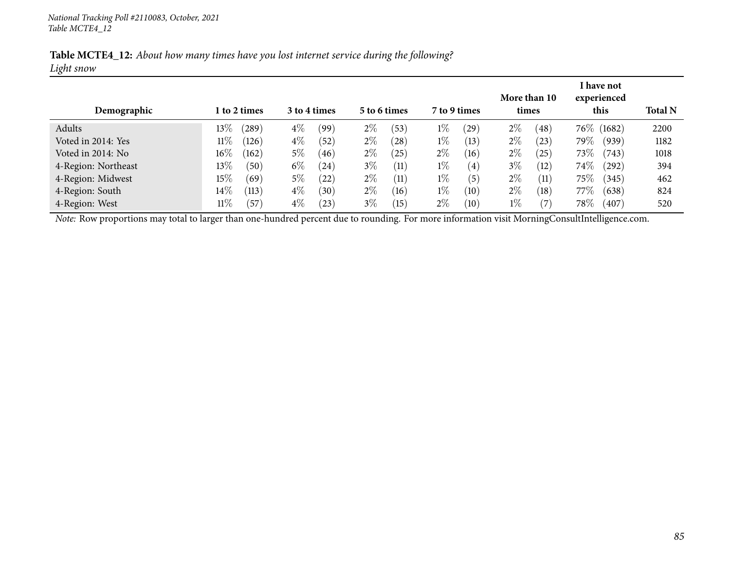*National Tracking Poll #2110083, October, 2021*
*Table MCTE4_12*

**Table MCTE4_12:** *About how many times have you lost internet service during the following?*
*Light snow*

| Demographic | 1 to 2 times | 3 to 4 times | 5 to 6 times | 7 to 9 times | More than 10 times | I have not experienced this | Total N |
|---|---|---|---|---|---|---|---|
| Adults | 13% (289) | 4% (99) | 2% (53) | 1% (29) | 2% (48) | 76% (1682) | 2200 |
| Voted in 2014: Yes | 11% (126) | 4% (52) | 2% (28) | 1% (13) | 2% (23) | 79% (939) | 1182 |
| Voted in 2014: No | 16% (162) | 5% (46) | 2% (25) | 2% (16) | 2% (25) | 73% (743) | 1018 |
| 4-Region: Northeast | 13% (50) | 6% (24) | 3% (11) | 1% (4) | 3% (12) | 74% (292) | 394 |
| 4-Region: Midwest | 15% (69) | 5% (22) | 2% (11) | 1% (5) | 2% (11) | 75% (345) | 462 |
| 4-Region: South | 14% (113) | 4% (30) | 2% (16) | 1% (10) | 2% (18) | 77% (638) | 824 |
| 4-Region: West | 11% (57) | 4% (23) | 3% (15) | 2% (10) | 1% (7) | 78% (407) | 520 |

*Note:* Row proportions may total to larger than one-hundred percent due to rounding. For more information visit MorningConsultIntelligence.com.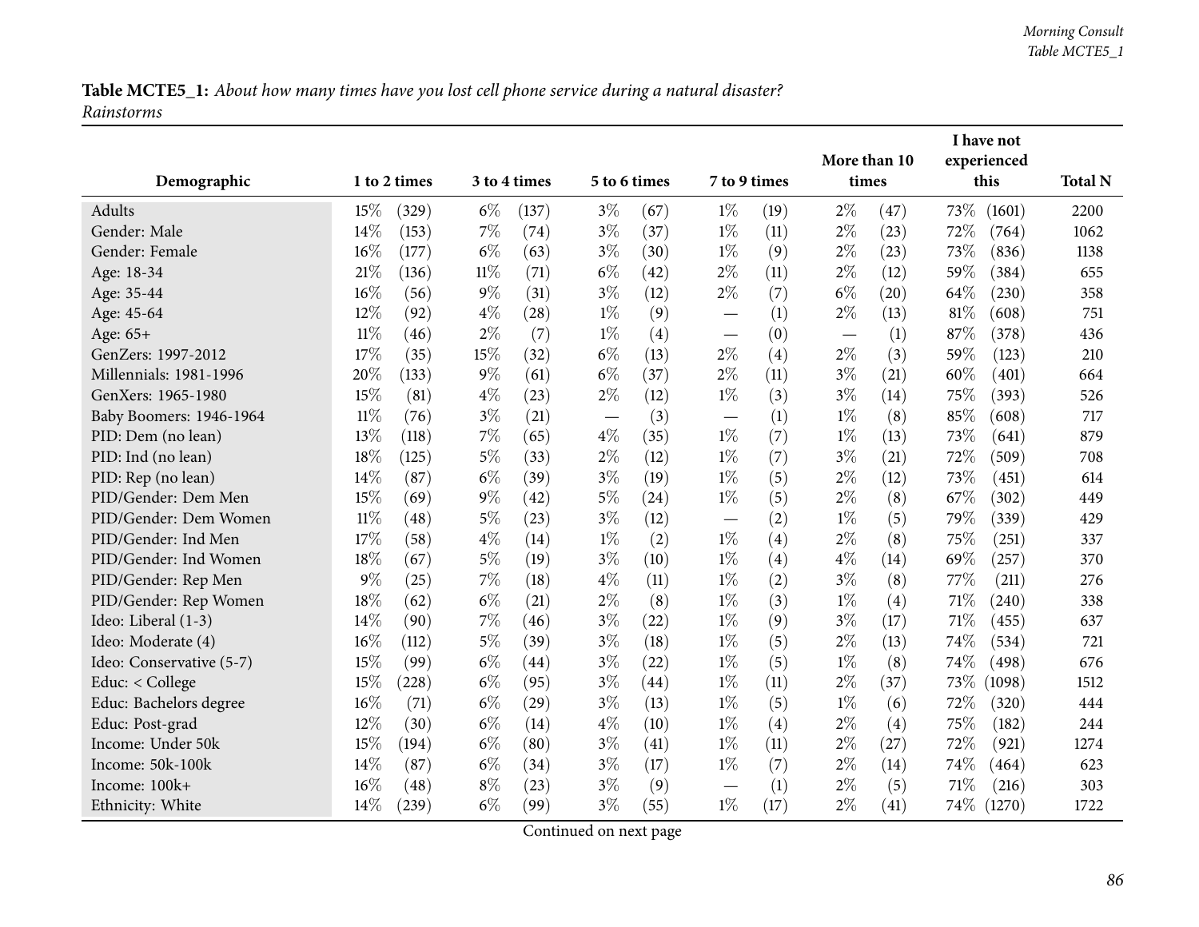**Table MCTE5_1:** *About how many times have you lost cell phone service during a natural disaster? Rainstorms*

| Demographic | 1 to 2 times | 3 to 4 times | 5 to 6 times | 7 to 9 times | More than 10 times | I have not experienced this | Total N |
|---|---|---|---|---|---|---|---|
| Adults | 15% (329) | 6% (137) | 3% (67) | 1% (19) | 2% (47) | 73% (1601) | 2200 |
| Gender: Male | 14% (153) | 7% (74) | 3% (37) | 1% (11) | 2% (23) | 72% (764) | 1062 |
| Gender: Female | 16% (177) | 6% (63) | 3% (30) | 1% (9) | 2% (23) | 73% (836) | 1138 |
| Age: 18-34 | 21% (136) | 11% (71) | 6% (42) | 2% (11) | 2% (12) | 59% (384) | 655 |
| Age: 35-44 | 16% (56) | 9% (31) | 3% (12) | 2% (7) | 6% (20) | 64% (230) | 358 |
| Age: 45-64 | 12% (92) | 4% (28) | 1% (9) | — (1) | 2% (13) | 81% (608) | 751 |
| Age: 65+ | 11% (46) | 2% (7) | 1% (4) | — (0) | — (1) | 87% (378) | 436 |
| GenZers: 1997-2012 | 17% (35) | 15% (32) | 6% (13) | 2% (4) | 2% (3) | 59% (123) | 210 |
| Millennials: 1981-1996 | 20% (133) | 9% (61) | 6% (37) | 2% (11) | 3% (21) | 60% (401) | 664 |
| GenXers: 1965-1980 | 15% (81) | 4% (23) | 2% (12) | 1% (3) | 3% (14) | 75% (393) | 526 |
| Baby Boomers: 1946-1964 | 11% (76) | 3% (21) | — (3) | — (1) | 1% (8) | 85% (608) | 717 |
| PID: Dem (no lean) | 13% (118) | 7% (65) | 4% (35) | 1% (7) | 1% (13) | 73% (641) | 879 |
| PID: Ind (no lean) | 18% (125) | 5% (33) | 2% (12) | 1% (7) | 3% (21) | 72% (509) | 708 |
| PID: Rep (no lean) | 14% (87) | 6% (39) | 3% (19) | 1% (5) | 2% (12) | 73% (451) | 614 |
| PID/Gender: Dem Men | 15% (69) | 9% (42) | 5% (24) | 1% (5) | 2% (8) | 67% (302) | 449 |
| PID/Gender: Dem Women | 11% (48) | 5% (23) | 3% (12) | — (2) | 1% (5) | 79% (339) | 429 |
| PID/Gender: Ind Men | 17% (58) | 4% (14) | 1% (2) | 1% (4) | 2% (8) | 75% (251) | 337 |
| PID/Gender: Ind Women | 18% (67) | 5% (19) | 3% (10) | 1% (4) | 4% (14) | 69% (257) | 370 |
| PID/Gender: Rep Men | 9% (25) | 7% (18) | 4% (11) | 1% (2) | 3% (8) | 77% (211) | 276 |
| PID/Gender: Rep Women | 18% (62) | 6% (21) | 2% (8) | 1% (3) | 1% (4) | 71% (240) | 338 |
| Ideo: Liberal (1-3) | 14% (90) | 7% (46) | 3% (22) | 1% (9) | 3% (17) | 71% (455) | 637 |
| Ideo: Moderate (4) | 16% (112) | 5% (39) | 3% (18) | 1% (5) | 2% (13) | 74% (534) | 721 |
| Ideo: Conservative (5-7) | 15% (99) | 6% (44) | 3% (22) | 1% (5) | 1% (8) | 74% (498) | 676 |
| Educ: < College | 15% (228) | 6% (95) | 3% (44) | 1% (11) | 2% (37) | 73% (1098) | 1512 |
| Educ: Bachelors degree | 16% (71) | 6% (29) | 3% (13) | 1% (5) | 1% (6) | 72% (320) | 444 |
| Educ: Post-grad | 12% (30) | 6% (14) | 4% (10) | 1% (4) | 2% (4) | 75% (182) | 244 |
| Income: Under 50k | 15% (194) | 6% (80) | 3% (41) | 1% (11) | 2% (27) | 72% (921) | 1274 |
| Income: 50k-100k | 14% (87) | 6% (34) | 3% (17) | 1% (7) | 2% (14) | 74% (464) | 623 |
| Income: 100k+ | 16% (48) | 8% (23) | 3% (9) | — (1) | 2% (5) | 71% (216) | 303 |
| Ethnicity: White | 14% (239) | 6% (99) | 3% (55) | 1% (17) | 2% (41) | 74% (1270) | 1722 |

Continued on next page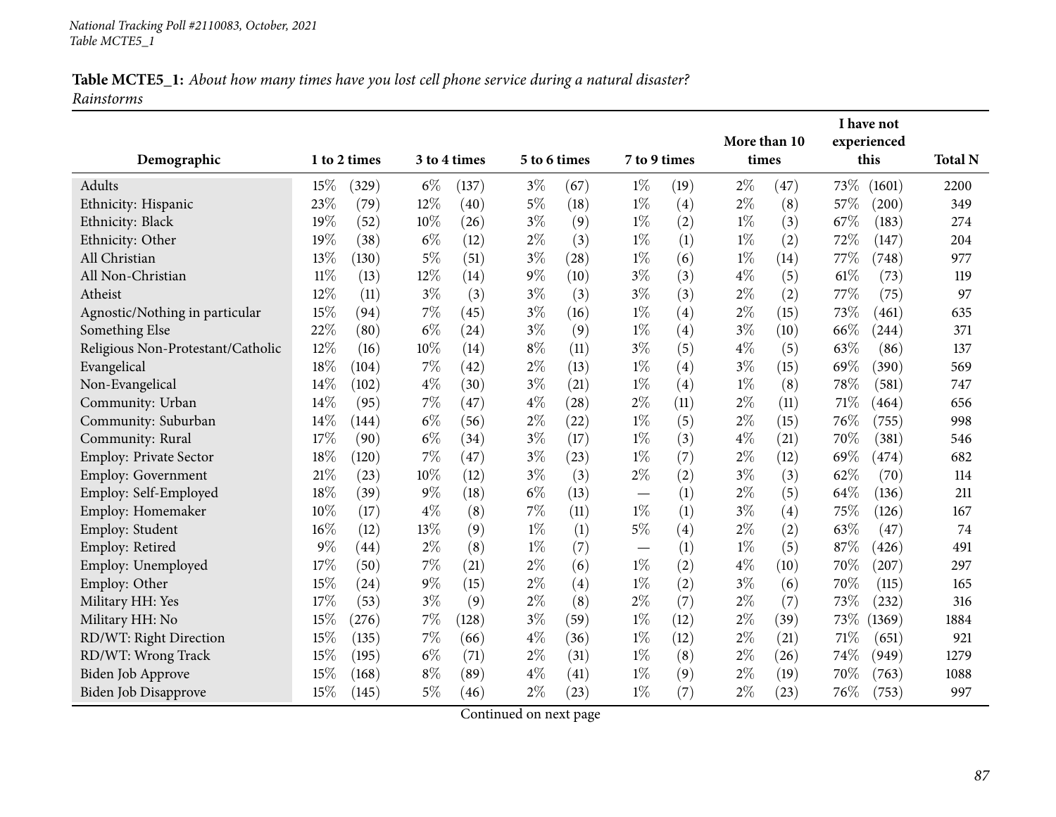**Table MCTE5_1:** *About how many times have you lost cell phone service during a natural disaster? Rainstorms*

| Demographic | 1 to 2 times | | 3 to 4 times | | 5 to 6 times | | 7 to 9 times | | More than 10 times | | I have not experienced this | | Total N |
|---|---|---|---|---|---|---|---|---|---|---|---|---|---|
| Adults | 15% | (329) | 6% | (137) | 3% | (67) | 1% | (19) | 2% | (47) | 73% | (1601) | 2200 |
| Ethnicity: Hispanic | 23% | (79) | 12% | (40) | 5% | (18) | 1% | (4) | 2% | (8) | 57% | (200) | 349 |
| Ethnicity: Black | 19% | (52) | 10% | (26) | 3% | (9) | 1% | (2) | 1% | (3) | 67% | (183) | 274 |
| Ethnicity: Other | 19% | (38) | 6% | (12) | 2% | (3) | 1% | (1) | 1% | (2) | 72% | (147) | 204 |
| All Christian | 13% | (130) | 5% | (51) | 3% | (28) | 1% | (6) | 1% | (14) | 77% | (748) | 977 |
| All Non-Christian | 11% | (13) | 12% | (14) | 9% | (10) | 3% | (3) | 4% | (5) | 61% | (73) | 119 |
| Atheist | 12% | (11) | 3% | (3) | 3% | (3) | 3% | (3) | 2% | (2) | 77% | (75) | 97 |
| Agnostic/Nothing in particular | 15% | (94) | 7% | (45) | 3% | (16) | 1% | (4) | 2% | (15) | 73% | (461) | 635 |
| Something Else | 22% | (80) | 6% | (24) | 3% | (9) | 1% | (4) | 3% | (10) | 66% | (244) | 371 |
| Religious Non-Protestant/Catholic | 12% | (16) | 10% | (14) | 8% | (11) | 3% | (5) | 4% | (5) | 63% | (86) | 137 |
| Evangelical | 18% | (104) | 7% | (42) | 2% | (13) | 1% | (4) | 3% | (15) | 69% | (390) | 569 |
| Non-Evangelical | 14% | (102) | 4% | (30) | 3% | (21) | 1% | (4) | 1% | (8) | 78% | (581) | 747 |
| Community: Urban | 14% | (95) | 7% | (47) | 4% | (28) | 2% | (11) | 2% | (11) | 71% | (464) | 656 |
| Community: Suburban | 14% | (144) | 6% | (56) | 2% | (22) | 1% | (5) | 2% | (15) | 76% | (755) | 998 |
| Community: Rural | 17% | (90) | 6% | (34) | 3% | (17) | 1% | (3) | 4% | (21) | 70% | (381) | 546 |
| Employ: Private Sector | 18% | (120) | 7% | (47) | 3% | (23) | 1% | (7) | 2% | (12) | 69% | (474) | 682 |
| Employ: Government | 21% | (23) | 10% | (12) | 3% | (3) | 2% | (2) | 3% | (3) | 62% | (70) | 114 |
| Employ: Self-Employed | 18% | (39) | 9% | (18) | 6% | (13) | — | (1) | 2% | (5) | 64% | (136) | 211 |
| Employ: Homemaker | 10% | (17) | 4% | (8) | 7% | (11) | 1% | (1) | 3% | (4) | 75% | (126) | 167 |
| Employ: Student | 16% | (12) | 13% | (9) | 1% | (1) | 5% | (4) | 2% | (2) | 63% | (47) | 74 |
| Employ: Retired | 9% | (44) | 2% | (8) | 1% | (7) | — | (1) | 1% | (5) | 87% | (426) | 491 |
| Employ: Unemployed | 17% | (50) | 7% | (21) | 2% | (6) | 1% | (2) | 4% | (10) | 70% | (207) | 297 |
| Employ: Other | 15% | (24) | 9% | (15) | 2% | (4) | 1% | (2) | 3% | (6) | 70% | (115) | 165 |
| Military HH: Yes | 17% | (53) | 3% | (9) | 2% | (8) | 2% | (7) | 2% | (7) | 73% | (232) | 316 |
| Military HH: No | 15% | (276) | 7% | (128) | 3% | (59) | 1% | (12) | 2% | (39) | 73% | (1369) | 1884 |
| RD/WT: Right Direction | 15% | (135) | 7% | (66) | 4% | (36) | 1% | (12) | 2% | (21) | 71% | (651) | 921 |
| RD/WT: Wrong Track | 15% | (195) | 6% | (71) | 2% | (31) | 1% | (8) | 2% | (26) | 74% | (949) | 1279 |
| Biden Job Approve | 15% | (168) | 8% | (89) | 4% | (41) | 1% | (9) | 2% | (19) | 70% | (763) | 1088 |
| Biden Job Disapprove | 15% | (145) | 5% | (46) | 2% | (23) | 1% | (7) | 2% | (23) | 76% | (753) | 997 |

Continued on next page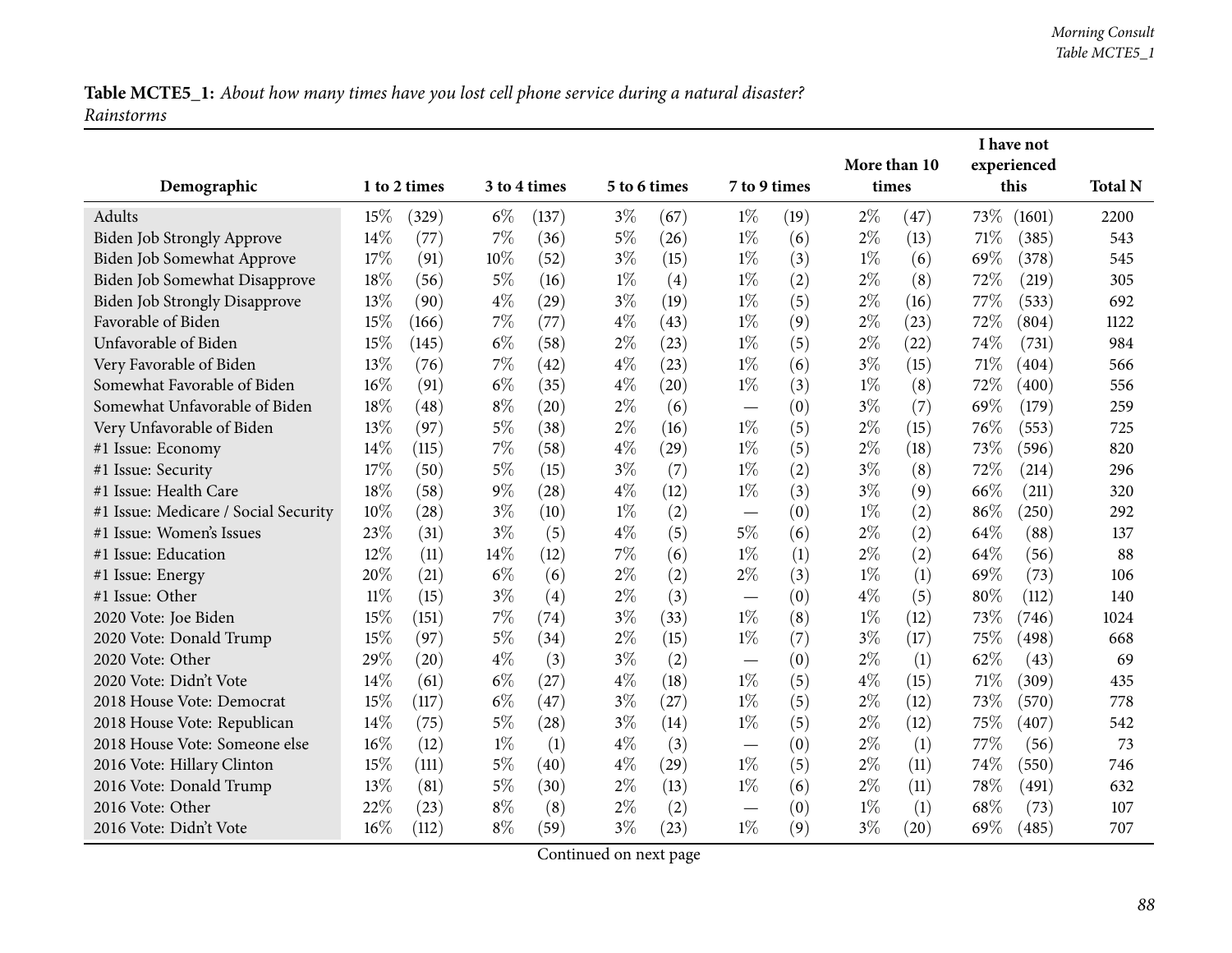**Table MCTE5_1:** *About how many times have you lost cell phone service during a natural disaster? Rainstorms*

| Demographic | 1 to 2 times | | 3 to 4 times | | 5 to 6 times | | 7 to 9 times | | More than 10 times | | I have not experienced this | | Total N |
|---|---|---|---|---|---|---|---|---|---|---|---|---|---|
| Adults | 15% | (329) | 6% | (137) | 3% | (67) | 1% | (19) | 2% | (47) | 73% | (1601) | 2200 |
| Biden Job Strongly Approve | 14% | (77) | 7% | (36) | 5% | (26) | 1% | (6) | 2% | (13) | 71% | (385) | 543 |
| Biden Job Somewhat Approve | 17% | (91) | 10% | (52) | 3% | (15) | 1% | (3) | 1% | (6) | 69% | (378) | 545 |
| Biden Job Somewhat Disapprove | 18% | (56) | 5% | (16) | 1% | (4) | 1% | (2) | 2% | (8) | 72% | (219) | 305 |
| Biden Job Strongly Disapprove | 13% | (90) | 4% | (29) | 3% | (19) | 1% | (5) | 2% | (16) | 77% | (533) | 692 |
| Favorable of Biden | 15% | (166) | 7% | (77) | 4% | (43) | 1% | (9) | 2% | (23) | 72% | (804) | 1122 |
| Unfavorable of Biden | 15% | (145) | 6% | (58) | 2% | (23) | 1% | (5) | 2% | (22) | 74% | (731) | 984 |
| Very Favorable of Biden | 13% | (76) | 7% | (42) | 4% | (23) | 1% | (6) | 3% | (15) | 71% | (404) | 566 |
| Somewhat Favorable of Biden | 16% | (91) | 6% | (35) | 4% | (20) | 1% | (3) | 1% | (8) | 72% | (400) | 556 |
| Somewhat Unfavorable of Biden | 18% | (48) | 8% | (20) | 2% | (6) | — | (0) | 3% | (7) | 69% | (179) | 259 |
| Very Unfavorable of Biden | 13% | (97) | 5% | (38) | 2% | (16) | 1% | (5) | 2% | (15) | 76% | (553) | 725 |
| #1 Issue: Economy | 14% | (115) | 7% | (58) | 4% | (29) | 1% | (5) | 2% | (18) | 73% | (596) | 820 |
| #1 Issue: Security | 17% | (50) | 5% | (15) | 3% | (7) | 1% | (2) | 3% | (8) | 72% | (214) | 296 |
| #1 Issue: Health Care | 18% | (58) | 9% | (28) | 4% | (12) | 1% | (3) | 3% | (9) | 66% | (211) | 320 |
| #1 Issue: Medicare / Social Security | 10% | (28) | 3% | (10) | 1% | (2) | — | (0) | 1% | (2) | 86% | (250) | 292 |
| #1 Issue: Women's Issues | 23% | (31) | 3% | (5) | 4% | (5) | 5% | (6) | 2% | (2) | 64% | (88) | 137 |
| #1 Issue: Education | 12% | (11) | 14% | (12) | 7% | (6) | 1% | (1) | 2% | (2) | 64% | (56) | 88 |
| #1 Issue: Energy | 20% | (21) | 6% | (6) | 2% | (2) | 2% | (3) | 1% | (1) | 69% | (73) | 106 |
| #1 Issue: Other | 11% | (15) | 3% | (4) | 2% | (3) | — | (0) | 4% | (5) | 80% | (112) | 140 |
| 2020 Vote: Joe Biden | 15% | (151) | 7% | (74) | 3% | (33) | 1% | (8) | 1% | (12) | 73% | (746) | 1024 |
| 2020 Vote: Donald Trump | 15% | (97) | 5% | (34) | 2% | (15) | 1% | (7) | 3% | (17) | 75% | (498) | 668 |
| 2020 Vote: Other | 29% | (20) | 4% | (3) | 3% | (2) | — | (0) | 2% | (1) | 62% | (43) | 69 |
| 2020 Vote: Didn't Vote | 14% | (61) | 6% | (27) | 4% | (18) | 1% | (5) | 4% | (15) | 71% | (309) | 435 |
| 2018 House Vote: Democrat | 15% | (117) | 6% | (47) | 3% | (27) | 1% | (5) | 2% | (12) | 73% | (570) | 778 |
| 2018 House Vote: Republican | 14% | (75) | 5% | (28) | 3% | (14) | 1% | (5) | 2% | (12) | 75% | (407) | 542 |
| 2018 House Vote: Someone else | 16% | (12) | 1% | (1) | 4% | (3) | — | (0) | 2% | (1) | 77% | (56) | 73 |
| 2016 Vote: Hillary Clinton | 15% | (111) | 5% | (40) | 4% | (29) | 1% | (5) | 2% | (11) | 74% | (550) | 746 |
| 2016 Vote: Donald Trump | 13% | (81) | 5% | (30) | 2% | (13) | 1% | (6) | 2% | (11) | 78% | (491) | 632 |
| 2016 Vote: Other | 22% | (23) | 8% | (8) | 2% | (2) | — | (0) | 1% | (1) | 68% | (73) | 107 |
| 2016 Vote: Didn't Vote | 16% | (112) | 8% | (59) | 3% | (23) | 1% | (9) | 3% | (20) | 69% | (485) | 707 |

Continued on next page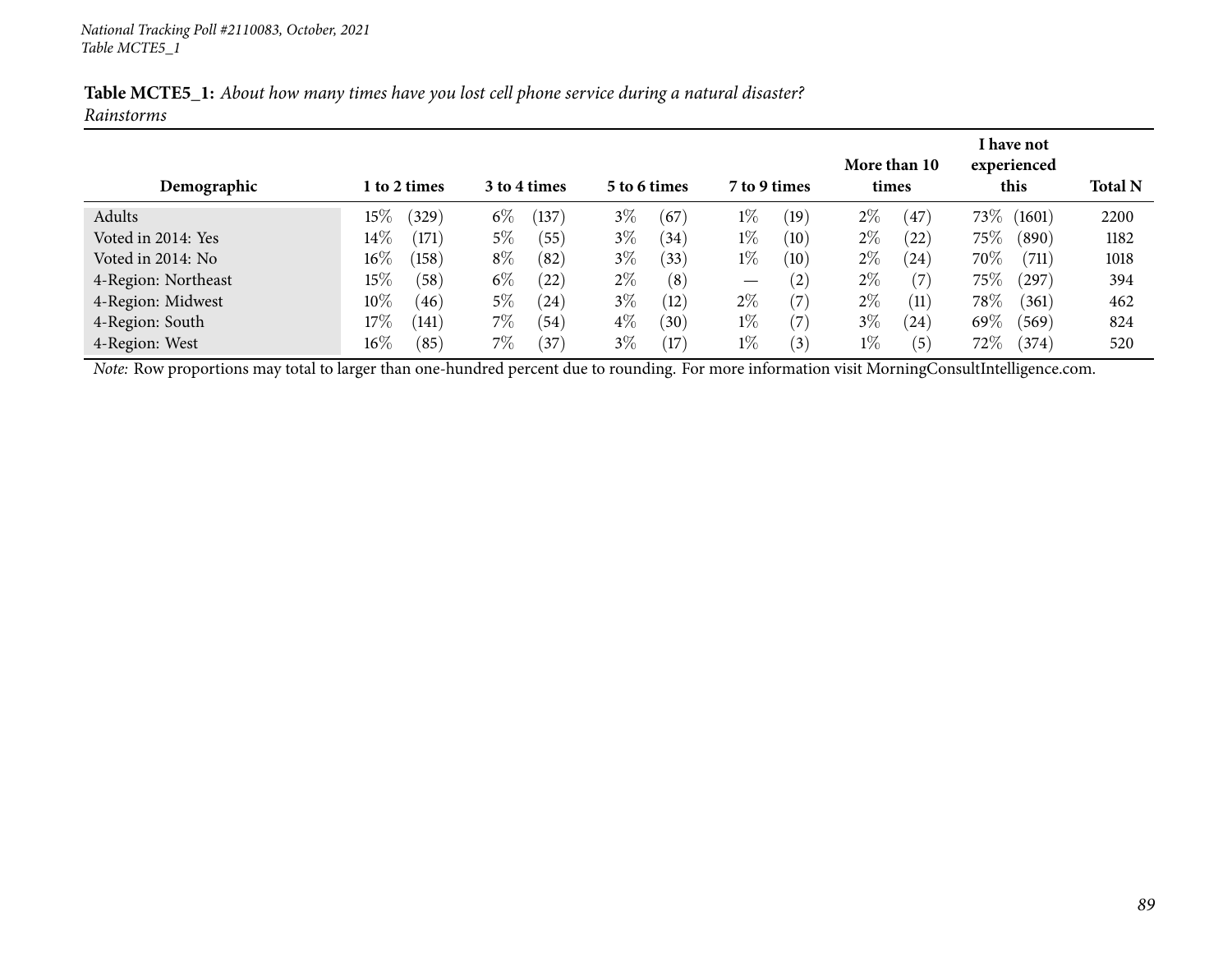*National Tracking Poll #2110083, October, 2021*
*Table MCTE5_1*

**Table MCTE5_1:** *About how many times have you lost cell phone service during a natural disaster?*
*Rainstorms*

| Demographic | 1 to 2 times | 3 to 4 times | 5 to 6 times | 7 to 9 times | More than 10 times | I have not experienced this | Total N |
|---|---|---|---|---|---|---|---|
| Adults | 15% (329) | 6% (137) | 3% (67) | 1% (19) | 2% (47) | 73% (1601) | 2200 |
| Voted in 2014: Yes | 14% (171) | 5% (55) | 3% (34) | 1% (10) | 2% (22) | 75% (890) | 1182 |
| Voted in 2014: No | 16% (158) | 8% (82) | 3% (33) | 1% (10) | 2% (24) | 70% (711) | 1018 |
| 4-Region: Northeast | 15% (58) | 6% (22) | 2% (8) | — (2) | 2% (7) | 75% (297) | 394 |
| 4-Region: Midwest | 10% (46) | 5% (24) | 3% (12) | 2% (7) | 2% (11) | 78% (361) | 462 |
| 4-Region: South | 17% (141) | 7% (54) | 4% (30) | 1% (7) | 3% (24) | 69% (569) | 824 |
| 4-Region: West | 16% (85) | 7% (37) | 3% (17) | 1% (3) | 1% (5) | 72% (374) | 520 |

*Note:* Row proportions may total to larger than one-hundred percent due to rounding. For more information visit MorningConsultIntelligence.com.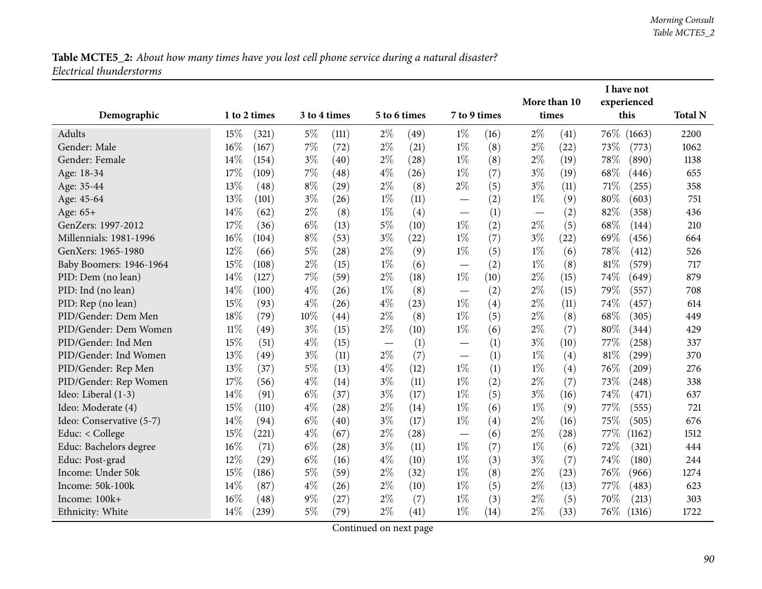**Table MCTE5_2:** *About how many times have you lost cell phone service during a natural disaster? Electrical thunderstorms*

| Demographic | 1 to 2 times | | 3 to 4 times | | 5 to 6 times | | 7 to 9 times | | More than 10 times | | I have not experienced this | | Total N |
|---|---|---|---|---|---|---|---|---|---|---|---|---|---|
| Adults | 15% | (321) | 5% | (111) | 2% | (49) | 1% | (16) | 2% | (41) | 76% | (1663) | 2200 |
| Gender: Male | 16% | (167) | 7% | (72) | 2% | (21) | 1% | (8) | 2% | (22) | 73% | (773) | 1062 |
| Gender: Female | 14% | (154) | 3% | (40) | 2% | (28) | 1% | (8) | 2% | (19) | 78% | (890) | 1138 |
| Age: 18-34 | 17% | (109) | 7% | (48) | 4% | (26) | 1% | (7) | 3% | (19) | 68% | (446) | 655 |
| Age: 35-44 | 13% | (48) | 8% | (29) | 2% | (8) | 2% | (5) | 3% | (11) | 71% | (255) | 358 |
| Age: 45-64 | 13% | (101) | 3% | (26) | 1% | (11) | — | (2) | 1% | (9) | 80% | (603) | 751 |
| Age: 65+ | 14% | (62) | 2% | (8) | 1% | (4) | — | (1) | — | (2) | 82% | (358) | 436 |
| GenZers: 1997-2012 | 17% | (36) | 6% | (13) | 5% | (10) | 1% | (2) | 2% | (5) | 68% | (144) | 210 |
| Millennials: 1981-1996 | 16% | (104) | 8% | (53) | 3% | (22) | 1% | (7) | 3% | (22) | 69% | (456) | 664 |
| GenXers: 1965-1980 | 12% | (66) | 5% | (28) | 2% | (9) | 1% | (5) | 1% | (6) | 78% | (412) | 526 |
| Baby Boomers: 1946-1964 | 15% | (108) | 2% | (15) | 1% | (6) | — | (2) | 1% | (8) | 81% | (579) | 717 |
| PID: Dem (no lean) | 14% | (127) | 7% | (59) | 2% | (18) | 1% | (10) | 2% | (15) | 74% | (649) | 879 |
| PID: Ind (no lean) | 14% | (100) | 4% | (26) | 1% | (8) | — | (2) | 2% | (15) | 79% | (557) | 708 |
| PID: Rep (no lean) | 15% | (93) | 4% | (26) | 4% | (23) | 1% | (4) | 2% | (11) | 74% | (457) | 614 |
| PID/Gender: Dem Men | 18% | (79) | 10% | (44) | 2% | (8) | 1% | (5) | 2% | (8) | 68% | (305) | 449 |
| PID/Gender: Dem Women | 11% | (49) | 3% | (15) | 2% | (10) | 1% | (6) | 2% | (7) | 80% | (344) | 429 |
| PID/Gender: Ind Men | 15% | (51) | 4% | (15) | — | (1) | — | (1) | 3% | (10) | 77% | (258) | 337 |
| PID/Gender: Ind Women | 13% | (49) | 3% | (11) | 2% | (7) | — | (1) | 1% | (4) | 81% | (299) | 370 |
| PID/Gender: Rep Men | 13% | (37) | 5% | (13) | 4% | (12) | 1% | (1) | 1% | (4) | 76% | (209) | 276 |
| PID/Gender: Rep Women | 17% | (56) | 4% | (14) | 3% | (11) | 1% | (2) | 2% | (7) | 73% | (248) | 338 |
| Ideo: Liberal (1-3) | 14% | (91) | 6% | (37) | 3% | (17) | 1% | (5) | 3% | (16) | 74% | (471) | 637 |
| Ideo: Moderate (4) | 15% | (110) | 4% | (28) | 2% | (14) | 1% | (6) | 1% | (9) | 77% | (555) | 721 |
| Ideo: Conservative (5-7) | 14% | (94) | 6% | (40) | 3% | (17) | 1% | (4) | 2% | (16) | 75% | (505) | 676 |
| Educ: < College | 15% | (221) | 4% | (67) | 2% | (28) | — | (6) | 2% | (28) | 77% | (1162) | 1512 |
| Educ: Bachelors degree | 16% | (71) | 6% | (28) | 3% | (11) | 1% | (7) | 1% | (6) | 72% | (321) | 444 |
| Educ: Post-grad | 12% | (29) | 6% | (16) | 4% | (10) | 1% | (3) | 3% | (7) | 74% | (180) | 244 |
| Income: Under 50k | 15% | (186) | 5% | (59) | 2% | (32) | 1% | (8) | 2% | (23) | 76% | (966) | 1274 |
| Income: 50k-100k | 14% | (87) | 4% | (26) | 2% | (10) | 1% | (5) | 2% | (13) | 77% | (483) | 623 |
| Income: 100k+ | 16% | (48) | 9% | (27) | 2% | (7) | 1% | (3) | 2% | (5) | 70% | (213) | 303 |
| Ethnicity: White | 14% | (239) | 5% | (79) | 2% | (41) | 1% | (14) | 2% | (33) | 76% | (1316) | 1722 |

Continued on next page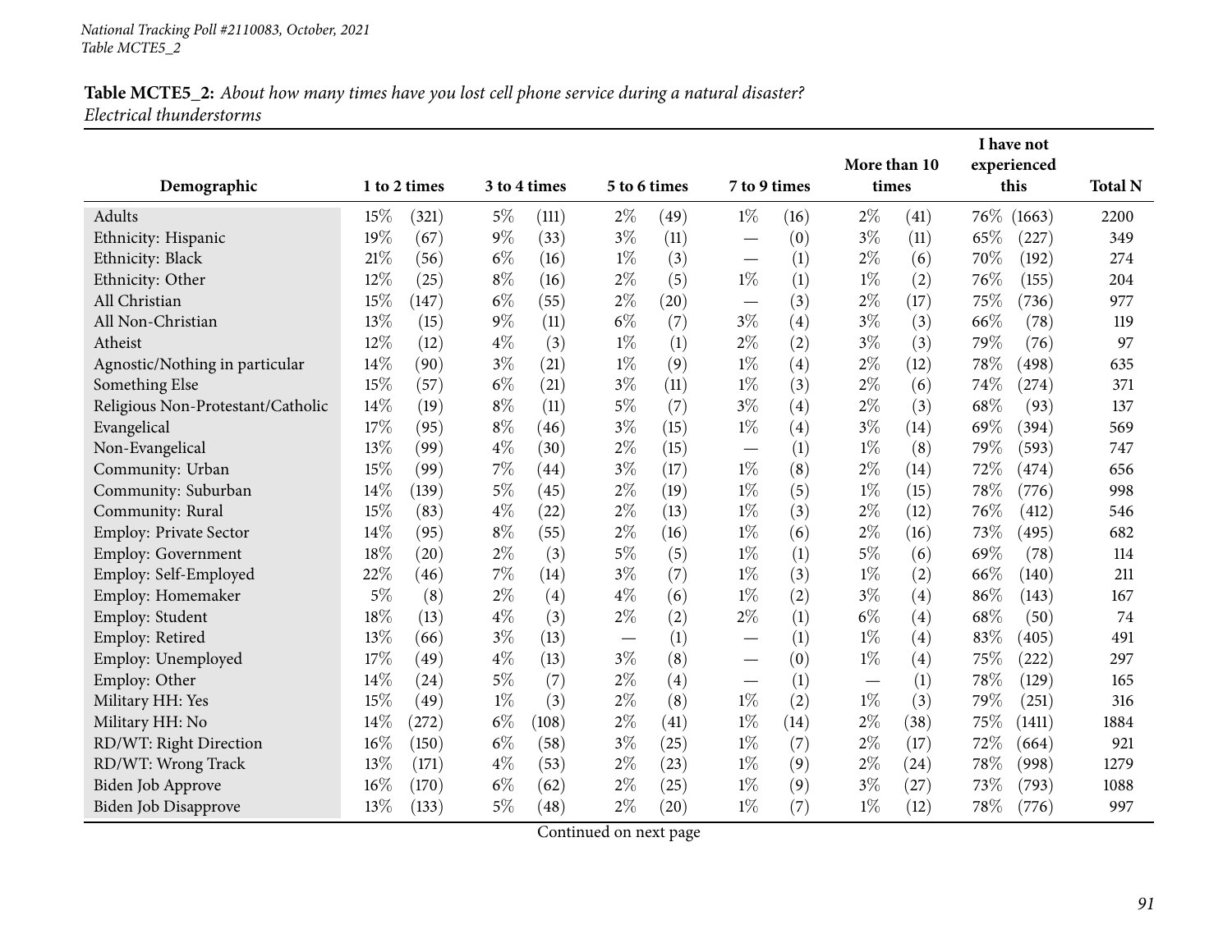**Table MCTE5_2:** *About how many times have you lost cell phone service during a natural disaster?*
*Electrical thunderstorms*

| Demographic | 1 to 2 times | | 3 to 4 times | | 5 to 6 times | | 7 to 9 times | | More than 10 times | | I have not experienced this | | Total N |
|---|---|---|---|---|---|---|---|---|---|---|---|---|---|
| Adults | 15% | (321) | 5% | (111) | 2% | (49) | 1% | (16) | 2% | (41) | 76% | (1663) | 2200 |
| Ethnicity: Hispanic | 19% | (67) | 9% | (33) | 3% | (11) | — | (0) | 3% | (11) | 65% | (227) | 349 |
| Ethnicity: Black | 21% | (56) | 6% | (16) | 1% | (3) | — | (1) | 2% | (6) | 70% | (192) | 274 |
| Ethnicity: Other | 12% | (25) | 8% | (16) | 2% | (5) | 1% | (1) | 1% | (2) | 76% | (155) | 204 |
| All Christian | 15% | (147) | 6% | (55) | 2% | (20) | — | (3) | 2% | (17) | 75% | (736) | 977 |
| All Non-Christian | 13% | (15) | 9% | (11) | 6% | (7) | 3% | (4) | 3% | (3) | 66% | (78) | 119 |
| Atheist | 12% | (12) | 4% | (3) | 1% | (1) | 2% | (2) | 3% | (3) | 79% | (76) | 97 |
| Agnostic/Nothing in particular | 14% | (90) | 3% | (21) | 1% | (9) | 1% | (4) | 2% | (12) | 78% | (498) | 635 |
| Something Else | 15% | (57) | 6% | (21) | 3% | (11) | 1% | (3) | 2% | (6) | 74% | (274) | 371 |
| Religious Non-Protestant/Catholic | 14% | (19) | 8% | (11) | 5% | (7) | 3% | (4) | 2% | (3) | 68% | (93) | 137 |
| Evangelical | 17% | (95) | 8% | (46) | 3% | (15) | 1% | (4) | 3% | (14) | 69% | (394) | 569 |
| Non-Evangelical | 13% | (99) | 4% | (30) | 2% | (15) | — | (1) | 1% | (8) | 79% | (593) | 747 |
| Community: Urban | 15% | (99) | 7% | (44) | 3% | (17) | 1% | (8) | 2% | (14) | 72% | (474) | 656 |
| Community: Suburban | 14% | (139) | 5% | (45) | 2% | (19) | 1% | (5) | 1% | (15) | 78% | (776) | 998 |
| Community: Rural | 15% | (83) | 4% | (22) | 2% | (13) | 1% | (3) | 2% | (12) | 76% | (412) | 546 |
| Employ: Private Sector | 14% | (95) | 8% | (55) | 2% | (16) | 1% | (6) | 2% | (16) | 73% | (495) | 682 |
| Employ: Government | 18% | (20) | 2% | (3) | 5% | (5) | 1% | (1) | 5% | (6) | 69% | (78) | 114 |
| Employ: Self-Employed | 22% | (46) | 7% | (14) | 3% | (7) | 1% | (3) | 1% | (2) | 66% | (140) | 211 |
| Employ: Homemaker | 5% | (8) | 2% | (4) | 4% | (6) | 1% | (2) | 3% | (4) | 86% | (143) | 167 |
| Employ: Student | 18% | (13) | 4% | (3) | 2% | (2) | 2% | (1) | 6% | (4) | 68% | (50) | 74 |
| Employ: Retired | 13% | (66) | 3% | (13) | — | (1) | — | (1) | 1% | (4) | 83% | (405) | 491 |
| Employ: Unemployed | 17% | (49) | 4% | (13) | 3% | (8) | — | (0) | 1% | (4) | 75% | (222) | 297 |
| Employ: Other | 14% | (24) | 5% | (7) | 2% | (4) | — | (1) | — | (1) | 78% | (129) | 165 |
| Military HH: Yes | 15% | (49) | 1% | (3) | 2% | (8) | 1% | (2) | 1% | (3) | 79% | (251) | 316 |
| Military HH: No | 14% | (272) | 6% | (108) | 2% | (41) | 1% | (14) | 2% | (38) | 75% | (1411) | 1884 |
| RD/WT: Right Direction | 16% | (150) | 6% | (58) | 3% | (25) | 1% | (7) | 2% | (17) | 72% | (664) | 921 |
| RD/WT: Wrong Track | 13% | (171) | 4% | (53) | 2% | (23) | 1% | (9) | 2% | (24) | 78% | (998) | 1279 |
| Biden Job Approve | 16% | (170) | 6% | (62) | 2% | (25) | 1% | (9) | 3% | (27) | 73% | (793) | 1088 |
| Biden Job Disapprove | 13% | (133) | 5% | (48) | 2% | (20) | 1% | (7) | 1% | (12) | 78% | (776) | 997 |

Continued on next page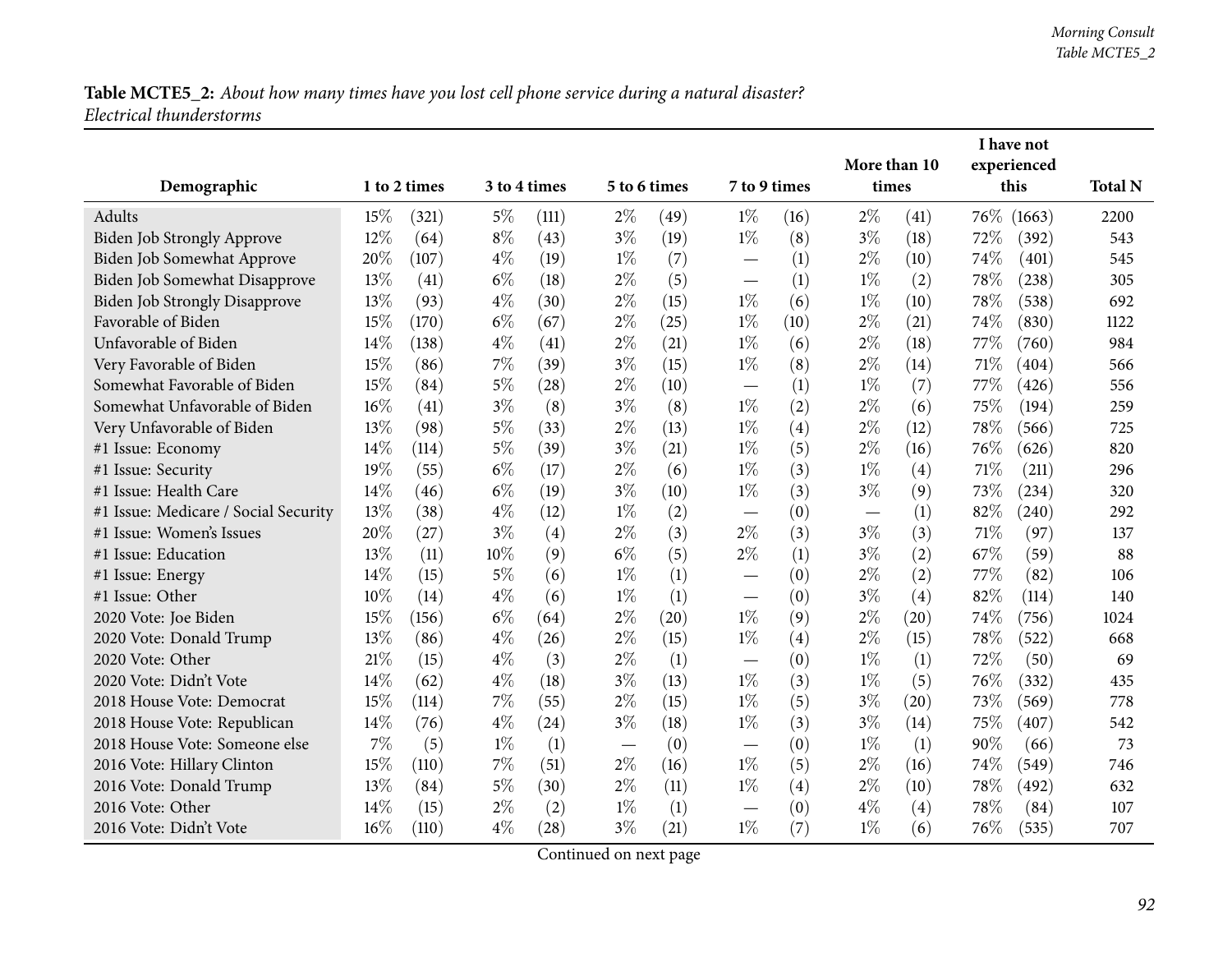**Table MCTE5_2:** *About how many times have you lost cell phone service during a natural disaster? Electrical thunderstorms*

| Demographic | 1 to 2 times | | 3 to 4 times | | 5 to 6 times | | 7 to 9 times | | More than 10 times | | I have not experienced this | | Total N |
|---|---|---|---|---|---|---|---|---|---|---|---|---|---|
| Adults | 15% | (321) | 5% | (111) | 2% | (49) | 1% | (16) | 2% | (41) | 76% | (1663) | 2200 |
| Biden Job Strongly Approve | 12% | (64) | 8% | (43) | 3% | (19) | 1% | (8) | 3% | (18) | 72% | (392) | 543 |
| Biden Job Somewhat Approve | 20% | (107) | 4% | (19) | 1% | (7) | — | (1) | 2% | (10) | 74% | (401) | 545 |
| Biden Job Somewhat Disapprove | 13% | (41) | 6% | (18) | 2% | (5) | — | (1) | 1% | (2) | 78% | (238) | 305 |
| Biden Job Strongly Disapprove | 13% | (93) | 4% | (30) | 2% | (15) | 1% | (6) | 1% | (10) | 78% | (538) | 692 |
| Favorable of Biden | 15% | (170) | 6% | (67) | 2% | (25) | 1% | (10) | 2% | (21) | 74% | (830) | 1122 |
| Unfavorable of Biden | 14% | (138) | 4% | (41) | 2% | (21) | 1% | (6) | 2% | (18) | 77% | (760) | 984 |
| Very Favorable of Biden | 15% | (86) | 7% | (39) | 3% | (15) | 1% | (8) | 2% | (14) | 71% | (404) | 566 |
| Somewhat Favorable of Biden | 15% | (84) | 5% | (28) | 2% | (10) | — | (1) | 1% | (7) | 77% | (426) | 556 |
| Somewhat Unfavorable of Biden | 16% | (41) | 3% | (8) | 3% | (8) | 1% | (2) | 2% | (6) | 75% | (194) | 259 |
| Very Unfavorable of Biden | 13% | (98) | 5% | (33) | 2% | (13) | 1% | (4) | 2% | (12) | 78% | (566) | 725 |
| #1 Issue: Economy | 14% | (114) | 5% | (39) | 3% | (21) | 1% | (5) | 2% | (16) | 76% | (626) | 820 |
| #1 Issue: Security | 19% | (55) | 6% | (17) | 2% | (6) | 1% | (3) | 1% | (4) | 71% | (211) | 296 |
| #1 Issue: Health Care | 14% | (46) | 6% | (19) | 3% | (10) | 1% | (3) | 3% | (9) | 73% | (234) | 320 |
| #1 Issue: Medicare / Social Security | 13% | (38) | 4% | (12) | 1% | (2) | — | (0) | — | (1) | 82% | (240) | 292 |
| #1 Issue: Women's Issues | 20% | (27) | 3% | (4) | 2% | (3) | 2% | (3) | 3% | (3) | 71% | (97) | 137 |
| #1 Issue: Education | 13% | (11) | 10% | (9) | 6% | (5) | 2% | (1) | 3% | (2) | 67% | (59) | 88 |
| #1 Issue: Energy | 14% | (15) | 5% | (6) | 1% | (1) | — | (0) | 2% | (2) | 77% | (82) | 106 |
| #1 Issue: Other | 10% | (14) | 4% | (6) | 1% | (1) | — | (0) | 3% | (4) | 82% | (114) | 140 |
| 2020 Vote: Joe Biden | 15% | (156) | 6% | (64) | 2% | (20) | 1% | (9) | 2% | (20) | 74% | (756) | 1024 |
| 2020 Vote: Donald Trump | 13% | (86) | 4% | (26) | 2% | (15) | 1% | (4) | 2% | (15) | 78% | (522) | 668 |
| 2020 Vote: Other | 21% | (15) | 4% | (3) | 2% | (1) | — | (0) | 1% | (1) | 72% | (50) | 69 |
| 2020 Vote: Didn't Vote | 14% | (62) | 4% | (18) | 3% | (13) | 1% | (3) | 1% | (5) | 76% | (332) | 435 |
| 2018 House Vote: Democrat | 15% | (114) | 7% | (55) | 2% | (15) | 1% | (5) | 3% | (20) | 73% | (569) | 778 |
| 2018 House Vote: Republican | 14% | (76) | 4% | (24) | 3% | (18) | 1% | (3) | 3% | (14) | 75% | (407) | 542 |
| 2018 House Vote: Someone else | 7% | (5) | 1% | (1) | — | (0) | — | (0) | 1% | (1) | 90% | (66) | 73 |
| 2016 Vote: Hillary Clinton | 15% | (110) | 7% | (51) | 2% | (16) | 1% | (5) | 2% | (16) | 74% | (549) | 746 |
| 2016 Vote: Donald Trump | 13% | (84) | 5% | (30) | 2% | (11) | 1% | (4) | 2% | (10) | 78% | (492) | 632 |
| 2016 Vote: Other | 14% | (15) | 2% | (2) | 1% | (1) | — | (0) | 4% | (4) | 78% | (84) | 107 |
| 2016 Vote: Didn't Vote | 16% | (110) | 4% | (28) | 3% | (21) | 1% | (7) | 1% | (6) | 76% | (535) | 707 |

Continued on next page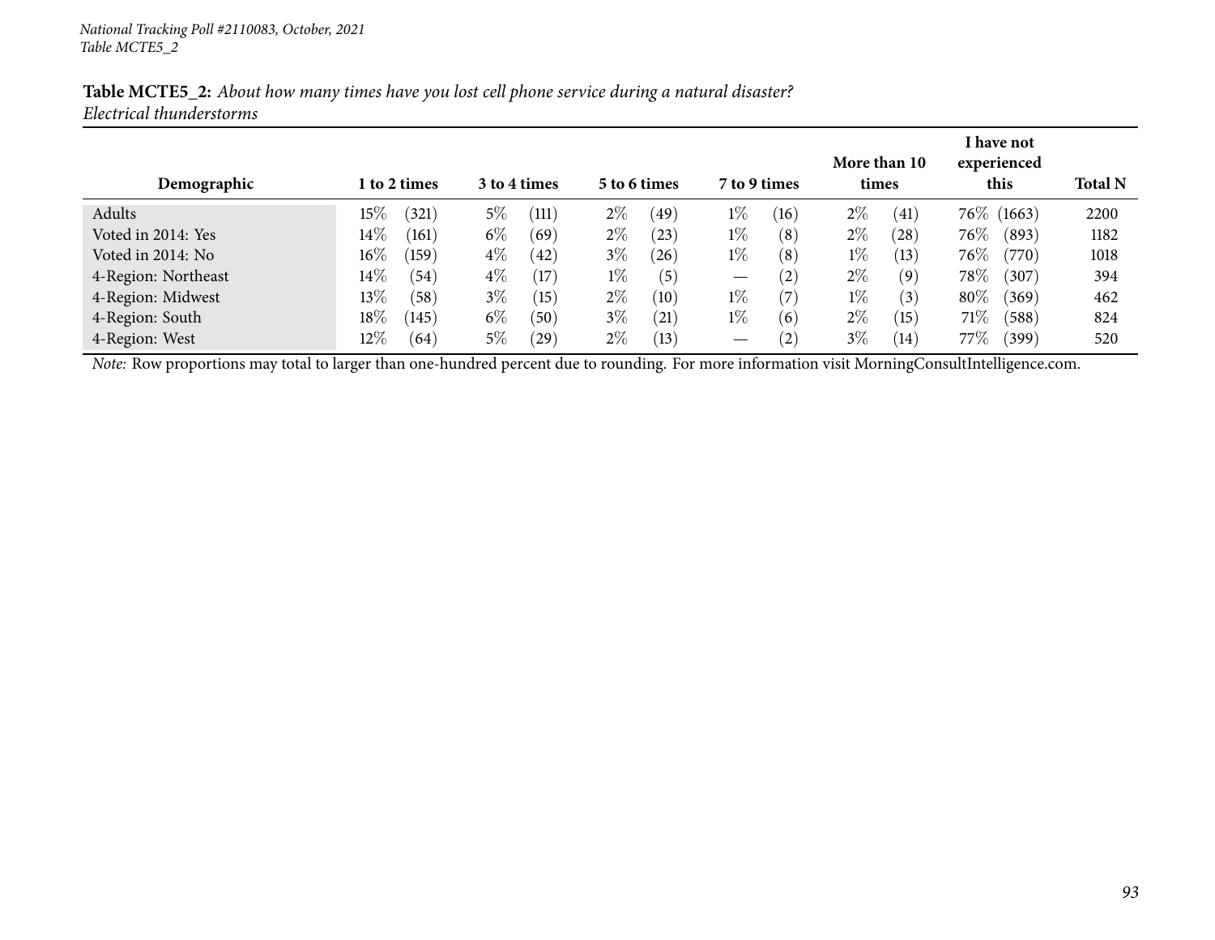**Table MCTE5_2:** *About how many times have you lost cell phone service during a natural disaster?*
*Electrical thunderstorms*

| Demographic | 1 to 2 times | | 3 to 4 times | | 5 to 6 times | | 7 to 9 times | | More than 10 times | | I have not experienced this | | Total N |
|---|---|---|---|---|---|---|---|---|---|---|---|---|---|
| Adults | 15% | (321) | 5% | (111) | 2% | (49) | 1% | (16) | 2% | (41) | 76% | (1663) | 2200 |
| Voted in 2014: Yes | 14% | (161) | 6% | (69) | 2% | (23) | 1% | (8) | 2% | (28) | 76% | (893) | 1182 |
| Voted in 2014: No | 16% | (159) | 4% | (42) | 3% | (26) | 1% | (8) | 1% | (13) | 76% | (770) | 1018 |
| 4-Region: Northeast | 14% | (54) | 4% | (17) | 1% | (5) | — | (2) | 2% | (9) | 78% | (307) | 394 |
| 4-Region: Midwest | 13% | (58) | 3% | (15) | 2% | (10) | 1% | (7) | 1% | (3) | 80% | (369) | 462 |
| 4-Region: South | 18% | (145) | 6% | (50) | 3% | (21) | 1% | (6) | 2% | (15) | 71% | (588) | 824 |
| 4-Region: West | 12% | (64) | 5% | (29) | 2% | (13) | — | (2) | 3% | (14) | 77% | (399) | 520 |

*Note:* Row proportions may total to larger than one-hundred percent due to rounding. For more information visit MorningConsultIntelligence.com.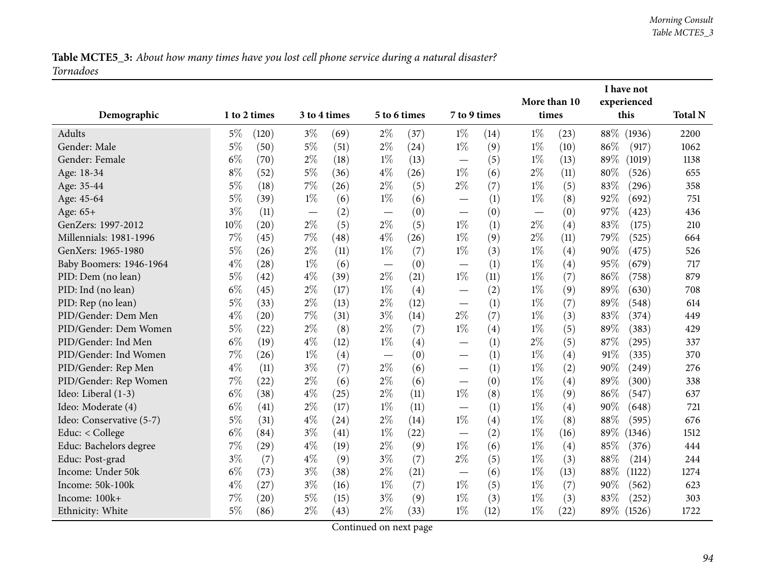**Table MCTE5_3:** *About how many times have you lost cell phone service during a natural disaster? Tornadoes*

| Demographic | 1 to 2 times | | 3 to 4 times | | 5 to 6 times | | 7 to 9 times | | More than 10 times | | I have not experienced this | | Total N |
|---|---|---|---|---|---|---|---|---|---|---|---|---|---|
| Adults | 5% | (120) | 3% | (69) | 2% | (37) | 1% | (14) | 1% | (23) | 88% | (1936) | 2200 |
| Gender: Male | 5% | (50) | 5% | (51) | 2% | (24) | 1% | (9) | 1% | (10) | 86% | (917) | 1062 |
| Gender: Female | 6% | (70) | 2% | (18) | 1% | (13) | — | (5) | 1% | (13) | 89% | (1019) | 1138 |
| Age: 18-34 | 8% | (52) | 5% | (36) | 4% | (26) | 1% | (6) | 2% | (11) | 80% | (526) | 655 |
| Age: 35-44 | 5% | (18) | 7% | (26) | 2% | (5) | 2% | (7) | 1% | (5) | 83% | (296) | 358 |
| Age: 45-64 | 5% | (39) | 1% | (6) | 1% | (6) | — | (1) | 1% | (8) | 92% | (692) | 751 |
| Age: 65+ | 3% | (11) | — | (2) | — | (0) | — | (0) | — | (0) | 97% | (423) | 436 |
| GenZers: 1997-2012 | 10% | (20) | 2% | (5) | 2% | (5) | 1% | (1) | 2% | (4) | 83% | (175) | 210 |
| Millennials: 1981-1996 | 7% | (45) | 7% | (48) | 4% | (26) | 1% | (9) | 2% | (11) | 79% | (525) | 664 |
| GenXers: 1965-1980 | 5% | (26) | 2% | (11) | 1% | (7) | 1% | (3) | 1% | (4) | 90% | (475) | 526 |
| Baby Boomers: 1946-1964 | 4% | (28) | 1% | (6) | — | (0) | — | (1) | 1% | (4) | 95% | (679) | 717 |
| PID: Dem (no lean) | 5% | (42) | 4% | (39) | 2% | (21) | 1% | (11) | 1% | (7) | 86% | (758) | 879 |
| PID: Ind (no lean) | 6% | (45) | 2% | (17) | 1% | (4) | — | (2) | 1% | (9) | 89% | (630) | 708 |
| PID: Rep (no lean) | 5% | (33) | 2% | (13) | 2% | (12) | — | (1) | 1% | (7) | 89% | (548) | 614 |
| PID/Gender: Dem Men | 4% | (20) | 7% | (31) | 3% | (14) | 2% | (7) | 1% | (3) | 83% | (374) | 449 |
| PID/Gender: Dem Women | 5% | (22) | 2% | (8) | 2% | (7) | 1% | (4) | 1% | (5) | 89% | (383) | 429 |
| PID/Gender: Ind Men | 6% | (19) | 4% | (12) | 1% | (4) | — | (1) | 2% | (5) | 87% | (295) | 337 |
| PID/Gender: Ind Women | 7% | (26) | 1% | (4) | — | (0) | — | (1) | 1% | (4) | 91% | (335) | 370 |
| PID/Gender: Rep Men | 4% | (11) | 3% | (7) | 2% | (6) | — | (1) | 1% | (2) | 90% | (249) | 276 |
| PID/Gender: Rep Women | 7% | (22) | 2% | (6) | 2% | (6) | — | (0) | 1% | (4) | 89% | (300) | 338 |
| Ideo: Liberal (1-3) | 6% | (38) | 4% | (25) | 2% | (11) | 1% | (8) | 1% | (9) | 86% | (547) | 637 |
| Ideo: Moderate (4) | 6% | (41) | 2% | (17) | 1% | (11) | — | (1) | 1% | (4) | 90% | (648) | 721 |
| Ideo: Conservative (5-7) | 5% | (31) | 4% | (24) | 2% | (14) | 1% | (4) | 1% | (8) | 88% | (595) | 676 |
| Educ: < College | 6% | (84) | 3% | (41) | 1% | (22) | — | (2) | 1% | (16) | 89% | (1346) | 1512 |
| Educ: Bachelors degree | 7% | (29) | 4% | (19) | 2% | (9) | 1% | (6) | 1% | (4) | 85% | (376) | 444 |
| Educ: Post-grad | 3% | (7) | 4% | (9) | 3% | (7) | 2% | (5) | 1% | (3) | 88% | (214) | 244 |
| Income: Under 50k | 6% | (73) | 3% | (38) | 2% | (21) | — | (6) | 1% | (13) | 88% | (1122) | 1274 |
| Income: 50k-100k | 4% | (27) | 3% | (16) | 1% | (7) | 1% | (5) | 1% | (7) | 90% | (562) | 623 |
| Income: 100k+ | 7% | (20) | 5% | (15) | 3% | (9) | 1% | (3) | 1% | (3) | 83% | (252) | 303 |
| Ethnicity: White | 5% | (86) | 2% | (43) | 2% | (33) | 1% | (12) | 1% | (22) | 89% | (1526) | 1722 |

Continued on next page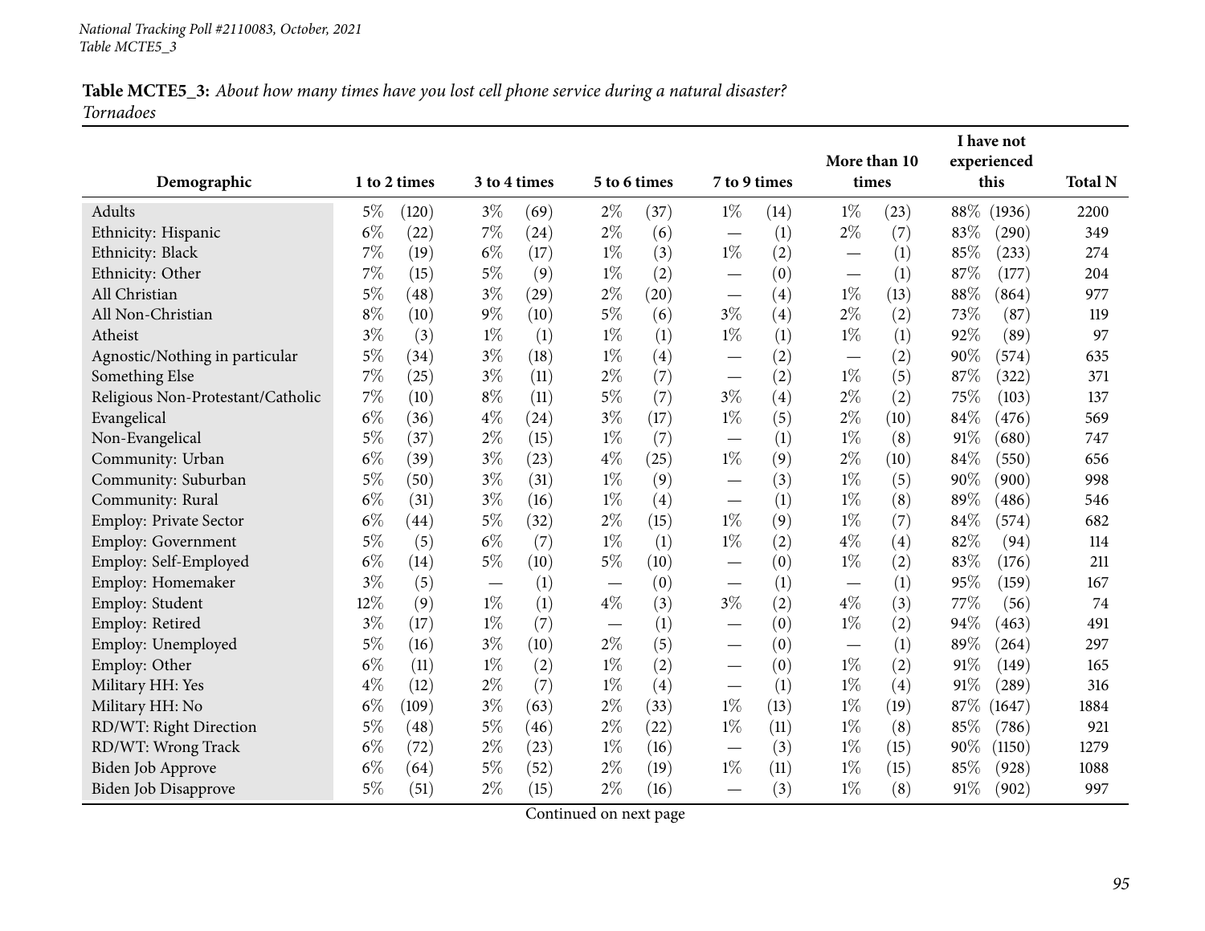**Table MCTE5_3:** *About how many times have you lost cell phone service during a natural disaster? Tornadoes*

| Demographic | 1 to 2 times | | 3 to 4 times | | 5 to 6 times | | 7 to 9 times | | More than 10 times | | I have not experienced this | | Total N |
|---|---|---|---|---|---|---|---|---|---|---|---|---|---|
| Adults | 5% | (120) | 3% | (69) | 2% | (37) | 1% | (14) | 1% | (23) | 88% | (1936) | 2200 |
| Ethnicity: Hispanic | 6% | (22) | 7% | (24) | 2% | (6) | — | (1) | 2% | (7) | 83% | (290) | 349 |
| Ethnicity: Black | 7% | (19) | 6% | (17) | 1% | (3) | 1% | (2) | — | (1) | 85% | (233) | 274 |
| Ethnicity: Other | 7% | (15) | 5% | (9) | 1% | (2) | — | (0) | — | (1) | 87% | (177) | 204 |
| All Christian | 5% | (48) | 3% | (29) | 2% | (20) | — | (4) | 1% | (13) | 88% | (864) | 977 |
| All Non-Christian | 8% | (10) | 9% | (10) | 5% | (6) | 3% | (4) | 2% | (2) | 73% | (87) | 119 |
| Atheist | 3% | (3) | 1% | (1) | 1% | (1) | 1% | (1) | 1% | (1) | 92% | (89) | 97 |
| Agnostic/Nothing in particular | 5% | (34) | 3% | (18) | 1% | (4) | — | (2) | — | (2) | 90% | (574) | 635 |
| Something Else | 7% | (25) | 3% | (11) | 2% | (7) | — | (2) | 1% | (5) | 87% | (322) | 371 |
| Religious Non-Protestant/Catholic | 7% | (10) | 8% | (11) | 5% | (7) | 3% | (4) | 2% | (2) | 75% | (103) | 137 |
| Evangelical | 6% | (36) | 4% | (24) | 3% | (17) | 1% | (5) | 2% | (10) | 84% | (476) | 569 |
| Non-Evangelical | 5% | (37) | 2% | (15) | 1% | (7) | — | (1) | 1% | (8) | 91% | (680) | 747 |
| Community: Urban | 6% | (39) | 3% | (23) | 4% | (25) | 1% | (9) | 2% | (10) | 84% | (550) | 656 |
| Community: Suburban | 5% | (50) | 3% | (31) | 1% | (9) | — | (3) | 1% | (5) | 90% | (900) | 998 |
| Community: Rural | 6% | (31) | 3% | (16) | 1% | (4) | — | (1) | 1% | (8) | 89% | (486) | 546 |
| Employ: Private Sector | 6% | (44) | 5% | (32) | 2% | (15) | 1% | (9) | 1% | (7) | 84% | (574) | 682 |
| Employ: Government | 5% | (5) | 6% | (7) | 1% | (1) | 1% | (2) | 4% | (4) | 82% | (94) | 114 |
| Employ: Self-Employed | 6% | (14) | 5% | (10) | 5% | (10) | — | (0) | 1% | (2) | 83% | (176) | 211 |
| Employ: Homemaker | 3% | (5) | — | (1) | — | (0) | — | (1) | — | (1) | 95% | (159) | 167 |
| Employ: Student | 12% | (9) | 1% | (1) | 4% | (3) | 3% | (2) | 4% | (3) | 77% | (56) | 74 |
| Employ: Retired | 3% | (17) | 1% | (7) | — | (1) | — | (0) | 1% | (2) | 94% | (463) | 491 |
| Employ: Unemployed | 5% | (16) | 3% | (10) | 2% | (5) | — | (0) | — | (1) | 89% | (264) | 297 |
| Employ: Other | 6% | (11) | 1% | (2) | 1% | (2) | — | (0) | 1% | (2) | 91% | (149) | 165 |
| Military HH: Yes | 4% | (12) | 2% | (7) | 1% | (4) | — | (1) | 1% | (4) | 91% | (289) | 316 |
| Military HH: No | 6% | (109) | 3% | (63) | 2% | (33) | 1% | (13) | 1% | (19) | 87% | (1647) | 1884 |
| RD/WT: Right Direction | 5% | (48) | 5% | (46) | 2% | (22) | 1% | (11) | 1% | (8) | 85% | (786) | 921 |
| RD/WT: Wrong Track | 6% | (72) | 2% | (23) | 1% | (16) | — | (3) | 1% | (15) | 90% | (1150) | 1279 |
| Biden Job Approve | 6% | (64) | 5% | (52) | 2% | (19) | 1% | (11) | 1% | (15) | 85% | (928) | 1088 |
| Biden Job Disapprove | 5% | (51) | 2% | (15) | 2% | (16) | — | (3) | 1% | (8) | 91% | (902) | 997 |

Continued on next page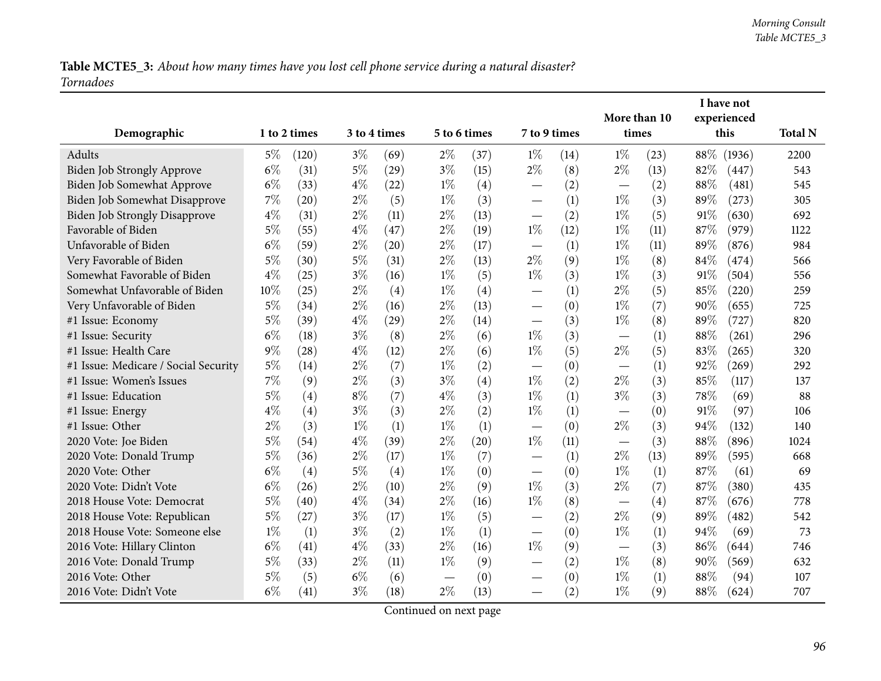**Table MCTE5_3:** *About how many times have you lost cell phone service during a natural disaster? Tornadoes*

| Demographic | 1 to 2 times | | 3 to 4 times | | 5 to 6 times | | 7 to 9 times | | More than 10 times | | I have not experienced this | | Total N |
|---|---|---|---|---|---|---|---|---|---|---|---|---|---|
| Adults | 5% | (120) | 3% | (69) | 2% | (37) | 1% | (14) | 1% | (23) | 88% | (1936) | 2200 |
| Biden Job Strongly Approve | 6% | (31) | 5% | (29) | 3% | (15) | 2% | (8) | 2% | (13) | 82% | (447) | 543 |
| Biden Job Somewhat Approve | 6% | (33) | 4% | (22) | 1% | (4) | — | (2) | — | (2) | 88% | (481) | 545 |
| Biden Job Somewhat Disapprove | 7% | (20) | 2% | (5) | 1% | (3) | — | (1) | 1% | (3) | 89% | (273) | 305 |
| Biden Job Strongly Disapprove | 4% | (31) | 2% | (11) | 2% | (13) | — | (2) | 1% | (5) | 91% | (630) | 692 |
| Favorable of Biden | 5% | (55) | 4% | (47) | 2% | (19) | 1% | (12) | 1% | (11) | 87% | (979) | 1122 |
| Unfavorable of Biden | 6% | (59) | 2% | (20) | 2% | (17) | — | (1) | 1% | (11) | 89% | (876) | 984 |
| Very Favorable of Biden | 5% | (30) | 5% | (31) | 2% | (13) | 2% | (9) | 1% | (8) | 84% | (474) | 566 |
| Somewhat Favorable of Biden | 4% | (25) | 3% | (16) | 1% | (5) | 1% | (3) | 1% | (3) | 91% | (504) | 556 |
| Somewhat Unfavorable of Biden | 10% | (25) | 2% | (4) | 1% | (4) | — | (1) | 2% | (5) | 85% | (220) | 259 |
| Very Unfavorable of Biden | 5% | (34) | 2% | (16) | 2% | (13) | — | (0) | 1% | (7) | 90% | (655) | 725 |
| #1 Issue: Economy | 5% | (39) | 4% | (29) | 2% | (14) | — | (3) | 1% | (8) | 89% | (727) | 820 |
| #1 Issue: Security | 6% | (18) | 3% | (8) | 2% | (6) | 1% | (3) | — | (1) | 88% | (261) | 296 |
| #1 Issue: Health Care | 9% | (28) | 4% | (12) | 2% | (6) | 1% | (5) | 2% | (5) | 83% | (265) | 320 |
| #1 Issue: Medicare / Social Security | 5% | (14) | 2% | (7) | 1% | (2) | — | (0) | — | (1) | 92% | (269) | 292 |
| #1 Issue: Women's Issues | 7% | (9) | 2% | (3) | 3% | (4) | 1% | (2) | 2% | (3) | 85% | (117) | 137 |
| #1 Issue: Education | 5% | (4) | 8% | (7) | 4% | (3) | 1% | (1) | 3% | (3) | 78% | (69) | 88 |
| #1 Issue: Energy | 4% | (4) | 3% | (3) | 2% | (2) | 1% | (1) | — | (0) | 91% | (97) | 106 |
| #1 Issue: Other | 2% | (3) | 1% | (1) | 1% | (1) | — | (0) | 2% | (3) | 94% | (132) | 140 |
| 2020 Vote: Joe Biden | 5% | (54) | 4% | (39) | 2% | (20) | 1% | (11) | — | (3) | 88% | (896) | 1024 |
| 2020 Vote: Donald Trump | 5% | (36) | 2% | (17) | 1% | (7) | — | (1) | 2% | (13) | 89% | (595) | 668 |
| 2020 Vote: Other | 6% | (4) | 5% | (4) | 1% | (0) | — | (0) | 1% | (1) | 87% | (61) | 69 |
| 2020 Vote: Didn't Vote | 6% | (26) | 2% | (10) | 2% | (9) | 1% | (3) | 2% | (7) | 87% | (380) | 435 |
| 2018 House Vote: Democrat | 5% | (40) | 4% | (34) | 2% | (16) | 1% | (8) | — | (4) | 87% | (676) | 778 |
| 2018 House Vote: Republican | 5% | (27) | 3% | (17) | 1% | (5) | — | (2) | 2% | (9) | 89% | (482) | 542 |
| 2018 House Vote: Someone else | 1% | (1) | 3% | (2) | 1% | (1) | — | (0) | 1% | (1) | 94% | (69) | 73 |
| 2016 Vote: Hillary Clinton | 6% | (41) | 4% | (33) | 2% | (16) | 1% | (9) | — | (3) | 86% | (644) | 746 |
| 2016 Vote: Donald Trump | 5% | (33) | 2% | (11) | 1% | (9) | — | (2) | 1% | (8) | 90% | (569) | 632 |
| 2016 Vote: Other | 5% | (5) | 6% | (6) | — | (0) | — | (0) | 1% | (1) | 88% | (94) | 107 |
| 2016 Vote: Didn't Vote | 6% | (41) | 3% | (18) | 2% | (13) | — | (2) | 1% | (9) | 88% | (624) | 707 |

Continued on next page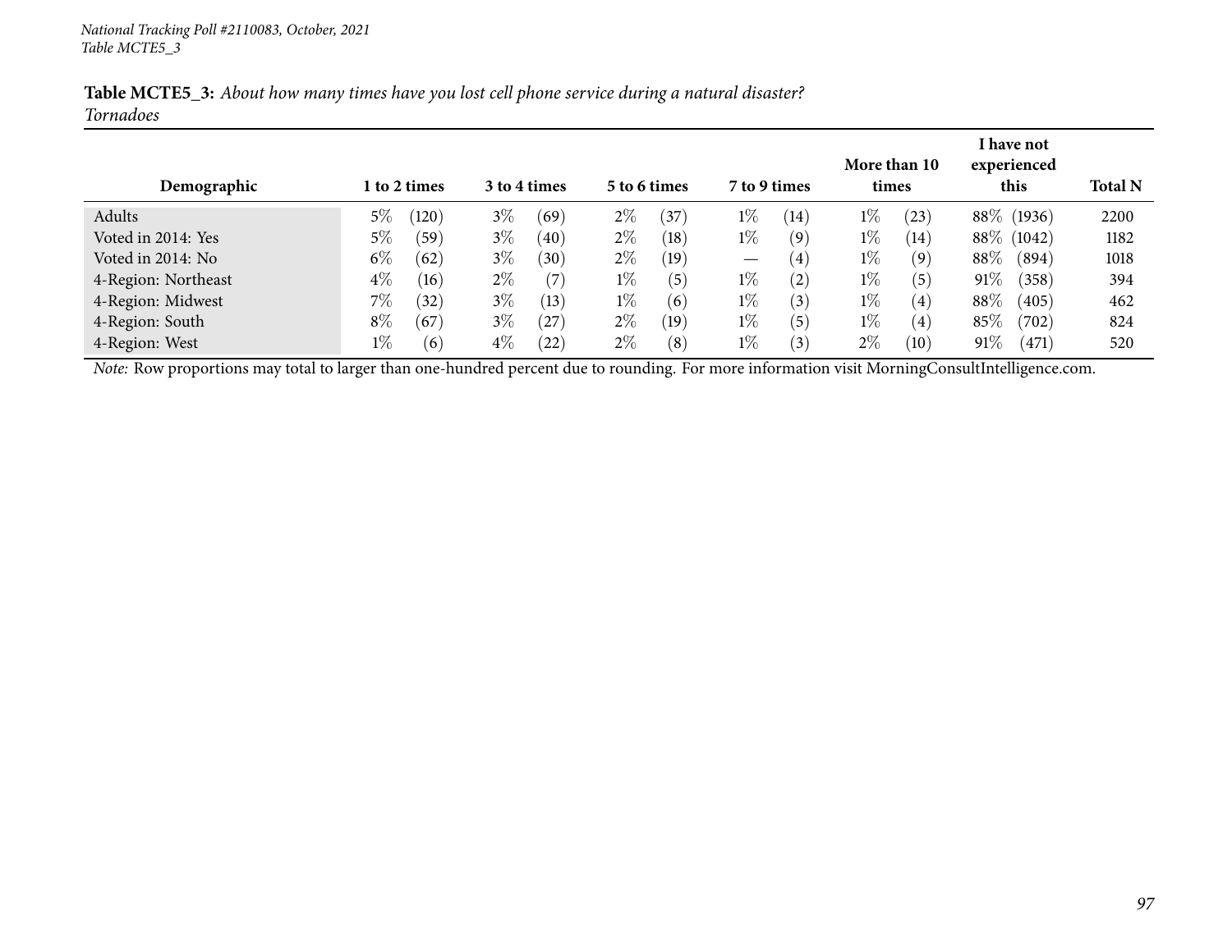*National Tracking Poll #2110083, October, 2021*
*Table MCTE5_3*

**Table MCTE5_3:** *About how many times have you lost cell phone service during a natural disaster?*
*Tornadoes*

| Demographic | 1 to 2 times | 3 to 4 times | 5 to 6 times | 7 to 9 times | More than 10 times | I have not experienced this | Total N |
|---|---|---|---|---|---|---|---|
| Adults | 5% (120) | 3% (69) | 2% (37) | 1% (14) | 1% (23) | 88% (1936) | 2200 |
| Voted in 2014: Yes | 5% (59) | 3% (40) | 2% (18) | 1% (9) | 1% (14) | 88% (1042) | 1182 |
| Voted in 2014: No | 6% (62) | 3% (30) | 2% (19) | — (4) | 1% (9) | 88% (894) | 1018 |
| 4-Region: Northeast | 4% (16) | 2% (7) | 1% (5) | 1% (2) | 1% (5) | 91% (358) | 394 |
| 4-Region: Midwest | 7% (32) | 3% (13) | 1% (6) | 1% (3) | 1% (4) | 88% (405) | 462 |
| 4-Region: South | 8% (67) | 3% (27) | 2% (19) | 1% (5) | 1% (4) | 85% (702) | 824 |
| 4-Region: West | 1% (6) | 4% (22) | 2% (8) | 1% (3) | 2% (10) | 91% (471) | 520 |

*Note:* Row proportions may total to larger than one-hundred percent due to rounding. For more information visit MorningConsultIntelligence.com.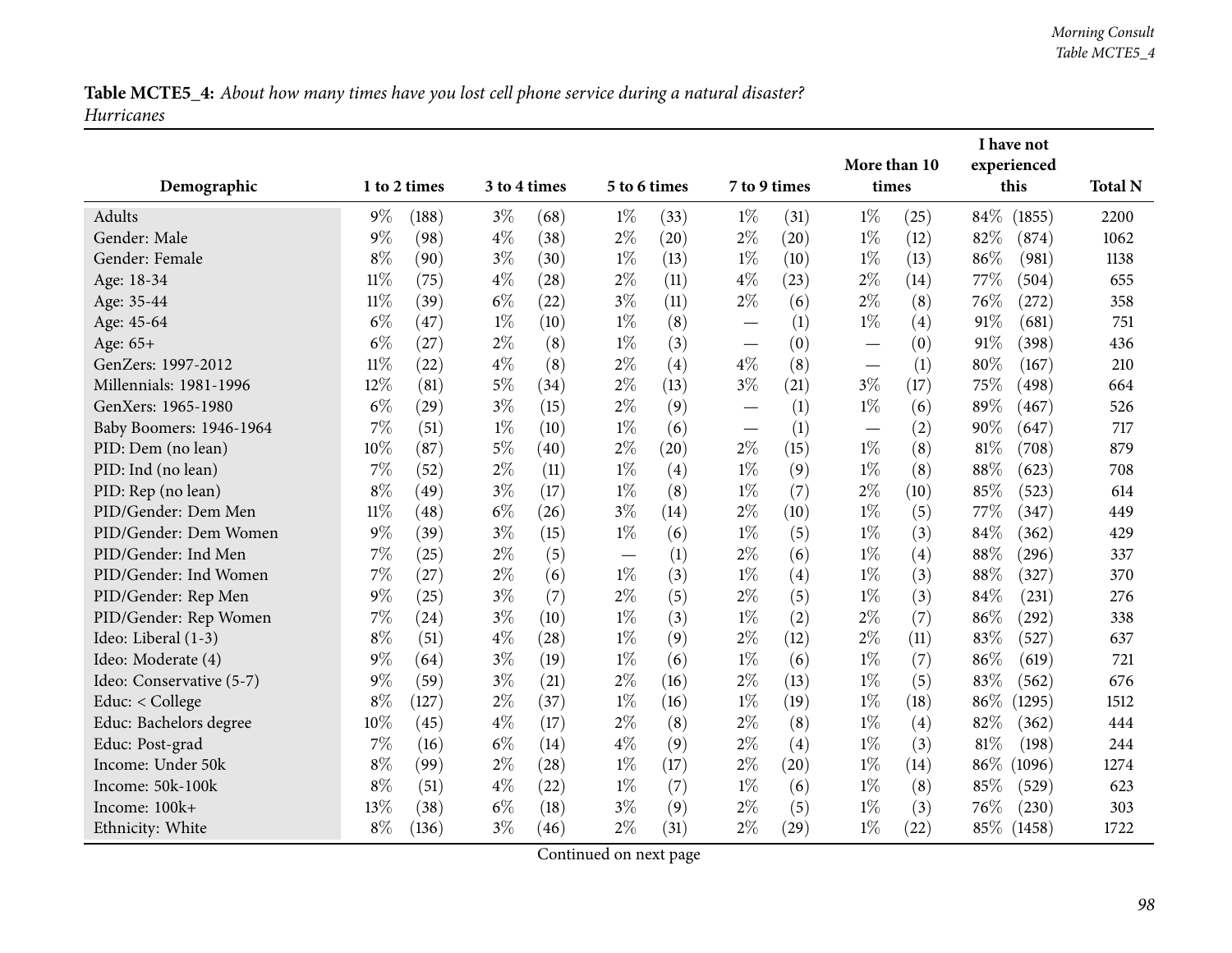**Table MCTE5_4:** *About how many times have you lost cell phone service during a natural disaster? Hurricanes*

| Demographic | 1 to 2 times | | 3 to 4 times | | 5 to 6 times | | 7 to 9 times | | More than 10 times | | I have not experienced this | | Total N |
|---|---|---|---|---|---|---|---|---|---|---|---|---|---|
| Adults | 9% | (188) | 3% | (68) | 1% | (33) | 1% | (31) | 1% | (25) | 84% | (1855) | 2200 |
| Gender: Male | 9% | (98) | 4% | (38) | 2% | (20) | 2% | (20) | 1% | (12) | 82% | (874) | 1062 |
| Gender: Female | 8% | (90) | 3% | (30) | 1% | (13) | 1% | (10) | 1% | (13) | 86% | (981) | 1138 |
| Age: 18-34 | 11% | (75) | 4% | (28) | 2% | (11) | 4% | (23) | 2% | (14) | 77% | (504) | 655 |
| Age: 35-44 | 11% | (39) | 6% | (22) | 3% | (11) | 2% | (6) | 2% | (8) | 76% | (272) | 358 |
| Age: 45-64 | 6% | (47) | 1% | (10) | 1% | (8) | — | (1) | 1% | (4) | 91% | (681) | 751 |
| Age: 65+ | 6% | (27) | 2% | (8) | 1% | (3) | — | (0) | — | (0) | 91% | (398) | 436 |
| GenZers: 1997-2012 | 11% | (22) | 4% | (8) | 2% | (4) | 4% | (8) | — | (1) | 80% | (167) | 210 |
| Millennials: 1981-1996 | 12% | (81) | 5% | (34) | 2% | (13) | 3% | (21) | 3% | (17) | 75% | (498) | 664 |
| GenXers: 1965-1980 | 6% | (29) | 3% | (15) | 2% | (9) | — | (1) | 1% | (6) | 89% | (467) | 526 |
| Baby Boomers: 1946-1964 | 7% | (51) | 1% | (10) | 1% | (6) | — | (1) | — | (2) | 90% | (647) | 717 |
| PID: Dem (no lean) | 10% | (87) | 5% | (40) | 2% | (20) | 2% | (15) | 1% | (8) | 81% | (708) | 879 |
| PID: Ind (no lean) | 7% | (52) | 2% | (11) | 1% | (4) | 1% | (9) | 1% | (8) | 88% | (623) | 708 |
| PID: Rep (no lean) | 8% | (49) | 3% | (17) | 1% | (8) | 1% | (7) | 2% | (10) | 85% | (523) | 614 |
| PID/Gender: Dem Men | 11% | (48) | 6% | (26) | 3% | (14) | 2% | (10) | 1% | (5) | 77% | (347) | 449 |
| PID/Gender: Dem Women | 9% | (39) | 3% | (15) | 1% | (6) | 1% | (5) | 1% | (3) | 84% | (362) | 429 |
| PID/Gender: Ind Men | 7% | (25) | 2% | (5) | — | (1) | 2% | (6) | 1% | (4) | 88% | (296) | 337 |
| PID/Gender: Ind Women | 7% | (27) | 2% | (6) | 1% | (3) | 1% | (4) | 1% | (3) | 88% | (327) | 370 |
| PID/Gender: Rep Men | 9% | (25) | 3% | (7) | 2% | (5) | 2% | (5) | 1% | (3) | 84% | (231) | 276 |
| PID/Gender: Rep Women | 7% | (24) | 3% | (10) | 1% | (3) | 1% | (2) | 2% | (7) | 86% | (292) | 338 |
| Ideo: Liberal (1-3) | 8% | (51) | 4% | (28) | 1% | (9) | 2% | (12) | 2% | (11) | 83% | (527) | 637 |
| Ideo: Moderate (4) | 9% | (64) | 3% | (19) | 1% | (6) | 1% | (6) | 1% | (7) | 86% | (619) | 721 |
| Ideo: Conservative (5-7) | 9% | (59) | 3% | (21) | 2% | (16) | 2% | (13) | 1% | (5) | 83% | (562) | 676 |
| Educ: < College | 8% | (127) | 2% | (37) | 1% | (16) | 1% | (19) | 1% | (18) | 86% | (1295) | 1512 |
| Educ: Bachelors degree | 10% | (45) | 4% | (17) | 2% | (8) | 2% | (8) | 1% | (4) | 82% | (362) | 444 |
| Educ: Post-grad | 7% | (16) | 6% | (14) | 4% | (9) | 2% | (4) | 1% | (3) | 81% | (198) | 244 |
| Income: Under 50k | 8% | (99) | 2% | (28) | 1% | (17) | 2% | (20) | 1% | (14) | 86% | (1096) | 1274 |
| Income: 50k-100k | 8% | (51) | 4% | (22) | 1% | (7) | 1% | (6) | 1% | (8) | 85% | (529) | 623 |
| Income: 100k+ | 13% | (38) | 6% | (18) | 3% | (9) | 2% | (5) | 1% | (3) | 76% | (230) | 303 |
| Ethnicity: White | 8% | (136) | 3% | (46) | 2% | (31) | 2% | (29) | 1% | (22) | 85% | (1458) | 1722 |

Continued on next page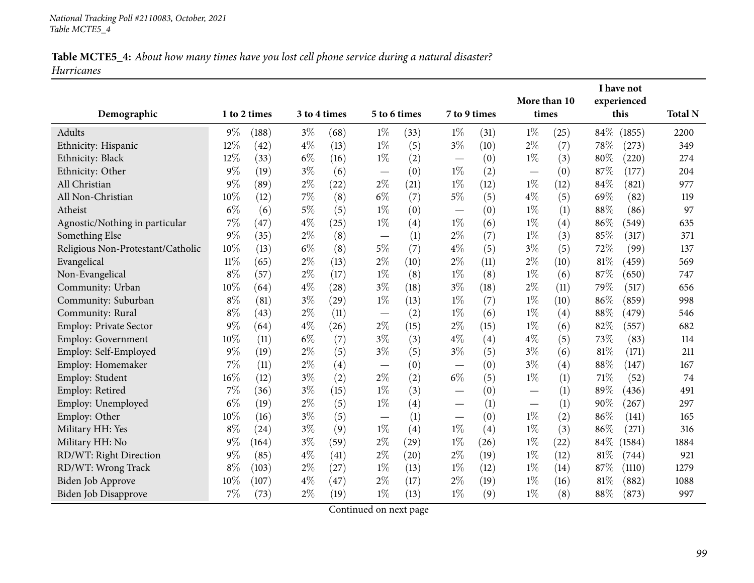National Tracking Poll #2110083, October, 2021
Table MCTE5_4

**Table MCTE5_4:** *About how many times have you lost cell phone service during a natural disaster? Hurricanes*

| Demographic | 1 to 2 times | | 3 to 4 times | | 5 to 6 times | | 7 to 9 times | | More than 10 times | | I have not experienced this | | Total N |
|---|---|---|---|---|---|---|---|---|---|---|---|---|---|
| Adults | 9% | (188) | 3% | (68) | 1% | (33) | 1% | (31) | 1% | (25) | 84% | (1855) | 2200 |
| Ethnicity: Hispanic | 12% | (42) | 4% | (13) | 1% | (5) | 3% | (10) | 2% | (7) | 78% | (273) | 349 |
| Ethnicity: Black | 12% | (33) | 6% | (16) | 1% | (2) | — | (0) | 1% | (3) | 80% | (220) | 274 |
| Ethnicity: Other | 9% | (19) | 3% | (6) | — | (0) | 1% | (2) | — | (0) | 87% | (177) | 204 |
| All Christian | 9% | (89) | 2% | (22) | 2% | (21) | 1% | (12) | 1% | (12) | 84% | (821) | 977 |
| All Non-Christian | 10% | (12) | 7% | (8) | 6% | (7) | 5% | (5) | 4% | (5) | 69% | (82) | 119 |
| Atheist | 6% | (6) | 5% | (5) | 1% | (0) | — | (0) | 1% | (1) | 88% | (86) | 97 |
| Agnostic/Nothing in particular | 7% | (47) | 4% | (25) | 1% | (4) | 1% | (6) | 1% | (4) | 86% | (549) | 635 |
| Something Else | 9% | (35) | 2% | (8) | — | (1) | 2% | (7) | 1% | (3) | 85% | (317) | 371 |
| Religious Non-Protestant/Catholic | 10% | (13) | 6% | (8) | 5% | (7) | 4% | (5) | 3% | (5) | 72% | (99) | 137 |
| Evangelical | 11% | (65) | 2% | (13) | 2% | (10) | 2% | (11) | 2% | (10) | 81% | (459) | 569 |
| Non-Evangelical | 8% | (57) | 2% | (17) | 1% | (8) | 1% | (8) | 1% | (6) | 87% | (650) | 747 |
| Community: Urban | 10% | (64) | 4% | (28) | 3% | (18) | 3% | (18) | 2% | (11) | 79% | (517) | 656 |
| Community: Suburban | 8% | (81) | 3% | (29) | 1% | (13) | 1% | (7) | 1% | (10) | 86% | (859) | 998 |
| Community: Rural | 8% | (43) | 2% | (11) | — | (2) | 1% | (6) | 1% | (4) | 88% | (479) | 546 |
| Employ: Private Sector | 9% | (64) | 4% | (26) | 2% | (15) | 2% | (15) | 1% | (6) | 82% | (557) | 682 |
| Employ: Government | 10% | (11) | 6% | (7) | 3% | (3) | 4% | (4) | 4% | (5) | 73% | (83) | 114 |
| Employ: Self-Employed | 9% | (19) | 2% | (5) | 3% | (5) | 3% | (5) | 3% | (6) | 81% | (171) | 211 |
| Employ: Homemaker | 7% | (11) | 2% | (4) | — | (0) | — | (0) | 3% | (4) | 88% | (147) | 167 |
| Employ: Student | 16% | (12) | 3% | (2) | 2% | (2) | 6% | (5) | 1% | (1) | 71% | (52) | 74 |
| Employ: Retired | 7% | (36) | 3% | (15) | 1% | (3) | — | (0) | — | (1) | 89% | (436) | 491 |
| Employ: Unemployed | 6% | (19) | 2% | (5) | 1% | (4) | — | (1) | — | (1) | 90% | (267) | 297 |
| Employ: Other | 10% | (16) | 3% | (5) | — | (1) | — | (0) | 1% | (2) | 86% | (141) | 165 |
| Military HH: Yes | 8% | (24) | 3% | (9) | 1% | (4) | 1% | (4) | 1% | (3) | 86% | (271) | 316 |
| Military HH: No | 9% | (164) | 3% | (59) | 2% | (29) | 1% | (26) | 1% | (22) | 84% | (1584) | 1884 |
| RD/WT: Right Direction | 9% | (85) | 4% | (41) | 2% | (20) | 2% | (19) | 1% | (12) | 81% | (744) | 921 |
| RD/WT: Wrong Track | 8% | (103) | 2% | (27) | 1% | (13) | 1% | (12) | 1% | (14) | 87% | (1110) | 1279 |
| Biden Job Approve | 10% | (107) | 4% | (47) | 2% | (17) | 2% | (19) | 1% | (16) | 81% | (882) | 1088 |
| Biden Job Disapprove | 7% | (73) | 2% | (19) | 1% | (13) | 1% | (9) | 1% | (8) | 88% | (873) | 997 |

Continued on next page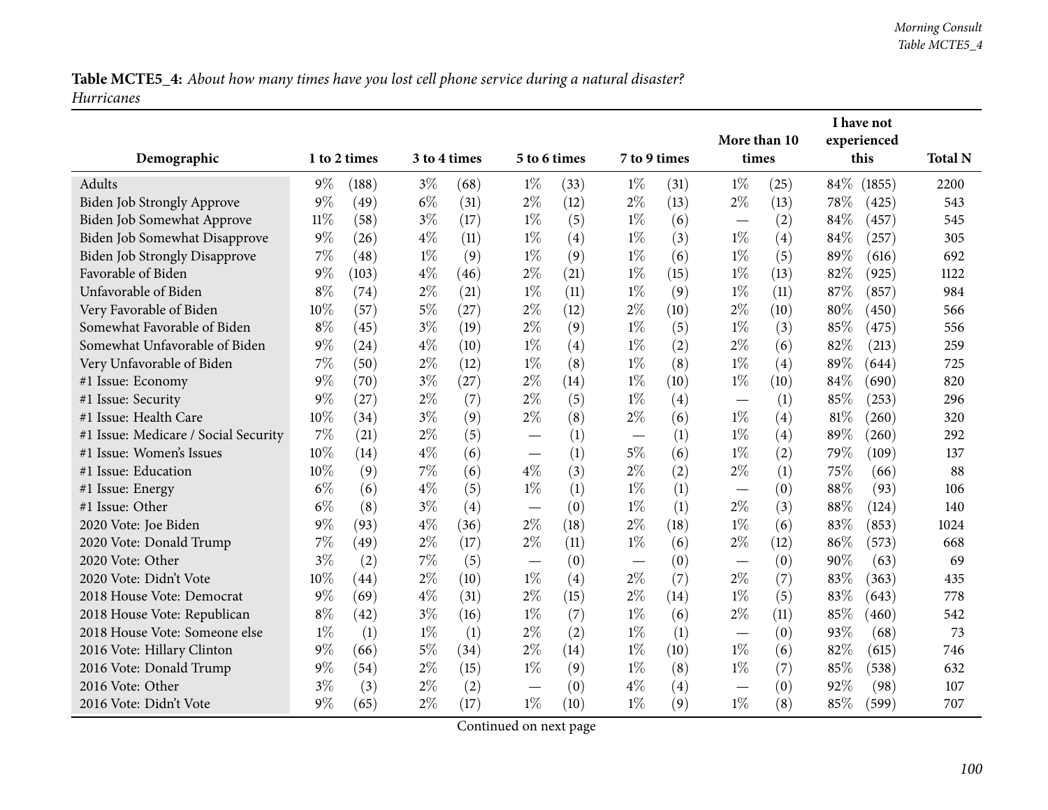**Table MCTE5_4:** *About how many times have you lost cell phone service during a natural disaster? Hurricanes*

| Demographic | 1 to 2 times | | 3 to 4 times | | 5 to 6 times | | 7 to 9 times | | More than 10 times | | I have not experienced this | | Total N |
|---|---|---|---|---|---|---|---|---|---|---|---|---|---|
| Adults | 9% | (188) | 3% | (68) | 1% | (33) | 1% | (31) | 1% | (25) | 84% | (1855) | 2200 |
| Biden Job Strongly Approve | 9% | (49) | 6% | (31) | 2% | (12) | 2% | (13) | 2% | (13) | 78% | (425) | 543 |
| Biden Job Somewhat Approve | 11% | (58) | 3% | (17) | 1% | (5) | 1% | (6) | — | (2) | 84% | (457) | 545 |
| Biden Job Somewhat Disapprove | 9% | (26) | 4% | (11) | 1% | (4) | 1% | (3) | 1% | (4) | 84% | (257) | 305 |
| Biden Job Strongly Disapprove | 7% | (48) | 1% | (9) | 1% | (9) | 1% | (6) | 1% | (5) | 89% | (616) | 692 |
| Favorable of Biden | 9% | (103) | 4% | (46) | 2% | (21) | 1% | (15) | 1% | (13) | 82% | (925) | 1122 |
| Unfavorable of Biden | 8% | (74) | 2% | (21) | 1% | (11) | 1% | (9) | 1% | (11) | 87% | (857) | 984 |
| Very Favorable of Biden | 10% | (57) | 5% | (27) | 2% | (12) | 2% | (10) | 2% | (10) | 80% | (450) | 566 |
| Somewhat Favorable of Biden | 8% | (45) | 3% | (19) | 2% | (9) | 1% | (5) | 1% | (3) | 85% | (475) | 556 |
| Somewhat Unfavorable of Biden | 9% | (24) | 4% | (10) | 1% | (4) | 1% | (2) | 2% | (6) | 82% | (213) | 259 |
| Very Unfavorable of Biden | 7% | (50) | 2% | (12) | 1% | (8) | 1% | (8) | 1% | (4) | 89% | (644) | 725 |
| #1 Issue: Economy | 9% | (70) | 3% | (27) | 2% | (14) | 1% | (10) | 1% | (10) | 84% | (690) | 820 |
| #1 Issue: Security | 9% | (27) | 2% | (7) | 2% | (5) | 1% | (4) | — | (1) | 85% | (253) | 296 |
| #1 Issue: Health Care | 10% | (34) | 3% | (9) | 2% | (8) | 2% | (6) | 1% | (4) | 81% | (260) | 320 |
| #1 Issue: Medicare / Social Security | 7% | (21) | 2% | (5) | — | (1) | — | (1) | 1% | (4) | 89% | (260) | 292 |
| #1 Issue: Women's Issues | 10% | (14) | 4% | (6) | — | (1) | 5% | (6) | 1% | (2) | 79% | (109) | 137 |
| #1 Issue: Education | 10% | (9) | 7% | (6) | 4% | (3) | 2% | (2) | 2% | (1) | 75% | (66) | 88 |
| #1 Issue: Energy | 6% | (6) | 4% | (5) | 1% | (1) | 1% | (1) | — | (0) | 88% | (93) | 106 |
| #1 Issue: Other | 6% | (8) | 3% | (4) | — | (0) | 1% | (1) | 2% | (3) | 88% | (124) | 140 |
| 2020 Vote: Joe Biden | 9% | (93) | 4% | (36) | 2% | (18) | 2% | (18) | 1% | (6) | 83% | (853) | 1024 |
| 2020 Vote: Donald Trump | 7% | (49) | 2% | (17) | 2% | (11) | 1% | (6) | 2% | (12) | 86% | (573) | 668 |
| 2020 Vote: Other | 3% | (2) | 7% | (5) | — | (0) | — | (0) | — | (0) | 90% | (63) | 69 |
| 2020 Vote: Didn't Vote | 10% | (44) | 2% | (10) | 1% | (4) | 2% | (7) | 2% | (7) | 83% | (363) | 435 |
| 2018 House Vote: Democrat | 9% | (69) | 4% | (31) | 2% | (15) | 2% | (14) | 1% | (5) | 83% | (643) | 778 |
| 2018 House Vote: Republican | 8% | (42) | 3% | (16) | 1% | (7) | 1% | (6) | 2% | (11) | 85% | (460) | 542 |
| 2018 House Vote: Someone else | 1% | (1) | 1% | (1) | 2% | (2) | 1% | (1) | — | (0) | 93% | (68) | 73 |
| 2016 Vote: Hillary Clinton | 9% | (66) | 5% | (34) | 2% | (14) | 1% | (10) | 1% | (6) | 82% | (615) | 746 |
| 2016 Vote: Donald Trump | 9% | (54) | 2% | (15) | 1% | (9) | 1% | (8) | 1% | (7) | 85% | (538) | 632 |
| 2016 Vote: Other | 3% | (3) | 2% | (2) | — | (0) | 4% | (4) | — | (0) | 92% | (98) | 107 |
| 2016 Vote: Didn't Vote | 9% | (65) | 2% | (17) | 1% | (10) | 1% | (9) | 1% | (8) | 85% | (599) | 707 |

Continued on next page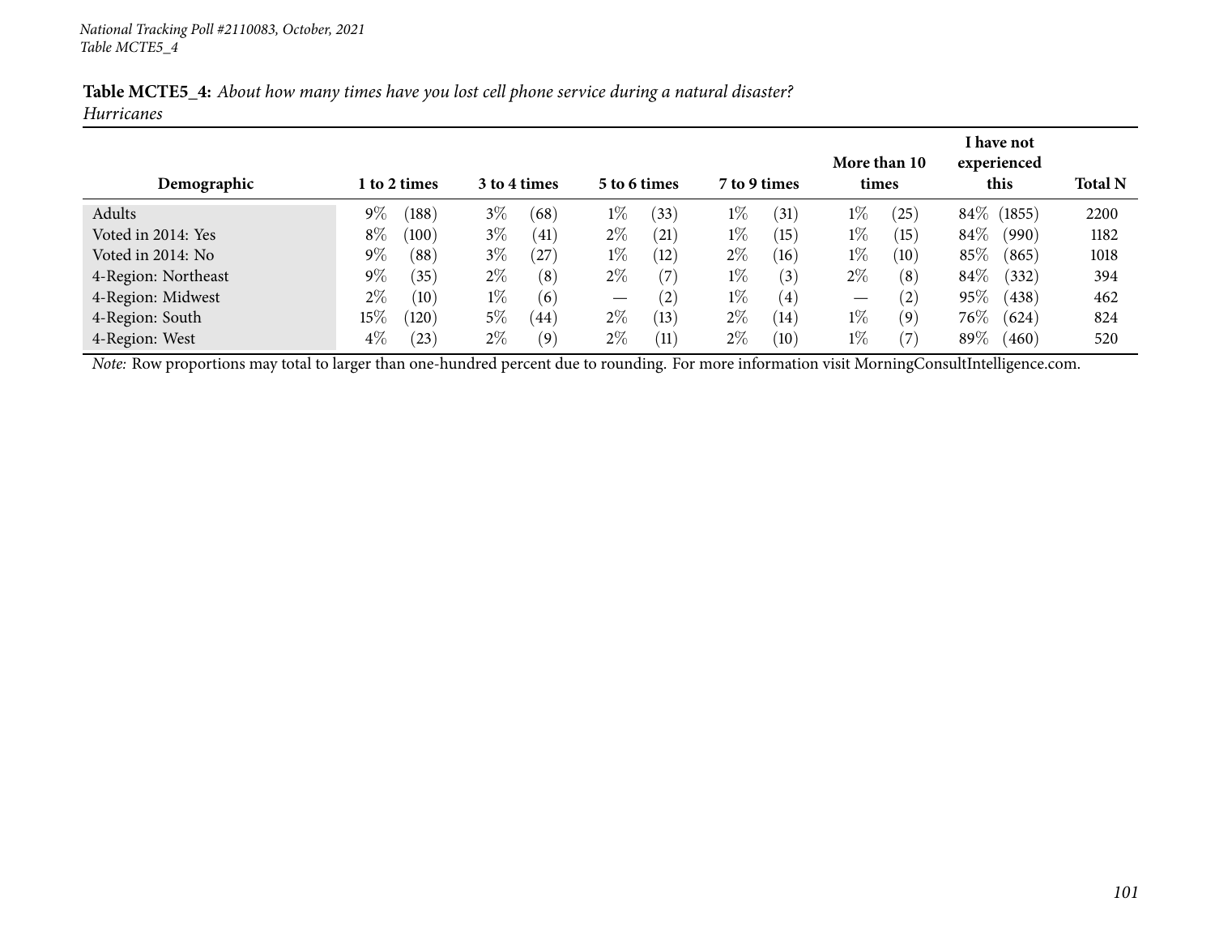*National Tracking Poll #2110083, October, 2021*
*Table MCTE5_4*

**Table MCTE5_4:** *About how many times have you lost cell phone service during a natural disaster?*
*Hurricanes*

| Demographic | 1 to 2 times | | 3 to 4 times | | 5 to 6 times | | 7 to 9 times | | More than 10 times | | I have not experienced this | | Total N |
|---|---|---|---|---|---|---|---|---|---|---|---|---|---|
| Adults | 9% | (188) | 3% | (68) | 1% | (33) | 1% | (31) | 1% | (25) | 84% | (1855) | 2200 |
| Voted in 2014: Yes | 8% | (100) | 3% | (41) | 2% | (21) | 1% | (15) | 1% | (15) | 84% | (990) | 1182 |
| Voted in 2014: No | 9% | (88) | 3% | (27) | 1% | (12) | 2% | (16) | 1% | (10) | 85% | (865) | 1018 |
| 4-Region: Northeast | 9% | (35) | 2% | (8) | 2% | (7) | 1% | (3) | 2% | (8) | 84% | (332) | 394 |
| 4-Region: Midwest | 2% | (10) | 1% | (6) | — | (2) | 1% | (4) | — | (2) | 95% | (438) | 462 |
| 4-Region: South | 15% | (120) | 5% | (44) | 2% | (13) | 2% | (14) | 1% | (9) | 76% | (624) | 824 |
| 4-Region: West | 4% | (23) | 2% | (9) | 2% | (11) | 2% | (10) | 1% | (7) | 89% | (460) | 520 |

*Note:* Row proportions may total to larger than one-hundred percent due to rounding. For more information visit MorningConsultIntelligence.com.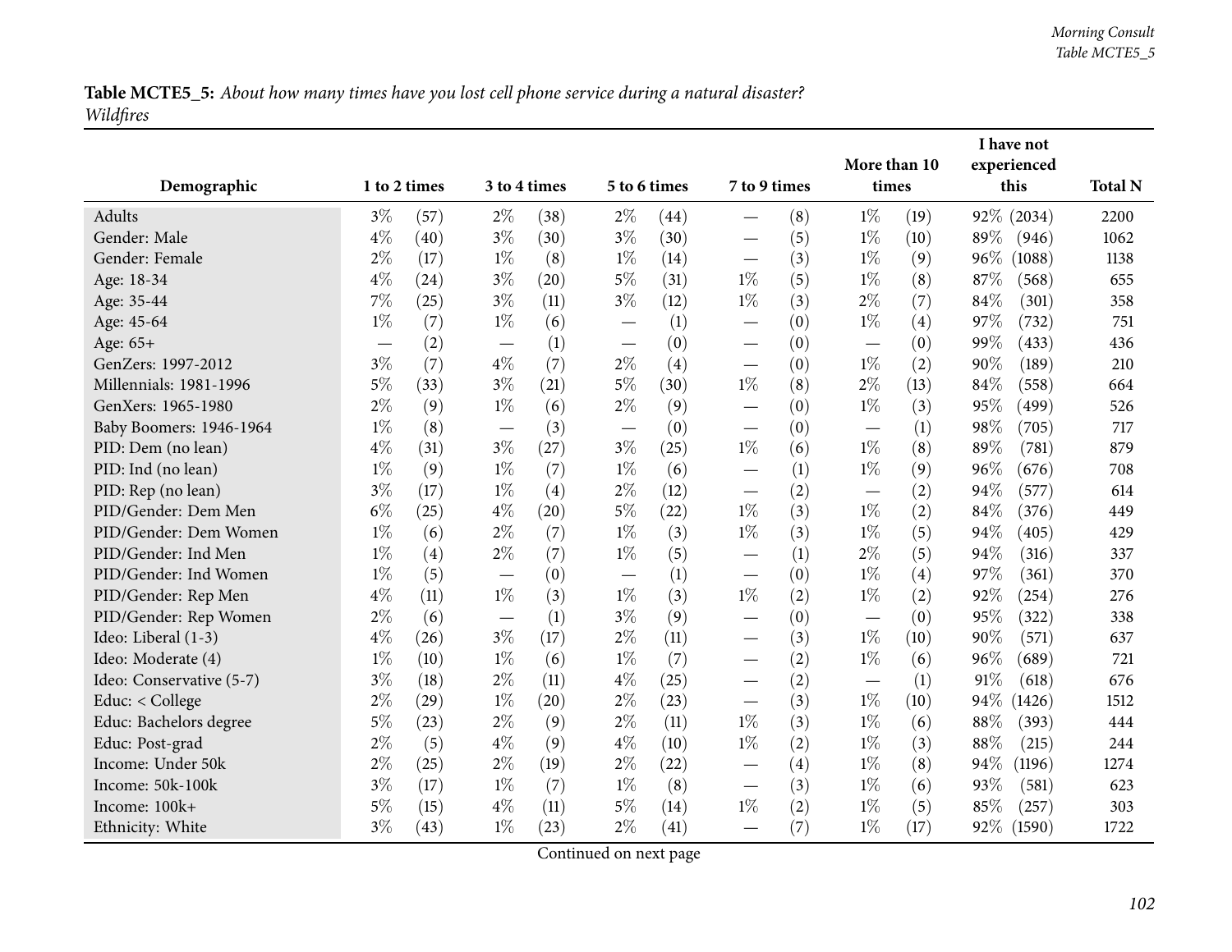**Table MCTE5_5:** *About how many times have you lost cell phone service during a natural disaster? Wildfires*

| Demographic | 1 to 2 times | | 3 to 4 times | | 5 to 6 times | | 7 to 9 times | | More than 10 times | | I have not experienced this | | Total N |
|---|---|---|---|---|---|---|---|---|---|---|---|---|---|
| Adults | 3% | (57) | 2% | (38) | 2% | (44) | — | (8) | 1% | (19) | 92% | (2034) | 2200 |
| Gender: Male | 4% | (40) | 3% | (30) | 3% | (30) | — | (5) | 1% | (10) | 89% | (946) | 1062 |
| Gender: Female | 2% | (17) | 1% | (8) | 1% | (14) | — | (3) | 1% | (9) | 96% | (1088) | 1138 |
| Age: 18-34 | 4% | (24) | 3% | (20) | 5% | (31) | 1% | (5) | 1% | (8) | 87% | (568) | 655 |
| Age: 35-44 | 7% | (25) | 3% | (11) | 3% | (12) | 1% | (3) | 2% | (7) | 84% | (301) | 358 |
| Age: 45-64 | 1% | (7) | 1% | (6) | — | (1) | — | (0) | 1% | (4) | 97% | (732) | 751 |
| Age: 65+ | — | (2) | — | (1) | — | (0) | — | (0) | — | (0) | 99% | (433) | 436 |
| GenZers: 1997-2012 | 3% | (7) | 4% | (7) | 2% | (4) | — | (0) | 1% | (2) | 90% | (189) | 210 |
| Millennials: 1981-1996 | 5% | (33) | 3% | (21) | 5% | (30) | 1% | (8) | 2% | (13) | 84% | (558) | 664 |
| GenXers: 1965-1980 | 2% | (9) | 1% | (6) | 2% | (9) | — | (0) | 1% | (3) | 95% | (499) | 526 |
| Baby Boomers: 1946-1964 | 1% | (8) | — | (3) | — | (0) | — | (0) | — | (1) | 98% | (705) | 717 |
| PID: Dem (no lean) | 4% | (31) | 3% | (27) | 3% | (25) | 1% | (6) | 1% | (8) | 89% | (781) | 879 |
| PID: Ind (no lean) | 1% | (9) | 1% | (7) | 1% | (6) | — | (1) | 1% | (9) | 96% | (676) | 708 |
| PID: Rep (no lean) | 3% | (17) | 1% | (4) | 2% | (12) | — | (2) | — | (2) | 94% | (577) | 614 |
| PID/Gender: Dem Men | 6% | (25) | 4% | (20) | 5% | (22) | 1% | (3) | 1% | (2) | 84% | (376) | 449 |
| PID/Gender: Dem Women | 1% | (6) | 2% | (7) | 1% | (3) | 1% | (3) | 1% | (5) | 94% | (405) | 429 |
| PID/Gender: Ind Men | 1% | (4) | 2% | (7) | 1% | (5) | — | (1) | 2% | (5) | 94% | (316) | 337 |
| PID/Gender: Ind Women | 1% | (5) | — | (0) | — | (1) | — | (0) | 1% | (4) | 97% | (361) | 370 |
| PID/Gender: Rep Men | 4% | (11) | 1% | (3) | 1% | (3) | 1% | (2) | 1% | (2) | 92% | (254) | 276 |
| PID/Gender: Rep Women | 2% | (6) | — | (1) | 3% | (9) | — | (0) | — | (0) | 95% | (322) | 338 |
| Ideo: Liberal (1-3) | 4% | (26) | 3% | (17) | 2% | (11) | — | (3) | 1% | (10) | 90% | (571) | 637 |
| Ideo: Moderate (4) | 1% | (10) | 1% | (6) | 1% | (7) | — | (2) | 1% | (6) | 96% | (689) | 721 |
| Ideo: Conservative (5-7) | 3% | (18) | 2% | (11) | 4% | (25) | — | (2) | — | (1) | 91% | (618) | 676 |
| Educ: < College | 2% | (29) | 1% | (20) | 2% | (23) | — | (3) | 1% | (10) | 94% | (1426) | 1512 |
| Educ: Bachelors degree | 5% | (23) | 2% | (9) | 2% | (11) | 1% | (3) | 1% | (6) | 88% | (393) | 444 |
| Educ: Post-grad | 2% | (5) | 4% | (9) | 4% | (10) | 1% | (2) | 1% | (3) | 88% | (215) | 244 |
| Income: Under 50k | 2% | (25) | 2% | (19) | 2% | (22) | — | (4) | 1% | (8) | 94% | (1196) | 1274 |
| Income: 50k-100k | 3% | (17) | 1% | (7) | 1% | (8) | — | (3) | 1% | (6) | 93% | (581) | 623 |
| Income: 100k+ | 5% | (15) | 4% | (11) | 5% | (14) | 1% | (2) | 1% | (5) | 85% | (257) | 303 |
| Ethnicity: White | 3% | (43) | 1% | (23) | 2% | (41) | — | (7) | 1% | (17) | 92% | (1590) | 1722 |

Continued on next page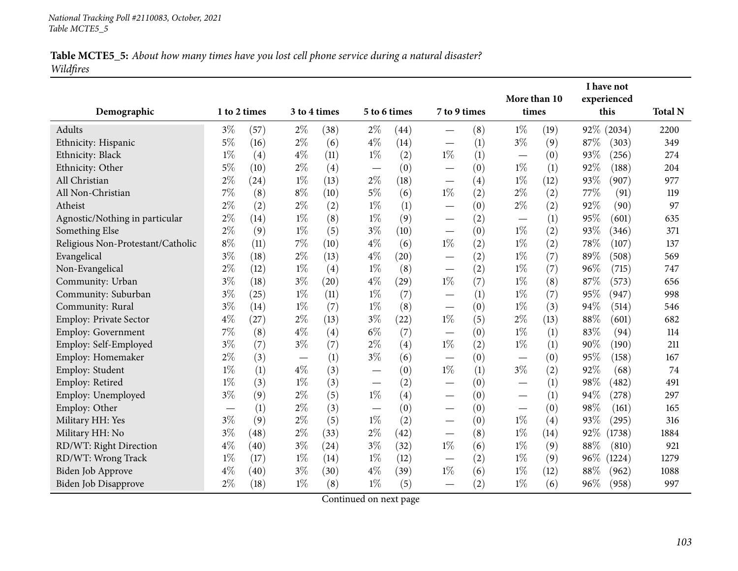*National Tracking Poll #2110083, October, 2021*
*Table MCTE5_5*

**Table MCTE5_5:** *About how many times have you lost cell phone service during a natural disaster? Wildfires*

| Demographic | 1 to 2 times | | 3 to 4 times | | 5 to 6 times | | 7 to 9 times | | More than 10 times | | I have not experienced this | | Total N |
|---|---|---|---|---|---|---|---|---|---|---|---|---|---|
| Adults | 3% | (57) | 2% | (38) | 2% | (44) | — | (8) | 1% | (19) | 92% | (2034) | 2200 |
| Ethnicity: Hispanic | 5% | (16) | 2% | (6) | 4% | (14) | — | (1) | 3% | (9) | 87% | (303) | 349 |
| Ethnicity: Black | 1% | (4) | 4% | (11) | 1% | (2) | 1% | (1) | — | (0) | 93% | (256) | 274 |
| Ethnicity: Other | 5% | (10) | 2% | (4) | — | (0) | — | (0) | 1% | (1) | 92% | (188) | 204 |
| All Christian | 2% | (24) | 1% | (13) | 2% | (18) | — | (4) | 1% | (12) | 93% | (907) | 977 |
| All Non-Christian | 7% | (8) | 8% | (10) | 5% | (6) | 1% | (2) | 2% | (2) | 77% | (91) | 119 |
| Atheist | 2% | (2) | 2% | (2) | 1% | (1) | — | (0) | 2% | (2) | 92% | (90) | 97 |
| Agnostic/Nothing in particular | 2% | (14) | 1% | (8) | 1% | (9) | — | (2) | — | (1) | 95% | (601) | 635 |
| Something Else | 2% | (9) | 1% | (5) | 3% | (10) | — | (0) | 1% | (2) | 93% | (346) | 371 |
| Religious Non-Protestant/Catholic | 8% | (11) | 7% | (10) | 4% | (6) | 1% | (2) | 1% | (2) | 78% | (107) | 137 |
| Evangelical | 3% | (18) | 2% | (13) | 4% | (20) | — | (2) | 1% | (7) | 89% | (508) | 569 |
| Non-Evangelical | 2% | (12) | 1% | (4) | 1% | (8) | — | (2) | 1% | (7) | 96% | (715) | 747 |
| Community: Urban | 3% | (18) | 3% | (20) | 4% | (29) | 1% | (7) | 1% | (8) | 87% | (573) | 656 |
| Community: Suburban | 3% | (25) | 1% | (11) | 1% | (7) | — | (1) | 1% | (7) | 95% | (947) | 998 |
| Community: Rural | 3% | (14) | 1% | (7) | 1% | (8) | — | (0) | 1% | (3) | 94% | (514) | 546 |
| Employ: Private Sector | 4% | (27) | 2% | (13) | 3% | (22) | 1% | (5) | 2% | (13) | 88% | (601) | 682 |
| Employ: Government | 7% | (8) | 4% | (4) | 6% | (7) | — | (0) | 1% | (1) | 83% | (94) | 114 |
| Employ: Self-Employed | 3% | (7) | 3% | (7) | 2% | (4) | 1% | (2) | 1% | (1) | 90% | (190) | 211 |
| Employ: Homemaker | 2% | (3) | — | (1) | 3% | (6) | — | (0) | — | (0) | 95% | (158) | 167 |
| Employ: Student | 1% | (1) | 4% | (3) | — | (0) | 1% | (1) | 3% | (2) | 92% | (68) | 74 |
| Employ: Retired | 1% | (3) | 1% | (3) | — | (2) | — | (0) | — | (1) | 98% | (482) | 491 |
| Employ: Unemployed | 3% | (9) | 2% | (5) | 1% | (4) | — | (0) | — | (1) | 94% | (278) | 297 |
| Employ: Other | — | (1) | 2% | (3) | — | (0) | — | (0) | — | (0) | 98% | (161) | 165 |
| Military HH: Yes | 3% | (9) | 2% | (5) | 1% | (2) | — | (0) | 1% | (4) | 93% | (295) | 316 |
| Military HH: No | 3% | (48) | 2% | (33) | 2% | (42) | — | (8) | 1% | (14) | 92% | (1738) | 1884 |
| RD/WT: Right Direction | 4% | (40) | 3% | (24) | 3% | (32) | 1% | (6) | 1% | (9) | 88% | (810) | 921 |
| RD/WT: Wrong Track | 1% | (17) | 1% | (14) | 1% | (12) | — | (2) | 1% | (9) | 96% | (1224) | 1279 |
| Biden Job Approve | 4% | (40) | 3% | (30) | 4% | (39) | 1% | (6) | 1% | (12) | 88% | (962) | 1088 |
| Biden Job Disapprove | 2% | (18) | 1% | (8) | 1% | (5) | — | (2) | 1% | (6) | 96% | (958) | 997 |

Continued on next page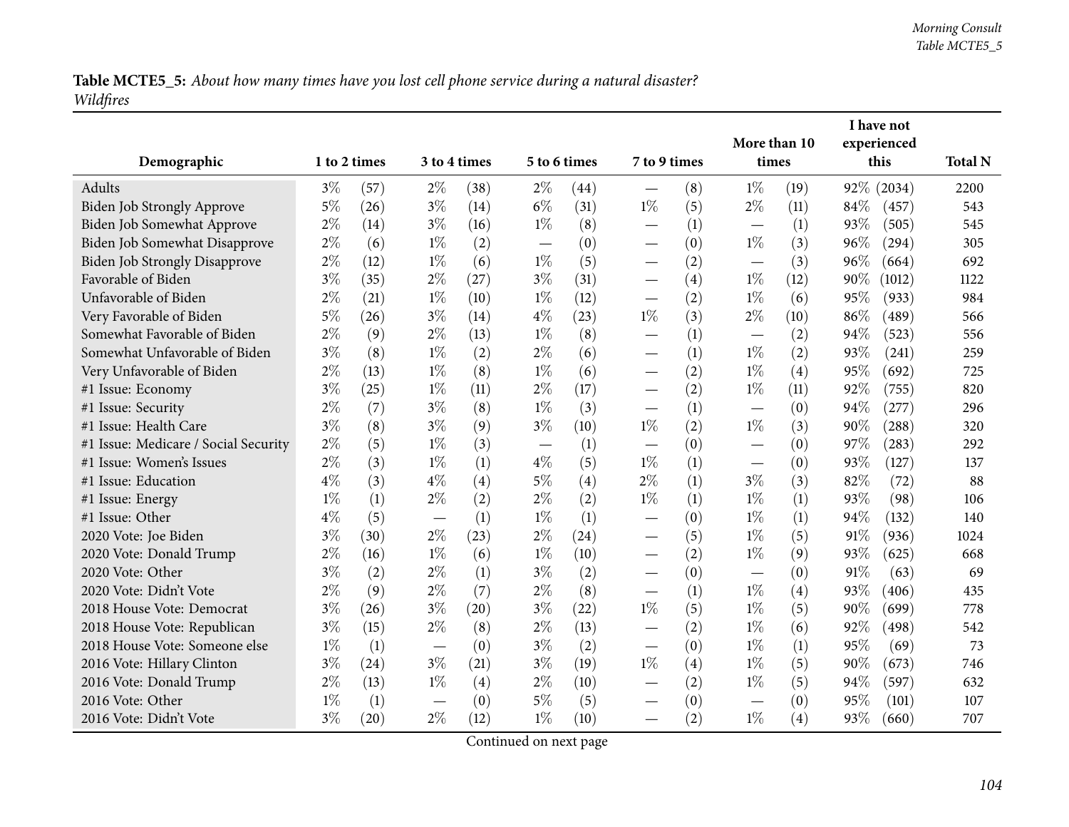**Table MCTE5_5:** *About how many times have you lost cell phone service during a natural disaster? Wildfires*

| Demographic | 1 to 2 times | | 3 to 4 times | | 5 to 6 times | | 7 to 9 times | | More than 10 times | | I have not experienced this | | Total N |
|---|---|---|---|---|---|---|---|---|---|---|---|---|---|
| Adults | 3% | (57) | 2% | (38) | 2% | (44) | — | (8) | 1% | (19) | 92% | (2034) | 2200 |
| Biden Job Strongly Approve | 5% | (26) | 3% | (14) | 6% | (31) | 1% | (5) | 2% | (11) | 84% | (457) | 543 |
| Biden Job Somewhat Approve | 2% | (14) | 3% | (16) | 1% | (8) | — | (1) | — | (1) | 93% | (505) | 545 |
| Biden Job Somewhat Disapprove | 2% | (6) | 1% | (2) | — | (0) | — | (0) | 1% | (3) | 96% | (294) | 305 |
| Biden Job Strongly Disapprove | 2% | (12) | 1% | (6) | 1% | (5) | — | (2) | — | (3) | 96% | (664) | 692 |
| Favorable of Biden | 3% | (35) | 2% | (27) | 3% | (31) | — | (4) | 1% | (12) | 90% | (1012) | 1122 |
| Unfavorable of Biden | 2% | (21) | 1% | (10) | 1% | (12) | — | (2) | 1% | (6) | 95% | (933) | 984 |
| Very Favorable of Biden | 5% | (26) | 3% | (14) | 4% | (23) | 1% | (3) | 2% | (10) | 86% | (489) | 566 |
| Somewhat Favorable of Biden | 2% | (9) | 2% | (13) | 1% | (8) | — | (1) | — | (2) | 94% | (523) | 556 |
| Somewhat Unfavorable of Biden | 3% | (8) | 1% | (2) | 2% | (6) | — | (1) | 1% | (2) | 93% | (241) | 259 |
| Very Unfavorable of Biden | 2% | (13) | 1% | (8) | 1% | (6) | — | (2) | 1% | (4) | 95% | (692) | 725 |
| #1 Issue: Economy | 3% | (25) | 1% | (11) | 2% | (17) | — | (2) | 1% | (11) | 92% | (755) | 820 |
| #1 Issue: Security | 2% | (7) | 3% | (8) | 1% | (3) | — | (1) | — | (0) | 94% | (277) | 296 |
| #1 Issue: Health Care | 3% | (8) | 3% | (9) | 3% | (10) | 1% | (2) | 1% | (3) | 90% | (288) | 320 |
| #1 Issue: Medicare / Social Security | 2% | (5) | 1% | (3) | — | (1) | — | (0) | — | (0) | 97% | (283) | 292 |
| #1 Issue: Women's Issues | 2% | (3) | 1% | (1) | 4% | (5) | 1% | (1) | — | (0) | 93% | (127) | 137 |
| #1 Issue: Education | 4% | (3) | 4% | (4) | 5% | (4) | 2% | (1) | 3% | (3) | 82% | (72) | 88 |
| #1 Issue: Energy | 1% | (1) | 2% | (2) | 2% | (2) | 1% | (1) | 1% | (1) | 93% | (98) | 106 |
| #1 Issue: Other | 4% | (5) | — | (1) | 1% | (1) | — | (0) | 1% | (1) | 94% | (132) | 140 |
| 2020 Vote: Joe Biden | 3% | (30) | 2% | (23) | 2% | (24) | — | (5) | 1% | (5) | 91% | (936) | 1024 |
| 2020 Vote: Donald Trump | 2% | (16) | 1% | (6) | 1% | (10) | — | (2) | 1% | (9) | 93% | (625) | 668 |
| 2020 Vote: Other | 3% | (2) | 2% | (1) | 3% | (2) | — | (0) | — | (0) | 91% | (63) | 69 |
| 2020 Vote: Didn't Vote | 2% | (9) | 2% | (7) | 2% | (8) | — | (1) | 1% | (4) | 93% | (406) | 435 |
| 2018 House Vote: Democrat | 3% | (26) | 3% | (20) | 3% | (22) | 1% | (5) | 1% | (5) | 90% | (699) | 778 |
| 2018 House Vote: Republican | 3% | (15) | 2% | (8) | 2% | (13) | — | (2) | 1% | (6) | 92% | (498) | 542 |
| 2018 House Vote: Someone else | 1% | (1) | — | (0) | 3% | (2) | — | (0) | 1% | (1) | 95% | (69) | 73 |
| 2016 Vote: Hillary Clinton | 3% | (24) | 3% | (21) | 3% | (19) | 1% | (4) | 1% | (5) | 90% | (673) | 746 |
| 2016 Vote: Donald Trump | 2% | (13) | 1% | (4) | 2% | (10) | — | (2) | 1% | (5) | 94% | (597) | 632 |
| 2016 Vote: Other | 1% | (1) | — | (0) | 5% | (5) | — | (0) | — | (0) | 95% | (101) | 107 |
| 2016 Vote: Didn't Vote | 3% | (20) | 2% | (12) | 1% | (10) | — | (2) | 1% | (4) | 93% | (660) | 707 |

Continued on next page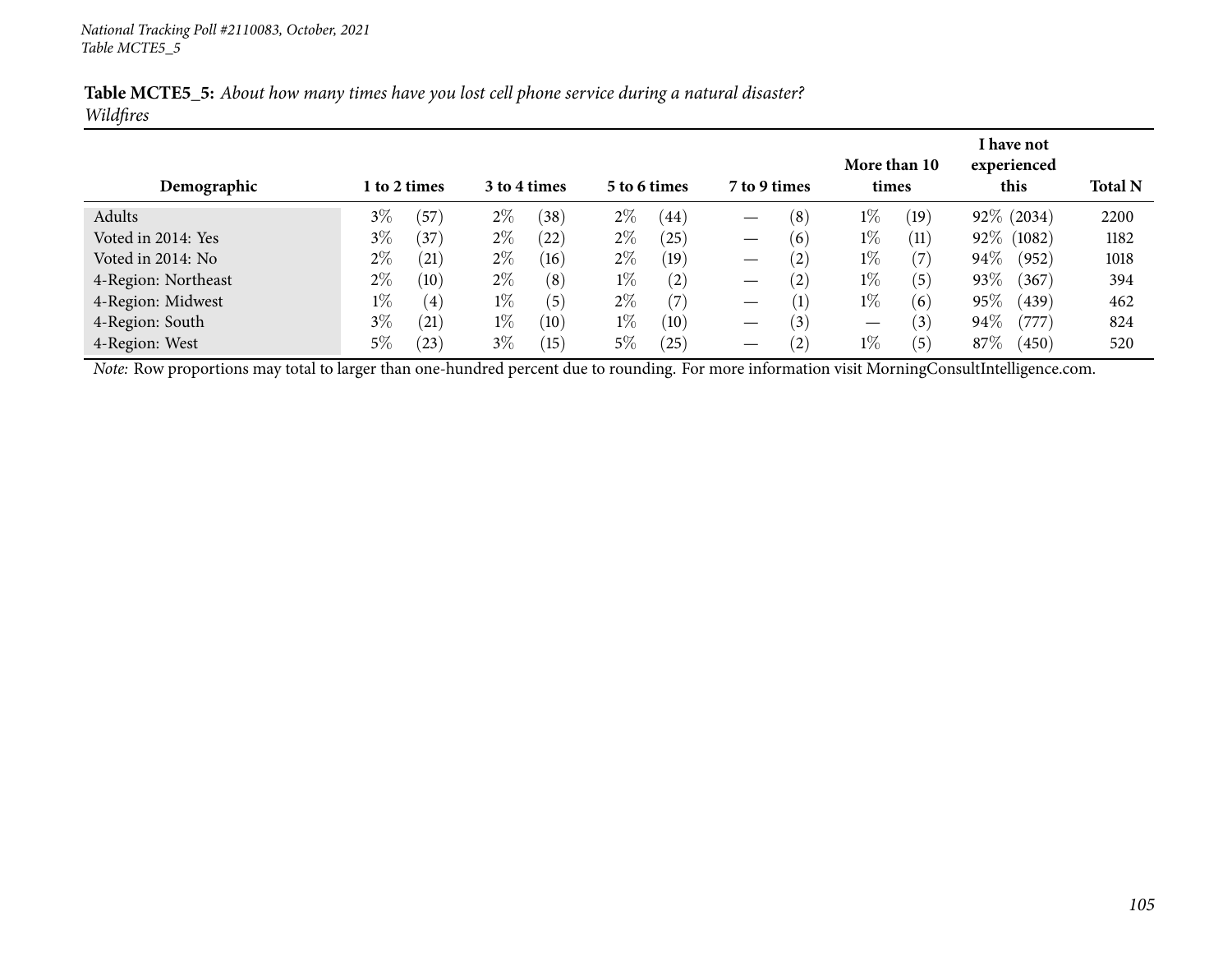**Table MCTE5_5:** *About how many times have you lost cell phone service during a natural disaster?*
*Wildfires*

| Demographic | 1 to 2 times | 3 to 4 times | 5 to 6 times | 7 to 9 times | More than 10 times | I have not experienced this | Total N |
|---|---|---|---|---|---|---|---|
| Adults | 3% (57) | 2% (38) | 2% (44) | — (8) | 1% (19) | 92% (2034) | 2200 |
| Voted in 2014: Yes | 3% (37) | 2% (22) | 2% (25) | — (6) | 1% (11) | 92% (1082) | 1182 |
| Voted in 2014: No | 2% (21) | 2% (16) | 2% (19) | — (2) | 1% (7) | 94% (952) | 1018 |
| 4-Region: Northeast | 2% (10) | 2% (8) | 1% (2) | — (2) | 1% (5) | 93% (367) | 394 |
| 4-Region: Midwest | 1% (4) | 1% (5) | 2% (7) | — (1) | 1% (6) | 95% (439) | 462 |
| 4-Region: South | 3% (21) | 1% (10) | 1% (10) | — (3) | — (3) | 94% (777) | 824 |
| 4-Region: West | 5% (23) | 3% (15) | 5% (25) | — (2) | 1% (5) | 87% (450) | 520 |

*Note:* Row proportions may total to larger than one-hundred percent due to rounding. For more information visit MorningConsultIntelligence.com.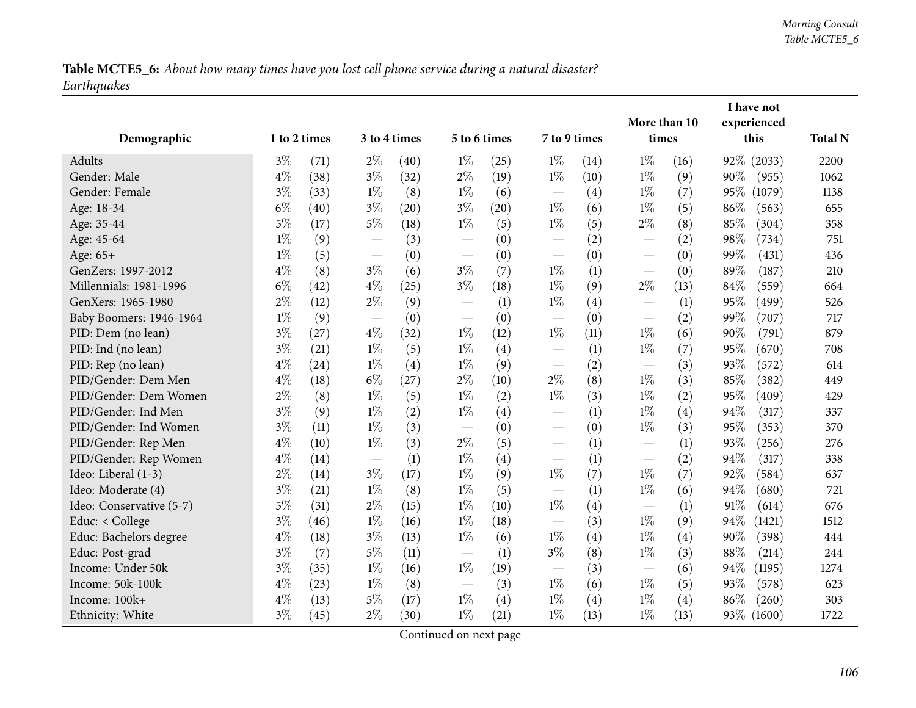**Table MCTE5_6:** *About how many times have you lost cell phone service during a natural disaster? Earthquakes*

| Demographic | 1 to 2 times | | 3 to 4 times | | 5 to 6 times | | 7 to 9 times | | More than 10 times | | I have not experienced this | | Total N |
|---|---|---|---|---|---|---|---|---|---|---|---|---|---|
| Adults | 3% | (71) | 2% | (40) | 1% | (25) | 1% | (14) | 1% | (16) | 92% | (2033) | 2200 |
| Gender: Male | 4% | (38) | 3% | (32) | 2% | (19) | 1% | (10) | 1% | (9) | 90% | (955) | 1062 |
| Gender: Female | 3% | (33) | 1% | (8) | 1% | (6) | — | (4) | 1% | (7) | 95% | (1079) | 1138 |
| Age: 18-34 | 6% | (40) | 3% | (20) | 3% | (20) | 1% | (6) | 1% | (5) | 86% | (563) | 655 |
| Age: 35-44 | 5% | (17) | 5% | (18) | 1% | (5) | 1% | (5) | 2% | (8) | 85% | (304) | 358 |
| Age: 45-64 | 1% | (9) | — | (3) | — | (0) | — | (2) | — | (2) | 98% | (734) | 751 |
| Age: 65+ | 1% | (5) | — | (0) | — | (0) | — | (0) | — | (0) | 99% | (431) | 436 |
| GenZers: 1997-2012 | 4% | (8) | 3% | (6) | 3% | (7) | 1% | (1) | — | (0) | 89% | (187) | 210 |
| Millennials: 1981-1996 | 6% | (42) | 4% | (25) | 3% | (18) | 1% | (9) | 2% | (13) | 84% | (559) | 664 |
| GenXers: 1965-1980 | 2% | (12) | 2% | (9) | — | (1) | 1% | (4) | — | (1) | 95% | (499) | 526 |
| Baby Boomers: 1946-1964 | 1% | (9) | — | (0) | — | (0) | — | (0) | — | (2) | 99% | (707) | 717 |
| PID: Dem (no lean) | 3% | (27) | 4% | (32) | 1% | (12) | 1% | (11) | 1% | (6) | 90% | (791) | 879 |
| PID: Ind (no lean) | 3% | (21) | 1% | (5) | 1% | (4) | — | (1) | 1% | (7) | 95% | (670) | 708 |
| PID: Rep (no lean) | 4% | (24) | 1% | (4) | 1% | (9) | — | (2) | — | (3) | 93% | (572) | 614 |
| PID/Gender: Dem Men | 4% | (18) | 6% | (27) | 2% | (10) | 2% | (8) | 1% | (3) | 85% | (382) | 449 |
| PID/Gender: Dem Women | 2% | (8) | 1% | (5) | 1% | (2) | 1% | (3) | 1% | (2) | 95% | (409) | 429 |
| PID/Gender: Ind Men | 3% | (9) | 1% | (2) | 1% | (4) | — | (1) | 1% | (4) | 94% | (317) | 337 |
| PID/Gender: Ind Women | 3% | (11) | 1% | (3) | — | (0) | — | (0) | 1% | (3) | 95% | (353) | 370 |
| PID/Gender: Rep Men | 4% | (10) | 1% | (3) | 2% | (5) | — | (1) | — | (1) | 93% | (256) | 276 |
| PID/Gender: Rep Women | 4% | (14) | — | (1) | 1% | (4) | — | (1) | — | (2) | 94% | (317) | 338 |
| Ideo: Liberal (1-3) | 2% | (14) | 3% | (17) | 1% | (9) | 1% | (7) | 1% | (7) | 92% | (584) | 637 |
| Ideo: Moderate (4) | 3% | (21) | 1% | (8) | 1% | (5) | — | (1) | 1% | (6) | 94% | (680) | 721 |
| Ideo: Conservative (5-7) | 5% | (31) | 2% | (15) | 1% | (10) | 1% | (4) | — | (1) | 91% | (614) | 676 |
| Educ: < College | 3% | (46) | 1% | (16) | 1% | (18) | — | (3) | 1% | (9) | 94% | (1421) | 1512 |
| Educ: Bachelors degree | 4% | (18) | 3% | (13) | 1% | (6) | 1% | (4) | 1% | (4) | 90% | (398) | 444 |
| Educ: Post-grad | 3% | (7) | 5% | (11) | — | (1) | 3% | (8) | 1% | (3) | 88% | (214) | 244 |
| Income: Under 50k | 3% | (35) | 1% | (16) | 1% | (19) | — | (3) | — | (6) | 94% | (1195) | 1274 |
| Income: 50k-100k | 4% | (23) | 1% | (8) | — | (3) | 1% | (6) | 1% | (5) | 93% | (578) | 623 |
| Income: 100k+ | 4% | (13) | 5% | (17) | 1% | (4) | 1% | (4) | 1% | (4) | 86% | (260) | 303 |
| Ethnicity: White | 3% | (45) | 2% | (30) | 1% | (21) | 1% | (13) | 1% | (13) | 93% | (1600) | 1722 |

Continued on next page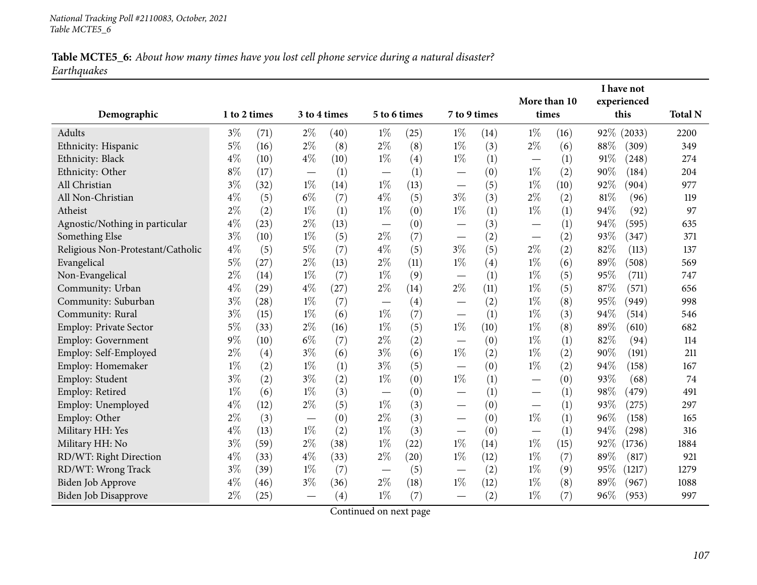**Table MCTE5_6:** *About how many times have you lost cell phone service during a natural disaster? Earthquakes*

| Demographic | 1 to 2 times | | 3 to 4 times | | 5 to 6 times | | 7 to 9 times | | More than 10 times | | I have not experienced this | | Total N |
|---|---|---|---|---|---|---|---|---|---|---|---|---|---|
| Adults | 3% | (71) | 2% | (40) | 1% | (25) | 1% | (14) | 1% | (16) | 92% | (2033) | 2200 |
| Ethnicity: Hispanic | 5% | (16) | 2% | (8) | 2% | (8) | 1% | (3) | 2% | (6) | 88% | (309) | 349 |
| Ethnicity: Black | 4% | (10) | 4% | (10) | 1% | (4) | 1% | (1) | — | (1) | 91% | (248) | 274 |
| Ethnicity: Other | 8% | (17) | — | (1) | — | (1) | — | (0) | 1% | (2) | 90% | (184) | 204 |
| All Christian | 3% | (32) | 1% | (14) | 1% | (13) | — | (5) | 1% | (10) | 92% | (904) | 977 |
| All Non-Christian | 4% | (5) | 6% | (7) | 4% | (5) | 3% | (3) | 2% | (2) | 81% | (96) | 119 |
| Atheist | 2% | (2) | 1% | (1) | 1% | (0) | 1% | (1) | 1% | (1) | 94% | (92) | 97 |
| Agnostic/Nothing in particular | 4% | (23) | 2% | (13) | — | (0) | — | (3) | — | (1) | 94% | (595) | 635 |
| Something Else | 3% | (10) | 1% | (5) | 2% | (7) | — | (2) | — | (2) | 93% | (347) | 371 |
| Religious Non-Protestant/Catholic | 4% | (5) | 5% | (7) | 4% | (5) | 3% | (5) | 2% | (2) | 82% | (113) | 137 |
| Evangelical | 5% | (27) | 2% | (13) | 2% | (11) | 1% | (4) | 1% | (6) | 89% | (508) | 569 |
| Non-Evangelical | 2% | (14) | 1% | (7) | 1% | (9) | — | (1) | 1% | (5) | 95% | (711) | 747 |
| Community: Urban | 4% | (29) | 4% | (27) | 2% | (14) | 2% | (11) | 1% | (5) | 87% | (571) | 656 |
| Community: Suburban | 3% | (28) | 1% | (7) | — | (4) | — | (2) | 1% | (8) | 95% | (949) | 998 |
| Community: Rural | 3% | (15) | 1% | (6) | 1% | (7) | — | (1) | 1% | (3) | 94% | (514) | 546 |
| Employ: Private Sector | 5% | (33) | 2% | (16) | 1% | (5) | 1% | (10) | 1% | (8) | 89% | (610) | 682 |
| Employ: Government | 9% | (10) | 6% | (7) | 2% | (2) | — | (0) | 1% | (1) | 82% | (94) | 114 |
| Employ: Self-Employed | 2% | (4) | 3% | (6) | 3% | (6) | 1% | (2) | 1% | (2) | 90% | (191) | 211 |
| Employ: Homemaker | 1% | (2) | 1% | (1) | 3% | (5) | — | (0) | 1% | (2) | 94% | (158) | 167 |
| Employ: Student | 3% | (2) | 3% | (2) | 1% | (0) | 1% | (1) | — | (0) | 93% | (68) | 74 |
| Employ: Retired | 1% | (6) | 1% | (3) | — | (0) | — | (1) | — | (1) | 98% | (479) | 491 |
| Employ: Unemployed | 4% | (12) | 2% | (5) | 1% | (3) | — | (0) | — | (1) | 93% | (275) | 297 |
| Employ: Other | 2% | (3) | — | (0) | 2% | (3) | — | (0) | 1% | (1) | 96% | (158) | 165 |
| Military HH: Yes | 4% | (13) | 1% | (2) | 1% | (3) | — | (0) | — | (1) | 94% | (298) | 316 |
| Military HH: No | 3% | (59) | 2% | (38) | 1% | (22) | 1% | (14) | 1% | (15) | 92% | (1736) | 1884 |
| RD/WT: Right Direction | 4% | (33) | 4% | (33) | 2% | (20) | 1% | (12) | 1% | (7) | 89% | (817) | 921 |
| RD/WT: Wrong Track | 3% | (39) | 1% | (7) | — | (5) | — | (2) | 1% | (9) | 95% | (1217) | 1279 |
| Biden Job Approve | 4% | (46) | 3% | (36) | 2% | (18) | 1% | (12) | 1% | (8) | 89% | (967) | 1088 |
| Biden Job Disapprove | 2% | (25) | — | (4) | 1% | (7) | — | (2) | 1% | (7) | 96% | (953) | 997 |

Continued on next page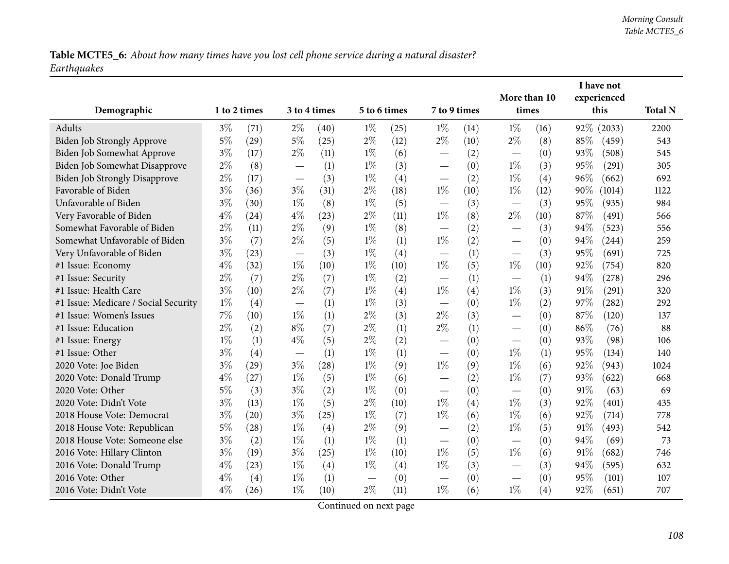**Table MCTE5_6:** *About how many times have you lost cell phone service during a natural disaster? Earthquakes*

| Demographic | 1 to 2 times | | 3 to 4 times | | 5 to 6 times | | 7 to 9 times | | More than 10 times | | I have not experienced this | | Total N |
|---|---|---|---|---|---|---|---|---|---|---|---|---|---|
| Adults | 3% | (71) | 2% | (40) | 1% | (25) | 1% | (14) | 1% | (16) | 92% | (2033) | 2200 |
| Biden Job Strongly Approve | 5% | (29) | 5% | (25) | 2% | (12) | 2% | (10) | 2% | (8) | 85% | (459) | 543 |
| Biden Job Somewhat Approve | 3% | (17) | 2% | (11) | 1% | (6) | — | (2) | — | (0) | 93% | (508) | 545 |
| Biden Job Somewhat Disapprove | 2% | (8) | — | (1) | 1% | (3) | — | (0) | 1% | (3) | 95% | (291) | 305 |
| Biden Job Strongly Disapprove | 2% | (17) | — | (3) | 1% | (4) | — | (2) | 1% | (4) | 96% | (662) | 692 |
| Favorable of Biden | 3% | (36) | 3% | (31) | 2% | (18) | 1% | (10) | 1% | (12) | 90% | (1014) | 1122 |
| Unfavorable of Biden | 3% | (30) | 1% | (8) | 1% | (5) | — | (3) | — | (3) | 95% | (935) | 984 |
| Very Favorable of Biden | 4% | (24) | 4% | (23) | 2% | (11) | 1% | (8) | 2% | (10) | 87% | (491) | 566 |
| Somewhat Favorable of Biden | 2% | (11) | 2% | (9) | 1% | (8) | — | (2) | — | (3) | 94% | (523) | 556 |
| Somewhat Unfavorable of Biden | 3% | (7) | 2% | (5) | 1% | (1) | 1% | (2) | — | (0) | 94% | (244) | 259 |
| Very Unfavorable of Biden | 3% | (23) | — | (3) | 1% | (4) | — | (1) | — | (3) | 95% | (691) | 725 |
| #1 Issue: Economy | 4% | (32) | 1% | (10) | 1% | (10) | 1% | (5) | 1% | (10) | 92% | (754) | 820 |
| #1 Issue: Security | 2% | (7) | 2% | (7) | 1% | (2) | — | (1) | — | (1) | 94% | (278) | 296 |
| #1 Issue: Health Care | 3% | (10) | 2% | (7) | 1% | (4) | 1% | (4) | 1% | (3) | 91% | (291) | 320 |
| #1 Issue: Medicare / Social Security | 1% | (4) | — | (1) | 1% | (3) | — | (0) | 1% | (2) | 97% | (282) | 292 |
| #1 Issue: Women's Issues | 7% | (10) | 1% | (1) | 2% | (3) | 2% | (3) | — | (0) | 87% | (120) | 137 |
| #1 Issue: Education | 2% | (2) | 8% | (7) | 2% | (1) | 2% | (1) | — | (0) | 86% | (76) | 88 |
| #1 Issue: Energy | 1% | (1) | 4% | (5) | 2% | (2) | — | (0) | — | (0) | 93% | (98) | 106 |
| #1 Issue: Other | 3% | (4) | — | (1) | 1% | (1) | — | (0) | 1% | (1) | 95% | (134) | 140 |
| 2020 Vote: Joe Biden | 3% | (29) | 3% | (28) | 1% | (9) | 1% | (9) | 1% | (6) | 92% | (943) | 1024 |
| 2020 Vote: Donald Trump | 4% | (27) | 1% | (5) | 1% | (6) | — | (2) | 1% | (7) | 93% | (622) | 668 |
| 2020 Vote: Other | 5% | (3) | 3% | (2) | 1% | (0) | — | (0) | — | (0) | 91% | (63) | 69 |
| 2020 Vote: Didn't Vote | 3% | (13) | 1% | (5) | 2% | (10) | 1% | (4) | 1% | (3) | 92% | (401) | 435 |
| 2018 House Vote: Democrat | 3% | (20) | 3% | (25) | 1% | (7) | 1% | (6) | 1% | (6) | 92% | (714) | 778 |
| 2018 House Vote: Republican | 5% | (28) | 1% | (4) | 2% | (9) | — | (2) | 1% | (5) | 91% | (493) | 542 |
| 2018 House Vote: Someone else | 3% | (2) | 1% | (1) | 1% | (1) | — | (0) | — | (0) | 94% | (69) | 73 |
| 2016 Vote: Hillary Clinton | 3% | (19) | 3% | (25) | 1% | (10) | 1% | (5) | 1% | (6) | 91% | (682) | 746 |
| 2016 Vote: Donald Trump | 4% | (23) | 1% | (4) | 1% | (4) | 1% | (3) | — | (3) | 94% | (595) | 632 |
| 2016 Vote: Other | 4% | (4) | 1% | (1) | — | (0) | — | (0) | — | (0) | 95% | (101) | 107 |
| 2016 Vote: Didn't Vote | 4% | (26) | 1% | (10) | 2% | (11) | 1% | (6) | 1% | (4) | 92% | (651) | 707 |

Continued on next page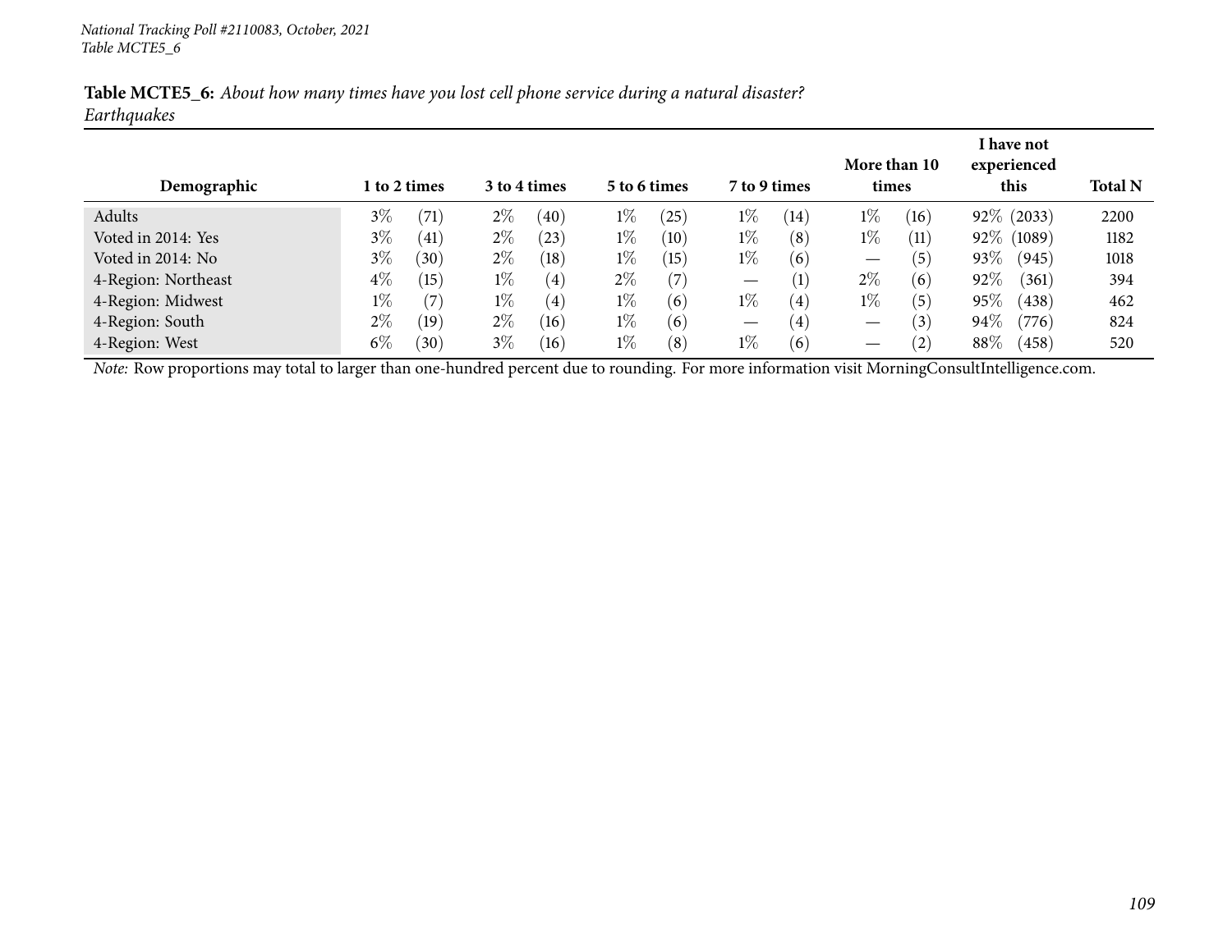National Tracking Poll #2110083, October, 2021
Table MCTE5_6

**Table MCTE5_6:** *About how many times have you lost cell phone service during a natural disaster? Earthquakes*

| Demographic | 1 to 2 times | | 3 to 4 times | | 5 to 6 times | | 7 to 9 times | | More than 10 times | | I have not experienced this | | Total N |
|---|---|---|---|---|---|---|---|---|---|---|---|---|---|
| Adults | 3% | (71) | 2% | (40) | 1% | (25) | 1% | (14) | 1% | (16) | 92% | (2033) | 2200 |
| Voted in 2014: Yes | 3% | (41) | 2% | (23) | 1% | (10) | 1% | (8) | 1% | (11) | 92% | (1089) | 1182 |
| Voted in 2014: No | 3% | (30) | 2% | (18) | 1% | (15) | 1% | (6) | — | (5) | 93% | (945) | 1018 |
| 4-Region: Northeast | 4% | (15) | 1% | (4) | 2% | (7) | — | (1) | 2% | (6) | 92% | (361) | 394 |
| 4-Region: Midwest | 1% | (7) | 1% | (4) | 1% | (6) | 1% | (4) | 1% | (5) | 95% | (438) | 462 |
| 4-Region: South | 2% | (19) | 2% | (16) | 1% | (6) | — | (4) | — | (3) | 94% | (776) | 824 |
| 4-Region: West | 6% | (30) | 3% | (16) | 1% | (8) | 1% | (6) | — | (2) | 88% | (458) | 520 |

*Note:* Row proportions may total to larger than one-hundred percent due to rounding. For more information visit MorningConsultIntelligence.com.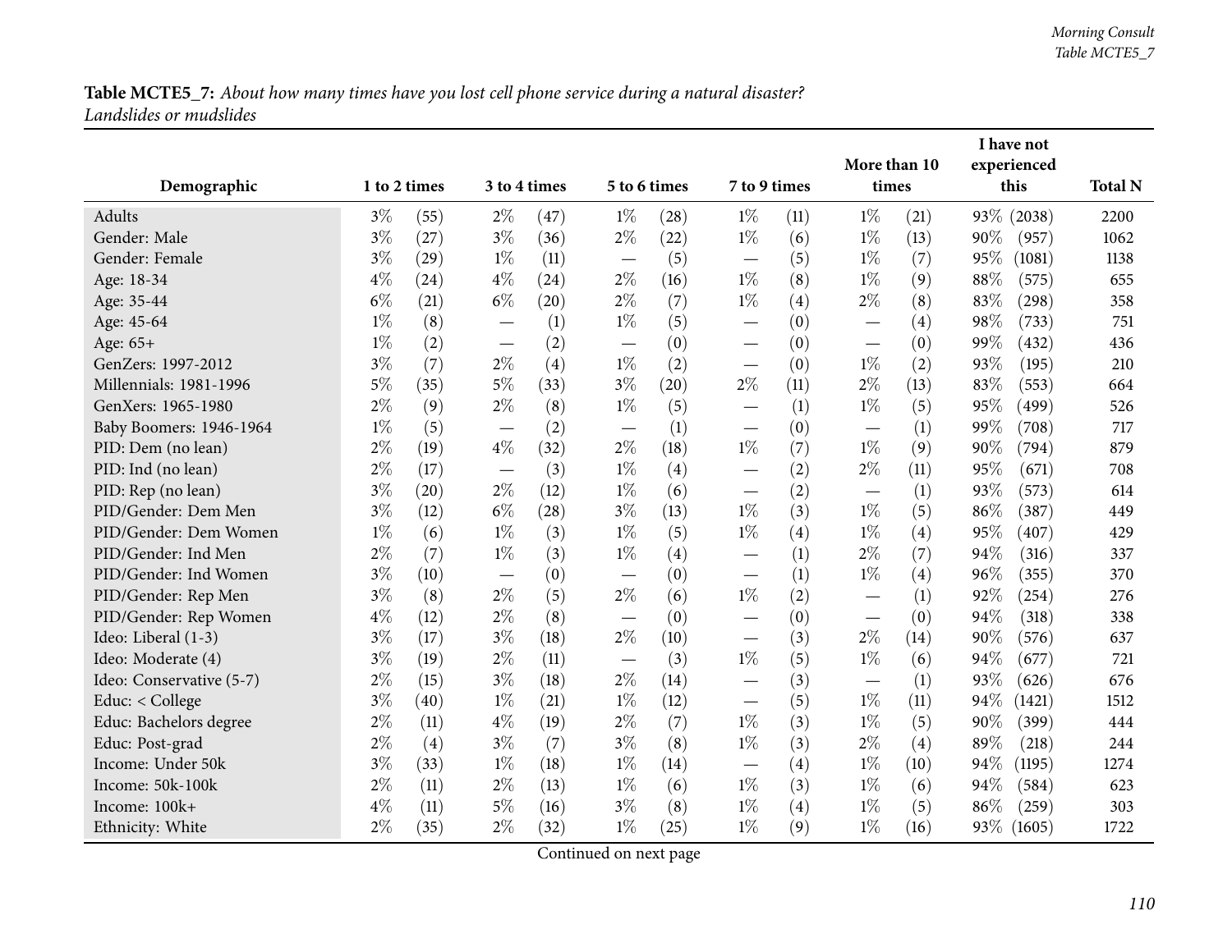**Table MCTE5_7:** *About how many times have you lost cell phone service during a natural disaster? Landslides or mudslides*

| Demographic | 1 to 2 times | | 3 to 4 times | | 5 to 6 times | | 7 to 9 times | | More than 10 times | | I have not experienced this | | Total N |
|---|---|---|---|---|---|---|---|---|---|---|---|---|---|
| Adults | 3% | (55) | 2% | (47) | 1% | (28) | 1% | (11) | 1% | (21) | 93% | (2038) | 2200 |
| Gender: Male | 3% | (27) | 3% | (36) | 2% | (22) | 1% | (6) | 1% | (13) | 90% | (957) | 1062 |
| Gender: Female | 3% | (29) | 1% | (11) | — | (5) | — | (5) | 1% | (7) | 95% | (1081) | 1138 |
| Age: 18-34 | 4% | (24) | 4% | (24) | 2% | (16) | 1% | (8) | 1% | (9) | 88% | (575) | 655 |
| Age: 35-44 | 6% | (21) | 6% | (20) | 2% | (7) | 1% | (4) | 2% | (8) | 83% | (298) | 358 |
| Age: 45-64 | 1% | (8) | — | (1) | 1% | (5) | — | (0) | — | (4) | 98% | (733) | 751 |
| Age: 65+ | 1% | (2) | — | (2) | — | (0) | — | (0) | — | (0) | 99% | (432) | 436 |
| GenZers: 1997-2012 | 3% | (7) | 2% | (4) | 1% | (2) | — | (0) | 1% | (2) | 93% | (195) | 210 |
| Millennials: 1981-1996 | 5% | (35) | 5% | (33) | 3% | (20) | 2% | (11) | 2% | (13) | 83% | (553) | 664 |
| GenXers: 1965-1980 | 2% | (9) | 2% | (8) | 1% | (5) | — | (1) | 1% | (5) | 95% | (499) | 526 |
| Baby Boomers: 1946-1964 | 1% | (5) | — | (2) | — | (1) | — | (0) | — | (1) | 99% | (708) | 717 |
| PID: Dem (no lean) | 2% | (19) | 4% | (32) | 2% | (18) | 1% | (7) | 1% | (9) | 90% | (794) | 879 |
| PID: Ind (no lean) | 2% | (17) | — | (3) | 1% | (4) | — | (2) | 2% | (11) | 95% | (671) | 708 |
| PID: Rep (no lean) | 3% | (20) | 2% | (12) | 1% | (6) | — | (2) | — | (1) | 93% | (573) | 614 |
| PID/Gender: Dem Men | 3% | (12) | 6% | (28) | 3% | (13) | 1% | (3) | 1% | (5) | 86% | (387) | 449 |
| PID/Gender: Dem Women | 1% | (6) | 1% | (3) | 1% | (5) | 1% | (4) | 1% | (4) | 95% | (407) | 429 |
| PID/Gender: Ind Men | 2% | (7) | 1% | (3) | 1% | (4) | — | (1) | 2% | (7) | 94% | (316) | 337 |
| PID/Gender: Ind Women | 3% | (10) | — | (0) | — | (0) | — | (1) | 1% | (4) | 96% | (355) | 370 |
| PID/Gender: Rep Men | 3% | (8) | 2% | (5) | 2% | (6) | 1% | (2) | — | (1) | 92% | (254) | 276 |
| PID/Gender: Rep Women | 4% | (12) | 2% | (8) | — | (0) | — | (0) | — | (0) | 94% | (318) | 338 |
| Ideo: Liberal (1-3) | 3% | (17) | 3% | (18) | 2% | (10) | — | (3) | 2% | (14) | 90% | (576) | 637 |
| Ideo: Moderate (4) | 3% | (19) | 2% | (11) | — | (3) | 1% | (5) | 1% | (6) | 94% | (677) | 721 |
| Ideo: Conservative (5-7) | 2% | (15) | 3% | (18) | 2% | (14) | — | (3) | — | (1) | 93% | (626) | 676 |
| Educ: < College | 3% | (40) | 1% | (21) | 1% | (12) | — | (5) | 1% | (11) | 94% | (1421) | 1512 |
| Educ: Bachelors degree | 2% | (11) | 4% | (19) | 2% | (7) | 1% | (3) | 1% | (5) | 90% | (399) | 444 |
| Educ: Post-grad | 2% | (4) | 3% | (7) | 3% | (8) | 1% | (3) | 2% | (4) | 89% | (218) | 244 |
| Income: Under 50k | 3% | (33) | 1% | (18) | 1% | (14) | — | (4) | 1% | (10) | 94% | (1195) | 1274 |
| Income: 50k-100k | 2% | (11) | 2% | (13) | 1% | (6) | 1% | (3) | 1% | (6) | 94% | (584) | 623 |
| Income: 100k+ | 4% | (11) | 5% | (16) | 3% | (8) | 1% | (4) | 1% | (5) | 86% | (259) | 303 |
| Ethnicity: White | 2% | (35) | 2% | (32) | 1% | (25) | 1% | (9) | 1% | (16) | 93% | (1605) | 1722 |

Continued on next page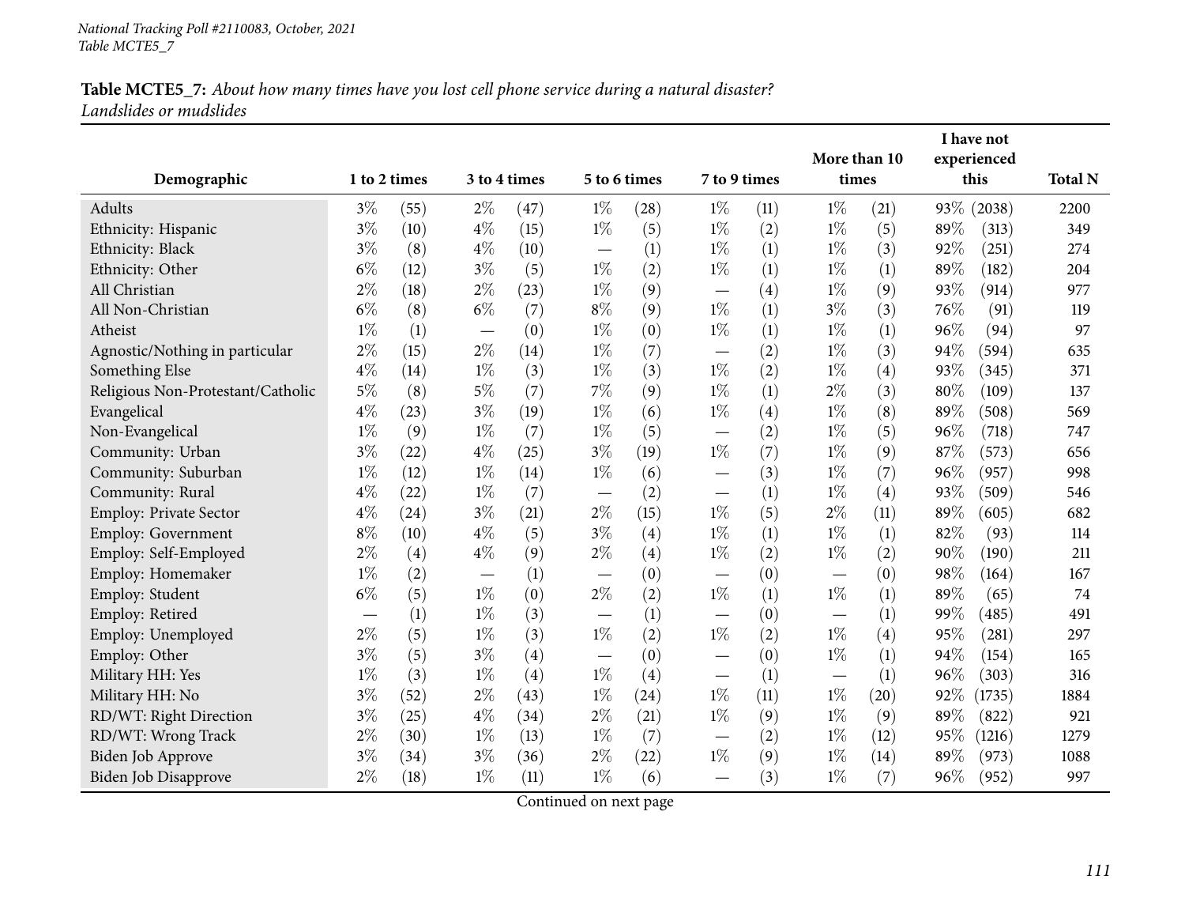**Table MCTE5_7:** *About how many times have you lost cell phone service during a natural disaster? Landslides or mudslides*

| Demographic | 1 to 2 times | | 3 to 4 times | | 5 to 6 times | | 7 to 9 times | | More than 10 times | | I have not experienced this | | Total N |
|---|---|---|---|---|---|---|---|---|---|---|---|---|---|
| Adults | 3% | (55) | 2% | (47) | 1% | (28) | 1% | (11) | 1% | (21) | 93% | (2038) | 2200 |
| Ethnicity: Hispanic | 3% | (10) | 4% | (15) | 1% | (5) | 1% | (2) | 1% | (5) | 89% | (313) | 349 |
| Ethnicity: Black | 3% | (8) | 4% | (10) | — | (1) | 1% | (1) | 1% | (3) | 92% | (251) | 274 |
| Ethnicity: Other | 6% | (12) | 3% | (5) | 1% | (2) | 1% | (1) | 1% | (1) | 89% | (182) | 204 |
| All Christian | 2% | (18) | 2% | (23) | 1% | (9) | — | (4) | 1% | (9) | 93% | (914) | 977 |
| All Non-Christian | 6% | (8) | 6% | (7) | 8% | (9) | 1% | (1) | 3% | (3) | 76% | (91) | 119 |
| Atheist | 1% | (1) | — | (0) | 1% | (0) | 1% | (1) | 1% | (1) | 96% | (94) | 97 |
| Agnostic/Nothing in particular | 2% | (15) | 2% | (14) | 1% | (7) | — | (2) | 1% | (3) | 94% | (594) | 635 |
| Something Else | 4% | (14) | 1% | (3) | 1% | (3) | 1% | (2) | 1% | (4) | 93% | (345) | 371 |
| Religious Non-Protestant/Catholic | 5% | (8) | 5% | (7) | 7% | (9) | 1% | (1) | 2% | (3) | 80% | (109) | 137 |
| Evangelical | 4% | (23) | 3% | (19) | 1% | (6) | 1% | (4) | 1% | (8) | 89% | (508) | 569 |
| Non-Evangelical | 1% | (9) | 1% | (7) | 1% | (5) | — | (2) | 1% | (5) | 96% | (718) | 747 |
| Community: Urban | 3% | (22) | 4% | (25) | 3% | (19) | 1% | (7) | 1% | (9) | 87% | (573) | 656 |
| Community: Suburban | 1% | (12) | 1% | (14) | 1% | (6) | — | (3) | 1% | (7) | 96% | (957) | 998 |
| Community: Rural | 4% | (22) | 1% | (7) | — | (2) | — | (1) | 1% | (4) | 93% | (509) | 546 |
| Employ: Private Sector | 4% | (24) | 3% | (21) | 2% | (15) | 1% | (5) | 2% | (11) | 89% | (605) | 682 |
| Employ: Government | 8% | (10) | 4% | (5) | 3% | (4) | 1% | (1) | 1% | (1) | 82% | (93) | 114 |
| Employ: Self-Employed | 2% | (4) | 4% | (9) | 2% | (4) | 1% | (2) | 1% | (2) | 90% | (190) | 211 |
| Employ: Homemaker | 1% | (2) | — | (1) | — | (0) | — | (0) | — | (0) | 98% | (164) | 167 |
| Employ: Student | 6% | (5) | 1% | (0) | 2% | (2) | 1% | (1) | 1% | (1) | 89% | (65) | 74 |
| Employ: Retired | — | (1) | 1% | (3) | — | (1) | — | (0) | — | (1) | 99% | (485) | 491 |
| Employ: Unemployed | 2% | (5) | 1% | (3) | 1% | (2) | 1% | (2) | 1% | (4) | 95% | (281) | 297 |
| Employ: Other | 3% | (5) | 3% | (4) | — | (0) | — | (0) | 1% | (1) | 94% | (154) | 165 |
| Military HH: Yes | 1% | (3) | 1% | (4) | 1% | (4) | — | (1) | — | (1) | 96% | (303) | 316 |
| Military HH: No | 3% | (52) | 2% | (43) | 1% | (24) | 1% | (11) | 1% | (20) | 92% | (1735) | 1884 |
| RD/WT: Right Direction | 3% | (25) | 4% | (34) | 2% | (21) | 1% | (9) | 1% | (9) | 89% | (822) | 921 |
| RD/WT: Wrong Track | 2% | (30) | 1% | (13) | 1% | (7) | — | (2) | 1% | (12) | 95% | (1216) | 1279 |
| Biden Job Approve | 3% | (34) | 3% | (36) | 2% | (22) | 1% | (9) | 1% | (14) | 89% | (973) | 1088 |
| Biden Job Disapprove | 2% | (18) | 1% | (11) | 1% | (6) | — | (3) | 1% | (7) | 96% | (952) | 997 |

Continued on next page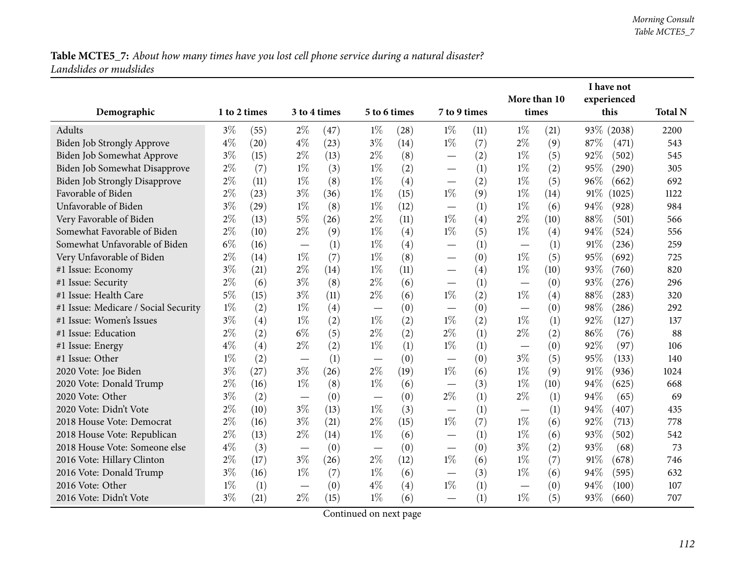**Table MCTE5_7:** *About how many times have you lost cell phone service during a natural disaster? Landslides or mudslides*

| Demographic | 1 to 2 times | | 3 to 4 times | | 5 to 6 times | | 7 to 9 times | | More than 10 times | | I have not experienced this | | Total N |
|---|---|---|---|---|---|---|---|---|---|---|---|---|---|
| Adults | 3% | (55) | 2% | (47) | 1% | (28) | 1% | (11) | 1% | (21) | 93% | (2038) | 2200 |
| Biden Job Strongly Approve | 4% | (20) | 4% | (23) | 3% | (14) | 1% | (7) | 2% | (9) | 87% | (471) | 543 |
| Biden Job Somewhat Approve | 3% | (15) | 2% | (13) | 2% | (8) | — | (2) | 1% | (5) | 92% | (502) | 545 |
| Biden Job Somewhat Disapprove | 2% | (7) | 1% | (3) | 1% | (2) | — | (1) | 1% | (2) | 95% | (290) | 305 |
| Biden Job Strongly Disapprove | 2% | (11) | 1% | (8) | 1% | (4) | — | (2) | 1% | (5) | 96% | (662) | 692 |
| Favorable of Biden | 2% | (23) | 3% | (36) | 1% | (15) | 1% | (9) | 1% | (14) | 91% | (1025) | 1122 |
| Unfavorable of Biden | 3% | (29) | 1% | (8) | 1% | (12) | — | (1) | 1% | (6) | 94% | (928) | 984 |
| Very Favorable of Biden | 2% | (13) | 5% | (26) | 2% | (11) | 1% | (4) | 2% | (10) | 88% | (501) | 566 |
| Somewhat Favorable of Biden | 2% | (10) | 2% | (9) | 1% | (4) | 1% | (5) | 1% | (4) | 94% | (524) | 556 |
| Somewhat Unfavorable of Biden | 6% | (16) | — | (1) | 1% | (4) | — | (1) | — | (1) | 91% | (236) | 259 |
| Very Unfavorable of Biden | 2% | (14) | 1% | (7) | 1% | (8) | — | (0) | 1% | (5) | 95% | (692) | 725 |
| #1 Issue: Economy | 3% | (21) | 2% | (14) | 1% | (11) | — | (4) | 1% | (10) | 93% | (760) | 820 |
| #1 Issue: Security | 2% | (6) | 3% | (8) | 2% | (6) | — | (1) | — | (0) | 93% | (276) | 296 |
| #1 Issue: Health Care | 5% | (15) | 3% | (11) | 2% | (6) | 1% | (2) | 1% | (4) | 88% | (283) | 320 |
| #1 Issue: Medicare / Social Security | 1% | (2) | 1% | (4) | — | (0) | — | (0) | — | (0) | 98% | (286) | 292 |
| #1 Issue: Women's Issues | 3% | (4) | 1% | (2) | 1% | (2) | 1% | (2) | 1% | (1) | 92% | (127) | 137 |
| #1 Issue: Education | 2% | (2) | 6% | (5) | 2% | (2) | 2% | (1) | 2% | (2) | 86% | (76) | 88 |
| #1 Issue: Energy | 4% | (4) | 2% | (2) | 1% | (1) | 1% | (1) | — | (0) | 92% | (97) | 106 |
| #1 Issue: Other | 1% | (2) | — | (1) | — | (0) | — | (0) | 3% | (5) | 95% | (133) | 140 |
| 2020 Vote: Joe Biden | 3% | (27) | 3% | (26) | 2% | (19) | 1% | (6) | 1% | (9) | 91% | (936) | 1024 |
| 2020 Vote: Donald Trump | 2% | (16) | 1% | (8) | 1% | (6) | — | (3) | 1% | (10) | 94% | (625) | 668 |
| 2020 Vote: Other | 3% | (2) | — | (0) | — | (0) | 2% | (1) | 2% | (1) | 94% | (65) | 69 |
| 2020 Vote: Didn't Vote | 2% | (10) | 3% | (13) | 1% | (3) | — | (1) | — | (1) | 94% | (407) | 435 |
| 2018 House Vote: Democrat | 2% | (16) | 3% | (21) | 2% | (15) | 1% | (7) | 1% | (6) | 92% | (713) | 778 |
| 2018 House Vote: Republican | 2% | (13) | 2% | (14) | 1% | (6) | — | (1) | 1% | (6) | 93% | (502) | 542 |
| 2018 House Vote: Someone else | 4% | (3) | — | (0) | — | (0) | — | (0) | 3% | (2) | 93% | (68) | 73 |
| 2016 Vote: Hillary Clinton | 2% | (17) | 3% | (26) | 2% | (12) | 1% | (6) | 1% | (7) | 91% | (678) | 746 |
| 2016 Vote: Donald Trump | 3% | (16) | 1% | (7) | 1% | (6) | — | (3) | 1% | (6) | 94% | (595) | 632 |
| 2016 Vote: Other | 1% | (1) | — | (0) | 4% | (4) | 1% | (1) | — | (0) | 94% | (100) | 107 |
| 2016 Vote: Didn't Vote | 3% | (21) | 2% | (15) | 1% | (6) | — | (1) | 1% | (5) | 93% | (660) | 707 |

Continued on next page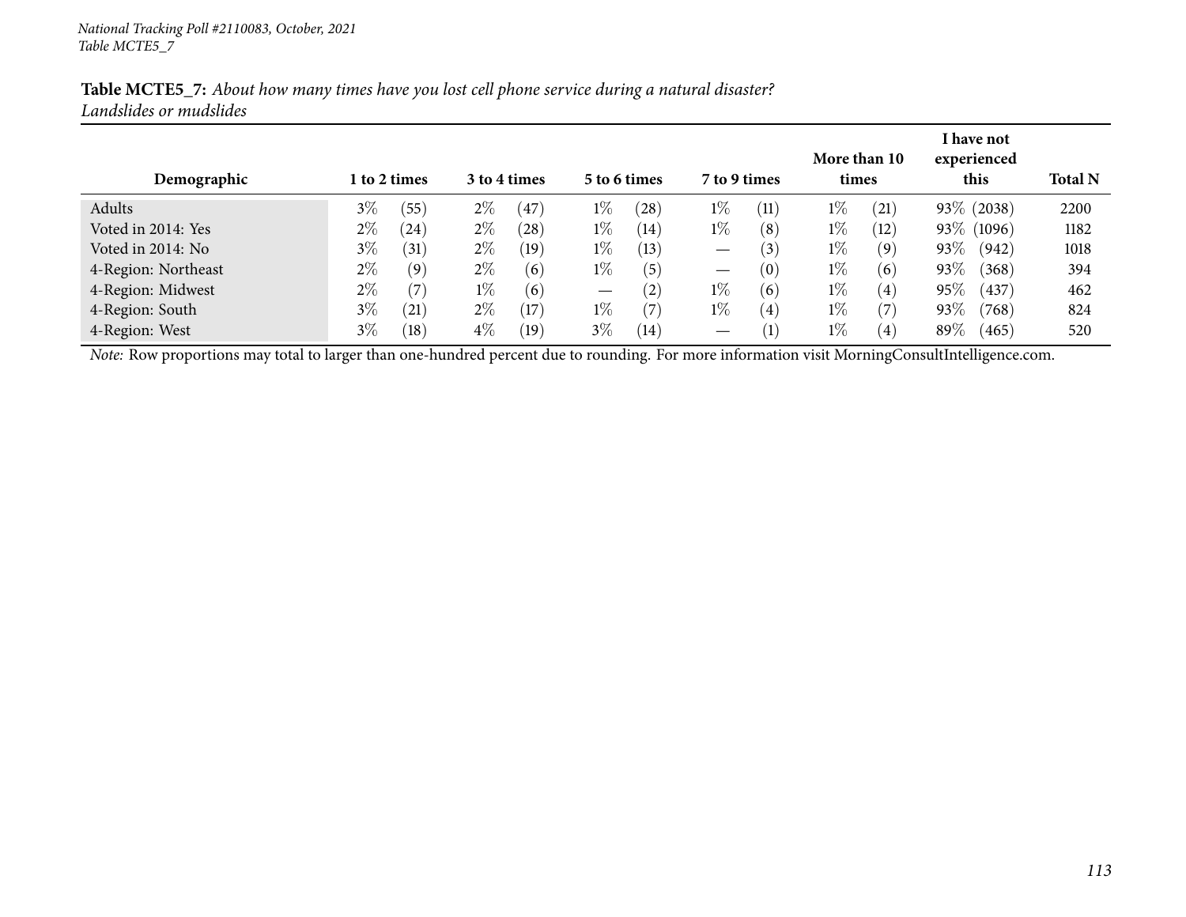**Table MCTE5_7:** *About how many times have you lost cell phone service during a natural disaster? Landslides or mudslides*

| Demographic | 1 to 2 times | 3 to 4 times | 5 to 6 times | 7 to 9 times | More than 10 times | I have not experienced this | Total N |
|---|---|---|---|---|---|---|---|
| Adults | 3% (55) | 2% (47) | 1% (28) | 1% (11) | 1% (21) | 93% (2038) | 2200 |
| Voted in 2014: Yes | 2% (24) | 2% (28) | 1% (14) | 1% (8) | 1% (12) | 93% (1096) | 1182 |
| Voted in 2014: No | 3% (31) | 2% (19) | 1% (13) | — (3) | 1% (9) | 93% (942) | 1018 |
| 4-Region: Northeast | 2% (9) | 2% (6) | 1% (5) | — (0) | 1% (6) | 93% (368) | 394 |
| 4-Region: Midwest | 2% (7) | 1% (6) | — (2) | 1% (6) | 1% (4) | 95% (437) | 462 |
| 4-Region: South | 3% (21) | 2% (17) | 1% (7) | 1% (4) | 1% (7) | 93% (768) | 824 |
| 4-Region: West | 3% (18) | 4% (19) | 3% (14) | — (1) | 1% (4) | 89% (465) | 520 |

*Note:* Row proportions may total to larger than one-hundred percent due to rounding. For more information visit MorningConsultIntelligence.com.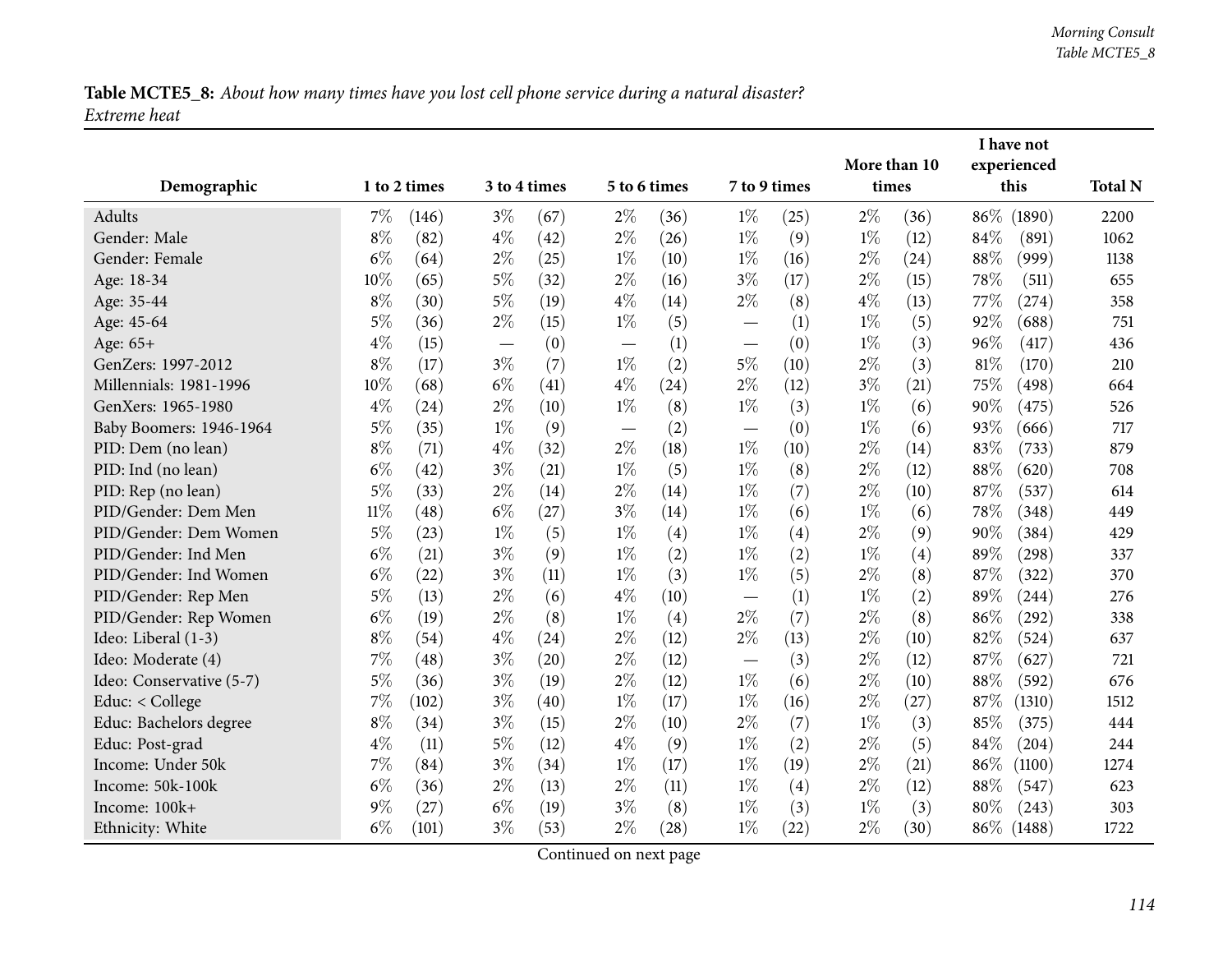**Table MCTE5_8:** *About how many times have you lost cell phone service during a natural disaster? Extreme heat*

| Demographic | 1 to 2 times | | 3 to 4 times | | 5 to 6 times | | 7 to 9 times | | More than 10 times | | I have not experienced this | | Total N |
|---|---|---|---|---|---|---|---|---|---|---|---|---|---|
| Adults | 7% | (146) | 3% | (67) | 2% | (36) | 1% | (25) | 2% | (36) | 86% | (1890) | 2200 |
| Gender: Male | 8% | (82) | 4% | (42) | 2% | (26) | 1% | (9) | 1% | (12) | 84% | (891) | 1062 |
| Gender: Female | 6% | (64) | 2% | (25) | 1% | (10) | 1% | (16) | 2% | (24) | 88% | (999) | 1138 |
| Age: 18-34 | 10% | (65) | 5% | (32) | 2% | (16) | 3% | (17) | 2% | (15) | 78% | (511) | 655 |
| Age: 35-44 | 8% | (30) | 5% | (19) | 4% | (14) | 2% | (8) | 4% | (13) | 77% | (274) | 358 |
| Age: 45-64 | 5% | (36) | 2% | (15) | 1% | (5) | — | (1) | 1% | (5) | 92% | (688) | 751 |
| Age: 65+ | 4% | (15) | — | (0) | — | (1) | — | (0) | 1% | (3) | 96% | (417) | 436 |
| GenZers: 1997-2012 | 8% | (17) | 3% | (7) | 1% | (2) | 5% | (10) | 2% | (3) | 81% | (170) | 210 |
| Millennials: 1981-1996 | 10% | (68) | 6% | (41) | 4% | (24) | 2% | (12) | 3% | (21) | 75% | (498) | 664 |
| GenXers: 1965-1980 | 4% | (24) | 2% | (10) | 1% | (8) | 1% | (3) | 1% | (6) | 90% | (475) | 526 |
| Baby Boomers: 1946-1964 | 5% | (35) | 1% | (9) | — | (2) | — | (0) | 1% | (6) | 93% | (666) | 717 |
| PID: Dem (no lean) | 8% | (71) | 4% | (32) | 2% | (18) | 1% | (10) | 2% | (14) | 83% | (733) | 879 |
| PID: Ind (no lean) | 6% | (42) | 3% | (21) | 1% | (5) | 1% | (8) | 2% | (12) | 88% | (620) | 708 |
| PID: Rep (no lean) | 5% | (33) | 2% | (14) | 2% | (14) | 1% | (7) | 2% | (10) | 87% | (537) | 614 |
| PID/Gender: Dem Men | 11% | (48) | 6% | (27) | 3% | (14) | 1% | (6) | 1% | (6) | 78% | (348) | 449 |
| PID/Gender: Dem Women | 5% | (23) | 1% | (5) | 1% | (4) | 1% | (4) | 2% | (9) | 90% | (384) | 429 |
| PID/Gender: Ind Men | 6% | (21) | 3% | (9) | 1% | (2) | 1% | (2) | 1% | (4) | 89% | (298) | 337 |
| PID/Gender: Ind Women | 6% | (22) | 3% | (11) | 1% | (3) | 1% | (5) | 2% | (8) | 87% | (322) | 370 |
| PID/Gender: Rep Men | 5% | (13) | 2% | (6) | 4% | (10) | — | (1) | 1% | (2) | 89% | (244) | 276 |
| PID/Gender: Rep Women | 6% | (19) | 2% | (8) | 1% | (4) | 2% | (7) | 2% | (8) | 86% | (292) | 338 |
| Ideo: Liberal (1-3) | 8% | (54) | 4% | (24) | 2% | (12) | 2% | (13) | 2% | (10) | 82% | (524) | 637 |
| Ideo: Moderate (4) | 7% | (48) | 3% | (20) | 2% | (12) | — | (3) | 2% | (12) | 87% | (627) | 721 |
| Ideo: Conservative (5-7) | 5% | (36) | 3% | (19) | 2% | (12) | 1% | (6) | 2% | (10) | 88% | (592) | 676 |
| Educ: < College | 7% | (102) | 3% | (40) | 1% | (17) | 1% | (16) | 2% | (27) | 87% | (1310) | 1512 |
| Educ: Bachelors degree | 8% | (34) | 3% | (15) | 2% | (10) | 2% | (7) | 1% | (3) | 85% | (375) | 444 |
| Educ: Post-grad | 4% | (11) | 5% | (12) | 4% | (9) | 1% | (2) | 2% | (5) | 84% | (204) | 244 |
| Income: Under 50k | 7% | (84) | 3% | (34) | 1% | (17) | 1% | (19) | 2% | (21) | 86% | (1100) | 1274 |
| Income: 50k-100k | 6% | (36) | 2% | (13) | 2% | (11) | 1% | (4) | 2% | (12) | 88% | (547) | 623 |
| Income: 100k+ | 9% | (27) | 6% | (19) | 3% | (8) | 1% | (3) | 1% | (3) | 80% | (243) | 303 |
| Ethnicity: White | 6% | (101) | 3% | (53) | 2% | (28) | 1% | (22) | 2% | (30) | 86% | (1488) | 1722 |

Continued on next page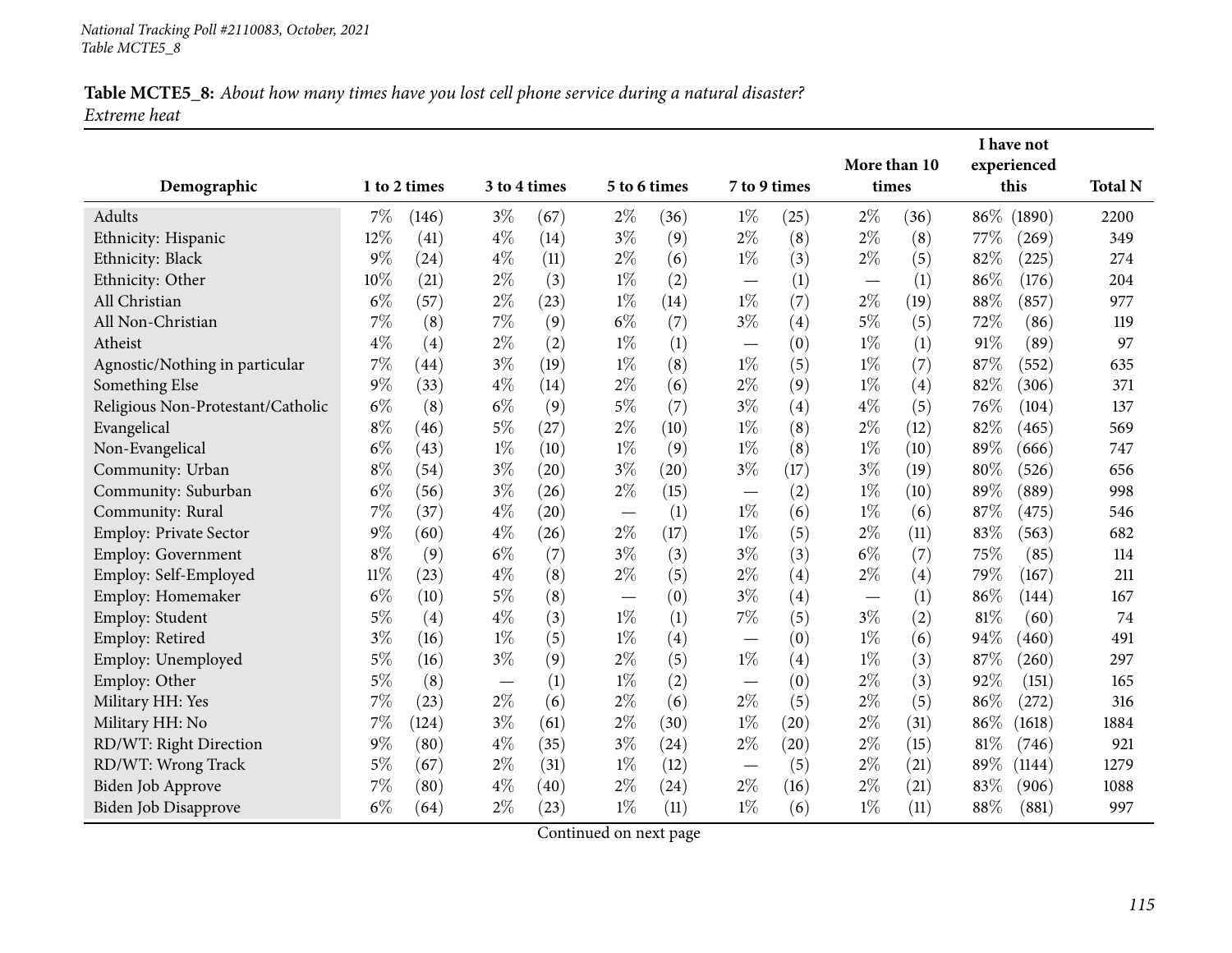**Table MCTE5_8:** *About how many times have you lost cell phone service during a natural disaster?*
*Extreme heat*

| Demographic | 1 to 2 times | | 3 to 4 times | | 5 to 6 times | | 7 to 9 times | | More than 10 times | | I have not experienced this | | Total N |
|---|---|---|---|---|---|---|---|---|---|---|---|---|---|
| Adults | 7% | (146) | 3% | (67) | 2% | (36) | 1% | (25) | 2% | (36) | 86% | (1890) | 2200 |
| Ethnicity: Hispanic | 12% | (41) | 4% | (14) | 3% | (9) | 2% | (8) | 2% | (8) | 77% | (269) | 349 |
| Ethnicity: Black | 9% | (24) | 4% | (11) | 2% | (6) | 1% | (3) | 2% | (5) | 82% | (225) | 274 |
| Ethnicity: Other | 10% | (21) | 2% | (3) | 1% | (2) | — | (1) | — | (1) | 86% | (176) | 204 |
| All Christian | 6% | (57) | 2% | (23) | 1% | (14) | 1% | (7) | 2% | (19) | 88% | (857) | 977 |
| All Non-Christian | 7% | (8) | 7% | (9) | 6% | (7) | 3% | (4) | 5% | (5) | 72% | (86) | 119 |
| Atheist | 4% | (4) | 2% | (2) | 1% | (1) | — | (0) | 1% | (1) | 91% | (89) | 97 |
| Agnostic/Nothing in particular | 7% | (44) | 3% | (19) | 1% | (8) | 1% | (5) | 1% | (7) | 87% | (552) | 635 |
| Something Else | 9% | (33) | 4% | (14) | 2% | (6) | 2% | (9) | 1% | (4) | 82% | (306) | 371 |
| Religious Non-Protestant/Catholic | 6% | (8) | 6% | (9) | 5% | (7) | 3% | (4) | 4% | (5) | 76% | (104) | 137 |
| Evangelical | 8% | (46) | 5% | (27) | 2% | (10) | 1% | (8) | 2% | (12) | 82% | (465) | 569 |
| Non-Evangelical | 6% | (43) | 1% | (10) | 1% | (9) | 1% | (8) | 1% | (10) | 89% | (666) | 747 |
| Community: Urban | 8% | (54) | 3% | (20) | 3% | (20) | 3% | (17) | 3% | (19) | 80% | (526) | 656 |
| Community: Suburban | 6% | (56) | 3% | (26) | 2% | (15) | — | (2) | 1% | (10) | 89% | (889) | 998 |
| Community: Rural | 7% | (37) | 4% | (20) | — | (1) | 1% | (6) | 1% | (6) | 87% | (475) | 546 |
| Employ: Private Sector | 9% | (60) | 4% | (26) | 2% | (17) | 1% | (5) | 2% | (11) | 83% | (563) | 682 |
| Employ: Government | 8% | (9) | 6% | (7) | 3% | (3) | 3% | (3) | 6% | (7) | 75% | (85) | 114 |
| Employ: Self-Employed | 11% | (23) | 4% | (8) | 2% | (5) | 2% | (4) | 2% | (4) | 79% | (167) | 211 |
| Employ: Homemaker | 6% | (10) | 5% | (8) | — | (0) | 3% | (4) | — | (1) | 86% | (144) | 167 |
| Employ: Student | 5% | (4) | 4% | (3) | 1% | (1) | 7% | (5) | 3% | (2) | 81% | (60) | 74 |
| Employ: Retired | 3% | (16) | 1% | (5) | 1% | (4) | — | (0) | 1% | (6) | 94% | (460) | 491 |
| Employ: Unemployed | 5% | (16) | 3% | (9) | 2% | (5) | 1% | (4) | 1% | (3) | 87% | (260) | 297 |
| Employ: Other | 5% | (8) | — | (1) | 1% | (2) | — | (0) | 2% | (3) | 92% | (151) | 165 |
| Military HH: Yes | 7% | (23) | 2% | (6) | 2% | (6) | 2% | (5) | 2% | (5) | 86% | (272) | 316 |
| Military HH: No | 7% | (124) | 3% | (61) | 2% | (30) | 1% | (20) | 2% | (31) | 86% | (1618) | 1884 |
| RD/WT: Right Direction | 9% | (80) | 4% | (35) | 3% | (24) | 2% | (20) | 2% | (15) | 81% | (746) | 921 |
| RD/WT: Wrong Track | 5% | (67) | 2% | (31) | 1% | (12) | — | (5) | 2% | (21) | 89% | (1144) | 1279 |
| Biden Job Approve | 7% | (80) | 4% | (40) | 2% | (24) | 2% | (16) | 2% | (21) | 83% | (906) | 1088 |
| Biden Job Disapprove | 6% | (64) | 2% | (23) | 1% | (11) | 1% | (6) | 1% | (11) | 88% | (881) | 997 |

Continued on next page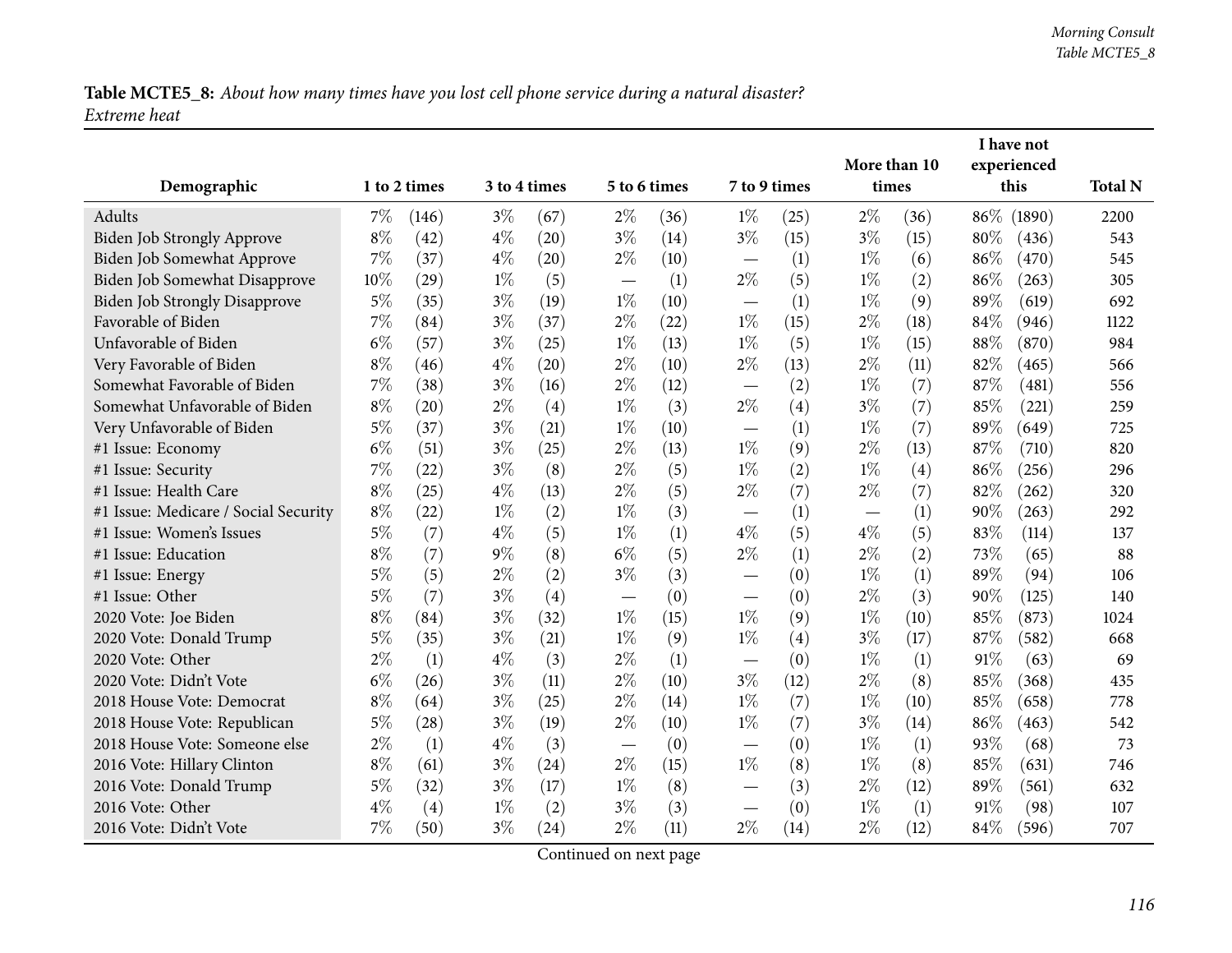**Table MCTE5_8:** *About how many times have you lost cell phone service during a natural disaster? Extreme heat*

| Demographic | 1 to 2 times | | 3 to 4 times | | 5 to 6 times | | 7 to 9 times | | More than 10 times | | I have not experienced this | | Total N |
|---|---|---|---|---|---|---|---|---|---|---|---|---|---|
| Adults | 7% | (146) | 3% | (67) | 2% | (36) | 1% | (25) | 2% | (36) | 86% | (1890) | 2200 |
| Biden Job Strongly Approve | 8% | (42) | 4% | (20) | 3% | (14) | 3% | (15) | 3% | (15) | 80% | (436) | 543 |
| Biden Job Somewhat Approve | 7% | (37) | 4% | (20) | 2% | (10) | — | (1) | 1% | (6) | 86% | (470) | 545 |
| Biden Job Somewhat Disapprove | 10% | (29) | 1% | (5) | — | (1) | 2% | (5) | 1% | (2) | 86% | (263) | 305 |
| Biden Job Strongly Disapprove | 5% | (35) | 3% | (19) | 1% | (10) | — | (1) | 1% | (9) | 89% | (619) | 692 |
| Favorable of Biden | 7% | (84) | 3% | (37) | 2% | (22) | 1% | (15) | 2% | (18) | 84% | (946) | 1122 |
| Unfavorable of Biden | 6% | (57) | 3% | (25) | 1% | (13) | 1% | (5) | 1% | (15) | 88% | (870) | 984 |
| Very Favorable of Biden | 8% | (46) | 4% | (20) | 2% | (10) | 2% | (13) | 2% | (11) | 82% | (465) | 566 |
| Somewhat Favorable of Biden | 7% | (38) | 3% | (16) | 2% | (12) | — | (2) | 1% | (7) | 87% | (481) | 556 |
| Somewhat Unfavorable of Biden | 8% | (20) | 2% | (4) | 1% | (3) | 2% | (4) | 3% | (7) | 85% | (221) | 259 |
| Very Unfavorable of Biden | 5% | (37) | 3% | (21) | 1% | (10) | — | (1) | 1% | (7) | 89% | (649) | 725 |
| #1 Issue: Economy | 6% | (51) | 3% | (25) | 2% | (13) | 1% | (9) | 2% | (13) | 87% | (710) | 820 |
| #1 Issue: Security | 7% | (22) | 3% | (8) | 2% | (5) | 1% | (2) | 1% | (4) | 86% | (256) | 296 |
| #1 Issue: Health Care | 8% | (25) | 4% | (13) | 2% | (5) | 2% | (7) | 2% | (7) | 82% | (262) | 320 |
| #1 Issue: Medicare / Social Security | 8% | (22) | 1% | (2) | 1% | (3) | — | (1) | — | (1) | 90% | (263) | 292 |
| #1 Issue: Women's Issues | 5% | (7) | 4% | (5) | 1% | (1) | 4% | (5) | 4% | (5) | 83% | (114) | 137 |
| #1 Issue: Education | 8% | (7) | 9% | (8) | 6% | (5) | 2% | (1) | 2% | (2) | 73% | (65) | 88 |
| #1 Issue: Energy | 5% | (5) | 2% | (2) | 3% | (3) | — | (0) | 1% | (1) | 89% | (94) | 106 |
| #1 Issue: Other | 5% | (7) | 3% | (4) | — | (0) | — | (0) | 2% | (3) | 90% | (125) | 140 |
| 2020 Vote: Joe Biden | 8% | (84) | 3% | (32) | 1% | (15) | 1% | (9) | 1% | (10) | 85% | (873) | 1024 |
| 2020 Vote: Donald Trump | 5% | (35) | 3% | (21) | 1% | (9) | 1% | (4) | 3% | (17) | 87% | (582) | 668 |
| 2020 Vote: Other | 2% | (1) | 4% | (3) | 2% | (1) | — | (0) | 1% | (1) | 91% | (63) | 69 |
| 2020 Vote: Didn't Vote | 6% | (26) | 3% | (11) | 2% | (10) | 3% | (12) | 2% | (8) | 85% | (368) | 435 |
| 2018 House Vote: Democrat | 8% | (64) | 3% | (25) | 2% | (14) | 1% | (7) | 1% | (10) | 85% | (658) | 778 |
| 2018 House Vote: Republican | 5% | (28) | 3% | (19) | 2% | (10) | 1% | (7) | 3% | (14) | 86% | (463) | 542 |
| 2018 House Vote: Someone else | 2% | (1) | 4% | (3) | — | (0) | — | (0) | 1% | (1) | 93% | (68) | 73 |
| 2016 Vote: Hillary Clinton | 8% | (61) | 3% | (24) | 2% | (15) | 1% | (8) | 1% | (8) | 85% | (631) | 746 |
| 2016 Vote: Donald Trump | 5% | (32) | 3% | (17) | 1% | (8) | — | (3) | 2% | (12) | 89% | (561) | 632 |
| 2016 Vote: Other | 4% | (4) | 1% | (2) | 3% | (3) | — | (0) | 1% | (1) | 91% | (98) | 107 |
| 2016 Vote: Didn't Vote | 7% | (50) | 3% | (24) | 2% | (11) | 2% | (14) | 2% | (12) | 84% | (596) | 707 |

Continued on next page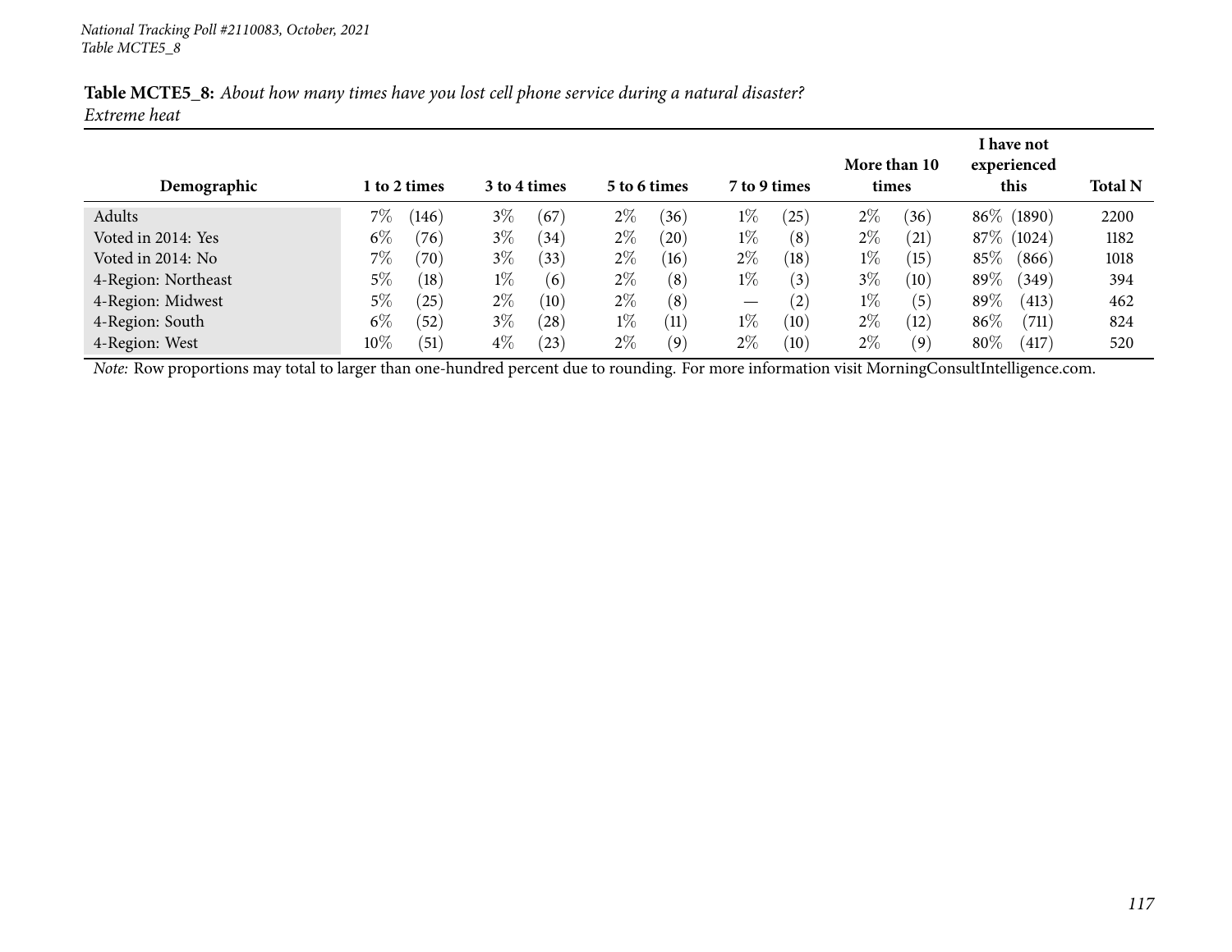National Tracking Poll #2110083, October, 2021
Table MCTE5_8

**Table MCTE5_8:** *About how many times have you lost cell phone service during a natural disaster?*
*Extreme heat*

| Demographic | 1 to 2 times | 3 to 4 times | 5 to 6 times | 7 to 9 times | More than 10 times | I have not experienced this | Total N |
|---|---|---|---|---|---|---|---|
| Adults | 7% (146) | 3% (67) | 2% (36) | 1% (25) | 2% (36) | 86% (1890) | 2200 |
| Voted in 2014: Yes | 6% (76) | 3% (34) | 2% (20) | 1% (8) | 2% (21) | 87% (1024) | 1182 |
| Voted in 2014: No | 7% (70) | 3% (33) | 2% (16) | 2% (18) | 1% (15) | 85% (866) | 1018 |
| 4-Region: Northeast | 5% (18) | 1% (6) | 2% (8) | 1% (3) | 3% (10) | 89% (349) | 394 |
| 4-Region: Midwest | 5% (25) | 2% (10) | 2% (8) | — (2) | 1% (5) | 89% (413) | 462 |
| 4-Region: South | 6% (52) | 3% (28) | 1% (11) | 1% (10) | 2% (12) | 86% (711) | 824 |
| 4-Region: West | 10% (51) | 4% (23) | 2% (9) | 2% (10) | 2% (9) | 80% (417) | 520 |

*Note:* Row proportions may total to larger than one-hundred percent due to rounding. For more information visit MorningConsultIntelligence.com.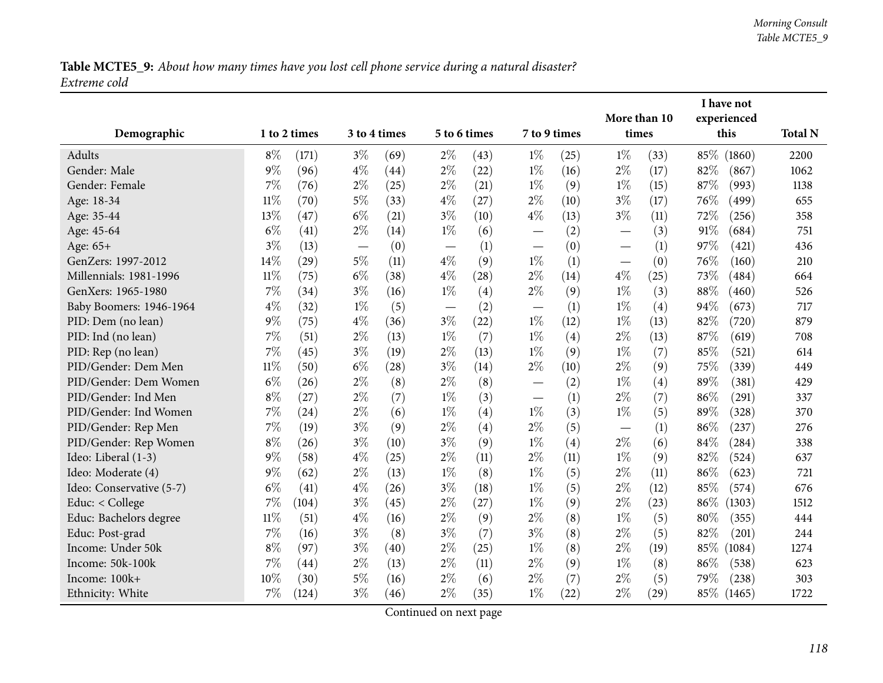**Table MCTE5_9:** *About how many times have you lost cell phone service during a natural disaster? Extreme cold*

| Demographic | 1 to 2 times | | 3 to 4 times | | 5 to 6 times | | 7 to 9 times | | More than 10 times | | I have not experienced this | | Total N |
|---|---|---|---|---|---|---|---|---|---|---|---|---|---|
| Adults | 8% | (171) | 3% | (69) | 2% | (43) | 1% | (25) | 1% | (33) | 85% | (1860) | 2200 |
| Gender: Male | 9% | (96) | 4% | (44) | 2% | (22) | 1% | (16) | 2% | (17) | 82% | (867) | 1062 |
| Gender: Female | 7% | (76) | 2% | (25) | 2% | (21) | 1% | (9) | 1% | (15) | 87% | (993) | 1138 |
| Age: 18-34 | 11% | (70) | 5% | (33) | 4% | (27) | 2% | (10) | 3% | (17) | 76% | (499) | 655 |
| Age: 35-44 | 13% | (47) | 6% | (21) | 3% | (10) | 4% | (13) | 3% | (11) | 72% | (256) | 358 |
| Age: 45-64 | 6% | (41) | 2% | (14) | 1% | (6) | — | (2) | — | (3) | 91% | (684) | 751 |
| Age: 65+ | 3% | (13) | — | (0) | — | (1) | — | (0) | — | (1) | 97% | (421) | 436 |
| GenZers: 1997-2012 | 14% | (29) | 5% | (11) | 4% | (9) | 1% | (1) | — | (0) | 76% | (160) | 210 |
| Millennials: 1981-1996 | 11% | (75) | 6% | (38) | 4% | (28) | 2% | (14) | 4% | (25) | 73% | (484) | 664 |
| GenXers: 1965-1980 | 7% | (34) | 3% | (16) | 1% | (4) | 2% | (9) | 1% | (3) | 88% | (460) | 526 |
| Baby Boomers: 1946-1964 | 4% | (32) | 1% | (5) | — | (2) | — | (1) | 1% | (4) | 94% | (673) | 717 |
| PID: Dem (no lean) | 9% | (75) | 4% | (36) | 3% | (22) | 1% | (12) | 1% | (13) | 82% | (720) | 879 |
| PID: Ind (no lean) | 7% | (51) | 2% | (13) | 1% | (7) | 1% | (4) | 2% | (13) | 87% | (619) | 708 |
| PID: Rep (no lean) | 7% | (45) | 3% | (19) | 2% | (13) | 1% | (9) | 1% | (7) | 85% | (521) | 614 |
| PID/Gender: Dem Men | 11% | (50) | 6% | (28) | 3% | (14) | 2% | (10) | 2% | (9) | 75% | (339) | 449 |
| PID/Gender: Dem Women | 6% | (26) | 2% | (8) | 2% | (8) | — | (2) | 1% | (4) | 89% | (381) | 429 |
| PID/Gender: Ind Men | 8% | (27) | 2% | (7) | 1% | (3) | — | (1) | 2% | (7) | 86% | (291) | 337 |
| PID/Gender: Ind Women | 7% | (24) | 2% | (6) | 1% | (4) | 1% | (3) | 1% | (5) | 89% | (328) | 370 |
| PID/Gender: Rep Men | 7% | (19) | 3% | (9) | 2% | (4) | 2% | (5) | — | (1) | 86% | (237) | 276 |
| PID/Gender: Rep Women | 8% | (26) | 3% | (10) | 3% | (9) | 1% | (4) | 2% | (6) | 84% | (284) | 338 |
| Ideo: Liberal (1-3) | 9% | (58) | 4% | (25) | 2% | (11) | 2% | (11) | 1% | (9) | 82% | (524) | 637 |
| Ideo: Moderate (4) | 9% | (62) | 2% | (13) | 1% | (8) | 1% | (5) | 2% | (11) | 86% | (623) | 721 |
| Ideo: Conservative (5-7) | 6% | (41) | 4% | (26) | 3% | (18) | 1% | (5) | 2% | (12) | 85% | (574) | 676 |
| Educ: < College | 7% | (104) | 3% | (45) | 2% | (27) | 1% | (9) | 2% | (23) | 86% | (1303) | 1512 |
| Educ: Bachelors degree | 11% | (51) | 4% | (16) | 2% | (9) | 2% | (8) | 1% | (5) | 80% | (355) | 444 |
| Educ: Post-grad | 7% | (16) | 3% | (8) | 3% | (7) | 3% | (8) | 2% | (5) | 82% | (201) | 244 |
| Income: Under 50k | 8% | (97) | 3% | (40) | 2% | (25) | 1% | (8) | 2% | (19) | 85% | (1084) | 1274 |
| Income: 50k-100k | 7% | (44) | 2% | (13) | 2% | (11) | 2% | (9) | 1% | (8) | 86% | (538) | 623 |
| Income: 100k+ | 10% | (30) | 5% | (16) | 2% | (6) | 2% | (7) | 2% | (5) | 79% | (238) | 303 |
| Ethnicity: White | 7% | (124) | 3% | (46) | 2% | (35) | 1% | (22) | 2% | (29) | 85% | (1465) | 1722 |

Continued on next page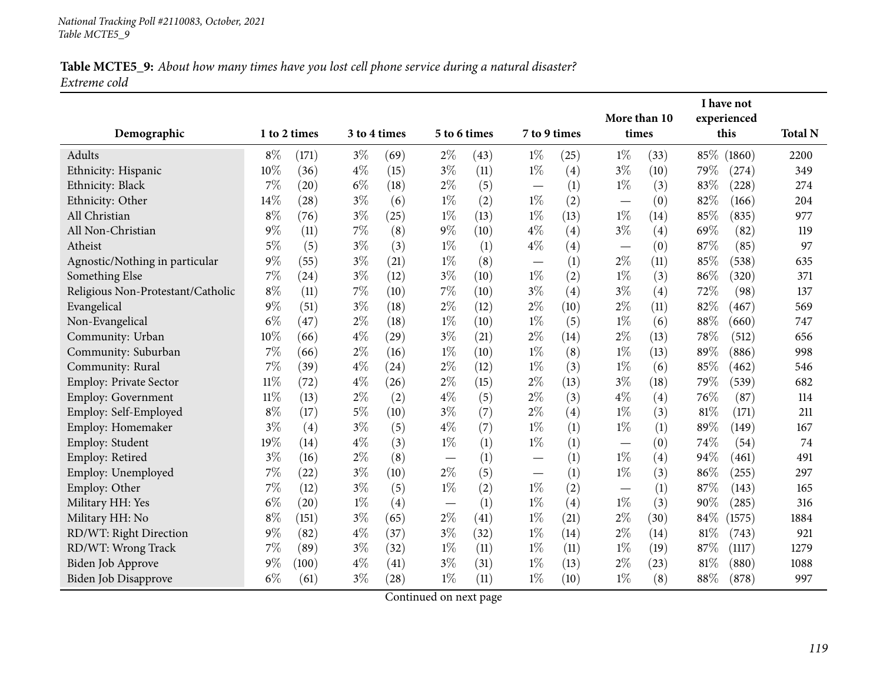National Tracking Poll #2110083, October, 2021
Table MCTE5_9

**Table MCTE5_9:** *About how many times have you lost cell phone service during a natural disaster? Extreme cold*

| Demographic | 1 to 2 times | | 3 to 4 times | | 5 to 6 times | | 7 to 9 times | | More than 10 times | | I have not experienced this | | Total N |
|---|---|---|---|---|---|---|---|---|---|---|---|---|---|
| Adults | 8% | (171) | 3% | (69) | 2% | (43) | 1% | (25) | 1% | (33) | 85% | (1860) | 2200 |
| Ethnicity: Hispanic | 10% | (36) | 4% | (15) | 3% | (11) | 1% | (4) | 3% | (10) | 79% | (274) | 349 |
| Ethnicity: Black | 7% | (20) | 6% | (18) | 2% | (5) | — | (1) | 1% | (3) | 83% | (228) | 274 |
| Ethnicity: Other | 14% | (28) | 3% | (6) | 1% | (2) | 1% | (2) | — | (0) | 82% | (166) | 204 |
| All Christian | 8% | (76) | 3% | (25) | 1% | (13) | 1% | (13) | 1% | (14) | 85% | (835) | 977 |
| All Non-Christian | 9% | (11) | 7% | (8) | 9% | (10) | 4% | (4) | 3% | (4) | 69% | (82) | 119 |
| Atheist | 5% | (5) | 3% | (3) | 1% | (1) | 4% | (4) | — | (0) | 87% | (85) | 97 |
| Agnostic/Nothing in particular | 9% | (55) | 3% | (21) | 1% | (8) | — | (1) | 2% | (11) | 85% | (538) | 635 |
| Something Else | 7% | (24) | 3% | (12) | 3% | (10) | 1% | (2) | 1% | (3) | 86% | (320) | 371 |
| Religious Non-Protestant/Catholic | 8% | (11) | 7% | (10) | 7% | (10) | 3% | (4) | 3% | (4) | 72% | (98) | 137 |
| Evangelical | 9% | (51) | 3% | (18) | 2% | (12) | 2% | (10) | 2% | (11) | 82% | (467) | 569 |
| Non-Evangelical | 6% | (47) | 2% | (18) | 1% | (10) | 1% | (5) | 1% | (6) | 88% | (660) | 747 |
| Community: Urban | 10% | (66) | 4% | (29) | 3% | (21) | 2% | (14) | 2% | (13) | 78% | (512) | 656 |
| Community: Suburban | 7% | (66) | 2% | (16) | 1% | (10) | 1% | (8) | 1% | (13) | 89% | (886) | 998 |
| Community: Rural | 7% | (39) | 4% | (24) | 2% | (12) | 1% | (3) | 1% | (6) | 85% | (462) | 546 |
| Employ: Private Sector | 11% | (72) | 4% | (26) | 2% | (15) | 2% | (13) | 3% | (18) | 79% | (539) | 682 |
| Employ: Government | 11% | (13) | 2% | (2) | 4% | (5) | 2% | (3) | 4% | (4) | 76% | (87) | 114 |
| Employ: Self-Employed | 8% | (17) | 5% | (10) | 3% | (7) | 2% | (4) | 1% | (3) | 81% | (171) | 211 |
| Employ: Homemaker | 3% | (4) | 3% | (5) | 4% | (7) | 1% | (1) | 1% | (1) | 89% | (149) | 167 |
| Employ: Student | 19% | (14) | 4% | (3) | 1% | (1) | 1% | (1) | — | (0) | 74% | (54) | 74 |
| Employ: Retired | 3% | (16) | 2% | (8) | — | (1) | — | (1) | 1% | (4) | 94% | (461) | 491 |
| Employ: Unemployed | 7% | (22) | 3% | (10) | 2% | (5) | — | (1) | 1% | (3) | 86% | (255) | 297 |
| Employ: Other | 7% | (12) | 3% | (5) | 1% | (2) | 1% | (2) | — | (1) | 87% | (143) | 165 |
| Military HH: Yes | 6% | (20) | 1% | (4) | — | (1) | 1% | (4) | 1% | (3) | 90% | (285) | 316 |
| Military HH: No | 8% | (151) | 3% | (65) | 2% | (41) | 1% | (21) | 2% | (30) | 84% | (1575) | 1884 |
| RD/WT: Right Direction | 9% | (82) | 4% | (37) | 3% | (32) | 1% | (14) | 2% | (14) | 81% | (743) | 921 |
| RD/WT: Wrong Track | 7% | (89) | 3% | (32) | 1% | (11) | 1% | (11) | 1% | (19) | 87% | (1117) | 1279 |
| Biden Job Approve | 9% | (100) | 4% | (41) | 3% | (31) | 1% | (13) | 2% | (23) | 81% | (880) | 1088 |
| Biden Job Disapprove | 6% | (61) | 3% | (28) | 1% | (11) | 1% | (10) | 1% | (8) | 88% | (878) | 997 |

Continued on next page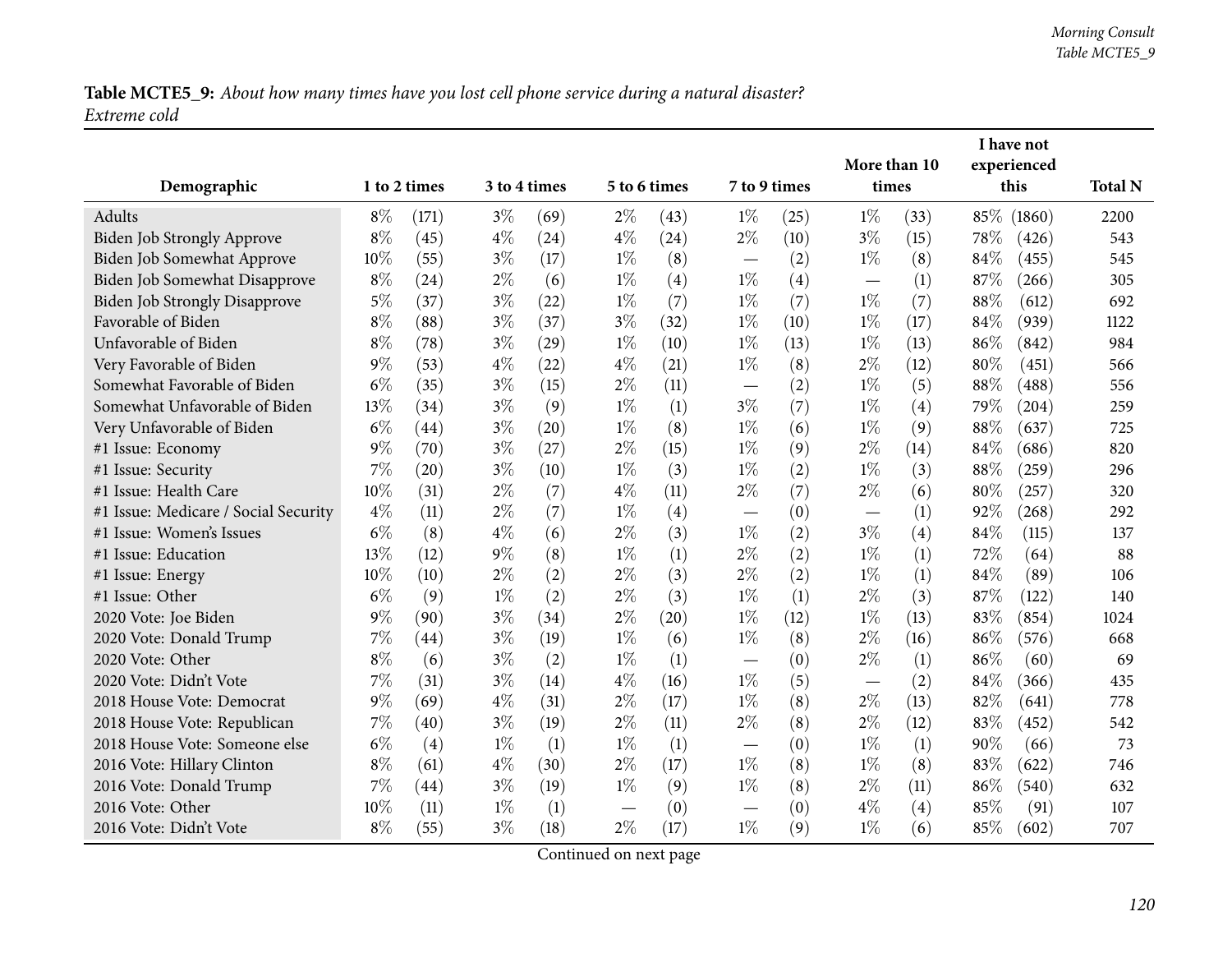**Table MCTE5_9:** *About how many times have you lost cell phone service during a natural disaster? Extreme cold*

| Demographic | 1 to 2 times | | 3 to 4 times | | 5 to 6 times | | 7 to 9 times | | More than 10 times | | I have not experienced this | | Total N |
|---|---|---|---|---|---|---|---|---|---|---|---|---|---|
| Adults | 8% | (171) | 3% | (69) | 2% | (43) | 1% | (25) | 1% | (33) | 85% | (1860) | 2200 |
| Biden Job Strongly Approve | 8% | (45) | 4% | (24) | 4% | (24) | 2% | (10) | 3% | (15) | 78% | (426) | 543 |
| Biden Job Somewhat Approve | 10% | (55) | 3% | (17) | 1% | (8) | — | (2) | 1% | (8) | 84% | (455) | 545 |
| Biden Job Somewhat Disapprove | 8% | (24) | 2% | (6) | 1% | (4) | 1% | (4) | — | (1) | 87% | (266) | 305 |
| Biden Job Strongly Disapprove | 5% | (37) | 3% | (22) | 1% | (7) | 1% | (7) | 1% | (7) | 88% | (612) | 692 |
| Favorable of Biden | 8% | (88) | 3% | (37) | 3% | (32) | 1% | (10) | 1% | (17) | 84% | (939) | 1122 |
| Unfavorable of Biden | 8% | (78) | 3% | (29) | 1% | (10) | 1% | (13) | 1% | (13) | 86% | (842) | 984 |
| Very Favorable of Biden | 9% | (53) | 4% | (22) | 4% | (21) | 1% | (8) | 2% | (12) | 80% | (451) | 566 |
| Somewhat Favorable of Biden | 6% | (35) | 3% | (15) | 2% | (11) | — | (2) | 1% | (5) | 88% | (488) | 556 |
| Somewhat Unfavorable of Biden | 13% | (34) | 3% | (9) | 1% | (1) | 3% | (7) | 1% | (4) | 79% | (204) | 259 |
| Very Unfavorable of Biden | 6% | (44) | 3% | (20) | 1% | (8) | 1% | (6) | 1% | (9) | 88% | (637) | 725 |
| #1 Issue: Economy | 9% | (70) | 3% | (27) | 2% | (15) | 1% | (9) | 2% | (14) | 84% | (686) | 820 |
| #1 Issue: Security | 7% | (20) | 3% | (10) | 1% | (3) | 1% | (2) | 1% | (3) | 88% | (259) | 296 |
| #1 Issue: Health Care | 10% | (31) | 2% | (7) | 4% | (11) | 2% | (7) | 2% | (6) | 80% | (257) | 320 |
| #1 Issue: Medicare / Social Security | 4% | (11) | 2% | (7) | 1% | (4) | — | (0) | — | (1) | 92% | (268) | 292 |
| #1 Issue: Women's Issues | 6% | (8) | 4% | (6) | 2% | (3) | 1% | (2) | 3% | (4) | 84% | (115) | 137 |
| #1 Issue: Education | 13% | (12) | 9% | (8) | 1% | (1) | 2% | (2) | 1% | (1) | 72% | (64) | 88 |
| #1 Issue: Energy | 10% | (10) | 2% | (2) | 2% | (3) | 2% | (2) | 1% | (1) | 84% | (89) | 106 |
| #1 Issue: Other | 6% | (9) | 1% | (2) | 2% | (3) | 1% | (1) | 2% | (3) | 87% | (122) | 140 |
| 2020 Vote: Joe Biden | 9% | (90) | 3% | (34) | 2% | (20) | 1% | (12) | 1% | (13) | 83% | (854) | 1024 |
| 2020 Vote: Donald Trump | 7% | (44) | 3% | (19) | 1% | (6) | 1% | (8) | 2% | (16) | 86% | (576) | 668 |
| 2020 Vote: Other | 8% | (6) | 3% | (2) | 1% | (1) | — | (0) | 2% | (1) | 86% | (60) | 69 |
| 2020 Vote: Didn't Vote | 7% | (31) | 3% | (14) | 4% | (16) | 1% | (5) | — | (2) | 84% | (366) | 435 |
| 2018 House Vote: Democrat | 9% | (69) | 4% | (31) | 2% | (17) | 1% | (8) | 2% | (13) | 82% | (641) | 778 |
| 2018 House Vote: Republican | 7% | (40) | 3% | (19) | 2% | (11) | 2% | (8) | 2% | (12) | 83% | (452) | 542 |
| 2018 House Vote: Someone else | 6% | (4) | 1% | (1) | 1% | (1) | — | (0) | 1% | (1) | 90% | (66) | 73 |
| 2016 Vote: Hillary Clinton | 8% | (61) | 4% | (30) | 2% | (17) | 1% | (8) | 1% | (8) | 83% | (622) | 746 |
| 2016 Vote: Donald Trump | 7% | (44) | 3% | (19) | 1% | (9) | 1% | (8) | 2% | (11) | 86% | (540) | 632 |
| 2016 Vote: Other | 10% | (11) | 1% | (1) | — | (0) | — | (0) | 4% | (4) | 85% | (91) | 107 |
| 2016 Vote: Didn't Vote | 8% | (55) | 3% | (18) | 2% | (17) | 1% | (9) | 1% | (6) | 85% | (602) | 707 |

Continued on next page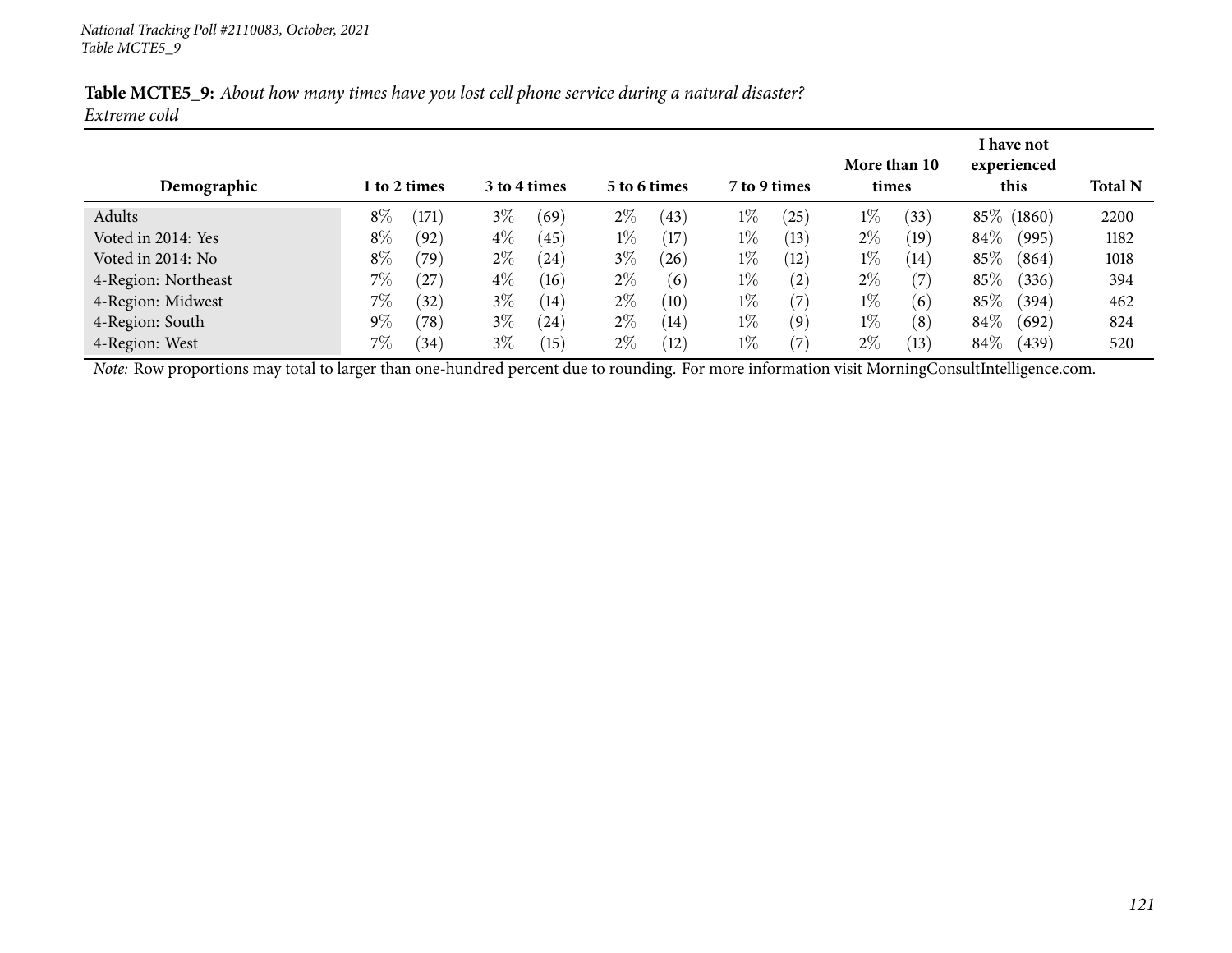*National Tracking Poll #2110083, October, 2021*
*Table MCTE5_9*

**Table MCTE5_9:** *About how many times have you lost cell phone service during a natural disaster?*
*Extreme cold*

| Demographic | 1 to 2 times | 3 to 4 times | 5 to 6 times | 7 to 9 times | More than 10 times | I have not experienced this | Total N |
|---|---|---|---|---|---|---|---|
| Adults | 8% (171) | 3% (69) | 2% (43) | 1% (25) | 1% (33) | 85% (1860) | 2200 |
| Voted in 2014: Yes | 8% (92) | 4% (45) | 1% (17) | 1% (13) | 2% (19) | 84% (995) | 1182 |
| Voted in 2014: No | 8% (79) | 2% (24) | 3% (26) | 1% (12) | 1% (14) | 85% (864) | 1018 |
| 4-Region: Northeast | 7% (27) | 4% (16) | 2% (6) | 1% (2) | 2% (7) | 85% (336) | 394 |
| 4-Region: Midwest | 7% (32) | 3% (14) | 2% (10) | 1% (7) | 1% (6) | 85% (394) | 462 |
| 4-Region: South | 9% (78) | 3% (24) | 2% (14) | 1% (9) | 1% (8) | 84% (692) | 824 |
| 4-Region: West | 7% (34) | 3% (15) | 2% (12) | 1% (7) | 2% (13) | 84% (439) | 520 |

*Note:* Row proportions may total to larger than one-hundred percent due to rounding. For more information visit MorningConsultIntelligence.com.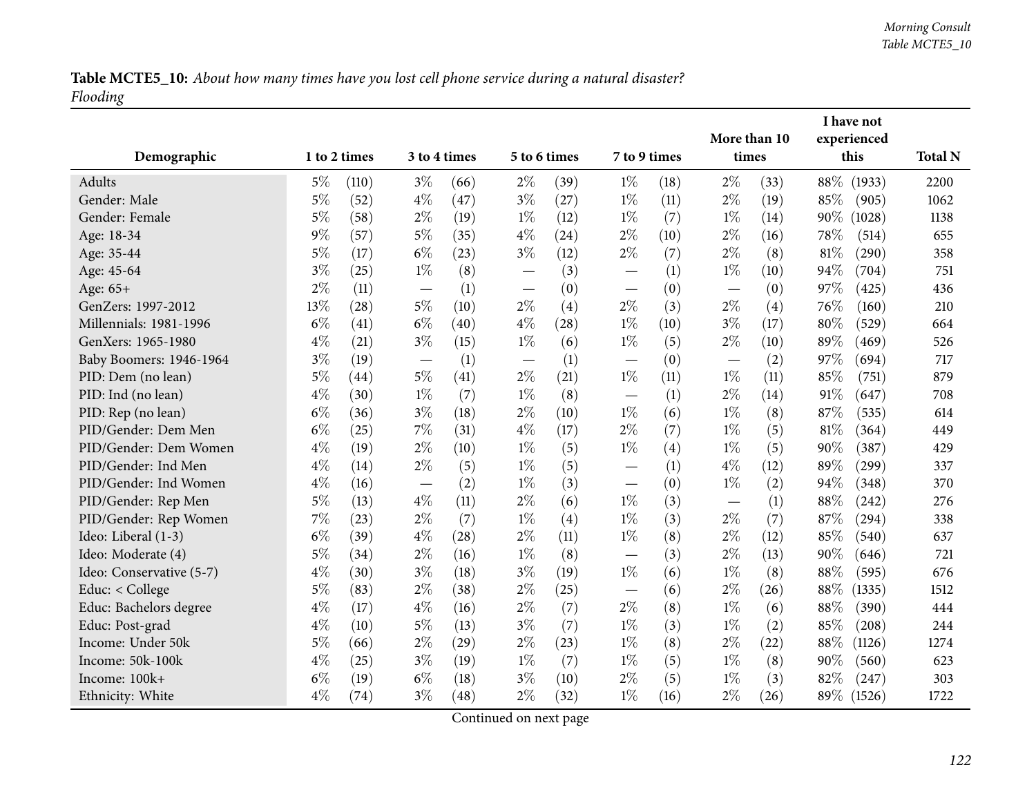**Table MCTE5_10:** *About how many times have you lost cell phone service during a natural disaster? Flooding*

| Demographic | 1 to 2 times | | 3 to 4 times | | 5 to 6 times | | 7 to 9 times | | More than 10 times | | I have not experienced this | | Total N |
|---|---|---|---|---|---|---|---|---|---|---|---|---|---|
| Adults | 5% | (110) | 3% | (66) | 2% | (39) | 1% | (18) | 2% | (33) | 88% | (1933) | 2200 |
| Gender: Male | 5% | (52) | 4% | (47) | 3% | (27) | 1% | (11) | 2% | (19) | 85% | (905) | 1062 |
| Gender: Female | 5% | (58) | 2% | (19) | 1% | (12) | 1% | (7) | 1% | (14) | 90% | (1028) | 1138 |
| Age: 18-34 | 9% | (57) | 5% | (35) | 4% | (24) | 2% | (10) | 2% | (16) | 78% | (514) | 655 |
| Age: 35-44 | 5% | (17) | 6% | (23) | 3% | (12) | 2% | (7) | 2% | (8) | 81% | (290) | 358 |
| Age: 45-64 | 3% | (25) | 1% | (8) | — | (3) | — | (1) | 1% | (10) | 94% | (704) | 751 |
| Age: 65+ | 2% | (11) | — | (1) | — | (0) | — | (0) | — | (0) | 97% | (425) | 436 |
| GenZers: 1997-2012 | 13% | (28) | 5% | (10) | 2% | (4) | 2% | (3) | 2% | (4) | 76% | (160) | 210 |
| Millennials: 1981-1996 | 6% | (41) | 6% | (40) | 4% | (28) | 1% | (10) | 3% | (17) | 80% | (529) | 664 |
| GenXers: 1965-1980 | 4% | (21) | 3% | (15) | 1% | (6) | 1% | (5) | 2% | (10) | 89% | (469) | 526 |
| Baby Boomers: 1946-1964 | 3% | (19) | — | (1) | — | (1) | — | (0) | — | (2) | 97% | (694) | 717 |
| PID: Dem (no lean) | 5% | (44) | 5% | (41) | 2% | (21) | 1% | (11) | 1% | (11) | 85% | (751) | 879 |
| PID: Ind (no lean) | 4% | (30) | 1% | (7) | 1% | (8) | — | (1) | 2% | (14) | 91% | (647) | 708 |
| PID: Rep (no lean) | 6% | (36) | 3% | (18) | 2% | (10) | 1% | (6) | 1% | (8) | 87% | (535) | 614 |
| PID/Gender: Dem Men | 6% | (25) | 7% | (31) | 4% | (17) | 2% | (7) | 1% | (5) | 81% | (364) | 449 |
| PID/Gender: Dem Women | 4% | (19) | 2% | (10) | 1% | (5) | 1% | (4) | 1% | (5) | 90% | (387) | 429 |
| PID/Gender: Ind Men | 4% | (14) | 2% | (5) | 1% | (5) | — | (1) | 4% | (12) | 89% | (299) | 337 |
| PID/Gender: Ind Women | 4% | (16) | — | (2) | 1% | (3) | — | (0) | 1% | (2) | 94% | (348) | 370 |
| PID/Gender: Rep Men | 5% | (13) | 4% | (11) | 2% | (6) | 1% | (3) | — | (1) | 88% | (242) | 276 |
| PID/Gender: Rep Women | 7% | (23) | 2% | (7) | 1% | (4) | 1% | (3) | 2% | (7) | 87% | (294) | 338 |
| Ideo: Liberal (1-3) | 6% | (39) | 4% | (28) | 2% | (11) | 1% | (8) | 2% | (12) | 85% | (540) | 637 |
| Ideo: Moderate (4) | 5% | (34) | 2% | (16) | 1% | (8) | — | (3) | 2% | (13) | 90% | (646) | 721 |
| Ideo: Conservative (5-7) | 4% | (30) | 3% | (18) | 3% | (19) | 1% | (6) | 1% | (8) | 88% | (595) | 676 |
| Educ: < College | 5% | (83) | 2% | (38) | 2% | (25) | — | (6) | 2% | (26) | 88% | (1335) | 1512 |
| Educ: Bachelors degree | 4% | (17) | 4% | (16) | 2% | (7) | 2% | (8) | 1% | (6) | 88% | (390) | 444 |
| Educ: Post-grad | 4% | (10) | 5% | (13) | 3% | (7) | 1% | (3) | 1% | (2) | 85% | (208) | 244 |
| Income: Under 50k | 5% | (66) | 2% | (29) | 2% | (23) | 1% | (8) | 2% | (22) | 88% | (1126) | 1274 |
| Income: 50k-100k | 4% | (25) | 3% | (19) | 1% | (7) | 1% | (5) | 1% | (8) | 90% | (560) | 623 |
| Income: 100k+ | 6% | (19) | 6% | (18) | 3% | (10) | 2% | (5) | 1% | (3) | 82% | (247) | 303 |
| Ethnicity: White | 4% | (74) | 3% | (48) | 2% | (32) | 1% | (16) | 2% | (26) | 89% | (1526) | 1722 |

Continued on next page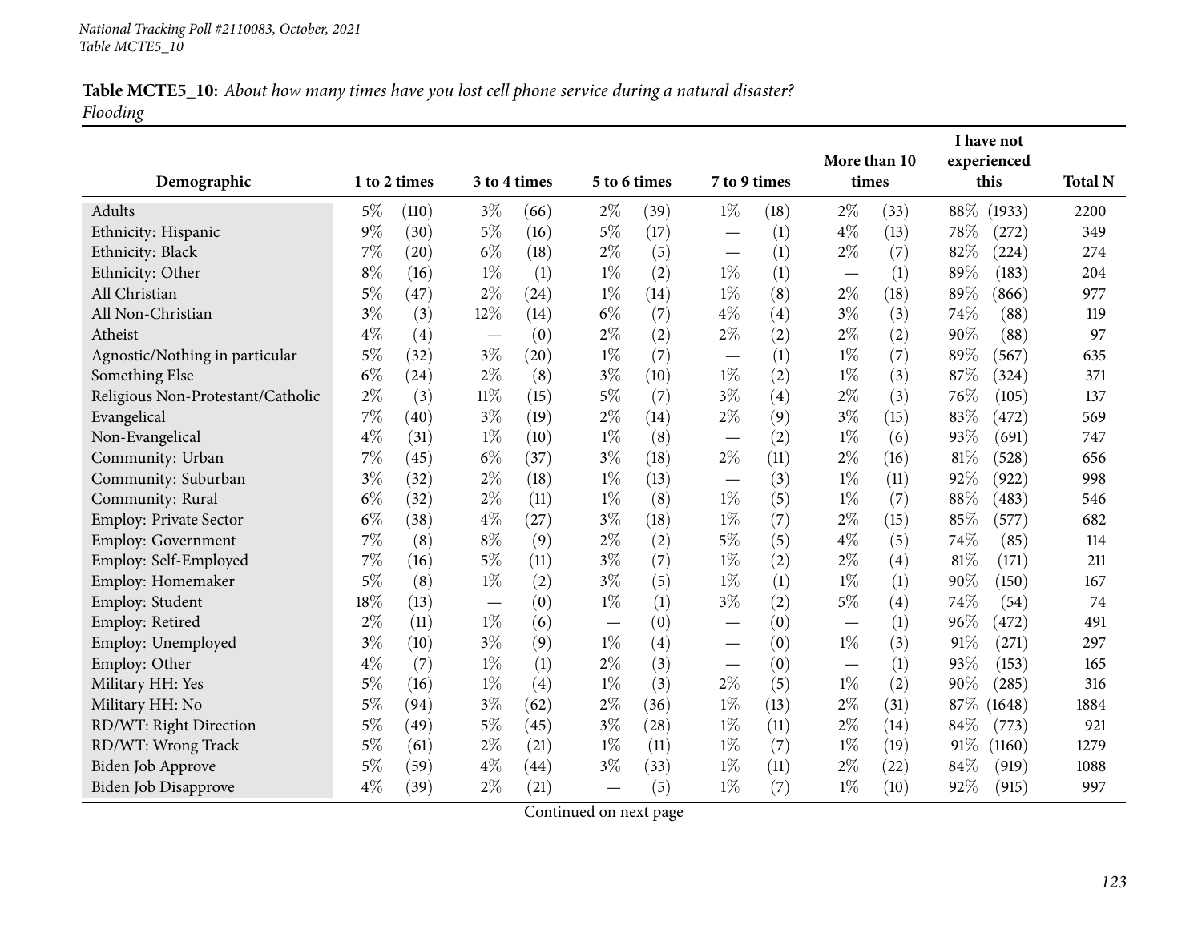**Table MCTE5_10:** *About how many times have you lost cell phone service during a natural disaster? Flooding*

| Demographic | 1 to 2 times | | 3 to 4 times | | 5 to 6 times | | 7 to 9 times | | More than 10 times | | I have not experienced this | | Total N |
|---|---|---|---|---|---|---|---|---|---|---|---|---|---|
| Adults | 5% | (110) | 3% | (66) | 2% | (39) | 1% | (18) | 2% | (33) | 88% | (1933) | 2200 |
| Ethnicity: Hispanic | 9% | (30) | 5% | (16) | 5% | (17) | — | (1) | 4% | (13) | 78% | (272) | 349 |
| Ethnicity: Black | 7% | (20) | 6% | (18) | 2% | (5) | — | (1) | 2% | (7) | 82% | (224) | 274 |
| Ethnicity: Other | 8% | (16) | 1% | (1) | 1% | (2) | 1% | (1) | — | (1) | 89% | (183) | 204 |
| All Christian | 5% | (47) | 2% | (24) | 1% | (14) | 1% | (8) | 2% | (18) | 89% | (866) | 977 |
| All Non-Christian | 3% | (3) | 12% | (14) | 6% | (7) | 4% | (4) | 3% | (3) | 74% | (88) | 119 |
| Atheist | 4% | (4) | — | (0) | 2% | (2) | 2% | (2) | 2% | (2) | 90% | (88) | 97 |
| Agnostic/Nothing in particular | 5% | (32) | 3% | (20) | 1% | (7) | — | (1) | 1% | (7) | 89% | (567) | 635 |
| Something Else | 6% | (24) | 2% | (8) | 3% | (10) | 1% | (2) | 1% | (3) | 87% | (324) | 371 |
| Religious Non-Protestant/Catholic | 2% | (3) | 11% | (15) | 5% | (7) | 3% | (4) | 2% | (3) | 76% | (105) | 137 |
| Evangelical | 7% | (40) | 3% | (19) | 2% | (14) | 2% | (9) | 3% | (15) | 83% | (472) | 569 |
| Non-Evangelical | 4% | (31) | 1% | (10) | 1% | (8) | — | (2) | 1% | (6) | 93% | (691) | 747 |
| Community: Urban | 7% | (45) | 6% | (37) | 3% | (18) | 2% | (11) | 2% | (16) | 81% | (528) | 656 |
| Community: Suburban | 3% | (32) | 2% | (18) | 1% | (13) | — | (3) | 1% | (11) | 92% | (922) | 998 |
| Community: Rural | 6% | (32) | 2% | (11) | 1% | (8) | 1% | (5) | 1% | (7) | 88% | (483) | 546 |
| Employ: Private Sector | 6% | (38) | 4% | (27) | 3% | (18) | 1% | (7) | 2% | (15) | 85% | (577) | 682 |
| Employ: Government | 7% | (8) | 8% | (9) | 2% | (2) | 5% | (5) | 4% | (5) | 74% | (85) | 114 |
| Employ: Self-Employed | 7% | (16) | 5% | (11) | 3% | (7) | 1% | (2) | 2% | (4) | 81% | (171) | 211 |
| Employ: Homemaker | 5% | (8) | 1% | (2) | 3% | (5) | 1% | (1) | 1% | (1) | 90% | (150) | 167 |
| Employ: Student | 18% | (13) | — | (0) | 1% | (1) | 3% | (2) | 5% | (4) | 74% | (54) | 74 |
| Employ: Retired | 2% | (11) | 1% | (6) | — | (0) | — | (0) | — | (1) | 96% | (472) | 491 |
| Employ: Unemployed | 3% | (10) | 3% | (9) | 1% | (4) | — | (0) | 1% | (3) | 91% | (271) | 297 |
| Employ: Other | 4% | (7) | 1% | (1) | 2% | (3) | — | (0) | — | (1) | 93% | (153) | 165 |
| Military HH: Yes | 5% | (16) | 1% | (4) | 1% | (3) | 2% | (5) | 1% | (2) | 90% | (285) | 316 |
| Military HH: No | 5% | (94) | 3% | (62) | 2% | (36) | 1% | (13) | 2% | (31) | 87% | (1648) | 1884 |
| RD/WT: Right Direction | 5% | (49) | 5% | (45) | 3% | (28) | 1% | (11) | 2% | (14) | 84% | (773) | 921 |
| RD/WT: Wrong Track | 5% | (61) | 2% | (21) | 1% | (11) | 1% | (7) | 1% | (19) | 91% | (1160) | 1279 |
| Biden Job Approve | 5% | (59) | 4% | (44) | 3% | (33) | 1% | (11) | 2% | (22) | 84% | (919) | 1088 |
| Biden Job Disapprove | 4% | (39) | 2% | (21) | — | (5) | 1% | (7) | 1% | (10) | 92% | (915) | 997 |

Continued on next page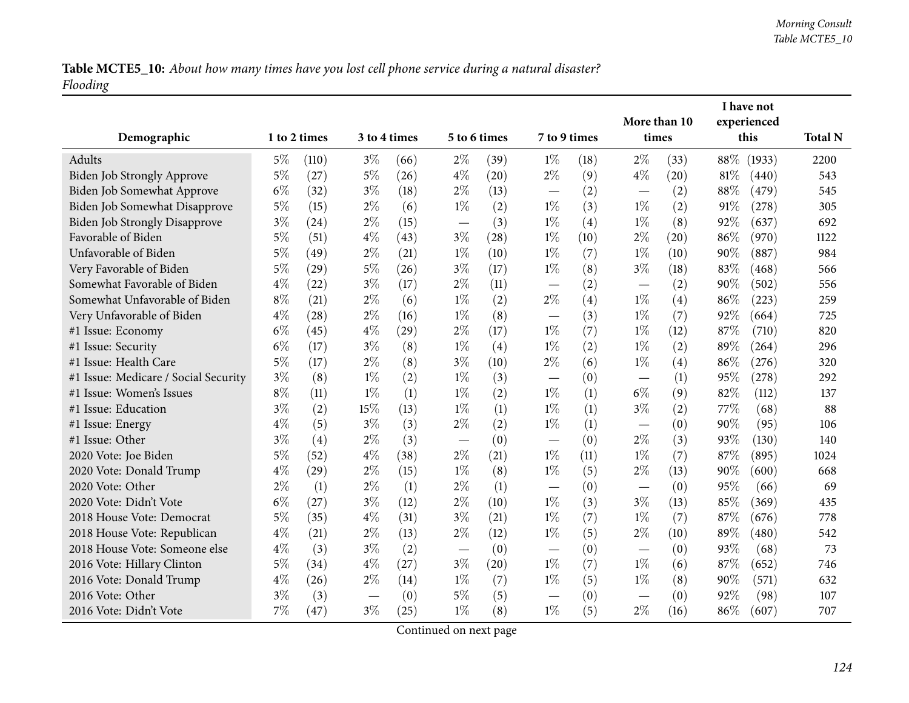**Table MCTE5_10:** *About how many times have you lost cell phone service during a natural disaster? Flooding*

| Demographic | 1 to 2 times | | 3 to 4 times | | 5 to 6 times | | 7 to 9 times | | More than 10 times | | I have not experienced this | | Total N |
|---|---|---|---|---|---|---|---|---|---|---|---|---|---|
| Adults | 5% | (110) | 3% | (66) | 2% | (39) | 1% | (18) | 2% | (33) | 88% | (1933) | 2200 |
| Biden Job Strongly Approve | 5% | (27) | 5% | (26) | 4% | (20) | 2% | (9) | 4% | (20) | 81% | (440) | 543 |
| Biden Job Somewhat Approve | 6% | (32) | 3% | (18) | 2% | (13) | — | (2) | — | (2) | 88% | (479) | 545 |
| Biden Job Somewhat Disapprove | 5% | (15) | 2% | (6) | 1% | (2) | 1% | (3) | 1% | (2) | 91% | (278) | 305 |
| Biden Job Strongly Disapprove | 3% | (24) | 2% | (15) | — | (3) | 1% | (4) | 1% | (8) | 92% | (637) | 692 |
| Favorable of Biden | 5% | (51) | 4% | (43) | 3% | (28) | 1% | (10) | 2% | (20) | 86% | (970) | 1122 |
| Unfavorable of Biden | 5% | (49) | 2% | (21) | 1% | (10) | 1% | (7) | 1% | (10) | 90% | (887) | 984 |
| Very Favorable of Biden | 5% | (29) | 5% | (26) | 3% | (17) | 1% | (8) | 3% | (18) | 83% | (468) | 566 |
| Somewhat Favorable of Biden | 4% | (22) | 3% | (17) | 2% | (11) | — | (2) | — | (2) | 90% | (502) | 556 |
| Somewhat Unfavorable of Biden | 8% | (21) | 2% | (6) | 1% | (2) | 2% | (4) | 1% | (4) | 86% | (223) | 259 |
| Very Unfavorable of Biden | 4% | (28) | 2% | (16) | 1% | (8) | — | (3) | 1% | (7) | 92% | (664) | 725 |
| #1 Issue: Economy | 6% | (45) | 4% | (29) | 2% | (17) | 1% | (7) | 1% | (12) | 87% | (710) | 820 |
| #1 Issue: Security | 6% | (17) | 3% | (8) | 1% | (4) | 1% | (2) | 1% | (2) | 89% | (264) | 296 |
| #1 Issue: Health Care | 5% | (17) | 2% | (8) | 3% | (10) | 2% | (6) | 1% | (4) | 86% | (276) | 320 |
| #1 Issue: Medicare / Social Security | 3% | (8) | 1% | (2) | 1% | (3) | — | (0) | — | (1) | 95% | (278) | 292 |
| #1 Issue: Women's Issues | 8% | (11) | 1% | (1) | 1% | (2) | 1% | (1) | 6% | (9) | 82% | (112) | 137 |
| #1 Issue: Education | 3% | (2) | 15% | (13) | 1% | (1) | 1% | (1) | 3% | (2) | 77% | (68) | 88 |
| #1 Issue: Energy | 4% | (5) | 3% | (3) | 2% | (2) | 1% | (1) | — | (0) | 90% | (95) | 106 |
| #1 Issue: Other | 3% | (4) | 2% | (3) | — | (0) | — | (0) | 2% | (3) | 93% | (130) | 140 |
| 2020 Vote: Joe Biden | 5% | (52) | 4% | (38) | 2% | (21) | 1% | (11) | 1% | (7) | 87% | (895) | 1024 |
| 2020 Vote: Donald Trump | 4% | (29) | 2% | (15) | 1% | (8) | 1% | (5) | 2% | (13) | 90% | (600) | 668 |
| 2020 Vote: Other | 2% | (1) | 2% | (1) | 2% | (1) | — | (0) | — | (0) | 95% | (66) | 69 |
| 2020 Vote: Didn't Vote | 6% | (27) | 3% | (12) | 2% | (10) | 1% | (3) | 3% | (13) | 85% | (369) | 435 |
| 2018 House Vote: Democrat | 5% | (35) | 4% | (31) | 3% | (21) | 1% | (7) | 1% | (7) | 87% | (676) | 778 |
| 2018 House Vote: Republican | 4% | (21) | 2% | (13) | 2% | (12) | 1% | (5) | 2% | (10) | 89% | (480) | 542 |
| 2018 House Vote: Someone else | 4% | (3) | 3% | (2) | — | (0) | — | (0) | — | (0) | 93% | (68) | 73 |
| 2016 Vote: Hillary Clinton | 5% | (34) | 4% | (27) | 3% | (20) | 1% | (7) | 1% | (6) | 87% | (652) | 746 |
| 2016 Vote: Donald Trump | 4% | (26) | 2% | (14) | 1% | (7) | 1% | (5) | 1% | (8) | 90% | (571) | 632 |
| 2016 Vote: Other | 3% | (3) | — | (0) | 5% | (5) | — | (0) | — | (0) | 92% | (98) | 107 |
| 2016 Vote: Didn't Vote | 7% | (47) | 3% | (25) | 1% | (8) | 1% | (5) | 2% | (16) | 86% | (607) | 707 |

Continued on next page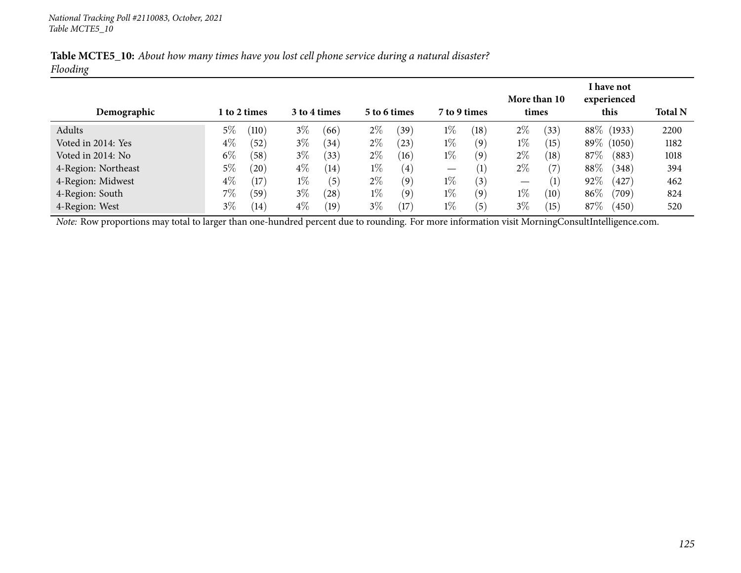*National Tracking Poll #2110083, October, 2021*
*Table MCTE5_10*

**Table MCTE5_10:** *About how many times have you lost cell phone service during a natural disaster?*
*Flooding*

| Demographic | 1 to 2 times | | 3 to 4 times | | 5 to 6 times | | 7 to 9 times | | More than 10 times | | I have not experienced this | | Total N |
|---|---|---|---|---|---|---|---|---|---|---|---|---|---|
| Adults | 5% | (110) | 3% | (66) | 2% | (39) | 1% | (18) | 2% | (33) | 88% | (1933) | 2200 |
| Voted in 2014: Yes | 4% | (52) | 3% | (34) | 2% | (23) | 1% | (9) | 1% | (15) | 89% | (1050) | 1182 |
| Voted in 2014: No | 6% | (58) | 3% | (33) | 2% | (16) | 1% | (9) | 2% | (18) | 87% | (883) | 1018 |
| 4-Region: Northeast | 5% | (20) | 4% | (14) | 1% | (4) | — | (1) | 2% | (7) | 88% | (348) | 394 |
| 4-Region: Midwest | 4% | (17) | 1% | (5) | 2% | (9) | 1% | (3) | — | (1) | 92% | (427) | 462 |
| 4-Region: South | 7% | (59) | 3% | (28) | 1% | (9) | 1% | (9) | 1% | (10) | 86% | (709) | 824 |
| 4-Region: West | 3% | (14) | 4% | (19) | 3% | (17) | 1% | (5) | 3% | (15) | 87% | (450) | 520 |

*Note:* Row proportions may total to larger than one-hundred percent due to rounding. For more information visit MorningConsultIntelligence.com.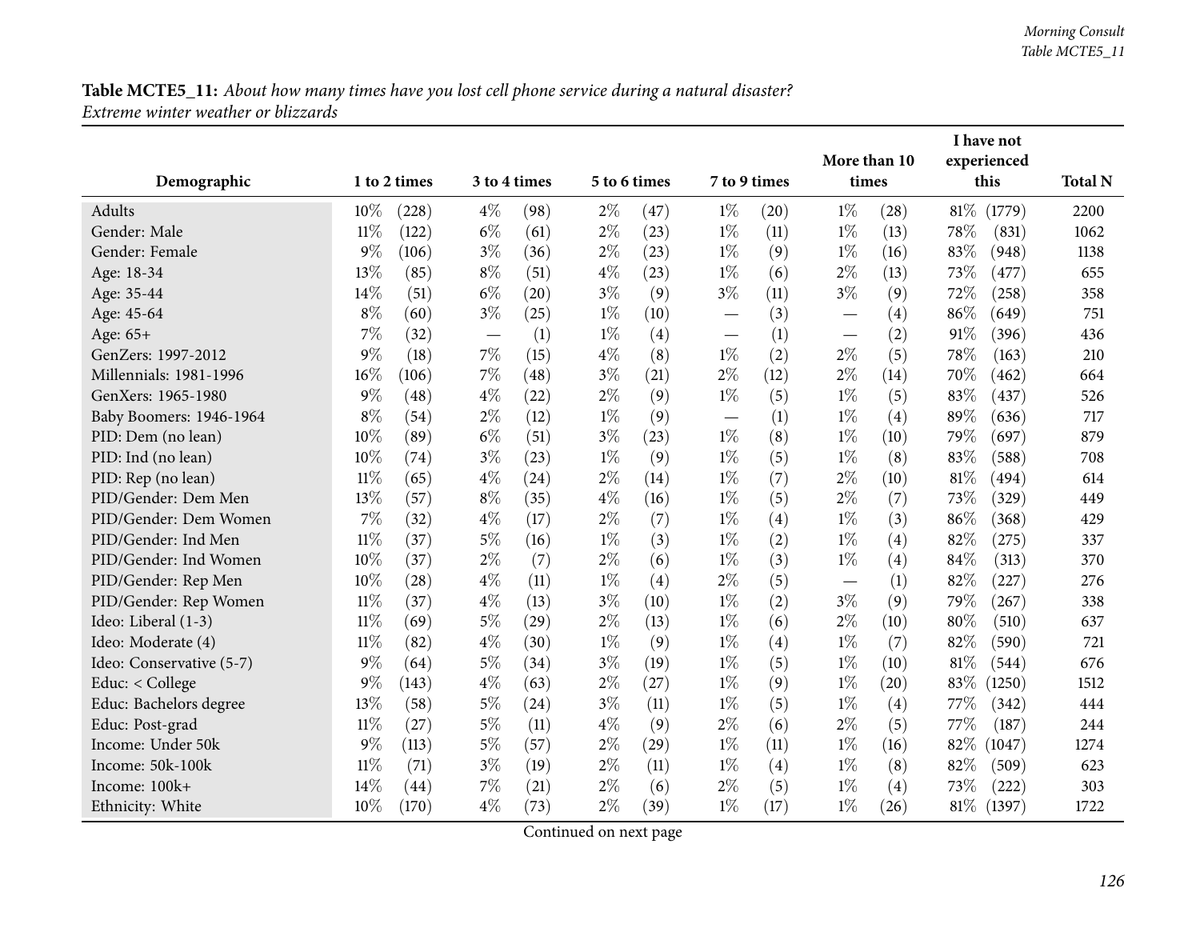**Table MCTE5_11:** *About how many times have you lost cell phone service during a natural disaster? Extreme winter weather or blizzards*

| Demographic | 1 to 2 times | | 3 to 4 times | | 5 to 6 times | | 7 to 9 times | | More than 10 times | | I have not experienced this | | Total N |
|---|---|---|---|---|---|---|---|---|---|---|---|---|---|
| Adults | 10% | (228) | 4% | (98) | 2% | (47) | 1% | (20) | 1% | (28) | 81% | (1779) | 2200 |
| Gender: Male | 11% | (122) | 6% | (61) | 2% | (23) | 1% | (11) | 1% | (13) | 78% | (831) | 1062 |
| Gender: Female | 9% | (106) | 3% | (36) | 2% | (23) | 1% | (9) | 1% | (16) | 83% | (948) | 1138 |
| Age: 18-34 | 13% | (85) | 8% | (51) | 4% | (23) | 1% | (6) | 2% | (13) | 73% | (477) | 655 |
| Age: 35-44 | 14% | (51) | 6% | (20) | 3% | (9) | 3% | (11) | 3% | (9) | 72% | (258) | 358 |
| Age: 45-64 | 8% | (60) | 3% | (25) | 1% | (10) | — | (3) | — | (4) | 86% | (649) | 751 |
| Age: 65+ | 7% | (32) | — | (1) | 1% | (4) | — | (1) | — | (2) | 91% | (396) | 436 |
| GenZers: 1997-2012 | 9% | (18) | 7% | (15) | 4% | (8) | 1% | (2) | 2% | (5) | 78% | (163) | 210 |
| Millennials: 1981-1996 | 16% | (106) | 7% | (48) | 3% | (21) | 2% | (12) | 2% | (14) | 70% | (462) | 664 |
| GenXers: 1965-1980 | 9% | (48) | 4% | (22) | 2% | (9) | 1% | (5) | 1% | (5) | 83% | (437) | 526 |
| Baby Boomers: 1946-1964 | 8% | (54) | 2% | (12) | 1% | (9) | — | (1) | 1% | (4) | 89% | (636) | 717 |
| PID: Dem (no lean) | 10% | (89) | 6% | (51) | 3% | (23) | 1% | (8) | 1% | (10) | 79% | (697) | 879 |
| PID: Ind (no lean) | 10% | (74) | 3% | (23) | 1% | (9) | 1% | (5) | 1% | (8) | 83% | (588) | 708 |
| PID: Rep (no lean) | 11% | (65) | 4% | (24) | 2% | (14) | 1% | (7) | 2% | (10) | 81% | (494) | 614 |
| PID/Gender: Dem Men | 13% | (57) | 8% | (35) | 4% | (16) | 1% | (5) | 2% | (7) | 73% | (329) | 449 |
| PID/Gender: Dem Women | 7% | (32) | 4% | (17) | 2% | (7) | 1% | (4) | 1% | (3) | 86% | (368) | 429 |
| PID/Gender: Ind Men | 11% | (37) | 5% | (16) | 1% | (3) | 1% | (2) | 1% | (4) | 82% | (275) | 337 |
| PID/Gender: Ind Women | 10% | (37) | 2% | (7) | 2% | (6) | 1% | (3) | 1% | (4) | 84% | (313) | 370 |
| PID/Gender: Rep Men | 10% | (28) | 4% | (11) | 1% | (4) | 2% | (5) | — | (1) | 82% | (227) | 276 |
| PID/Gender: Rep Women | 11% | (37) | 4% | (13) | 3% | (10) | 1% | (2) | 3% | (9) | 79% | (267) | 338 |
| Ideo: Liberal (1-3) | 11% | (69) | 5% | (29) | 2% | (13) | 1% | (6) | 2% | (10) | 80% | (510) | 637 |
| Ideo: Moderate (4) | 11% | (82) | 4% | (30) | 1% | (9) | 1% | (4) | 1% | (7) | 82% | (590) | 721 |
| Ideo: Conservative (5-7) | 9% | (64) | 5% | (34) | 3% | (19) | 1% | (5) | 1% | (10) | 81% | (544) | 676 |
| Educ: < College | 9% | (143) | 4% | (63) | 2% | (27) | 1% | (9) | 1% | (20) | 83% | (1250) | 1512 |
| Educ: Bachelors degree | 13% | (58) | 5% | (24) | 3% | (11) | 1% | (5) | 1% | (4) | 77% | (342) | 444 |
| Educ: Post-grad | 11% | (27) | 5% | (11) | 4% | (9) | 2% | (6) | 2% | (5) | 77% | (187) | 244 |
| Income: Under 50k | 9% | (113) | 5% | (57) | 2% | (29) | 1% | (11) | 1% | (16) | 82% | (1047) | 1274 |
| Income: 50k-100k | 11% | (71) | 3% | (19) | 2% | (11) | 1% | (4) | 1% | (8) | 82% | (509) | 623 |
| Income: 100k+ | 14% | (44) | 7% | (21) | 2% | (6) | 2% | (5) | 1% | (4) | 73% | (222) | 303 |
| Ethnicity: White | 10% | (170) | 4% | (73) | 2% | (39) | 1% | (17) | 1% | (26) | 81% | (1397) | 1722 |

Continued on next page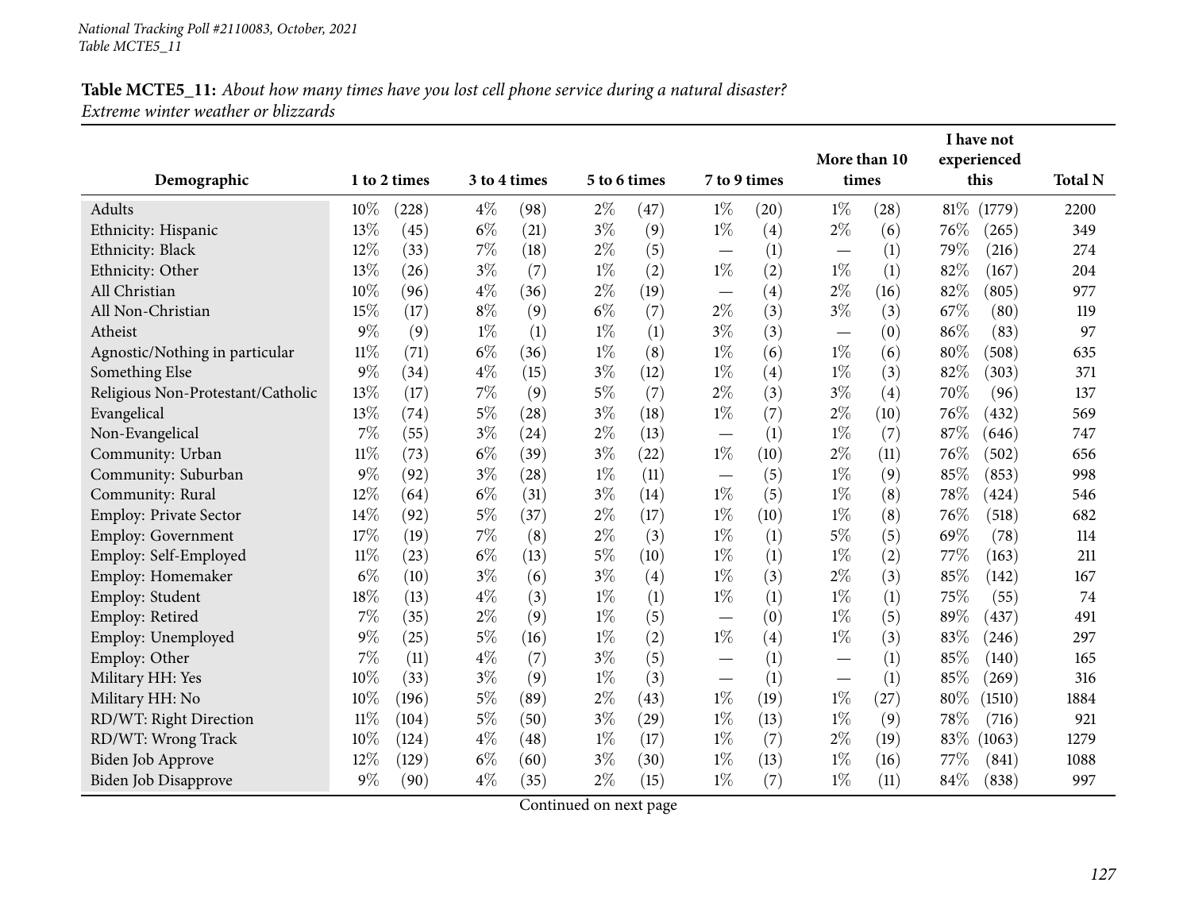**Table MCTE5_11:** *About how many times have you lost cell phone service during a natural disaster? Extreme winter weather or blizzards*

| Demographic | 1 to 2 times | | 3 to 4 times | | 5 to 6 times | | 7 to 9 times | | More than 10 times | | I have not experienced this | | Total N |
|---|---|---|---|---|---|---|---|---|---|---|---|---|---|
| Adults | 10% | (228) | 4% | (98) | 2% | (47) | 1% | (20) | 1% | (28) | 81% | (1779) | 2200 |
| Ethnicity: Hispanic | 13% | (45) | 6% | (21) | 3% | (9) | 1% | (4) | 2% | (6) | 76% | (265) | 349 |
| Ethnicity: Black | 12% | (33) | 7% | (18) | 2% | (5) | — | (1) | — | (1) | 79% | (216) | 274 |
| Ethnicity: Other | 13% | (26) | 3% | (7) | 1% | (2) | 1% | (2) | 1% | (1) | 82% | (167) | 204 |
| All Christian | 10% | (96) | 4% | (36) | 2% | (19) | — | (4) | 2% | (16) | 82% | (805) | 977 |
| All Non-Christian | 15% | (17) | 8% | (9) | 6% | (7) | 2% | (3) | 3% | (3) | 67% | (80) | 119 |
| Atheist | 9% | (9) | 1% | (1) | 1% | (1) | 3% | (3) | — | (0) | 86% | (83) | 97 |
| Agnostic/Nothing in particular | 11% | (71) | 6% | (36) | 1% | (8) | 1% | (6) | 1% | (6) | 80% | (508) | 635 |
| Something Else | 9% | (34) | 4% | (15) | 3% | (12) | 1% | (4) | 1% | (3) | 82% | (303) | 371 |
| Religious Non-Protestant/Catholic | 13% | (17) | 7% | (9) | 5% | (7) | 2% | (3) | 3% | (4) | 70% | (96) | 137 |
| Evangelical | 13% | (74) | 5% | (28) | 3% | (18) | 1% | (7) | 2% | (10) | 76% | (432) | 569 |
| Non-Evangelical | 7% | (55) | 3% | (24) | 2% | (13) | — | (1) | 1% | (7) | 87% | (646) | 747 |
| Community: Urban | 11% | (73) | 6% | (39) | 3% | (22) | 1% | (10) | 2% | (11) | 76% | (502) | 656 |
| Community: Suburban | 9% | (92) | 3% | (28) | 1% | (11) | — | (5) | 1% | (9) | 85% | (853) | 998 |
| Community: Rural | 12% | (64) | 6% | (31) | 3% | (14) | 1% | (5) | 1% | (8) | 78% | (424) | 546 |
| Employ: Private Sector | 14% | (92) | 5% | (37) | 2% | (17) | 1% | (10) | 1% | (8) | 76% | (518) | 682 |
| Employ: Government | 17% | (19) | 7% | (8) | 2% | (3) | 1% | (1) | 5% | (5) | 69% | (78) | 114 |
| Employ: Self-Employed | 11% | (23) | 6% | (13) | 5% | (10) | 1% | (1) | 1% | (2) | 77% | (163) | 211 |
| Employ: Homemaker | 6% | (10) | 3% | (6) | 3% | (4) | 1% | (3) | 2% | (3) | 85% | (142) | 167 |
| Employ: Student | 18% | (13) | 4% | (3) | 1% | (1) | 1% | (1) | 1% | (1) | 75% | (55) | 74 |
| Employ: Retired | 7% | (35) | 2% | (9) | 1% | (5) | — | (0) | 1% | (5) | 89% | (437) | 491 |
| Employ: Unemployed | 9% | (25) | 5% | (16) | 1% | (2) | 1% | (4) | 1% | (3) | 83% | (246) | 297 |
| Employ: Other | 7% | (11) | 4% | (7) | 3% | (5) | — | (1) | — | (1) | 85% | (140) | 165 |
| Military HH: Yes | 10% | (33) | 3% | (9) | 1% | (3) | — | (1) | — | (1) | 85% | (269) | 316 |
| Military HH: No | 10% | (196) | 5% | (89) | 2% | (43) | 1% | (19) | 1% | (27) | 80% | (1510) | 1884 |
| RD/WT: Right Direction | 11% | (104) | 5% | (50) | 3% | (29) | 1% | (13) | 1% | (9) | 78% | (716) | 921 |
| RD/WT: Wrong Track | 10% | (124) | 4% | (48) | 1% | (17) | 1% | (7) | 2% | (19) | 83% | (1063) | 1279 |
| Biden Job Approve | 12% | (129) | 6% | (60) | 3% | (30) | 1% | (13) | 1% | (16) | 77% | (841) | 1088 |
| Biden Job Disapprove | 9% | (90) | 4% | (35) | 2% | (15) | 1% | (7) | 1% | (11) | 84% | (838) | 997 |

Continued on next page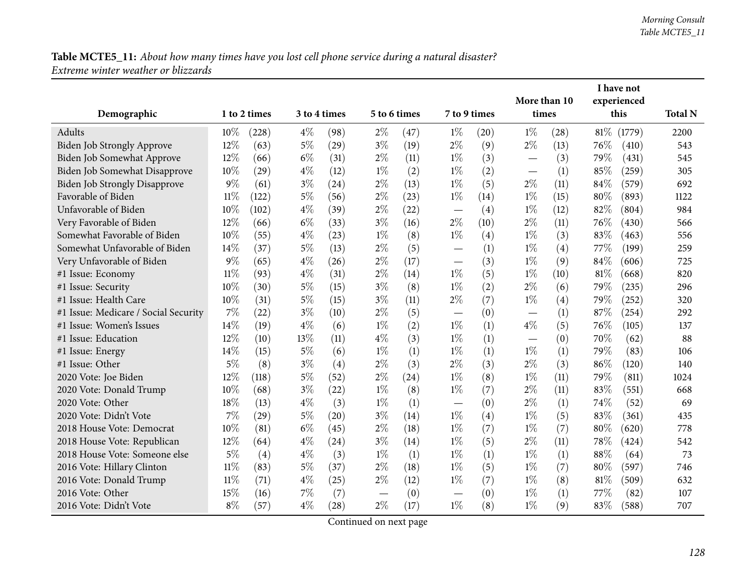**Table MCTE5_11:** *About how many times have you lost cell phone service during a natural disaster? Extreme winter weather or blizzards*

| Demographic | 1 to 2 times | | 3 to 4 times | | 5 to 6 times | | 7 to 9 times | | More than 10 times | | I have not experienced this | | Total N |
|---|---|---|---|---|---|---|---|---|---|---|---|---|---|
| Adults | 10% | (228) | 4% | (98) | 2% | (47) | 1% | (20) | 1% | (28) | 81% | (1779) | 2200 |
| Biden Job Strongly Approve | 12% | (63) | 5% | (29) | 3% | (19) | 2% | (9) | 2% | (13) | 76% | (410) | 543 |
| Biden Job Somewhat Approve | 12% | (66) | 6% | (31) | 2% | (11) | 1% | (3) | — | (3) | 79% | (431) | 545 |
| Biden Job Somewhat Disapprove | 10% | (29) | 4% | (12) | 1% | (2) | 1% | (2) | — | (1) | 85% | (259) | 305 |
| Biden Job Strongly Disapprove | 9% | (61) | 3% | (24) | 2% | (13) | 1% | (5) | 2% | (11) | 84% | (579) | 692 |
| Favorable of Biden | 11% | (122) | 5% | (56) | 2% | (23) | 1% | (14) | 1% | (15) | 80% | (893) | 1122 |
| Unfavorable of Biden | 10% | (102) | 4% | (39) | 2% | (22) | — | (4) | 1% | (12) | 82% | (804) | 984 |
| Very Favorable of Biden | 12% | (66) | 6% | (33) | 3% | (16) | 2% | (10) | 2% | (11) | 76% | (430) | 566 |
| Somewhat Favorable of Biden | 10% | (55) | 4% | (23) | 1% | (8) | 1% | (4) | 1% | (3) | 83% | (463) | 556 |
| Somewhat Unfavorable of Biden | 14% | (37) | 5% | (13) | 2% | (5) | — | (1) | 1% | (4) | 77% | (199) | 259 |
| Very Unfavorable of Biden | 9% | (65) | 4% | (26) | 2% | (17) | — | (3) | 1% | (9) | 84% | (606) | 725 |
| #1 Issue: Economy | 11% | (93) | 4% | (31) | 2% | (14) | 1% | (5) | 1% | (10) | 81% | (668) | 820 |
| #1 Issue: Security | 10% | (30) | 5% | (15) | 3% | (8) | 1% | (2) | 2% | (6) | 79% | (235) | 296 |
| #1 Issue: Health Care | 10% | (31) | 5% | (15) | 3% | (11) | 2% | (7) | 1% | (4) | 79% | (252) | 320 |
| #1 Issue: Medicare / Social Security | 7% | (22) | 3% | (10) | 2% | (5) | — | (0) | — | (1) | 87% | (254) | 292 |
| #1 Issue: Women's Issues | 14% | (19) | 4% | (6) | 1% | (2) | 1% | (1) | 4% | (5) | 76% | (105) | 137 |
| #1 Issue: Education | 12% | (10) | 13% | (11) | 4% | (3) | 1% | (1) | — | (0) | 70% | (62) | 88 |
| #1 Issue: Energy | 14% | (15) | 5% | (6) | 1% | (1) | 1% | (1) | 1% | (1) | 79% | (83) | 106 |
| #1 Issue: Other | 5% | (8) | 3% | (4) | 2% | (3) | 2% | (3) | 2% | (3) | 86% | (120) | 140 |
| 2020 Vote: Joe Biden | 12% | (118) | 5% | (52) | 2% | (24) | 1% | (8) | 1% | (11) | 79% | (811) | 1024 |
| 2020 Vote: Donald Trump | 10% | (68) | 3% | (22) | 1% | (8) | 1% | (7) | 2% | (11) | 83% | (551) | 668 |
| 2020 Vote: Other | 18% | (13) | 4% | (3) | 1% | (1) | — | (0) | 2% | (1) | 74% | (52) | 69 |
| 2020 Vote: Didn't Vote | 7% | (29) | 5% | (20) | 3% | (14) | 1% | (4) | 1% | (5) | 83% | (361) | 435 |
| 2018 House Vote: Democrat | 10% | (81) | 6% | (45) | 2% | (18) | 1% | (7) | 1% | (7) | 80% | (620) | 778 |
| 2018 House Vote: Republican | 12% | (64) | 4% | (24) | 3% | (14) | 1% | (5) | 2% | (11) | 78% | (424) | 542 |
| 2018 House Vote: Someone else | 5% | (4) | 4% | (3) | 1% | (1) | 1% | (1) | 1% | (1) | 88% | (64) | 73 |
| 2016 Vote: Hillary Clinton | 11% | (83) | 5% | (37) | 2% | (18) | 1% | (5) | 1% | (7) | 80% | (597) | 746 |
| 2016 Vote: Donald Trump | 11% | (71) | 4% | (25) | 2% | (12) | 1% | (7) | 1% | (8) | 81% | (509) | 632 |
| 2016 Vote: Other | 15% | (16) | 7% | (7) | — | (0) | — | (0) | 1% | (1) | 77% | (82) | 107 |
| 2016 Vote: Didn't Vote | 8% | (57) | 4% | (28) | 2% | (17) | 1% | (8) | 1% | (9) | 83% | (588) | 707 |

Continued on next page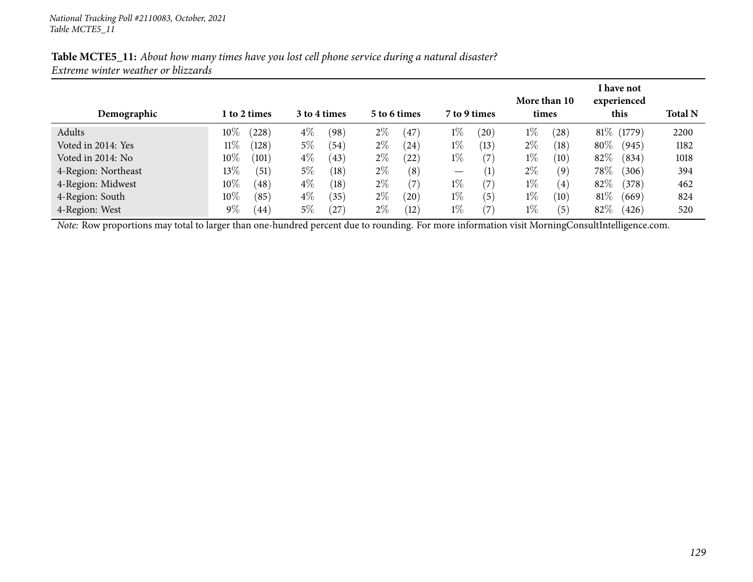*National Tracking Poll #2110083, October, 2021*
*Table MCTE5_11*

**Table MCTE5_11:** *About how many times have you lost cell phone service during a natural disaster? Extreme winter weather or blizzards*

| Demographic | 1 to 2 times | | 3 to 4 times | | 5 to 6 times | | 7 to 9 times | | More than 10 times | | I have not experienced this | | Total N |
|---|---|---|---|---|---|---|---|---|---|---|---|---|---|
| Adults | 10% | (228) | 4% | (98) | 2% | (47) | 1% | (20) | 1% | (28) | 81% | (1779) | 2200 |
| Voted in 2014: Yes | 11% | (128) | 5% | (54) | 2% | (24) | 1% | (13) | 2% | (18) | 80% | (945) | 1182 |
| Voted in 2014: No | 10% | (101) | 4% | (43) | 2% | (22) | 1% | (7) | 1% | (10) | 82% | (834) | 1018 |
| 4-Region: Northeast | 13% | (51) | 5% | (18) | 2% | (8) | — | (1) | 2% | (9) | 78% | (306) | 394 |
| 4-Region: Midwest | 10% | (48) | 4% | (18) | 2% | (7) | 1% | (7) | 1% | (4) | 82% | (378) | 462 |
| 4-Region: South | 10% | (85) | 4% | (35) | 2% | (20) | 1% | (5) | 1% | (10) | 81% | (669) | 824 |
| 4-Region: West | 9% | (44) | 5% | (27) | 2% | (12) | 1% | (7) | 1% | (5) | 82% | (426) | 520 |

*Note:* Row proportions may total to larger than one-hundred percent due to rounding. For more information visit MorningConsultIntelligence.com.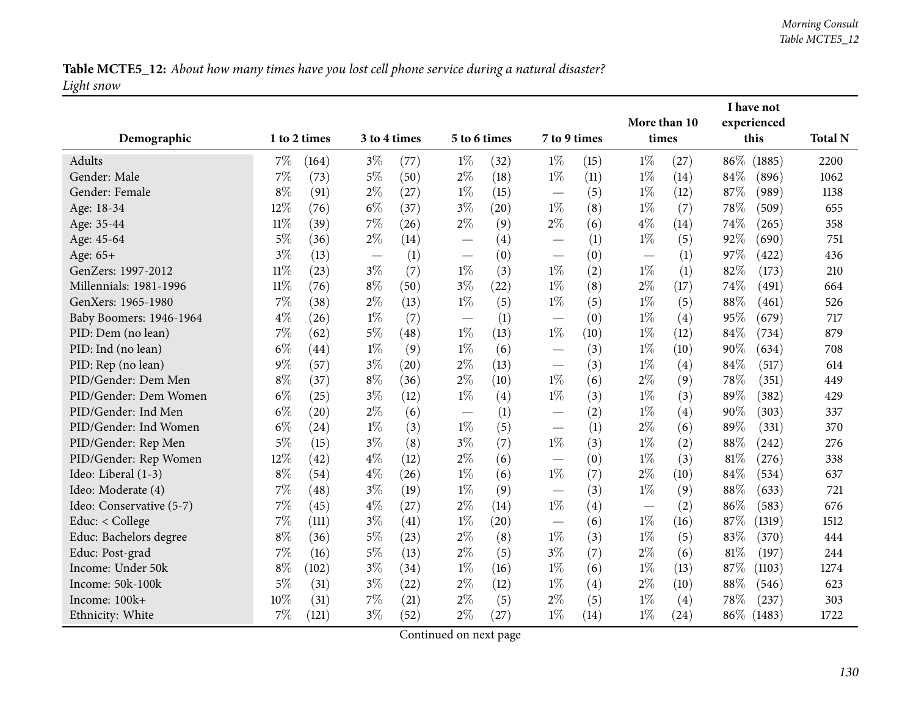**Table MCTE5_12:** *About how many times have you lost cell phone service during a natural disaster?*
*Light snow*

| Demographic | 1 to 2 times | | 3 to 4 times | | 5 to 6 times | | 7 to 9 times | | More than 10 times | | I have not experienced this | | Total N |
|---|---|---|---|---|---|---|---|---|---|---|---|---|---|
| Adults | 7% | (164) | 3% | (77) | 1% | (32) | 1% | (15) | 1% | (27) | 86% | (1885) | 2200 |
| Gender: Male | 7% | (73) | 5% | (50) | 2% | (18) | 1% | (11) | 1% | (14) | 84% | (896) | 1062 |
| Gender: Female | 8% | (91) | 2% | (27) | 1% | (15) | — | (5) | 1% | (12) | 87% | (989) | 1138 |
| Age: 18-34 | 12% | (76) | 6% | (37) | 3% | (20) | 1% | (8) | 1% | (7) | 78% | (509) | 655 |
| Age: 35-44 | 11% | (39) | 7% | (26) | 2% | (9) | 2% | (6) | 4% | (14) | 74% | (265) | 358 |
| Age: 45-64 | 5% | (36) | 2% | (14) | — | (4) | — | (1) | 1% | (5) | 92% | (690) | 751 |
| Age: 65+ | 3% | (13) | — | (1) | — | (0) | — | (0) | — | (1) | 97% | (422) | 436 |
| GenZers: 1997-2012 | 11% | (23) | 3% | (7) | 1% | (3) | 1% | (2) | 1% | (1) | 82% | (173) | 210 |
| Millennials: 1981-1996 | 11% | (76) | 8% | (50) | 3% | (22) | 1% | (8) | 2% | (17) | 74% | (491) | 664 |
| GenXers: 1965-1980 | 7% | (38) | 2% | (13) | 1% | (5) | 1% | (5) | 1% | (5) | 88% | (461) | 526 |
| Baby Boomers: 1946-1964 | 4% | (26) | 1% | (7) | — | (1) | — | (0) | 1% | (4) | 95% | (679) | 717 |
| PID: Dem (no lean) | 7% | (62) | 5% | (48) | 1% | (13) | 1% | (10) | 1% | (12) | 84% | (734) | 879 |
| PID: Ind (no lean) | 6% | (44) | 1% | (9) | 1% | (6) | — | (3) | 1% | (10) | 90% | (634) | 708 |
| PID: Rep (no lean) | 9% | (57) | 3% | (20) | 2% | (13) | — | (3) | 1% | (4) | 84% | (517) | 614 |
| PID/Gender: Dem Men | 8% | (37) | 8% | (36) | 2% | (10) | 1% | (6) | 2% | (9) | 78% | (351) | 449 |
| PID/Gender: Dem Women | 6% | (25) | 3% | (12) | 1% | (4) | 1% | (3) | 1% | (3) | 89% | (382) | 429 |
| PID/Gender: Ind Men | 6% | (20) | 2% | (6) | — | (1) | — | (2) | 1% | (4) | 90% | (303) | 337 |
| PID/Gender: Ind Women | 6% | (24) | 1% | (3) | 1% | (5) | — | (1) | 2% | (6) | 89% | (331) | 370 |
| PID/Gender: Rep Men | 5% | (15) | 3% | (8) | 3% | (7) | 1% | (3) | 1% | (2) | 88% | (242) | 276 |
| PID/Gender: Rep Women | 12% | (42) | 4% | (12) | 2% | (6) | — | (0) | 1% | (3) | 81% | (276) | 338 |
| Ideo: Liberal (1-3) | 8% | (54) | 4% | (26) | 1% | (6) | 1% | (7) | 2% | (10) | 84% | (534) | 637 |
| Ideo: Moderate (4) | 7% | (48) | 3% | (19) | 1% | (9) | — | (3) | 1% | (9) | 88% | (633) | 721 |
| Ideo: Conservative (5-7) | 7% | (45) | 4% | (27) | 2% | (14) | 1% | (4) | — | (2) | 86% | (583) | 676 |
| Educ: < College | 7% | (111) | 3% | (41) | 1% | (20) | — | (6) | 1% | (16) | 87% | (1319) | 1512 |
| Educ: Bachelors degree | 8% | (36) | 5% | (23) | 2% | (8) | 1% | (3) | 1% | (5) | 83% | (370) | 444 |
| Educ: Post-grad | 7% | (16) | 5% | (13) | 2% | (5) | 3% | (7) | 2% | (6) | 81% | (197) | 244 |
| Income: Under 50k | 8% | (102) | 3% | (34) | 1% | (16) | 1% | (6) | 1% | (13) | 87% | (1103) | 1274 |
| Income: 50k-100k | 5% | (31) | 3% | (22) | 2% | (12) | 1% | (4) | 2% | (10) | 88% | (546) | 623 |
| Income: 100k+ | 10% | (31) | 7% | (21) | 2% | (5) | 2% | (5) | 1% | (4) | 78% | (237) | 303 |
| Ethnicity: White | 7% | (121) | 3% | (52) | 2% | (27) | 1% | (14) | 1% | (24) | 86% | (1483) | 1722 |

Continued on next page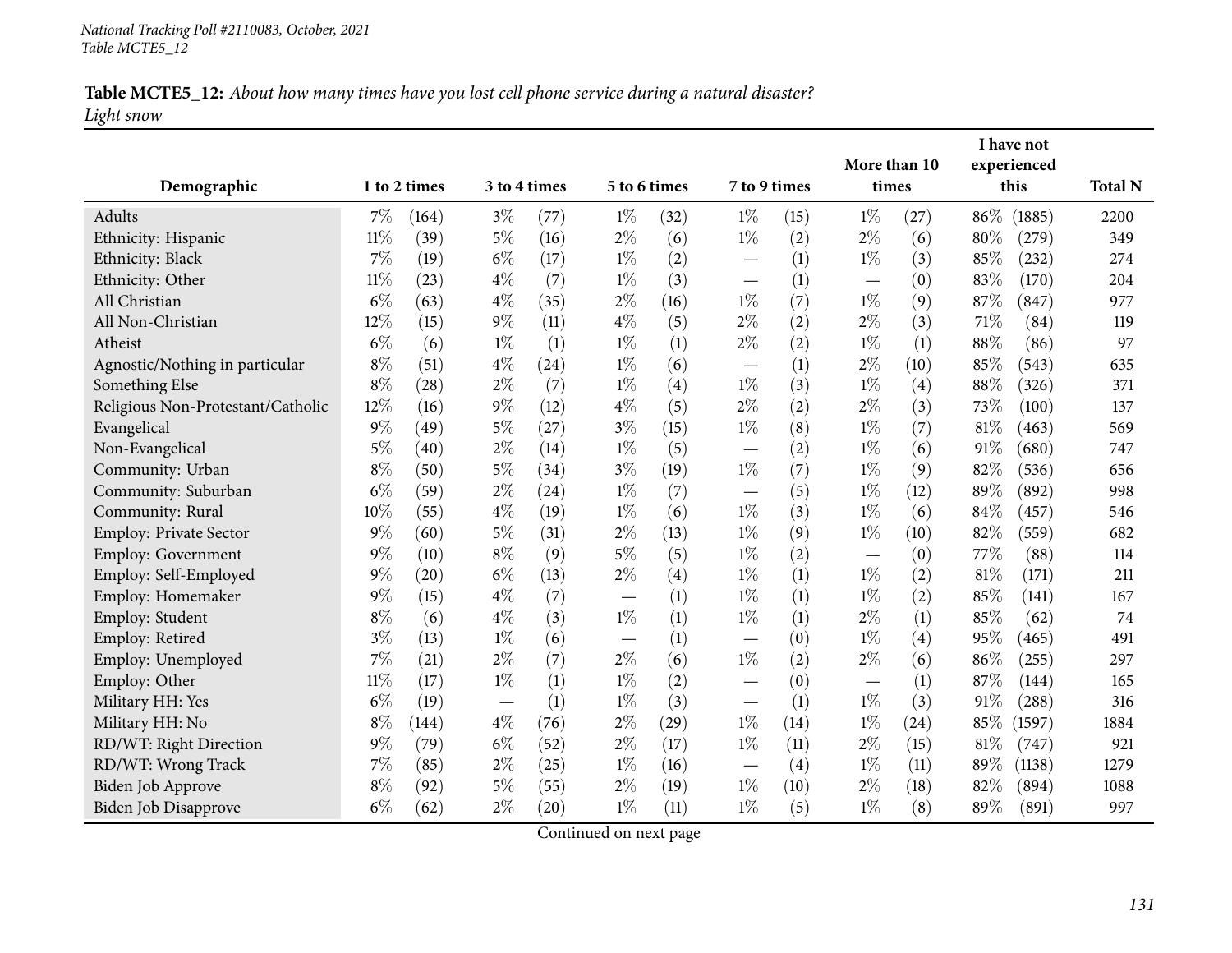**Table MCTE5_12:** *About how many times have you lost cell phone service during a natural disaster?*
*Light snow*

| Demographic | 1 to 2 times | | 3 to 4 times | | 5 to 6 times | | 7 to 9 times | | More than 10 times | | I have not experienced this | | Total N |
|---|---|---|---|---|---|---|---|---|---|---|---|---|---|
| Adults | 7% | (164) | 3% | (77) | 1% | (32) | 1% | (15) | 1% | (27) | 86% | (1885) | 2200 |
| Ethnicity: Hispanic | 11% | (39) | 5% | (16) | 2% | (6) | 1% | (2) | 2% | (6) | 80% | (279) | 349 |
| Ethnicity: Black | 7% | (19) | 6% | (17) | 1% | (2) | — | (1) | 1% | (3) | 85% | (232) | 274 |
| Ethnicity: Other | 11% | (23) | 4% | (7) | 1% | (3) | — | (1) | — | (0) | 83% | (170) | 204 |
| All Christian | 6% | (63) | 4% | (35) | 2% | (16) | 1% | (7) | 1% | (9) | 87% | (847) | 977 |
| All Non-Christian | 12% | (15) | 9% | (11) | 4% | (5) | 2% | (2) | 2% | (3) | 71% | (84) | 119 |
| Atheist | 6% | (6) | 1% | (1) | 1% | (1) | 2% | (2) | 1% | (1) | 88% | (86) | 97 |
| Agnostic/Nothing in particular | 8% | (51) | 4% | (24) | 1% | (6) | — | (1) | 2% | (10) | 85% | (543) | 635 |
| Something Else | 8% | (28) | 2% | (7) | 1% | (4) | 1% | (3) | 1% | (4) | 88% | (326) | 371 |
| Religious Non-Protestant/Catholic | 12% | (16) | 9% | (12) | 4% | (5) | 2% | (2) | 2% | (3) | 73% | (100) | 137 |
| Evangelical | 9% | (49) | 5% | (27) | 3% | (15) | 1% | (8) | 1% | (7) | 81% | (463) | 569 |
| Non-Evangelical | 5% | (40) | 2% | (14) | 1% | (5) | — | (2) | 1% | (6) | 91% | (680) | 747 |
| Community: Urban | 8% | (50) | 5% | (34) | 3% | (19) | 1% | (7) | 1% | (9) | 82% | (536) | 656 |
| Community: Suburban | 6% | (59) | 2% | (24) | 1% | (7) | — | (5) | 1% | (12) | 89% | (892) | 998 |
| Community: Rural | 10% | (55) | 4% | (19) | 1% | (6) | 1% | (3) | 1% | (6) | 84% | (457) | 546 |
| Employ: Private Sector | 9% | (60) | 5% | (31) | 2% | (13) | 1% | (9) | 1% | (10) | 82% | (559) | 682 |
| Employ: Government | 9% | (10) | 8% | (9) | 5% | (5) | 1% | (2) | — | (0) | 77% | (88) | 114 |
| Employ: Self-Employed | 9% | (20) | 6% | (13) | 2% | (4) | 1% | (1) | 1% | (2) | 81% | (171) | 211 |
| Employ: Homemaker | 9% | (15) | 4% | (7) | — | (1) | 1% | (1) | 1% | (2) | 85% | (141) | 167 |
| Employ: Student | 8% | (6) | 4% | (3) | 1% | (1) | 1% | (1) | 2% | (1) | 85% | (62) | 74 |
| Employ: Retired | 3% | (13) | 1% | (6) | — | (1) | — | (0) | 1% | (4) | 95% | (465) | 491 |
| Employ: Unemployed | 7% | (21) | 2% | (7) | 2% | (6) | 1% | (2) | 2% | (6) | 86% | (255) | 297 |
| Employ: Other | 11% | (17) | 1% | (1) | 1% | (2) | — | (0) | — | (1) | 87% | (144) | 165 |
| Military HH: Yes | 6% | (19) | — | (1) | 1% | (3) | — | (1) | 1% | (3) | 91% | (288) | 316 |
| Military HH: No | 8% | (144) | 4% | (76) | 2% | (29) | 1% | (14) | 1% | (24) | 85% | (1597) | 1884 |
| RD/WT: Right Direction | 9% | (79) | 6% | (52) | 2% | (17) | 1% | (11) | 2% | (15) | 81% | (747) | 921 |
| RD/WT: Wrong Track | 7% | (85) | 2% | (25) | 1% | (16) | — | (4) | 1% | (11) | 89% | (1138) | 1279 |
| Biden Job Approve | 8% | (92) | 5% | (55) | 2% | (19) | 1% | (10) | 2% | (18) | 82% | (894) | 1088 |
| Biden Job Disapprove | 6% | (62) | 2% | (20) | 1% | (11) | 1% | (5) | 1% | (8) | 89% | (891) | 997 |

Continued on next page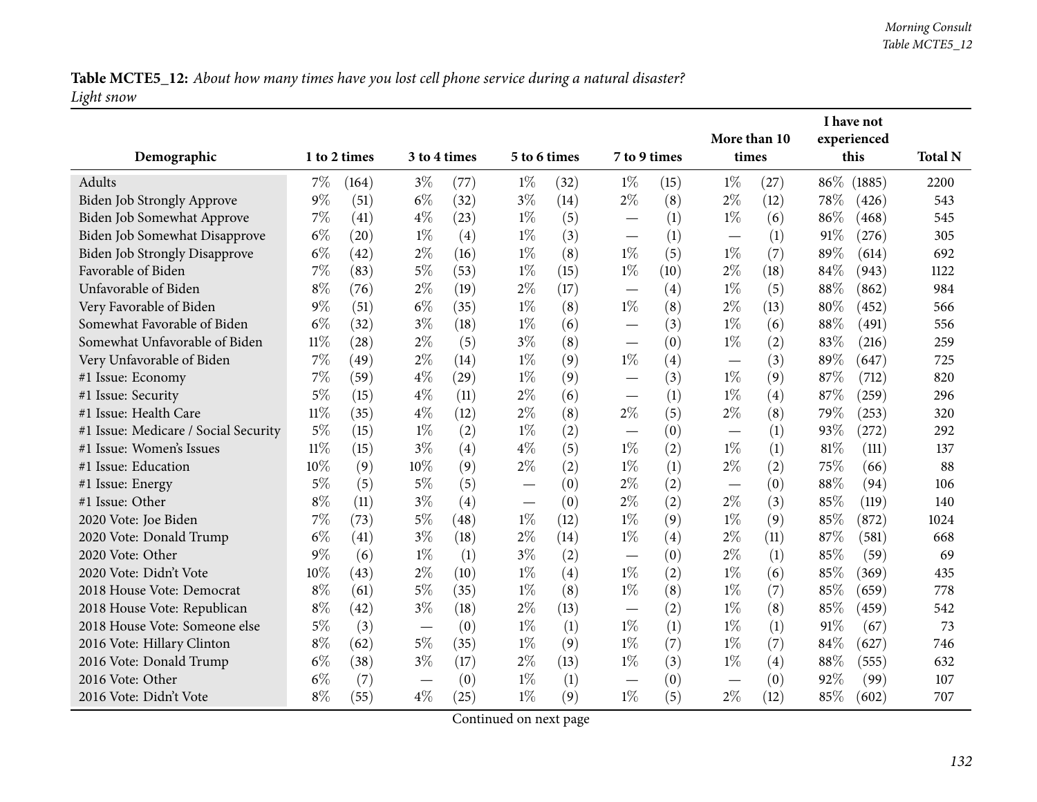**Table MCTE5_12:** *About how many times have you lost cell phone service during a natural disaster?*
*Light snow*

| Demographic | 1 to 2 times | | 3 to 4 times | | 5 to 6 times | | 7 to 9 times | | More than 10 times | | I have not experienced this | | Total N |
|---|---|---|---|---|---|---|---|---|---|---|---|---|---|
| Adults | 7% | (164) | 3% | (77) | 1% | (32) | 1% | (15) | 1% | (27) | 86% | (1885) | 2200 |
| Biden Job Strongly Approve | 9% | (51) | 6% | (32) | 3% | (14) | 2% | (8) | 2% | (12) | 78% | (426) | 543 |
| Biden Job Somewhat Approve | 7% | (41) | 4% | (23) | 1% | (5) | — | (1) | 1% | (6) | 86% | (468) | 545 |
| Biden Job Somewhat Disapprove | 6% | (20) | 1% | (4) | 1% | (3) | — | (1) | — | (1) | 91% | (276) | 305 |
| Biden Job Strongly Disapprove | 6% | (42) | 2% | (16) | 1% | (8) | 1% | (5) | 1% | (7) | 89% | (614) | 692 |
| Favorable of Biden | 7% | (83) | 5% | (53) | 1% | (15) | 1% | (10) | 2% | (18) | 84% | (943) | 1122 |
| Unfavorable of Biden | 8% | (76) | 2% | (19) | 2% | (17) | — | (4) | 1% | (5) | 88% | (862) | 984 |
| Very Favorable of Biden | 9% | (51) | 6% | (35) | 1% | (8) | 1% | (8) | 2% | (13) | 80% | (452) | 566 |
| Somewhat Favorable of Biden | 6% | (32) | 3% | (18) | 1% | (6) | — | (3) | 1% | (6) | 88% | (491) | 556 |
| Somewhat Unfavorable of Biden | 11% | (28) | 2% | (5) | 3% | (8) | — | (0) | 1% | (2) | 83% | (216) | 259 |
| Very Unfavorable of Biden | 7% | (49) | 2% | (14) | 1% | (9) | 1% | (4) | — | (3) | 89% | (647) | 725 |
| #1 Issue: Economy | 7% | (59) | 4% | (29) | 1% | (9) | — | (3) | 1% | (9) | 87% | (712) | 820 |
| #1 Issue: Security | 5% | (15) | 4% | (11) | 2% | (6) | — | (1) | 1% | (4) | 87% | (259) | 296 |
| #1 Issue: Health Care | 11% | (35) | 4% | (12) | 2% | (8) | 2% | (5) | 2% | (8) | 79% | (253) | 320 |
| #1 Issue: Medicare / Social Security | 5% | (15) | 1% | (2) | 1% | (2) | — | (0) | — | (1) | 93% | (272) | 292 |
| #1 Issue: Women's Issues | 11% | (15) | 3% | (4) | 4% | (5) | 1% | (2) | 1% | (1) | 81% | (111) | 137 |
| #1 Issue: Education | 10% | (9) | 10% | (9) | 2% | (2) | 1% | (1) | 2% | (2) | 75% | (66) | 88 |
| #1 Issue: Energy | 5% | (5) | 5% | (5) | — | (0) | 2% | (2) | — | (0) | 88% | (94) | 106 |
| #1 Issue: Other | 8% | (11) | 3% | (4) | — | (0) | 2% | (2) | 2% | (3) | 85% | (119) | 140 |
| 2020 Vote: Joe Biden | 7% | (73) | 5% | (48) | 1% | (12) | 1% | (9) | 1% | (9) | 85% | (872) | 1024 |
| 2020 Vote: Donald Trump | 6% | (41) | 3% | (18) | 2% | (14) | 1% | (4) | 2% | (11) | 87% | (581) | 668 |
| 2020 Vote: Other | 9% | (6) | 1% | (1) | 3% | (2) | — | (0) | 2% | (1) | 85% | (59) | 69 |
| 2020 Vote: Didn't Vote | 10% | (43) | 2% | (10) | 1% | (4) | 1% | (2) | 1% | (6) | 85% | (369) | 435 |
| 2018 House Vote: Democrat | 8% | (61) | 5% | (35) | 1% | (8) | 1% | (8) | 1% | (7) | 85% | (659) | 778 |
| 2018 House Vote: Republican | 8% | (42) | 3% | (18) | 2% | (13) | — | (2) | 1% | (8) | 85% | (459) | 542 |
| 2018 House Vote: Someone else | 5% | (3) | — | (0) | 1% | (1) | 1% | (1) | 1% | (1) | 91% | (67) | 73 |
| 2016 Vote: Hillary Clinton | 8% | (62) | 5% | (35) | 1% | (9) | 1% | (7) | 1% | (7) | 84% | (627) | 746 |
| 2016 Vote: Donald Trump | 6% | (38) | 3% | (17) | 2% | (13) | 1% | (3) | 1% | (4) | 88% | (555) | 632 |
| 2016 Vote: Other | 6% | (7) | — | (0) | 1% | (1) | — | (0) | — | (0) | 92% | (99) | 107 |
| 2016 Vote: Didn't Vote | 8% | (55) | 4% | (25) | 1% | (9) | 1% | (5) | 2% | (12) | 85% | (602) | 707 |

Continued on next page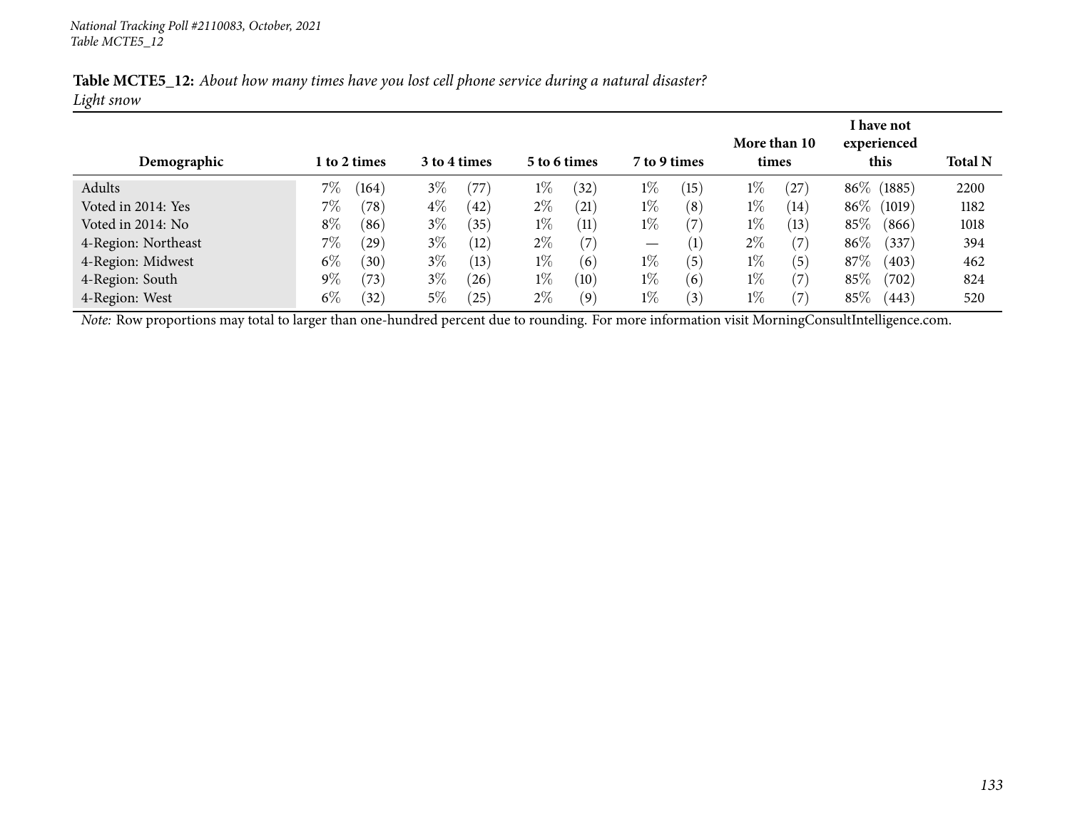*National Tracking Poll #2110083, October, 2021*
*Table MCTE5_12*

**Table MCTE5_12:** *About how many times have you lost cell phone service during a natural disaster?*
*Light snow*

| Demographic | 1 to 2 times | | 3 to 4 times | | 5 to 6 times | | 7 to 9 times | | More than 10 times | | I have not experienced this | | Total N |
|---|---|---|---|---|---|---|---|---|---|---|---|---|---|
| Adults | 7% | (164) | 3% | (77) | 1% | (32) | 1% | (15) | 1% | (27) | 86% | (1885) | 2200 |
| Voted in 2014: Yes | 7% | (78) | 4% | (42) | 2% | (21) | 1% | (8) | 1% | (14) | 86% | (1019) | 1182 |
| Voted in 2014: No | 8% | (86) | 3% | (35) | 1% | (11) | 1% | (7) | 1% | (13) | 85% | (866) | 1018 |
| 4-Region: Northeast | 7% | (29) | 3% | (12) | 2% | (7) | — | (1) | 2% | (7) | 86% | (337) | 394 |
| 4-Region: Midwest | 6% | (30) | 3% | (13) | 1% | (6) | 1% | (5) | 1% | (5) | 87% | (403) | 462 |
| 4-Region: South | 9% | (73) | 3% | (26) | 1% | (10) | 1% | (6) | 1% | (7) | 85% | (702) | 824 |
| 4-Region: West | 6% | (32) | 5% | (25) | 2% | (9) | 1% | (3) | 1% | (7) | 85% | (443) | 520 |

*Note:* Row proportions may total to larger than one-hundred percent due to rounding. For more information visit MorningConsultIntelligence.com.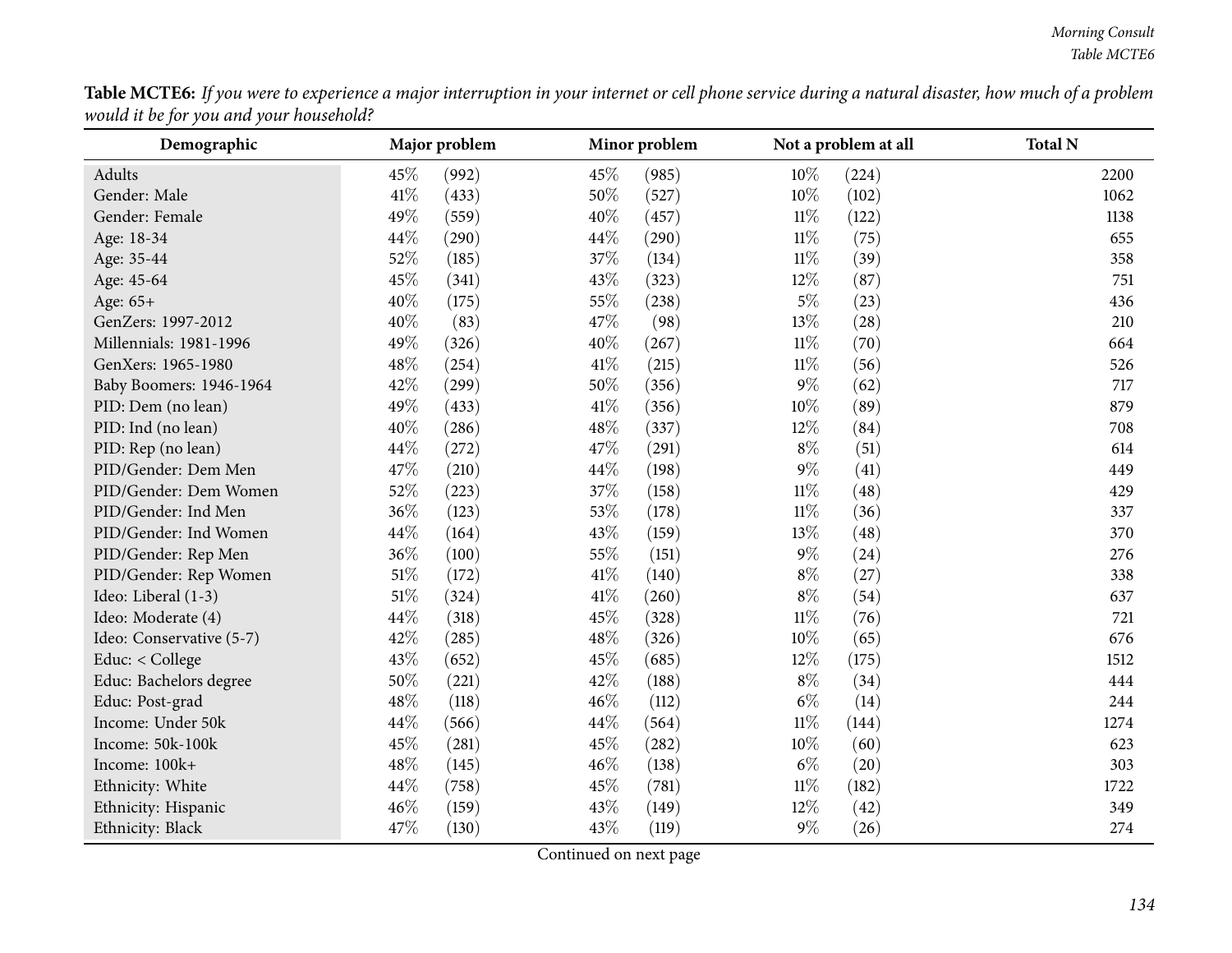**Table MCTE6:** *If you were to experience a major interruption in your internet or cell phone service during a natural disaster, how much of a problem would it be for you and your household?*

| Demographic | Major problem | | Minor problem | | Not a problem at all | | Total N |
|---|---|---|---|---|---|---|---|
| Adults | 45% | (992) | 45% | (985) | 10% | (224) | 2200 |
| Gender: Male | 41% | (433) | 50% | (527) | 10% | (102) | 1062 |
| Gender: Female | 49% | (559) | 40% | (457) | 11% | (122) | 1138 |
| Age: 18-34 | 44% | (290) | 44% | (290) | 11% | (75) | 655 |
| Age: 35-44 | 52% | (185) | 37% | (134) | 11% | (39) | 358 |
| Age: 45-64 | 45% | (341) | 43% | (323) | 12% | (87) | 751 |
| Age: 65+ | 40% | (175) | 55% | (238) | 5% | (23) | 436 |
| GenZers: 1997-2012 | 40% | (83) | 47% | (98) | 13% | (28) | 210 |
| Millennials: 1981-1996 | 49% | (326) | 40% | (267) | 11% | (70) | 664 |
| GenXers: 1965-1980 | 48% | (254) | 41% | (215) | 11% | (56) | 526 |
| Baby Boomers: 1946-1964 | 42% | (299) | 50% | (356) | 9% | (62) | 717 |
| PID: Dem (no lean) | 49% | (433) | 41% | (356) | 10% | (89) | 879 |
| PID: Ind (no lean) | 40% | (286) | 48% | (337) | 12% | (84) | 708 |
| PID: Rep (no lean) | 44% | (272) | 47% | (291) | 8% | (51) | 614 |
| PID/Gender: Dem Men | 47% | (210) | 44% | (198) | 9% | (41) | 449 |
| PID/Gender: Dem Women | 52% | (223) | 37% | (158) | 11% | (48) | 429 |
| PID/Gender: Ind Men | 36% | (123) | 53% | (178) | 11% | (36) | 337 |
| PID/Gender: Ind Women | 44% | (164) | 43% | (159) | 13% | (48) | 370 |
| PID/Gender: Rep Men | 36% | (100) | 55% | (151) | 9% | (24) | 276 |
| PID/Gender: Rep Women | 51% | (172) | 41% | (140) | 8% | (27) | 338 |
| Ideo: Liberal (1-3) | 51% | (324) | 41% | (260) | 8% | (54) | 637 |
| Ideo: Moderate (4) | 44% | (318) | 45% | (328) | 11% | (76) | 721 |
| Ideo: Conservative (5-7) | 42% | (285) | 48% | (326) | 10% | (65) | 676 |
| Educ: < College | 43% | (652) | 45% | (685) | 12% | (175) | 1512 |
| Educ: Bachelors degree | 50% | (221) | 42% | (188) | 8% | (34) | 444 |
| Educ: Post-grad | 48% | (118) | 46% | (112) | 6% | (14) | 244 |
| Income: Under 50k | 44% | (566) | 44% | (564) | 11% | (144) | 1274 |
| Income: 50k-100k | 45% | (281) | 45% | (282) | 10% | (60) | 623 |
| Income: 100k+ | 48% | (145) | 46% | (138) | 6% | (20) | 303 |
| Ethnicity: White | 44% | (758) | 45% | (781) | 11% | (182) | 1722 |
| Ethnicity: Hispanic | 46% | (159) | 43% | (149) | 12% | (42) | 349 |
| Ethnicity: Black | 47% | (130) | 43% | (119) | 9% | (26) | 274 |

Continued on next page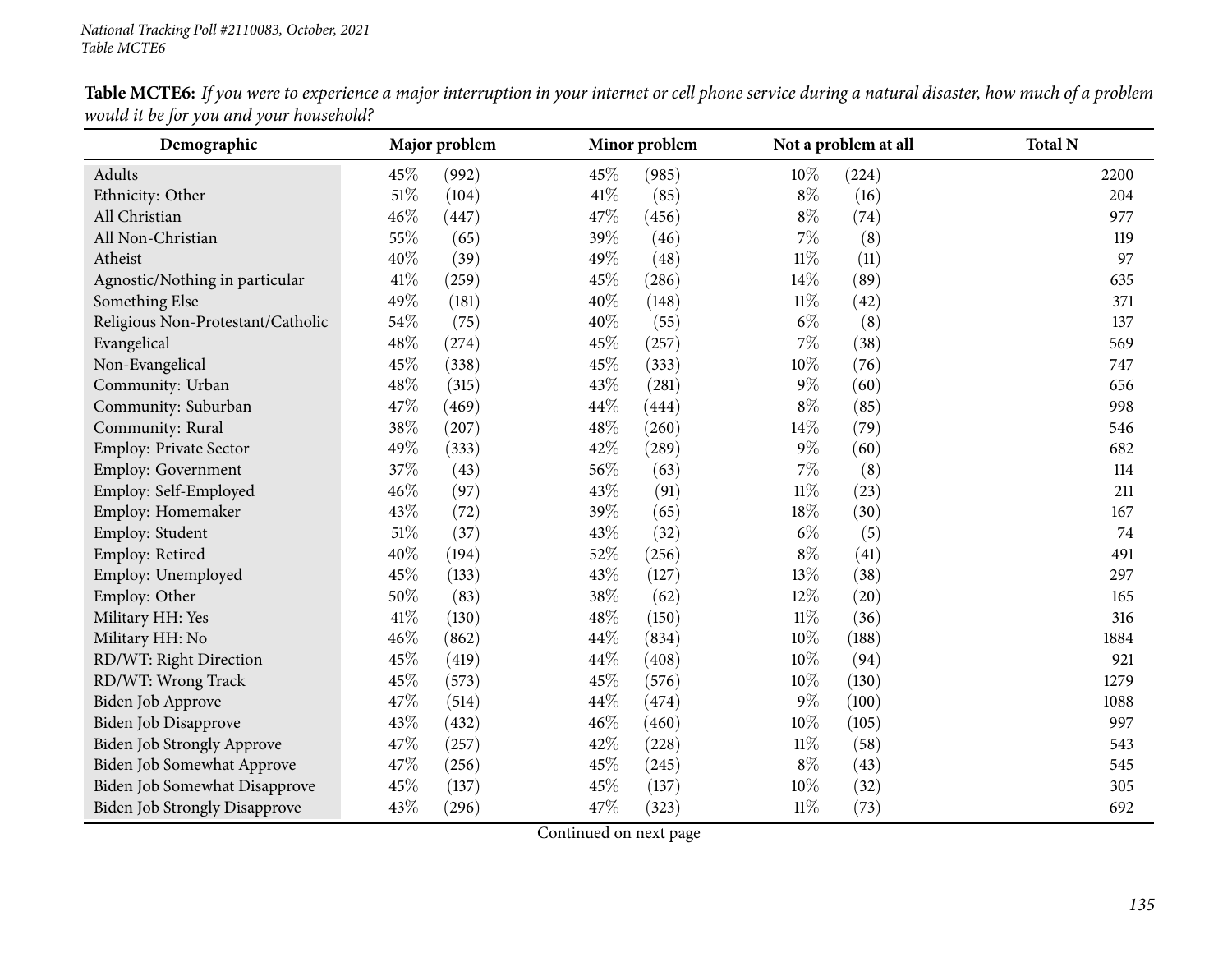**Table MCTE6:** *If you were to experience a major interruption in your internet or cell phone service during a natural disaster, how much of a problem would it be for you and your household?*

| Demographic | Major problem | | Minor problem | | Not a problem at all | | Total N |
|---|---|---|---|---|---|---|---|
| Adults | 45% | (992) | 45% | (985) | 10% | (224) | 2200 |
| Ethnicity: Other | 51% | (104) | 41% | (85) | 8% | (16) | 204 |
| All Christian | 46% | (447) | 47% | (456) | 8% | (74) | 977 |
| All Non-Christian | 55% | (65) | 39% | (46) | 7% | (8) | 119 |
| Atheist | 40% | (39) | 49% | (48) | 11% | (11) | 97 |
| Agnostic/Nothing in particular | 41% | (259) | 45% | (286) | 14% | (89) | 635 |
| Something Else | 49% | (181) | 40% | (148) | 11% | (42) | 371 |
| Religious Non-Protestant/Catholic | 54% | (75) | 40% | (55) | 6% | (8) | 137 |
| Evangelical | 48% | (274) | 45% | (257) | 7% | (38) | 569 |
| Non-Evangelical | 45% | (338) | 45% | (333) | 10% | (76) | 747 |
| Community: Urban | 48% | (315) | 43% | (281) | 9% | (60) | 656 |
| Community: Suburban | 47% | (469) | 44% | (444) | 8% | (85) | 998 |
| Community: Rural | 38% | (207) | 48% | (260) | 14% | (79) | 546 |
| Employ: Private Sector | 49% | (333) | 42% | (289) | 9% | (60) | 682 |
| Employ: Government | 37% | (43) | 56% | (63) | 7% | (8) | 114 |
| Employ: Self-Employed | 46% | (97) | 43% | (91) | 11% | (23) | 211 |
| Employ: Homemaker | 43% | (72) | 39% | (65) | 18% | (30) | 167 |
| Employ: Student | 51% | (37) | 43% | (32) | 6% | (5) | 74 |
| Employ: Retired | 40% | (194) | 52% | (256) | 8% | (41) | 491 |
| Employ: Unemployed | 45% | (133) | 43% | (127) | 13% | (38) | 297 |
| Employ: Other | 50% | (83) | 38% | (62) | 12% | (20) | 165 |
| Military HH: Yes | 41% | (130) | 48% | (150) | 11% | (36) | 316 |
| Military HH: No | 46% | (862) | 44% | (834) | 10% | (188) | 1884 |
| RD/WT: Right Direction | 45% | (419) | 44% | (408) | 10% | (94) | 921 |
| RD/WT: Wrong Track | 45% | (573) | 45% | (576) | 10% | (130) | 1279 |
| Biden Job Approve | 47% | (514) | 44% | (474) | 9% | (100) | 1088 |
| Biden Job Disapprove | 43% | (432) | 46% | (460) | 10% | (105) | 997 |
| Biden Job Strongly Approve | 47% | (257) | 42% | (228) | 11% | (58) | 543 |
| Biden Job Somewhat Approve | 47% | (256) | 45% | (245) | 8% | (43) | 545 |
| Biden Job Somewhat Disapprove | 45% | (137) | 45% | (137) | 10% | (32) | 305 |
| Biden Job Strongly Disapprove | 43% | (296) | 47% | (323) | 11% | (73) | 692 |

Continued on next page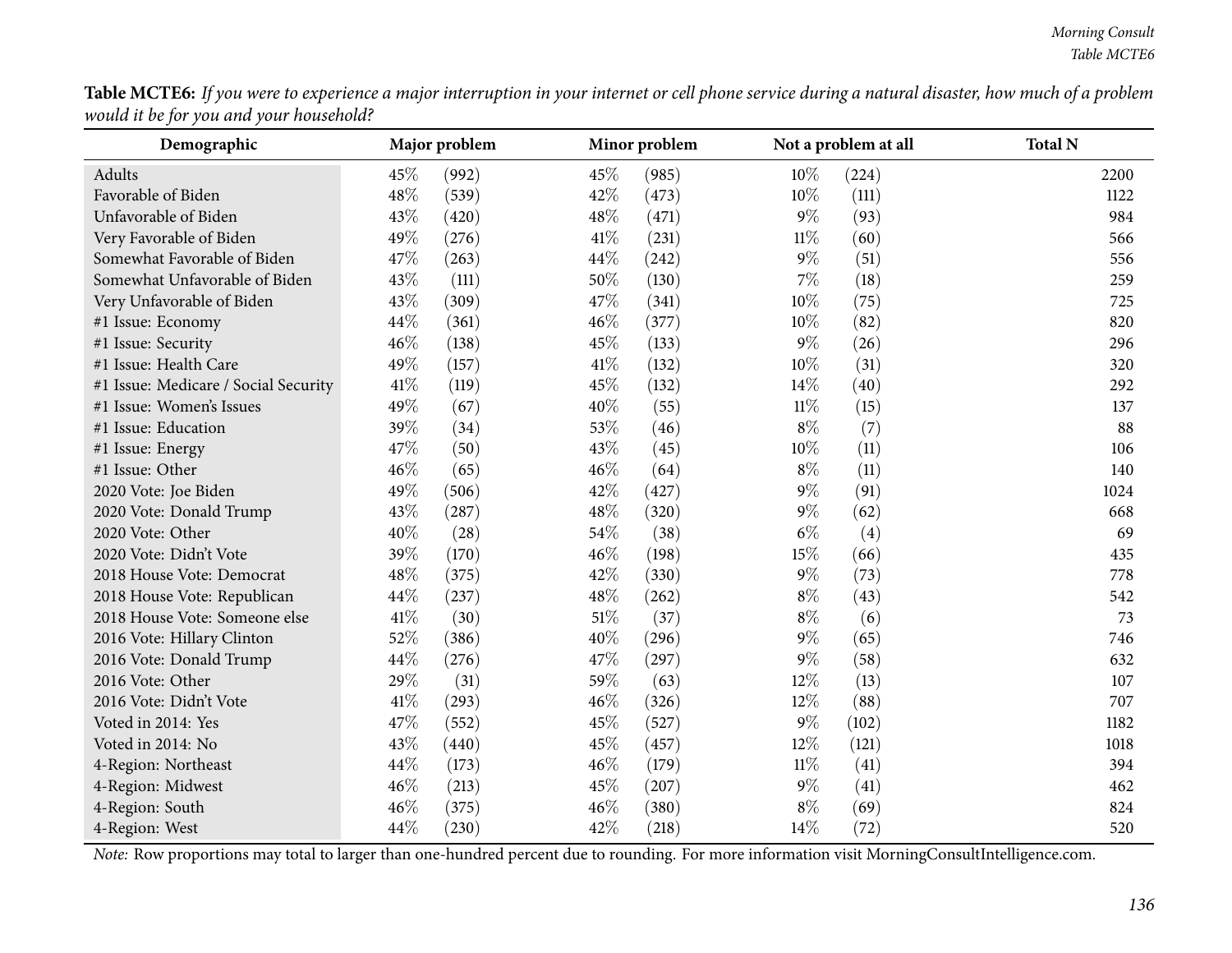**Table MCTE6:** *If you were to experience a major interruption in your internet or cell phone service during a natural disaster, how much of a problem would it be for you and your household?*

| Demographic | Major problem | | Minor problem | | Not a problem at all | | Total N |
|---|---|---|---|---|---|---|---|
| Adults | 45% | (992) | 45% | (985) | 10% | (224) | 2200 |
| Favorable of Biden | 48% | (539) | 42% | (473) | 10% | (111) | 1122 |
| Unfavorable of Biden | 43% | (420) | 48% | (471) | 9% | (93) | 984 |
| Very Favorable of Biden | 49% | (276) | 41% | (231) | 11% | (60) | 566 |
| Somewhat Favorable of Biden | 47% | (263) | 44% | (242) | 9% | (51) | 556 |
| Somewhat Unfavorable of Biden | 43% | (111) | 50% | (130) | 7% | (18) | 259 |
| Very Unfavorable of Biden | 43% | (309) | 47% | (341) | 10% | (75) | 725 |
| #1 Issue: Economy | 44% | (361) | 46% | (377) | 10% | (82) | 820 |
| #1 Issue: Security | 46% | (138) | 45% | (133) | 9% | (26) | 296 |
| #1 Issue: Health Care | 49% | (157) | 41% | (132) | 10% | (31) | 320 |
| #1 Issue: Medicare / Social Security | 41% | (119) | 45% | (132) | 14% | (40) | 292 |
| #1 Issue: Women's Issues | 49% | (67) | 40% | (55) | 11% | (15) | 137 |
| #1 Issue: Education | 39% | (34) | 53% | (46) | 8% | (7) | 88 |
| #1 Issue: Energy | 47% | (50) | 43% | (45) | 10% | (11) | 106 |
| #1 Issue: Other | 46% | (65) | 46% | (64) | 8% | (11) | 140 |
| 2020 Vote: Joe Biden | 49% | (506) | 42% | (427) | 9% | (91) | 1024 |
| 2020 Vote: Donald Trump | 43% | (287) | 48% | (320) | 9% | (62) | 668 |
| 2020 Vote: Other | 40% | (28) | 54% | (38) | 6% | (4) | 69 |
| 2020 Vote: Didn't Vote | 39% | (170) | 46% | (198) | 15% | (66) | 435 |
| 2018 House Vote: Democrat | 48% | (375) | 42% | (330) | 9% | (73) | 778 |
| 2018 House Vote: Republican | 44% | (237) | 48% | (262) | 8% | (43) | 542 |
| 2018 House Vote: Someone else | 41% | (30) | 51% | (37) | 8% | (6) | 73 |
| 2016 Vote: Hillary Clinton | 52% | (386) | 40% | (296) | 9% | (65) | 746 |
| 2016 Vote: Donald Trump | 44% | (276) | 47% | (297) | 9% | (58) | 632 |
| 2016 Vote: Other | 29% | (31) | 59% | (63) | 12% | (13) | 107 |
| 2016 Vote: Didn't Vote | 41% | (293) | 46% | (326) | 12% | (88) | 707 |
| Voted in 2014: Yes | 47% | (552) | 45% | (527) | 9% | (102) | 1182 |
| Voted in 2014: No | 43% | (440) | 45% | (457) | 12% | (121) | 1018 |
| 4-Region: Northeast | 44% | (173) | 46% | (179) | 11% | (41) | 394 |
| 4-Region: Midwest | 46% | (213) | 45% | (207) | 9% | (41) | 462 |
| 4-Region: South | 46% | (375) | 46% | (380) | 8% | (69) | 824 |
| 4-Region: West | 44% | (230) | 42% | (218) | 14% | (72) | 520 |

*Note:* Row proportions may total to larger than one-hundred percent due to rounding. For more information visit MorningConsultIntelligence.com.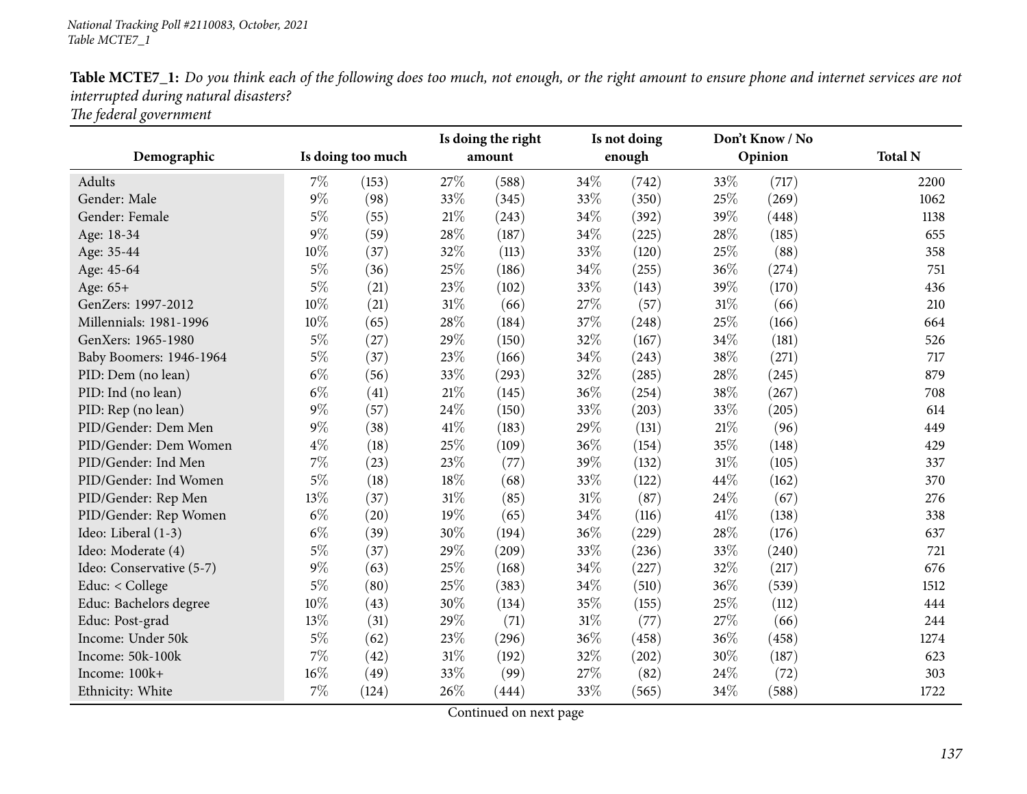National Tracking Poll #2110083, October, 2021
Table MCTE7_1

**Table MCTE7_1:** *Do you think each of the following does too much, not enough, or the right amount to ensure phone and internet services are not interrupted during natural disasters?*
*The federal government*

| Demographic | Is doing too much | | Is doing the right amount | | Is not doing enough | | Don't Know / No Opinion | | Total N |
|---|---|---|---|---|---|---|---|---|---|
| Adults | 7% | (153) | 27% | (588) | 34% | (742) | 33% | (717) | 2200 |
| Gender: Male | 9% | (98) | 33% | (345) | 33% | (350) | 25% | (269) | 1062 |
| Gender: Female | 5% | (55) | 21% | (243) | 34% | (392) | 39% | (448) | 1138 |
| Age: 18-34 | 9% | (59) | 28% | (187) | 34% | (225) | 28% | (185) | 655 |
| Age: 35-44 | 10% | (37) | 32% | (113) | 33% | (120) | 25% | (88) | 358 |
| Age: 45-64 | 5% | (36) | 25% | (186) | 34% | (255) | 36% | (274) | 751 |
| Age: 65+ | 5% | (21) | 23% | (102) | 33% | (143) | 39% | (170) | 436 |
| GenZers: 1997-2012 | 10% | (21) | 31% | (66) | 27% | (57) | 31% | (66) | 210 |
| Millennials: 1981-1996 | 10% | (65) | 28% | (184) | 37% | (248) | 25% | (166) | 664 |
| GenXers: 1965-1980 | 5% | (27) | 29% | (150) | 32% | (167) | 34% | (181) | 526 |
| Baby Boomers: 1946-1964 | 5% | (37) | 23% | (166) | 34% | (243) | 38% | (271) | 717 |
| PID: Dem (no lean) | 6% | (56) | 33% | (293) | 32% | (285) | 28% | (245) | 879 |
| PID: Ind (no lean) | 6% | (41) | 21% | (145) | 36% | (254) | 38% | (267) | 708 |
| PID: Rep (no lean) | 9% | (57) | 24% | (150) | 33% | (203) | 33% | (205) | 614 |
| PID/Gender: Dem Men | 9% | (38) | 41% | (183) | 29% | (131) | 21% | (96) | 449 |
| PID/Gender: Dem Women | 4% | (18) | 25% | (109) | 36% | (154) | 35% | (148) | 429 |
| PID/Gender: Ind Men | 7% | (23) | 23% | (77) | 39% | (132) | 31% | (105) | 337 |
| PID/Gender: Ind Women | 5% | (18) | 18% | (68) | 33% | (122) | 44% | (162) | 370 |
| PID/Gender: Rep Men | 13% | (37) | 31% | (85) | 31% | (87) | 24% | (67) | 276 |
| PID/Gender: Rep Women | 6% | (20) | 19% | (65) | 34% | (116) | 41% | (138) | 338 |
| Ideo: Liberal (1-3) | 6% | (39) | 30% | (194) | 36% | (229) | 28% | (176) | 637 |
| Ideo: Moderate (4) | 5% | (37) | 29% | (209) | 33% | (236) | 33% | (240) | 721 |
| Ideo: Conservative (5-7) | 9% | (63) | 25% | (168) | 34% | (227) | 32% | (217) | 676 |
| Educ: < College | 5% | (80) | 25% | (383) | 34% | (510) | 36% | (539) | 1512 |
| Educ: Bachelors degree | 10% | (43) | 30% | (134) | 35% | (155) | 25% | (112) | 444 |
| Educ: Post-grad | 13% | (31) | 29% | (71) | 31% | (77) | 27% | (66) | 244 |
| Income: Under 50k | 5% | (62) | 23% | (296) | 36% | (458) | 36% | (458) | 1274 |
| Income: 50k-100k | 7% | (42) | 31% | (192) | 32% | (202) | 30% | (187) | 623 |
| Income: 100k+ | 16% | (49) | 33% | (99) | 27% | (82) | 24% | (72) | 303 |
| Ethnicity: White | 7% | (124) | 26% | (444) | 33% | (565) | 34% | (588) | 1722 |

Continued on next page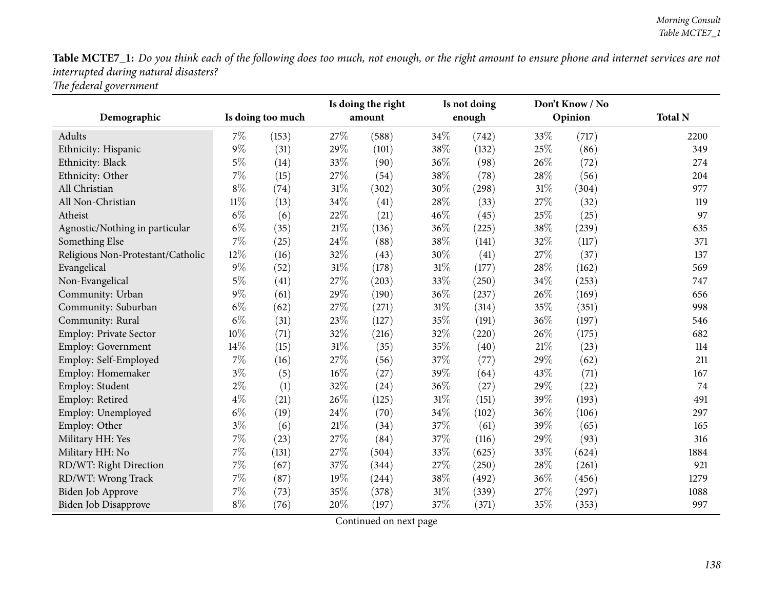**Table MCTE7_1:** *Do you think each of the following does too much, not enough, or the right amount to ensure phone and internet services are not interrupted during natural disasters?*
*The federal government*

| Demographic | Is doing too much | | Is doing the right amount | | Is not doing enough | | Don't Know / No Opinion | | Total N |
|---|---|---|---|---|---|---|---|---|---|
| Adults | 7% | (153) | 27% | (588) | 34% | (742) | 33% | (717) | 2200 |
| Ethnicity: Hispanic | 9% | (31) | 29% | (101) | 38% | (132) | 25% | (86) | 349 |
| Ethnicity: Black | 5% | (14) | 33% | (90) | 36% | (98) | 26% | (72) | 274 |
| Ethnicity: Other | 7% | (15) | 27% | (54) | 38% | (78) | 28% | (56) | 204 |
| All Christian | 8% | (74) | 31% | (302) | 30% | (298) | 31% | (304) | 977 |
| All Non-Christian | 11% | (13) | 34% | (41) | 28% | (33) | 27% | (32) | 119 |
| Atheist | 6% | (6) | 22% | (21) | 46% | (45) | 25% | (25) | 97 |
| Agnostic/Nothing in particular | 6% | (35) | 21% | (136) | 36% | (225) | 38% | (239) | 635 |
| Something Else | 7% | (25) | 24% | (88) | 38% | (141) | 32% | (117) | 371 |
| Religious Non-Protestant/Catholic | 12% | (16) | 32% | (43) | 30% | (41) | 27% | (37) | 137 |
| Evangelical | 9% | (52) | 31% | (178) | 31% | (177) | 28% | (162) | 569 |
| Non-Evangelical | 5% | (41) | 27% | (203) | 33% | (250) | 34% | (253) | 747 |
| Community: Urban | 9% | (61) | 29% | (190) | 36% | (237) | 26% | (169) | 656 |
| Community: Suburban | 6% | (62) | 27% | (271) | 31% | (314) | 35% | (351) | 998 |
| Community: Rural | 6% | (31) | 23% | (127) | 35% | (191) | 36% | (197) | 546 |
| Employ: Private Sector | 10% | (71) | 32% | (216) | 32% | (220) | 26% | (175) | 682 |
| Employ: Government | 14% | (15) | 31% | (35) | 35% | (40) | 21% | (23) | 114 |
| Employ: Self-Employed | 7% | (16) | 27% | (56) | 37% | (77) | 29% | (62) | 211 |
| Employ: Homemaker | 3% | (5) | 16% | (27) | 39% | (64) | 43% | (71) | 167 |
| Employ: Student | 2% | (1) | 32% | (24) | 36% | (27) | 29% | (22) | 74 |
| Employ: Retired | 4% | (21) | 26% | (125) | 31% | (151) | 39% | (193) | 491 |
| Employ: Unemployed | 6% | (19) | 24% | (70) | 34% | (102) | 36% | (106) | 297 |
| Employ: Other | 3% | (6) | 21% | (34) | 37% | (61) | 39% | (65) | 165 |
| Military HH: Yes | 7% | (23) | 27% | (84) | 37% | (116) | 29% | (93) | 316 |
| Military HH: No | 7% | (131) | 27% | (504) | 33% | (625) | 33% | (624) | 1884 |
| RD/WT: Right Direction | 7% | (67) | 37% | (344) | 27% | (250) | 28% | (261) | 921 |
| RD/WT: Wrong Track | 7% | (87) | 19% | (244) | 38% | (492) | 36% | (456) | 1279 |
| Biden Job Approve | 7% | (73) | 35% | (378) | 31% | (339) | 27% | (297) | 1088 |
| Biden Job Disapprove | 8% | (76) | 20% | (197) | 37% | (371) | 35% | (353) | 997 |

Continued on next page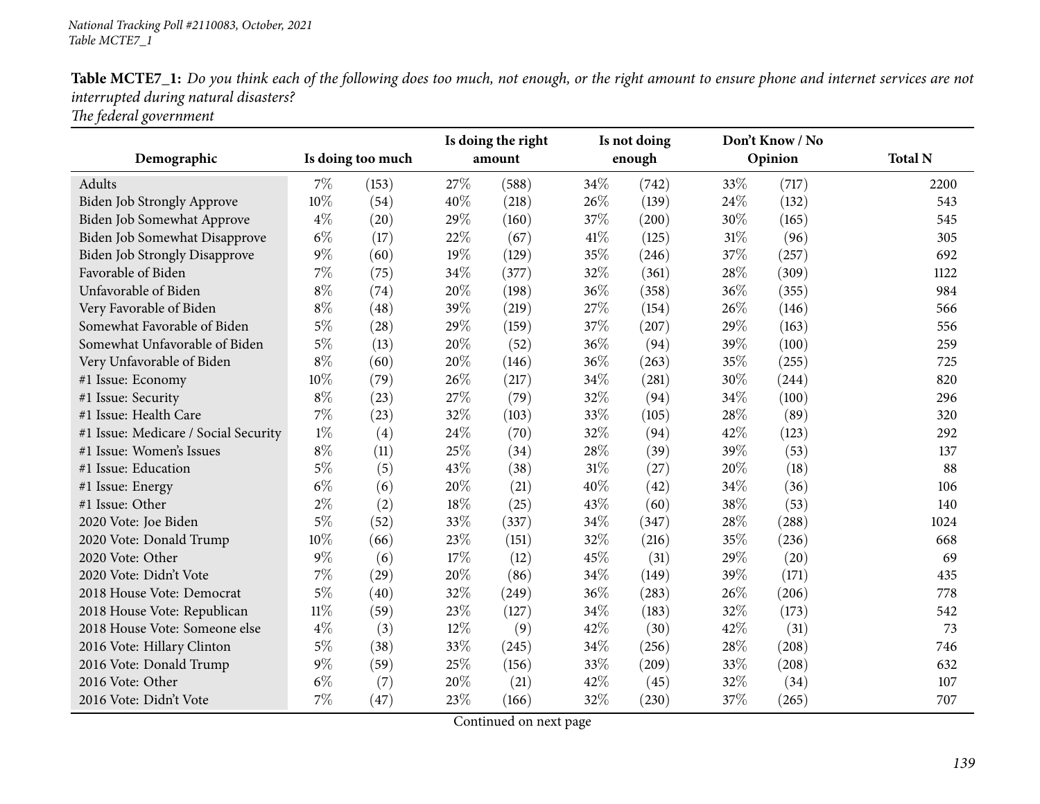**Table MCTE7_1:** *Do you think each of the following does too much, not enough, or the right amount to ensure phone and internet services are not interrupted during natural disasters?*
*The federal government*

| Demographic | Is doing too much | | Is doing the right amount | | Is not doing enough | | Don't Know / No Opinion | | Total N |
|---|---|---|---|---|---|---|---|---|---|
| Adults | 7% | (153) | 27% | (588) | 34% | (742) | 33% | (717) | 2200 |
| Biden Job Strongly Approve | 10% | (54) | 40% | (218) | 26% | (139) | 24% | (132) | 543 |
| Biden Job Somewhat Approve | 4% | (20) | 29% | (160) | 37% | (200) | 30% | (165) | 545 |
| Biden Job Somewhat Disapprove | 6% | (17) | 22% | (67) | 41% | (125) | 31% | (96) | 305 |
| Biden Job Strongly Disapprove | 9% | (60) | 19% | (129) | 35% | (246) | 37% | (257) | 692 |
| Favorable of Biden | 7% | (75) | 34% | (377) | 32% | (361) | 28% | (309) | 1122 |
| Unfavorable of Biden | 8% | (74) | 20% | (198) | 36% | (358) | 36% | (355) | 984 |
| Very Favorable of Biden | 8% | (48) | 39% | (219) | 27% | (154) | 26% | (146) | 566 |
| Somewhat Favorable of Biden | 5% | (28) | 29% | (159) | 37% | (207) | 29% | (163) | 556 |
| Somewhat Unfavorable of Biden | 5% | (13) | 20% | (52) | 36% | (94) | 39% | (100) | 259 |
| Very Unfavorable of Biden | 8% | (60) | 20% | (146) | 36% | (263) | 35% | (255) | 725 |
| #1 Issue: Economy | 10% | (79) | 26% | (217) | 34% | (281) | 30% | (244) | 820 |
| #1 Issue: Security | 8% | (23) | 27% | (79) | 32% | (94) | 34% | (100) | 296 |
| #1 Issue: Health Care | 7% | (23) | 32% | (103) | 33% | (105) | 28% | (89) | 320 |
| #1 Issue: Medicare / Social Security | 1% | (4) | 24% | (70) | 32% | (94) | 42% | (123) | 292 |
| #1 Issue: Women's Issues | 8% | (11) | 25% | (34) | 28% | (39) | 39% | (53) | 137 |
| #1 Issue: Education | 5% | (5) | 43% | (38) | 31% | (27) | 20% | (18) | 88 |
| #1 Issue: Energy | 6% | (6) | 20% | (21) | 40% | (42) | 34% | (36) | 106 |
| #1 Issue: Other | 2% | (2) | 18% | (25) | 43% | (60) | 38% | (53) | 140 |
| 2020 Vote: Joe Biden | 5% | (52) | 33% | (337) | 34% | (347) | 28% | (288) | 1024 |
| 2020 Vote: Donald Trump | 10% | (66) | 23% | (151) | 32% | (216) | 35% | (236) | 668 |
| 2020 Vote: Other | 9% | (6) | 17% | (12) | 45% | (31) | 29% | (20) | 69 |
| 2020 Vote: Didn't Vote | 7% | (29) | 20% | (86) | 34% | (149) | 39% | (171) | 435 |
| 2018 House Vote: Democrat | 5% | (40) | 32% | (249) | 36% | (283) | 26% | (206) | 778 |
| 2018 House Vote: Republican | 11% | (59) | 23% | (127) | 34% | (183) | 32% | (173) | 542 |
| 2018 House Vote: Someone else | 4% | (3) | 12% | (9) | 42% | (30) | 42% | (31) | 73 |
| 2016 Vote: Hillary Clinton | 5% | (38) | 33% | (245) | 34% | (256) | 28% | (208) | 746 |
| 2016 Vote: Donald Trump | 9% | (59) | 25% | (156) | 33% | (209) | 33% | (208) | 632 |
| 2016 Vote: Other | 6% | (7) | 20% | (21) | 42% | (45) | 32% | (34) | 107 |
| 2016 Vote: Didn't Vote | 7% | (47) | 23% | (166) | 32% | (230) | 37% | (265) | 707 |

Continued on next page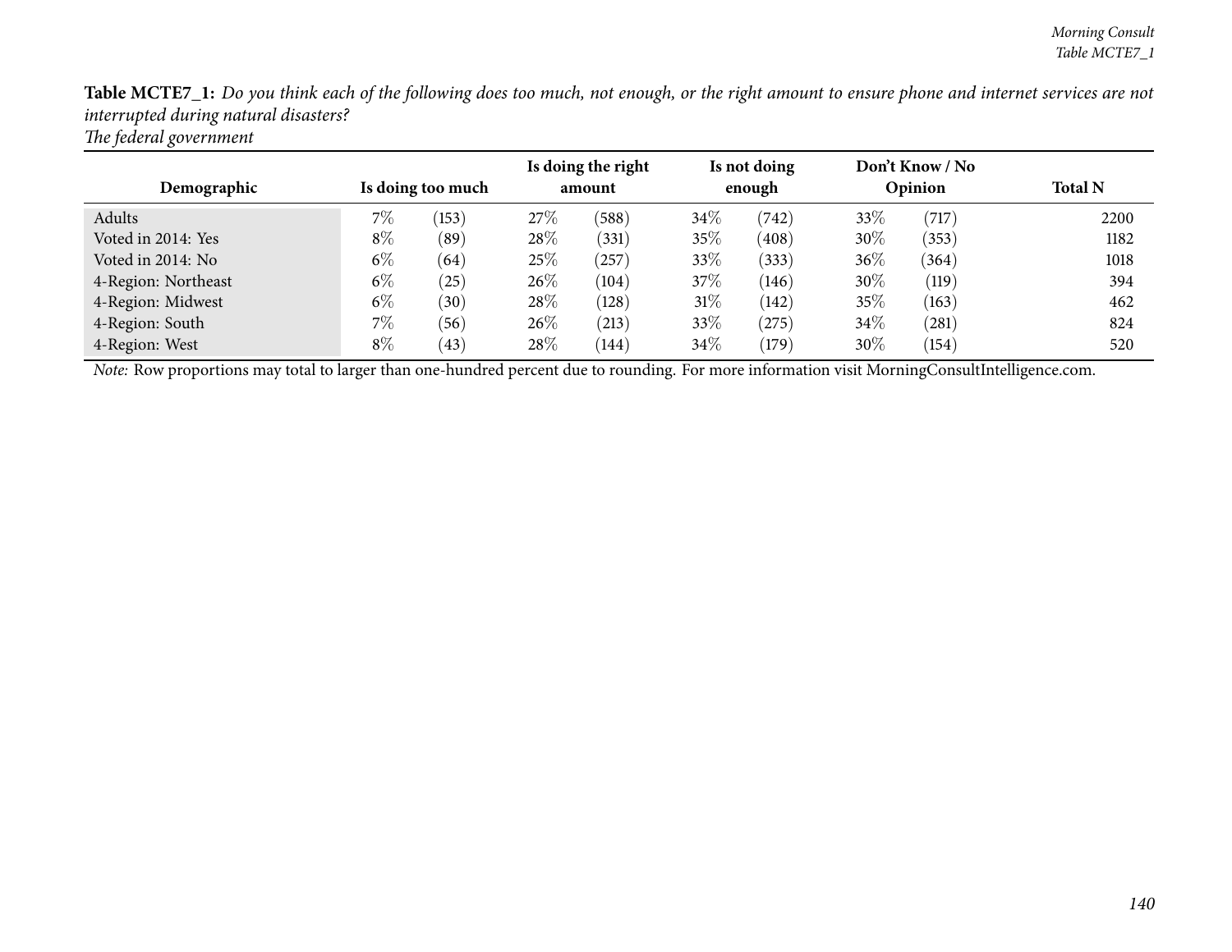**Table MCTE7_1:** *Do you think each of the following does too much, not enough, or the right amount to ensure phone and internet services are not interrupted during natural disasters?*
*The federal government*

| Demographic | Is doing too much | | Is doing the right amount | | Is not doing enough | | Don't Know / No Opinion | | Total N |
|---|---|---|---|---|---|---|---|---|---|
| Adults | 7% | (153) | 27% | (588) | 34% | (742) | 33% | (717) | 2200 |
| Voted in 2014: Yes | 8% | (89) | 28% | (331) | 35% | (408) | 30% | (353) | 1182 |
| Voted in 2014: No | 6% | (64) | 25% | (257) | 33% | (333) | 36% | (364) | 1018 |
| 4-Region: Northeast | 6% | (25) | 26% | (104) | 37% | (146) | 30% | (119) | 394 |
| 4-Region: Midwest | 6% | (30) | 28% | (128) | 31% | (142) | 35% | (163) | 462 |
| 4-Region: South | 7% | (56) | 26% | (213) | 33% | (275) | 34% | (281) | 824 |
| 4-Region: West | 8% | (43) | 28% | (144) | 34% | (179) | 30% | (154) | 520 |

*Note:* Row proportions may total to larger than one-hundred percent due to rounding. For more information visit MorningConsultIntelligence.com.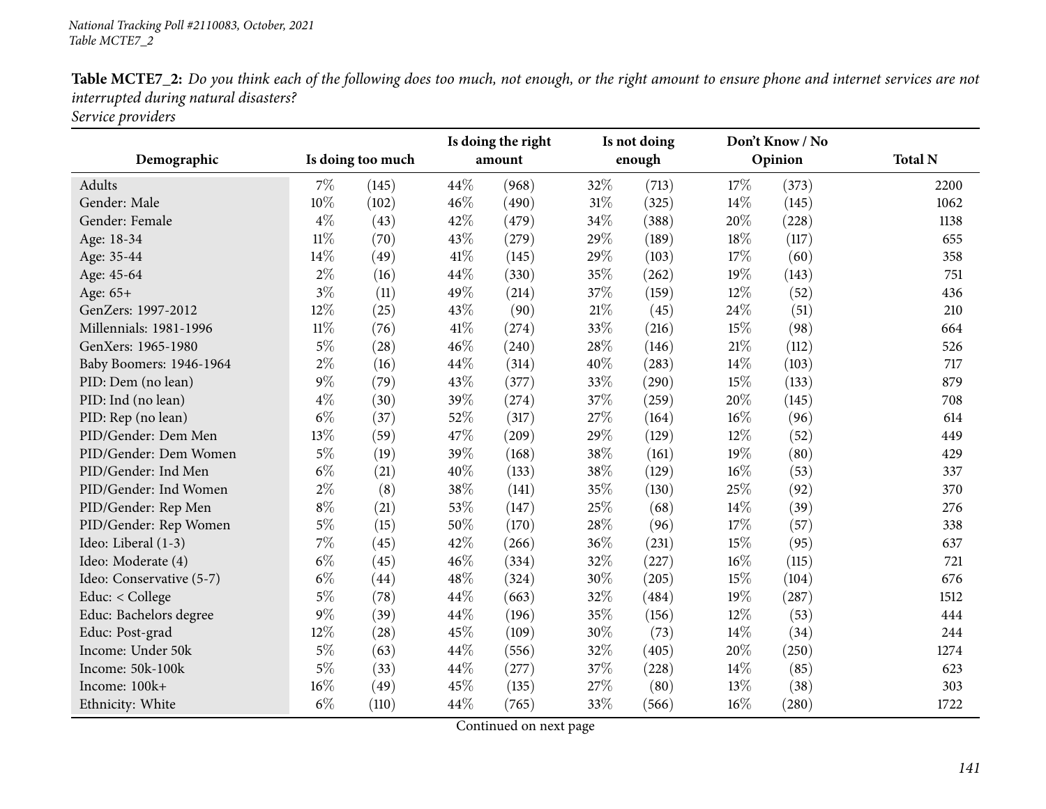**Table MCTE7_2:** *Do you think each of the following does too much, not enough, or the right amount to ensure phone and internet services are not interrupted during natural disasters?*
*Service providers*

| Demographic | Is doing too much | | Is doing the right amount | | Is not doing enough | | Don't Know / No Opinion | | Total N |
|---|---|---|---|---|---|---|---|---|---|
| Adults | 7% | (145) | 44% | (968) | 32% | (713) | 17% | (373) | 2200 |
| Gender: Male | 10% | (102) | 46% | (490) | 31% | (325) | 14% | (145) | 1062 |
| Gender: Female | 4% | (43) | 42% | (479) | 34% | (388) | 20% | (228) | 1138 |
| Age: 18-34 | 11% | (70) | 43% | (279) | 29% | (189) | 18% | (117) | 655 |
| Age: 35-44 | 14% | (49) | 41% | (145) | 29% | (103) | 17% | (60) | 358 |
| Age: 45-64 | 2% | (16) | 44% | (330) | 35% | (262) | 19% | (143) | 751 |
| Age: 65+ | 3% | (11) | 49% | (214) | 37% | (159) | 12% | (52) | 436 |
| GenZers: 1997-2012 | 12% | (25) | 43% | (90) | 21% | (45) | 24% | (51) | 210 |
| Millennials: 1981-1996 | 11% | (76) | 41% | (274) | 33% | (216) | 15% | (98) | 664 |
| GenXers: 1965-1980 | 5% | (28) | 46% | (240) | 28% | (146) | 21% | (112) | 526 |
| Baby Boomers: 1946-1964 | 2% | (16) | 44% | (314) | 40% | (283) | 14% | (103) | 717 |
| PID: Dem (no lean) | 9% | (79) | 43% | (377) | 33% | (290) | 15% | (133) | 879 |
| PID: Ind (no lean) | 4% | (30) | 39% | (274) | 37% | (259) | 20% | (145) | 708 |
| PID: Rep (no lean) | 6% | (37) | 52% | (317) | 27% | (164) | 16% | (96) | 614 |
| PID/Gender: Dem Men | 13% | (59) | 47% | (209) | 29% | (129) | 12% | (52) | 449 |
| PID/Gender: Dem Women | 5% | (19) | 39% | (168) | 38% | (161) | 19% | (80) | 429 |
| PID/Gender: Ind Men | 6% | (21) | 40% | (133) | 38% | (129) | 16% | (53) | 337 |
| PID/Gender: Ind Women | 2% | (8) | 38% | (141) | 35% | (130) | 25% | (92) | 370 |
| PID/Gender: Rep Men | 8% | (21) | 53% | (147) | 25% | (68) | 14% | (39) | 276 |
| PID/Gender: Rep Women | 5% | (15) | 50% | (170) | 28% | (96) | 17% | (57) | 338 |
| Ideo: Liberal (1-3) | 7% | (45) | 42% | (266) | 36% | (231) | 15% | (95) | 637 |
| Ideo: Moderate (4) | 6% | (45) | 46% | (334) | 32% | (227) | 16% | (115) | 721 |
| Ideo: Conservative (5-7) | 6% | (44) | 48% | (324) | 30% | (205) | 15% | (104) | 676 |
| Educ: < College | 5% | (78) | 44% | (663) | 32% | (484) | 19% | (287) | 1512 |
| Educ: Bachelors degree | 9% | (39) | 44% | (196) | 35% | (156) | 12% | (53) | 444 |
| Educ: Post-grad | 12% | (28) | 45% | (109) | 30% | (73) | 14% | (34) | 244 |
| Income: Under 50k | 5% | (63) | 44% | (556) | 32% | (405) | 20% | (250) | 1274 |
| Income: 50k-100k | 5% | (33) | 44% | (277) | 37% | (228) | 14% | (85) | 623 |
| Income: 100k+ | 16% | (49) | 45% | (135) | 27% | (80) | 13% | (38) | 303 |
| Ethnicity: White | 6% | (110) | 44% | (765) | 33% | (566) | 16% | (280) | 1722 |

Continued on next page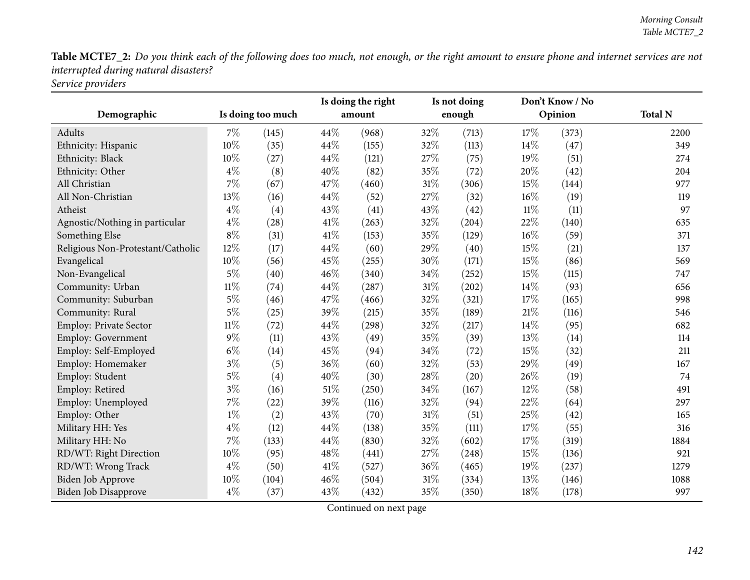**Table MCTE7_2:** *Do you think each of the following does too much, not enough, or the right amount to ensure phone and internet services are not interrupted during natural disasters?*
*Service providers*

| Demographic | Is doing too much | | Is doing the right amount | | Is not doing enough | | Don't Know / No Opinion | | Total N |
|---|---|---|---|---|---|---|---|---|---|
| Adults | 7% | (145) | 44% | (968) | 32% | (713) | 17% | (373) | 2200 |
| Ethnicity: Hispanic | 10% | (35) | 44% | (155) | 32% | (113) | 14% | (47) | 349 |
| Ethnicity: Black | 10% | (27) | 44% | (121) | 27% | (75) | 19% | (51) | 274 |
| Ethnicity: Other | 4% | (8) | 40% | (82) | 35% | (72) | 20% | (42) | 204 |
| All Christian | 7% | (67) | 47% | (460) | 31% | (306) | 15% | (144) | 977 |
| All Non-Christian | 13% | (16) | 44% | (52) | 27% | (32) | 16% | (19) | 119 |
| Atheist | 4% | (4) | 43% | (41) | 43% | (42) | 11% | (11) | 97 |
| Agnostic/Nothing in particular | 4% | (28) | 41% | (263) | 32% | (204) | 22% | (140) | 635 |
| Something Else | 8% | (31) | 41% | (153) | 35% | (129) | 16% | (59) | 371 |
| Religious Non-Protestant/Catholic | 12% | (17) | 44% | (60) | 29% | (40) | 15% | (21) | 137 |
| Evangelical | 10% | (56) | 45% | (255) | 30% | (171) | 15% | (86) | 569 |
| Non-Evangelical | 5% | (40) | 46% | (340) | 34% | (252) | 15% | (115) | 747 |
| Community: Urban | 11% | (74) | 44% | (287) | 31% | (202) | 14% | (93) | 656 |
| Community: Suburban | 5% | (46) | 47% | (466) | 32% | (321) | 17% | (165) | 998 |
| Community: Rural | 5% | (25) | 39% | (215) | 35% | (189) | 21% | (116) | 546 |
| Employ: Private Sector | 11% | (72) | 44% | (298) | 32% | (217) | 14% | (95) | 682 |
| Employ: Government | 9% | (11) | 43% | (49) | 35% | (39) | 13% | (14) | 114 |
| Employ: Self-Employed | 6% | (14) | 45% | (94) | 34% | (72) | 15% | (32) | 211 |
| Employ: Homemaker | 3% | (5) | 36% | (60) | 32% | (53) | 29% | (49) | 167 |
| Employ: Student | 5% | (4) | 40% | (30) | 28% | (20) | 26% | (19) | 74 |
| Employ: Retired | 3% | (16) | 51% | (250) | 34% | (167) | 12% | (58) | 491 |
| Employ: Unemployed | 7% | (22) | 39% | (116) | 32% | (94) | 22% | (64) | 297 |
| Employ: Other | 1% | (2) | 43% | (70) | 31% | (51) | 25% | (42) | 165 |
| Military HH: Yes | 4% | (12) | 44% | (138) | 35% | (111) | 17% | (55) | 316 |
| Military HH: No | 7% | (133) | 44% | (830) | 32% | (602) | 17% | (319) | 1884 |
| RD/WT: Right Direction | 10% | (95) | 48% | (441) | 27% | (248) | 15% | (136) | 921 |
| RD/WT: Wrong Track | 4% | (50) | 41% | (527) | 36% | (465) | 19% | (237) | 1279 |
| Biden Job Approve | 10% | (104) | 46% | (504) | 31% | (334) | 13% | (146) | 1088 |
| Biden Job Disapprove | 4% | (37) | 43% | (432) | 35% | (350) | 18% | (178) | 997 |

Continued on next page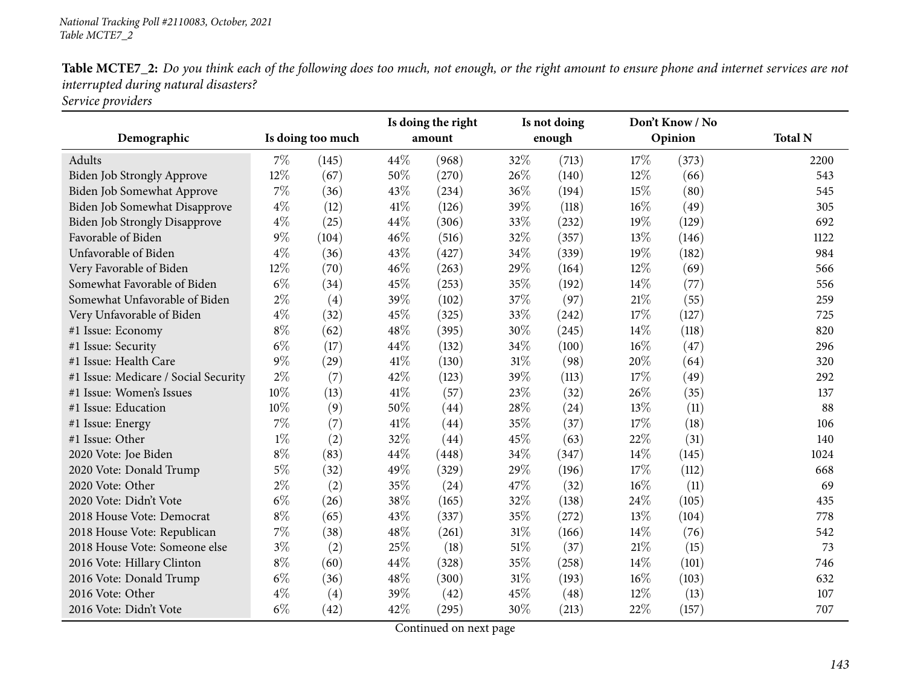*National Tracking Poll #2110083, October, 2021*
*Table MCTE7_2*

**Table MCTE7_2:** *Do you think each of the following does too much, not enough, or the right amount to ensure phone and internet services are not interrupted during natural disasters?*
*Service providers*

| Demographic | Is doing too much | | Is doing the right amount | | Is not doing enough | | Don't Know / No Opinion | | Total N |
|---|---|---|---|---|---|---|---|---|---|
| Adults | 7% | (145) | 44% | (968) | 32% | (713) | 17% | (373) | 2200 |
| Biden Job Strongly Approve | 12% | (67) | 50% | (270) | 26% | (140) | 12% | (66) | 543 |
| Biden Job Somewhat Approve | 7% | (36) | 43% | (234) | 36% | (194) | 15% | (80) | 545 |
| Biden Job Somewhat Disapprove | 4% | (12) | 41% | (126) | 39% | (118) | 16% | (49) | 305 |
| Biden Job Strongly Disapprove | 4% | (25) | 44% | (306) | 33% | (232) | 19% | (129) | 692 |
| Favorable of Biden | 9% | (104) | 46% | (516) | 32% | (357) | 13% | (146) | 1122 |
| Unfavorable of Biden | 4% | (36) | 43% | (427) | 34% | (339) | 19% | (182) | 984 |
| Very Favorable of Biden | 12% | (70) | 46% | (263) | 29% | (164) | 12% | (69) | 566 |
| Somewhat Favorable of Biden | 6% | (34) | 45% | (253) | 35% | (192) | 14% | (77) | 556 |
| Somewhat Unfavorable of Biden | 2% | (4) | 39% | (102) | 37% | (97) | 21% | (55) | 259 |
| Very Unfavorable of Biden | 4% | (32) | 45% | (325) | 33% | (242) | 17% | (127) | 725 |
| #1 Issue: Economy | 8% | (62) | 48% | (395) | 30% | (245) | 14% | (118) | 820 |
| #1 Issue: Security | 6% | (17) | 44% | (132) | 34% | (100) | 16% | (47) | 296 |
| #1 Issue: Health Care | 9% | (29) | 41% | (130) | 31% | (98) | 20% | (64) | 320 |
| #1 Issue: Medicare / Social Security | 2% | (7) | 42% | (123) | 39% | (113) | 17% | (49) | 292 |
| #1 Issue: Women's Issues | 10% | (13) | 41% | (57) | 23% | (32) | 26% | (35) | 137 |
| #1 Issue: Education | 10% | (9) | 50% | (44) | 28% | (24) | 13% | (11) | 88 |
| #1 Issue: Energy | 7% | (7) | 41% | (44) | 35% | (37) | 17% | (18) | 106 |
| #1 Issue: Other | 1% | (2) | 32% | (44) | 45% | (63) | 22% | (31) | 140 |
| 2020 Vote: Joe Biden | 8% | (83) | 44% | (448) | 34% | (347) | 14% | (145) | 1024 |
| 2020 Vote: Donald Trump | 5% | (32) | 49% | (329) | 29% | (196) | 17% | (112) | 668 |
| 2020 Vote: Other | 2% | (2) | 35% | (24) | 47% | (32) | 16% | (11) | 69 |
| 2020 Vote: Didn't Vote | 6% | (26) | 38% | (165) | 32% | (138) | 24% | (105) | 435 |
| 2018 House Vote: Democrat | 8% | (65) | 43% | (337) | 35% | (272) | 13% | (104) | 778 |
| 2018 House Vote: Republican | 7% | (38) | 48% | (261) | 31% | (166) | 14% | (76) | 542 |
| 2018 House Vote: Someone else | 3% | (2) | 25% | (18) | 51% | (37) | 21% | (15) | 73 |
| 2016 Vote: Hillary Clinton | 8% | (60) | 44% | (328) | 35% | (258) | 14% | (101) | 746 |
| 2016 Vote: Donald Trump | 6% | (36) | 48% | (300) | 31% | (193) | 16% | (103) | 632 |
| 2016 Vote: Other | 4% | (4) | 39% | (42) | 45% | (48) | 12% | (13) | 107 |
| 2016 Vote: Didn't Vote | 6% | (42) | 42% | (295) | 30% | (213) | 22% | (157) | 707 |

Continued on next page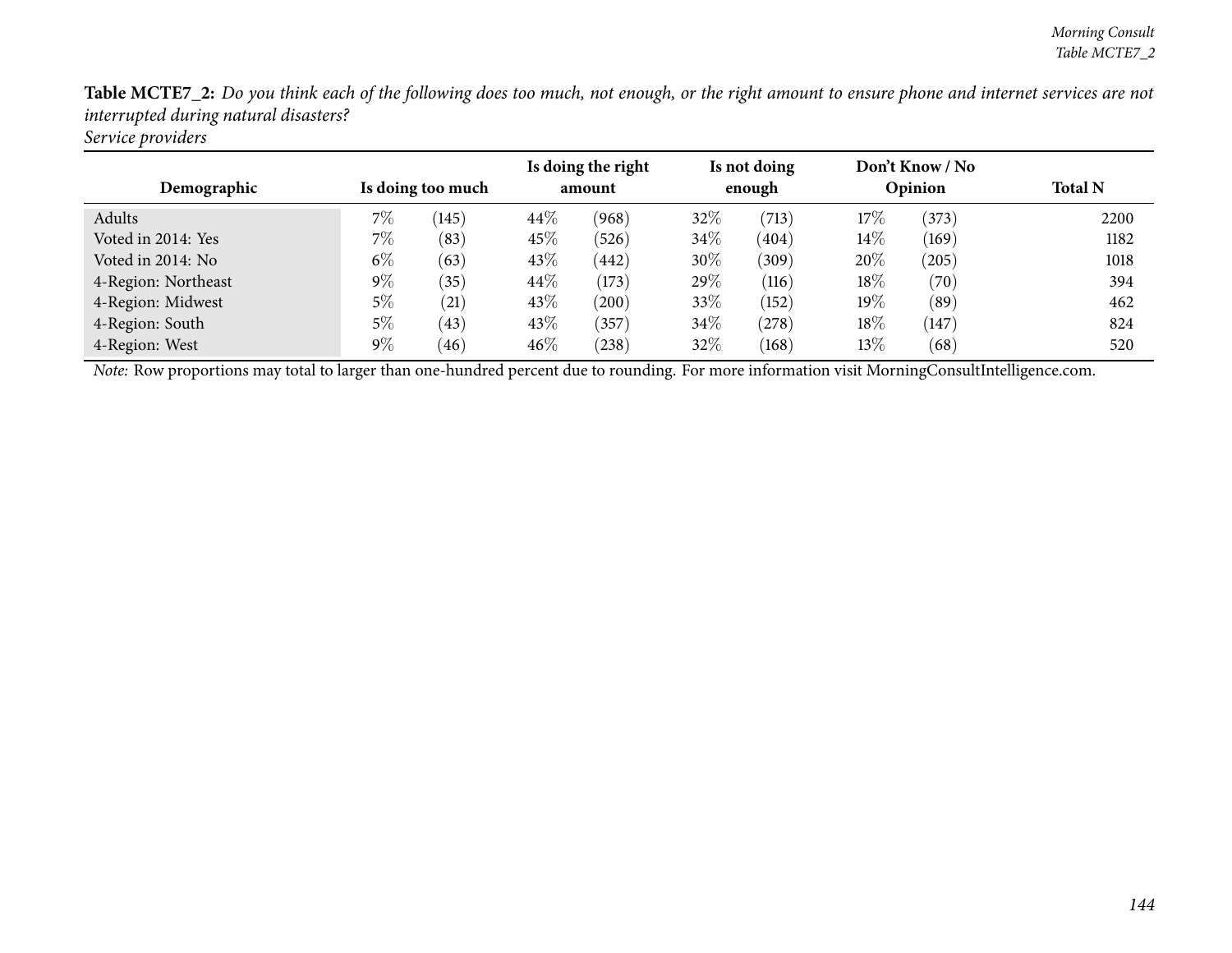**Table MCTE7_2:** *Do you think each of the following does too much, not enough, or the right amount to ensure phone and internet services are not interrupted during natural disasters?*
*Service providers*

| Demographic | Is doing too much | | Is doing the right amount | | Is not doing enough | | Don't Know / No Opinion | | Total N |
|---|---|---|---|---|---|---|---|---|---|
| Adults | 7% | (145) | 44% | (968) | 32% | (713) | 17% | (373) | 2200 |
| Voted in 2014: Yes | 7% | (83) | 45% | (526) | 34% | (404) | 14% | (169) | 1182 |
| Voted in 2014: No | 6% | (63) | 43% | (442) | 30% | (309) | 20% | (205) | 1018 |
| 4-Region: Northeast | 9% | (35) | 44% | (173) | 29% | (116) | 18% | (70) | 394 |
| 4-Region: Midwest | 5% | (21) | 43% | (200) | 33% | (152) | 19% | (89) | 462 |
| 4-Region: South | 5% | (43) | 43% | (357) | 34% | (278) | 18% | (147) | 824 |
| 4-Region: West | 9% | (46) | 46% | (238) | 32% | (168) | 13% | (68) | 520 |

*Note:* Row proportions may total to larger than one-hundred percent due to rounding. For more information visit MorningConsultIntelligence.com.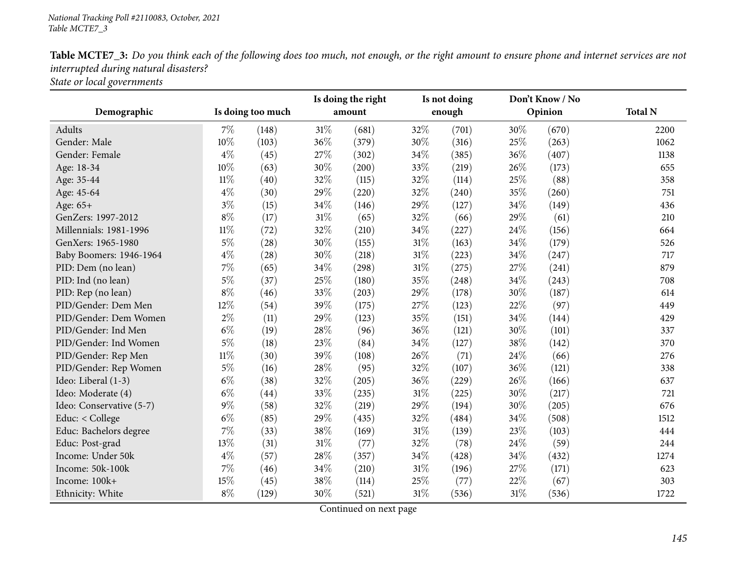**Table MCTE7_3:** *Do you think each of the following does too much, not enough, or the right amount to ensure phone and internet services are not interrupted during natural disasters?*
*State or local governments*

| Demographic | Is doing too much | | Is doing the right amount | | Is not doing enough | | Don't Know / No Opinion | | Total N |
|---|---|---|---|---|---|---|---|---|---|
| Adults | 7% | (148) | 31% | (681) | 32% | (701) | 30% | (670) | 2200 |
| Gender: Male | 10% | (103) | 36% | (379) | 30% | (316) | 25% | (263) | 1062 |
| Gender: Female | 4% | (45) | 27% | (302) | 34% | (385) | 36% | (407) | 1138 |
| Age: 18-34 | 10% | (63) | 30% | (200) | 33% | (219) | 26% | (173) | 655 |
| Age: 35-44 | 11% | (40) | 32% | (115) | 32% | (114) | 25% | (88) | 358 |
| Age: 45-64 | 4% | (30) | 29% | (220) | 32% | (240) | 35% | (260) | 751 |
| Age: 65+ | 3% | (15) | 34% | (146) | 29% | (127) | 34% | (149) | 436 |
| GenZers: 1997-2012 | 8% | (17) | 31% | (65) | 32% | (66) | 29% | (61) | 210 |
| Millennials: 1981-1996 | 11% | (72) | 32% | (210) | 34% | (227) | 24% | (156) | 664 |
| GenXers: 1965-1980 | 5% | (28) | 30% | (155) | 31% | (163) | 34% | (179) | 526 |
| Baby Boomers: 1946-1964 | 4% | (28) | 30% | (218) | 31% | (223) | 34% | (247) | 717 |
| PID: Dem (no lean) | 7% | (65) | 34% | (298) | 31% | (275) | 27% | (241) | 879 |
| PID: Ind (no lean) | 5% | (37) | 25% | (180) | 35% | (248) | 34% | (243) | 708 |
| PID: Rep (no lean) | 8% | (46) | 33% | (203) | 29% | (178) | 30% | (187) | 614 |
| PID/Gender: Dem Men | 12% | (54) | 39% | (175) | 27% | (123) | 22% | (97) | 449 |
| PID/Gender: Dem Women | 2% | (11) | 29% | (123) | 35% | (151) | 34% | (144) | 429 |
| PID/Gender: Ind Men | 6% | (19) | 28% | (96) | 36% | (121) | 30% | (101) | 337 |
| PID/Gender: Ind Women | 5% | (18) | 23% | (84) | 34% | (127) | 38% | (142) | 370 |
| PID/Gender: Rep Men | 11% | (30) | 39% | (108) | 26% | (71) | 24% | (66) | 276 |
| PID/Gender: Rep Women | 5% | (16) | 28% | (95) | 32% | (107) | 36% | (121) | 338 |
| Ideo: Liberal (1-3) | 6% | (38) | 32% | (205) | 36% | (229) | 26% | (166) | 637 |
| Ideo: Moderate (4) | 6% | (44) | 33% | (235) | 31% | (225) | 30% | (217) | 721 |
| Ideo: Conservative (5-7) | 9% | (58) | 32% | (219) | 29% | (194) | 30% | (205) | 676 |
| Educ: < College | 6% | (85) | 29% | (435) | 32% | (484) | 34% | (508) | 1512 |
| Educ: Bachelors degree | 7% | (33) | 38% | (169) | 31% | (139) | 23% | (103) | 444 |
| Educ: Post-grad | 13% | (31) | 31% | (77) | 32% | (78) | 24% | (59) | 244 |
| Income: Under 50k | 4% | (57) | 28% | (357) | 34% | (428) | 34% | (432) | 1274 |
| Income: 50k-100k | 7% | (46) | 34% | (210) | 31% | (196) | 27% | (171) | 623 |
| Income: 100k+ | 15% | (45) | 38% | (114) | 25% | (77) | 22% | (67) | 303 |
| Ethnicity: White | 8% | (129) | 30% | (521) | 31% | (536) | 31% | (536) | 1722 |

Continued on next page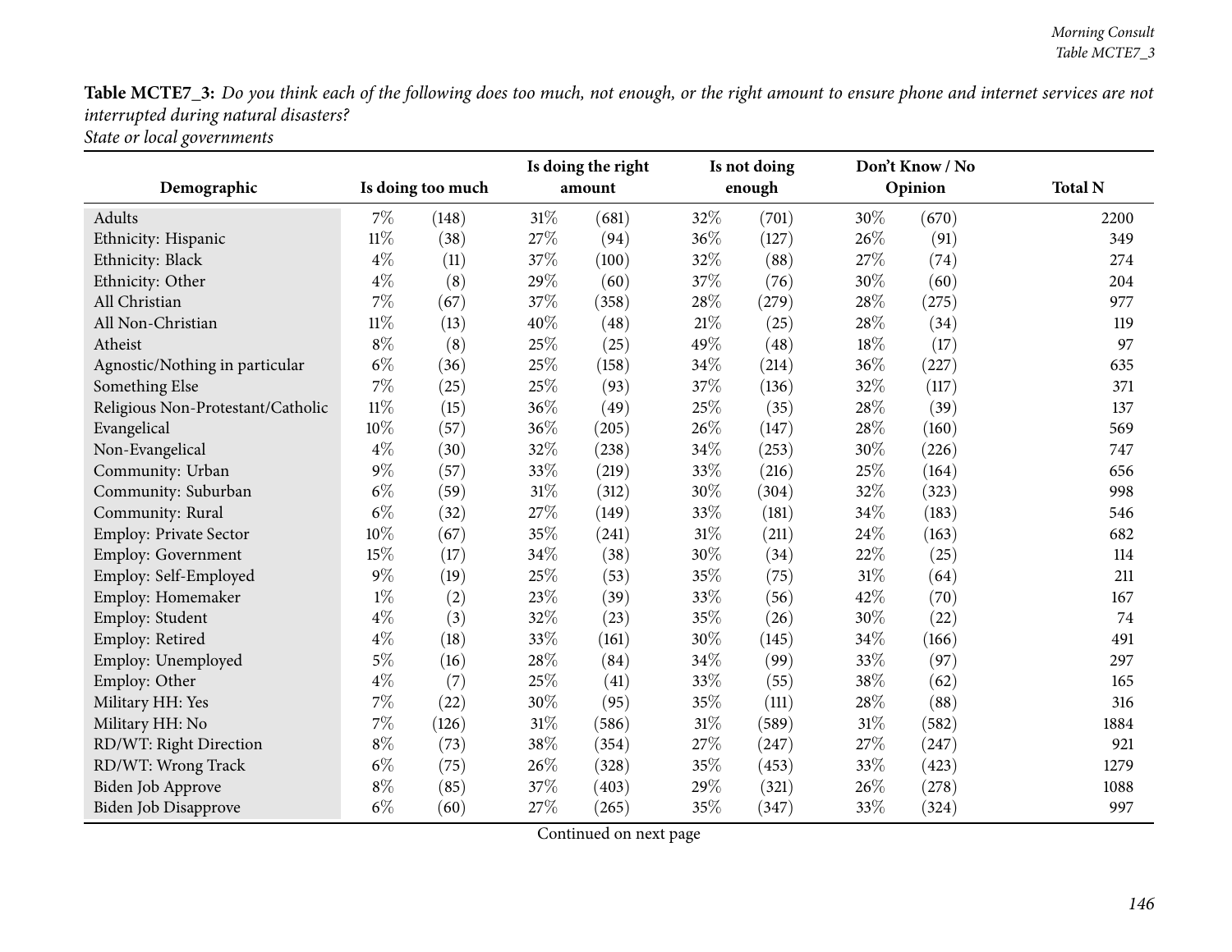**Table MCTE7_3:** *Do you think each of the following does too much, not enough, or the right amount to ensure phone and internet services are not interrupted during natural disasters?*
*State or local governments*

| Demographic | Is doing too much | | Is doing the right amount | | Is not doing enough | | Don't Know / No Opinion | | Total N |
|---|---|---|---|---|---|---|---|---|---|
| Adults | 7% | (148) | 31% | (681) | 32% | (701) | 30% | (670) | 2200 |
| Ethnicity: Hispanic | 11% | (38) | 27% | (94) | 36% | (127) | 26% | (91) | 349 |
| Ethnicity: Black | 4% | (11) | 37% | (100) | 32% | (88) | 27% | (74) | 274 |
| Ethnicity: Other | 4% | (8) | 29% | (60) | 37% | (76) | 30% | (60) | 204 |
| All Christian | 7% | (67) | 37% | (358) | 28% | (279) | 28% | (275) | 977 |
| All Non-Christian | 11% | (13) | 40% | (48) | 21% | (25) | 28% | (34) | 119 |
| Atheist | 8% | (8) | 25% | (25) | 49% | (48) | 18% | (17) | 97 |
| Agnostic/Nothing in particular | 6% | (36) | 25% | (158) | 34% | (214) | 36% | (227) | 635 |
| Something Else | 7% | (25) | 25% | (93) | 37% | (136) | 32% | (117) | 371 |
| Religious Non-Protestant/Catholic | 11% | (15) | 36% | (49) | 25% | (35) | 28% | (39) | 137 |
| Evangelical | 10% | (57) | 36% | (205) | 26% | (147) | 28% | (160) | 569 |
| Non-Evangelical | 4% | (30) | 32% | (238) | 34% | (253) | 30% | (226) | 747 |
| Community: Urban | 9% | (57) | 33% | (219) | 33% | (216) | 25% | (164) | 656 |
| Community: Suburban | 6% | (59) | 31% | (312) | 30% | (304) | 32% | (323) | 998 |
| Community: Rural | 6% | (32) | 27% | (149) | 33% | (181) | 34% | (183) | 546 |
| Employ: Private Sector | 10% | (67) | 35% | (241) | 31% | (211) | 24% | (163) | 682 |
| Employ: Government | 15% | (17) | 34% | (38) | 30% | (34) | 22% | (25) | 114 |
| Employ: Self-Employed | 9% | (19) | 25% | (53) | 35% | (75) | 31% | (64) | 211 |
| Employ: Homemaker | 1% | (2) | 23% | (39) | 33% | (56) | 42% | (70) | 167 |
| Employ: Student | 4% | (3) | 32% | (23) | 35% | (26) | 30% | (22) | 74 |
| Employ: Retired | 4% | (18) | 33% | (161) | 30% | (145) | 34% | (166) | 491 |
| Employ: Unemployed | 5% | (16) | 28% | (84) | 34% | (99) | 33% | (97) | 297 |
| Employ: Other | 4% | (7) | 25% | (41) | 33% | (55) | 38% | (62) | 165 |
| Military HH: Yes | 7% | (22) | 30% | (95) | 35% | (111) | 28% | (88) | 316 |
| Military HH: No | 7% | (126) | 31% | (586) | 31% | (589) | 31% | (582) | 1884 |
| RD/WT: Right Direction | 8% | (73) | 38% | (354) | 27% | (247) | 27% | (247) | 921 |
| RD/WT: Wrong Track | 6% | (75) | 26% | (328) | 35% | (453) | 33% | (423) | 1279 |
| Biden Job Approve | 8% | (85) | 37% | (403) | 29% | (321) | 26% | (278) | 1088 |
| Biden Job Disapprove | 6% | (60) | 27% | (265) | 35% | (347) | 33% | (324) | 997 |

Continued on next page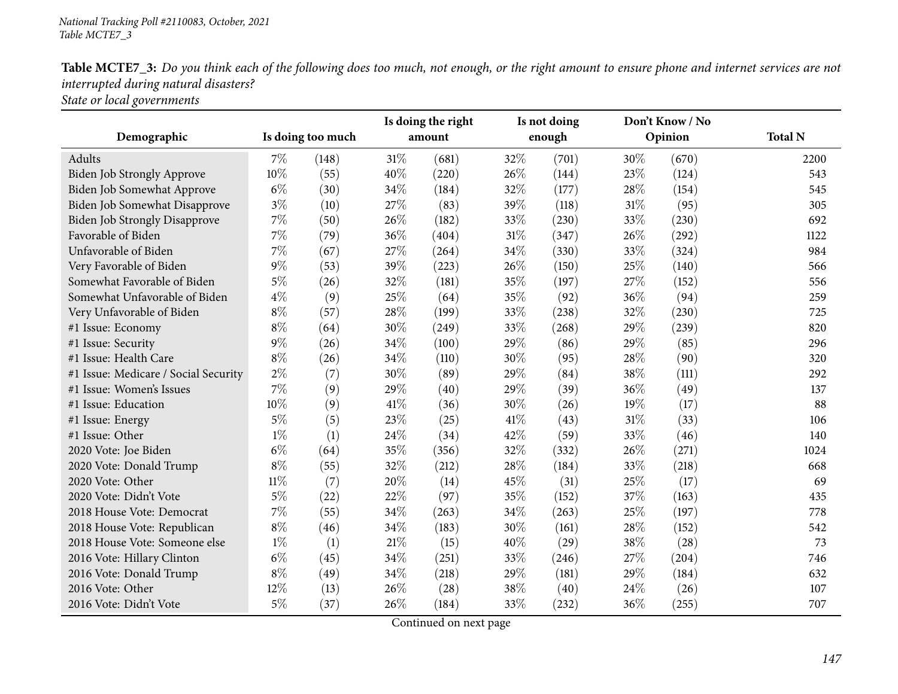National Tracking Poll #2110083, October, 2021
Table MCTE7_3

**Table MCTE7_3:** *Do you think each of the following does too much, not enough, or the right amount to ensure phone and internet services are not interrupted during natural disasters?*
*State or local governments*

| Demographic | Is doing too much | | Is doing the right amount | | Is not doing enough | | Don't Know / No Opinion | | Total N |
|---|---|---|---|---|---|---|---|---|---|
| Adults | 7% | (148) | 31% | (681) | 32% | (701) | 30% | (670) | 2200 |
| Biden Job Strongly Approve | 10% | (55) | 40% | (220) | 26% | (144) | 23% | (124) | 543 |
| Biden Job Somewhat Approve | 6% | (30) | 34% | (184) | 32% | (177) | 28% | (154) | 545 |
| Biden Job Somewhat Disapprove | 3% | (10) | 27% | (83) | 39% | (118) | 31% | (95) | 305 |
| Biden Job Strongly Disapprove | 7% | (50) | 26% | (182) | 33% | (230) | 33% | (230) | 692 |
| Favorable of Biden | 7% | (79) | 36% | (404) | 31% | (347) | 26% | (292) | 1122 |
| Unfavorable of Biden | 7% | (67) | 27% | (264) | 34% | (330) | 33% | (324) | 984 |
| Very Favorable of Biden | 9% | (53) | 39% | (223) | 26% | (150) | 25% | (140) | 566 |
| Somewhat Favorable of Biden | 5% | (26) | 32% | (181) | 35% | (197) | 27% | (152) | 556 |
| Somewhat Unfavorable of Biden | 4% | (9) | 25% | (64) | 35% | (92) | 36% | (94) | 259 |
| Very Unfavorable of Biden | 8% | (57) | 28% | (199) | 33% | (238) | 32% | (230) | 725 |
| #1 Issue: Economy | 8% | (64) | 30% | (249) | 33% | (268) | 29% | (239) | 820 |
| #1 Issue: Security | 9% | (26) | 34% | (100) | 29% | (86) | 29% | (85) | 296 |
| #1 Issue: Health Care | 8% | (26) | 34% | (110) | 30% | (95) | 28% | (90) | 320 |
| #1 Issue: Medicare / Social Security | 2% | (7) | 30% | (89) | 29% | (84) | 38% | (111) | 292 |
| #1 Issue: Women's Issues | 7% | (9) | 29% | (40) | 29% | (39) | 36% | (49) | 137 |
| #1 Issue: Education | 10% | (9) | 41% | (36) | 30% | (26) | 19% | (17) | 88 |
| #1 Issue: Energy | 5% | (5) | 23% | (25) | 41% | (43) | 31% | (33) | 106 |
| #1 Issue: Other | 1% | (1) | 24% | (34) | 42% | (59) | 33% | (46) | 140 |
| 2020 Vote: Joe Biden | 6% | (64) | 35% | (356) | 32% | (332) | 26% | (271) | 1024 |
| 2020 Vote: Donald Trump | 8% | (55) | 32% | (212) | 28% | (184) | 33% | (218) | 668 |
| 2020 Vote: Other | 11% | (7) | 20% | (14) | 45% | (31) | 25% | (17) | 69 |
| 2020 Vote: Didn't Vote | 5% | (22) | 22% | (97) | 35% | (152) | 37% | (163) | 435 |
| 2018 House Vote: Democrat | 7% | (55) | 34% | (263) | 34% | (263) | 25% | (197) | 778 |
| 2018 House Vote: Republican | 8% | (46) | 34% | (183) | 30% | (161) | 28% | (152) | 542 |
| 2018 House Vote: Someone else | 1% | (1) | 21% | (15) | 40% | (29) | 38% | (28) | 73 |
| 2016 Vote: Hillary Clinton | 6% | (45) | 34% | (251) | 33% | (246) | 27% | (204) | 746 |
| 2016 Vote: Donald Trump | 8% | (49) | 34% | (218) | 29% | (181) | 29% | (184) | 632 |
| 2016 Vote: Other | 12% | (13) | 26% | (28) | 38% | (40) | 24% | (26) | 107 |
| 2016 Vote: Didn't Vote | 5% | (37) | 26% | (184) | 33% | (232) | 36% | (255) | 707 |

Continued on next page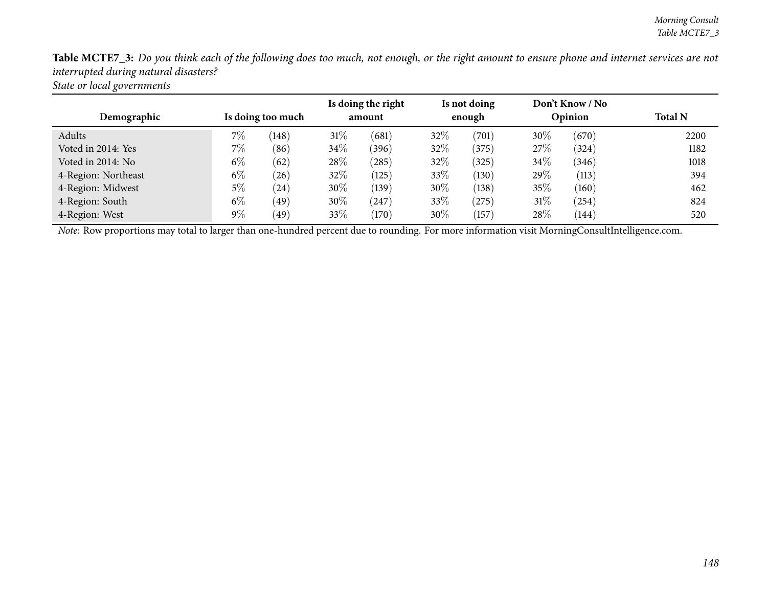**Table MCTE7_3:** *Do you think each of the following does too much, not enough, or the right amount to ensure phone and internet services are not interrupted during natural disasters?*
*State or local governments*

| Demographic | Is doing too much | | Is doing the right amount | | Is not doing enough | | Don't Know / No Opinion | | Total N |
|---|---|---|---|---|---|---|---|---|---|
| Adults | 7% | (148) | 31% | (681) | 32% | (701) | 30% | (670) | 2200 |
| Voted in 2014: Yes | 7% | (86) | 34% | (396) | 32% | (375) | 27% | (324) | 1182 |
| Voted in 2014: No | 6% | (62) | 28% | (285) | 32% | (325) | 34% | (346) | 1018 |
| 4-Region: Northeast | 6% | (26) | 32% | (125) | 33% | (130) | 29% | (113) | 394 |
| 4-Region: Midwest | 5% | (24) | 30% | (139) | 30% | (138) | 35% | (160) | 462 |
| 4-Region: South | 6% | (49) | 30% | (247) | 33% | (275) | 31% | (254) | 824 |
| 4-Region: West | 9% | (49) | 33% | (170) | 30% | (157) | 28% | (144) | 520 |

*Note:* Row proportions may total to larger than one-hundred percent due to rounding. For more information visit MorningConsultIntelligence.com.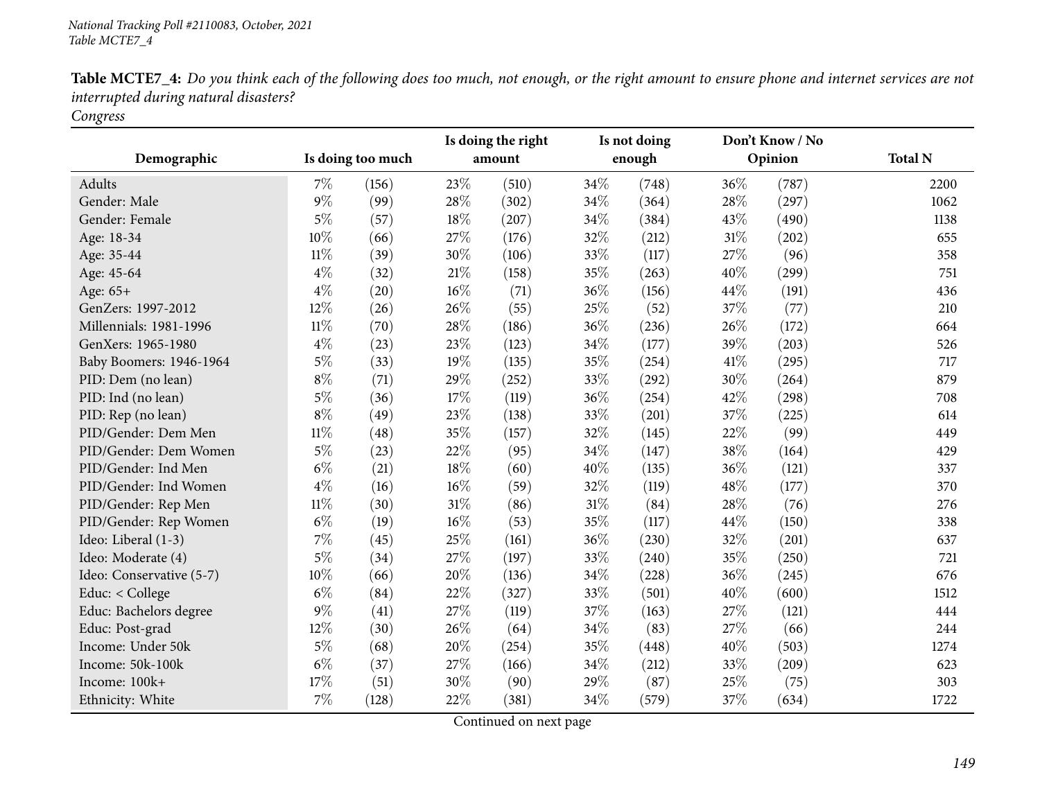National Tracking Poll #2110083, October, 2021
Table MCTE7_4

**Table MCTE7_4:** *Do you think each of the following does too much, not enough, or the right amount to ensure phone and internet services are not interrupted during natural disasters?*
*Congress*

| Demographic | Is doing too much | | Is doing the right amount | | Is not doing enough | | Don't Know / No Opinion | | Total N |
|---|---|---|---|---|---|---|---|---|---|
| Adults | 7% | (156) | 23% | (510) | 34% | (748) | 36% | (787) | 2200 |
| Gender: Male | 9% | (99) | 28% | (302) | 34% | (364) | 28% | (297) | 1062 |
| Gender: Female | 5% | (57) | 18% | (207) | 34% | (384) | 43% | (490) | 1138 |
| Age: 18-34 | 10% | (66) | 27% | (176) | 32% | (212) | 31% | (202) | 655 |
| Age: 35-44 | 11% | (39) | 30% | (106) | 33% | (117) | 27% | (96) | 358 |
| Age: 45-64 | 4% | (32) | 21% | (158) | 35% | (263) | 40% | (299) | 751 |
| Age: 65+ | 4% | (20) | 16% | (71) | 36% | (156) | 44% | (191) | 436 |
| GenZers: 1997-2012 | 12% | (26) | 26% | (55) | 25% | (52) | 37% | (77) | 210 |
| Millennials: 1981-1996 | 11% | (70) | 28% | (186) | 36% | (236) | 26% | (172) | 664 |
| GenXers: 1965-1980 | 4% | (23) | 23% | (123) | 34% | (177) | 39% | (203) | 526 |
| Baby Boomers: 1946-1964 | 5% | (33) | 19% | (135) | 35% | (254) | 41% | (295) | 717 |
| PID: Dem (no lean) | 8% | (71) | 29% | (252) | 33% | (292) | 30% | (264) | 879 |
| PID: Ind (no lean) | 5% | (36) | 17% | (119) | 36% | (254) | 42% | (298) | 708 |
| PID: Rep (no lean) | 8% | (49) | 23% | (138) | 33% | (201) | 37% | (225) | 614 |
| PID/Gender: Dem Men | 11% | (48) | 35% | (157) | 32% | (145) | 22% | (99) | 449 |
| PID/Gender: Dem Women | 5% | (23) | 22% | (95) | 34% | (147) | 38% | (164) | 429 |
| PID/Gender: Ind Men | 6% | (21) | 18% | (60) | 40% | (135) | 36% | (121) | 337 |
| PID/Gender: Ind Women | 4% | (16) | 16% | (59) | 32% | (119) | 48% | (177) | 370 |
| PID/Gender: Rep Men | 11% | (30) | 31% | (86) | 31% | (84) | 28% | (76) | 276 |
| PID/Gender: Rep Women | 6% | (19) | 16% | (53) | 35% | (117) | 44% | (150) | 338 |
| Ideo: Liberal (1-3) | 7% | (45) | 25% | (161) | 36% | (230) | 32% | (201) | 637 |
| Ideo: Moderate (4) | 5% | (34) | 27% | (197) | 33% | (240) | 35% | (250) | 721 |
| Ideo: Conservative (5-7) | 10% | (66) | 20% | (136) | 34% | (228) | 36% | (245) | 676 |
| Educ: < College | 6% | (84) | 22% | (327) | 33% | (501) | 40% | (600) | 1512 |
| Educ: Bachelors degree | 9% | (41) | 27% | (119) | 37% | (163) | 27% | (121) | 444 |
| Educ: Post-grad | 12% | (30) | 26% | (64) | 34% | (83) | 27% | (66) | 244 |
| Income: Under 50k | 5% | (68) | 20% | (254) | 35% | (448) | 40% | (503) | 1274 |
| Income: 50k-100k | 6% | (37) | 27% | (166) | 34% | (212) | 33% | (209) | 623 |
| Income: 100k+ | 17% | (51) | 30% | (90) | 29% | (87) | 25% | (75) | 303 |
| Ethnicity: White | 7% | (128) | 22% | (381) | 34% | (579) | 37% | (634) | 1722 |

Continued on next page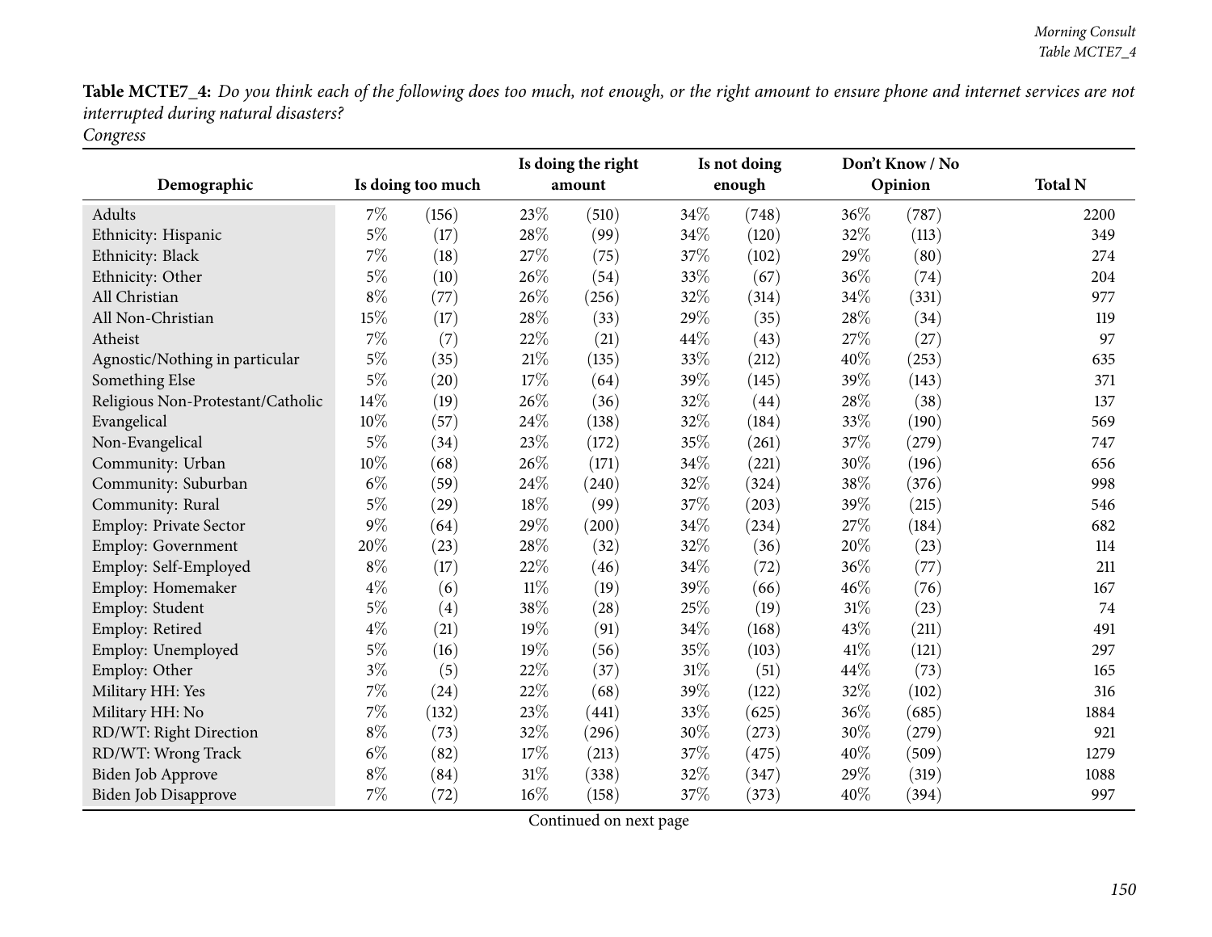**Table MCTE7_4:** *Do you think each of the following does too much, not enough, or the right amount to ensure phone and internet services are not interrupted during natural disasters?*
*Congress*

| Demographic | Is doing too much | | Is doing the right amount | | Is not doing enough | | Don't Know / No Opinion | | Total N |
|---|---|---|---|---|---|---|---|---|---|
| Adults | 7% | (156) | 23% | (510) | 34% | (748) | 36% | (787) | 2200 |
| Ethnicity: Hispanic | 5% | (17) | 28% | (99) | 34% | (120) | 32% | (113) | 349 |
| Ethnicity: Black | 7% | (18) | 27% | (75) | 37% | (102) | 29% | (80) | 274 |
| Ethnicity: Other | 5% | (10) | 26% | (54) | 33% | (67) | 36% | (74) | 204 |
| All Christian | 8% | (77) | 26% | (256) | 32% | (314) | 34% | (331) | 977 |
| All Non-Christian | 15% | (17) | 28% | (33) | 29% | (35) | 28% | (34) | 119 |
| Atheist | 7% | (7) | 22% | (21) | 44% | (43) | 27% | (27) | 97 |
| Agnostic/Nothing in particular | 5% | (35) | 21% | (135) | 33% | (212) | 40% | (253) | 635 |
| Something Else | 5% | (20) | 17% | (64) | 39% | (145) | 39% | (143) | 371 |
| Religious Non-Protestant/Catholic | 14% | (19) | 26% | (36) | 32% | (44) | 28% | (38) | 137 |
| Evangelical | 10% | (57) | 24% | (138) | 32% | (184) | 33% | (190) | 569 |
| Non-Evangelical | 5% | (34) | 23% | (172) | 35% | (261) | 37% | (279) | 747 |
| Community: Urban | 10% | (68) | 26% | (171) | 34% | (221) | 30% | (196) | 656 |
| Community: Suburban | 6% | (59) | 24% | (240) | 32% | (324) | 38% | (376) | 998 |
| Community: Rural | 5% | (29) | 18% | (99) | 37% | (203) | 39% | (215) | 546 |
| Employ: Private Sector | 9% | (64) | 29% | (200) | 34% | (234) | 27% | (184) | 682 |
| Employ: Government | 20% | (23) | 28% | (32) | 32% | (36) | 20% | (23) | 114 |
| Employ: Self-Employed | 8% | (17) | 22% | (46) | 34% | (72) | 36% | (77) | 211 |
| Employ: Homemaker | 4% | (6) | 11% | (19) | 39% | (66) | 46% | (76) | 167 |
| Employ: Student | 5% | (4) | 38% | (28) | 25% | (19) | 31% | (23) | 74 |
| Employ: Retired | 4% | (21) | 19% | (91) | 34% | (168) | 43% | (211) | 491 |
| Employ: Unemployed | 5% | (16) | 19% | (56) | 35% | (103) | 41% | (121) | 297 |
| Employ: Other | 3% | (5) | 22% | (37) | 31% | (51) | 44% | (73) | 165 |
| Military HH: Yes | 7% | (24) | 22% | (68) | 39% | (122) | 32% | (102) | 316 |
| Military HH: No | 7% | (132) | 23% | (441) | 33% | (625) | 36% | (685) | 1884 |
| RD/WT: Right Direction | 8% | (73) | 32% | (296) | 30% | (273) | 30% | (279) | 921 |
| RD/WT: Wrong Track | 6% | (82) | 17% | (213) | 37% | (475) | 40% | (509) | 1279 |
| Biden Job Approve | 8% | (84) | 31% | (338) | 32% | (347) | 29% | (319) | 1088 |
| Biden Job Disapprove | 7% | (72) | 16% | (158) | 37% | (373) | 40% | (394) | 997 |

Continued on next page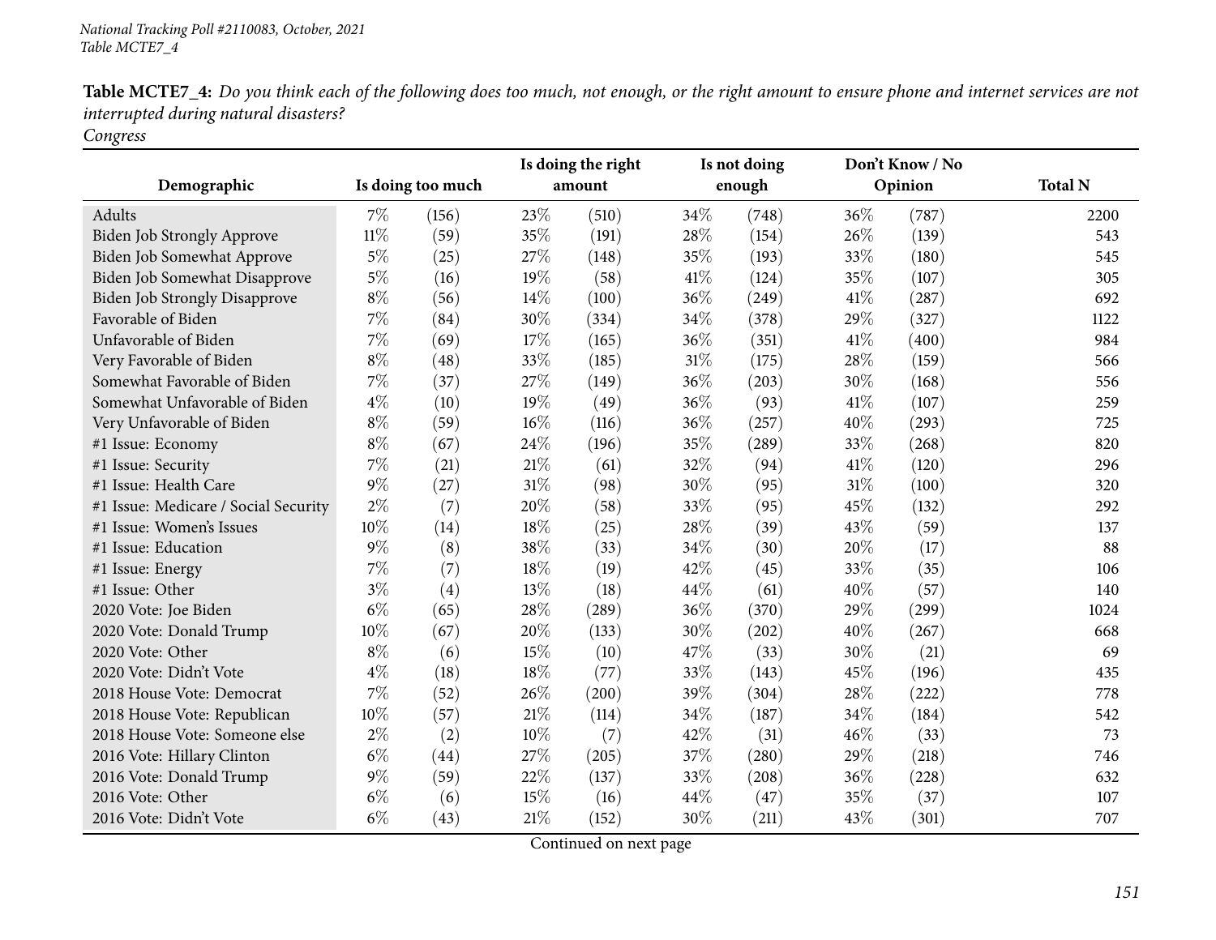National Tracking Poll #2110083, October, 2021
Table MCTE7_4

**Table MCTE7_4:** *Do you think each of the following does too much, not enough, or the right amount to ensure phone and internet services are not interrupted during natural disasters?*
*Congress*

| Demographic | Is doing too much | | Is doing the right amount | | Is not doing enough | | Don't Know / No Opinion | | Total N |
|---|---|---|---|---|---|---|---|---|---|
| Adults | 7% | (156) | 23% | (510) | 34% | (748) | 36% | (787) | 2200 |
| Biden Job Strongly Approve | 11% | (59) | 35% | (191) | 28% | (154) | 26% | (139) | 543 |
| Biden Job Somewhat Approve | 5% | (25) | 27% | (148) | 35% | (193) | 33% | (180) | 545 |
| Biden Job Somewhat Disapprove | 5% | (16) | 19% | (58) | 41% | (124) | 35% | (107) | 305 |
| Biden Job Strongly Disapprove | 8% | (56) | 14% | (100) | 36% | (249) | 41% | (287) | 692 |
| Favorable of Biden | 7% | (84) | 30% | (334) | 34% | (378) | 29% | (327) | 1122 |
| Unfavorable of Biden | 7% | (69) | 17% | (165) | 36% | (351) | 41% | (400) | 984 |
| Very Favorable of Biden | 8% | (48) | 33% | (185) | 31% | (175) | 28% | (159) | 566 |
| Somewhat Favorable of Biden | 7% | (37) | 27% | (149) | 36% | (203) | 30% | (168) | 556 |
| Somewhat Unfavorable of Biden | 4% | (10) | 19% | (49) | 36% | (93) | 41% | (107) | 259 |
| Very Unfavorable of Biden | 8% | (59) | 16% | (116) | 36% | (257) | 40% | (293) | 725 |
| #1 Issue: Economy | 8% | (67) | 24% | (196) | 35% | (289) | 33% | (268) | 820 |
| #1 Issue: Security | 7% | (21) | 21% | (61) | 32% | (94) | 41% | (120) | 296 |
| #1 Issue: Health Care | 9% | (27) | 31% | (98) | 30% | (95) | 31% | (100) | 320 |
| #1 Issue: Medicare / Social Security | 2% | (7) | 20% | (58) | 33% | (95) | 45% | (132) | 292 |
| #1 Issue: Women's Issues | 10% | (14) | 18% | (25) | 28% | (39) | 43% | (59) | 137 |
| #1 Issue: Education | 9% | (8) | 38% | (33) | 34% | (30) | 20% | (17) | 88 |
| #1 Issue: Energy | 7% | (7) | 18% | (19) | 42% | (45) | 33% | (35) | 106 |
| #1 Issue: Other | 3% | (4) | 13% | (18) | 44% | (61) | 40% | (57) | 140 |
| 2020 Vote: Joe Biden | 6% | (65) | 28% | (289) | 36% | (370) | 29% | (299) | 1024 |
| 2020 Vote: Donald Trump | 10% | (67) | 20% | (133) | 30% | (202) | 40% | (267) | 668 |
| 2020 Vote: Other | 8% | (6) | 15% | (10) | 47% | (33) | 30% | (21) | 69 |
| 2020 Vote: Didn't Vote | 4% | (18) | 18% | (77) | 33% | (143) | 45% | (196) | 435 |
| 2018 House Vote: Democrat | 7% | (52) | 26% | (200) | 39% | (304) | 28% | (222) | 778 |
| 2018 House Vote: Republican | 10% | (57) | 21% | (114) | 34% | (187) | 34% | (184) | 542 |
| 2018 House Vote: Someone else | 2% | (2) | 10% | (7) | 42% | (31) | 46% | (33) | 73 |
| 2016 Vote: Hillary Clinton | 6% | (44) | 27% | (205) | 37% | (280) | 29% | (218) | 746 |
| 2016 Vote: Donald Trump | 9% | (59) | 22% | (137) | 33% | (208) | 36% | (228) | 632 |
| 2016 Vote: Other | 6% | (6) | 15% | (16) | 44% | (47) | 35% | (37) | 107 |
| 2016 Vote: Didn't Vote | 6% | (43) | 21% | (152) | 30% | (211) | 43% | (301) | 707 |

Continued on next page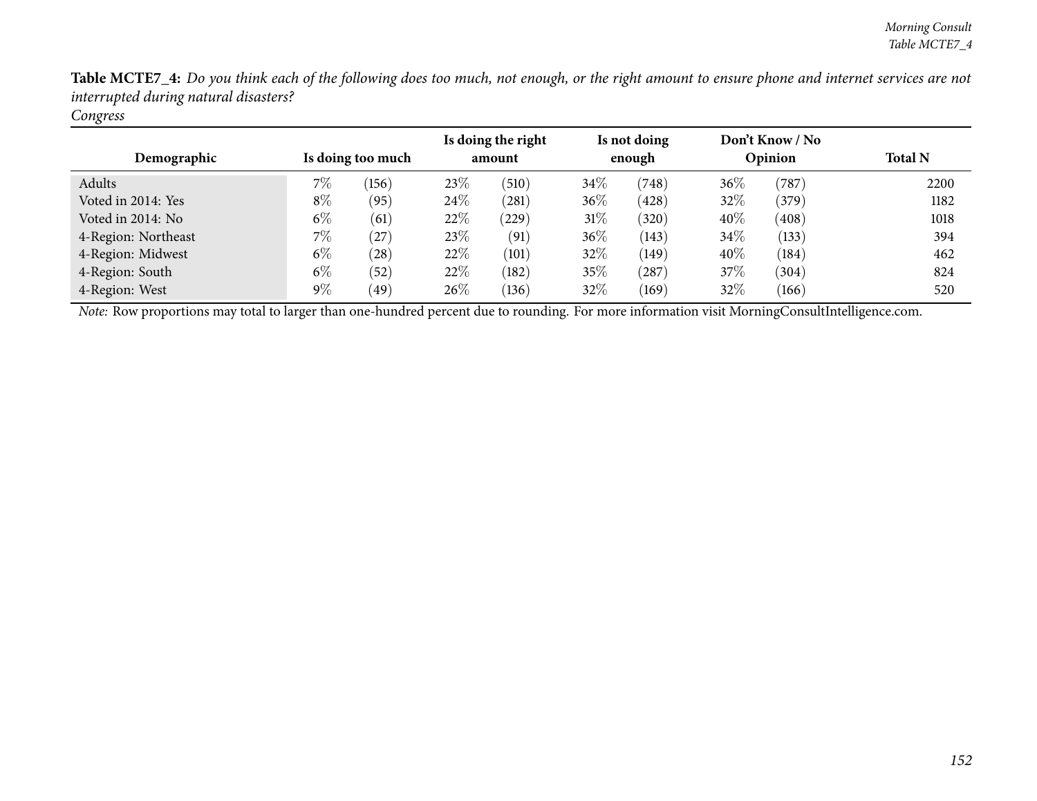**Table MCTE7_4:** *Do you think each of the following does too much, not enough, or the right amount to ensure phone and internet services are not interrupted during natural disasters?*
*Congress*

| Demographic | Is doing too much | | Is doing the right amount | | Is not doing enough | | Don't Know / No Opinion | | Total N |
|---|---|---|---|---|---|---|---|---|---|
| Adults | 7% | (156) | 23% | (510) | 34% | (748) | 36% | (787) | 2200 |
| Voted in 2014: Yes | 8% | (95) | 24% | (281) | 36% | (428) | 32% | (379) | 1182 |
| Voted in 2014: No | 6% | (61) | 22% | (229) | 31% | (320) | 40% | (408) | 1018 |
| 4-Region: Northeast | 7% | (27) | 23% | (91) | 36% | (143) | 34% | (133) | 394 |
| 4-Region: Midwest | 6% | (28) | 22% | (101) | 32% | (149) | 40% | (184) | 462 |
| 4-Region: South | 6% | (52) | 22% | (182) | 35% | (287) | 37% | (304) | 824 |
| 4-Region: West | 9% | (49) | 26% | (136) | 32% | (169) | 32% | (166) | 520 |

*Note:* Row proportions may total to larger than one-hundred percent due to rounding. For more information visit MorningConsultIntelligence.com.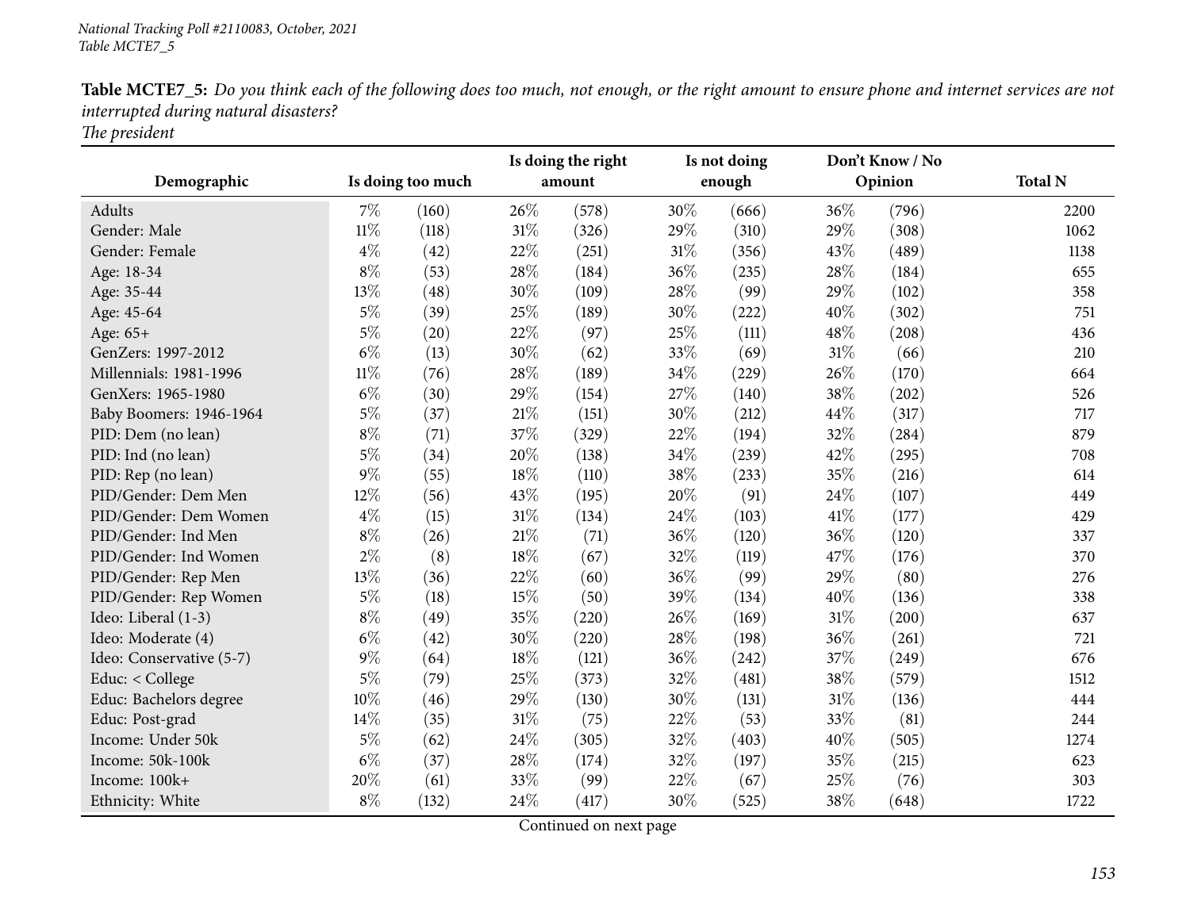National Tracking Poll #2110083, October, 2021
Table MCTE7_5

**Table MCTE7_5:** *Do you think each of the following does too much, not enough, or the right amount to ensure phone and internet services are not interrupted during natural disasters?*
*The president*

| Demographic | Is doing too much | | Is doing the right amount | | Is not doing enough | | Don't Know / No Opinion | | Total N |
|---|---|---|---|---|---|---|---|---|---|
| Adults | 7% | (160) | 26% | (578) | 30% | (666) | 36% | (796) | 2200 |
| Gender: Male | 11% | (118) | 31% | (326) | 29% | (310) | 29% | (308) | 1062 |
| Gender: Female | 4% | (42) | 22% | (251) | 31% | (356) | 43% | (489) | 1138 |
| Age: 18-34 | 8% | (53) | 28% | (184) | 36% | (235) | 28% | (184) | 655 |
| Age: 35-44 | 13% | (48) | 30% | (109) | 28% | (99) | 29% | (102) | 358 |
| Age: 45-64 | 5% | (39) | 25% | (189) | 30% | (222) | 40% | (302) | 751 |
| Age: 65+ | 5% | (20) | 22% | (97) | 25% | (111) | 48% | (208) | 436 |
| GenZers: 1997-2012 | 6% | (13) | 30% | (62) | 33% | (69) | 31% | (66) | 210 |
| Millennials: 1981-1996 | 11% | (76) | 28% | (189) | 34% | (229) | 26% | (170) | 664 |
| GenXers: 1965-1980 | 6% | (30) | 29% | (154) | 27% | (140) | 38% | (202) | 526 |
| Baby Boomers: 1946-1964 | 5% | (37) | 21% | (151) | 30% | (212) | 44% | (317) | 717 |
| PID: Dem (no lean) | 8% | (71) | 37% | (329) | 22% | (194) | 32% | (284) | 879 |
| PID: Ind (no lean) | 5% | (34) | 20% | (138) | 34% | (239) | 42% | (295) | 708 |
| PID: Rep (no lean) | 9% | (55) | 18% | (110) | 38% | (233) | 35% | (216) | 614 |
| PID/Gender: Dem Men | 12% | (56) | 43% | (195) | 20% | (91) | 24% | (107) | 449 |
| PID/Gender: Dem Women | 4% | (15) | 31% | (134) | 24% | (103) | 41% | (177) | 429 |
| PID/Gender: Ind Men | 8% | (26) | 21% | (71) | 36% | (120) | 36% | (120) | 337 |
| PID/Gender: Ind Women | 2% | (8) | 18% | (67) | 32% | (119) | 47% | (176) | 370 |
| PID/Gender: Rep Men | 13% | (36) | 22% | (60) | 36% | (99) | 29% | (80) | 276 |
| PID/Gender: Rep Women | 5% | (18) | 15% | (50) | 39% | (134) | 40% | (136) | 338 |
| Ideo: Liberal (1-3) | 8% | (49) | 35% | (220) | 26% | (169) | 31% | (200) | 637 |
| Ideo: Moderate (4) | 6% | (42) | 30% | (220) | 28% | (198) | 36% | (261) | 721 |
| Ideo: Conservative (5-7) | 9% | (64) | 18% | (121) | 36% | (242) | 37% | (249) | 676 |
| Educ: < College | 5% | (79) | 25% | (373) | 32% | (481) | 38% | (579) | 1512 |
| Educ: Bachelors degree | 10% | (46) | 29% | (130) | 30% | (131) | 31% | (136) | 444 |
| Educ: Post-grad | 14% | (35) | 31% | (75) | 22% | (53) | 33% | (81) | 244 |
| Income: Under 50k | 5% | (62) | 24% | (305) | 32% | (403) | 40% | (505) | 1274 |
| Income: 50k-100k | 6% | (37) | 28% | (174) | 32% | (197) | 35% | (215) | 623 |
| Income: 100k+ | 20% | (61) | 33% | (99) | 22% | (67) | 25% | (76) | 303 |
| Ethnicity: White | 8% | (132) | 24% | (417) | 30% | (525) | 38% | (648) | 1722 |

Continued on next page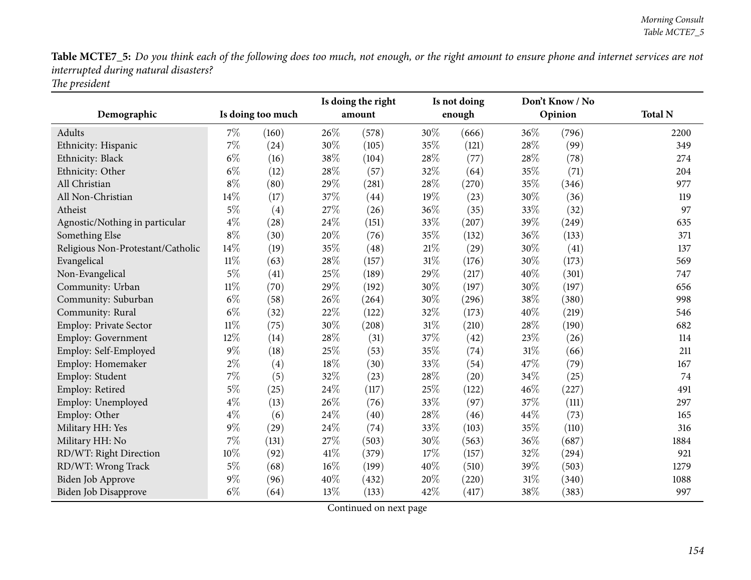**Table MCTE7_5:** *Do you think each of the following does too much, not enough, or the right amount to ensure phone and internet services are not interrupted during natural disasters?*
*The president*

| Demographic | Is doing too much | | Is doing the right amount | | Is not doing enough | | Don't Know / No Opinion | | Total N |
|---|---|---|---|---|---|---|---|---|---|
| Adults | 7% | (160) | 26% | (578) | 30% | (666) | 36% | (796) | 2200 |
| Ethnicity: Hispanic | 7% | (24) | 30% | (105) | 35% | (121) | 28% | (99) | 349 |
| Ethnicity: Black | 6% | (16) | 38% | (104) | 28% | (77) | 28% | (78) | 274 |
| Ethnicity: Other | 6% | (12) | 28% | (57) | 32% | (64) | 35% | (71) | 204 |
| All Christian | 8% | (80) | 29% | (281) | 28% | (270) | 35% | (346) | 977 |
| All Non-Christian | 14% | (17) | 37% | (44) | 19% | (23) | 30% | (36) | 119 |
| Atheist | 5% | (4) | 27% | (26) | 36% | (35) | 33% | (32) | 97 |
| Agnostic/Nothing in particular | 4% | (28) | 24% | (151) | 33% | (207) | 39% | (249) | 635 |
| Something Else | 8% | (30) | 20% | (76) | 35% | (132) | 36% | (133) | 371 |
| Religious Non-Protestant/Catholic | 14% | (19) | 35% | (48) | 21% | (29) | 30% | (41) | 137 |
| Evangelical | 11% | (63) | 28% | (157) | 31% | (176) | 30% | (173) | 569 |
| Non-Evangelical | 5% | (41) | 25% | (189) | 29% | (217) | 40% | (301) | 747 |
| Community: Urban | 11% | (70) | 29% | (192) | 30% | (197) | 30% | (197) | 656 |
| Community: Suburban | 6% | (58) | 26% | (264) | 30% | (296) | 38% | (380) | 998 |
| Community: Rural | 6% | (32) | 22% | (122) | 32% | (173) | 40% | (219) | 546 |
| Employ: Private Sector | 11% | (75) | 30% | (208) | 31% | (210) | 28% | (190) | 682 |
| Employ: Government | 12% | (14) | 28% | (31) | 37% | (42) | 23% | (26) | 114 |
| Employ: Self-Employed | 9% | (18) | 25% | (53) | 35% | (74) | 31% | (66) | 211 |
| Employ: Homemaker | 2% | (4) | 18% | (30) | 33% | (54) | 47% | (79) | 167 |
| Employ: Student | 7% | (5) | 32% | (23) | 28% | (20) | 34% | (25) | 74 |
| Employ: Retired | 5% | (25) | 24% | (117) | 25% | (122) | 46% | (227) | 491 |
| Employ: Unemployed | 4% | (13) | 26% | (76) | 33% | (97) | 37% | (111) | 297 |
| Employ: Other | 4% | (6) | 24% | (40) | 28% | (46) | 44% | (73) | 165 |
| Military HH: Yes | 9% | (29) | 24% | (74) | 33% | (103) | 35% | (110) | 316 |
| Military HH: No | 7% | (131) | 27% | (503) | 30% | (563) | 36% | (687) | 1884 |
| RD/WT: Right Direction | 10% | (92) | 41% | (379) | 17% | (157) | 32% | (294) | 921 |
| RD/WT: Wrong Track | 5% | (68) | 16% | (199) | 40% | (510) | 39% | (503) | 1279 |
| Biden Job Approve | 9% | (96) | 40% | (432) | 20% | (220) | 31% | (340) | 1088 |
| Biden Job Disapprove | 6% | (64) | 13% | (133) | 42% | (417) | 38% | (383) | 997 |

Continued on next page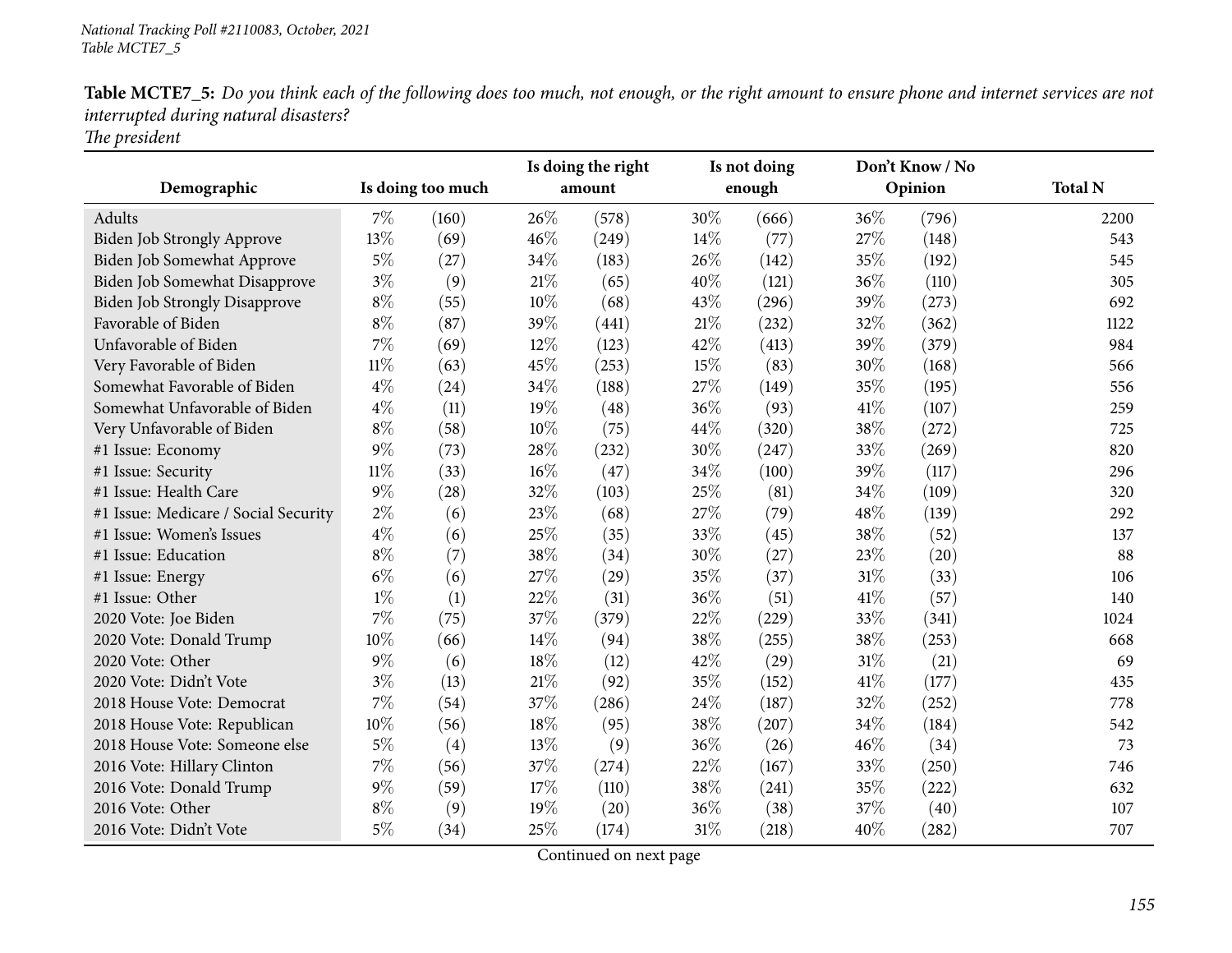**Table MCTE7_5:** *Do you think each of the following does too much, not enough, or the right amount to ensure phone and internet services are not interrupted during natural disasters?*
*The president*

| Demographic | Is doing too much | | Is doing the right amount | | Is not doing enough | | Don't Know / No Opinion | | Total N |
|---|---|---|---|---|---|---|---|---|---|
| Adults | 7% | (160) | 26% | (578) | 30% | (666) | 36% | (796) | 2200 |
| Biden Job Strongly Approve | 13% | (69) | 46% | (249) | 14% | (77) | 27% | (148) | 543 |
| Biden Job Somewhat Approve | 5% | (27) | 34% | (183) | 26% | (142) | 35% | (192) | 545 |
| Biden Job Somewhat Disapprove | 3% | (9) | 21% | (65) | 40% | (121) | 36% | (110) | 305 |
| Biden Job Strongly Disapprove | 8% | (55) | 10% | (68) | 43% | (296) | 39% | (273) | 692 |
| Favorable of Biden | 8% | (87) | 39% | (441) | 21% | (232) | 32% | (362) | 1122 |
| Unfavorable of Biden | 7% | (69) | 12% | (123) | 42% | (413) | 39% | (379) | 984 |
| Very Favorable of Biden | 11% | (63) | 45% | (253) | 15% | (83) | 30% | (168) | 566 |
| Somewhat Favorable of Biden | 4% | (24) | 34% | (188) | 27% | (149) | 35% | (195) | 556 |
| Somewhat Unfavorable of Biden | 4% | (11) | 19% | (48) | 36% | (93) | 41% | (107) | 259 |
| Very Unfavorable of Biden | 8% | (58) | 10% | (75) | 44% | (320) | 38% | (272) | 725 |
| #1 Issue: Economy | 9% | (73) | 28% | (232) | 30% | (247) | 33% | (269) | 820 |
| #1 Issue: Security | 11% | (33) | 16% | (47) | 34% | (100) | 39% | (117) | 296 |
| #1 Issue: Health Care | 9% | (28) | 32% | (103) | 25% | (81) | 34% | (109) | 320 |
| #1 Issue: Medicare / Social Security | 2% | (6) | 23% | (68) | 27% | (79) | 48% | (139) | 292 |
| #1 Issue: Women's Issues | 4% | (6) | 25% | (35) | 33% | (45) | 38% | (52) | 137 |
| #1 Issue: Education | 8% | (7) | 38% | (34) | 30% | (27) | 23% | (20) | 88 |
| #1 Issue: Energy | 6% | (6) | 27% | (29) | 35% | (37) | 31% | (33) | 106 |
| #1 Issue: Other | 1% | (1) | 22% | (31) | 36% | (51) | 41% | (57) | 140 |
| 2020 Vote: Joe Biden | 7% | (75) | 37% | (379) | 22% | (229) | 33% | (341) | 1024 |
| 2020 Vote: Donald Trump | 10% | (66) | 14% | (94) | 38% | (255) | 38% | (253) | 668 |
| 2020 Vote: Other | 9% | (6) | 18% | (12) | 42% | (29) | 31% | (21) | 69 |
| 2020 Vote: Didn't Vote | 3% | (13) | 21% | (92) | 35% | (152) | 41% | (177) | 435 |
| 2018 House Vote: Democrat | 7% | (54) | 37% | (286) | 24% | (187) | 32% | (252) | 778 |
| 2018 House Vote: Republican | 10% | (56) | 18% | (95) | 38% | (207) | 34% | (184) | 542 |
| 2018 House Vote: Someone else | 5% | (4) | 13% | (9) | 36% | (26) | 46% | (34) | 73 |
| 2016 Vote: Hillary Clinton | 7% | (56) | 37% | (274) | 22% | (167) | 33% | (250) | 746 |
| 2016 Vote: Donald Trump | 9% | (59) | 17% | (110) | 38% | (241) | 35% | (222) | 632 |
| 2016 Vote: Other | 8% | (9) | 19% | (20) | 36% | (38) | 37% | (40) | 107 |
| 2016 Vote: Didn't Vote | 5% | (34) | 25% | (174) | 31% | (218) | 40% | (282) | 707 |

Continued on next page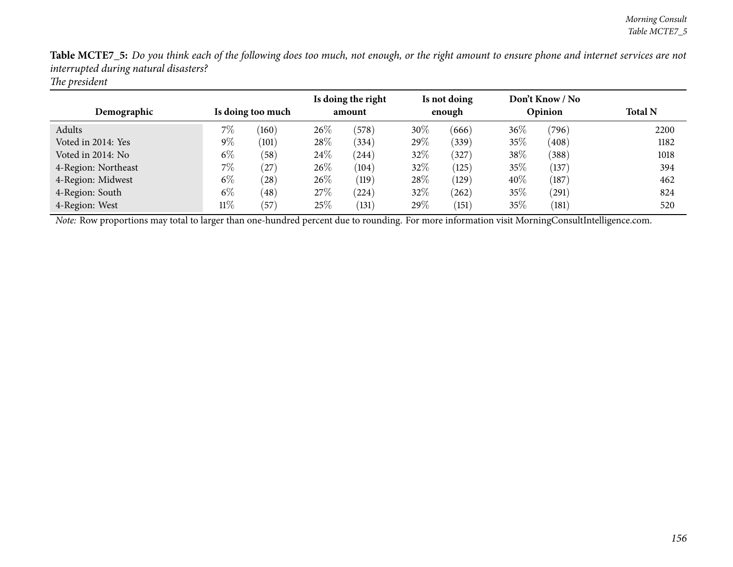**Table MCTE7_5:** *Do you think each of the following does too much, not enough, or the right amount to ensure phone and internet services are not interrupted during natural disasters?*
*The president*

| Demographic | Is doing too much | | Is doing the right amount | | Is not doing enough | | Don't Know / No Opinion | | Total N |
|---|---|---|---|---|---|---|---|---|---|
| Adults | 7% | (160) | 26% | (578) | 30% | (666) | 36% | (796) | 2200 |
| Voted in 2014: Yes | 9% | (101) | 28% | (334) | 29% | (339) | 35% | (408) | 1182 |
| Voted in 2014: No | 6% | (58) | 24% | (244) | 32% | (327) | 38% | (388) | 1018 |
| 4-Region: Northeast | 7% | (27) | 26% | (104) | 32% | (125) | 35% | (137) | 394 |
| 4-Region: Midwest | 6% | (28) | 26% | (119) | 28% | (129) | 40% | (187) | 462 |
| 4-Region: South | 6% | (48) | 27% | (224) | 32% | (262) | 35% | (291) | 824 |
| 4-Region: West | 11% | (57) | 25% | (131) | 29% | (151) | 35% | (181) | 520 |

*Note:* Row proportions may total to larger than one-hundred percent due to rounding. For more information visit MorningConsultIntelligence.com.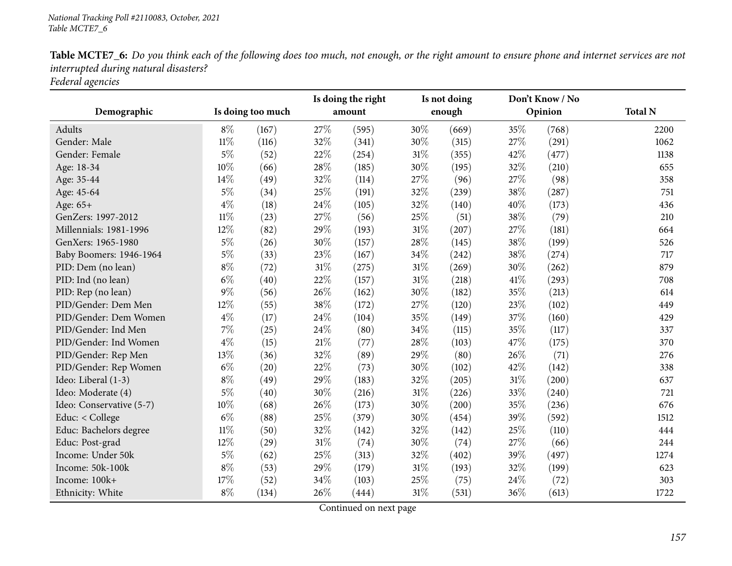*National Tracking Poll #2110083, October, 2021*
*Table MCTE7_6*

**Table MCTE7_6:** *Do you think each of the following does too much, not enough, or the right amount to ensure phone and internet services are not interrupted during natural disasters?*
*Federal agencies*

| Demographic | Is doing too much | | Is doing the right amount | | Is not doing enough | | Don't Know / No Opinion | | Total N |
|---|---|---|---|---|---|---|---|---|---|
| Adults | 8% | (167) | 27% | (595) | 30% | (669) | 35% | (768) | 2200 |
| Gender: Male | 11% | (116) | 32% | (341) | 30% | (315) | 27% | (291) | 1062 |
| Gender: Female | 5% | (52) | 22% | (254) | 31% | (355) | 42% | (477) | 1138 |
| Age: 18-34 | 10% | (66) | 28% | (185) | 30% | (195) | 32% | (210) | 655 |
| Age: 35-44 | 14% | (49) | 32% | (114) | 27% | (96) | 27% | (98) | 358 |
| Age: 45-64 | 5% | (34) | 25% | (191) | 32% | (239) | 38% | (287) | 751 |
| Age: 65+ | 4% | (18) | 24% | (105) | 32% | (140) | 40% | (173) | 436 |
| GenZers: 1997-2012 | 11% | (23) | 27% | (56) | 25% | (51) | 38% | (79) | 210 |
| Millennials: 1981-1996 | 12% | (82) | 29% | (193) | 31% | (207) | 27% | (181) | 664 |
| GenXers: 1965-1980 | 5% | (26) | 30% | (157) | 28% | (145) | 38% | (199) | 526 |
| Baby Boomers: 1946-1964 | 5% | (33) | 23% | (167) | 34% | (242) | 38% | (274) | 717 |
| PID: Dem (no lean) | 8% | (72) | 31% | (275) | 31% | (269) | 30% | (262) | 879 |
| PID: Ind (no lean) | 6% | (40) | 22% | (157) | 31% | (218) | 41% | (293) | 708 |
| PID: Rep (no lean) | 9% | (56) | 26% | (162) | 30% | (182) | 35% | (213) | 614 |
| PID/Gender: Dem Men | 12% | (55) | 38% | (172) | 27% | (120) | 23% | (102) | 449 |
| PID/Gender: Dem Women | 4% | (17) | 24% | (104) | 35% | (149) | 37% | (160) | 429 |
| PID/Gender: Ind Men | 7% | (25) | 24% | (80) | 34% | (115) | 35% | (117) | 337 |
| PID/Gender: Ind Women | 4% | (15) | 21% | (77) | 28% | (103) | 47% | (175) | 370 |
| PID/Gender: Rep Men | 13% | (36) | 32% | (89) | 29% | (80) | 26% | (71) | 276 |
| PID/Gender: Rep Women | 6% | (20) | 22% | (73) | 30% | (102) | 42% | (142) | 338 |
| Ideo: Liberal (1-3) | 8% | (49) | 29% | (183) | 32% | (205) | 31% | (200) | 637 |
| Ideo: Moderate (4) | 5% | (40) | 30% | (216) | 31% | (226) | 33% | (240) | 721 |
| Ideo: Conservative (5-7) | 10% | (68) | 26% | (173) | 30% | (200) | 35% | (236) | 676 |
| Educ: < College | 6% | (88) | 25% | (379) | 30% | (454) | 39% | (592) | 1512 |
| Educ: Bachelors degree | 11% | (50) | 32% | (142) | 32% | (142) | 25% | (110) | 444 |
| Educ: Post-grad | 12% | (29) | 31% | (74) | 30% | (74) | 27% | (66) | 244 |
| Income: Under 50k | 5% | (62) | 25% | (313) | 32% | (402) | 39% | (497) | 1274 |
| Income: 50k-100k | 8% | (53) | 29% | (179) | 31% | (193) | 32% | (199) | 623 |
| Income: 100k+ | 17% | (52) | 34% | (103) | 25% | (75) | 24% | (72) | 303 |
| Ethnicity: White | 8% | (134) | 26% | (444) | 31% | (531) | 36% | (613) | 1722 |

Continued on next page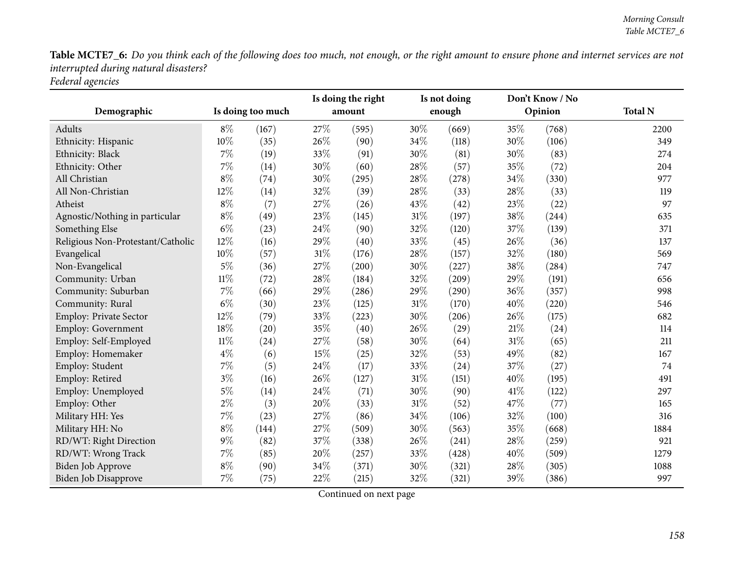**Table MCTE7_6:** *Do you think each of the following does too much, not enough, or the right amount to ensure phone and internet services are not interrupted during natural disasters?*
*Federal agencies*

| Demographic | Is doing too much | | Is doing the right amount | | Is not doing enough | | Don't Know / No Opinion | | Total N |
|---|---|---|---|---|---|---|---|---|---|
| Adults | 8% | (167) | 27% | (595) | 30% | (669) | 35% | (768) | 2200 |
| Ethnicity: Hispanic | 10% | (35) | 26% | (90) | 34% | (118) | 30% | (106) | 349 |
| Ethnicity: Black | 7% | (19) | 33% | (91) | 30% | (81) | 30% | (83) | 274 |
| Ethnicity: Other | 7% | (14) | 30% | (60) | 28% | (57) | 35% | (72) | 204 |
| All Christian | 8% | (74) | 30% | (295) | 28% | (278) | 34% | (330) | 977 |
| All Non-Christian | 12% | (14) | 32% | (39) | 28% | (33) | 28% | (33) | 119 |
| Atheist | 8% | (7) | 27% | (26) | 43% | (42) | 23% | (22) | 97 |
| Agnostic/Nothing in particular | 8% | (49) | 23% | (145) | 31% | (197) | 38% | (244) | 635 |
| Something Else | 6% | (23) | 24% | (90) | 32% | (120) | 37% | (139) | 371 |
| Religious Non-Protestant/Catholic | 12% | (16) | 29% | (40) | 33% | (45) | 26% | (36) | 137 |
| Evangelical | 10% | (57) | 31% | (176) | 28% | (157) | 32% | (180) | 569 |
| Non-Evangelical | 5% | (36) | 27% | (200) | 30% | (227) | 38% | (284) | 747 |
| Community: Urban | 11% | (72) | 28% | (184) | 32% | (209) | 29% | (191) | 656 |
| Community: Suburban | 7% | (66) | 29% | (286) | 29% | (290) | 36% | (357) | 998 |
| Community: Rural | 6% | (30) | 23% | (125) | 31% | (170) | 40% | (220) | 546 |
| Employ: Private Sector | 12% | (79) | 33% | (223) | 30% | (206) | 26% | (175) | 682 |
| Employ: Government | 18% | (20) | 35% | (40) | 26% | (29) | 21% | (24) | 114 |
| Employ: Self-Employed | 11% | (24) | 27% | (58) | 30% | (64) | 31% | (65) | 211 |
| Employ: Homemaker | 4% | (6) | 15% | (25) | 32% | (53) | 49% | (82) | 167 |
| Employ: Student | 7% | (5) | 24% | (17) | 33% | (24) | 37% | (27) | 74 |
| Employ: Retired | 3% | (16) | 26% | (127) | 31% | (151) | 40% | (195) | 491 |
| Employ: Unemployed | 5% | (14) | 24% | (71) | 30% | (90) | 41% | (122) | 297 |
| Employ: Other | 2% | (3) | 20% | (33) | 31% | (52) | 47% | (77) | 165 |
| Military HH: Yes | 7% | (23) | 27% | (86) | 34% | (106) | 32% | (100) | 316 |
| Military HH: No | 8% | (144) | 27% | (509) | 30% | (563) | 35% | (668) | 1884 |
| RD/WT: Right Direction | 9% | (82) | 37% | (338) | 26% | (241) | 28% | (259) | 921 |
| RD/WT: Wrong Track | 7% | (85) | 20% | (257) | 33% | (428) | 40% | (509) | 1279 |
| Biden Job Approve | 8% | (90) | 34% | (371) | 30% | (321) | 28% | (305) | 1088 |
| Biden Job Disapprove | 7% | (75) | 22% | (215) | 32% | (321) | 39% | (386) | 997 |

Continued on next page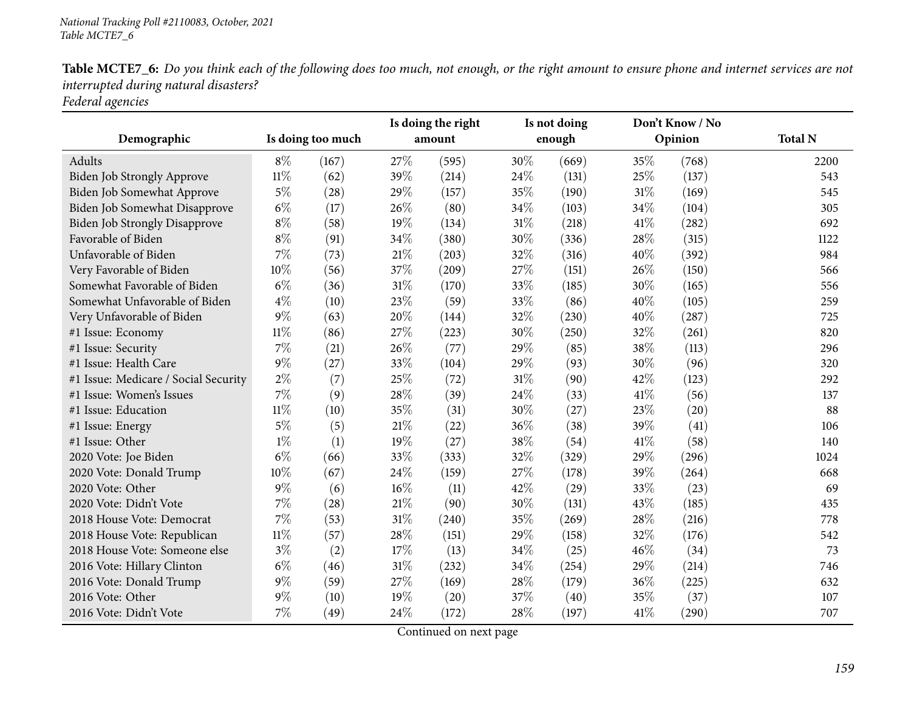*National Tracking Poll #2110083, October, 2021*
*Table MCTE7_6*

**Table MCTE7_6:** *Do you think each of the following does too much, not enough, or the right amount to ensure phone and internet services are not interrupted during natural disasters?*
*Federal agencies*

| Demographic | Is doing too much | | Is doing the right amount | | Is not doing enough | | Don't Know / No Opinion | | Total N |
|---|---|---|---|---|---|---|---|---|---|
| Adults | 8% | (167) | 27% | (595) | 30% | (669) | 35% | (768) | 2200 |
| Biden Job Strongly Approve | 11% | (62) | 39% | (214) | 24% | (131) | 25% | (137) | 543 |
| Biden Job Somewhat Approve | 5% | (28) | 29% | (157) | 35% | (190) | 31% | (169) | 545 |
| Biden Job Somewhat Disapprove | 6% | (17) | 26% | (80) | 34% | (103) | 34% | (104) | 305 |
| Biden Job Strongly Disapprove | 8% | (58) | 19% | (134) | 31% | (218) | 41% | (282) | 692 |
| Favorable of Biden | 8% | (91) | 34% | (380) | 30% | (336) | 28% | (315) | 1122 |
| Unfavorable of Biden | 7% | (73) | 21% | (203) | 32% | (316) | 40% | (392) | 984 |
| Very Favorable of Biden | 10% | (56) | 37% | (209) | 27% | (151) | 26% | (150) | 566 |
| Somewhat Favorable of Biden | 6% | (36) | 31% | (170) | 33% | (185) | 30% | (165) | 556 |
| Somewhat Unfavorable of Biden | 4% | (10) | 23% | (59) | 33% | (86) | 40% | (105) | 259 |
| Very Unfavorable of Biden | 9% | (63) | 20% | (144) | 32% | (230) | 40% | (287) | 725 |
| #1 Issue: Economy | 11% | (86) | 27% | (223) | 30% | (250) | 32% | (261) | 820 |
| #1 Issue: Security | 7% | (21) | 26% | (77) | 29% | (85) | 38% | (113) | 296 |
| #1 Issue: Health Care | 9% | (27) | 33% | (104) | 29% | (93) | 30% | (96) | 320 |
| #1 Issue: Medicare / Social Security | 2% | (7) | 25% | (72) | 31% | (90) | 42% | (123) | 292 |
| #1 Issue: Women's Issues | 7% | (9) | 28% | (39) | 24% | (33) | 41% | (56) | 137 |
| #1 Issue: Education | 11% | (10) | 35% | (31) | 30% | (27) | 23% | (20) | 88 |
| #1 Issue: Energy | 5% | (5) | 21% | (22) | 36% | (38) | 39% | (41) | 106 |
| #1 Issue: Other | 1% | (1) | 19% | (27) | 38% | (54) | 41% | (58) | 140 |
| 2020 Vote: Joe Biden | 6% | (66) | 33% | (333) | 32% | (329) | 29% | (296) | 1024 |
| 2020 Vote: Donald Trump | 10% | (67) | 24% | (159) | 27% | (178) | 39% | (264) | 668 |
| 2020 Vote: Other | 9% | (6) | 16% | (11) | 42% | (29) | 33% | (23) | 69 |
| 2020 Vote: Didn't Vote | 7% | (28) | 21% | (90) | 30% | (131) | 43% | (185) | 435 |
| 2018 House Vote: Democrat | 7% | (53) | 31% | (240) | 35% | (269) | 28% | (216) | 778 |
| 2018 House Vote: Republican | 11% | (57) | 28% | (151) | 29% | (158) | 32% | (176) | 542 |
| 2018 House Vote: Someone else | 3% | (2) | 17% | (13) | 34% | (25) | 46% | (34) | 73 |
| 2016 Vote: Hillary Clinton | 6% | (46) | 31% | (232) | 34% | (254) | 29% | (214) | 746 |
| 2016 Vote: Donald Trump | 9% | (59) | 27% | (169) | 28% | (179) | 36% | (225) | 632 |
| 2016 Vote: Other | 9% | (10) | 19% | (20) | 37% | (40) | 35% | (37) | 107 |
| 2016 Vote: Didn't Vote | 7% | (49) | 24% | (172) | 28% | (197) | 41% | (290) | 707 |

Continued on next page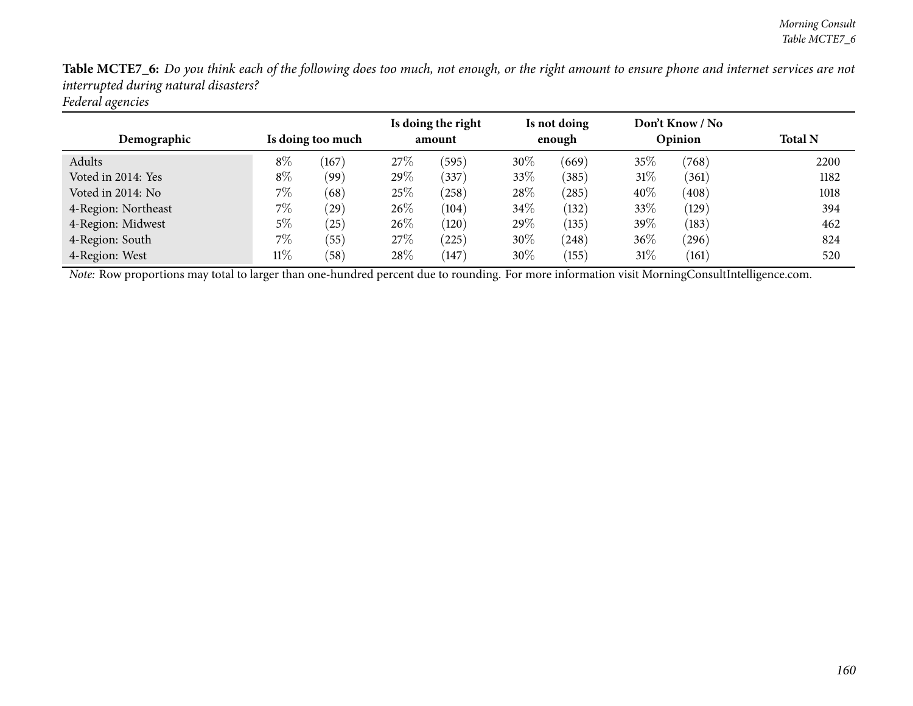**Table MCTE7_6:** *Do you think each of the following does too much, not enough, or the right amount to ensure phone and internet services are not interrupted during natural disasters?*
*Federal agencies*

| Demographic | Is doing too much | | Is doing the right amount | | Is not doing enough | | Don't Know / No Opinion | | Total N |
|---|---|---|---|---|---|---|---|---|---|
| Adults | 8% | (167) | 27% | (595) | 30% | (669) | 35% | (768) | 2200 |
| Voted in 2014: Yes | 8% | (99) | 29% | (337) | 33% | (385) | 31% | (361) | 1182 |
| Voted in 2014: No | 7% | (68) | 25% | (258) | 28% | (285) | 40% | (408) | 1018 |
| 4-Region: Northeast | 7% | (29) | 26% | (104) | 34% | (132) | 33% | (129) | 394 |
| 4-Region: Midwest | 5% | (25) | 26% | (120) | 29% | (135) | 39% | (183) | 462 |
| 4-Region: South | 7% | (55) | 27% | (225) | 30% | (248) | 36% | (296) | 824 |
| 4-Region: West | 11% | (58) | 28% | (147) | 30% | (155) | 31% | (161) | 520 |

*Note:* Row proportions may total to larger than one-hundred percent due to rounding. For more information visit MorningConsultIntelligence.com.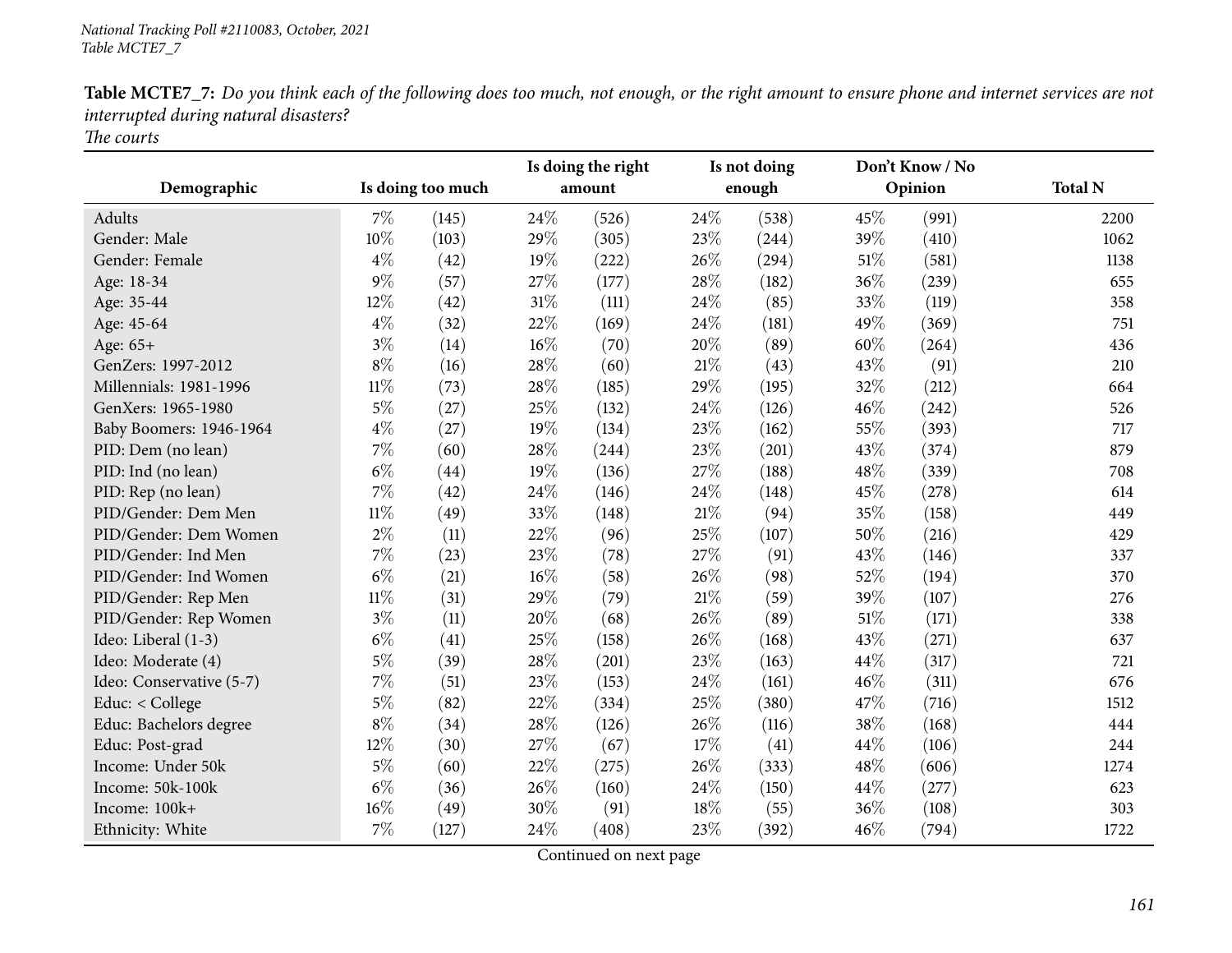**Table MCTE7_7:** *Do you think each of the following does too much, not enough, or the right amount to ensure phone and internet services are not interrupted during natural disasters?*
*The courts*

| Demographic | Is doing too much | | Is doing the right amount | | Is not doing enough | | Don't Know / No Opinion | | Total N |
|---|---|---|---|---|---|---|---|---|---|
| Adults | 7% | (145) | 24% | (526) | 24% | (538) | 45% | (991) | 2200 |
| Gender: Male | 10% | (103) | 29% | (305) | 23% | (244) | 39% | (410) | 1062 |
| Gender: Female | 4% | (42) | 19% | (222) | 26% | (294) | 51% | (581) | 1138 |
| Age: 18-34 | 9% | (57) | 27% | (177) | 28% | (182) | 36% | (239) | 655 |
| Age: 35-44 | 12% | (42) | 31% | (111) | 24% | (85) | 33% | (119) | 358 |
| Age: 45-64 | 4% | (32) | 22% | (169) | 24% | (181) | 49% | (369) | 751 |
| Age: 65+ | 3% | (14) | 16% | (70) | 20% | (89) | 60% | (264) | 436 |
| GenZers: 1997-2012 | 8% | (16) | 28% | (60) | 21% | (43) | 43% | (91) | 210 |
| Millennials: 1981-1996 | 11% | (73) | 28% | (185) | 29% | (195) | 32% | (212) | 664 |
| GenXers: 1965-1980 | 5% | (27) | 25% | (132) | 24% | (126) | 46% | (242) | 526 |
| Baby Boomers: 1946-1964 | 4% | (27) | 19% | (134) | 23% | (162) | 55% | (393) | 717 |
| PID: Dem (no lean) | 7% | (60) | 28% | (244) | 23% | (201) | 43% | (374) | 879 |
| PID: Ind (no lean) | 6% | (44) | 19% | (136) | 27% | (188) | 48% | (339) | 708 |
| PID: Rep (no lean) | 7% | (42) | 24% | (146) | 24% | (148) | 45% | (278) | 614 |
| PID/Gender: Dem Men | 11% | (49) | 33% | (148) | 21% | (94) | 35% | (158) | 449 |
| PID/Gender: Dem Women | 2% | (11) | 22% | (96) | 25% | (107) | 50% | (216) | 429 |
| PID/Gender: Ind Men | 7% | (23) | 23% | (78) | 27% | (91) | 43% | (146) | 337 |
| PID/Gender: Ind Women | 6% | (21) | 16% | (58) | 26% | (98) | 52% | (194) | 370 |
| PID/Gender: Rep Men | 11% | (31) | 29% | (79) | 21% | (59) | 39% | (107) | 276 |
| PID/Gender: Rep Women | 3% | (11) | 20% | (68) | 26% | (89) | 51% | (171) | 338 |
| Ideo: Liberal (1-3) | 6% | (41) | 25% | (158) | 26% | (168) | 43% | (271) | 637 |
| Ideo: Moderate (4) | 5% | (39) | 28% | (201) | 23% | (163) | 44% | (317) | 721 |
| Ideo: Conservative (5-7) | 7% | (51) | 23% | (153) | 24% | (161) | 46% | (311) | 676 |
| Educ: < College | 5% | (82) | 22% | (334) | 25% | (380) | 47% | (716) | 1512 |
| Educ: Bachelors degree | 8% | (34) | 28% | (126) | 26% | (116) | 38% | (168) | 444 |
| Educ: Post-grad | 12% | (30) | 27% | (67) | 17% | (41) | 44% | (106) | 244 |
| Income: Under 50k | 5% | (60) | 22% | (275) | 26% | (333) | 48% | (606) | 1274 |
| Income: 50k-100k | 6% | (36) | 26% | (160) | 24% | (150) | 44% | (277) | 623 |
| Income: 100k+ | 16% | (49) | 30% | (91) | 18% | (55) | 36% | (108) | 303 |
| Ethnicity: White | 7% | (127) | 24% | (408) | 23% | (392) | 46% | (794) | 1722 |

Continued on next page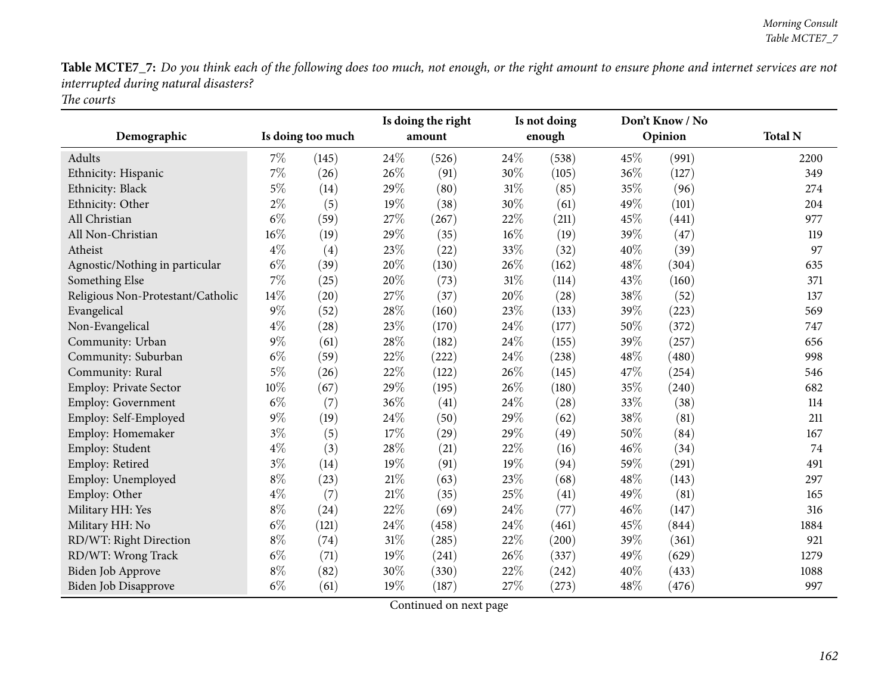**Table MCTE7_7:** *Do you think each of the following does too much, not enough, or the right amount to ensure phone and internet services are not interrupted during natural disasters?*
*The courts*

| Demographic | Is doing too much | | Is doing the right amount | | Is not doing enough | | Don't Know / No Opinion | | Total N |
|---|---|---|---|---|---|---|---|---|---|
| Adults | 7% | (145) | 24% | (526) | 24% | (538) | 45% | (991) | 2200 |
| Ethnicity: Hispanic | 7% | (26) | 26% | (91) | 30% | (105) | 36% | (127) | 349 |
| Ethnicity: Black | 5% | (14) | 29% | (80) | 31% | (85) | 35% | (96) | 274 |
| Ethnicity: Other | 2% | (5) | 19% | (38) | 30% | (61) | 49% | (101) | 204 |
| All Christian | 6% | (59) | 27% | (267) | 22% | (211) | 45% | (441) | 977 |
| All Non-Christian | 16% | (19) | 29% | (35) | 16% | (19) | 39% | (47) | 119 |
| Atheist | 4% | (4) | 23% | (22) | 33% | (32) | 40% | (39) | 97 |
| Agnostic/Nothing in particular | 6% | (39) | 20% | (130) | 26% | (162) | 48% | (304) | 635 |
| Something Else | 7% | (25) | 20% | (73) | 31% | (114) | 43% | (160) | 371 |
| Religious Non-Protestant/Catholic | 14% | (20) | 27% | (37) | 20% | (28) | 38% | (52) | 137 |
| Evangelical | 9% | (52) | 28% | (160) | 23% | (133) | 39% | (223) | 569 |
| Non-Evangelical | 4% | (28) | 23% | (170) | 24% | (177) | 50% | (372) | 747 |
| Community: Urban | 9% | (61) | 28% | (182) | 24% | (155) | 39% | (257) | 656 |
| Community: Suburban | 6% | (59) | 22% | (222) | 24% | (238) | 48% | (480) | 998 |
| Community: Rural | 5% | (26) | 22% | (122) | 26% | (145) | 47% | (254) | 546 |
| Employ: Private Sector | 10% | (67) | 29% | (195) | 26% | (180) | 35% | (240) | 682 |
| Employ: Government | 6% | (7) | 36% | (41) | 24% | (28) | 33% | (38) | 114 |
| Employ: Self-Employed | 9% | (19) | 24% | (50) | 29% | (62) | 38% | (81) | 211 |
| Employ: Homemaker | 3% | (5) | 17% | (29) | 29% | (49) | 50% | (84) | 167 |
| Employ: Student | 4% | (3) | 28% | (21) | 22% | (16) | 46% | (34) | 74 |
| Employ: Retired | 3% | (14) | 19% | (91) | 19% | (94) | 59% | (291) | 491 |
| Employ: Unemployed | 8% | (23) | 21% | (63) | 23% | (68) | 48% | (143) | 297 |
| Employ: Other | 4% | (7) | 21% | (35) | 25% | (41) | 49% | (81) | 165 |
| Military HH: Yes | 8% | (24) | 22% | (69) | 24% | (77) | 46% | (147) | 316 |
| Military HH: No | 6% | (121) | 24% | (458) | 24% | (461) | 45% | (844) | 1884 |
| RD/WT: Right Direction | 8% | (74) | 31% | (285) | 22% | (200) | 39% | (361) | 921 |
| RD/WT: Wrong Track | 6% | (71) | 19% | (241) | 26% | (337) | 49% | (629) | 1279 |
| Biden Job Approve | 8% | (82) | 30% | (330) | 22% | (242) | 40% | (433) | 1088 |
| Biden Job Disapprove | 6% | (61) | 19% | (187) | 27% | (273) | 48% | (476) | 997 |

Continued on next page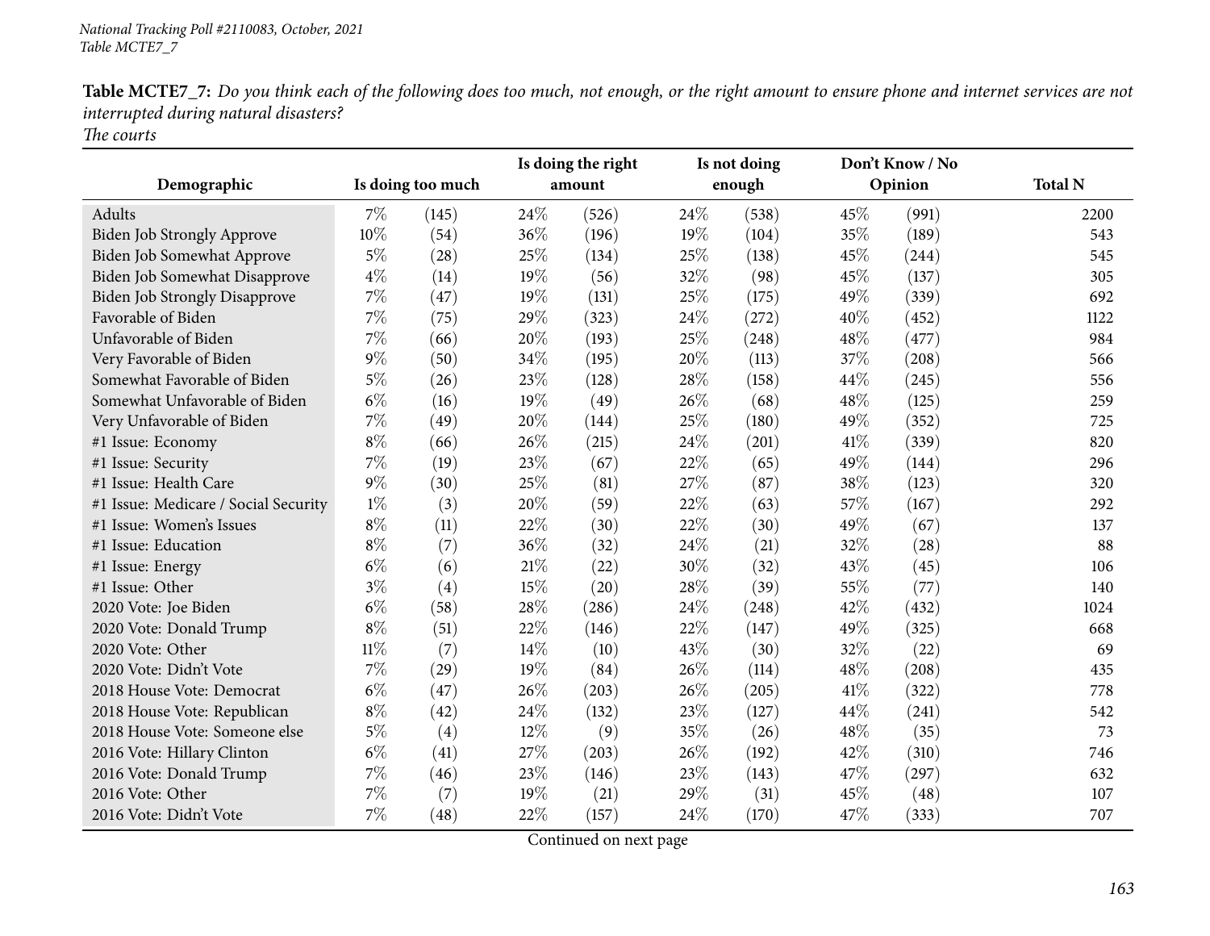*National Tracking Poll #2110083, October, 2021*
*Table MCTE7_7*

**Table MCTE7_7:** *Do you think each of the following does too much, not enough, or the right amount to ensure phone and internet services are not interrupted during natural disasters?*
*The courts*

| Demographic | Is doing too much | | Is doing the right amount | | Is not doing enough | | Don't Know / No Opinion | | Total N |
|---|---|---|---|---|---|---|---|---|---|
| Adults | 7% | (145) | 24% | (526) | 24% | (538) | 45% | (991) | 2200 |
| Biden Job Strongly Approve | 10% | (54) | 36% | (196) | 19% | (104) | 35% | (189) | 543 |
| Biden Job Somewhat Approve | 5% | (28) | 25% | (134) | 25% | (138) | 45% | (244) | 545 |
| Biden Job Somewhat Disapprove | 4% | (14) | 19% | (56) | 32% | (98) | 45% | (137) | 305 |
| Biden Job Strongly Disapprove | 7% | (47) | 19% | (131) | 25% | (175) | 49% | (339) | 692 |
| Favorable of Biden | 7% | (75) | 29% | (323) | 24% | (272) | 40% | (452) | 1122 |
| Unfavorable of Biden | 7% | (66) | 20% | (193) | 25% | (248) | 48% | (477) | 984 |
| Very Favorable of Biden | 9% | (50) | 34% | (195) | 20% | (113) | 37% | (208) | 566 |
| Somewhat Favorable of Biden | 5% | (26) | 23% | (128) | 28% | (158) | 44% | (245) | 556 |
| Somewhat Unfavorable of Biden | 6% | (16) | 19% | (49) | 26% | (68) | 48% | (125) | 259 |
| Very Unfavorable of Biden | 7% | (49) | 20% | (144) | 25% | (180) | 49% | (352) | 725 |
| #1 Issue: Economy | 8% | (66) | 26% | (215) | 24% | (201) | 41% | (339) | 820 |
| #1 Issue: Security | 7% | (19) | 23% | (67) | 22% | (65) | 49% | (144) | 296 |
| #1 Issue: Health Care | 9% | (30) | 25% | (81) | 27% | (87) | 38% | (123) | 320 |
| #1 Issue: Medicare / Social Security | 1% | (3) | 20% | (59) | 22% | (63) | 57% | (167) | 292 |
| #1 Issue: Women's Issues | 8% | (11) | 22% | (30) | 22% | (30) | 49% | (67) | 137 |
| #1 Issue: Education | 8% | (7) | 36% | (32) | 24% | (21) | 32% | (28) | 88 |
| #1 Issue: Energy | 6% | (6) | 21% | (22) | 30% | (32) | 43% | (45) | 106 |
| #1 Issue: Other | 3% | (4) | 15% | (20) | 28% | (39) | 55% | (77) | 140 |
| 2020 Vote: Joe Biden | 6% | (58) | 28% | (286) | 24% | (248) | 42% | (432) | 1024 |
| 2020 Vote: Donald Trump | 8% | (51) | 22% | (146) | 22% | (147) | 49% | (325) | 668 |
| 2020 Vote: Other | 11% | (7) | 14% | (10) | 43% | (30) | 32% | (22) | 69 |
| 2020 Vote: Didn't Vote | 7% | (29) | 19% | (84) | 26% | (114) | 48% | (208) | 435 |
| 2018 House Vote: Democrat | 6% | (47) | 26% | (203) | 26% | (205) | 41% | (322) | 778 |
| 2018 House Vote: Republican | 8% | (42) | 24% | (132) | 23% | (127) | 44% | (241) | 542 |
| 2018 House Vote: Someone else | 5% | (4) | 12% | (9) | 35% | (26) | 48% | (35) | 73 |
| 2016 Vote: Hillary Clinton | 6% | (41) | 27% | (203) | 26% | (192) | 42% | (310) | 746 |
| 2016 Vote: Donald Trump | 7% | (46) | 23% | (146) | 23% | (143) | 47% | (297) | 632 |
| 2016 Vote: Other | 7% | (7) | 19% | (21) | 29% | (31) | 45% | (48) | 107 |
| 2016 Vote: Didn't Vote | 7% | (48) | 22% | (157) | 24% | (170) | 47% | (333) | 707 |

Continued on next page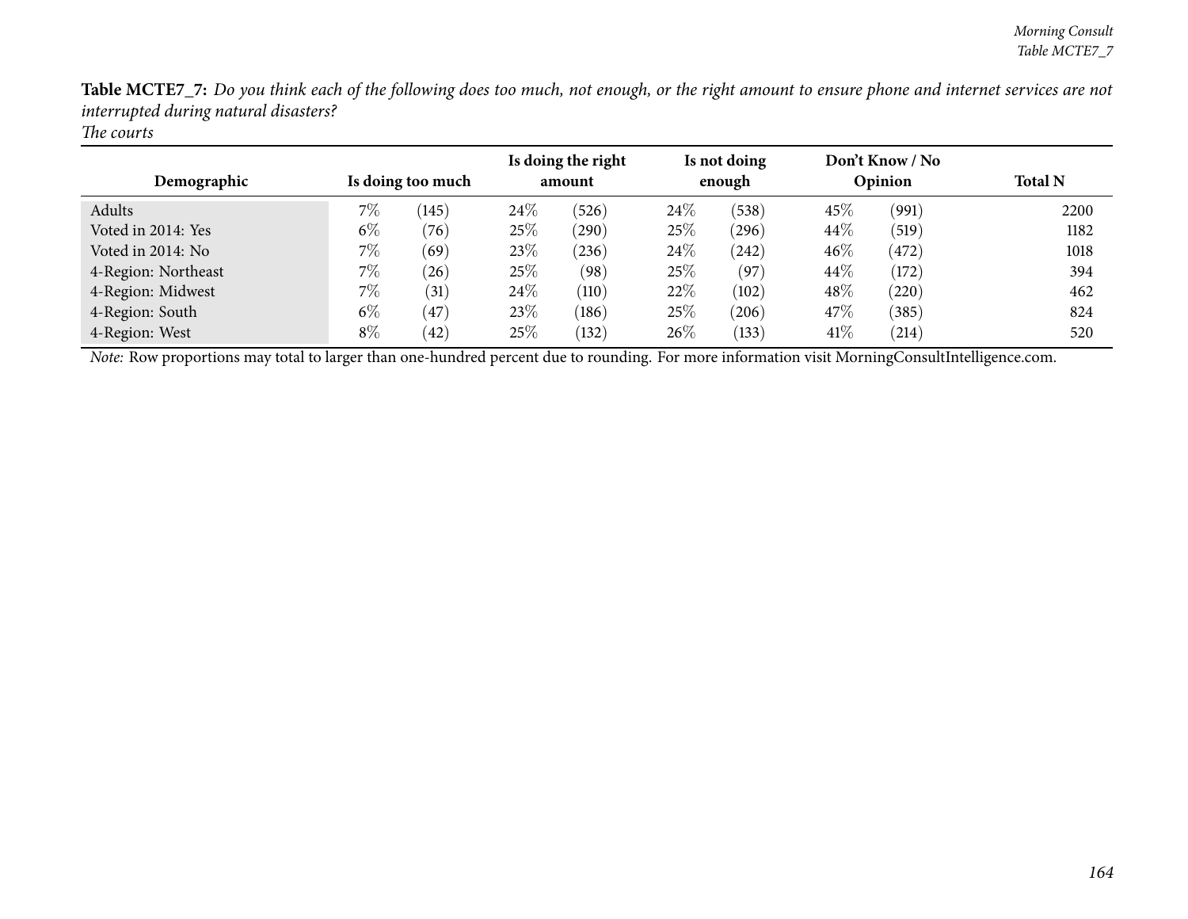**Table MCTE7_7:** *Do you think each of the following does too much, not enough, or the right amount to ensure phone and internet services are not interrupted during natural disasters?*
*The courts*

| Demographic | Is doing too much | | Is doing the right amount | | Is not doing enough | | Don't Know / No Opinion | | Total N |
|---|---|---|---|---|---|---|---|---|---|
| Adults | 7% | (145) | 24% | (526) | 24% | (538) | 45% | (991) | 2200 |
| Voted in 2014: Yes | 6% | (76) | 25% | (290) | 25% | (296) | 44% | (519) | 1182 |
| Voted in 2014: No | 7% | (69) | 23% | (236) | 24% | (242) | 46% | (472) | 1018 |
| 4-Region: Northeast | 7% | (26) | 25% | (98) | 25% | (97) | 44% | (172) | 394 |
| 4-Region: Midwest | 7% | (31) | 24% | (110) | 22% | (102) | 48% | (220) | 462 |
| 4-Region: South | 6% | (47) | 23% | (186) | 25% | (206) | 47% | (385) | 824 |
| 4-Region: West | 8% | (42) | 25% | (132) | 26% | (133) | 41% | (214) | 520 |

*Note:* Row proportions may total to larger than one-hundred percent due to rounding. For more information visit MorningConsultIntelligence.com.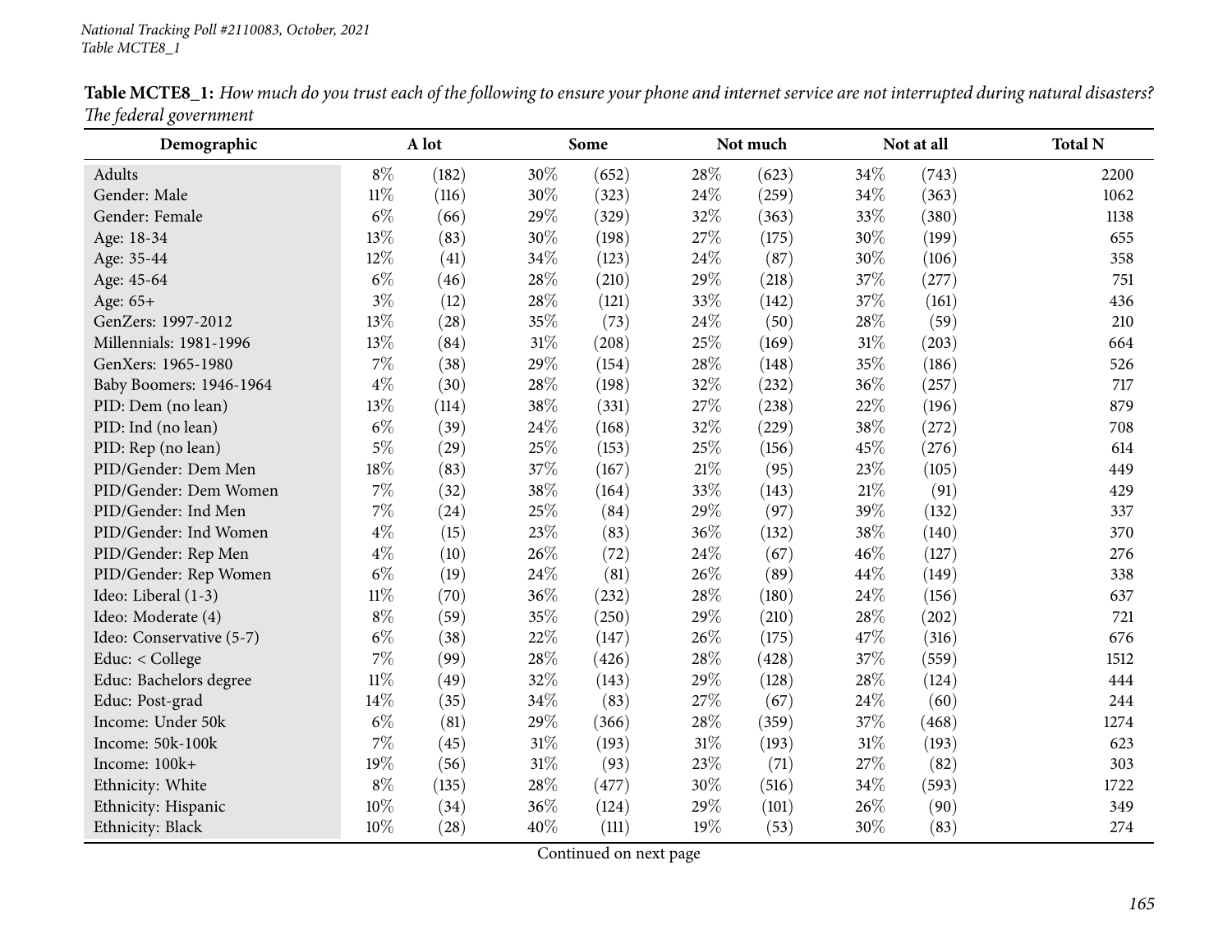National Tracking Poll #2110083, October, 2021
Table MCTE8_1

**Table MCTE8_1:** *How much do you trust each of the following to ensure your phone and internet service are not interrupted during natural disasters? The federal government*

| Demographic | A lot | | Some | | Not much | | Not at all | | Total N |
|---|---|---|---|---|---|---|---|---|---|
| Adults | 8% | (182) | 30% | (652) | 28% | (623) | 34% | (743) | 2200 |
| Gender: Male | 11% | (116) | 30% | (323) | 24% | (259) | 34% | (363) | 1062 |
| Gender: Female | 6% | (66) | 29% | (329) | 32% | (363) | 33% | (380) | 1138 |
| Age: 18-34 | 13% | (83) | 30% | (198) | 27% | (175) | 30% | (199) | 655 |
| Age: 35-44 | 12% | (41) | 34% | (123) | 24% | (87) | 30% | (106) | 358 |
| Age: 45-64 | 6% | (46) | 28% | (210) | 29% | (218) | 37% | (277) | 751 |
| Age: 65+ | 3% | (12) | 28% | (121) | 33% | (142) | 37% | (161) | 436 |
| GenZers: 1997-2012 | 13% | (28) | 35% | (73) | 24% | (50) | 28% | (59) | 210 |
| Millennials: 1981-1996 | 13% | (84) | 31% | (208) | 25% | (169) | 31% | (203) | 664 |
| GenXers: 1965-1980 | 7% | (38) | 29% | (154) | 28% | (148) | 35% | (186) | 526 |
| Baby Boomers: 1946-1964 | 4% | (30) | 28% | (198) | 32% | (232) | 36% | (257) | 717 |
| PID: Dem (no lean) | 13% | (114) | 38% | (331) | 27% | (238) | 22% | (196) | 879 |
| PID: Ind (no lean) | 6% | (39) | 24% | (168) | 32% | (229) | 38% | (272) | 708 |
| PID: Rep (no lean) | 5% | (29) | 25% | (153) | 25% | (156) | 45% | (276) | 614 |
| PID/Gender: Dem Men | 18% | (83) | 37% | (167) | 21% | (95) | 23% | (105) | 449 |
| PID/Gender: Dem Women | 7% | (32) | 38% | (164) | 33% | (143) | 21% | (91) | 429 |
| PID/Gender: Ind Men | 7% | (24) | 25% | (84) | 29% | (97) | 39% | (132) | 337 |
| PID/Gender: Ind Women | 4% | (15) | 23% | (83) | 36% | (132) | 38% | (140) | 370 |
| PID/Gender: Rep Men | 4% | (10) | 26% | (72) | 24% | (67) | 46% | (127) | 276 |
| PID/Gender: Rep Women | 6% | (19) | 24% | (81) | 26% | (89) | 44% | (149) | 338 |
| Ideo: Liberal (1-3) | 11% | (70) | 36% | (232) | 28% | (180) | 24% | (156) | 637 |
| Ideo: Moderate (4) | 8% | (59) | 35% | (250) | 29% | (210) | 28% | (202) | 721 |
| Ideo: Conservative (5-7) | 6% | (38) | 22% | (147) | 26% | (175) | 47% | (316) | 676 |
| Educ: < College | 7% | (99) | 28% | (426) | 28% | (428) | 37% | (559) | 1512 |
| Educ: Bachelors degree | 11% | (49) | 32% | (143) | 29% | (128) | 28% | (124) | 444 |
| Educ: Post-grad | 14% | (35) | 34% | (83) | 27% | (67) | 24% | (60) | 244 |
| Income: Under 50k | 6% | (81) | 29% | (366) | 28% | (359) | 37% | (468) | 1274 |
| Income: 50k-100k | 7% | (45) | 31% | (193) | 31% | (193) | 31% | (193) | 623 |
| Income: 100k+ | 19% | (56) | 31% | (93) | 23% | (71) | 27% | (82) | 303 |
| Ethnicity: White | 8% | (135) | 28% | (477) | 30% | (516) | 34% | (593) | 1722 |
| Ethnicity: Hispanic | 10% | (34) | 36% | (124) | 29% | (101) | 26% | (90) | 349 |
| Ethnicity: Black | 10% | (28) | 40% | (111) | 19% | (53) | 30% | (83) | 274 |

Continued on next page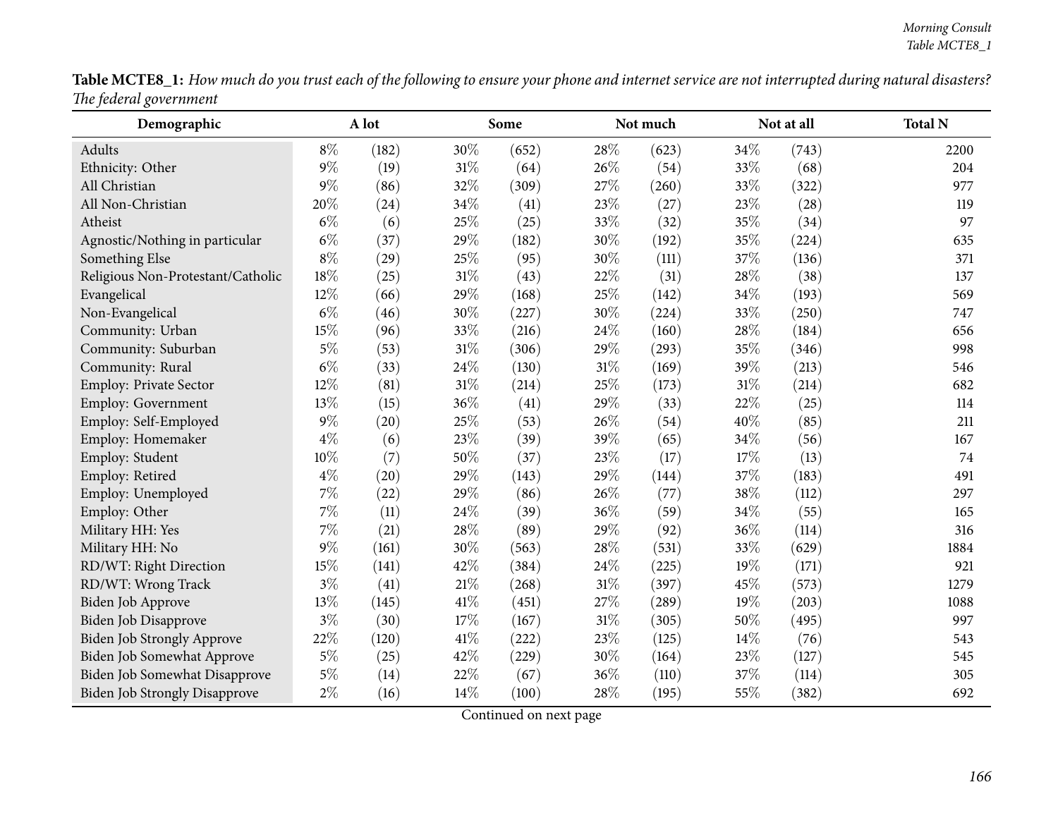**Table MCTE8_1:** *How much do you trust each of the following to ensure your phone and internet service are not interrupted during natural disasters? The federal government*

| Demographic | A lot | | Some | | Not much | | Not at all | | Total N |
|---|---|---|---|---|---|---|---|---|---|
| Adults | 8% | (182) | 30% | (652) | 28% | (623) | 34% | (743) | 2200 |
| Ethnicity: Other | 9% | (19) | 31% | (64) | 26% | (54) | 33% | (68) | 204 |
| All Christian | 9% | (86) | 32% | (309) | 27% | (260) | 33% | (322) | 977 |
| All Non-Christian | 20% | (24) | 34% | (41) | 23% | (27) | 23% | (28) | 119 |
| Atheist | 6% | (6) | 25% | (25) | 33% | (32) | 35% | (34) | 97 |
| Agnostic/Nothing in particular | 6% | (37) | 29% | (182) | 30% | (192) | 35% | (224) | 635 |
| Something Else | 8% | (29) | 25% | (95) | 30% | (111) | 37% | (136) | 371 |
| Religious Non-Protestant/Catholic | 18% | (25) | 31% | (43) | 22% | (31) | 28% | (38) | 137 |
| Evangelical | 12% | (66) | 29% | (168) | 25% | (142) | 34% | (193) | 569 |
| Non-Evangelical | 6% | (46) | 30% | (227) | 30% | (224) | 33% | (250) | 747 |
| Community: Urban | 15% | (96) | 33% | (216) | 24% | (160) | 28% | (184) | 656 |
| Community: Suburban | 5% | (53) | 31% | (306) | 29% | (293) | 35% | (346) | 998 |
| Community: Rural | 6% | (33) | 24% | (130) | 31% | (169) | 39% | (213) | 546 |
| Employ: Private Sector | 12% | (81) | 31% | (214) | 25% | (173) | 31% | (214) | 682 |
| Employ: Government | 13% | (15) | 36% | (41) | 29% | (33) | 22% | (25) | 114 |
| Employ: Self-Employed | 9% | (20) | 25% | (53) | 26% | (54) | 40% | (85) | 211 |
| Employ: Homemaker | 4% | (6) | 23% | (39) | 39% | (65) | 34% | (56) | 167 |
| Employ: Student | 10% | (7) | 50% | (37) | 23% | (17) | 17% | (13) | 74 |
| Employ: Retired | 4% | (20) | 29% | (143) | 29% | (144) | 37% | (183) | 491 |
| Employ: Unemployed | 7% | (22) | 29% | (86) | 26% | (77) | 38% | (112) | 297 |
| Employ: Other | 7% | (11) | 24% | (39) | 36% | (59) | 34% | (55) | 165 |
| Military HH: Yes | 7% | (21) | 28% | (89) | 29% | (92) | 36% | (114) | 316 |
| Military HH: No | 9% | (161) | 30% | (563) | 28% | (531) | 33% | (629) | 1884 |
| RD/WT: Right Direction | 15% | (141) | 42% | (384) | 24% | (225) | 19% | (171) | 921 |
| RD/WT: Wrong Track | 3% | (41) | 21% | (268) | 31% | (397) | 45% | (573) | 1279 |
| Biden Job Approve | 13% | (145) | 41% | (451) | 27% | (289) | 19% | (203) | 1088 |
| Biden Job Disapprove | 3% | (30) | 17% | (167) | 31% | (305) | 50% | (495) | 997 |
| Biden Job Strongly Approve | 22% | (120) | 41% | (222) | 23% | (125) | 14% | (76) | 543 |
| Biden Job Somewhat Approve | 5% | (25) | 42% | (229) | 30% | (164) | 23% | (127) | 545 |
| Biden Job Somewhat Disapprove | 5% | (14) | 22% | (67) | 36% | (110) | 37% | (114) | 305 |
| Biden Job Strongly Disapprove | 2% | (16) | 14% | (100) | 28% | (195) | 55% | (382) | 692 |

Continued on next page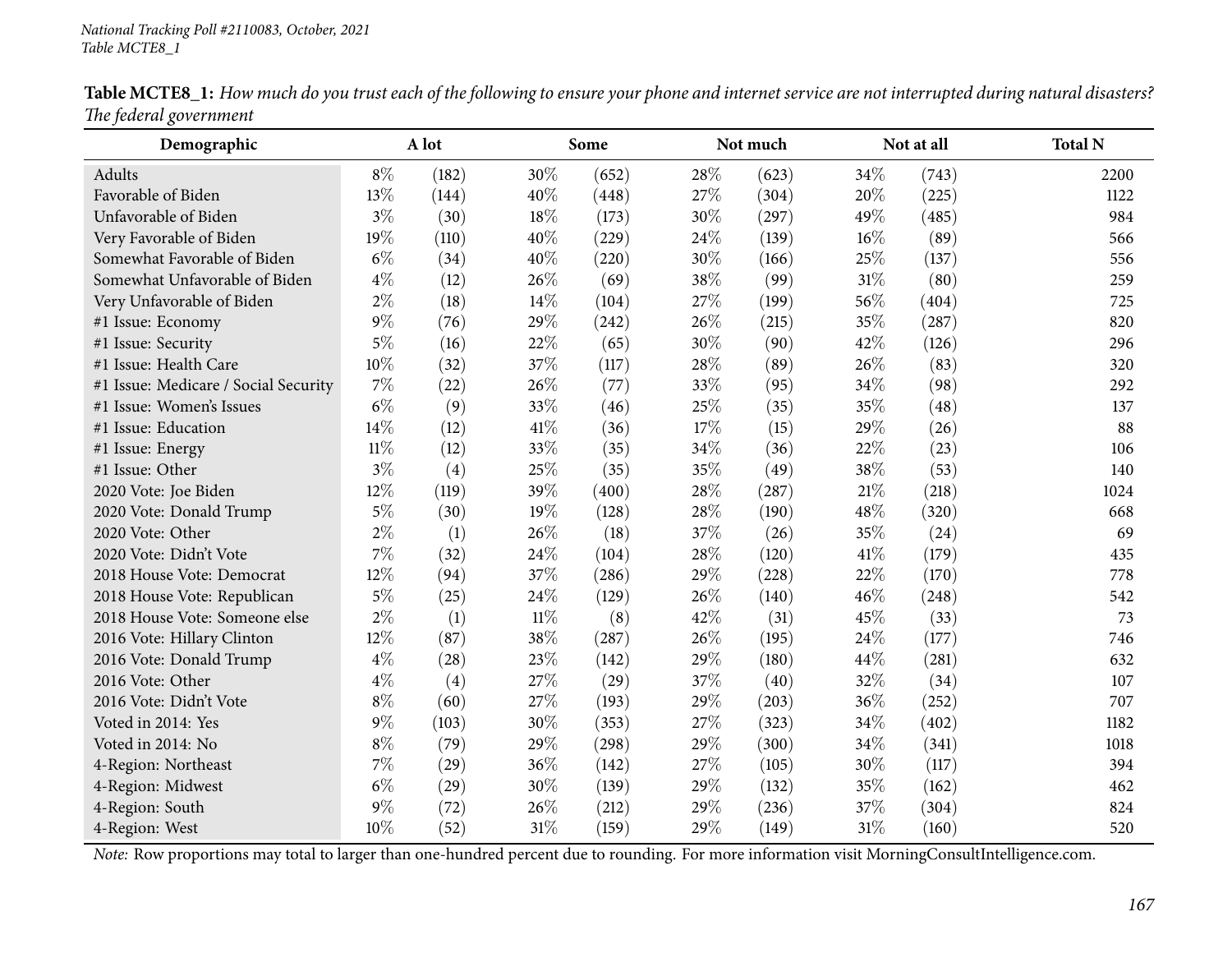**Table MCTE8_1:** *How much do you trust each of the following to ensure your phone and internet service are not interrupted during natural disasters? The federal government*

| Demographic | A lot | | Some | | Not much | | Not at all | | Total N |
|---|---|---|---|---|---|---|---|---|---|
| Adults | 8% | (182) | 30% | (652) | 28% | (623) | 34% | (743) | 2200 |
| Favorable of Biden | 13% | (144) | 40% | (448) | 27% | (304) | 20% | (225) | 1122 |
| Unfavorable of Biden | 3% | (30) | 18% | (173) | 30% | (297) | 49% | (485) | 984 |
| Very Favorable of Biden | 19% | (110) | 40% | (229) | 24% | (139) | 16% | (89) | 566 |
| Somewhat Favorable of Biden | 6% | (34) | 40% | (220) | 30% | (166) | 25% | (137) | 556 |
| Somewhat Unfavorable of Biden | 4% | (12) | 26% | (69) | 38% | (99) | 31% | (80) | 259 |
| Very Unfavorable of Biden | 2% | (18) | 14% | (104) | 27% | (199) | 56% | (404) | 725 |
| #1 Issue: Economy | 9% | (76) | 29% | (242) | 26% | (215) | 35% | (287) | 820 |
| #1 Issue: Security | 5% | (16) | 22% | (65) | 30% | (90) | 42% | (126) | 296 |
| #1 Issue: Health Care | 10% | (32) | 37% | (117) | 28% | (89) | 26% | (83) | 320 |
| #1 Issue: Medicare / Social Security | 7% | (22) | 26% | (77) | 33% | (95) | 34% | (98) | 292 |
| #1 Issue: Women's Issues | 6% | (9) | 33% | (46) | 25% | (35) | 35% | (48) | 137 |
| #1 Issue: Education | 14% | (12) | 41% | (36) | 17% | (15) | 29% | (26) | 88 |
| #1 Issue: Energy | 11% | (12) | 33% | (35) | 34% | (36) | 22% | (23) | 106 |
| #1 Issue: Other | 3% | (4) | 25% | (35) | 35% | (49) | 38% | (53) | 140 |
| 2020 Vote: Joe Biden | 12% | (119) | 39% | (400) | 28% | (287) | 21% | (218) | 1024 |
| 2020 Vote: Donald Trump | 5% | (30) | 19% | (128) | 28% | (190) | 48% | (320) | 668 |
| 2020 Vote: Other | 2% | (1) | 26% | (18) | 37% | (26) | 35% | (24) | 69 |
| 2020 Vote: Didn't Vote | 7% | (32) | 24% | (104) | 28% | (120) | 41% | (179) | 435 |
| 2018 House Vote: Democrat | 12% | (94) | 37% | (286) | 29% | (228) | 22% | (170) | 778 |
| 2018 House Vote: Republican | 5% | (25) | 24% | (129) | 26% | (140) | 46% | (248) | 542 |
| 2018 House Vote: Someone else | 2% | (1) | 11% | (8) | 42% | (31) | 45% | (33) | 73 |
| 2016 Vote: Hillary Clinton | 12% | (87) | 38% | (287) | 26% | (195) | 24% | (177) | 746 |
| 2016 Vote: Donald Trump | 4% | (28) | 23% | (142) | 29% | (180) | 44% | (281) | 632 |
| 2016 Vote: Other | 4% | (4) | 27% | (29) | 37% | (40) | 32% | (34) | 107 |
| 2016 Vote: Didn't Vote | 8% | (60) | 27% | (193) | 29% | (203) | 36% | (252) | 707 |
| Voted in 2014: Yes | 9% | (103) | 30% | (353) | 27% | (323) | 34% | (402) | 1182 |
| Voted in 2014: No | 8% | (79) | 29% | (298) | 29% | (300) | 34% | (341) | 1018 |
| 4-Region: Northeast | 7% | (29) | 36% | (142) | 27% | (105) | 30% | (117) | 394 |
| 4-Region: Midwest | 6% | (29) | 30% | (139) | 29% | (132) | 35% | (162) | 462 |
| 4-Region: South | 9% | (72) | 26% | (212) | 29% | (236) | 37% | (304) | 824 |
| 4-Region: West | 10% | (52) | 31% | (159) | 29% | (149) | 31% | (160) | 520 |

*Note:* Row proportions may total to larger than one-hundred percent due to rounding. For more information visit MorningConsultIntelligence.com.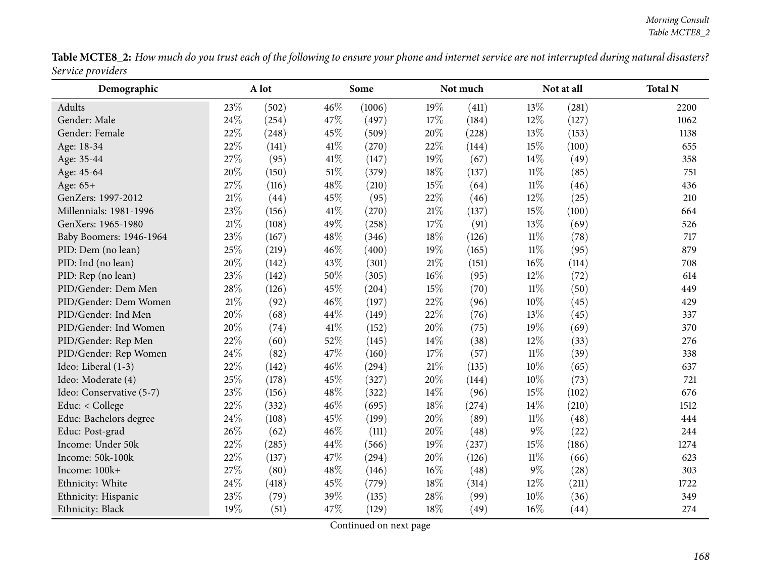**Table MCTE8_2:** *How much do you trust each of the following to ensure your phone and internet service are not interrupted during natural disasters? Service providers*

| Demographic | A lot | | Some | | Not much | | Not at all | | Total N |
|---|---|---|---|---|---|---|---|---|---|
| Adults | 23% | (502) | 46% | (1006) | 19% | (411) | 13% | (281) | 2200 |
| Gender: Male | 24% | (254) | 47% | (497) | 17% | (184) | 12% | (127) | 1062 |
| Gender: Female | 22% | (248) | 45% | (509) | 20% | (228) | 13% | (153) | 1138 |
| Age: 18-34 | 22% | (141) | 41% | (270) | 22% | (144) | 15% | (100) | 655 |
| Age: 35-44 | 27% | (95) | 41% | (147) | 19% | (67) | 14% | (49) | 358 |
| Age: 45-64 | 20% | (150) | 51% | (379) | 18% | (137) | 11% | (85) | 751 |
| Age: 65+ | 27% | (116) | 48% | (210) | 15% | (64) | 11% | (46) | 436 |
| GenZers: 1997-2012 | 21% | (44) | 45% | (95) | 22% | (46) | 12% | (25) | 210 |
| Millennials: 1981-1996 | 23% | (156) | 41% | (270) | 21% | (137) | 15% | (100) | 664 |
| GenXers: 1965-1980 | 21% | (108) | 49% | (258) | 17% | (91) | 13% | (69) | 526 |
| Baby Boomers: 1946-1964 | 23% | (167) | 48% | (346) | 18% | (126) | 11% | (78) | 717 |
| PID: Dem (no lean) | 25% | (219) | 46% | (400) | 19% | (165) | 11% | (95) | 879 |
| PID: Ind (no lean) | 20% | (142) | 43% | (301) | 21% | (151) | 16% | (114) | 708 |
| PID: Rep (no lean) | 23% | (142) | 50% | (305) | 16% | (95) | 12% | (72) | 614 |
| PID/Gender: Dem Men | 28% | (126) | 45% | (204) | 15% | (70) | 11% | (50) | 449 |
| PID/Gender: Dem Women | 21% | (92) | 46% | (197) | 22% | (96) | 10% | (45) | 429 |
| PID/Gender: Ind Men | 20% | (68) | 44% | (149) | 22% | (76) | 13% | (45) | 337 |
| PID/Gender: Ind Women | 20% | (74) | 41% | (152) | 20% | (75) | 19% | (69) | 370 |
| PID/Gender: Rep Men | 22% | (60) | 52% | (145) | 14% | (38) | 12% | (33) | 276 |
| PID/Gender: Rep Women | 24% | (82) | 47% | (160) | 17% | (57) | 11% | (39) | 338 |
| Ideo: Liberal (1-3) | 22% | (142) | 46% | (294) | 21% | (135) | 10% | (65) | 637 |
| Ideo: Moderate (4) | 25% | (178) | 45% | (327) | 20% | (144) | 10% | (73) | 721 |
| Ideo: Conservative (5-7) | 23% | (156) | 48% | (322) | 14% | (96) | 15% | (102) | 676 |
| Educ: < College | 22% | (332) | 46% | (695) | 18% | (274) | 14% | (210) | 1512 |
| Educ: Bachelors degree | 24% | (108) | 45% | (199) | 20% | (89) | 11% | (48) | 444 |
| Educ: Post-grad | 26% | (62) | 46% | (111) | 20% | (48) | 9% | (22) | 244 |
| Income: Under 50k | 22% | (285) | 44% | (566) | 19% | (237) | 15% | (186) | 1274 |
| Income: 50k-100k | 22% | (137) | 47% | (294) | 20% | (126) | 11% | (66) | 623 |
| Income: 100k+ | 27% | (80) | 48% | (146) | 16% | (48) | 9% | (28) | 303 |
| Ethnicity: White | 24% | (418) | 45% | (779) | 18% | (314) | 12% | (211) | 1722 |
| Ethnicity: Hispanic | 23% | (79) | 39% | (135) | 28% | (99) | 10% | (36) | 349 |
| Ethnicity: Black | 19% | (51) | 47% | (129) | 18% | (49) | 16% | (44) | 274 |

Continued on next page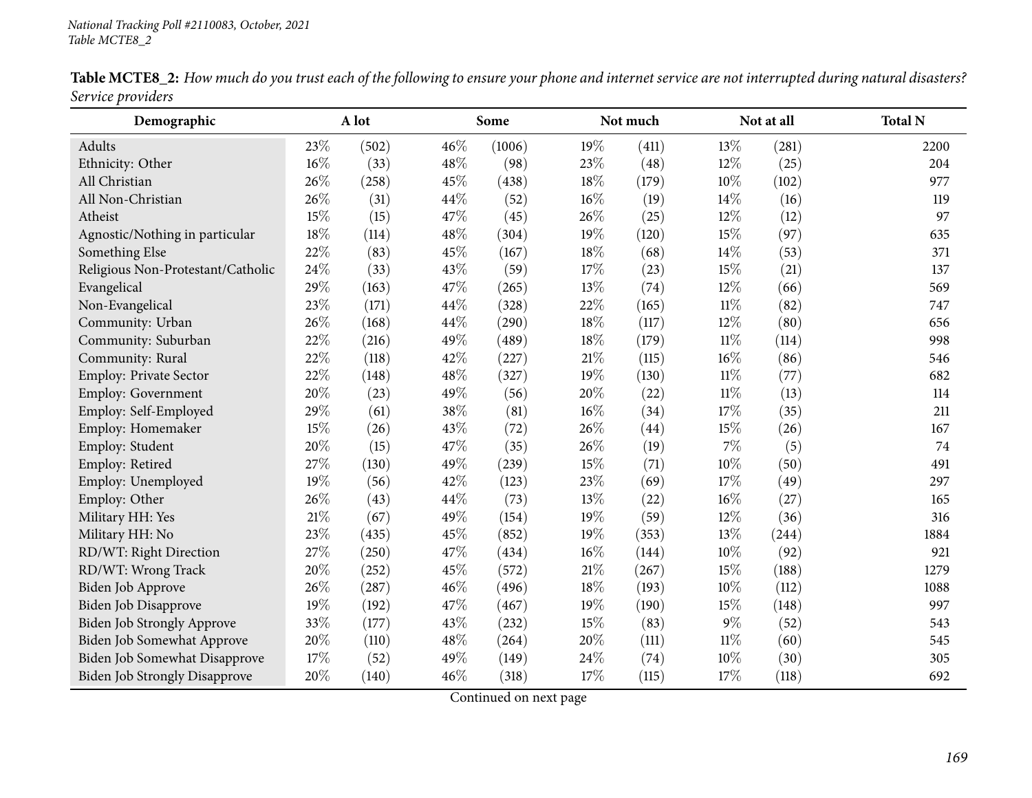**Table MCTE8_2:** *How much do you trust each of the following to ensure your phone and internet service are not interrupted during natural disasters? Service providers*

| Demographic | A lot | | Some | | Not much | | Not at all | | Total N |
|---|---|---|---|---|---|---|---|---|---|
| Adults | 23% | (502) | 46% | (1006) | 19% | (411) | 13% | (281) | 2200 |
| Ethnicity: Other | 16% | (33) | 48% | (98) | 23% | (48) | 12% | (25) | 204 |
| All Christian | 26% | (258) | 45% | (438) | 18% | (179) | 10% | (102) | 977 |
| All Non-Christian | 26% | (31) | 44% | (52) | 16% | (19) | 14% | (16) | 119 |
| Atheist | 15% | (15) | 47% | (45) | 26% | (25) | 12% | (12) | 97 |
| Agnostic/Nothing in particular | 18% | (114) | 48% | (304) | 19% | (120) | 15% | (97) | 635 |
| Something Else | 22% | (83) | 45% | (167) | 18% | (68) | 14% | (53) | 371 |
| Religious Non-Protestant/Catholic | 24% | (33) | 43% | (59) | 17% | (23) | 15% | (21) | 137 |
| Evangelical | 29% | (163) | 47% | (265) | 13% | (74) | 12% | (66) | 569 |
| Non-Evangelical | 23% | (171) | 44% | (328) | 22% | (165) | 11% | (82) | 747 |
| Community: Urban | 26% | (168) | 44% | (290) | 18% | (117) | 12% | (80) | 656 |
| Community: Suburban | 22% | (216) | 49% | (489) | 18% | (179) | 11% | (114) | 998 |
| Community: Rural | 22% | (118) | 42% | (227) | 21% | (115) | 16% | (86) | 546 |
| Employ: Private Sector | 22% | (148) | 48% | (327) | 19% | (130) | 11% | (77) | 682 |
| Employ: Government | 20% | (23) | 49% | (56) | 20% | (22) | 11% | (13) | 114 |
| Employ: Self-Employed | 29% | (61) | 38% | (81) | 16% | (34) | 17% | (35) | 211 |
| Employ: Homemaker | 15% | (26) | 43% | (72) | 26% | (44) | 15% | (26) | 167 |
| Employ: Student | 20% | (15) | 47% | (35) | 26% | (19) | 7% | (5) | 74 |
| Employ: Retired | 27% | (130) | 49% | (239) | 15% | (71) | 10% | (50) | 491 |
| Employ: Unemployed | 19% | (56) | 42% | (123) | 23% | (69) | 17% | (49) | 297 |
| Employ: Other | 26% | (43) | 44% | (73) | 13% | (22) | 16% | (27) | 165 |
| Military HH: Yes | 21% | (67) | 49% | (154) | 19% | (59) | 12% | (36) | 316 |
| Military HH: No | 23% | (435) | 45% | (852) | 19% | (353) | 13% | (244) | 1884 |
| RD/WT: Right Direction | 27% | (250) | 47% | (434) | 16% | (144) | 10% | (92) | 921 |
| RD/WT: Wrong Track | 20% | (252) | 45% | (572) | 21% | (267) | 15% | (188) | 1279 |
| Biden Job Approve | 26% | (287) | 46% | (496) | 18% | (193) | 10% | (112) | 1088 |
| Biden Job Disapprove | 19% | (192) | 47% | (467) | 19% | (190) | 15% | (148) | 997 |
| Biden Job Strongly Approve | 33% | (177) | 43% | (232) | 15% | (83) | 9% | (52) | 543 |
| Biden Job Somewhat Approve | 20% | (110) | 48% | (264) | 20% | (111) | 11% | (60) | 545 |
| Biden Job Somewhat Disapprove | 17% | (52) | 49% | (149) | 24% | (74) | 10% | (30) | 305 |
| Biden Job Strongly Disapprove | 20% | (140) | 46% | (318) | 17% | (115) | 17% | (118) | 692 |

Continued on next page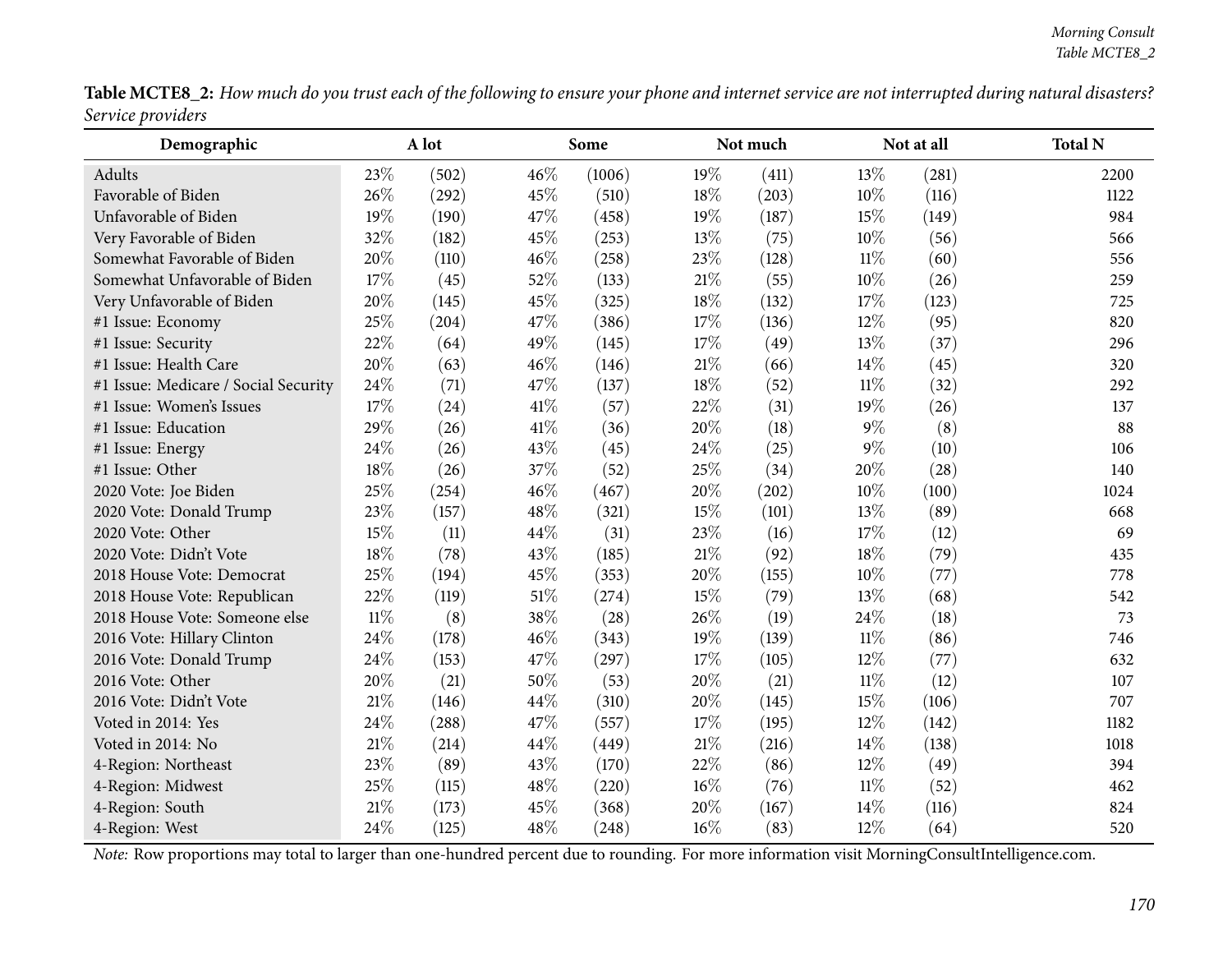**Table MCTE8_2:** *How much do you trust each of the following to ensure your phone and internet service are not interrupted during natural disasters? Service providers*

| Demographic | A lot | | Some | | Not much | | Not at all | | Total N |
|---|---|---|---|---|---|---|---|---|---|
| Adults | 23% | (502) | 46% | (1006) | 19% | (411) | 13% | (281) | 2200 |
| Favorable of Biden | 26% | (292) | 45% | (510) | 18% | (203) | 10% | (116) | 1122 |
| Unfavorable of Biden | 19% | (190) | 47% | (458) | 19% | (187) | 15% | (149) | 984 |
| Very Favorable of Biden | 32% | (182) | 45% | (253) | 13% | (75) | 10% | (56) | 566 |
| Somewhat Favorable of Biden | 20% | (110) | 46% | (258) | 23% | (128) | 11% | (60) | 556 |
| Somewhat Unfavorable of Biden | 17% | (45) | 52% | (133) | 21% | (55) | 10% | (26) | 259 |
| Very Unfavorable of Biden | 20% | (145) | 45% | (325) | 18% | (132) | 17% | (123) | 725 |
| #1 Issue: Economy | 25% | (204) | 47% | (386) | 17% | (136) | 12% | (95) | 820 |
| #1 Issue: Security | 22% | (64) | 49% | (145) | 17% | (49) | 13% | (37) | 296 |
| #1 Issue: Health Care | 20% | (63) | 46% | (146) | 21% | (66) | 14% | (45) | 320 |
| #1 Issue: Medicare / Social Security | 24% | (71) | 47% | (137) | 18% | (52) | 11% | (32) | 292 |
| #1 Issue: Women's Issues | 17% | (24) | 41% | (57) | 22% | (31) | 19% | (26) | 137 |
| #1 Issue: Education | 29% | (26) | 41% | (36) | 20% | (18) | 9% | (8) | 88 |
| #1 Issue: Energy | 24% | (26) | 43% | (45) | 24% | (25) | 9% | (10) | 106 |
| #1 Issue: Other | 18% | (26) | 37% | (52) | 25% | (34) | 20% | (28) | 140 |
| 2020 Vote: Joe Biden | 25% | (254) | 46% | (467) | 20% | (202) | 10% | (100) | 1024 |
| 2020 Vote: Donald Trump | 23% | (157) | 48% | (321) | 15% | (101) | 13% | (89) | 668 |
| 2020 Vote: Other | 15% | (11) | 44% | (31) | 23% | (16) | 17% | (12) | 69 |
| 2020 Vote: Didn't Vote | 18% | (78) | 43% | (185) | 21% | (92) | 18% | (79) | 435 |
| 2018 House Vote: Democrat | 25% | (194) | 45% | (353) | 20% | (155) | 10% | (77) | 778 |
| 2018 House Vote: Republican | 22% | (119) | 51% | (274) | 15% | (79) | 13% | (68) | 542 |
| 2018 House Vote: Someone else | 11% | (8) | 38% | (28) | 26% | (19) | 24% | (18) | 73 |
| 2016 Vote: Hillary Clinton | 24% | (178) | 46% | (343) | 19% | (139) | 11% | (86) | 746 |
| 2016 Vote: Donald Trump | 24% | (153) | 47% | (297) | 17% | (105) | 12% | (77) | 632 |
| 2016 Vote: Other | 20% | (21) | 50% | (53) | 20% | (21) | 11% | (12) | 107 |
| 2016 Vote: Didn't Vote | 21% | (146) | 44% | (310) | 20% | (145) | 15% | (106) | 707 |
| Voted in 2014: Yes | 24% | (288) | 47% | (557) | 17% | (195) | 12% | (142) | 1182 |
| Voted in 2014: No | 21% | (214) | 44% | (449) | 21% | (216) | 14% | (138) | 1018 |
| 4-Region: Northeast | 23% | (89) | 43% | (170) | 22% | (86) | 12% | (49) | 394 |
| 4-Region: Midwest | 25% | (115) | 48% | (220) | 16% | (76) | 11% | (52) | 462 |
| 4-Region: South | 21% | (173) | 45% | (368) | 20% | (167) | 14% | (116) | 824 |
| 4-Region: West | 24% | (125) | 48% | (248) | 16% | (83) | 12% | (64) | 520 |

*Note:* Row proportions may total to larger than one-hundred percent due to rounding. For more information visit MorningConsultIntelligence.com.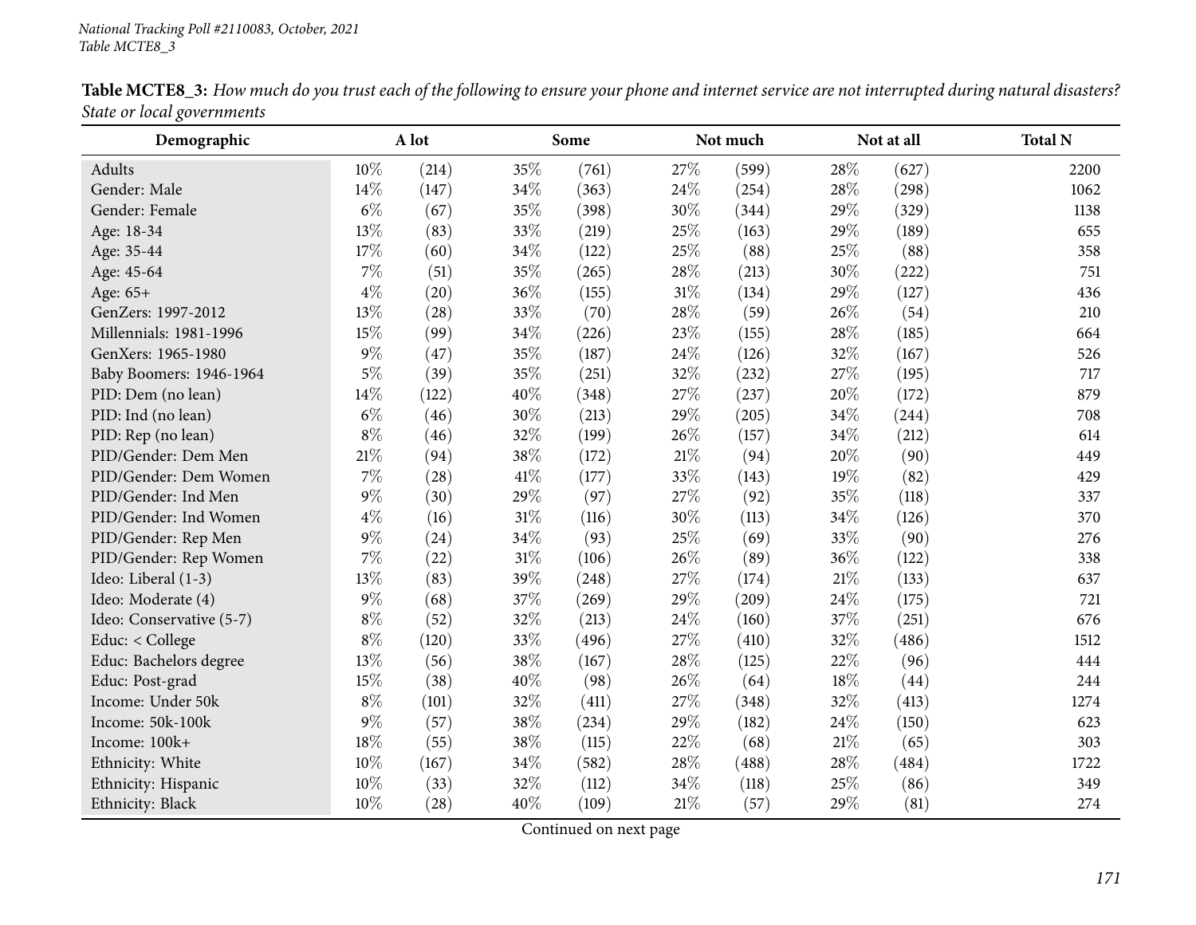*National Tracking Poll #2110083, October, 2021*
*Table MCTE8_3*

**Table MCTE8_3:** *How much do you trust each of the following to ensure your phone and internet service are not interrupted during natural disasters? State or local governments*

| Demographic | A lot | | Some | | Not much | | Not at all | | Total N |
|---|---|---|---|---|---|---|---|---|---|
| Adults | 10% | (214) | 35% | (761) | 27% | (599) | 28% | (627) | 2200 |
| Gender: Male | 14% | (147) | 34% | (363) | 24% | (254) | 28% | (298) | 1062 |
| Gender: Female | 6% | (67) | 35% | (398) | 30% | (344) | 29% | (329) | 1138 |
| Age: 18-34 | 13% | (83) | 33% | (219) | 25% | (163) | 29% | (189) | 655 |
| Age: 35-44 | 17% | (60) | 34% | (122) | 25% | (88) | 25% | (88) | 358 |
| Age: 45-64 | 7% | (51) | 35% | (265) | 28% | (213) | 30% | (222) | 751 |
| Age: 65+ | 4% | (20) | 36% | (155) | 31% | (134) | 29% | (127) | 436 |
| GenZers: 1997-2012 | 13% | (28) | 33% | (70) | 28% | (59) | 26% | (54) | 210 |
| Millennials: 1981-1996 | 15% | (99) | 34% | (226) | 23% | (155) | 28% | (185) | 664 |
| GenXers: 1965-1980 | 9% | (47) | 35% | (187) | 24% | (126) | 32% | (167) | 526 |
| Baby Boomers: 1946-1964 | 5% | (39) | 35% | (251) | 32% | (232) | 27% | (195) | 717 |
| PID: Dem (no lean) | 14% | (122) | 40% | (348) | 27% | (237) | 20% | (172) | 879 |
| PID: Ind (no lean) | 6% | (46) | 30% | (213) | 29% | (205) | 34% | (244) | 708 |
| PID: Rep (no lean) | 8% | (46) | 32% | (199) | 26% | (157) | 34% | (212) | 614 |
| PID/Gender: Dem Men | 21% | (94) | 38% | (172) | 21% | (94) | 20% | (90) | 449 |
| PID/Gender: Dem Women | 7% | (28) | 41% | (177) | 33% | (143) | 19% | (82) | 429 |
| PID/Gender: Ind Men | 9% | (30) | 29% | (97) | 27% | (92) | 35% | (118) | 337 |
| PID/Gender: Ind Women | 4% | (16) | 31% | (116) | 30% | (113) | 34% | (126) | 370 |
| PID/Gender: Rep Men | 9% | (24) | 34% | (93) | 25% | (69) | 33% | (90) | 276 |
| PID/Gender: Rep Women | 7% | (22) | 31% | (106) | 26% | (89) | 36% | (122) | 338 |
| Ideo: Liberal (1-3) | 13% | (83) | 39% | (248) | 27% | (174) | 21% | (133) | 637 |
| Ideo: Moderate (4) | 9% | (68) | 37% | (269) | 29% | (209) | 24% | (175) | 721 |
| Ideo: Conservative (5-7) | 8% | (52) | 32% | (213) | 24% | (160) | 37% | (251) | 676 |
| Educ: < College | 8% | (120) | 33% | (496) | 27% | (410) | 32% | (486) | 1512 |
| Educ: Bachelors degree | 13% | (56) | 38% | (167) | 28% | (125) | 22% | (96) | 444 |
| Educ: Post-grad | 15% | (38) | 40% | (98) | 26% | (64) | 18% | (44) | 244 |
| Income: Under 50k | 8% | (101) | 32% | (411) | 27% | (348) | 32% | (413) | 1274 |
| Income: 50k-100k | 9% | (57) | 38% | (234) | 29% | (182) | 24% | (150) | 623 |
| Income: 100k+ | 18% | (55) | 38% | (115) | 22% | (68) | 21% | (65) | 303 |
| Ethnicity: White | 10% | (167) | 34% | (582) | 28% | (488) | 28% | (484) | 1722 |
| Ethnicity: Hispanic | 10% | (33) | 32% | (112) | 34% | (118) | 25% | (86) | 349 |
| Ethnicity: Black | 10% | (28) | 40% | (109) | 21% | (57) | 29% | (81) | 274 |

Continued on next page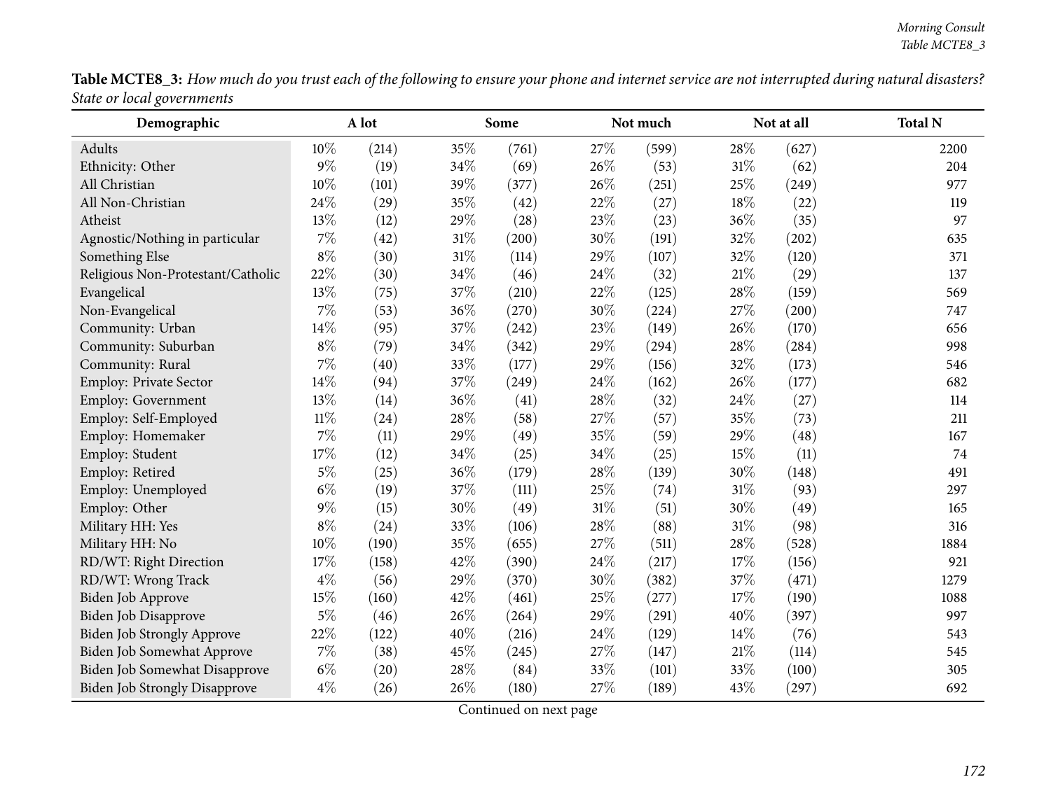**Table MCTE8_3:** *How much do you trust each of the following to ensure your phone and internet service are not interrupted during natural disasters? State or local governments*

| Demographic | A lot | | Some | | Not much | | Not at all | | Total N |
|---|---|---|---|---|---|---|---|---|---|
| Adults | 10% | (214) | 35% | (761) | 27% | (599) | 28% | (627) | 2200 |
| Ethnicity: Other | 9% | (19) | 34% | (69) | 26% | (53) | 31% | (62) | 204 |
| All Christian | 10% | (101) | 39% | (377) | 26% | (251) | 25% | (249) | 977 |
| All Non-Christian | 24% | (29) | 35% | (42) | 22% | (27) | 18% | (22) | 119 |
| Atheist | 13% | (12) | 29% | (28) | 23% | (23) | 36% | (35) | 97 |
| Agnostic/Nothing in particular | 7% | (42) | 31% | (200) | 30% | (191) | 32% | (202) | 635 |
| Something Else | 8% | (30) | 31% | (114) | 29% | (107) | 32% | (120) | 371 |
| Religious Non-Protestant/Catholic | 22% | (30) | 34% | (46) | 24% | (32) | 21% | (29) | 137 |
| Evangelical | 13% | (75) | 37% | (210) | 22% | (125) | 28% | (159) | 569 |
| Non-Evangelical | 7% | (53) | 36% | (270) | 30% | (224) | 27% | (200) | 747 |
| Community: Urban | 14% | (95) | 37% | (242) | 23% | (149) | 26% | (170) | 656 |
| Community: Suburban | 8% | (79) | 34% | (342) | 29% | (294) | 28% | (284) | 998 |
| Community: Rural | 7% | (40) | 33% | (177) | 29% | (156) | 32% | (173) | 546 |
| Employ: Private Sector | 14% | (94) | 37% | (249) | 24% | (162) | 26% | (177) | 682 |
| Employ: Government | 13% | (14) | 36% | (41) | 28% | (32) | 24% | (27) | 114 |
| Employ: Self-Employed | 11% | (24) | 28% | (58) | 27% | (57) | 35% | (73) | 211 |
| Employ: Homemaker | 7% | (11) | 29% | (49) | 35% | (59) | 29% | (48) | 167 |
| Employ: Student | 17% | (12) | 34% | (25) | 34% | (25) | 15% | (11) | 74 |
| Employ: Retired | 5% | (25) | 36% | (179) | 28% | (139) | 30% | (148) | 491 |
| Employ: Unemployed | 6% | (19) | 37% | (111) | 25% | (74) | 31% | (93) | 297 |
| Employ: Other | 9% | (15) | 30% | (49) | 31% | (51) | 30% | (49) | 165 |
| Military HH: Yes | 8% | (24) | 33% | (106) | 28% | (88) | 31% | (98) | 316 |
| Military HH: No | 10% | (190) | 35% | (655) | 27% | (511) | 28% | (528) | 1884 |
| RD/WT: Right Direction | 17% | (158) | 42% | (390) | 24% | (217) | 17% | (156) | 921 |
| RD/WT: Wrong Track | 4% | (56) | 29% | (370) | 30% | (382) | 37% | (471) | 1279 |
| Biden Job Approve | 15% | (160) | 42% | (461) | 25% | (277) | 17% | (190) | 1088 |
| Biden Job Disapprove | 5% | (46) | 26% | (264) | 29% | (291) | 40% | (397) | 997 |
| Biden Job Strongly Approve | 22% | (122) | 40% | (216) | 24% | (129) | 14% | (76) | 543 |
| Biden Job Somewhat Approve | 7% | (38) | 45% | (245) | 27% | (147) | 21% | (114) | 545 |
| Biden Job Somewhat Disapprove | 6% | (20) | 28% | (84) | 33% | (101) | 33% | (100) | 305 |
| Biden Job Strongly Disapprove | 4% | (26) | 26% | (180) | 27% | (189) | 43% | (297) | 692 |

Continued on next page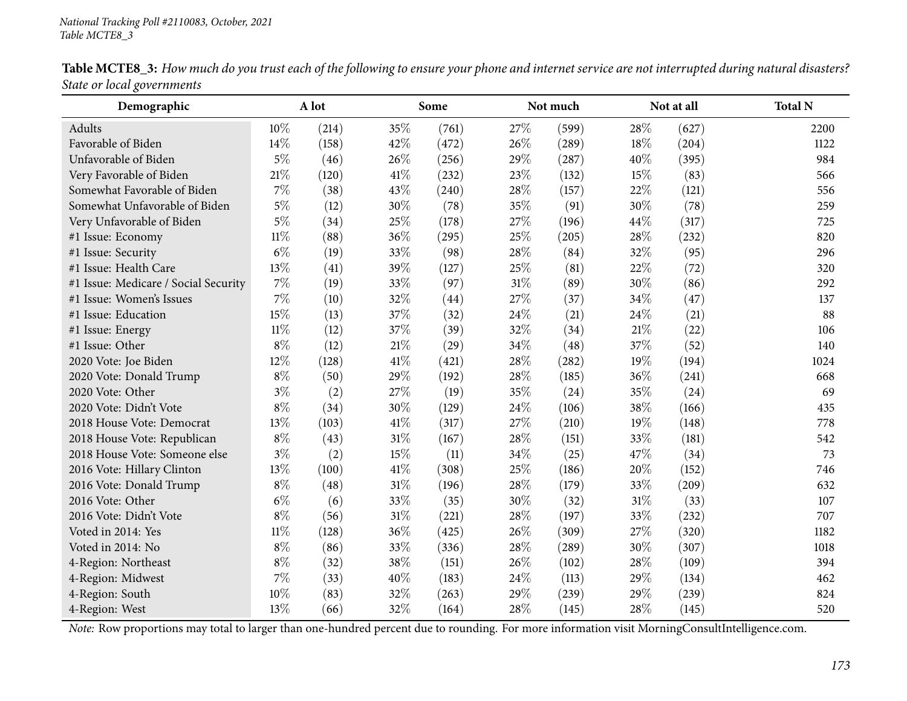*National Tracking Poll #2110083, October, 2021*
*Table MCTE8_3*

**Table MCTE8_3:** *How much do you trust each of the following to ensure your phone and internet service are not interrupted during natural disasters? State or local governments*

| Demographic | A lot | | Some | | Not much | | Not at all | | Total N |
|---|---|---|---|---|---|---|---|---|---|
| Adults | 10% | (214) | 35% | (761) | 27% | (599) | 28% | (627) | 2200 |
| Favorable of Biden | 14% | (158) | 42% | (472) | 26% | (289) | 18% | (204) | 1122 |
| Unfavorable of Biden | 5% | (46) | 26% | (256) | 29% | (287) | 40% | (395) | 984 |
| Very Favorable of Biden | 21% | (120) | 41% | (232) | 23% | (132) | 15% | (83) | 566 |
| Somewhat Favorable of Biden | 7% | (38) | 43% | (240) | 28% | (157) | 22% | (121) | 556 |
| Somewhat Unfavorable of Biden | 5% | (12) | 30% | (78) | 35% | (91) | 30% | (78) | 259 |
| Very Unfavorable of Biden | 5% | (34) | 25% | (178) | 27% | (196) | 44% | (317) | 725 |
| #1 Issue: Economy | 11% | (88) | 36% | (295) | 25% | (205) | 28% | (232) | 820 |
| #1 Issue: Security | 6% | (19) | 33% | (98) | 28% | (84) | 32% | (95) | 296 |
| #1 Issue: Health Care | 13% | (41) | 39% | (127) | 25% | (81) | 22% | (72) | 320 |
| #1 Issue: Medicare / Social Security | 7% | (19) | 33% | (97) | 31% | (89) | 30% | (86) | 292 |
| #1 Issue: Women's Issues | 7% | (10) | 32% | (44) | 27% | (37) | 34% | (47) | 137 |
| #1 Issue: Education | 15% | (13) | 37% | (32) | 24% | (21) | 24% | (21) | 88 |
| #1 Issue: Energy | 11% | (12) | 37% | (39) | 32% | (34) | 21% | (22) | 106 |
| #1 Issue: Other | 8% | (12) | 21% | (29) | 34% | (48) | 37% | (52) | 140 |
| 2020 Vote: Joe Biden | 12% | (128) | 41% | (421) | 28% | (282) | 19% | (194) | 1024 |
| 2020 Vote: Donald Trump | 8% | (50) | 29% | (192) | 28% | (185) | 36% | (241) | 668 |
| 2020 Vote: Other | 3% | (2) | 27% | (19) | 35% | (24) | 35% | (24) | 69 |
| 2020 Vote: Didn't Vote | 8% | (34) | 30% | (129) | 24% | (106) | 38% | (166) | 435 |
| 2018 House Vote: Democrat | 13% | (103) | 41% | (317) | 27% | (210) | 19% | (148) | 778 |
| 2018 House Vote: Republican | 8% | (43) | 31% | (167) | 28% | (151) | 33% | (181) | 542 |
| 2018 House Vote: Someone else | 3% | (2) | 15% | (11) | 34% | (25) | 47% | (34) | 73 |
| 2016 Vote: Hillary Clinton | 13% | (100) | 41% | (308) | 25% | (186) | 20% | (152) | 746 |
| 2016 Vote: Donald Trump | 8% | (48) | 31% | (196) | 28% | (179) | 33% | (209) | 632 |
| 2016 Vote: Other | 6% | (6) | 33% | (35) | 30% | (32) | 31% | (33) | 107 |
| 2016 Vote: Didn't Vote | 8% | (56) | 31% | (221) | 28% | (197) | 33% | (232) | 707 |
| Voted in 2014: Yes | 11% | (128) | 36% | (425) | 26% | (309) | 27% | (320) | 1182 |
| Voted in 2014: No | 8% | (86) | 33% | (336) | 28% | (289) | 30% | (307) | 1018 |
| 4-Region: Northeast | 8% | (32) | 38% | (151) | 26% | (102) | 28% | (109) | 394 |
| 4-Region: Midwest | 7% | (33) | 40% | (183) | 24% | (113) | 29% | (134) | 462 |
| 4-Region: South | 10% | (83) | 32% | (263) | 29% | (239) | 29% | (239) | 824 |
| 4-Region: West | 13% | (66) | 32% | (164) | 28% | (145) | 28% | (145) | 520 |

*Note:* Row proportions may total to larger than one-hundred percent due to rounding. For more information visit MorningConsultIntelligence.com.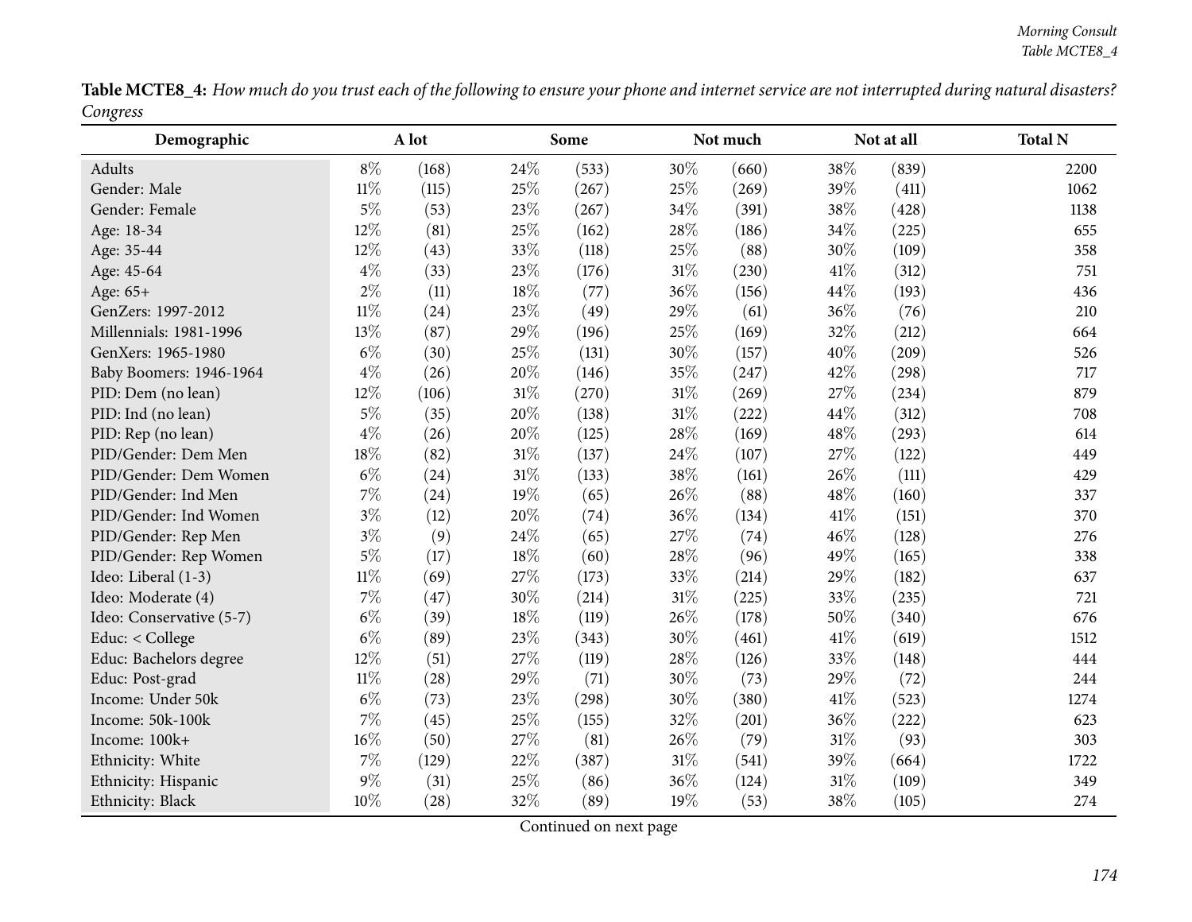**Table MCTE8_4:** *How much do you trust each of the following to ensure your phone and internet service are not interrupted during natural disasters? Congress*

| Demographic | A lot | | Some | | Not much | | Not at all | | Total N |
|---|---|---|---|---|---|---|---|---|---|
| Adults | 8% | (168) | 24% | (533) | 30% | (660) | 38% | (839) | 2200 |
| Gender: Male | 11% | (115) | 25% | (267) | 25% | (269) | 39% | (411) | 1062 |
| Gender: Female | 5% | (53) | 23% | (267) | 34% | (391) | 38% | (428) | 1138 |
| Age: 18-34 | 12% | (81) | 25% | (162) | 28% | (186) | 34% | (225) | 655 |
| Age: 35-44 | 12% | (43) | 33% | (118) | 25% | (88) | 30% | (109) | 358 |
| Age: 45-64 | 4% | (33) | 23% | (176) | 31% | (230) | 41% | (312) | 751 |
| Age: 65+ | 2% | (11) | 18% | (77) | 36% | (156) | 44% | (193) | 436 |
| GenZers: 1997-2012 | 11% | (24) | 23% | (49) | 29% | (61) | 36% | (76) | 210 |
| Millennials: 1981-1996 | 13% | (87) | 29% | (196) | 25% | (169) | 32% | (212) | 664 |
| GenXers: 1965-1980 | 6% | (30) | 25% | (131) | 30% | (157) | 40% | (209) | 526 |
| Baby Boomers: 1946-1964 | 4% | (26) | 20% | (146) | 35% | (247) | 42% | (298) | 717 |
| PID: Dem (no lean) | 12% | (106) | 31% | (270) | 31% | (269) | 27% | (234) | 879 |
| PID: Ind (no lean) | 5% | (35) | 20% | (138) | 31% | (222) | 44% | (312) | 708 |
| PID: Rep (no lean) | 4% | (26) | 20% | (125) | 28% | (169) | 48% | (293) | 614 |
| PID/Gender: Dem Men | 18% | (82) | 31% | (137) | 24% | (107) | 27% | (122) | 449 |
| PID/Gender: Dem Women | 6% | (24) | 31% | (133) | 38% | (161) | 26% | (111) | 429 |
| PID/Gender: Ind Men | 7% | (24) | 19% | (65) | 26% | (88) | 48% | (160) | 337 |
| PID/Gender: Ind Women | 3% | (12) | 20% | (74) | 36% | (134) | 41% | (151) | 370 |
| PID/Gender: Rep Men | 3% | (9) | 24% | (65) | 27% | (74) | 46% | (128) | 276 |
| PID/Gender: Rep Women | 5% | (17) | 18% | (60) | 28% | (96) | 49% | (165) | 338 |
| Ideo: Liberal (1-3) | 11% | (69) | 27% | (173) | 33% | (214) | 29% | (182) | 637 |
| Ideo: Moderate (4) | 7% | (47) | 30% | (214) | 31% | (225) | 33% | (235) | 721 |
| Ideo: Conservative (5-7) | 6% | (39) | 18% | (119) | 26% | (178) | 50% | (340) | 676 |
| Educ: < College | 6% | (89) | 23% | (343) | 30% | (461) | 41% | (619) | 1512 |
| Educ: Bachelors degree | 12% | (51) | 27% | (119) | 28% | (126) | 33% | (148) | 444 |
| Educ: Post-grad | 11% | (28) | 29% | (71) | 30% | (73) | 29% | (72) | 244 |
| Income: Under 50k | 6% | (73) | 23% | (298) | 30% | (380) | 41% | (523) | 1274 |
| Income: 50k-100k | 7% | (45) | 25% | (155) | 32% | (201) | 36% | (222) | 623 |
| Income: 100k+ | 16% | (50) | 27% | (81) | 26% | (79) | 31% | (93) | 303 |
| Ethnicity: White | 7% | (129) | 22% | (387) | 31% | (541) | 39% | (664) | 1722 |
| Ethnicity: Hispanic | 9% | (31) | 25% | (86) | 36% | (124) | 31% | (109) | 349 |
| Ethnicity: Black | 10% | (28) | 32% | (89) | 19% | (53) | 38% | (105) | 274 |

Continued on next page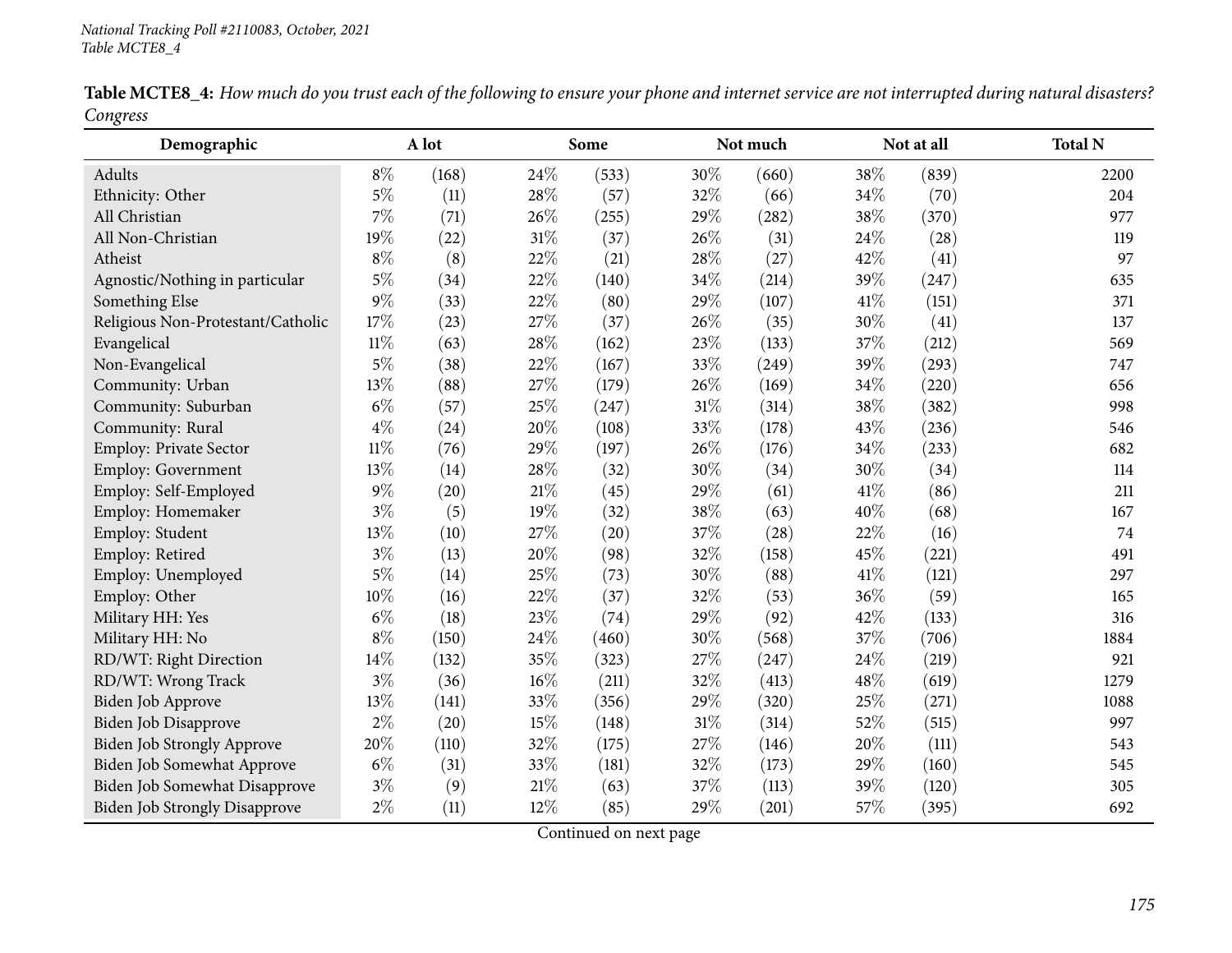*National Tracking Poll #2110083, October, 2021*
*Table MCTE8_4*

**Table MCTE8_4:** *How much do you trust each of the following to ensure your phone and internet service are not interrupted during natural disasters? Congress*

| Demographic | A lot | | Some | | Not much | | Not at all | | Total N |
|---|---|---|---|---|---|---|---|---|---|
| Adults | 8% | (168) | 24% | (533) | 30% | (660) | 38% | (839) | 2200 |
| Ethnicity: Other | 5% | (11) | 28% | (57) | 32% | (66) | 34% | (70) | 204 |
| All Christian | 7% | (71) | 26% | (255) | 29% | (282) | 38% | (370) | 977 |
| All Non-Christian | 19% | (22) | 31% | (37) | 26% | (31) | 24% | (28) | 119 |
| Atheist | 8% | (8) | 22% | (21) | 28% | (27) | 42% | (41) | 97 |
| Agnostic/Nothing in particular | 5% | (34) | 22% | (140) | 34% | (214) | 39% | (247) | 635 |
| Something Else | 9% | (33) | 22% | (80) | 29% | (107) | 41% | (151) | 371 |
| Religious Non-Protestant/Catholic | 17% | (23) | 27% | (37) | 26% | (35) | 30% | (41) | 137 |
| Evangelical | 11% | (63) | 28% | (162) | 23% | (133) | 37% | (212) | 569 |
| Non-Evangelical | 5% | (38) | 22% | (167) | 33% | (249) | 39% | (293) | 747 |
| Community: Urban | 13% | (88) | 27% | (179) | 26% | (169) | 34% | (220) | 656 |
| Community: Suburban | 6% | (57) | 25% | (247) | 31% | (314) | 38% | (382) | 998 |
| Community: Rural | 4% | (24) | 20% | (108) | 33% | (178) | 43% | (236) | 546 |
| Employ: Private Sector | 11% | (76) | 29% | (197) | 26% | (176) | 34% | (233) | 682 |
| Employ: Government | 13% | (14) | 28% | (32) | 30% | (34) | 30% | (34) | 114 |
| Employ: Self-Employed | 9% | (20) | 21% | (45) | 29% | (61) | 41% | (86) | 211 |
| Employ: Homemaker | 3% | (5) | 19% | (32) | 38% | (63) | 40% | (68) | 167 |
| Employ: Student | 13% | (10) | 27% | (20) | 37% | (28) | 22% | (16) | 74 |
| Employ: Retired | 3% | (13) | 20% | (98) | 32% | (158) | 45% | (221) | 491 |
| Employ: Unemployed | 5% | (14) | 25% | (73) | 30% | (88) | 41% | (121) | 297 |
| Employ: Other | 10% | (16) | 22% | (37) | 32% | (53) | 36% | (59) | 165 |
| Military HH: Yes | 6% | (18) | 23% | (74) | 29% | (92) | 42% | (133) | 316 |
| Military HH: No | 8% | (150) | 24% | (460) | 30% | (568) | 37% | (706) | 1884 |
| RD/WT: Right Direction | 14% | (132) | 35% | (323) | 27% | (247) | 24% | (219) | 921 |
| RD/WT: Wrong Track | 3% | (36) | 16% | (211) | 32% | (413) | 48% | (619) | 1279 |
| Biden Job Approve | 13% | (141) | 33% | (356) | 29% | (320) | 25% | (271) | 1088 |
| Biden Job Disapprove | 2% | (20) | 15% | (148) | 31% | (314) | 52% | (515) | 997 |
| Biden Job Strongly Approve | 20% | (110) | 32% | (175) | 27% | (146) | 20% | (111) | 543 |
| Biden Job Somewhat Approve | 6% | (31) | 33% | (181) | 32% | (173) | 29% | (160) | 545 |
| Biden Job Somewhat Disapprove | 3% | (9) | 21% | (63) | 37% | (113) | 39% | (120) | 305 |
| Biden Job Strongly Disapprove | 2% | (11) | 12% | (85) | 29% | (201) | 57% | (395) | 692 |

Continued on next page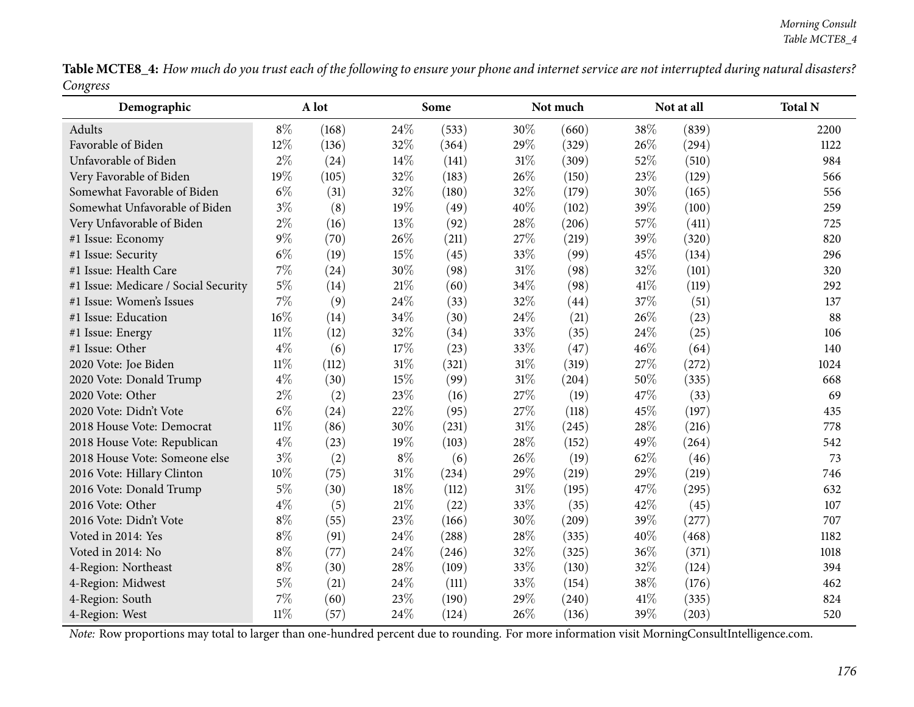**Table MCTE8_4:** *How much do you trust each of the following to ensure your phone and internet service are not interrupted during natural disasters? Congress*

| Demographic | A lot | | Some | | Not much | | Not at all | | Total N |
|---|---|---|---|---|---|---|---|---|---|
| Adults | 8% | (168) | 24% | (533) | 30% | (660) | 38% | (839) | 2200 |
| Favorable of Biden | 12% | (136) | 32% | (364) | 29% | (329) | 26% | (294) | 1122 |
| Unfavorable of Biden | 2% | (24) | 14% | (141) | 31% | (309) | 52% | (510) | 984 |
| Very Favorable of Biden | 19% | (105) | 32% | (183) | 26% | (150) | 23% | (129) | 566 |
| Somewhat Favorable of Biden | 6% | (31) | 32% | (180) | 32% | (179) | 30% | (165) | 556 |
| Somewhat Unfavorable of Biden | 3% | (8) | 19% | (49) | 40% | (102) | 39% | (100) | 259 |
| Very Unfavorable of Biden | 2% | (16) | 13% | (92) | 28% | (206) | 57% | (411) | 725 |
| #1 Issue: Economy | 9% | (70) | 26% | (211) | 27% | (219) | 39% | (320) | 820 |
| #1 Issue: Security | 6% | (19) | 15% | (45) | 33% | (99) | 45% | (134) | 296 |
| #1 Issue: Health Care | 7% | (24) | 30% | (98) | 31% | (98) | 32% | (101) | 320 |
| #1 Issue: Medicare / Social Security | 5% | (14) | 21% | (60) | 34% | (98) | 41% | (119) | 292 |
| #1 Issue: Women's Issues | 7% | (9) | 24% | (33) | 32% | (44) | 37% | (51) | 137 |
| #1 Issue: Education | 16% | (14) | 34% | (30) | 24% | (21) | 26% | (23) | 88 |
| #1 Issue: Energy | 11% | (12) | 32% | (34) | 33% | (35) | 24% | (25) | 106 |
| #1 Issue: Other | 4% | (6) | 17% | (23) | 33% | (47) | 46% | (64) | 140 |
| 2020 Vote: Joe Biden | 11% | (112) | 31% | (321) | 31% | (319) | 27% | (272) | 1024 |
| 2020 Vote: Donald Trump | 4% | (30) | 15% | (99) | 31% | (204) | 50% | (335) | 668 |
| 2020 Vote: Other | 2% | (2) | 23% | (16) | 27% | (19) | 47% | (33) | 69 |
| 2020 Vote: Didn't Vote | 6% | (24) | 22% | (95) | 27% | (118) | 45% | (197) | 435 |
| 2018 House Vote: Democrat | 11% | (86) | 30% | (231) | 31% | (245) | 28% | (216) | 778 |
| 2018 House Vote: Republican | 4% | (23) | 19% | (103) | 28% | (152) | 49% | (264) | 542 |
| 2018 House Vote: Someone else | 3% | (2) | 8% | (6) | 26% | (19) | 62% | (46) | 73 |
| 2016 Vote: Hillary Clinton | 10% | (75) | 31% | (234) | 29% | (219) | 29% | (219) | 746 |
| 2016 Vote: Donald Trump | 5% | (30) | 18% | (112) | 31% | (195) | 47% | (295) | 632 |
| 2016 Vote: Other | 4% | (5) | 21% | (22) | 33% | (35) | 42% | (45) | 107 |
| 2016 Vote: Didn't Vote | 8% | (55) | 23% | (166) | 30% | (209) | 39% | (277) | 707 |
| Voted in 2014: Yes | 8% | (91) | 24% | (288) | 28% | (335) | 40% | (468) | 1182 |
| Voted in 2014: No | 8% | (77) | 24% | (246) | 32% | (325) | 36% | (371) | 1018 |
| 4-Region: Northeast | 8% | (30) | 28% | (109) | 33% | (130) | 32% | (124) | 394 |
| 4-Region: Midwest | 5% | (21) | 24% | (111) | 33% | (154) | 38% | (176) | 462 |
| 4-Region: South | 7% | (60) | 23% | (190) | 29% | (240) | 41% | (335) | 824 |
| 4-Region: West | 11% | (57) | 24% | (124) | 26% | (136) | 39% | (203) | 520 |

*Note:* Row proportions may total to larger than one-hundred percent due to rounding. For more information visit MorningConsultIntelligence.com.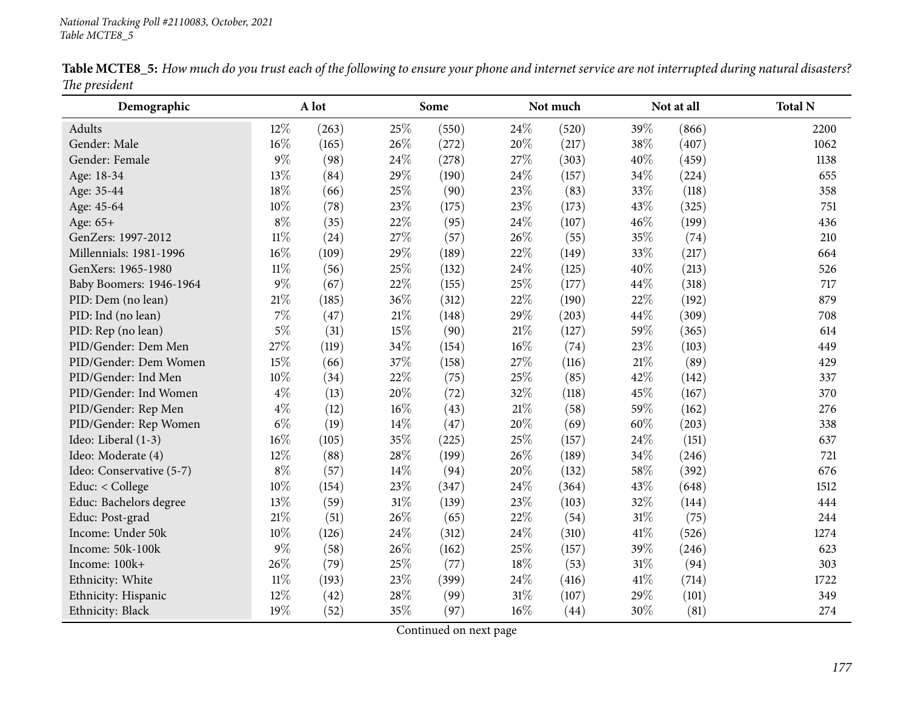*National Tracking Poll #2110083, October, 2021*
*Table MCTE8_5*

**Table MCTE8_5:** *How much do you trust each of the following to ensure your phone and internet service are not interrupted during natural disasters? The president*

| Demographic | A lot | | Some | | Not much | | Not at all | | Total N |
|---|---|---|---|---|---|---|---|---|---|
| Adults | 12% | (263) | 25% | (550) | 24% | (520) | 39% | (866) | 2200 |
| Gender: Male | 16% | (165) | 26% | (272) | 20% | (217) | 38% | (407) | 1062 |
| Gender: Female | 9% | (98) | 24% | (278) | 27% | (303) | 40% | (459) | 1138 |
| Age: 18-34 | 13% | (84) | 29% | (190) | 24% | (157) | 34% | (224) | 655 |
| Age: 35-44 | 18% | (66) | 25% | (90) | 23% | (83) | 33% | (118) | 358 |
| Age: 45-64 | 10% | (78) | 23% | (175) | 23% | (173) | 43% | (325) | 751 |
| Age: 65+ | 8% | (35) | 22% | (95) | 24% | (107) | 46% | (199) | 436 |
| GenZers: 1997-2012 | 11% | (24) | 27% | (57) | 26% | (55) | 35% | (74) | 210 |
| Millennials: 1981-1996 | 16% | (109) | 29% | (189) | 22% | (149) | 33% | (217) | 664 |
| GenXers: 1965-1980 | 11% | (56) | 25% | (132) | 24% | (125) | 40% | (213) | 526 |
| Baby Boomers: 1946-1964 | 9% | (67) | 22% | (155) | 25% | (177) | 44% | (318) | 717 |
| PID: Dem (no lean) | 21% | (185) | 36% | (312) | 22% | (190) | 22% | (192) | 879 |
| PID: Ind (no lean) | 7% | (47) | 21% | (148) | 29% | (203) | 44% | (309) | 708 |
| PID: Rep (no lean) | 5% | (31) | 15% | (90) | 21% | (127) | 59% | (365) | 614 |
| PID/Gender: Dem Men | 27% | (119) | 34% | (154) | 16% | (74) | 23% | (103) | 449 |
| PID/Gender: Dem Women | 15% | (66) | 37% | (158) | 27% | (116) | 21% | (89) | 429 |
| PID/Gender: Ind Men | 10% | (34) | 22% | (75) | 25% | (85) | 42% | (142) | 337 |
| PID/Gender: Ind Women | 4% | (13) | 20% | (72) | 32% | (118) | 45% | (167) | 370 |
| PID/Gender: Rep Men | 4% | (12) | 16% | (43) | 21% | (58) | 59% | (162) | 276 |
| PID/Gender: Rep Women | 6% | (19) | 14% | (47) | 20% | (69) | 60% | (203) | 338 |
| Ideo: Liberal (1-3) | 16% | (105) | 35% | (225) | 25% | (157) | 24% | (151) | 637 |
| Ideo: Moderate (4) | 12% | (88) | 28% | (199) | 26% | (189) | 34% | (246) | 721 |
| Ideo: Conservative (5-7) | 8% | (57) | 14% | (94) | 20% | (132) | 58% | (392) | 676 |
| Educ: < College | 10% | (154) | 23% | (347) | 24% | (364) | 43% | (648) | 1512 |
| Educ: Bachelors degree | 13% | (59) | 31% | (139) | 23% | (103) | 32% | (144) | 444 |
| Educ: Post-grad | 21% | (51) | 26% | (65) | 22% | (54) | 31% | (75) | 244 |
| Income: Under 50k | 10% | (126) | 24% | (312) | 24% | (310) | 41% | (526) | 1274 |
| Income: 50k-100k | 9% | (58) | 26% | (162) | 25% | (157) | 39% | (246) | 623 |
| Income: 100k+ | 26% | (79) | 25% | (77) | 18% | (53) | 31% | (94) | 303 |
| Ethnicity: White | 11% | (193) | 23% | (399) | 24% | (416) | 41% | (714) | 1722 |
| Ethnicity: Hispanic | 12% | (42) | 28% | (99) | 31% | (107) | 29% | (101) | 349 |
| Ethnicity: Black | 19% | (52) | 35% | (97) | 16% | (44) | 30% | (81) | 274 |

Continued on next page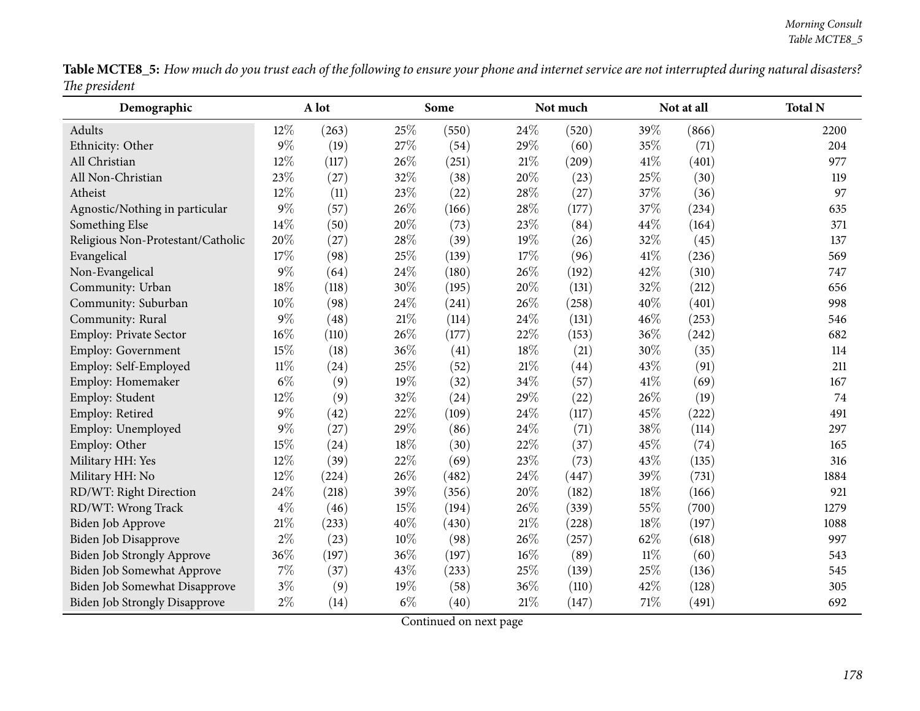**Table MCTE8_5:** *How much do you trust each of the following to ensure your phone and internet service are not interrupted during natural disasters? The president*

| Demographic | A lot | | Some | | Not much | | Not at all | | Total N |
|---|---|---|---|---|---|---|---|---|---|
| Adults | 12% | (263) | 25% | (550) | 24% | (520) | 39% | (866) | 2200 |
| Ethnicity: Other | 9% | (19) | 27% | (54) | 29% | (60) | 35% | (71) | 204 |
| All Christian | 12% | (117) | 26% | (251) | 21% | (209) | 41% | (401) | 977 |
| All Non-Christian | 23% | (27) | 32% | (38) | 20% | (23) | 25% | (30) | 119 |
| Atheist | 12% | (11) | 23% | (22) | 28% | (27) | 37% | (36) | 97 |
| Agnostic/Nothing in particular | 9% | (57) | 26% | (166) | 28% | (177) | 37% | (234) | 635 |
| Something Else | 14% | (50) | 20% | (73) | 23% | (84) | 44% | (164) | 371 |
| Religious Non-Protestant/Catholic | 20% | (27) | 28% | (39) | 19% | (26) | 32% | (45) | 137 |
| Evangelical | 17% | (98) | 25% | (139) | 17% | (96) | 41% | (236) | 569 |
| Non-Evangelical | 9% | (64) | 24% | (180) | 26% | (192) | 42% | (310) | 747 |
| Community: Urban | 18% | (118) | 30% | (195) | 20% | (131) | 32% | (212) | 656 |
| Community: Suburban | 10% | (98) | 24% | (241) | 26% | (258) | 40% | (401) | 998 |
| Community: Rural | 9% | (48) | 21% | (114) | 24% | (131) | 46% | (253) | 546 |
| Employ: Private Sector | 16% | (110) | 26% | (177) | 22% | (153) | 36% | (242) | 682 |
| Employ: Government | 15% | (18) | 36% | (41) | 18% | (21) | 30% | (35) | 114 |
| Employ: Self-Employed | 11% | (24) | 25% | (52) | 21% | (44) | 43% | (91) | 211 |
| Employ: Homemaker | 6% | (9) | 19% | (32) | 34% | (57) | 41% | (69) | 167 |
| Employ: Student | 12% | (9) | 32% | (24) | 29% | (22) | 26% | (19) | 74 |
| Employ: Retired | 9% | (42) | 22% | (109) | 24% | (117) | 45% | (222) | 491 |
| Employ: Unemployed | 9% | (27) | 29% | (86) | 24% | (71) | 38% | (114) | 297 |
| Employ: Other | 15% | (24) | 18% | (30) | 22% | (37) | 45% | (74) | 165 |
| Military HH: Yes | 12% | (39) | 22% | (69) | 23% | (73) | 43% | (135) | 316 |
| Military HH: No | 12% | (224) | 26% | (482) | 24% | (447) | 39% | (731) | 1884 |
| RD/WT: Right Direction | 24% | (218) | 39% | (356) | 20% | (182) | 18% | (166) | 921 |
| RD/WT: Wrong Track | 4% | (46) | 15% | (194) | 26% | (339) | 55% | (700) | 1279 |
| Biden Job Approve | 21% | (233) | 40% | (430) | 21% | (228) | 18% | (197) | 1088 |
| Biden Job Disapprove | 2% | (23) | 10% | (98) | 26% | (257) | 62% | (618) | 997 |
| Biden Job Strongly Approve | 36% | (197) | 36% | (197) | 16% | (89) | 11% | (60) | 543 |
| Biden Job Somewhat Approve | 7% | (37) | 43% | (233) | 25% | (139) | 25% | (136) | 545 |
| Biden Job Somewhat Disapprove | 3% | (9) | 19% | (58) | 36% | (110) | 42% | (128) | 305 |
| Biden Job Strongly Disapprove | 2% | (14) | 6% | (40) | 21% | (147) | 71% | (491) | 692 |

Continued on next page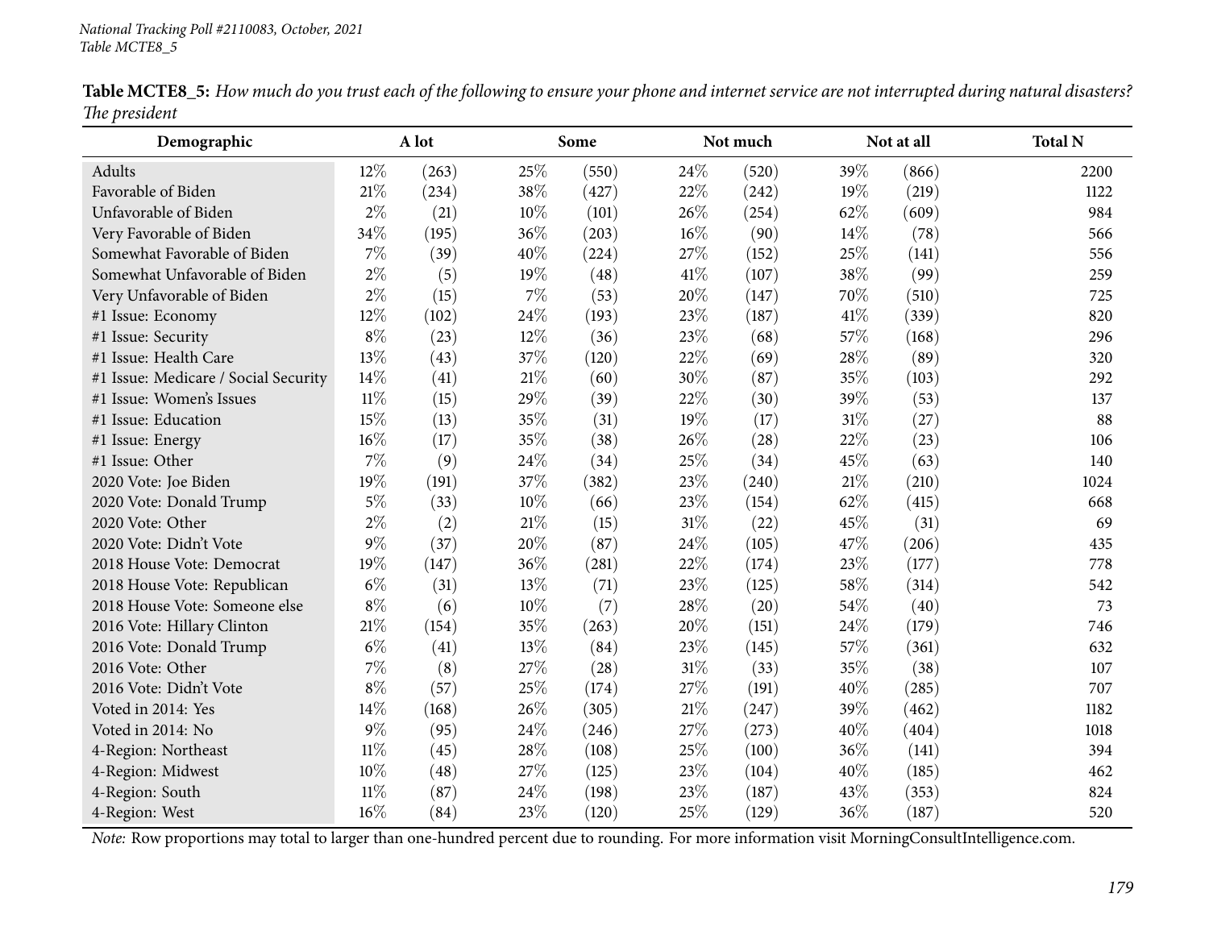*National Tracking Poll #2110083, October, 2021*
*Table MCTE8_5*

**Table MCTE8_5:** *How much do you trust each of the following to ensure your phone and internet service are not interrupted during natural disasters? The president*

| Demographic | A lot | | Some | | Not much | | Not at all | | Total N |
|---|---|---|---|---|---|---|---|---|---|
| Adults | 12% | (263) | 25% | (550) | 24% | (520) | 39% | (866) | 2200 |
| Favorable of Biden | 21% | (234) | 38% | (427) | 22% | (242) | 19% | (219) | 1122 |
| Unfavorable of Biden | 2% | (21) | 10% | (101) | 26% | (254) | 62% | (609) | 984 |
| Very Favorable of Biden | 34% | (195) | 36% | (203) | 16% | (90) | 14% | (78) | 566 |
| Somewhat Favorable of Biden | 7% | (39) | 40% | (224) | 27% | (152) | 25% | (141) | 556 |
| Somewhat Unfavorable of Biden | 2% | (5) | 19% | (48) | 41% | (107) | 38% | (99) | 259 |
| Very Unfavorable of Biden | 2% | (15) | 7% | (53) | 20% | (147) | 70% | (510) | 725 |
| #1 Issue: Economy | 12% | (102) | 24% | (193) | 23% | (187) | 41% | (339) | 820 |
| #1 Issue: Security | 8% | (23) | 12% | (36) | 23% | (68) | 57% | (168) | 296 |
| #1 Issue: Health Care | 13% | (43) | 37% | (120) | 22% | (69) | 28% | (89) | 320 |
| #1 Issue: Medicare / Social Security | 14% | (41) | 21% | (60) | 30% | (87) | 35% | (103) | 292 |
| #1 Issue: Women's Issues | 11% | (15) | 29% | (39) | 22% | (30) | 39% | (53) | 137 |
| #1 Issue: Education | 15% | (13) | 35% | (31) | 19% | (17) | 31% | (27) | 88 |
| #1 Issue: Energy | 16% | (17) | 35% | (38) | 26% | (28) | 22% | (23) | 106 |
| #1 Issue: Other | 7% | (9) | 24% | (34) | 25% | (34) | 45% | (63) | 140 |
| 2020 Vote: Joe Biden | 19% | (191) | 37% | (382) | 23% | (240) | 21% | (210) | 1024 |
| 2020 Vote: Donald Trump | 5% | (33) | 10% | (66) | 23% | (154) | 62% | (415) | 668 |
| 2020 Vote: Other | 2% | (2) | 21% | (15) | 31% | (22) | 45% | (31) | 69 |
| 2020 Vote: Didn't Vote | 9% | (37) | 20% | (87) | 24% | (105) | 47% | (206) | 435 |
| 2018 House Vote: Democrat | 19% | (147) | 36% | (281) | 22% | (174) | 23% | (177) | 778 |
| 2018 House Vote: Republican | 6% | (31) | 13% | (71) | 23% | (125) | 58% | (314) | 542 |
| 2018 House Vote: Someone else | 8% | (6) | 10% | (7) | 28% | (20) | 54% | (40) | 73 |
| 2016 Vote: Hillary Clinton | 21% | (154) | 35% | (263) | 20% | (151) | 24% | (179) | 746 |
| 2016 Vote: Donald Trump | 6% | (41) | 13% | (84) | 23% | (145) | 57% | (361) | 632 |
| 2016 Vote: Other | 7% | (8) | 27% | (28) | 31% | (33) | 35% | (38) | 107 |
| 2016 Vote: Didn't Vote | 8% | (57) | 25% | (174) | 27% | (191) | 40% | (285) | 707 |
| Voted in 2014: Yes | 14% | (168) | 26% | (305) | 21% | (247) | 39% | (462) | 1182 |
| Voted in 2014: No | 9% | (95) | 24% | (246) | 27% | (273) | 40% | (404) | 1018 |
| 4-Region: Northeast | 11% | (45) | 28% | (108) | 25% | (100) | 36% | (141) | 394 |
| 4-Region: Midwest | 10% | (48) | 27% | (125) | 23% | (104) | 40% | (185) | 462 |
| 4-Region: South | 11% | (87) | 24% | (198) | 23% | (187) | 43% | (353) | 824 |
| 4-Region: West | 16% | (84) | 23% | (120) | 25% | (129) | 36% | (187) | 520 |

*Note:* Row proportions may total to larger than one-hundred percent due to rounding. For more information visit MorningConsultIntelligence.com.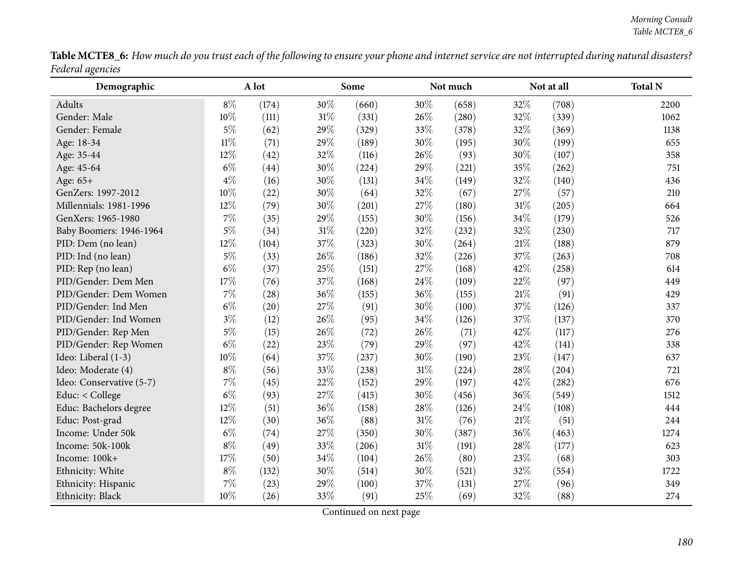**Table MCTE8_6:** *How much do you trust each of the following to ensure your phone and internet service are not interrupted during natural disasters? Federal agencies*

| Demographic | A lot | | Some | | Not much | | Not at all | | Total N |
|---|---|---|---|---|---|---|---|---|---|
| Adults | 8% | (174) | 30% | (660) | 30% | (658) | 32% | (708) | 2200 |
| Gender: Male | 10% | (111) | 31% | (331) | 26% | (280) | 32% | (339) | 1062 |
| Gender: Female | 5% | (62) | 29% | (329) | 33% | (378) | 32% | (369) | 1138 |
| Age: 18-34 | 11% | (71) | 29% | (189) | 30% | (195) | 30% | (199) | 655 |
| Age: 35-44 | 12% | (42) | 32% | (116) | 26% | (93) | 30% | (107) | 358 |
| Age: 45-64 | 6% | (44) | 30% | (224) | 29% | (221) | 35% | (262) | 751 |
| Age: 65+ | 4% | (16) | 30% | (131) | 34% | (149) | 32% | (140) | 436 |
| GenZers: 1997-2012 | 10% | (22) | 30% | (64) | 32% | (67) | 27% | (57) | 210 |
| Millennials: 1981-1996 | 12% | (79) | 30% | (201) | 27% | (180) | 31% | (205) | 664 |
| GenXers: 1965-1980 | 7% | (35) | 29% | (155) | 30% | (156) | 34% | (179) | 526 |
| Baby Boomers: 1946-1964 | 5% | (34) | 31% | (220) | 32% | (232) | 32% | (230) | 717 |
| PID: Dem (no lean) | 12% | (104) | 37% | (323) | 30% | (264) | 21% | (188) | 879 |
| PID: Ind (no lean) | 5% | (33) | 26% | (186) | 32% | (226) | 37% | (263) | 708 |
| PID: Rep (no lean) | 6% | (37) | 25% | (151) | 27% | (168) | 42% | (258) | 614 |
| PID/Gender: Dem Men | 17% | (76) | 37% | (168) | 24% | (109) | 22% | (97) | 449 |
| PID/Gender: Dem Women | 7% | (28) | 36% | (155) | 36% | (155) | 21% | (91) | 429 |
| PID/Gender: Ind Men | 6% | (20) | 27% | (91) | 30% | (100) | 37% | (126) | 337 |
| PID/Gender: Ind Women | 3% | (12) | 26% | (95) | 34% | (126) | 37% | (137) | 370 |
| PID/Gender: Rep Men | 5% | (15) | 26% | (72) | 26% | (71) | 42% | (117) | 276 |
| PID/Gender: Rep Women | 6% | (22) | 23% | (79) | 29% | (97) | 42% | (141) | 338 |
| Ideo: Liberal (1-3) | 10% | (64) | 37% | (237) | 30% | (190) | 23% | (147) | 637 |
| Ideo: Moderate (4) | 8% | (56) | 33% | (238) | 31% | (224) | 28% | (204) | 721 |
| Ideo: Conservative (5-7) | 7% | (45) | 22% | (152) | 29% | (197) | 42% | (282) | 676 |
| Educ: < College | 6% | (93) | 27% | (415) | 30% | (456) | 36% | (549) | 1512 |
| Educ: Bachelors degree | 12% | (51) | 36% | (158) | 28% | (126) | 24% | (108) | 444 |
| Educ: Post-grad | 12% | (30) | 36% | (88) | 31% | (76) | 21% | (51) | 244 |
| Income: Under 50k | 6% | (74) | 27% | (350) | 30% | (387) | 36% | (463) | 1274 |
| Income: 50k-100k | 8% | (49) | 33% | (206) | 31% | (191) | 28% | (177) | 623 |
| Income: 100k+ | 17% | (50) | 34% | (104) | 26% | (80) | 23% | (68) | 303 |
| Ethnicity: White | 8% | (132) | 30% | (514) | 30% | (521) | 32% | (554) | 1722 |
| Ethnicity: Hispanic | 7% | (23) | 29% | (100) | 37% | (131) | 27% | (96) | 349 |
| Ethnicity: Black | 10% | (26) | 33% | (91) | 25% | (69) | 32% | (88) | 274 |

Continued on next page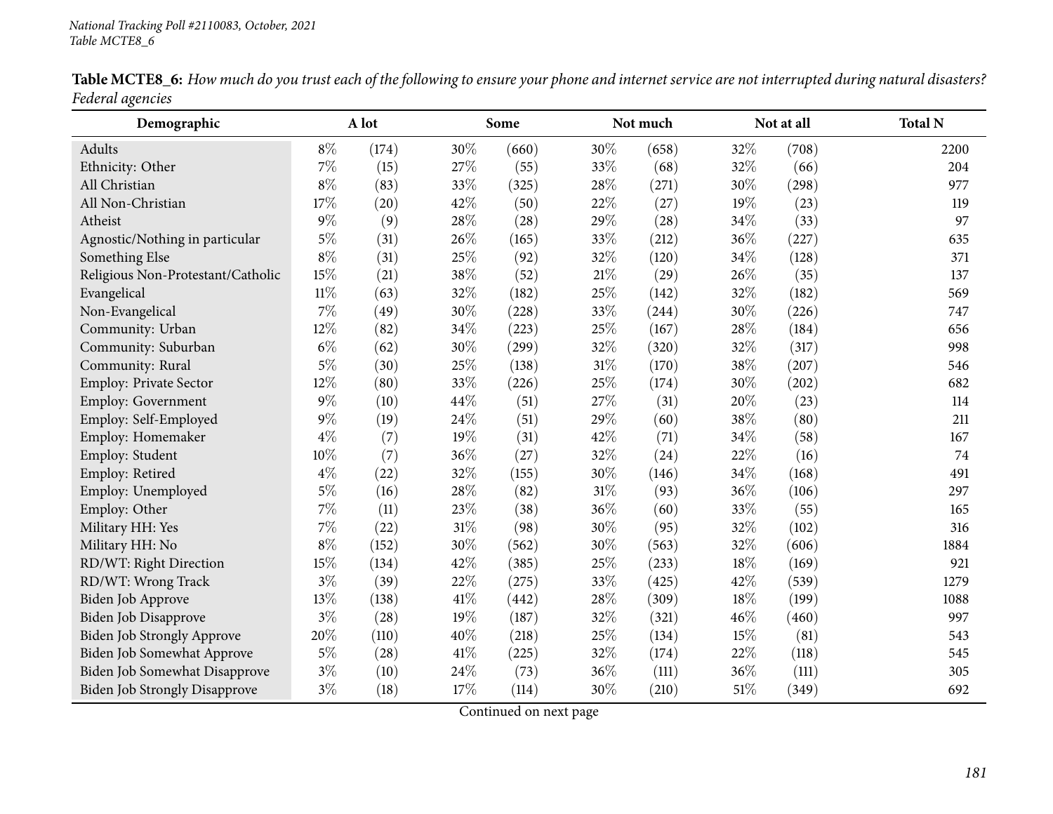**Table MCTE8_6:** *How much do you trust each of the following to ensure your phone and internet service are not interrupted during natural disasters? Federal agencies*

| Demographic | A lot | | Some | | Not much | | Not at all | | Total N |
|---|---|---|---|---|---|---|---|---|---|
| Adults | 8% | (174) | 30% | (660) | 30% | (658) | 32% | (708) | 2200 |
| Ethnicity: Other | 7% | (15) | 27% | (55) | 33% | (68) | 32% | (66) | 204 |
| All Christian | 8% | (83) | 33% | (325) | 28% | (271) | 30% | (298) | 977 |
| All Non-Christian | 17% | (20) | 42% | (50) | 22% | (27) | 19% | (23) | 119 |
| Atheist | 9% | (9) | 28% | (28) | 29% | (28) | 34% | (33) | 97 |
| Agnostic/Nothing in particular | 5% | (31) | 26% | (165) | 33% | (212) | 36% | (227) | 635 |
| Something Else | 8% | (31) | 25% | (92) | 32% | (120) | 34% | (128) | 371 |
| Religious Non-Protestant/Catholic | 15% | (21) | 38% | (52) | 21% | (29) | 26% | (35) | 137 |
| Evangelical | 11% | (63) | 32% | (182) | 25% | (142) | 32% | (182) | 569 |
| Non-Evangelical | 7% | (49) | 30% | (228) | 33% | (244) | 30% | (226) | 747 |
| Community: Urban | 12% | (82) | 34% | (223) | 25% | (167) | 28% | (184) | 656 |
| Community: Suburban | 6% | (62) | 30% | (299) | 32% | (320) | 32% | (317) | 998 |
| Community: Rural | 5% | (30) | 25% | (138) | 31% | (170) | 38% | (207) | 546 |
| Employ: Private Sector | 12% | (80) | 33% | (226) | 25% | (174) | 30% | (202) | 682 |
| Employ: Government | 9% | (10) | 44% | (51) | 27% | (31) | 20% | (23) | 114 |
| Employ: Self-Employed | 9% | (19) | 24% | (51) | 29% | (60) | 38% | (80) | 211 |
| Employ: Homemaker | 4% | (7) | 19% | (31) | 42% | (71) | 34% | (58) | 167 |
| Employ: Student | 10% | (7) | 36% | (27) | 32% | (24) | 22% | (16) | 74 |
| Employ: Retired | 4% | (22) | 32% | (155) | 30% | (146) | 34% | (168) | 491 |
| Employ: Unemployed | 5% | (16) | 28% | (82) | 31% | (93) | 36% | (106) | 297 |
| Employ: Other | 7% | (11) | 23% | (38) | 36% | (60) | 33% | (55) | 165 |
| Military HH: Yes | 7% | (22) | 31% | (98) | 30% | (95) | 32% | (102) | 316 |
| Military HH: No | 8% | (152) | 30% | (562) | 30% | (563) | 32% | (606) | 1884 |
| RD/WT: Right Direction | 15% | (134) | 42% | (385) | 25% | (233) | 18% | (169) | 921 |
| RD/WT: Wrong Track | 3% | (39) | 22% | (275) | 33% | (425) | 42% | (539) | 1279 |
| Biden Job Approve | 13% | (138) | 41% | (442) | 28% | (309) | 18% | (199) | 1088 |
| Biden Job Disapprove | 3% | (28) | 19% | (187) | 32% | (321) | 46% | (460) | 997 |
| Biden Job Strongly Approve | 20% | (110) | 40% | (218) | 25% | (134) | 15% | (81) | 543 |
| Biden Job Somewhat Approve | 5% | (28) | 41% | (225) | 32% | (174) | 22% | (118) | 545 |
| Biden Job Somewhat Disapprove | 3% | (10) | 24% | (73) | 36% | (111) | 36% | (111) | 305 |
| Biden Job Strongly Disapprove | 3% | (18) | 17% | (114) | 30% | (210) | 51% | (349) | 692 |

Continued on next page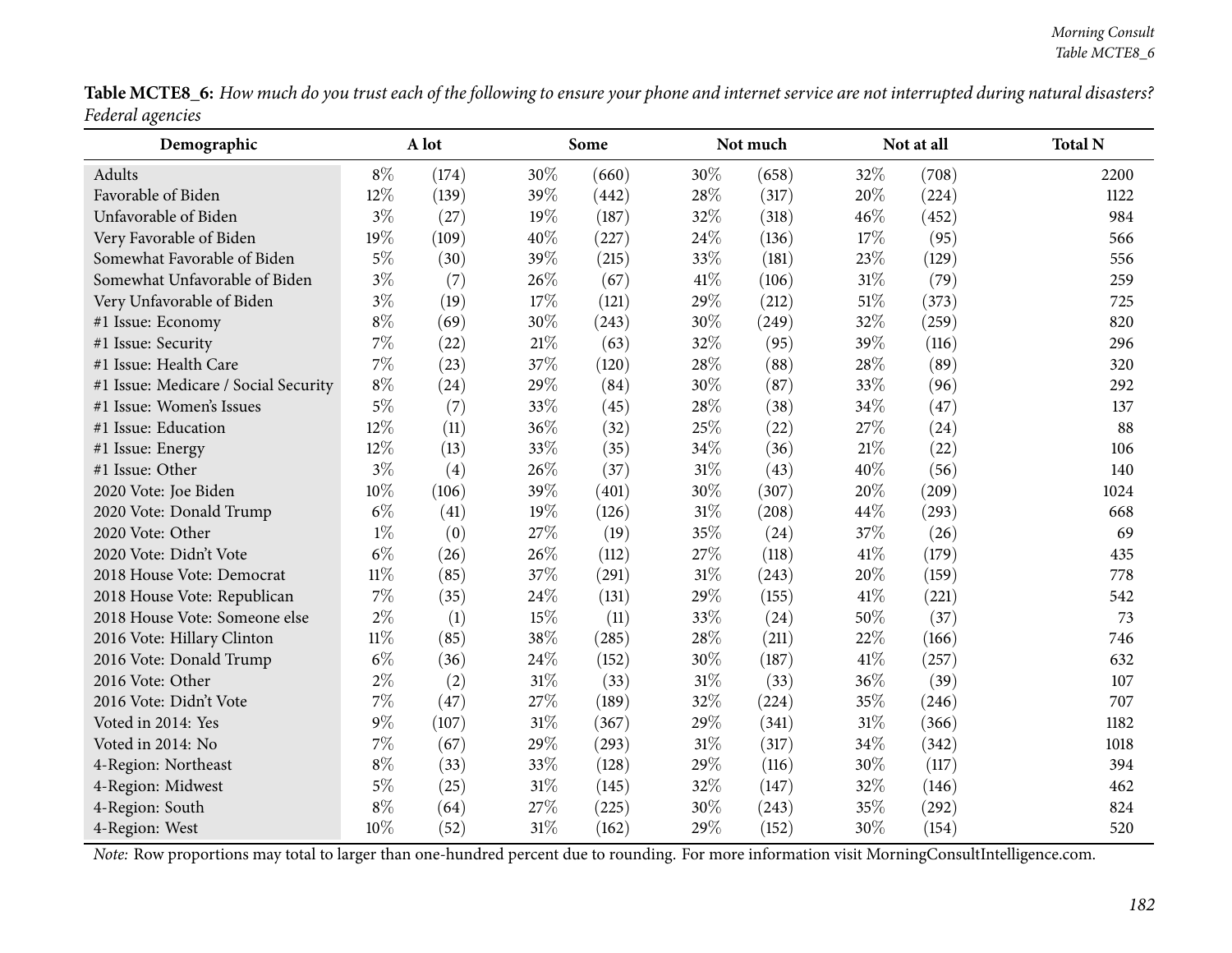**Table MCTE8_6:** *How much do you trust each of the following to ensure your phone and internet service are not interrupted during natural disasters? Federal agencies*

| Demographic | A lot | | Some | | Not much | | Not at all | | Total N |
|---|---|---|---|---|---|---|---|---|---|
| Adults | 8% | (174) | 30% | (660) | 30% | (658) | 32% | (708) | 2200 |
| Favorable of Biden | 12% | (139) | 39% | (442) | 28% | (317) | 20% | (224) | 1122 |
| Unfavorable of Biden | 3% | (27) | 19% | (187) | 32% | (318) | 46% | (452) | 984 |
| Very Favorable of Biden | 19% | (109) | 40% | (227) | 24% | (136) | 17% | (95) | 566 |
| Somewhat Favorable of Biden | 5% | (30) | 39% | (215) | 33% | (181) | 23% | (129) | 556 |
| Somewhat Unfavorable of Biden | 3% | (7) | 26% | (67) | 41% | (106) | 31% | (79) | 259 |
| Very Unfavorable of Biden | 3% | (19) | 17% | (121) | 29% | (212) | 51% | (373) | 725 |
| #1 Issue: Economy | 8% | (69) | 30% | (243) | 30% | (249) | 32% | (259) | 820 |
| #1 Issue: Security | 7% | (22) | 21% | (63) | 32% | (95) | 39% | (116) | 296 |
| #1 Issue: Health Care | 7% | (23) | 37% | (120) | 28% | (88) | 28% | (89) | 320 |
| #1 Issue: Medicare / Social Security | 8% | (24) | 29% | (84) | 30% | (87) | 33% | (96) | 292 |
| #1 Issue: Women's Issues | 5% | (7) | 33% | (45) | 28% | (38) | 34% | (47) | 137 |
| #1 Issue: Education | 12% | (11) | 36% | (32) | 25% | (22) | 27% | (24) | 88 |
| #1 Issue: Energy | 12% | (13) | 33% | (35) | 34% | (36) | 21% | (22) | 106 |
| #1 Issue: Other | 3% | (4) | 26% | (37) | 31% | (43) | 40% | (56) | 140 |
| 2020 Vote: Joe Biden | 10% | (106) | 39% | (401) | 30% | (307) | 20% | (209) | 1024 |
| 2020 Vote: Donald Trump | 6% | (41) | 19% | (126) | 31% | (208) | 44% | (293) | 668 |
| 2020 Vote: Other | 1% | (0) | 27% | (19) | 35% | (24) | 37% | (26) | 69 |
| 2020 Vote: Didn't Vote | 6% | (26) | 26% | (112) | 27% | (118) | 41% | (179) | 435 |
| 2018 House Vote: Democrat | 11% | (85) | 37% | (291) | 31% | (243) | 20% | (159) | 778 |
| 2018 House Vote: Republican | 7% | (35) | 24% | (131) | 29% | (155) | 41% | (221) | 542 |
| 2018 House Vote: Someone else | 2% | (1) | 15% | (11) | 33% | (24) | 50% | (37) | 73 |
| 2016 Vote: Hillary Clinton | 11% | (85) | 38% | (285) | 28% | (211) | 22% | (166) | 746 |
| 2016 Vote: Donald Trump | 6% | (36) | 24% | (152) | 30% | (187) | 41% | (257) | 632 |
| 2016 Vote: Other | 2% | (2) | 31% | (33) | 31% | (33) | 36% | (39) | 107 |
| 2016 Vote: Didn't Vote | 7% | (47) | 27% | (189) | 32% | (224) | 35% | (246) | 707 |
| Voted in 2014: Yes | 9% | (107) | 31% | (367) | 29% | (341) | 31% | (366) | 1182 |
| Voted in 2014: No | 7% | (67) | 29% | (293) | 31% | (317) | 34% | (342) | 1018 |
| 4-Region: Northeast | 8% | (33) | 33% | (128) | 29% | (116) | 30% | (117) | 394 |
| 4-Region: Midwest | 5% | (25) | 31% | (145) | 32% | (147) | 32% | (146) | 462 |
| 4-Region: South | 8% | (64) | 27% | (225) | 30% | (243) | 35% | (292) | 824 |
| 4-Region: West | 10% | (52) | 31% | (162) | 29% | (152) | 30% | (154) | 520 |

*Note:* Row proportions may total to larger than one-hundred percent due to rounding. For more information visit MorningConsultIntelligence.com.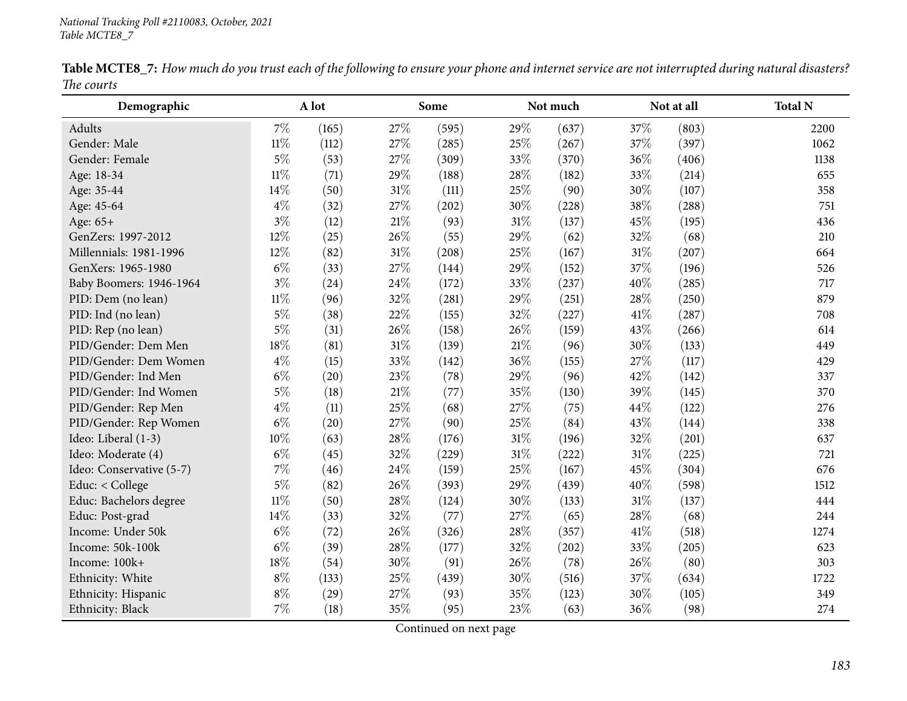*National Tracking Poll #2110083, October, 2021*
*Table MCTE8_7*

**Table MCTE8_7:** *How much do you trust each of the following to ensure your phone and internet service are not interrupted during natural disasters? The courts*

| Demographic | A lot | | Some | | Not much | | Not at all | | Total N |
|---|---|---|---|---|---|---|---|---|---|
| Adults | 7% | (165) | 27% | (595) | 29% | (637) | 37% | (803) | 2200 |
| Gender: Male | 11% | (112) | 27% | (285) | 25% | (267) | 37% | (397) | 1062 |
| Gender: Female | 5% | (53) | 27% | (309) | 33% | (370) | 36% | (406) | 1138 |
| Age: 18-34 | 11% | (71) | 29% | (188) | 28% | (182) | 33% | (214) | 655 |
| Age: 35-44 | 14% | (50) | 31% | (111) | 25% | (90) | 30% | (107) | 358 |
| Age: 45-64 | 4% | (32) | 27% | (202) | 30% | (228) | 38% | (288) | 751 |
| Age: 65+ | 3% | (12) | 21% | (93) | 31% | (137) | 45% | (195) | 436 |
| GenZers: 1997-2012 | 12% | (25) | 26% | (55) | 29% | (62) | 32% | (68) | 210 |
| Millennials: 1981-1996 | 12% | (82) | 31% | (208) | 25% | (167) | 31% | (207) | 664 |
| GenXers: 1965-1980 | 6% | (33) | 27% | (144) | 29% | (152) | 37% | (196) | 526 |
| Baby Boomers: 1946-1964 | 3% | (24) | 24% | (172) | 33% | (237) | 40% | (285) | 717 |
| PID: Dem (no lean) | 11% | (96) | 32% | (281) | 29% | (251) | 28% | (250) | 879 |
| PID: Ind (no lean) | 5% | (38) | 22% | (155) | 32% | (227) | 41% | (287) | 708 |
| PID: Rep (no lean) | 5% | (31) | 26% | (158) | 26% | (159) | 43% | (266) | 614 |
| PID/Gender: Dem Men | 18% | (81) | 31% | (139) | 21% | (96) | 30% | (133) | 449 |
| PID/Gender: Dem Women | 4% | (15) | 33% | (142) | 36% | (155) | 27% | (117) | 429 |
| PID/Gender: Ind Men | 6% | (20) | 23% | (78) | 29% | (96) | 42% | (142) | 337 |
| PID/Gender: Ind Women | 5% | (18) | 21% | (77) | 35% | (130) | 39% | (145) | 370 |
| PID/Gender: Rep Men | 4% | (11) | 25% | (68) | 27% | (75) | 44% | (122) | 276 |
| PID/Gender: Rep Women | 6% | (20) | 27% | (90) | 25% | (84) | 43% | (144) | 338 |
| Ideo: Liberal (1-3) | 10% | (63) | 28% | (176) | 31% | (196) | 32% | (201) | 637 |
| Ideo: Moderate (4) | 6% | (45) | 32% | (229) | 31% | (222) | 31% | (225) | 721 |
| Ideo: Conservative (5-7) | 7% | (46) | 24% | (159) | 25% | (167) | 45% | (304) | 676 |
| Educ: < College | 5% | (82) | 26% | (393) | 29% | (439) | 40% | (598) | 1512 |
| Educ: Bachelors degree | 11% | (50) | 28% | (124) | 30% | (133) | 31% | (137) | 444 |
| Educ: Post-grad | 14% | (33) | 32% | (77) | 27% | (65) | 28% | (68) | 244 |
| Income: Under 50k | 6% | (72) | 26% | (326) | 28% | (357) | 41% | (518) | 1274 |
| Income: 50k-100k | 6% | (39) | 28% | (177) | 32% | (202) | 33% | (205) | 623 |
| Income: 100k+ | 18% | (54) | 30% | (91) | 26% | (78) | 26% | (80) | 303 |
| Ethnicity: White | 8% | (133) | 25% | (439) | 30% | (516) | 37% | (634) | 1722 |
| Ethnicity: Hispanic | 8% | (29) | 27% | (93) | 35% | (123) | 30% | (105) | 349 |
| Ethnicity: Black | 7% | (18) | 35% | (95) | 23% | (63) | 36% | (98) | 274 |

Continued on next page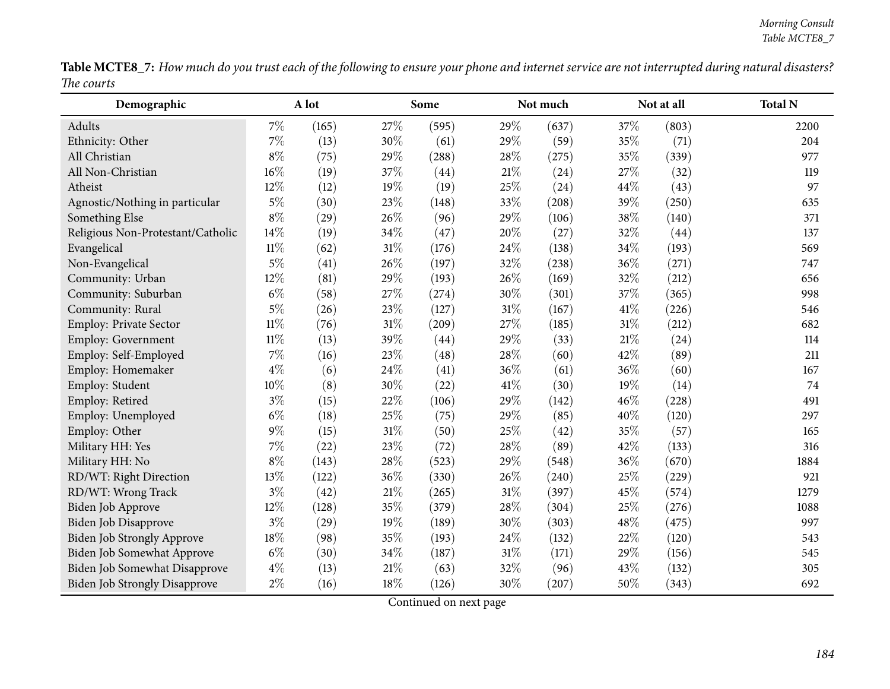**Table MCTE8_7:** *How much do you trust each of the following to ensure your phone and internet service are not interrupted during natural disasters? The courts*

| Demographic | A lot | | Some | | Not much | | Not at all | | Total N |
|---|---|---|---|---|---|---|---|---|---|
| Adults | 7% | (165) | 27% | (595) | 29% | (637) | 37% | (803) | 2200 |
| Ethnicity: Other | 7% | (13) | 30% | (61) | 29% | (59) | 35% | (71) | 204 |
| All Christian | 8% | (75) | 29% | (288) | 28% | (275) | 35% | (339) | 977 |
| All Non-Christian | 16% | (19) | 37% | (44) | 21% | (24) | 27% | (32) | 119 |
| Atheist | 12% | (12) | 19% | (19) | 25% | (24) | 44% | (43) | 97 |
| Agnostic/Nothing in particular | 5% | (30) | 23% | (148) | 33% | (208) | 39% | (250) | 635 |
| Something Else | 8% | (29) | 26% | (96) | 29% | (106) | 38% | (140) | 371 |
| Religious Non-Protestant/Catholic | 14% | (19) | 34% | (47) | 20% | (27) | 32% | (44) | 137 |
| Evangelical | 11% | (62) | 31% | (176) | 24% | (138) | 34% | (193) | 569 |
| Non-Evangelical | 5% | (41) | 26% | (197) | 32% | (238) | 36% | (271) | 747 |
| Community: Urban | 12% | (81) | 29% | (193) | 26% | (169) | 32% | (212) | 656 |
| Community: Suburban | 6% | (58) | 27% | (274) | 30% | (301) | 37% | (365) | 998 |
| Community: Rural | 5% | (26) | 23% | (127) | 31% | (167) | 41% | (226) | 546 |
| Employ: Private Sector | 11% | (76) | 31% | (209) | 27% | (185) | 31% | (212) | 682 |
| Employ: Government | 11% | (13) | 39% | (44) | 29% | (33) | 21% | (24) | 114 |
| Employ: Self-Employed | 7% | (16) | 23% | (48) | 28% | (60) | 42% | (89) | 211 |
| Employ: Homemaker | 4% | (6) | 24% | (41) | 36% | (61) | 36% | (60) | 167 |
| Employ: Student | 10% | (8) | 30% | (22) | 41% | (30) | 19% | (14) | 74 |
| Employ: Retired | 3% | (15) | 22% | (106) | 29% | (142) | 46% | (228) | 491 |
| Employ: Unemployed | 6% | (18) | 25% | (75) | 29% | (85) | 40% | (120) | 297 |
| Employ: Other | 9% | (15) | 31% | (50) | 25% | (42) | 35% | (57) | 165 |
| Military HH: Yes | 7% | (22) | 23% | (72) | 28% | (89) | 42% | (133) | 316 |
| Military HH: No | 8% | (143) | 28% | (523) | 29% | (548) | 36% | (670) | 1884 |
| RD/WT: Right Direction | 13% | (122) | 36% | (330) | 26% | (240) | 25% | (229) | 921 |
| RD/WT: Wrong Track | 3% | (42) | 21% | (265) | 31% | (397) | 45% | (574) | 1279 |
| Biden Job Approve | 12% | (128) | 35% | (379) | 28% | (304) | 25% | (276) | 1088 |
| Biden Job Disapprove | 3% | (29) | 19% | (189) | 30% | (303) | 48% | (475) | 997 |
| Biden Job Strongly Approve | 18% | (98) | 35% | (193) | 24% | (132) | 22% | (120) | 543 |
| Biden Job Somewhat Approve | 6% | (30) | 34% | (187) | 31% | (171) | 29% | (156) | 545 |
| Biden Job Somewhat Disapprove | 4% | (13) | 21% | (63) | 32% | (96) | 43% | (132) | 305 |
| Biden Job Strongly Disapprove | 2% | (16) | 18% | (126) | 30% | (207) | 50% | (343) | 692 |

Continued on next page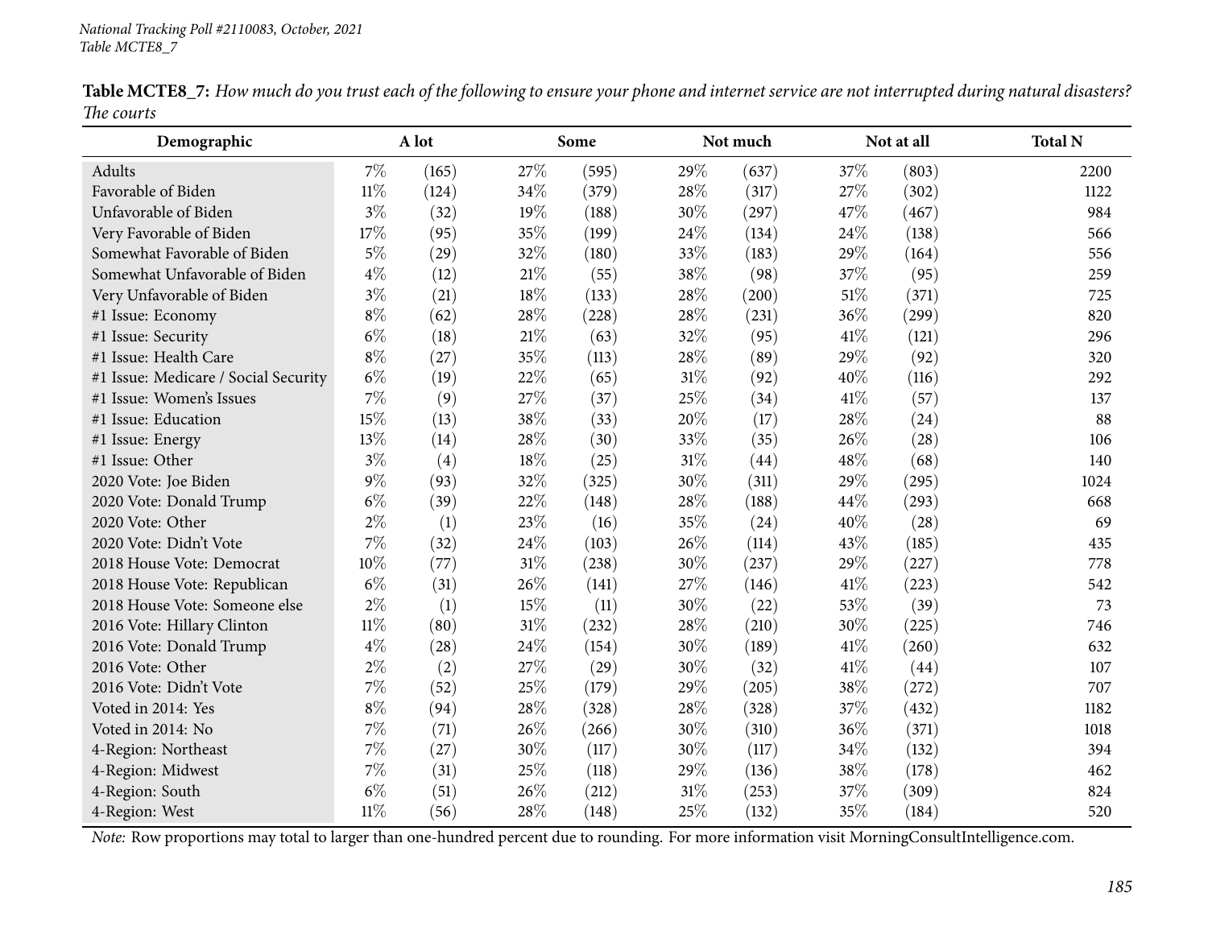National Tracking Poll #2110083, October, 2021
Table MCTE8_7

**Table MCTE8_7:** *How much do you trust each of the following to ensure your phone and internet service are not interrupted during natural disasters? The courts*

| Demographic | A lot | | Some | | Not much | | Not at all | | Total N |
|---|---|---|---|---|---|---|---|---|---|
| Adults | 7% | (165) | 27% | (595) | 29% | (637) | 37% | (803) | 2200 |
| Favorable of Biden | 11% | (124) | 34% | (379) | 28% | (317) | 27% | (302) | 1122 |
| Unfavorable of Biden | 3% | (32) | 19% | (188) | 30% | (297) | 47% | (467) | 984 |
| Very Favorable of Biden | 17% | (95) | 35% | (199) | 24% | (134) | 24% | (138) | 566 |
| Somewhat Favorable of Biden | 5% | (29) | 32% | (180) | 33% | (183) | 29% | (164) | 556 |
| Somewhat Unfavorable of Biden | 4% | (12) | 21% | (55) | 38% | (98) | 37% | (95) | 259 |
| Very Unfavorable of Biden | 3% | (21) | 18% | (133) | 28% | (200) | 51% | (371) | 725 |
| #1 Issue: Economy | 8% | (62) | 28% | (228) | 28% | (231) | 36% | (299) | 820 |
| #1 Issue: Security | 6% | (18) | 21% | (63) | 32% | (95) | 41% | (121) | 296 |
| #1 Issue: Health Care | 8% | (27) | 35% | (113) | 28% | (89) | 29% | (92) | 320 |
| #1 Issue: Medicare / Social Security | 6% | (19) | 22% | (65) | 31% | (92) | 40% | (116) | 292 |
| #1 Issue: Women's Issues | 7% | (9) | 27% | (37) | 25% | (34) | 41% | (57) | 137 |
| #1 Issue: Education | 15% | (13) | 38% | (33) | 20% | (17) | 28% | (24) | 88 |
| #1 Issue: Energy | 13% | (14) | 28% | (30) | 33% | (35) | 26% | (28) | 106 |
| #1 Issue: Other | 3% | (4) | 18% | (25) | 31% | (44) | 48% | (68) | 140 |
| 2020 Vote: Joe Biden | 9% | (93) | 32% | (325) | 30% | (311) | 29% | (295) | 1024 |
| 2020 Vote: Donald Trump | 6% | (39) | 22% | (148) | 28% | (188) | 44% | (293) | 668 |
| 2020 Vote: Other | 2% | (1) | 23% | (16) | 35% | (24) | 40% | (28) | 69 |
| 2020 Vote: Didn't Vote | 7% | (32) | 24% | (103) | 26% | (114) | 43% | (185) | 435 |
| 2018 House Vote: Democrat | 10% | (77) | 31% | (238) | 30% | (237) | 29% | (227) | 778 |
| 2018 House Vote: Republican | 6% | (31) | 26% | (141) | 27% | (146) | 41% | (223) | 542 |
| 2018 House Vote: Someone else | 2% | (1) | 15% | (11) | 30% | (22) | 53% | (39) | 73 |
| 2016 Vote: Hillary Clinton | 11% | (80) | 31% | (232) | 28% | (210) | 30% | (225) | 746 |
| 2016 Vote: Donald Trump | 4% | (28) | 24% | (154) | 30% | (189) | 41% | (260) | 632 |
| 2016 Vote: Other | 2% | (2) | 27% | (29) | 30% | (32) | 41% | (44) | 107 |
| 2016 Vote: Didn't Vote | 7% | (52) | 25% | (179) | 29% | (205) | 38% | (272) | 707 |
| Voted in 2014: Yes | 8% | (94) | 28% | (328) | 28% | (328) | 37% | (432) | 1182 |
| Voted in 2014: No | 7% | (71) | 26% | (266) | 30% | (310) | 36% | (371) | 1018 |
| 4-Region: Northeast | 7% | (27) | 30% | (117) | 30% | (117) | 34% | (132) | 394 |
| 4-Region: Midwest | 7% | (31) | 25% | (118) | 29% | (136) | 38% | (178) | 462 |
| 4-Region: South | 6% | (51) | 26% | (212) | 31% | (253) | 37% | (309) | 824 |
| 4-Region: West | 11% | (56) | 28% | (148) | 25% | (132) | 35% | (184) | 520 |

*Note:* Row proportions may total to larger than one-hundred percent due to rounding. For more information visit MorningConsultIntelligence.com.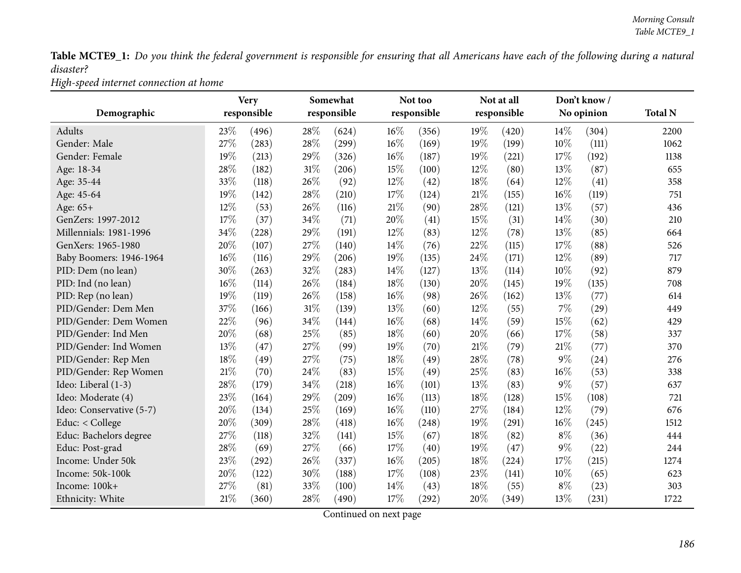**Table MCTE9_1:** *Do you think the federal government is responsible for ensuring that all Americans have each of the following during a natural disaster?*
*High-speed internet connection at home*

| Demographic | Very responsible | | Somewhat responsible | | Not too responsible | | Not at all responsible | | Don't know / No opinion | | Total N |
|---|---|---|---|---|---|---|---|---|---|---|---|
| Adults | 23% | (496) | 28% | (624) | 16% | (356) | 19% | (420) | 14% | (304) | 2200 |
| Gender: Male | 27% | (283) | 28% | (299) | 16% | (169) | 19% | (199) | 10% | (111) | 1062 |
| Gender: Female | 19% | (213) | 29% | (326) | 16% | (187) | 19% | (221) | 17% | (192) | 1138 |
| Age: 18-34 | 28% | (182) | 31% | (206) | 15% | (100) | 12% | (80) | 13% | (87) | 655 |
| Age: 35-44 | 33% | (118) | 26% | (92) | 12% | (42) | 18% | (64) | 12% | (41) | 358 |
| Age: 45-64 | 19% | (142) | 28% | (210) | 17% | (124) | 21% | (155) | 16% | (119) | 751 |
| Age: 65+ | 12% | (53) | 26% | (116) | 21% | (90) | 28% | (121) | 13% | (57) | 436 |
| GenZers: 1997-2012 | 17% | (37) | 34% | (71) | 20% | (41) | 15% | (31) | 14% | (30) | 210 |
| Millennials: 1981-1996 | 34% | (228) | 29% | (191) | 12% | (83) | 12% | (78) | 13% | (85) | 664 |
| GenXers: 1965-1980 | 20% | (107) | 27% | (140) | 14% | (76) | 22% | (115) | 17% | (88) | 526 |
| Baby Boomers: 1946-1964 | 16% | (116) | 29% | (206) | 19% | (135) | 24% | (171) | 12% | (89) | 717 |
| PID: Dem (no lean) | 30% | (263) | 32% | (283) | 14% | (127) | 13% | (114) | 10% | (92) | 879 |
| PID: Ind (no lean) | 16% | (114) | 26% | (184) | 18% | (130) | 20% | (145) | 19% | (135) | 708 |
| PID: Rep (no lean) | 19% | (119) | 26% | (158) | 16% | (98) | 26% | (162) | 13% | (77) | 614 |
| PID/Gender: Dem Men | 37% | (166) | 31% | (139) | 13% | (60) | 12% | (55) | 7% | (29) | 449 |
| PID/Gender: Dem Women | 22% | (96) | 34% | (144) | 16% | (68) | 14% | (59) | 15% | (62) | 429 |
| PID/Gender: Ind Men | 20% | (68) | 25% | (85) | 18% | (60) | 20% | (66) | 17% | (58) | 337 |
| PID/Gender: Ind Women | 13% | (47) | 27% | (99) | 19% | (70) | 21% | (79) | 21% | (77) | 370 |
| PID/Gender: Rep Men | 18% | (49) | 27% | (75) | 18% | (49) | 28% | (78) | 9% | (24) | 276 |
| PID/Gender: Rep Women | 21% | (70) | 24% | (83) | 15% | (49) | 25% | (83) | 16% | (53) | 338 |
| Ideo: Liberal (1-3) | 28% | (179) | 34% | (218) | 16% | (101) | 13% | (83) | 9% | (57) | 637 |
| Ideo: Moderate (4) | 23% | (164) | 29% | (209) | 16% | (113) | 18% | (128) | 15% | (108) | 721 |
| Ideo: Conservative (5-7) | 20% | (134) | 25% | (169) | 16% | (110) | 27% | (184) | 12% | (79) | 676 |
| Educ: < College | 20% | (309) | 28% | (418) | 16% | (248) | 19% | (291) | 16% | (245) | 1512 |
| Educ: Bachelors degree | 27% | (118) | 32% | (141) | 15% | (67) | 18% | (82) | 8% | (36) | 444 |
| Educ: Post-grad | 28% | (69) | 27% | (66) | 17% | (40) | 19% | (47) | 9% | (22) | 244 |
| Income: Under 50k | 23% | (292) | 26% | (337) | 16% | (205) | 18% | (224) | 17% | (215) | 1274 |
| Income: 50k-100k | 20% | (122) | 30% | (188) | 17% | (108) | 23% | (141) | 10% | (65) | 623 |
| Income: 100k+ | 27% | (81) | 33% | (100) | 14% | (43) | 18% | (55) | 8% | (23) | 303 |
| Ethnicity: White | 21% | (360) | 28% | (490) | 17% | (292) | 20% | (349) | 13% | (231) | 1722 |

Continued on next page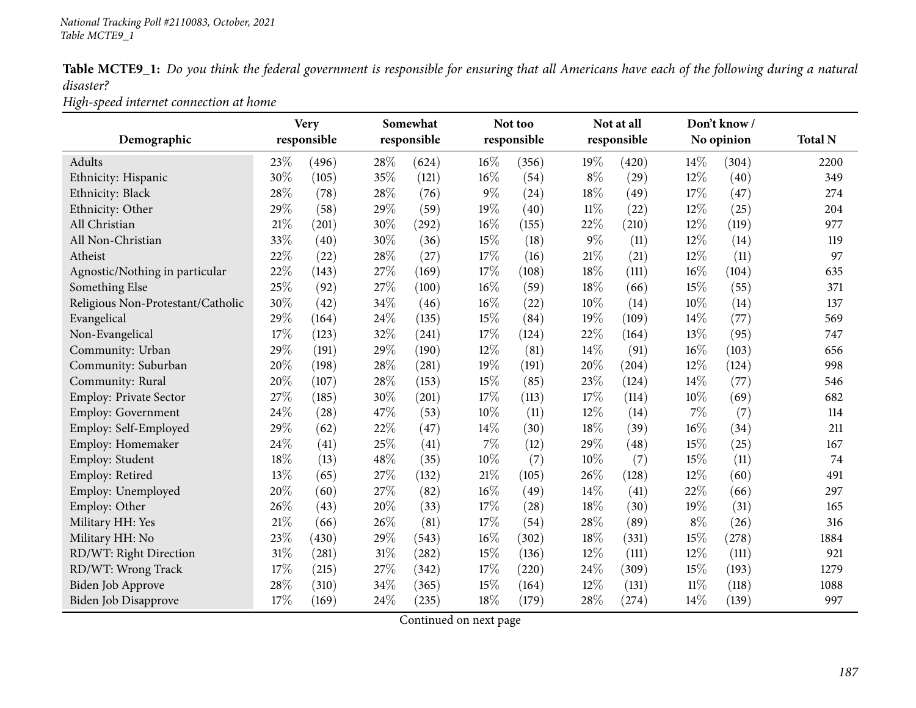**Table MCTE9_1:** *Do you think the federal government is responsible for ensuring that all Americans have each of the following during a natural disaster?*
*High-speed internet connection at home*

| Demographic | Very responsible | | Somewhat responsible | | Not too responsible | | Not at all responsible | | Don't know / No opinion | | Total N |
|---|---|---|---|---|---|---|---|---|---|---|---|
| Adults | 23% | (496) | 28% | (624) | 16% | (356) | 19% | (420) | 14% | (304) | 2200 |
| Ethnicity: Hispanic | 30% | (105) | 35% | (121) | 16% | (54) | 8% | (29) | 12% | (40) | 349 |
| Ethnicity: Black | 28% | (78) | 28% | (76) | 9% | (24) | 18% | (49) | 17% | (47) | 274 |
| Ethnicity: Other | 29% | (58) | 29% | (59) | 19% | (40) | 11% | (22) | 12% | (25) | 204 |
| All Christian | 21% | (201) | 30% | (292) | 16% | (155) | 22% | (210) | 12% | (119) | 977 |
| All Non-Christian | 33% | (40) | 30% | (36) | 15% | (18) | 9% | (11) | 12% | (14) | 119 |
| Atheist | 22% | (22) | 28% | (27) | 17% | (16) | 21% | (21) | 12% | (11) | 97 |
| Agnostic/Nothing in particular | 22% | (143) | 27% | (169) | 17% | (108) | 18% | (111) | 16% | (104) | 635 |
| Something Else | 25% | (92) | 27% | (100) | 16% | (59) | 18% | (66) | 15% | (55) | 371 |
| Religious Non-Protestant/Catholic | 30% | (42) | 34% | (46) | 16% | (22) | 10% | (14) | 10% | (14) | 137 |
| Evangelical | 29% | (164) | 24% | (135) | 15% | (84) | 19% | (109) | 14% | (77) | 569 |
| Non-Evangelical | 17% | (123) | 32% | (241) | 17% | (124) | 22% | (164) | 13% | (95) | 747 |
| Community: Urban | 29% | (191) | 29% | (190) | 12% | (81) | 14% | (91) | 16% | (103) | 656 |
| Community: Suburban | 20% | (198) | 28% | (281) | 19% | (191) | 20% | (204) | 12% | (124) | 998 |
| Community: Rural | 20% | (107) | 28% | (153) | 15% | (85) | 23% | (124) | 14% | (77) | 546 |
| Employ: Private Sector | 27% | (185) | 30% | (201) | 17% | (113) | 17% | (114) | 10% | (69) | 682 |
| Employ: Government | 24% | (28) | 47% | (53) | 10% | (11) | 12% | (14) | 7% | (7) | 114 |
| Employ: Self-Employed | 29% | (62) | 22% | (47) | 14% | (30) | 18% | (39) | 16% | (34) | 211 |
| Employ: Homemaker | 24% | (41) | 25% | (41) | 7% | (12) | 29% | (48) | 15% | (25) | 167 |
| Employ: Student | 18% | (13) | 48% | (35) | 10% | (7) | 10% | (7) | 15% | (11) | 74 |
| Employ: Retired | 13% | (65) | 27% | (132) | 21% | (105) | 26% | (128) | 12% | (60) | 491 |
| Employ: Unemployed | 20% | (60) | 27% | (82) | 16% | (49) | 14% | (41) | 22% | (66) | 297 |
| Employ: Other | 26% | (43) | 20% | (33) | 17% | (28) | 18% | (30) | 19% | (31) | 165 |
| Military HH: Yes | 21% | (66) | 26% | (81) | 17% | (54) | 28% | (89) | 8% | (26) | 316 |
| Military HH: No | 23% | (430) | 29% | (543) | 16% | (302) | 18% | (331) | 15% | (278) | 1884 |
| RD/WT: Right Direction | 31% | (281) | 31% | (282) | 15% | (136) | 12% | (111) | 12% | (111) | 921 |
| RD/WT: Wrong Track | 17% | (215) | 27% | (342) | 17% | (220) | 24% | (309) | 15% | (193) | 1279 |
| Biden Job Approve | 28% | (310) | 34% | (365) | 15% | (164) | 12% | (131) | 11% | (118) | 1088 |
| Biden Job Disapprove | 17% | (169) | 24% | (235) | 18% | (179) | 28% | (274) | 14% | (139) | 997 |

Continued on next page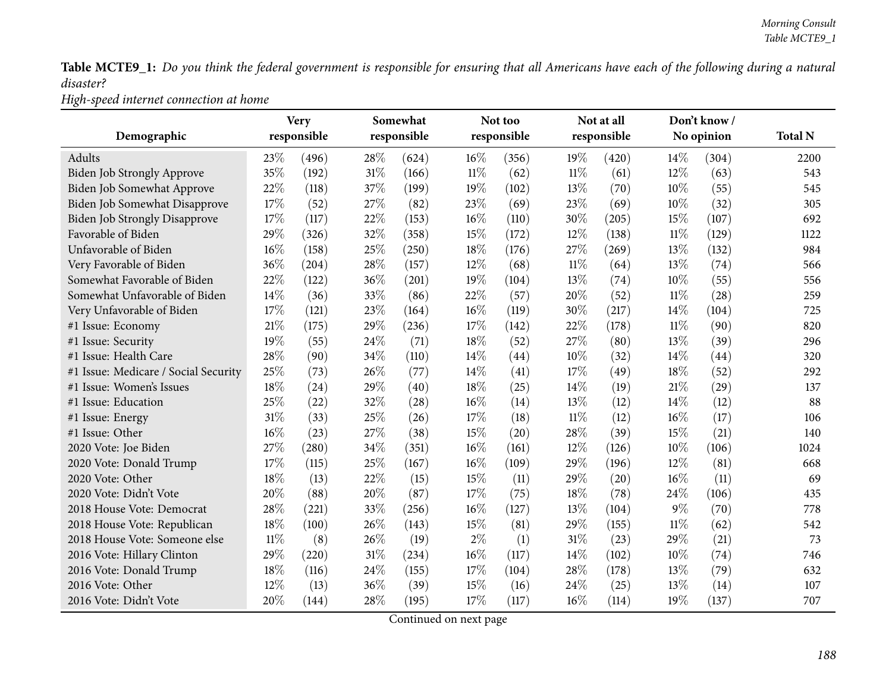**Table MCTE9_1:** *Do you think the federal government is responsible for ensuring that all Americans have each of the following during a natural disaster?*

*High-speed internet connection at home*

| Demographic | Very responsible | | Somewhat responsible | | Not too responsible | | Not at all responsible | | Don't know / No opinion | | Total N |
|---|---|---|---|---|---|---|---|---|---|---|---|
| Adults | 23% | (496) | 28% | (624) | 16% | (356) | 19% | (420) | 14% | (304) | 2200 |
| Biden Job Strongly Approve | 35% | (192) | 31% | (166) | 11% | (62) | 11% | (61) | 12% | (63) | 543 |
| Biden Job Somewhat Approve | 22% | (118) | 37% | (199) | 19% | (102) | 13% | (70) | 10% | (55) | 545 |
| Biden Job Somewhat Disapprove | 17% | (52) | 27% | (82) | 23% | (69) | 23% | (69) | 10% | (32) | 305 |
| Biden Job Strongly Disapprove | 17% | (117) | 22% | (153) | 16% | (110) | 30% | (205) | 15% | (107) | 692 |
| Favorable of Biden | 29% | (326) | 32% | (358) | 15% | (172) | 12% | (138) | 11% | (129) | 1122 |
| Unfavorable of Biden | 16% | (158) | 25% | (250) | 18% | (176) | 27% | (269) | 13% | (132) | 984 |
| Very Favorable of Biden | 36% | (204) | 28% | (157) | 12% | (68) | 11% | (64) | 13% | (74) | 566 |
| Somewhat Favorable of Biden | 22% | (122) | 36% | (201) | 19% | (104) | 13% | (74) | 10% | (55) | 556 |
| Somewhat Unfavorable of Biden | 14% | (36) | 33% | (86) | 22% | (57) | 20% | (52) | 11% | (28) | 259 |
| Very Unfavorable of Biden | 17% | (121) | 23% | (164) | 16% | (119) | 30% | (217) | 14% | (104) | 725 |
| #1 Issue: Economy | 21% | (175) | 29% | (236) | 17% | (142) | 22% | (178) | 11% | (90) | 820 |
| #1 Issue: Security | 19% | (55) | 24% | (71) | 18% | (52) | 27% | (80) | 13% | (39) | 296 |
| #1 Issue: Health Care | 28% | (90) | 34% | (110) | 14% | (44) | 10% | (32) | 14% | (44) | 320 |
| #1 Issue: Medicare / Social Security | 25% | (73) | 26% | (77) | 14% | (41) | 17% | (49) | 18% | (52) | 292 |
| #1 Issue: Women's Issues | 18% | (24) | 29% | (40) | 18% | (25) | 14% | (19) | 21% | (29) | 137 |
| #1 Issue: Education | 25% | (22) | 32% | (28) | 16% | (14) | 13% | (12) | 14% | (12) | 88 |
| #1 Issue: Energy | 31% | (33) | 25% | (26) | 17% | (18) | 11% | (12) | 16% | (17) | 106 |
| #1 Issue: Other | 16% | (23) | 27% | (38) | 15% | (20) | 28% | (39) | 15% | (21) | 140 |
| 2020 Vote: Joe Biden | 27% | (280) | 34% | (351) | 16% | (161) | 12% | (126) | 10% | (106) | 1024 |
| 2020 Vote: Donald Trump | 17% | (115) | 25% | (167) | 16% | (109) | 29% | (196) | 12% | (81) | 668 |
| 2020 Vote: Other | 18% | (13) | 22% | (15) | 15% | (11) | 29% | (20) | 16% | (11) | 69 |
| 2020 Vote: Didn't Vote | 20% | (88) | 20% | (87) | 17% | (75) | 18% | (78) | 24% | (106) | 435 |
| 2018 House Vote: Democrat | 28% | (221) | 33% | (256) | 16% | (127) | 13% | (104) | 9% | (70) | 778 |
| 2018 House Vote: Republican | 18% | (100) | 26% | (143) | 15% | (81) | 29% | (155) | 11% | (62) | 542 |
| 2018 House Vote: Someone else | 11% | (8) | 26% | (19) | 2% | (1) | 31% | (23) | 29% | (21) | 73 |
| 2016 Vote: Hillary Clinton | 29% | (220) | 31% | (234) | 16% | (117) | 14% | (102) | 10% | (74) | 746 |
| 2016 Vote: Donald Trump | 18% | (116) | 24% | (155) | 17% | (104) | 28% | (178) | 13% | (79) | 632 |
| 2016 Vote: Other | 12% | (13) | 36% | (39) | 15% | (16) | 24% | (25) | 13% | (14) | 107 |
| 2016 Vote: Didn't Vote | 20% | (144) | 28% | (195) | 17% | (117) | 16% | (114) | 19% | (137) | 707 |

Continued on next page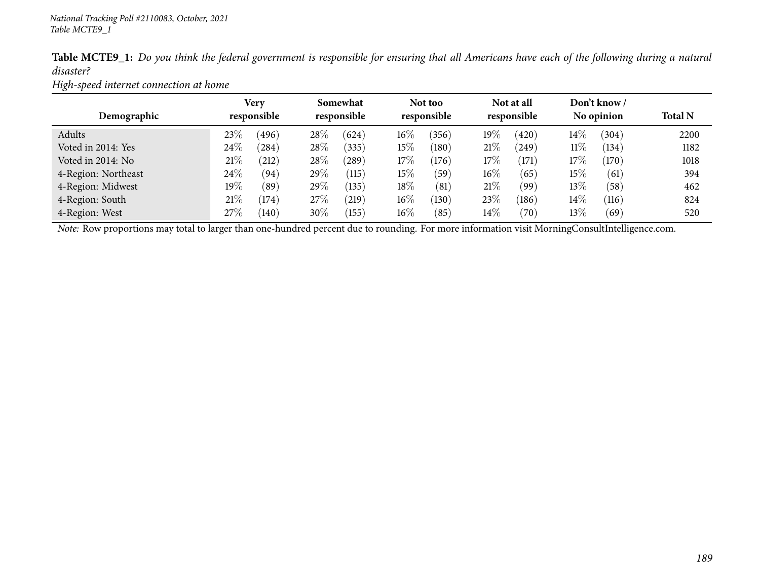*National Tracking Poll #2110083, October, 2021*
*Table MCTE9_1*

**Table MCTE9_1:** *Do you think the federal government is responsible for ensuring that all Americans have each of the following during a natural disaster?*
*High-speed internet connection at home*

| Demographic | Very responsible | | Somewhat responsible | | Not too responsible | | Not at all responsible | | Don't know / No opinion | | Total N |
|---|---|---|---|---|---|---|---|---|---|---|---|
| Adults | 23% | (496) | 28% | (624) | 16% | (356) | 19% | (420) | 14% | (304) | 2200 |
| Voted in 2014: Yes | 24% | (284) | 28% | (335) | 15% | (180) | 21% | (249) | 11% | (134) | 1182 |
| Voted in 2014: No | 21% | (212) | 28% | (289) | 17% | (176) | 17% | (171) | 17% | (170) | 1018 |
| 4-Region: Northeast | 24% | (94) | 29% | (115) | 15% | (59) | 16% | (65) | 15% | (61) | 394 |
| 4-Region: Midwest | 19% | (89) | 29% | (135) | 18% | (81) | 21% | (99) | 13% | (58) | 462 |
| 4-Region: South | 21% | (174) | 27% | (219) | 16% | (130) | 23% | (186) | 14% | (116) | 824 |
| 4-Region: West | 27% | (140) | 30% | (155) | 16% | (85) | 14% | (70) | 13% | (69) | 520 |

*Note:* Row proportions may total to larger than one-hundred percent due to rounding. For more information visit MorningConsultIntelligence.com.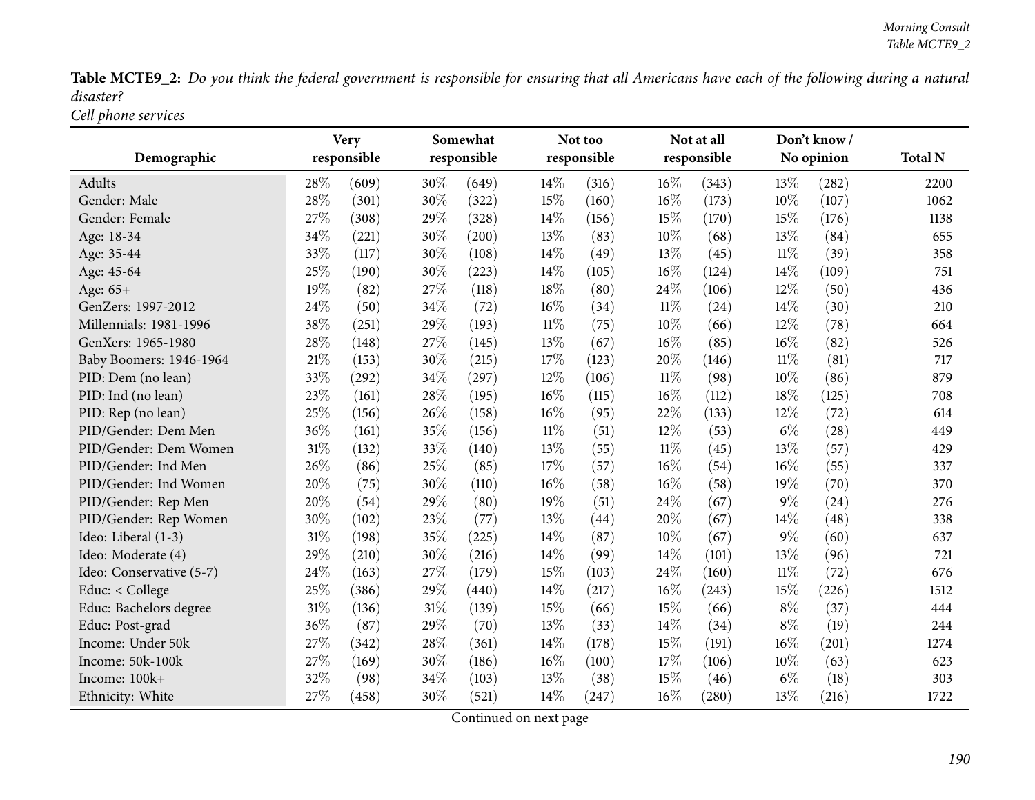**Table MCTE9_2:** *Do you think the federal government is responsible for ensuring that all Americans have each of the following during a natural disaster?*
*Cell phone services*

| Demographic | Very responsible | | Somewhat responsible | | Not too responsible | | Not at all responsible | | Don't know / No opinion | | Total N |
|---|---|---|---|---|---|---|---|---|---|---|---|
| Adults | 28% | (609) | 30% | (649) | 14% | (316) | 16% | (343) | 13% | (282) | 2200 |
| Gender: Male | 28% | (301) | 30% | (322) | 15% | (160) | 16% | (173) | 10% | (107) | 1062 |
| Gender: Female | 27% | (308) | 29% | (328) | 14% | (156) | 15% | (170) | 15% | (176) | 1138 |
| Age: 18-34 | 34% | (221) | 30% | (200) | 13% | (83) | 10% | (68) | 13% | (84) | 655 |
| Age: 35-44 | 33% | (117) | 30% | (108) | 14% | (49) | 13% | (45) | 11% | (39) | 358 |
| Age: 45-64 | 25% | (190) | 30% | (223) | 14% | (105) | 16% | (124) | 14% | (109) | 751 |
| Age: 65+ | 19% | (82) | 27% | (118) | 18% | (80) | 24% | (106) | 12% | (50) | 436 |
| GenZers: 1997-2012 | 24% | (50) | 34% | (72) | 16% | (34) | 11% | (24) | 14% | (30) | 210 |
| Millennials: 1981-1996 | 38% | (251) | 29% | (193) | 11% | (75) | 10% | (66) | 12% | (78) | 664 |
| GenXers: 1965-1980 | 28% | (148) | 27% | (145) | 13% | (67) | 16% | (85) | 16% | (82) | 526 |
| Baby Boomers: 1946-1964 | 21% | (153) | 30% | (215) | 17% | (123) | 20% | (146) | 11% | (81) | 717 |
| PID: Dem (no lean) | 33% | (292) | 34% | (297) | 12% | (106) | 11% | (98) | 10% | (86) | 879 |
| PID: Ind (no lean) | 23% | (161) | 28% | (195) | 16% | (115) | 16% | (112) | 18% | (125) | 708 |
| PID: Rep (no lean) | 25% | (156) | 26% | (158) | 16% | (95) | 22% | (133) | 12% | (72) | 614 |
| PID/Gender: Dem Men | 36% | (161) | 35% | (156) | 11% | (51) | 12% | (53) | 6% | (28) | 449 |
| PID/Gender: Dem Women | 31% | (132) | 33% | (140) | 13% | (55) | 11% | (45) | 13% | (57) | 429 |
| PID/Gender: Ind Men | 26% | (86) | 25% | (85) | 17% | (57) | 16% | (54) | 16% | (55) | 337 |
| PID/Gender: Ind Women | 20% | (75) | 30% | (110) | 16% | (58) | 16% | (58) | 19% | (70) | 370 |
| PID/Gender: Rep Men | 20% | (54) | 29% | (80) | 19% | (51) | 24% | (67) | 9% | (24) | 276 |
| PID/Gender: Rep Women | 30% | (102) | 23% | (77) | 13% | (44) | 20% | (67) | 14% | (48) | 338 |
| Ideo: Liberal (1-3) | 31% | (198) | 35% | (225) | 14% | (87) | 10% | (67) | 9% | (60) | 637 |
| Ideo: Moderate (4) | 29% | (210) | 30% | (216) | 14% | (99) | 14% | (101) | 13% | (96) | 721 |
| Ideo: Conservative (5-7) | 24% | (163) | 27% | (179) | 15% | (103) | 24% | (160) | 11% | (72) | 676 |
| Educ: < College | 25% | (386) | 29% | (440) | 14% | (217) | 16% | (243) | 15% | (226) | 1512 |
| Educ: Bachelors degree | 31% | (136) | 31% | (139) | 15% | (66) | 15% | (66) | 8% | (37) | 444 |
| Educ: Post-grad | 36% | (87) | 29% | (70) | 13% | (33) | 14% | (34) | 8% | (19) | 244 |
| Income: Under 50k | 27% | (342) | 28% | (361) | 14% | (178) | 15% | (191) | 16% | (201) | 1274 |
| Income: 50k-100k | 27% | (169) | 30% | (186) | 16% | (100) | 17% | (106) | 10% | (63) | 623 |
| Income: 100k+ | 32% | (98) | 34% | (103) | 13% | (38) | 15% | (46) | 6% | (18) | 303 |
| Ethnicity: White | 27% | (458) | 30% | (521) | 14% | (247) | 16% | (280) | 13% | (216) | 1722 |

Continued on next page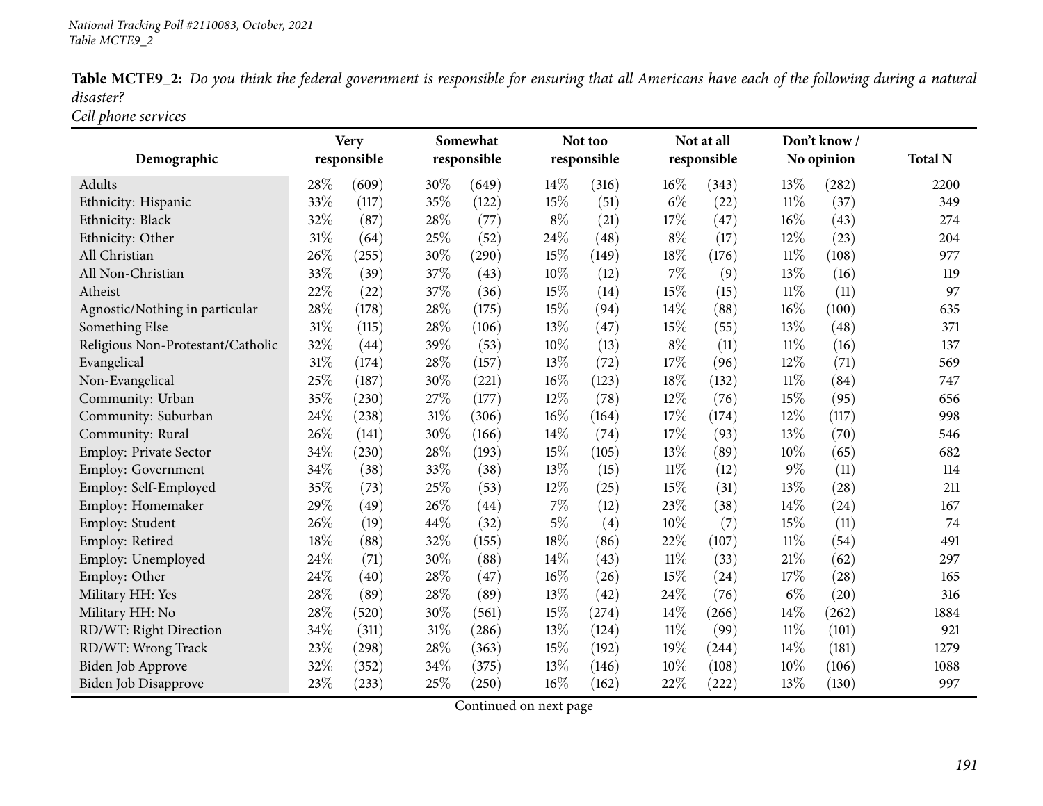**Table MCTE9_2:** *Do you think the federal government is responsible for ensuring that all Americans have each of the following during a natural disaster?*

*Cell phone services*

| Demographic | Very responsible | | Somewhat responsible | | Not too responsible | | Not at all responsible | | Don't know / No opinion | | Total N |
|---|---|---|---|---|---|---|---|---|---|---|---|
| Adults | 28% | (609) | 30% | (649) | 14% | (316) | 16% | (343) | 13% | (282) | 2200 |
| Ethnicity: Hispanic | 33% | (117) | 35% | (122) | 15% | (51) | 6% | (22) | 11% | (37) | 349 |
| Ethnicity: Black | 32% | (87) | 28% | (77) | 8% | (21) | 17% | (47) | 16% | (43) | 274 |
| Ethnicity: Other | 31% | (64) | 25% | (52) | 24% | (48) | 8% | (17) | 12% | (23) | 204 |
| All Christian | 26% | (255) | 30% | (290) | 15% | (149) | 18% | (176) | 11% | (108) | 977 |
| All Non-Christian | 33% | (39) | 37% | (43) | 10% | (12) | 7% | (9) | 13% | (16) | 119 |
| Atheist | 22% | (22) | 37% | (36) | 15% | (14) | 15% | (15) | 11% | (11) | 97 |
| Agnostic/Nothing in particular | 28% | (178) | 28% | (175) | 15% | (94) | 14% | (88) | 16% | (100) | 635 |
| Something Else | 31% | (115) | 28% | (106) | 13% | (47) | 15% | (55) | 13% | (48) | 371 |
| Religious Non-Protestant/Catholic | 32% | (44) | 39% | (53) | 10% | (13) | 8% | (11) | 11% | (16) | 137 |
| Evangelical | 31% | (174) | 28% | (157) | 13% | (72) | 17% | (96) | 12% | (71) | 569 |
| Non-Evangelical | 25% | (187) | 30% | (221) | 16% | (123) | 18% | (132) | 11% | (84) | 747 |
| Community: Urban | 35% | (230) | 27% | (177) | 12% | (78) | 12% | (76) | 15% | (95) | 656 |
| Community: Suburban | 24% | (238) | 31% | (306) | 16% | (164) | 17% | (174) | 12% | (117) | 998 |
| Community: Rural | 26% | (141) | 30% | (166) | 14% | (74) | 17% | (93) | 13% | (70) | 546 |
| Employ: Private Sector | 34% | (230) | 28% | (193) | 15% | (105) | 13% | (89) | 10% | (65) | 682 |
| Employ: Government | 34% | (38) | 33% | (38) | 13% | (15) | 11% | (12) | 9% | (11) | 114 |
| Employ: Self-Employed | 35% | (73) | 25% | (53) | 12% | (25) | 15% | (31) | 13% | (28) | 211 |
| Employ: Homemaker | 29% | (49) | 26% | (44) | 7% | (12) | 23% | (38) | 14% | (24) | 167 |
| Employ: Student | 26% | (19) | 44% | (32) | 5% | (4) | 10% | (7) | 15% | (11) | 74 |
| Employ: Retired | 18% | (88) | 32% | (155) | 18% | (86) | 22% | (107) | 11% | (54) | 491 |
| Employ: Unemployed | 24% | (71) | 30% | (88) | 14% | (43) | 11% | (33) | 21% | (62) | 297 |
| Employ: Other | 24% | (40) | 28% | (47) | 16% | (26) | 15% | (24) | 17% | (28) | 165 |
| Military HH: Yes | 28% | (89) | 28% | (89) | 13% | (42) | 24% | (76) | 6% | (20) | 316 |
| Military HH: No | 28% | (520) | 30% | (561) | 15% | (274) | 14% | (266) | 14% | (262) | 1884 |
| RD/WT: Right Direction | 34% | (311) | 31% | (286) | 13% | (124) | 11% | (99) | 11% | (101) | 921 |
| RD/WT: Wrong Track | 23% | (298) | 28% | (363) | 15% | (192) | 19% | (244) | 14% | (181) | 1279 |
| Biden Job Approve | 32% | (352) | 34% | (375) | 13% | (146) | 10% | (108) | 10% | (106) | 1088 |
| Biden Job Disapprove | 23% | (233) | 25% | (250) | 16% | (162) | 22% | (222) | 13% | (130) | 997 |

Continued on next page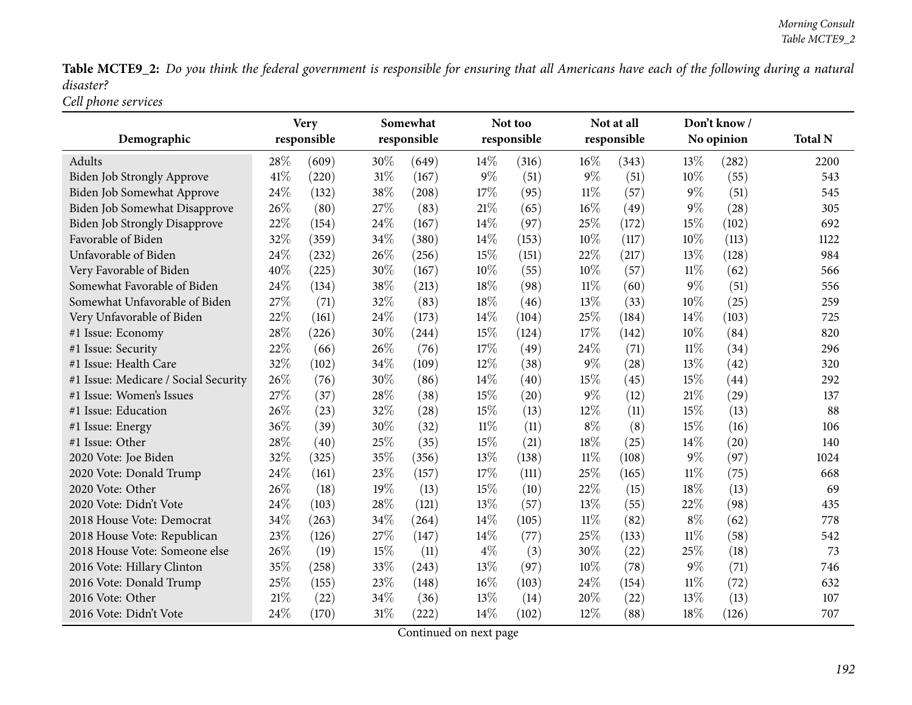**Table MCTE9_2:** *Do you think the federal government is responsible for ensuring that all Americans have each of the following during a natural disaster?*
*Cell phone services*

| Demographic | Very responsible | | Somewhat responsible | | Not too responsible | | Not at all responsible | | Don't know / No opinion | | Total N |
|---|---|---|---|---|---|---|---|---|---|---|---|
| Adults | 28% | (609) | 30% | (649) | 14% | (316) | 16% | (343) | 13% | (282) | 2200 |
| Biden Job Strongly Approve | 41% | (220) | 31% | (167) | 9% | (51) | 9% | (51) | 10% | (55) | 543 |
| Biden Job Somewhat Approve | 24% | (132) | 38% | (208) | 17% | (95) | 11% | (57) | 9% | (51) | 545 |
| Biden Job Somewhat Disapprove | 26% | (80) | 27% | (83) | 21% | (65) | 16% | (49) | 9% | (28) | 305 |
| Biden Job Strongly Disapprove | 22% | (154) | 24% | (167) | 14% | (97) | 25% | (172) | 15% | (102) | 692 |
| Favorable of Biden | 32% | (359) | 34% | (380) | 14% | (153) | 10% | (117) | 10% | (113) | 1122 |
| Unfavorable of Biden | 24% | (232) | 26% | (256) | 15% | (151) | 22% | (217) | 13% | (128) | 984 |
| Very Favorable of Biden | 40% | (225) | 30% | (167) | 10% | (55) | 10% | (57) | 11% | (62) | 566 |
| Somewhat Favorable of Biden | 24% | (134) | 38% | (213) | 18% | (98) | 11% | (60) | 9% | (51) | 556 |
| Somewhat Unfavorable of Biden | 27% | (71) | 32% | (83) | 18% | (46) | 13% | (33) | 10% | (25) | 259 |
| Very Unfavorable of Biden | 22% | (161) | 24% | (173) | 14% | (104) | 25% | (184) | 14% | (103) | 725 |
| #1 Issue: Economy | 28% | (226) | 30% | (244) | 15% | (124) | 17% | (142) | 10% | (84) | 820 |
| #1 Issue: Security | 22% | (66) | 26% | (76) | 17% | (49) | 24% | (71) | 11% | (34) | 296 |
| #1 Issue: Health Care | 32% | (102) | 34% | (109) | 12% | (38) | 9% | (28) | 13% | (42) | 320 |
| #1 Issue: Medicare / Social Security | 26% | (76) | 30% | (86) | 14% | (40) | 15% | (45) | 15% | (44) | 292 |
| #1 Issue: Women's Issues | 27% | (37) | 28% | (38) | 15% | (20) | 9% | (12) | 21% | (29) | 137 |
| #1 Issue: Education | 26% | (23) | 32% | (28) | 15% | (13) | 12% | (11) | 15% | (13) | 88 |
| #1 Issue: Energy | 36% | (39) | 30% | (32) | 11% | (11) | 8% | (8) | 15% | (16) | 106 |
| #1 Issue: Other | 28% | (40) | 25% | (35) | 15% | (21) | 18% | (25) | 14% | (20) | 140 |
| 2020 Vote: Joe Biden | 32% | (325) | 35% | (356) | 13% | (138) | 11% | (108) | 9% | (97) | 1024 |
| 2020 Vote: Donald Trump | 24% | (161) | 23% | (157) | 17% | (111) | 25% | (165) | 11% | (75) | 668 |
| 2020 Vote: Other | 26% | (18) | 19% | (13) | 15% | (10) | 22% | (15) | 18% | (13) | 69 |
| 2020 Vote: Didn't Vote | 24% | (103) | 28% | (121) | 13% | (57) | 13% | (55) | 22% | (98) | 435 |
| 2018 House Vote: Democrat | 34% | (263) | 34% | (264) | 14% | (105) | 11% | (82) | 8% | (62) | 778 |
| 2018 House Vote: Republican | 23% | (126) | 27% | (147) | 14% | (77) | 25% | (133) | 11% | (58) | 542 |
| 2018 House Vote: Someone else | 26% | (19) | 15% | (11) | 4% | (3) | 30% | (22) | 25% | (18) | 73 |
| 2016 Vote: Hillary Clinton | 35% | (258) | 33% | (243) | 13% | (97) | 10% | (78) | 9% | (71) | 746 |
| 2016 Vote: Donald Trump | 25% | (155) | 23% | (148) | 16% | (103) | 24% | (154) | 11% | (72) | 632 |
| 2016 Vote: Other | 21% | (22) | 34% | (36) | 13% | (14) | 20% | (22) | 13% | (13) | 107 |
| 2016 Vote: Didn't Vote | 24% | (170) | 31% | (222) | 14% | (102) | 12% | (88) | 18% | (126) | 707 |

Continued on next page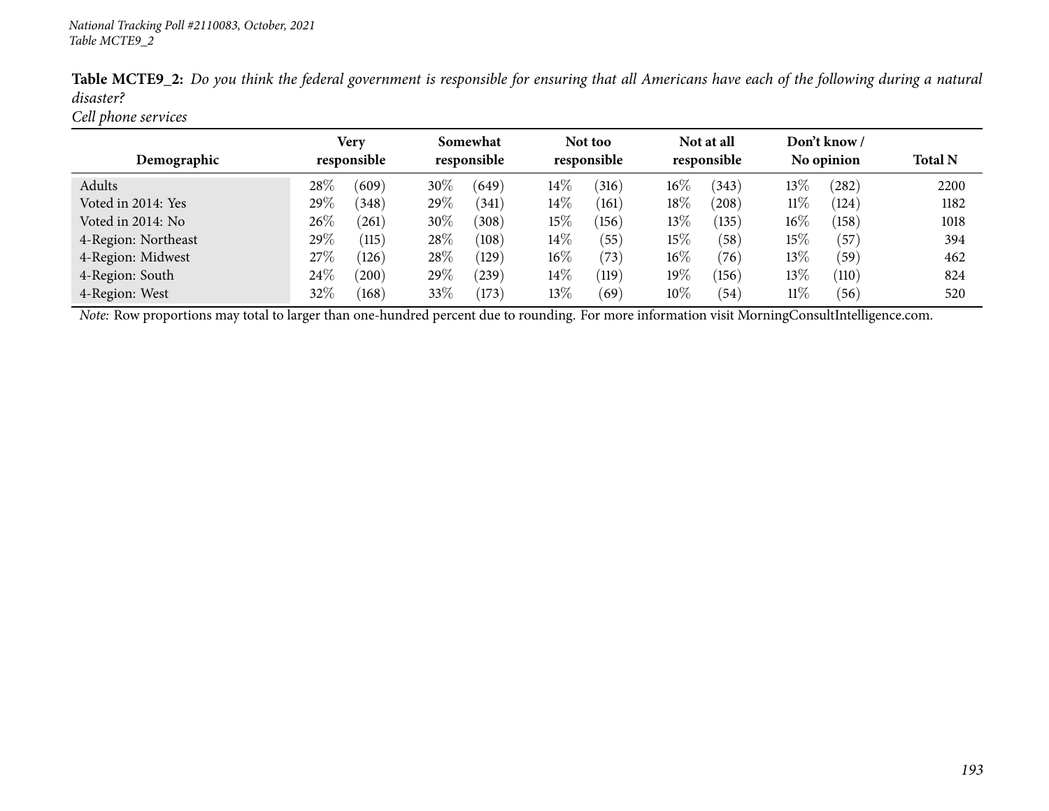*National Tracking Poll #2110083, October, 2021*
*Table MCTE9_2*

**Table MCTE9_2:** *Do you think the federal government is responsible for ensuring that all Americans have each of the following during a natural disaster?*
*Cell phone services*

| Demographic | Very responsible | | Somewhat responsible | | Not too responsible | | Not at all responsible | | Don't know / No opinion | | Total N |
|---|---|---|---|---|---|---|---|---|---|---|---|
| Adults | 28% | (609) | 30% | (649) | 14% | (316) | 16% | (343) | 13% | (282) | 2200 |
| Voted in 2014: Yes | 29% | (348) | 29% | (341) | 14% | (161) | 18% | (208) | 11% | (124) | 1182 |
| Voted in 2014: No | 26% | (261) | 30% | (308) | 15% | (156) | 13% | (135) | 16% | (158) | 1018 |
| 4-Region: Northeast | 29% | (115) | 28% | (108) | 14% | (55) | 15% | (58) | 15% | (57) | 394 |
| 4-Region: Midwest | 27% | (126) | 28% | (129) | 16% | (73) | 16% | (76) | 13% | (59) | 462 |
| 4-Region: South | 24% | (200) | 29% | (239) | 14% | (119) | 19% | (156) | 13% | (110) | 824 |
| 4-Region: West | 32% | (168) | 33% | (173) | 13% | (69) | 10% | (54) | 11% | (56) | 520 |

*Note:* Row proportions may total to larger than one-hundred percent due to rounding. For more information visit MorningConsultIntelligence.com.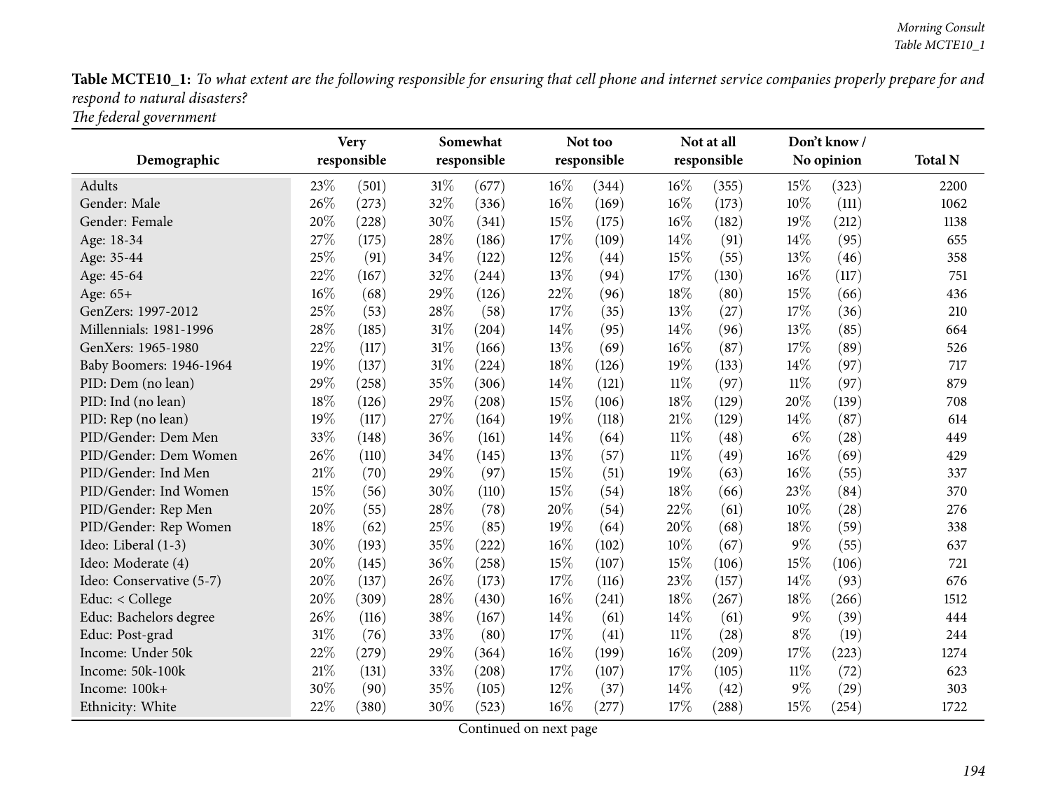**Table MCTE10_1:** *To what extent are the following responsible for ensuring that cell phone and internet service companies properly prepare for and respond to natural disasters?*
*The federal government*

| Demographic | Very responsible | | Somewhat responsible | | Not too responsible | | Not at all responsible | | Don't know / No opinion | | Total N |
|---|---|---|---|---|---|---|---|---|---|---|---|
| Adults | 23% | (501) | 31% | (677) | 16% | (344) | 16% | (355) | 15% | (323) | 2200 |
| Gender: Male | 26% | (273) | 32% | (336) | 16% | (169) | 16% | (173) | 10% | (111) | 1062 |
| Gender: Female | 20% | (228) | 30% | (341) | 15% | (175) | 16% | (182) | 19% | (212) | 1138 |
| Age: 18-34 | 27% | (175) | 28% | (186) | 17% | (109) | 14% | (91) | 14% | (95) | 655 |
| Age: 35-44 | 25% | (91) | 34% | (122) | 12% | (44) | 15% | (55) | 13% | (46) | 358 |
| Age: 45-64 | 22% | (167) | 32% | (244) | 13% | (94) | 17% | (130) | 16% | (117) | 751 |
| Age: 65+ | 16% | (68) | 29% | (126) | 22% | (96) | 18% | (80) | 15% | (66) | 436 |
| GenZers: 1997-2012 | 25% | (53) | 28% | (58) | 17% | (35) | 13% | (27) | 17% | (36) | 210 |
| Millennials: 1981-1996 | 28% | (185) | 31% | (204) | 14% | (95) | 14% | (96) | 13% | (85) | 664 |
| GenXers: 1965-1980 | 22% | (117) | 31% | (166) | 13% | (69) | 16% | (87) | 17% | (89) | 526 |
| Baby Boomers: 1946-1964 | 19% | (137) | 31% | (224) | 18% | (126) | 19% | (133) | 14% | (97) | 717 |
| PID: Dem (no lean) | 29% | (258) | 35% | (306) | 14% | (121) | 11% | (97) | 11% | (97) | 879 |
| PID: Ind (no lean) | 18% | (126) | 29% | (208) | 15% | (106) | 18% | (129) | 20% | (139) | 708 |
| PID: Rep (no lean) | 19% | (117) | 27% | (164) | 19% | (118) | 21% | (129) | 14% | (87) | 614 |
| PID/Gender: Dem Men | 33% | (148) | 36% | (161) | 14% | (64) | 11% | (48) | 6% | (28) | 449 |
| PID/Gender: Dem Women | 26% | (110) | 34% | (145) | 13% | (57) | 11% | (49) | 16% | (69) | 429 |
| PID/Gender: Ind Men | 21% | (70) | 29% | (97) | 15% | (51) | 19% | (63) | 16% | (55) | 337 |
| PID/Gender: Ind Women | 15% | (56) | 30% | (110) | 15% | (54) | 18% | (66) | 23% | (84) | 370 |
| PID/Gender: Rep Men | 20% | (55) | 28% | (78) | 20% | (54) | 22% | (61) | 10% | (28) | 276 |
| PID/Gender: Rep Women | 18% | (62) | 25% | (85) | 19% | (64) | 20% | (68) | 18% | (59) | 338 |
| Ideo: Liberal (1-3) | 30% | (193) | 35% | (222) | 16% | (102) | 10% | (67) | 9% | (55) | 637 |
| Ideo: Moderate (4) | 20% | (145) | 36% | (258) | 15% | (107) | 15% | (106) | 15% | (106) | 721 |
| Ideo: Conservative (5-7) | 20% | (137) | 26% | (173) | 17% | (116) | 23% | (157) | 14% | (93) | 676 |
| Educ: < College | 20% | (309) | 28% | (430) | 16% | (241) | 18% | (267) | 18% | (266) | 1512 |
| Educ: Bachelors degree | 26% | (116) | 38% | (167) | 14% | (61) | 14% | (61) | 9% | (39) | 444 |
| Educ: Post-grad | 31% | (76) | 33% | (80) | 17% | (41) | 11% | (28) | 8% | (19) | 244 |
| Income: Under 50k | 22% | (279) | 29% | (364) | 16% | (199) | 16% | (209) | 17% | (223) | 1274 |
| Income: 50k-100k | 21% | (131) | 33% | (208) | 17% | (107) | 17% | (105) | 11% | (72) | 623 |
| Income: 100k+ | 30% | (90) | 35% | (105) | 12% | (37) | 14% | (42) | 9% | (29) | 303 |
| Ethnicity: White | 22% | (380) | 30% | (523) | 16% | (277) | 17% | (288) | 15% | (254) | 1722 |

Continued on next page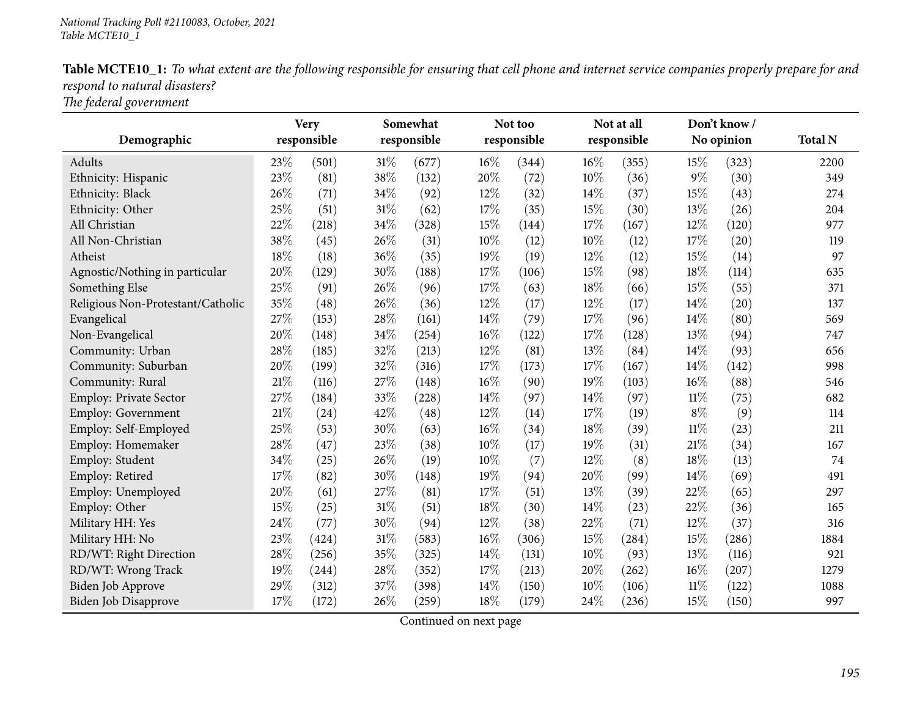**Table MCTE10_1:** *To what extent are the following responsible for ensuring that cell phone and internet service companies properly prepare for and respond to natural disasters?*
*The federal government*

| Demographic | Very responsible | | Somewhat responsible | | Not too responsible | | Not at all responsible | | Don't know / No opinion | | Total N |
|---|---|---|---|---|---|---|---|---|---|---|---|
| Adults | 23% | (501) | 31% | (677) | 16% | (344) | 16% | (355) | 15% | (323) | 2200 |
| Ethnicity: Hispanic | 23% | (81) | 38% | (132) | 20% | (72) | 10% | (36) | 9% | (30) | 349 |
| Ethnicity: Black | 26% | (71) | 34% | (92) | 12% | (32) | 14% | (37) | 15% | (43) | 274 |
| Ethnicity: Other | 25% | (51) | 31% | (62) | 17% | (35) | 15% | (30) | 13% | (26) | 204 |
| All Christian | 22% | (218) | 34% | (328) | 15% | (144) | 17% | (167) | 12% | (120) | 977 |
| All Non-Christian | 38% | (45) | 26% | (31) | 10% | (12) | 10% | (12) | 17% | (20) | 119 |
| Atheist | 18% | (18) | 36% | (35) | 19% | (19) | 12% | (12) | 15% | (14) | 97 |
| Agnostic/Nothing in particular | 20% | (129) | 30% | (188) | 17% | (106) | 15% | (98) | 18% | (114) | 635 |
| Something Else | 25% | (91) | 26% | (96) | 17% | (63) | 18% | (66) | 15% | (55) | 371 |
| Religious Non-Protestant/Catholic | 35% | (48) | 26% | (36) | 12% | (17) | 12% | (17) | 14% | (20) | 137 |
| Evangelical | 27% | (153) | 28% | (161) | 14% | (79) | 17% | (96) | 14% | (80) | 569 |
| Non-Evangelical | 20% | (148) | 34% | (254) | 16% | (122) | 17% | (128) | 13% | (94) | 747 |
| Community: Urban | 28% | (185) | 32% | (213) | 12% | (81) | 13% | (84) | 14% | (93) | 656 |
| Community: Suburban | 20% | (199) | 32% | (316) | 17% | (173) | 17% | (167) | 14% | (142) | 998 |
| Community: Rural | 21% | (116) | 27% | (148) | 16% | (90) | 19% | (103) | 16% | (88) | 546 |
| Employ: Private Sector | 27% | (184) | 33% | (228) | 14% | (97) | 14% | (97) | 11% | (75) | 682 |
| Employ: Government | 21% | (24) | 42% | (48) | 12% | (14) | 17% | (19) | 8% | (9) | 114 |
| Employ: Self-Employed | 25% | (53) | 30% | (63) | 16% | (34) | 18% | (39) | 11% | (23) | 211 |
| Employ: Homemaker | 28% | (47) | 23% | (38) | 10% | (17) | 19% | (31) | 21% | (34) | 167 |
| Employ: Student | 34% | (25) | 26% | (19) | 10% | (7) | 12% | (8) | 18% | (13) | 74 |
| Employ: Retired | 17% | (82) | 30% | (148) | 19% | (94) | 20% | (99) | 14% | (69) | 491 |
| Employ: Unemployed | 20% | (61) | 27% | (81) | 17% | (51) | 13% | (39) | 22% | (65) | 297 |
| Employ: Other | 15% | (25) | 31% | (51) | 18% | (30) | 14% | (23) | 22% | (36) | 165 |
| Military HH: Yes | 24% | (77) | 30% | (94) | 12% | (38) | 22% | (71) | 12% | (37) | 316 |
| Military HH: No | 23% | (424) | 31% | (583) | 16% | (306) | 15% | (284) | 15% | (286) | 1884 |
| RD/WT: Right Direction | 28% | (256) | 35% | (325) | 14% | (131) | 10% | (93) | 13% | (116) | 921 |
| RD/WT: Wrong Track | 19% | (244) | 28% | (352) | 17% | (213) | 20% | (262) | 16% | (207) | 1279 |
| Biden Job Approve | 29% | (312) | 37% | (398) | 14% | (150) | 10% | (106) | 11% | (122) | 1088 |
| Biden Job Disapprove | 17% | (172) | 26% | (259) | 18% | (179) | 24% | (236) | 15% | (150) | 997 |

Continued on next page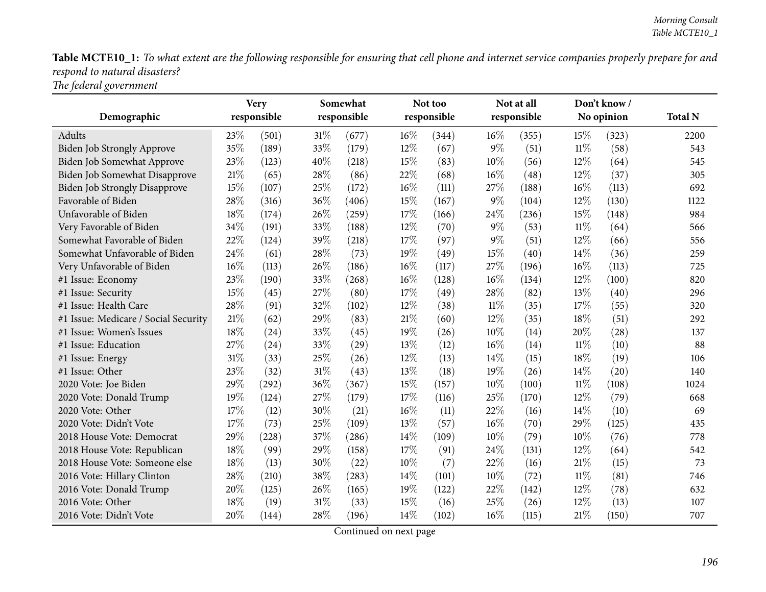**Table MCTE10_1:** *To what extent are the following responsible for ensuring that cell phone and internet service companies properly prepare for and respond to natural disasters?*
*The federal government*

| Demographic | Very responsible | | Somewhat responsible | | Not too responsible | | Not at all responsible | | Don't know / No opinion | | Total N |
|---|---|---|---|---|---|---|---|---|---|---|---|
| Adults | 23% | (501) | 31% | (677) | 16% | (344) | 16% | (355) | 15% | (323) | 2200 |
| Biden Job Strongly Approve | 35% | (189) | 33% | (179) | 12% | (67) | 9% | (51) | 11% | (58) | 543 |
| Biden Job Somewhat Approve | 23% | (123) | 40% | (218) | 15% | (83) | 10% | (56) | 12% | (64) | 545 |
| Biden Job Somewhat Disapprove | 21% | (65) | 28% | (86) | 22% | (68) | 16% | (48) | 12% | (37) | 305 |
| Biden Job Strongly Disapprove | 15% | (107) | 25% | (172) | 16% | (111) | 27% | (188) | 16% | (113) | 692 |
| Favorable of Biden | 28% | (316) | 36% | (406) | 15% | (167) | 9% | (104) | 12% | (130) | 1122 |
| Unfavorable of Biden | 18% | (174) | 26% | (259) | 17% | (166) | 24% | (236) | 15% | (148) | 984 |
| Very Favorable of Biden | 34% | (191) | 33% | (188) | 12% | (70) | 9% | (53) | 11% | (64) | 566 |
| Somewhat Favorable of Biden | 22% | (124) | 39% | (218) | 17% | (97) | 9% | (51) | 12% | (66) | 556 |
| Somewhat Unfavorable of Biden | 24% | (61) | 28% | (73) | 19% | (49) | 15% | (40) | 14% | (36) | 259 |
| Very Unfavorable of Biden | 16% | (113) | 26% | (186) | 16% | (117) | 27% | (196) | 16% | (113) | 725 |
| #1 Issue: Economy | 23% | (190) | 33% | (268) | 16% | (128) | 16% | (134) | 12% | (100) | 820 |
| #1 Issue: Security | 15% | (45) | 27% | (80) | 17% | (49) | 28% | (82) | 13% | (40) | 296 |
| #1 Issue: Health Care | 28% | (91) | 32% | (102) | 12% | (38) | 11% | (35) | 17% | (55) | 320 |
| #1 Issue: Medicare / Social Security | 21% | (62) | 29% | (83) | 21% | (60) | 12% | (35) | 18% | (51) | 292 |
| #1 Issue: Women's Issues | 18% | (24) | 33% | (45) | 19% | (26) | 10% | (14) | 20% | (28) | 137 |
| #1 Issue: Education | 27% | (24) | 33% | (29) | 13% | (12) | 16% | (14) | 11% | (10) | 88 |
| #1 Issue: Energy | 31% | (33) | 25% | (26) | 12% | (13) | 14% | (15) | 18% | (19) | 106 |
| #1 Issue: Other | 23% | (32) | 31% | (43) | 13% | (18) | 19% | (26) | 14% | (20) | 140 |
| 2020 Vote: Joe Biden | 29% | (292) | 36% | (367) | 15% | (157) | 10% | (100) | 11% | (108) | 1024 |
| 2020 Vote: Donald Trump | 19% | (124) | 27% | (179) | 17% | (116) | 25% | (170) | 12% | (79) | 668 |
| 2020 Vote: Other | 17% | (12) | 30% | (21) | 16% | (11) | 22% | (16) | 14% | (10) | 69 |
| 2020 Vote: Didn't Vote | 17% | (73) | 25% | (109) | 13% | (57) | 16% | (70) | 29% | (125) | 435 |
| 2018 House Vote: Democrat | 29% | (228) | 37% | (286) | 14% | (109) | 10% | (79) | 10% | (76) | 778 |
| 2018 House Vote: Republican | 18% | (99) | 29% | (158) | 17% | (91) | 24% | (131) | 12% | (64) | 542 |
| 2018 House Vote: Someone else | 18% | (13) | 30% | (22) | 10% | (7) | 22% | (16) | 21% | (15) | 73 |
| 2016 Vote: Hillary Clinton | 28% | (210) | 38% | (283) | 14% | (101) | 10% | (72) | 11% | (81) | 746 |
| 2016 Vote: Donald Trump | 20% | (125) | 26% | (165) | 19% | (122) | 22% | (142) | 12% | (78) | 632 |
| 2016 Vote: Other | 18% | (19) | 31% | (33) | 15% | (16) | 25% | (26) | 12% | (13) | 107 |
| 2016 Vote: Didn't Vote | 20% | (144) | 28% | (196) | 14% | (102) | 16% | (115) | 21% | (150) | 707 |

Continued on next page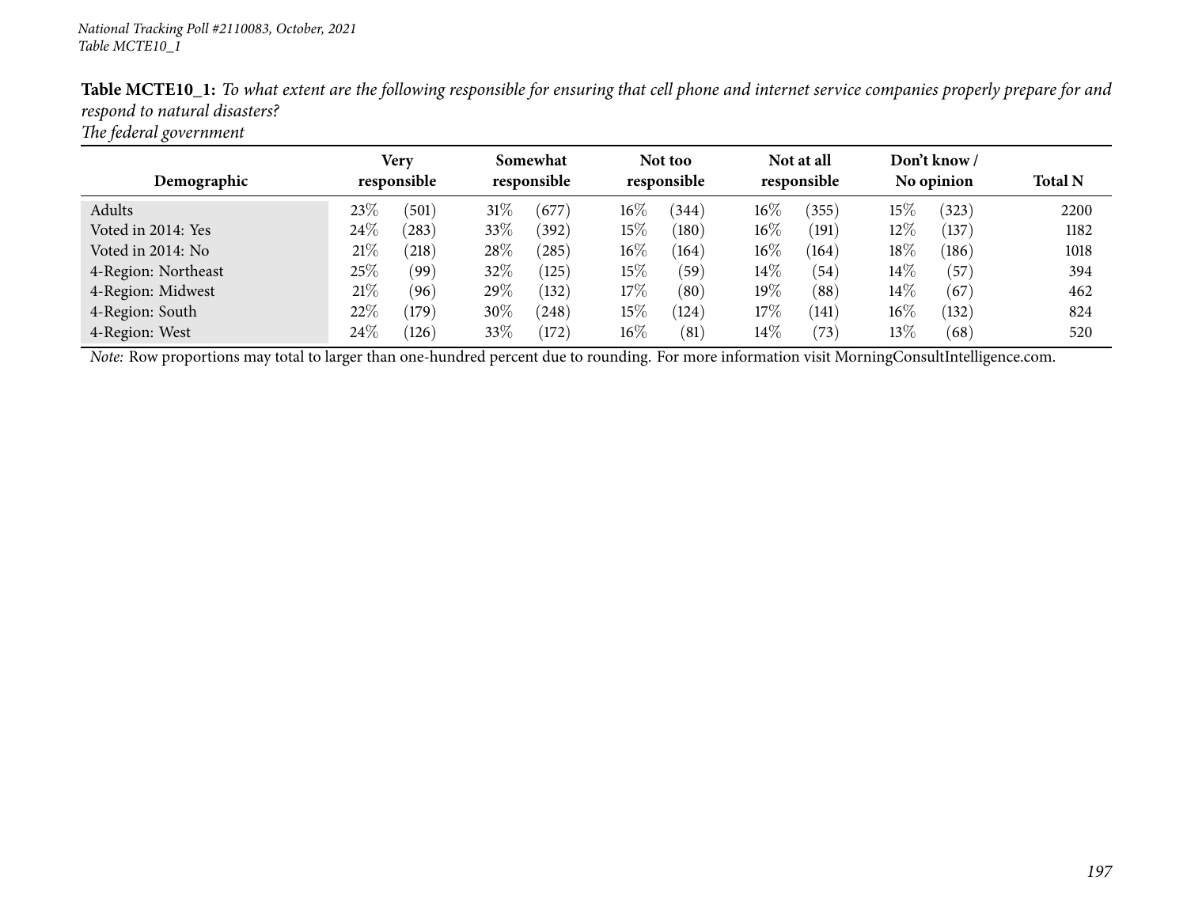National Tracking Poll #2110083, October, 2021
Table MCTE10_1

**Table MCTE10_1:** *To what extent are the following responsible for ensuring that cell phone and internet service companies properly prepare for and respond to natural disasters?*
*The federal government*

| Demographic | Very responsible | | Somewhat responsible | | Not too responsible | | Not at all responsible | | Don't know / No opinion | | Total N |
|---|---|---|---|---|---|---|---|---|---|---|---|
| Adults | 23% | (501) | 31% | (677) | 16% | (344) | 16% | (355) | 15% | (323) | 2200 |
| Voted in 2014: Yes | 24% | (283) | 33% | (392) | 15% | (180) | 16% | (191) | 12% | (137) | 1182 |
| Voted in 2014: No | 21% | (218) | 28% | (285) | 16% | (164) | 16% | (164) | 18% | (186) | 1018 |
| 4-Region: Northeast | 25% | (99) | 32% | (125) | 15% | (59) | 14% | (54) | 14% | (57) | 394 |
| 4-Region: Midwest | 21% | (96) | 29% | (132) | 17% | (80) | 19% | (88) | 14% | (67) | 462 |
| 4-Region: South | 22% | (179) | 30% | (248) | 15% | (124) | 17% | (141) | 16% | (132) | 824 |
| 4-Region: West | 24% | (126) | 33% | (172) | 16% | (81) | 14% | (73) | 13% | (68) | 520 |

*Note:* Row proportions may total to larger than one-hundred percent due to rounding. For more information visit MorningConsultIntelligence.com.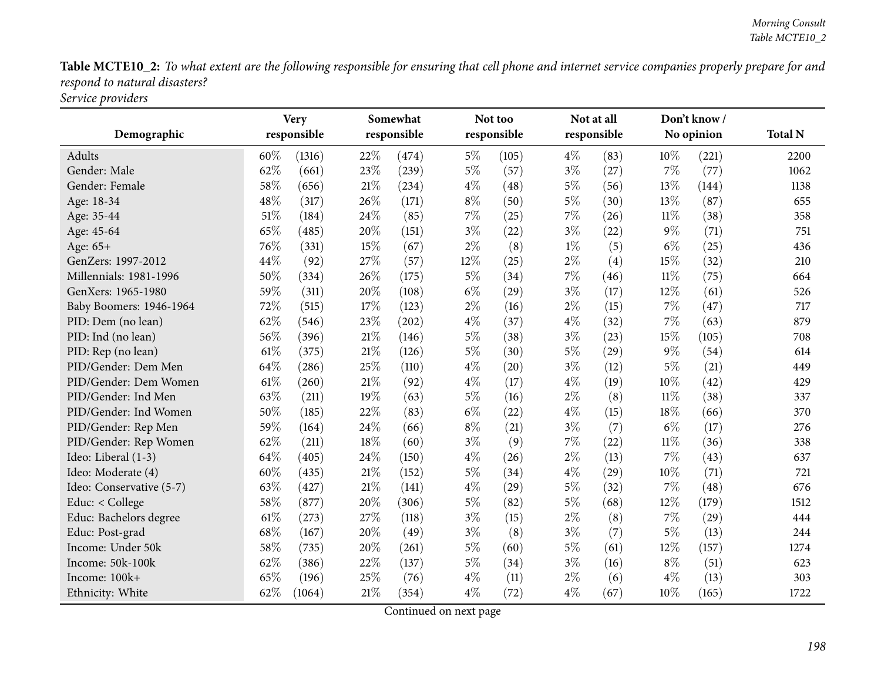**Table MCTE10_2:** *To what extent are the following responsible for ensuring that cell phone and internet service companies properly prepare for and respond to natural disasters?*
*Service providers*

| Demographic | Very responsible | | Somewhat responsible | | Not too responsible | | Not at all responsible | | Don't know / No opinion | | Total N |
|---|---|---|---|---|---|---|---|---|---|---|---|
| Adults | 60% | (1316) | 22% | (474) | 5% | (105) | 4% | (83) | 10% | (221) | 2200 |
| Gender: Male | 62% | (661) | 23% | (239) | 5% | (57) | 3% | (27) | 7% | (77) | 1062 |
| Gender: Female | 58% | (656) | 21% | (234) | 4% | (48) | 5% | (56) | 13% | (144) | 1138 |
| Age: 18-34 | 48% | (317) | 26% | (171) | 8% | (50) | 5% | (30) | 13% | (87) | 655 |
| Age: 35-44 | 51% | (184) | 24% | (85) | 7% | (25) | 7% | (26) | 11% | (38) | 358 |
| Age: 45-64 | 65% | (485) | 20% | (151) | 3% | (22) | 3% | (22) | 9% | (71) | 751 |
| Age: 65+ | 76% | (331) | 15% | (67) | 2% | (8) | 1% | (5) | 6% | (25) | 436 |
| GenZers: 1997-2012 | 44% | (92) | 27% | (57) | 12% | (25) | 2% | (4) | 15% | (32) | 210 |
| Millennials: 1981-1996 | 50% | (334) | 26% | (175) | 5% | (34) | 7% | (46) | 11% | (75) | 664 |
| GenXers: 1965-1980 | 59% | (311) | 20% | (108) | 6% | (29) | 3% | (17) | 12% | (61) | 526 |
| Baby Boomers: 1946-1964 | 72% | (515) | 17% | (123) | 2% | (16) | 2% | (15) | 7% | (47) | 717 |
| PID: Dem (no lean) | 62% | (546) | 23% | (202) | 4% | (37) | 4% | (32) | 7% | (63) | 879 |
| PID: Ind (no lean) | 56% | (396) | 21% | (146) | 5% | (38) | 3% | (23) | 15% | (105) | 708 |
| PID: Rep (no lean) | 61% | (375) | 21% | (126) | 5% | (30) | 5% | (29) | 9% | (54) | 614 |
| PID/Gender: Dem Men | 64% | (286) | 25% | (110) | 4% | (20) | 3% | (12) | 5% | (21) | 449 |
| PID/Gender: Dem Women | 61% | (260) | 21% | (92) | 4% | (17) | 4% | (19) | 10% | (42) | 429 |
| PID/Gender: Ind Men | 63% | (211) | 19% | (63) | 5% | (16) | 2% | (8) | 11% | (38) | 337 |
| PID/Gender: Ind Women | 50% | (185) | 22% | (83) | 6% | (22) | 4% | (15) | 18% | (66) | 370 |
| PID/Gender: Rep Men | 59% | (164) | 24% | (66) | 8% | (21) | 3% | (7) | 6% | (17) | 276 |
| PID/Gender: Rep Women | 62% | (211) | 18% | (60) | 3% | (9) | 7% | (22) | 11% | (36) | 338 |
| Ideo: Liberal (1-3) | 64% | (405) | 24% | (150) | 4% | (26) | 2% | (13) | 7% | (43) | 637 |
| Ideo: Moderate (4) | 60% | (435) | 21% | (152) | 5% | (34) | 4% | (29) | 10% | (71) | 721 |
| Ideo: Conservative (5-7) | 63% | (427) | 21% | (141) | 4% | (29) | 5% | (32) | 7% | (48) | 676 |
| Educ: < College | 58% | (877) | 20% | (306) | 5% | (82) | 5% | (68) | 12% | (179) | 1512 |
| Educ: Bachelors degree | 61% | (273) | 27% | (118) | 3% | (15) | 2% | (8) | 7% | (29) | 444 |
| Educ: Post-grad | 68% | (167) | 20% | (49) | 3% | (8) | 3% | (7) | 5% | (13) | 244 |
| Income: Under 50k | 58% | (735) | 20% | (261) | 5% | (60) | 5% | (61) | 12% | (157) | 1274 |
| Income: 50k-100k | 62% | (386) | 22% | (137) | 5% | (34) | 3% | (16) | 8% | (51) | 623 |
| Income: 100k+ | 65% | (196) | 25% | (76) | 4% | (11) | 2% | (6) | 4% | (13) | 303 |
| Ethnicity: White | 62% | (1064) | 21% | (354) | 4% | (72) | 4% | (67) | 10% | (165) | 1722 |

Continued on next page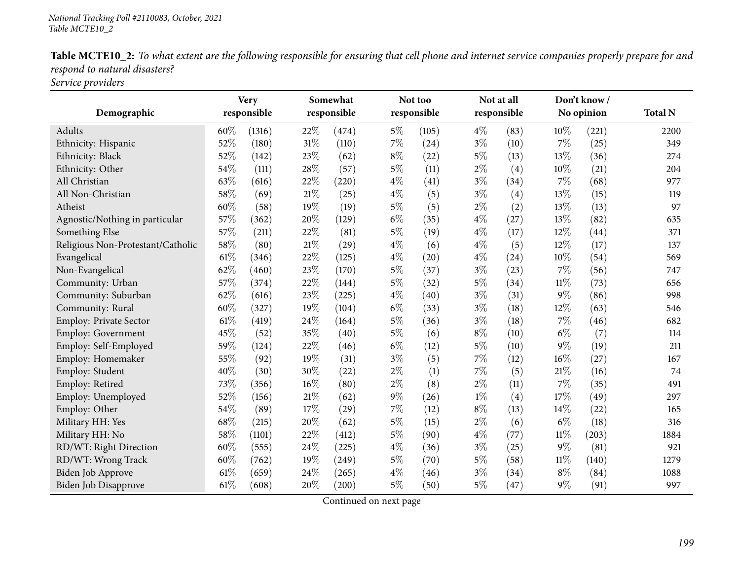**Table MCTE10_2:** *To what extent are the following responsible for ensuring that cell phone and internet service companies properly prepare for and respond to natural disasters?*
*Service providers*

| Demographic | Very responsible | | Somewhat responsible | | Not too responsible | | Not at all responsible | | Don't know / No opinion | | Total N |
|---|---|---|---|---|---|---|---|---|---|---|---|
| Adults | 60% | (1316) | 22% | (474) | 5% | (105) | 4% | (83) | 10% | (221) | 2200 |
| Ethnicity: Hispanic | 52% | (180) | 31% | (110) | 7% | (24) | 3% | (10) | 7% | (25) | 349 |
| Ethnicity: Black | 52% | (142) | 23% | (62) | 8% | (22) | 5% | (13) | 13% | (36) | 274 |
| Ethnicity: Other | 54% | (111) | 28% | (57) | 5% | (11) | 2% | (4) | 10% | (21) | 204 |
| All Christian | 63% | (616) | 22% | (220) | 4% | (41) | 3% | (34) | 7% | (68) | 977 |
| All Non-Christian | 58% | (69) | 21% | (25) | 4% | (5) | 3% | (4) | 13% | (15) | 119 |
| Atheist | 60% | (58) | 19% | (19) | 5% | (5) | 2% | (2) | 13% | (13) | 97 |
| Agnostic/Nothing in particular | 57% | (362) | 20% | (129) | 6% | (35) | 4% | (27) | 13% | (82) | 635 |
| Something Else | 57% | (211) | 22% | (81) | 5% | (19) | 4% | (17) | 12% | (44) | 371 |
| Religious Non-Protestant/Catholic | 58% | (80) | 21% | (29) | 4% | (6) | 4% | (5) | 12% | (17) | 137 |
| Evangelical | 61% | (346) | 22% | (125) | 4% | (20) | 4% | (24) | 10% | (54) | 569 |
| Non-Evangelical | 62% | (460) | 23% | (170) | 5% | (37) | 3% | (23) | 7% | (56) | 747 |
| Community: Urban | 57% | (374) | 22% | (144) | 5% | (32) | 5% | (34) | 11% | (73) | 656 |
| Community: Suburban | 62% | (616) | 23% | (225) | 4% | (40) | 3% | (31) | 9% | (86) | 998 |
| Community: Rural | 60% | (327) | 19% | (104) | 6% | (33) | 3% | (18) | 12% | (63) | 546 |
| Employ: Private Sector | 61% | (419) | 24% | (164) | 5% | (36) | 3% | (18) | 7% | (46) | 682 |
| Employ: Government | 45% | (52) | 35% | (40) | 5% | (6) | 8% | (10) | 6% | (7) | 114 |
| Employ: Self-Employed | 59% | (124) | 22% | (46) | 6% | (12) | 5% | (10) | 9% | (19) | 211 |
| Employ: Homemaker | 55% | (92) | 19% | (31) | 3% | (5) | 7% | (12) | 16% | (27) | 167 |
| Employ: Student | 40% | (30) | 30% | (22) | 2% | (1) | 7% | (5) | 21% | (16) | 74 |
| Employ: Retired | 73% | (356) | 16% | (80) | 2% | (8) | 2% | (11) | 7% | (35) | 491 |
| Employ: Unemployed | 52% | (156) | 21% | (62) | 9% | (26) | 1% | (4) | 17% | (49) | 297 |
| Employ: Other | 54% | (89) | 17% | (29) | 7% | (12) | 8% | (13) | 14% | (22) | 165 |
| Military HH: Yes | 68% | (215) | 20% | (62) | 5% | (15) | 2% | (6) | 6% | (18) | 316 |
| Military HH: No | 58% | (1101) | 22% | (412) | 5% | (90) | 4% | (77) | 11% | (203) | 1884 |
| RD/WT: Right Direction | 60% | (555) | 24% | (225) | 4% | (36) | 3% | (25) | 9% | (81) | 921 |
| RD/WT: Wrong Track | 60% | (762) | 19% | (249) | 5% | (70) | 5% | (58) | 11% | (140) | 1279 |
| Biden Job Approve | 61% | (659) | 24% | (265) | 4% | (46) | 3% | (34) | 8% | (84) | 1088 |
| Biden Job Disapprove | 61% | (608) | 20% | (200) | 5% | (50) | 5% | (47) | 9% | (91) | 997 |

Continued on next page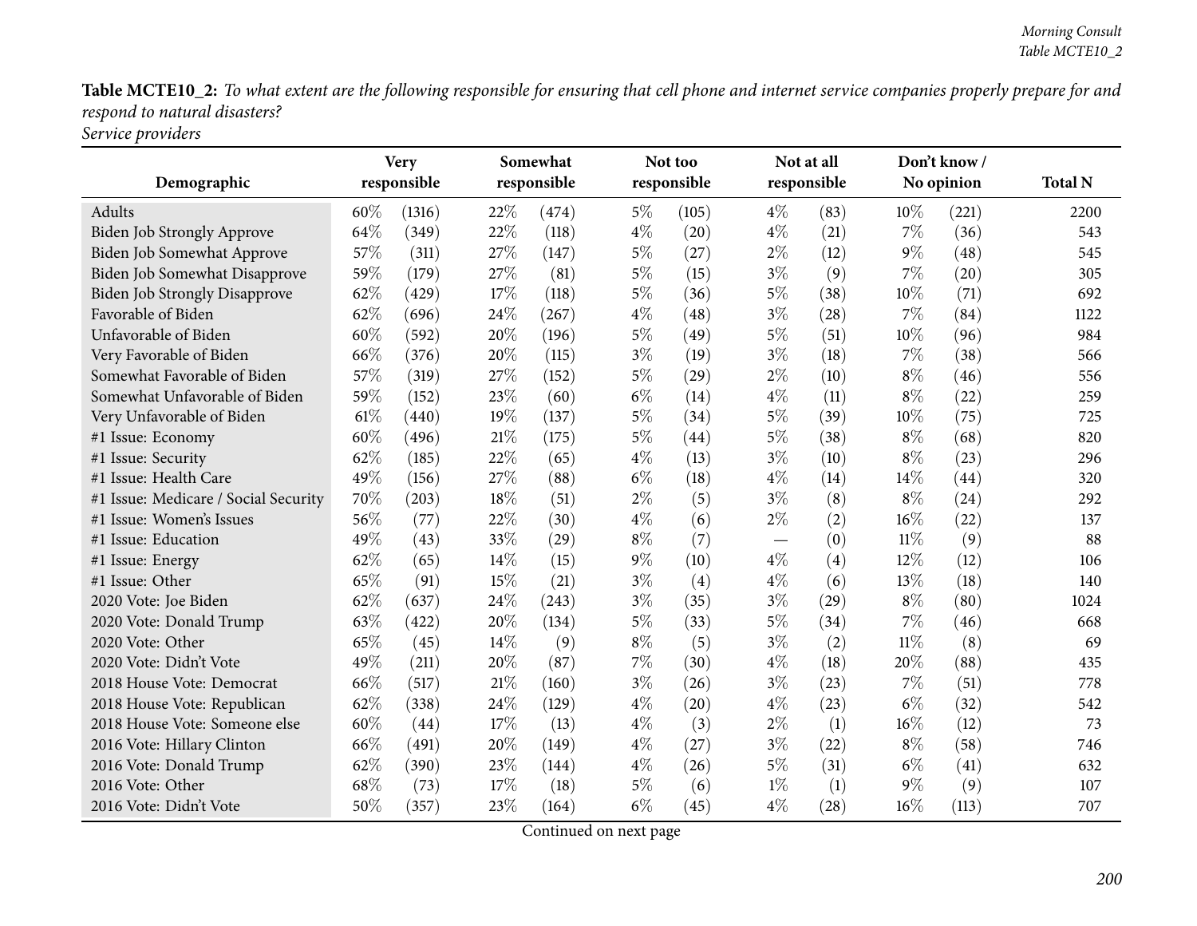**Table MCTE10_2:** *To what extent are the following responsible for ensuring that cell phone and internet service companies properly prepare for and respond to natural disasters?*
*Service providers*

| Demographic | Very responsible | | Somewhat responsible | | Not too responsible | | Not at all responsible | | Don't know / No opinion | | Total N |
|---|---|---|---|---|---|---|---|---|---|---|---|
| Adults | 60% | (1316) | 22% | (474) | 5% | (105) | 4% | (83) | 10% | (221) | 2200 |
| Biden Job Strongly Approve | 64% | (349) | 22% | (118) | 4% | (20) | 4% | (21) | 7% | (36) | 543 |
| Biden Job Somewhat Approve | 57% | (311) | 27% | (147) | 5% | (27) | 2% | (12) | 9% | (48) | 545 |
| Biden Job Somewhat Disapprove | 59% | (179) | 27% | (81) | 5% | (15) | 3% | (9) | 7% | (20) | 305 |
| Biden Job Strongly Disapprove | 62% | (429) | 17% | (118) | 5% | (36) | 5% | (38) | 10% | (71) | 692 |
| Favorable of Biden | 62% | (696) | 24% | (267) | 4% | (48) | 3% | (28) | 7% | (84) | 1122 |
| Unfavorable of Biden | 60% | (592) | 20% | (196) | 5% | (49) | 5% | (51) | 10% | (96) | 984 |
| Very Favorable of Biden | 66% | (376) | 20% | (115) | 3% | (19) | 3% | (18) | 7% | (38) | 566 |
| Somewhat Favorable of Biden | 57% | (319) | 27% | (152) | 5% | (29) | 2% | (10) | 8% | (46) | 556 |
| Somewhat Unfavorable of Biden | 59% | (152) | 23% | (60) | 6% | (14) | 4% | (11) | 8% | (22) | 259 |
| Very Unfavorable of Biden | 61% | (440) | 19% | (137) | 5% | (34) | 5% | (39) | 10% | (75) | 725 |
| #1 Issue: Economy | 60% | (496) | 21% | (175) | 5% | (44) | 5% | (38) | 8% | (68) | 820 |
| #1 Issue: Security | 62% | (185) | 22% | (65) | 4% | (13) | 3% | (10) | 8% | (23) | 296 |
| #1 Issue: Health Care | 49% | (156) | 27% | (88) | 6% | (18) | 4% | (14) | 14% | (44) | 320 |
| #1 Issue: Medicare / Social Security | 70% | (203) | 18% | (51) | 2% | (5) | 3% | (8) | 8% | (24) | 292 |
| #1 Issue: Women's Issues | 56% | (77) | 22% | (30) | 4% | (6) | 2% | (2) | 16% | (22) | 137 |
| #1 Issue: Education | 49% | (43) | 33% | (29) | 8% | (7) | — | (0) | 11% | (9) | 88 |
| #1 Issue: Energy | 62% | (65) | 14% | (15) | 9% | (10) | 4% | (4) | 12% | (12) | 106 |
| #1 Issue: Other | 65% | (91) | 15% | (21) | 3% | (4) | 4% | (6) | 13% | (18) | 140 |
| 2020 Vote: Joe Biden | 62% | (637) | 24% | (243) | 3% | (35) | 3% | (29) | 8% | (80) | 1024 |
| 2020 Vote: Donald Trump | 63% | (422) | 20% | (134) | 5% | (33) | 5% | (34) | 7% | (46) | 668 |
| 2020 Vote: Other | 65% | (45) | 14% | (9) | 8% | (5) | 3% | (2) | 11% | (8) | 69 |
| 2020 Vote: Didn't Vote | 49% | (211) | 20% | (87) | 7% | (30) | 4% | (18) | 20% | (88) | 435 |
| 2018 House Vote: Democrat | 66% | (517) | 21% | (160) | 3% | (26) | 3% | (23) | 7% | (51) | 778 |
| 2018 House Vote: Republican | 62% | (338) | 24% | (129) | 4% | (20) | 4% | (23) | 6% | (32) | 542 |
| 2018 House Vote: Someone else | 60% | (44) | 17% | (13) | 4% | (3) | 2% | (1) | 16% | (12) | 73 |
| 2016 Vote: Hillary Clinton | 66% | (491) | 20% | (149) | 4% | (27) | 3% | (22) | 8% | (58) | 746 |
| 2016 Vote: Donald Trump | 62% | (390) | 23% | (144) | 4% | (26) | 5% | (31) | 6% | (41) | 632 |
| 2016 Vote: Other | 68% | (73) | 17% | (18) | 5% | (6) | 1% | (1) | 9% | (9) | 107 |
| 2016 Vote: Didn't Vote | 50% | (357) | 23% | (164) | 6% | (45) | 4% | (28) | 16% | (113) | 707 |

Continued on next page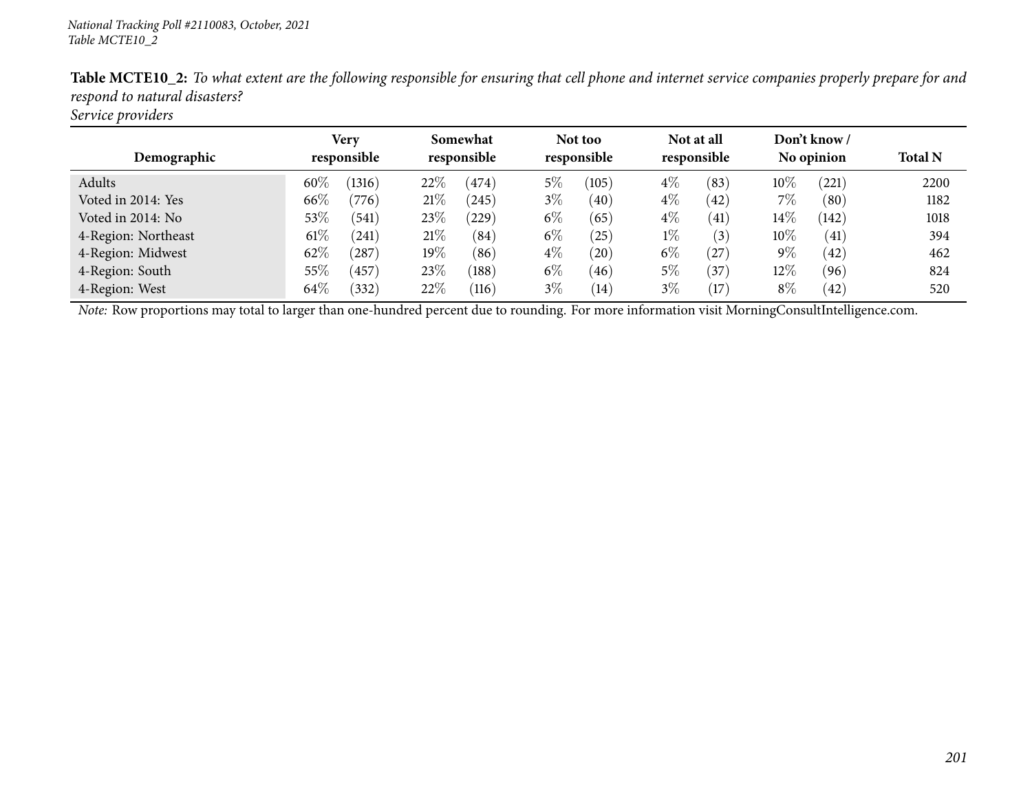*National Tracking Poll #2110083, October, 2021*
*Table MCTE10_2*

**Table MCTE10_2:** *To what extent are the following responsible for ensuring that cell phone and internet service companies properly prepare for and respond to natural disasters?*
*Service providers*

| Demographic | Very responsible | | Somewhat responsible | | Not too responsible | | Not at all responsible | | Don't know / No opinion | | Total N |
|---|---|---|---|---|---|---|---|---|---|---|---|
| Adults | 60% | (1316) | 22% | (474) | 5% | (105) | 4% | (83) | 10% | (221) | 2200 |
| Voted in 2014: Yes | 66% | (776) | 21% | (245) | 3% | (40) | 4% | (42) | 7% | (80) | 1182 |
| Voted in 2014: No | 53% | (541) | 23% | (229) | 6% | (65) | 4% | (41) | 14% | (142) | 1018 |
| 4-Region: Northeast | 61% | (241) | 21% | (84) | 6% | (25) | 1% | (3) | 10% | (41) | 394 |
| 4-Region: Midwest | 62% | (287) | 19% | (86) | 4% | (20) | 6% | (27) | 9% | (42) | 462 |
| 4-Region: South | 55% | (457) | 23% | (188) | 6% | (46) | 5% | (37) | 12% | (96) | 824 |
| 4-Region: West | 64% | (332) | 22% | (116) | 3% | (14) | 3% | (17) | 8% | (42) | 520 |

*Note:* Row proportions may total to larger than one-hundred percent due to rounding. For more information visit MorningConsultIntelligence.com.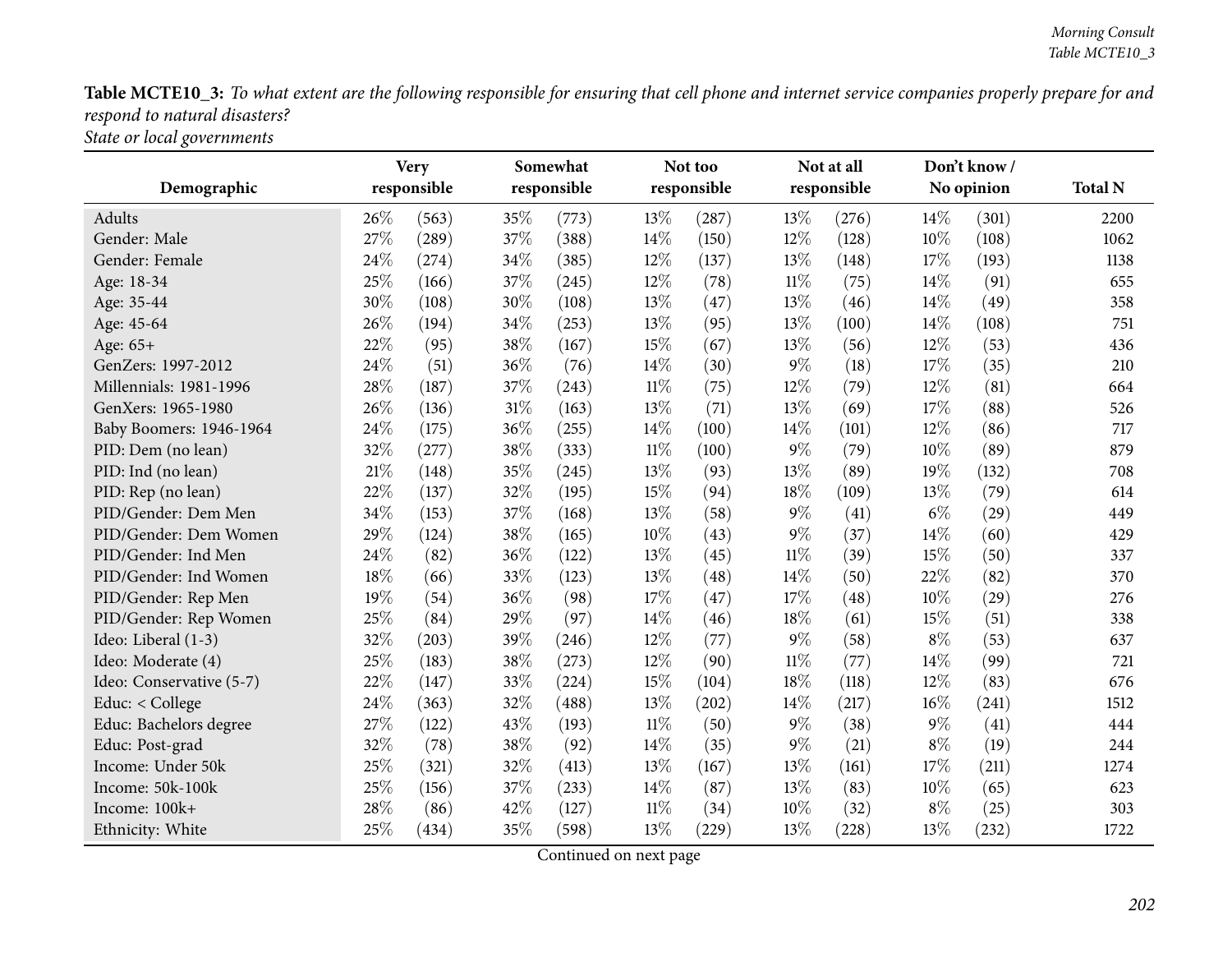**Table MCTE10_3:** *To what extent are the following responsible for ensuring that cell phone and internet service companies properly prepare for and respond to natural disasters?*
*State or local governments*

| Demographic | Very responsible | | Somewhat responsible | | Not too responsible | | Not at all responsible | | Don't know / No opinion | | Total N |
|---|---|---|---|---|---|---|---|---|---|---|---|
| Adults | 26% | (563) | 35% | (773) | 13% | (287) | 13% | (276) | 14% | (301) | 2200 |
| Gender: Male | 27% | (289) | 37% | (388) | 14% | (150) | 12% | (128) | 10% | (108) | 1062 |
| Gender: Female | 24% | (274) | 34% | (385) | 12% | (137) | 13% | (148) | 17% | (193) | 1138 |
| Age: 18-34 | 25% | (166) | 37% | (245) | 12% | (78) | 11% | (75) | 14% | (91) | 655 |
| Age: 35-44 | 30% | (108) | 30% | (108) | 13% | (47) | 13% | (46) | 14% | (49) | 358 |
| Age: 45-64 | 26% | (194) | 34% | (253) | 13% | (95) | 13% | (100) | 14% | (108) | 751 |
| Age: 65+ | 22% | (95) | 38% | (167) | 15% | (67) | 13% | (56) | 12% | (53) | 436 |
| GenZers: 1997-2012 | 24% | (51) | 36% | (76) | 14% | (30) | 9% | (18) | 17% | (35) | 210 |
| Millennials: 1981-1996 | 28% | (187) | 37% | (243) | 11% | (75) | 12% | (79) | 12% | (81) | 664 |
| GenXers: 1965-1980 | 26% | (136) | 31% | (163) | 13% | (71) | 13% | (69) | 17% | (88) | 526 |
| Baby Boomers: 1946-1964 | 24% | (175) | 36% | (255) | 14% | (100) | 14% | (101) | 12% | (86) | 717 |
| PID: Dem (no lean) | 32% | (277) | 38% | (333) | 11% | (100) | 9% | (79) | 10% | (89) | 879 |
| PID: Ind (no lean) | 21% | (148) | 35% | (245) | 13% | (93) | 13% | (89) | 19% | (132) | 708 |
| PID: Rep (no lean) | 22% | (137) | 32% | (195) | 15% | (94) | 18% | (109) | 13% | (79) | 614 |
| PID/Gender: Dem Men | 34% | (153) | 37% | (168) | 13% | (58) | 9% | (41) | 6% | (29) | 449 |
| PID/Gender: Dem Women | 29% | (124) | 38% | (165) | 10% | (43) | 9% | (37) | 14% | (60) | 429 |
| PID/Gender: Ind Men | 24% | (82) | 36% | (122) | 13% | (45) | 11% | (39) | 15% | (50) | 337 |
| PID/Gender: Ind Women | 18% | (66) | 33% | (123) | 13% | (48) | 14% | (50) | 22% | (82) | 370 |
| PID/Gender: Rep Men | 19% | (54) | 36% | (98) | 17% | (47) | 17% | (48) | 10% | (29) | 276 |
| PID/Gender: Rep Women | 25% | (84) | 29% | (97) | 14% | (46) | 18% | (61) | 15% | (51) | 338 |
| Ideo: Liberal (1-3) | 32% | (203) | 39% | (246) | 12% | (77) | 9% | (58) | 8% | (53) | 637 |
| Ideo: Moderate (4) | 25% | (183) | 38% | (273) | 12% | (90) | 11% | (77) | 14% | (99) | 721 |
| Ideo: Conservative (5-7) | 22% | (147) | 33% | (224) | 15% | (104) | 18% | (118) | 12% | (83) | 676 |
| Educ: < College | 24% | (363) | 32% | (488) | 13% | (202) | 14% | (217) | 16% | (241) | 1512 |
| Educ: Bachelors degree | 27% | (122) | 43% | (193) | 11% | (50) | 9% | (38) | 9% | (41) | 444 |
| Educ: Post-grad | 32% | (78) | 38% | (92) | 14% | (35) | 9% | (21) | 8% | (19) | 244 |
| Income: Under 50k | 25% | (321) | 32% | (413) | 13% | (167) | 13% | (161) | 17% | (211) | 1274 |
| Income: 50k-100k | 25% | (156) | 37% | (233) | 14% | (87) | 13% | (83) | 10% | (65) | 623 |
| Income: 100k+ | 28% | (86) | 42% | (127) | 11% | (34) | 10% | (32) | 8% | (25) | 303 |
| Ethnicity: White | 25% | (434) | 35% | (598) | 13% | (229) | 13% | (228) | 13% | (232) | 1722 |

Continued on next page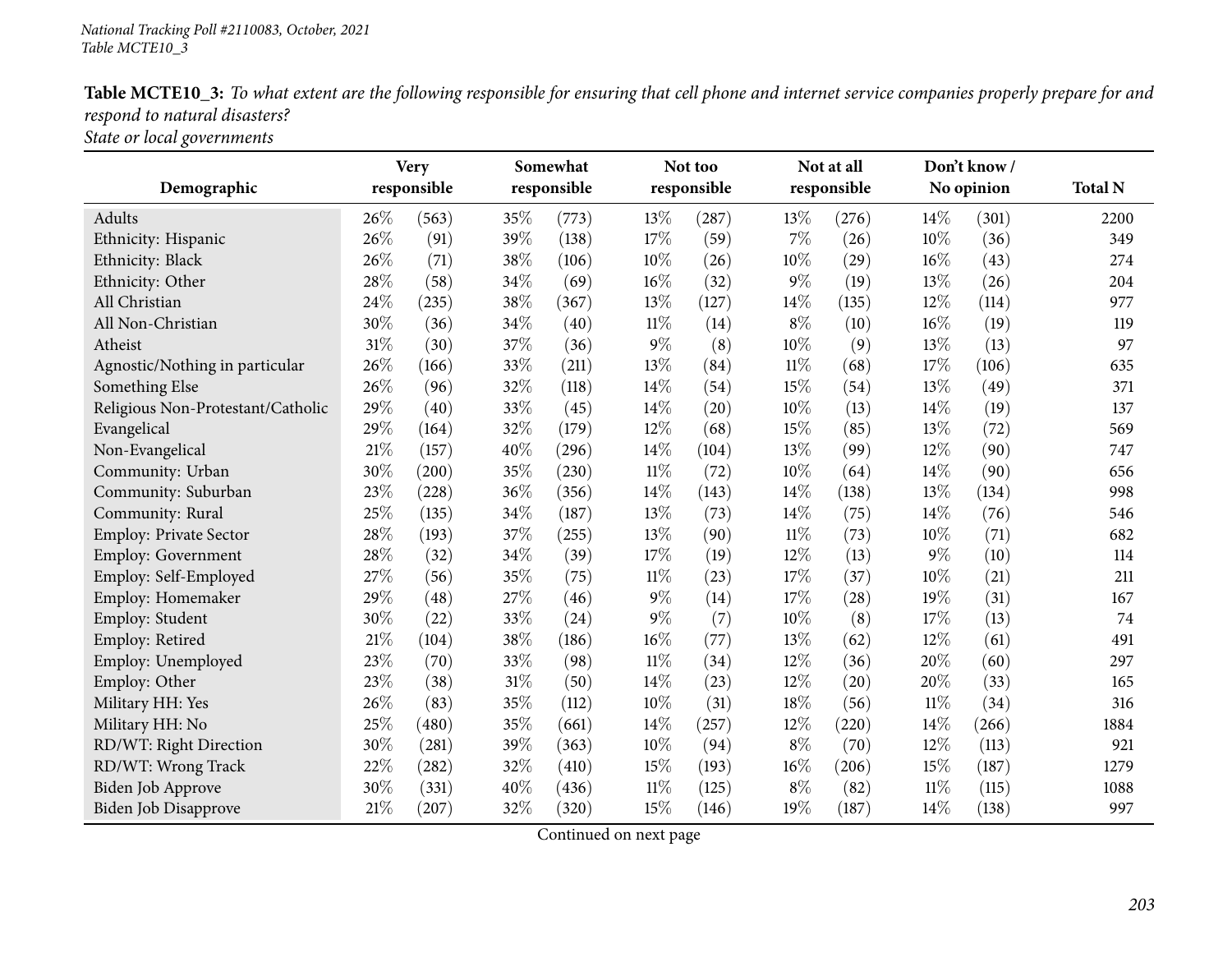**Table MCTE10_3:** *To what extent are the following responsible for ensuring that cell phone and internet service companies properly prepare for and respond to natural disasters?*
*State or local governments*

| Demographic | Very responsible | | Somewhat responsible | | Not too responsible | | Not at all responsible | | Don't know / No opinion | | Total N |
|---|---|---|---|---|---|---|---|---|---|---|---|
| Adults | 26% | (563) | 35% | (773) | 13% | (287) | 13% | (276) | 14% | (301) | 2200 |
| Ethnicity: Hispanic | 26% | (91) | 39% | (138) | 17% | (59) | 7% | (26) | 10% | (36) | 349 |
| Ethnicity: Black | 26% | (71) | 38% | (106) | 10% | (26) | 10% | (29) | 16% | (43) | 274 |
| Ethnicity: Other | 28% | (58) | 34% | (69) | 16% | (32) | 9% | (19) | 13% | (26) | 204 |
| All Christian | 24% | (235) | 38% | (367) | 13% | (127) | 14% | (135) | 12% | (114) | 977 |
| All Non-Christian | 30% | (36) | 34% | (40) | 11% | (14) | 8% | (10) | 16% | (19) | 119 |
| Atheist | 31% | (30) | 37% | (36) | 9% | (8) | 10% | (9) | 13% | (13) | 97 |
| Agnostic/Nothing in particular | 26% | (166) | 33% | (211) | 13% | (84) | 11% | (68) | 17% | (106) | 635 |
| Something Else | 26% | (96) | 32% | (118) | 14% | (54) | 15% | (54) | 13% | (49) | 371 |
| Religious Non-Protestant/Catholic | 29% | (40) | 33% | (45) | 14% | (20) | 10% | (13) | 14% | (19) | 137 |
| Evangelical | 29% | (164) | 32% | (179) | 12% | (68) | 15% | (85) | 13% | (72) | 569 |
| Non-Evangelical | 21% | (157) | 40% | (296) | 14% | (104) | 13% | (99) | 12% | (90) | 747 |
| Community: Urban | 30% | (200) | 35% | (230) | 11% | (72) | 10% | (64) | 14% | (90) | 656 |
| Community: Suburban | 23% | (228) | 36% | (356) | 14% | (143) | 14% | (138) | 13% | (134) | 998 |
| Community: Rural | 25% | (135) | 34% | (187) | 13% | (73) | 14% | (75) | 14% | (76) | 546 |
| Employ: Private Sector | 28% | (193) | 37% | (255) | 13% | (90) | 11% | (73) | 10% | (71) | 682 |
| Employ: Government | 28% | (32) | 34% | (39) | 17% | (19) | 12% | (13) | 9% | (10) | 114 |
| Employ: Self-Employed | 27% | (56) | 35% | (75) | 11% | (23) | 17% | (37) | 10% | (21) | 211 |
| Employ: Homemaker | 29% | (48) | 27% | (46) | 9% | (14) | 17% | (28) | 19% | (31) | 167 |
| Employ: Student | 30% | (22) | 33% | (24) | 9% | (7) | 10% | (8) | 17% | (13) | 74 |
| Employ: Retired | 21% | (104) | 38% | (186) | 16% | (77) | 13% | (62) | 12% | (61) | 491 |
| Employ: Unemployed | 23% | (70) | 33% | (98) | 11% | (34) | 12% | (36) | 20% | (60) | 297 |
| Employ: Other | 23% | (38) | 31% | (50) | 14% | (23) | 12% | (20) | 20% | (33) | 165 |
| Military HH: Yes | 26% | (83) | 35% | (112) | 10% | (31) | 18% | (56) | 11% | (34) | 316 |
| Military HH: No | 25% | (480) | 35% | (661) | 14% | (257) | 12% | (220) | 14% | (266) | 1884 |
| RD/WT: Right Direction | 30% | (281) | 39% | (363) | 10% | (94) | 8% | (70) | 12% | (113) | 921 |
| RD/WT: Wrong Track | 22% | (282) | 32% | (410) | 15% | (193) | 16% | (206) | 15% | (187) | 1279 |
| Biden Job Approve | 30% | (331) | 40% | (436) | 11% | (125) | 8% | (82) | 11% | (115) | 1088 |
| Biden Job Disapprove | 21% | (207) | 32% | (320) | 15% | (146) | 19% | (187) | 14% | (138) | 997 |

Continued on next page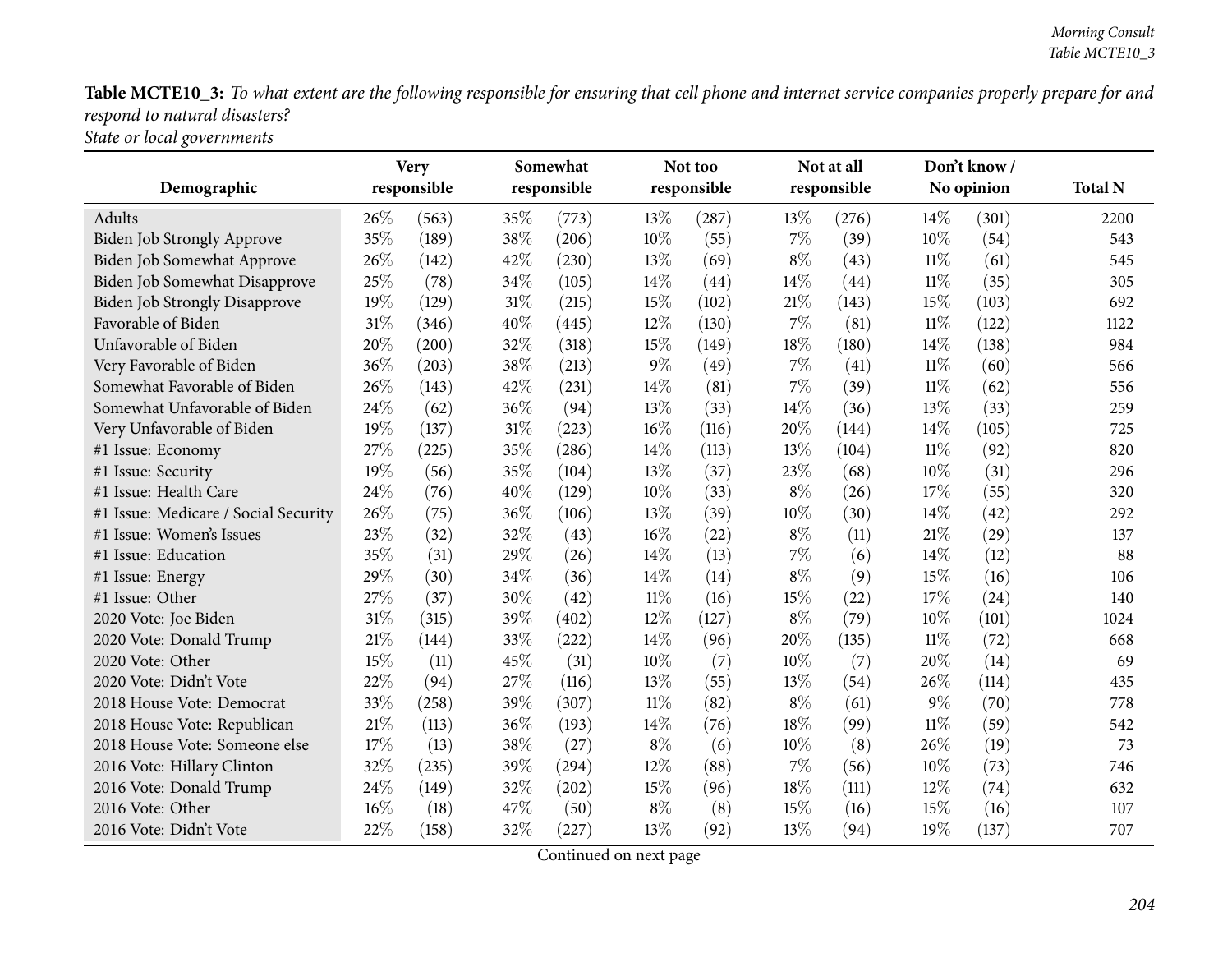**Table MCTE10_3:** *To what extent are the following responsible for ensuring that cell phone and internet service companies properly prepare for and respond to natural disasters?*
*State or local governments*

| Demographic | Very responsible | | Somewhat responsible | | Not too responsible | | Not at all responsible | | Don't know / No opinion | | Total N |
|---|---|---|---|---|---|---|---|---|---|---|---|
| Adults | 26% | (563) | 35% | (773) | 13% | (287) | 13% | (276) | 14% | (301) | 2200 |
| Biden Job Strongly Approve | 35% | (189) | 38% | (206) | 10% | (55) | 7% | (39) | 10% | (54) | 543 |
| Biden Job Somewhat Approve | 26% | (142) | 42% | (230) | 13% | (69) | 8% | (43) | 11% | (61) | 545 |
| Biden Job Somewhat Disapprove | 25% | (78) | 34% | (105) | 14% | (44) | 14% | (44) | 11% | (35) | 305 |
| Biden Job Strongly Disapprove | 19% | (129) | 31% | (215) | 15% | (102) | 21% | (143) | 15% | (103) | 692 |
| Favorable of Biden | 31% | (346) | 40% | (445) | 12% | (130) | 7% | (81) | 11% | (122) | 1122 |
| Unfavorable of Biden | 20% | (200) | 32% | (318) | 15% | (149) | 18% | (180) | 14% | (138) | 984 |
| Very Favorable of Biden | 36% | (203) | 38% | (213) | 9% | (49) | 7% | (41) | 11% | (60) | 566 |
| Somewhat Favorable of Biden | 26% | (143) | 42% | (231) | 14% | (81) | 7% | (39) | 11% | (62) | 556 |
| Somewhat Unfavorable of Biden | 24% | (62) | 36% | (94) | 13% | (33) | 14% | (36) | 13% | (33) | 259 |
| Very Unfavorable of Biden | 19% | (137) | 31% | (223) | 16% | (116) | 20% | (144) | 14% | (105) | 725 |
| #1 Issue: Economy | 27% | (225) | 35% | (286) | 14% | (113) | 13% | (104) | 11% | (92) | 820 |
| #1 Issue: Security | 19% | (56) | 35% | (104) | 13% | (37) | 23% | (68) | 10% | (31) | 296 |
| #1 Issue: Health Care | 24% | (76) | 40% | (129) | 10% | (33) | 8% | (26) | 17% | (55) | 320 |
| #1 Issue: Medicare / Social Security | 26% | (75) | 36% | (106) | 13% | (39) | 10% | (30) | 14% | (42) | 292 |
| #1 Issue: Women's Issues | 23% | (32) | 32% | (43) | 16% | (22) | 8% | (11) | 21% | (29) | 137 |
| #1 Issue: Education | 35% | (31) | 29% | (26) | 14% | (13) | 7% | (6) | 14% | (12) | 88 |
| #1 Issue: Energy | 29% | (30) | 34% | (36) | 14% | (14) | 8% | (9) | 15% | (16) | 106 |
| #1 Issue: Other | 27% | (37) | 30% | (42) | 11% | (16) | 15% | (22) | 17% | (24) | 140 |
| 2020 Vote: Joe Biden | 31% | (315) | 39% | (402) | 12% | (127) | 8% | (79) | 10% | (101) | 1024 |
| 2020 Vote: Donald Trump | 21% | (144) | 33% | (222) | 14% | (96) | 20% | (135) | 11% | (72) | 668 |
| 2020 Vote: Other | 15% | (11) | 45% | (31) | 10% | (7) | 10% | (7) | 20% | (14) | 69 |
| 2020 Vote: Didn't Vote | 22% | (94) | 27% | (116) | 13% | (55) | 13% | (54) | 26% | (114) | 435 |
| 2018 House Vote: Democrat | 33% | (258) | 39% | (307) | 11% | (82) | 8% | (61) | 9% | (70) | 778 |
| 2018 House Vote: Republican | 21% | (113) | 36% | (193) | 14% | (76) | 18% | (99) | 11% | (59) | 542 |
| 2018 House Vote: Someone else | 17% | (13) | 38% | (27) | 8% | (6) | 10% | (8) | 26% | (19) | 73 |
| 2016 Vote: Hillary Clinton | 32% | (235) | 39% | (294) | 12% | (88) | 7% | (56) | 10% | (73) | 746 |
| 2016 Vote: Donald Trump | 24% | (149) | 32% | (202) | 15% | (96) | 18% | (111) | 12% | (74) | 632 |
| 2016 Vote: Other | 16% | (18) | 47% | (50) | 8% | (8) | 15% | (16) | 15% | (16) | 107 |
| 2016 Vote: Didn't Vote | 22% | (158) | 32% | (227) | 13% | (92) | 13% | (94) | 19% | (137) | 707 |

Continued on next page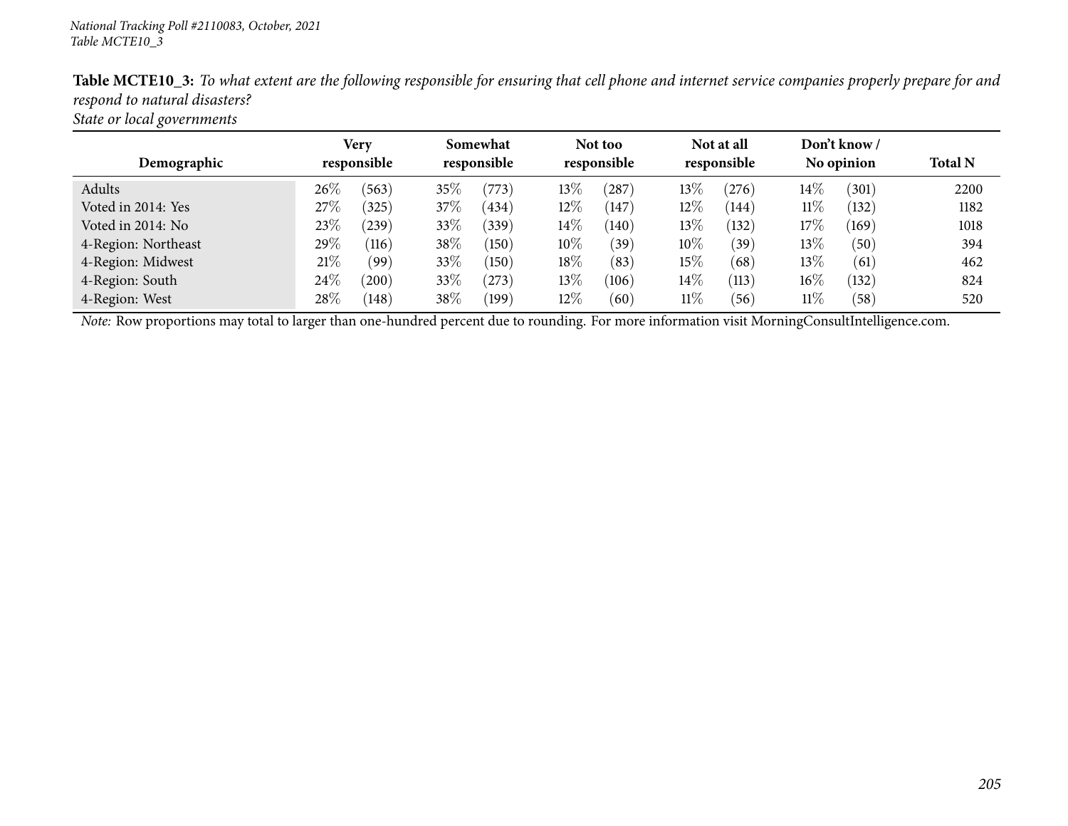**Table MCTE10_3:** *To what extent are the following responsible for ensuring that cell phone and internet service companies properly prepare for and respond to natural disasters?*
*State or local governments*

| Demographic | Very responsible | | Somewhat responsible | | Not too responsible | | Not at all responsible | | Don't know / No opinion | | Total N |
|---|---|---|---|---|---|---|---|---|---|---|---|
| Adults | 26% | (563) | 35% | (773) | 13% | (287) | 13% | (276) | 14% | (301) | 2200 |
| Voted in 2014: Yes | 27% | (325) | 37% | (434) | 12% | (147) | 12% | (144) | 11% | (132) | 1182 |
| Voted in 2014: No | 23% | (239) | 33% | (339) | 14% | (140) | 13% | (132) | 17% | (169) | 1018 |
| 4-Region: Northeast | 29% | (116) | 38% | (150) | 10% | (39) | 10% | (39) | 13% | (50) | 394 |
| 4-Region: Midwest | 21% | (99) | 33% | (150) | 18% | (83) | 15% | (68) | 13% | (61) | 462 |
| 4-Region: South | 24% | (200) | 33% | (273) | 13% | (106) | 14% | (113) | 16% | (132) | 824 |
| 4-Region: West | 28% | (148) | 38% | (199) | 12% | (60) | 11% | (56) | 11% | (58) | 520 |

*Note:* Row proportions may total to larger than one-hundred percent due to rounding. For more information visit MorningConsultIntelligence.com.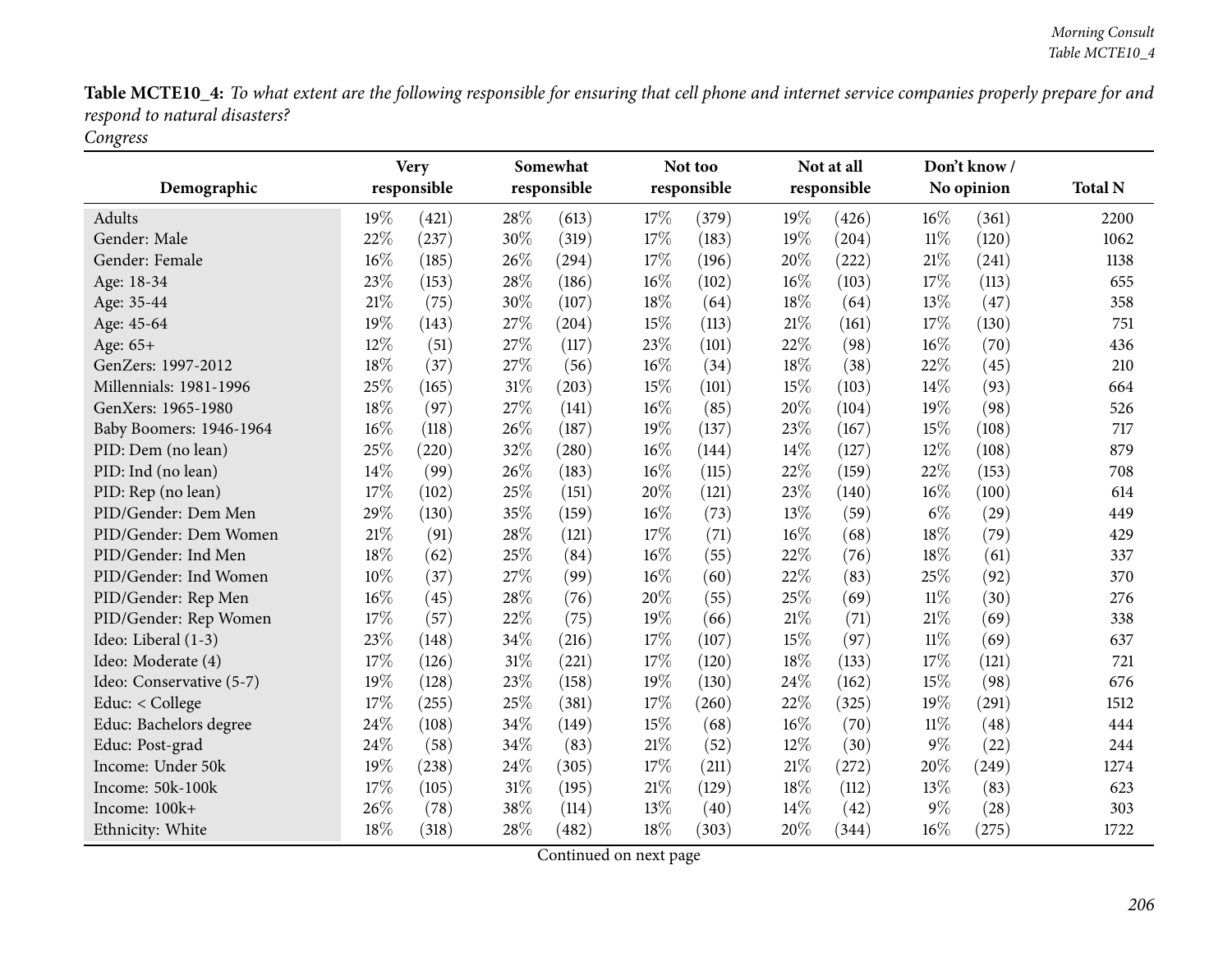**Table MCTE10_4:** *To what extent are the following responsible for ensuring that cell phone and internet service companies properly prepare for and respond to natural disasters?*
*Congress*

| Demographic | Very responsible | | Somewhat responsible | | Not too responsible | | Not at all responsible | | Don't know / No opinion | | Total N |
|---|---|---|---|---|---|---|---|---|---|---|---|
| Adults | 19% | (421) | 28% | (613) | 17% | (379) | 19% | (426) | 16% | (361) | 2200 |
| Gender: Male | 22% | (237) | 30% | (319) | 17% | (183) | 19% | (204) | 11% | (120) | 1062 |
| Gender: Female | 16% | (185) | 26% | (294) | 17% | (196) | 20% | (222) | 21% | (241) | 1138 |
| Age: 18-34 | 23% | (153) | 28% | (186) | 16% | (102) | 16% | (103) | 17% | (113) | 655 |
| Age: 35-44 | 21% | (75) | 30% | (107) | 18% | (64) | 18% | (64) | 13% | (47) | 358 |
| Age: 45-64 | 19% | (143) | 27% | (204) | 15% | (113) | 21% | (161) | 17% | (130) | 751 |
| Age: 65+ | 12% | (51) | 27% | (117) | 23% | (101) | 22% | (98) | 16% | (70) | 436 |
| GenZers: 1997-2012 | 18% | (37) | 27% | (56) | 16% | (34) | 18% | (38) | 22% | (45) | 210 |
| Millennials: 1981-1996 | 25% | (165) | 31% | (203) | 15% | (101) | 15% | (103) | 14% | (93) | 664 |
| GenXers: 1965-1980 | 18% | (97) | 27% | (141) | 16% | (85) | 20% | (104) | 19% | (98) | 526 |
| Baby Boomers: 1946-1964 | 16% | (118) | 26% | (187) | 19% | (137) | 23% | (167) | 15% | (108) | 717 |
| PID: Dem (no lean) | 25% | (220) | 32% | (280) | 16% | (144) | 14% | (127) | 12% | (108) | 879 |
| PID: Ind (no lean) | 14% | (99) | 26% | (183) | 16% | (115) | 22% | (159) | 22% | (153) | 708 |
| PID: Rep (no lean) | 17% | (102) | 25% | (151) | 20% | (121) | 23% | (140) | 16% | (100) | 614 |
| PID/Gender: Dem Men | 29% | (130) | 35% | (159) | 16% | (73) | 13% | (59) | 6% | (29) | 449 |
| PID/Gender: Dem Women | 21% | (91) | 28% | (121) | 17% | (71) | 16% | (68) | 18% | (79) | 429 |
| PID/Gender: Ind Men | 18% | (62) | 25% | (84) | 16% | (55) | 22% | (76) | 18% | (61) | 337 |
| PID/Gender: Ind Women | 10% | (37) | 27% | (99) | 16% | (60) | 22% | (83) | 25% | (92) | 370 |
| PID/Gender: Rep Men | 16% | (45) | 28% | (76) | 20% | (55) | 25% | (69) | 11% | (30) | 276 |
| PID/Gender: Rep Women | 17% | (57) | 22% | (75) | 19% | (66) | 21% | (71) | 21% | (69) | 338 |
| Ideo: Liberal (1-3) | 23% | (148) | 34% | (216) | 17% | (107) | 15% | (97) | 11% | (69) | 637 |
| Ideo: Moderate (4) | 17% | (126) | 31% | (221) | 17% | (120) | 18% | (133) | 17% | (121) | 721 |
| Ideo: Conservative (5-7) | 19% | (128) | 23% | (158) | 19% | (130) | 24% | (162) | 15% | (98) | 676 |
| Educ: < College | 17% | (255) | 25% | (381) | 17% | (260) | 22% | (325) | 19% | (291) | 1512 |
| Educ: Bachelors degree | 24% | (108) | 34% | (149) | 15% | (68) | 16% | (70) | 11% | (48) | 444 |
| Educ: Post-grad | 24% | (58) | 34% | (83) | 21% | (52) | 12% | (30) | 9% | (22) | 244 |
| Income: Under 50k | 19% | (238) | 24% | (305) | 17% | (211) | 21% | (272) | 20% | (249) | 1274 |
| Income: 50k-100k | 17% | (105) | 31% | (195) | 21% | (129) | 18% | (112) | 13% | (83) | 623 |
| Income: 100k+ | 26% | (78) | 38% | (114) | 13% | (40) | 14% | (42) | 9% | (28) | 303 |
| Ethnicity: White | 18% | (318) | 28% | (482) | 18% | (303) | 20% | (344) | 16% | (275) | 1722 |

Continued on next page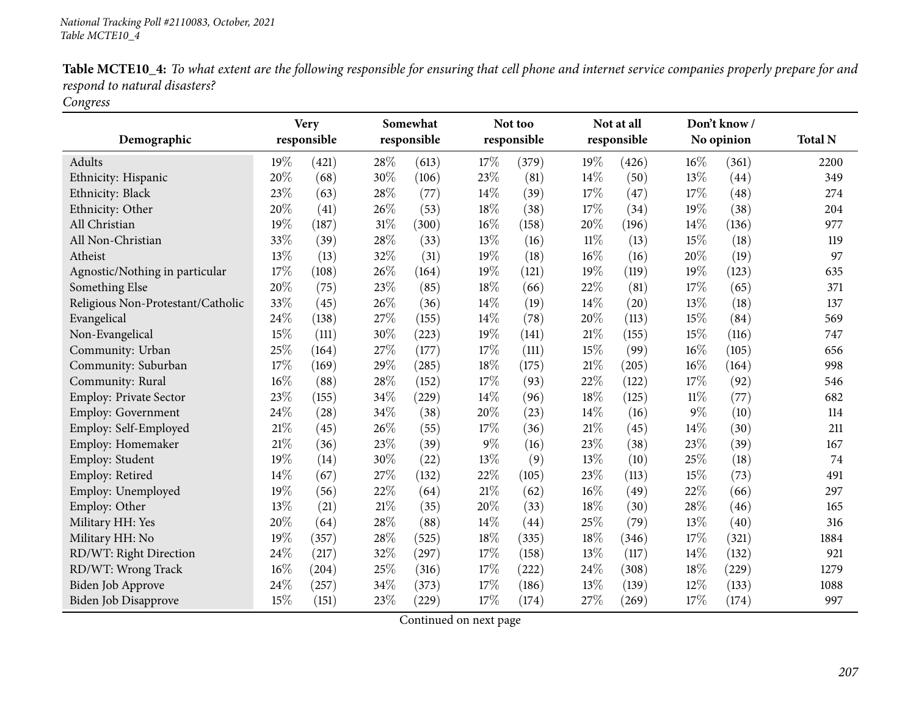*National Tracking Poll #2110083, October, 2021*
*Table MCTE10_4*

**Table MCTE10_4:** *To what extent are the following responsible for ensuring that cell phone and internet service companies properly prepare for and respond to natural disasters?*
*Congress*

| Demographic | Very responsible | | Somewhat responsible | | Not too responsible | | Not at all responsible | | Don't know / No opinion | | Total N |
|---|---|---|---|---|---|---|---|---|---|---|---|
| Adults | 19% | (421) | 28% | (613) | 17% | (379) | 19% | (426) | 16% | (361) | 2200 |
| Ethnicity: Hispanic | 20% | (68) | 30% | (106) | 23% | (81) | 14% | (50) | 13% | (44) | 349 |
| Ethnicity: Black | 23% | (63) | 28% | (77) | 14% | (39) | 17% | (47) | 17% | (48) | 274 |
| Ethnicity: Other | 20% | (41) | 26% | (53) | 18% | (38) | 17% | (34) | 19% | (38) | 204 |
| All Christian | 19% | (187) | 31% | (300) | 16% | (158) | 20% | (196) | 14% | (136) | 977 |
| All Non-Christian | 33% | (39) | 28% | (33) | 13% | (16) | 11% | (13) | 15% | (18) | 119 |
| Atheist | 13% | (13) | 32% | (31) | 19% | (18) | 16% | (16) | 20% | (19) | 97 |
| Agnostic/Nothing in particular | 17% | (108) | 26% | (164) | 19% | (121) | 19% | (119) | 19% | (123) | 635 |
| Something Else | 20% | (75) | 23% | (85) | 18% | (66) | 22% | (81) | 17% | (65) | 371 |
| Religious Non-Protestant/Catholic | 33% | (45) | 26% | (36) | 14% | (19) | 14% | (20) | 13% | (18) | 137 |
| Evangelical | 24% | (138) | 27% | (155) | 14% | (78) | 20% | (113) | 15% | (84) | 569 |
| Non-Evangelical | 15% | (111) | 30% | (223) | 19% | (141) | 21% | (155) | 15% | (116) | 747 |
| Community: Urban | 25% | (164) | 27% | (177) | 17% | (111) | 15% | (99) | 16% | (105) | 656 |
| Community: Suburban | 17% | (169) | 29% | (285) | 18% | (175) | 21% | (205) | 16% | (164) | 998 |
| Community: Rural | 16% | (88) | 28% | (152) | 17% | (93) | 22% | (122) | 17% | (92) | 546 |
| Employ: Private Sector | 23% | (155) | 34% | (229) | 14% | (96) | 18% | (125) | 11% | (77) | 682 |
| Employ: Government | 24% | (28) | 34% | (38) | 20% | (23) | 14% | (16) | 9% | (10) | 114 |
| Employ: Self-Employed | 21% | (45) | 26% | (55) | 17% | (36) | 21% | (45) | 14% | (30) | 211 |
| Employ: Homemaker | 21% | (36) | 23% | (39) | 9% | (16) | 23% | (38) | 23% | (39) | 167 |
| Employ: Student | 19% | (14) | 30% | (22) | 13% | (9) | 13% | (10) | 25% | (18) | 74 |
| Employ: Retired | 14% | (67) | 27% | (132) | 22% | (105) | 23% | (113) | 15% | (73) | 491 |
| Employ: Unemployed | 19% | (56) | 22% | (64) | 21% | (62) | 16% | (49) | 22% | (66) | 297 |
| Employ: Other | 13% | (21) | 21% | (35) | 20% | (33) | 18% | (30) | 28% | (46) | 165 |
| Military HH: Yes | 20% | (64) | 28% | (88) | 14% | (44) | 25% | (79) | 13% | (40) | 316 |
| Military HH: No | 19% | (357) | 28% | (525) | 18% | (335) | 18% | (346) | 17% | (321) | 1884 |
| RD/WT: Right Direction | 24% | (217) | 32% | (297) | 17% | (158) | 13% | (117) | 14% | (132) | 921 |
| RD/WT: Wrong Track | 16% | (204) | 25% | (316) | 17% | (222) | 24% | (308) | 18% | (229) | 1279 |
| Biden Job Approve | 24% | (257) | 34% | (373) | 17% | (186) | 13% | (139) | 12% | (133) | 1088 |
| Biden Job Disapprove | 15% | (151) | 23% | (229) | 17% | (174) | 27% | (269) | 17% | (174) | 997 |

Continued on next page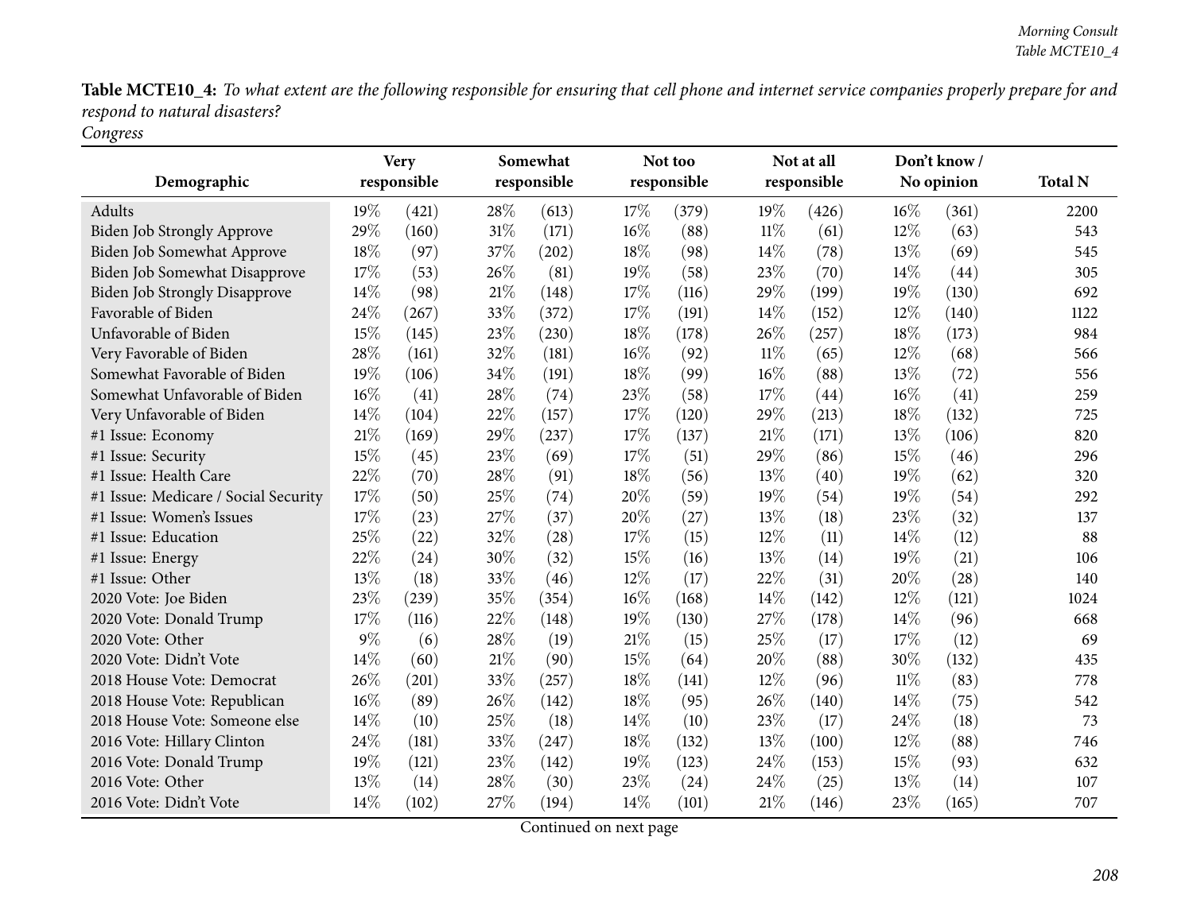**Table MCTE10_4:** *To what extent are the following responsible for ensuring that cell phone and internet service companies properly prepare for and respond to natural disasters?*
*Congress*

| Demographic | Very responsible | | Somewhat responsible | | Not too responsible | | Not at all responsible | | Don't know / No opinion | | Total N |
|---|---|---|---|---|---|---|---|---|---|---|---|
| Adults | 19% | (421) | 28% | (613) | 17% | (379) | 19% | (426) | 16% | (361) | 2200 |
| Biden Job Strongly Approve | 29% | (160) | 31% | (171) | 16% | (88) | 11% | (61) | 12% | (63) | 543 |
| Biden Job Somewhat Approve | 18% | (97) | 37% | (202) | 18% | (98) | 14% | (78) | 13% | (69) | 545 |
| Biden Job Somewhat Disapprove | 17% | (53) | 26% | (81) | 19% | (58) | 23% | (70) | 14% | (44) | 305 |
| Biden Job Strongly Disapprove | 14% | (98) | 21% | (148) | 17% | (116) | 29% | (199) | 19% | (130) | 692 |
| Favorable of Biden | 24% | (267) | 33% | (372) | 17% | (191) | 14% | (152) | 12% | (140) | 1122 |
| Unfavorable of Biden | 15% | (145) | 23% | (230) | 18% | (178) | 26% | (257) | 18% | (173) | 984 |
| Very Favorable of Biden | 28% | (161) | 32% | (181) | 16% | (92) | 11% | (65) | 12% | (68) | 566 |
| Somewhat Favorable of Biden | 19% | (106) | 34% | (191) | 18% | (99) | 16% | (88) | 13% | (72) | 556 |
| Somewhat Unfavorable of Biden | 16% | (41) | 28% | (74) | 23% | (58) | 17% | (44) | 16% | (41) | 259 |
| Very Unfavorable of Biden | 14% | (104) | 22% | (157) | 17% | (120) | 29% | (213) | 18% | (132) | 725 |
| #1 Issue: Economy | 21% | (169) | 29% | (237) | 17% | (137) | 21% | (171) | 13% | (106) | 820 |
| #1 Issue: Security | 15% | (45) | 23% | (69) | 17% | (51) | 29% | (86) | 15% | (46) | 296 |
| #1 Issue: Health Care | 22% | (70) | 28% | (91) | 18% | (56) | 13% | (40) | 19% | (62) | 320 |
| #1 Issue: Medicare / Social Security | 17% | (50) | 25% | (74) | 20% | (59) | 19% | (54) | 19% | (54) | 292 |
| #1 Issue: Women's Issues | 17% | (23) | 27% | (37) | 20% | (27) | 13% | (18) | 23% | (32) | 137 |
| #1 Issue: Education | 25% | (22) | 32% | (28) | 17% | (15) | 12% | (11) | 14% | (12) | 88 |
| #1 Issue: Energy | 22% | (24) | 30% | (32) | 15% | (16) | 13% | (14) | 19% | (21) | 106 |
| #1 Issue: Other | 13% | (18) | 33% | (46) | 12% | (17) | 22% | (31) | 20% | (28) | 140 |
| 2020 Vote: Joe Biden | 23% | (239) | 35% | (354) | 16% | (168) | 14% | (142) | 12% | (121) | 1024 |
| 2020 Vote: Donald Trump | 17% | (116) | 22% | (148) | 19% | (130) | 27% | (178) | 14% | (96) | 668 |
| 2020 Vote: Other | 9% | (6) | 28% | (19) | 21% | (15) | 25% | (17) | 17% | (12) | 69 |
| 2020 Vote: Didn't Vote | 14% | (60) | 21% | (90) | 15% | (64) | 20% | (88) | 30% | (132) | 435 |
| 2018 House Vote: Democrat | 26% | (201) | 33% | (257) | 18% | (141) | 12% | (96) | 11% | (83) | 778 |
| 2018 House Vote: Republican | 16% | (89) | 26% | (142) | 18% | (95) | 26% | (140) | 14% | (75) | 542 |
| 2018 House Vote: Someone else | 14% | (10) | 25% | (18) | 14% | (10) | 23% | (17) | 24% | (18) | 73 |
| 2016 Vote: Hillary Clinton | 24% | (181) | 33% | (247) | 18% | (132) | 13% | (100) | 12% | (88) | 746 |
| 2016 Vote: Donald Trump | 19% | (121) | 23% | (142) | 19% | (123) | 24% | (153) | 15% | (93) | 632 |
| 2016 Vote: Other | 13% | (14) | 28% | (30) | 23% | (24) | 24% | (25) | 13% | (14) | 107 |
| 2016 Vote: Didn't Vote | 14% | (102) | 27% | (194) | 14% | (101) | 21% | (146) | 23% | (165) | 707 |

Continued on next page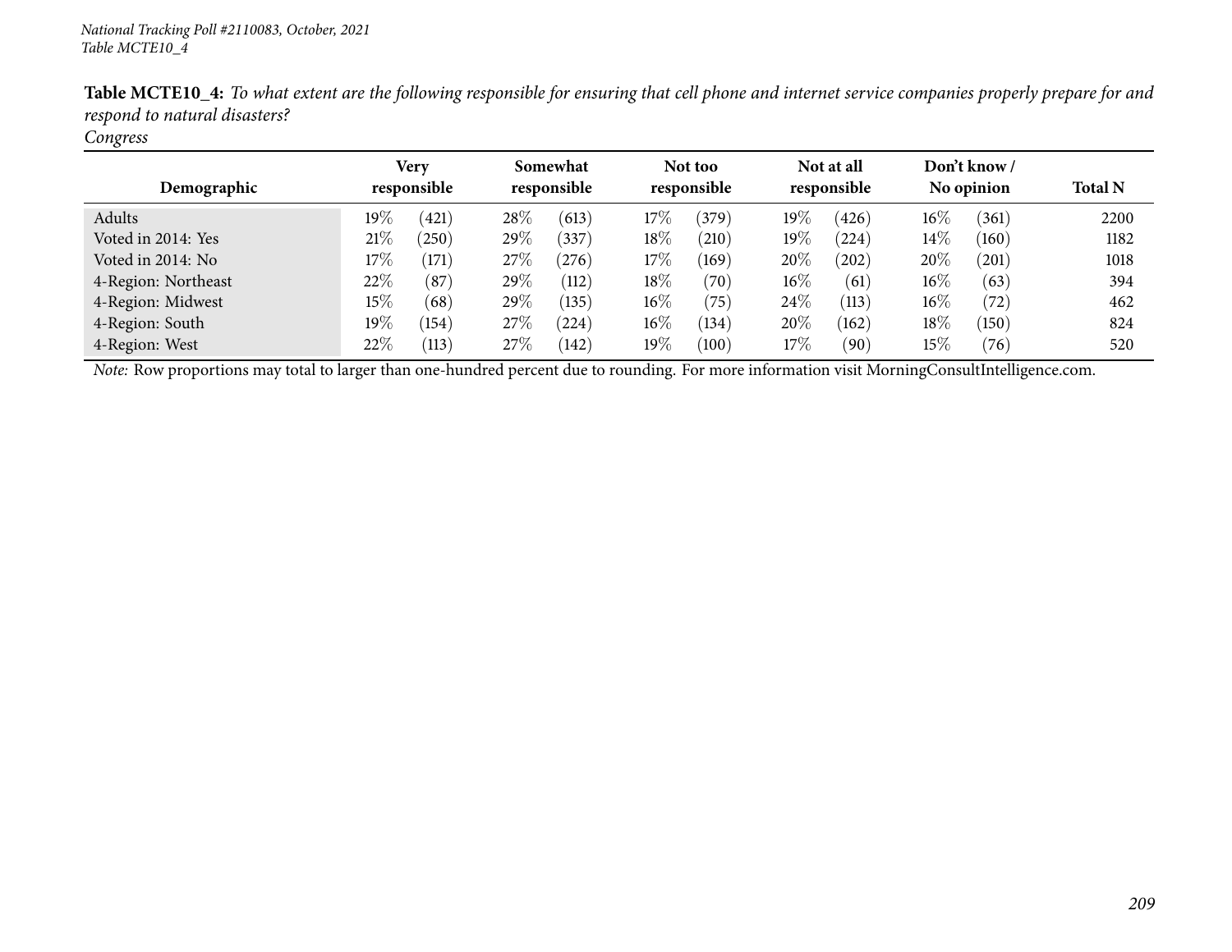**Table MCTE10_4:** *To what extent are the following responsible for ensuring that cell phone and internet service companies properly prepare for and respond to natural disasters?*

*Congress*

| Demographic | Very responsible | | Somewhat responsible | | Not too responsible | | Not at all responsible | | Don't know / No opinion | | Total N |
|---|---|---|---|---|---|---|---|---|---|---|---|
| Adults | 19% | (421) | 28% | (613) | 17% | (379) | 19% | (426) | 16% | (361) | 2200 |
| Voted in 2014: Yes | 21% | (250) | 29% | (337) | 18% | (210) | 19% | (224) | 14% | (160) | 1182 |
| Voted in 2014: No | 17% | (171) | 27% | (276) | 17% | (169) | 20% | (202) | 20% | (201) | 1018 |
| 4-Region: Northeast | 22% | (87) | 29% | (112) | 18% | (70) | 16% | (61) | 16% | (63) | 394 |
| 4-Region: Midwest | 15% | (68) | 29% | (135) | 16% | (75) | 24% | (113) | 16% | (72) | 462 |
| 4-Region: South | 19% | (154) | 27% | (224) | 16% | (134) | 20% | (162) | 18% | (150) | 824 |
| 4-Region: West | 22% | (113) | 27% | (142) | 19% | (100) | 17% | (90) | 15% | (76) | 520 |

*Note:* Row proportions may total to larger than one-hundred percent due to rounding. For more information visit MorningConsultIntelligence.com.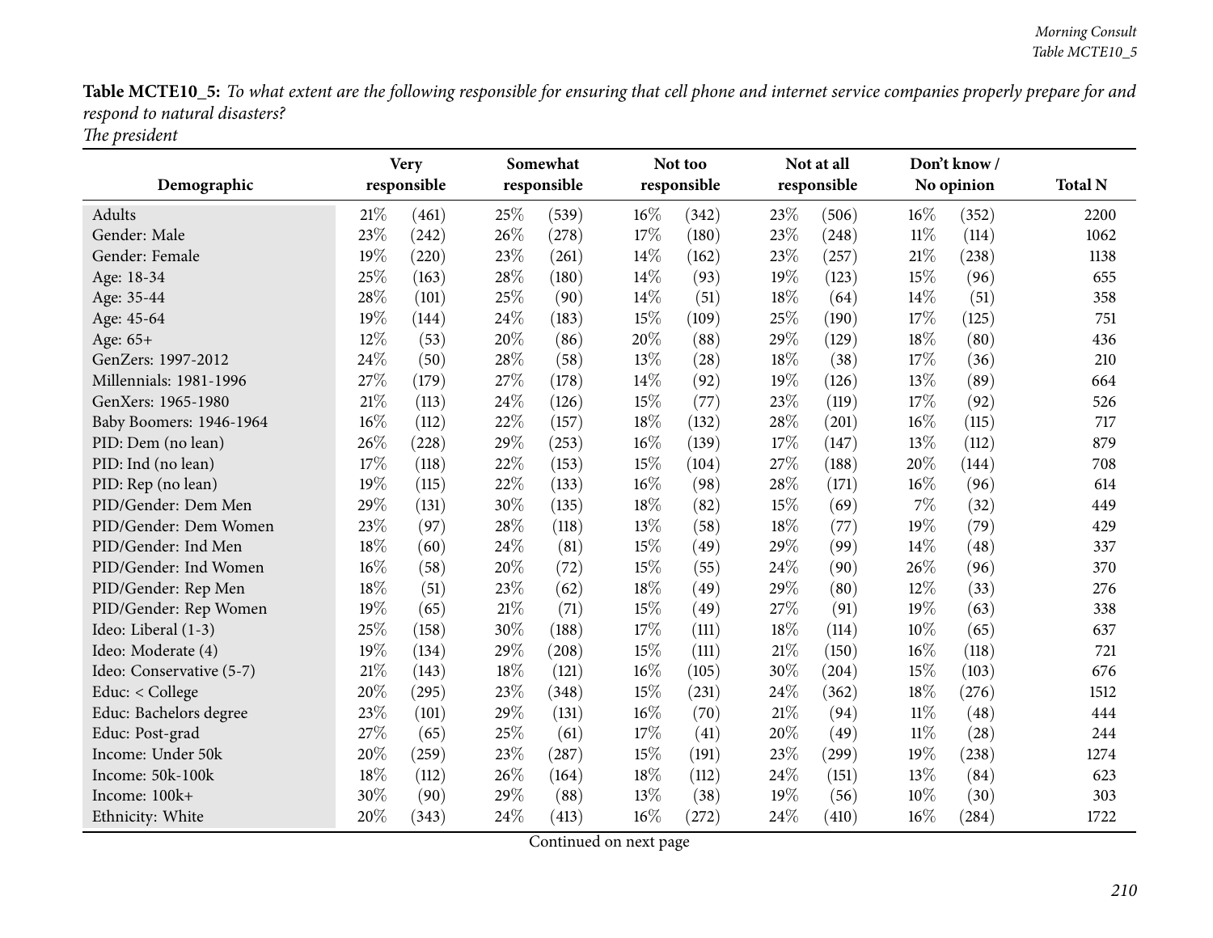**Table MCTE10_5:** *To what extent are the following responsible for ensuring that cell phone and internet service companies properly prepare for and respond to natural disasters?*
*The president*

| Demographic | Very responsible | | Somewhat responsible | | Not too responsible | | Not at all responsible | | Don't know / No opinion | | Total N |
|---|---|---|---|---|---|---|---|---|---|---|---|
| Adults | 21% | (461) | 25% | (539) | 16% | (342) | 23% | (506) | 16% | (352) | 2200 |
| Gender: Male | 23% | (242) | 26% | (278) | 17% | (180) | 23% | (248) | 11% | (114) | 1062 |
| Gender: Female | 19% | (220) | 23% | (261) | 14% | (162) | 23% | (257) | 21% | (238) | 1138 |
| Age: 18-34 | 25% | (163) | 28% | (180) | 14% | (93) | 19% | (123) | 15% | (96) | 655 |
| Age: 35-44 | 28% | (101) | 25% | (90) | 14% | (51) | 18% | (64) | 14% | (51) | 358 |
| Age: 45-64 | 19% | (144) | 24% | (183) | 15% | (109) | 25% | (190) | 17% | (125) | 751 |
| Age: 65+ | 12% | (53) | 20% | (86) | 20% | (88) | 29% | (129) | 18% | (80) | 436 |
| GenZers: 1997-2012 | 24% | (50) | 28% | (58) | 13% | (28) | 18% | (38) | 17% | (36) | 210 |
| Millennials: 1981-1996 | 27% | (179) | 27% | (178) | 14% | (92) | 19% | (126) | 13% | (89) | 664 |
| GenXers: 1965-1980 | 21% | (113) | 24% | (126) | 15% | (77) | 23% | (119) | 17% | (92) | 526 |
| Baby Boomers: 1946-1964 | 16% | (112) | 22% | (157) | 18% | (132) | 28% | (201) | 16% | (115) | 717 |
| PID: Dem (no lean) | 26% | (228) | 29% | (253) | 16% | (139) | 17% | (147) | 13% | (112) | 879 |
| PID: Ind (no lean) | 17% | (118) | 22% | (153) | 15% | (104) | 27% | (188) | 20% | (144) | 708 |
| PID: Rep (no lean) | 19% | (115) | 22% | (133) | 16% | (98) | 28% | (171) | 16% | (96) | 614 |
| PID/Gender: Dem Men | 29% | (131) | 30% | (135) | 18% | (82) | 15% | (69) | 7% | (32) | 449 |
| PID/Gender: Dem Women | 23% | (97) | 28% | (118) | 13% | (58) | 18% | (77) | 19% | (79) | 429 |
| PID/Gender: Ind Men | 18% | (60) | 24% | (81) | 15% | (49) | 29% | (99) | 14% | (48) | 337 |
| PID/Gender: Ind Women | 16% | (58) | 20% | (72) | 15% | (55) | 24% | (90) | 26% | (96) | 370 |
| PID/Gender: Rep Men | 18% | (51) | 23% | (62) | 18% | (49) | 29% | (80) | 12% | (33) | 276 |
| PID/Gender: Rep Women | 19% | (65) | 21% | (71) | 15% | (49) | 27% | (91) | 19% | (63) | 338 |
| Ideo: Liberal (1-3) | 25% | (158) | 30% | (188) | 17% | (111) | 18% | (114) | 10% | (65) | 637 |
| Ideo: Moderate (4) | 19% | (134) | 29% | (208) | 15% | (111) | 21% | (150) | 16% | (118) | 721 |
| Ideo: Conservative (5-7) | 21% | (143) | 18% | (121) | 16% | (105) | 30% | (204) | 15% | (103) | 676 |
| Educ: < College | 20% | (295) | 23% | (348) | 15% | (231) | 24% | (362) | 18% | (276) | 1512 |
| Educ: Bachelors degree | 23% | (101) | 29% | (131) | 16% | (70) | 21% | (94) | 11% | (48) | 444 |
| Educ: Post-grad | 27% | (65) | 25% | (61) | 17% | (41) | 20% | (49) | 11% | (28) | 244 |
| Income: Under 50k | 20% | (259) | 23% | (287) | 15% | (191) | 23% | (299) | 19% | (238) | 1274 |
| Income: 50k-100k | 18% | (112) | 26% | (164) | 18% | (112) | 24% | (151) | 13% | (84) | 623 |
| Income: 100k+ | 30% | (90) | 29% | (88) | 13% | (38) | 19% | (56) | 10% | (30) | 303 |
| Ethnicity: White | 20% | (343) | 24% | (413) | 16% | (272) | 24% | (410) | 16% | (284) | 1722 |

Continued on next page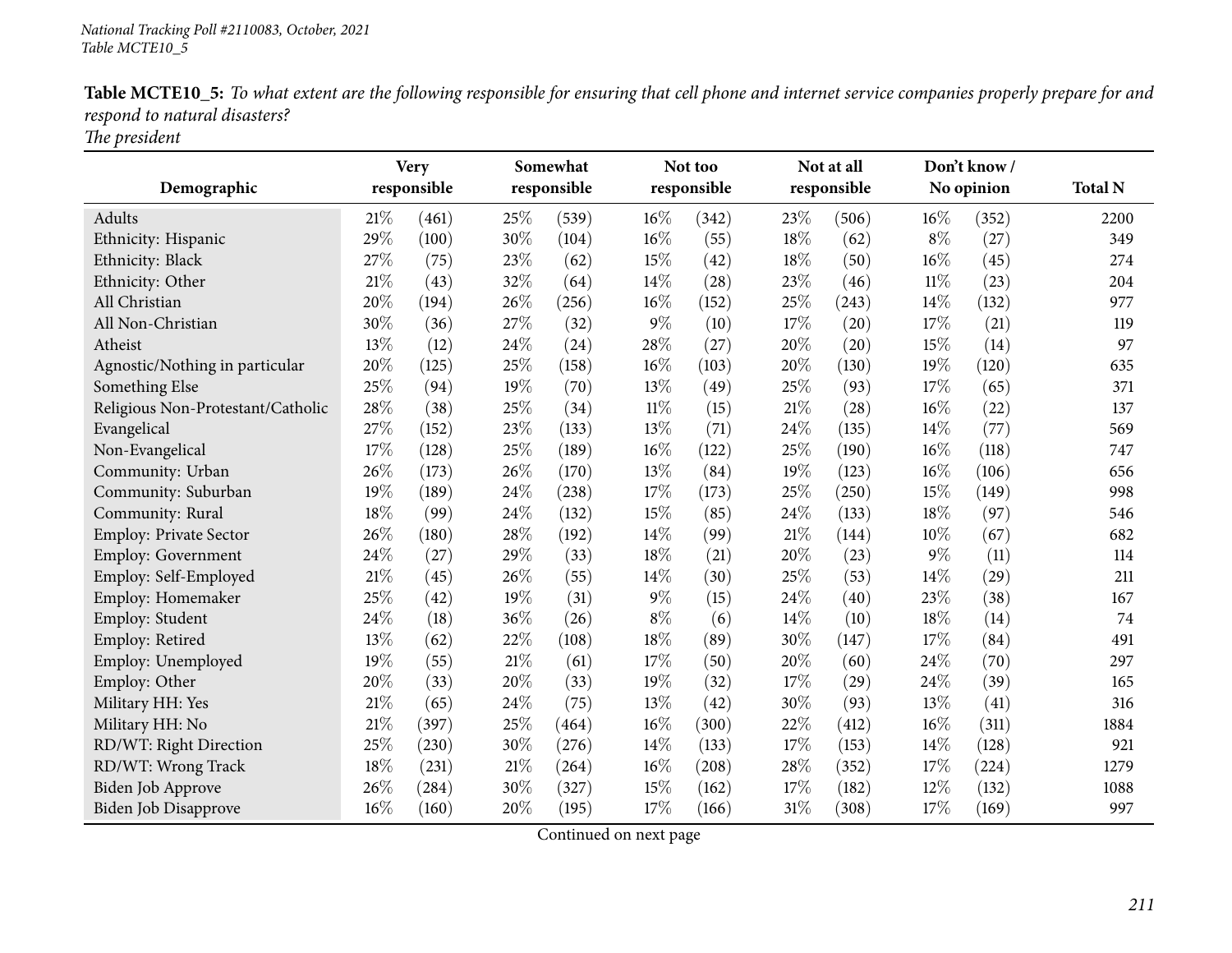*National Tracking Poll #2110083, October, 2021*
*Table MCTE10_5*

**Table MCTE10_5:** *To what extent are the following responsible for ensuring that cell phone and internet service companies properly prepare for and respond to natural disasters?*
*The president*

| Demographic | Very responsible | | Somewhat responsible | | Not too responsible | | Not at all responsible | | Don't know / No opinion | | Total N |
|---|---|---|---|---|---|---|---|---|---|---|---|
| Adults | 21% | (461) | 25% | (539) | 16% | (342) | 23% | (506) | 16% | (352) | 2200 |
| Ethnicity: Hispanic | 29% | (100) | 30% | (104) | 16% | (55) | 18% | (62) | 8% | (27) | 349 |
| Ethnicity: Black | 27% | (75) | 23% | (62) | 15% | (42) | 18% | (50) | 16% | (45) | 274 |
| Ethnicity: Other | 21% | (43) | 32% | (64) | 14% | (28) | 23% | (46) | 11% | (23) | 204 |
| All Christian | 20% | (194) | 26% | (256) | 16% | (152) | 25% | (243) | 14% | (132) | 977 |
| All Non-Christian | 30% | (36) | 27% | (32) | 9% | (10) | 17% | (20) | 17% | (21) | 119 |
| Atheist | 13% | (12) | 24% | (24) | 28% | (27) | 20% | (20) | 15% | (14) | 97 |
| Agnostic/Nothing in particular | 20% | (125) | 25% | (158) | 16% | (103) | 20% | (130) | 19% | (120) | 635 |
| Something Else | 25% | (94) | 19% | (70) | 13% | (49) | 25% | (93) | 17% | (65) | 371 |
| Religious Non-Protestant/Catholic | 28% | (38) | 25% | (34) | 11% | (15) | 21% | (28) | 16% | (22) | 137 |
| Evangelical | 27% | (152) | 23% | (133) | 13% | (71) | 24% | (135) | 14% | (77) | 569 |
| Non-Evangelical | 17% | (128) | 25% | (189) | 16% | (122) | 25% | (190) | 16% | (118) | 747 |
| Community: Urban | 26% | (173) | 26% | (170) | 13% | (84) | 19% | (123) | 16% | (106) | 656 |
| Community: Suburban | 19% | (189) | 24% | (238) | 17% | (173) | 25% | (250) | 15% | (149) | 998 |
| Community: Rural | 18% | (99) | 24% | (132) | 15% | (85) | 24% | (133) | 18% | (97) | 546 |
| Employ: Private Sector | 26% | (180) | 28% | (192) | 14% | (99) | 21% | (144) | 10% | (67) | 682 |
| Employ: Government | 24% | (27) | 29% | (33) | 18% | (21) | 20% | (23) | 9% | (11) | 114 |
| Employ: Self-Employed | 21% | (45) | 26% | (55) | 14% | (30) | 25% | (53) | 14% | (29) | 211 |
| Employ: Homemaker | 25% | (42) | 19% | (31) | 9% | (15) | 24% | (40) | 23% | (38) | 167 |
| Employ: Student | 24% | (18) | 36% | (26) | 8% | (6) | 14% | (10) | 18% | (14) | 74 |
| Employ: Retired | 13% | (62) | 22% | (108) | 18% | (89) | 30% | (147) | 17% | (84) | 491 |
| Employ: Unemployed | 19% | (55) | 21% | (61) | 17% | (50) | 20% | (60) | 24% | (70) | 297 |
| Employ: Other | 20% | (33) | 20% | (33) | 19% | (32) | 17% | (29) | 24% | (39) | 165 |
| Military HH: Yes | 21% | (65) | 24% | (75) | 13% | (42) | 30% | (93) | 13% | (41) | 316 |
| Military HH: No | 21% | (397) | 25% | (464) | 16% | (300) | 22% | (412) | 16% | (311) | 1884 |
| RD/WT: Right Direction | 25% | (230) | 30% | (276) | 14% | (133) | 17% | (153) | 14% | (128) | 921 |
| RD/WT: Wrong Track | 18% | (231) | 21% | (264) | 16% | (208) | 28% | (352) | 17% | (224) | 1279 |
| Biden Job Approve | 26% | (284) | 30% | (327) | 15% | (162) | 17% | (182) | 12% | (132) | 1088 |
| Biden Job Disapprove | 16% | (160) | 20% | (195) | 17% | (166) | 31% | (308) | 17% | (169) | 997 |

Continued on next page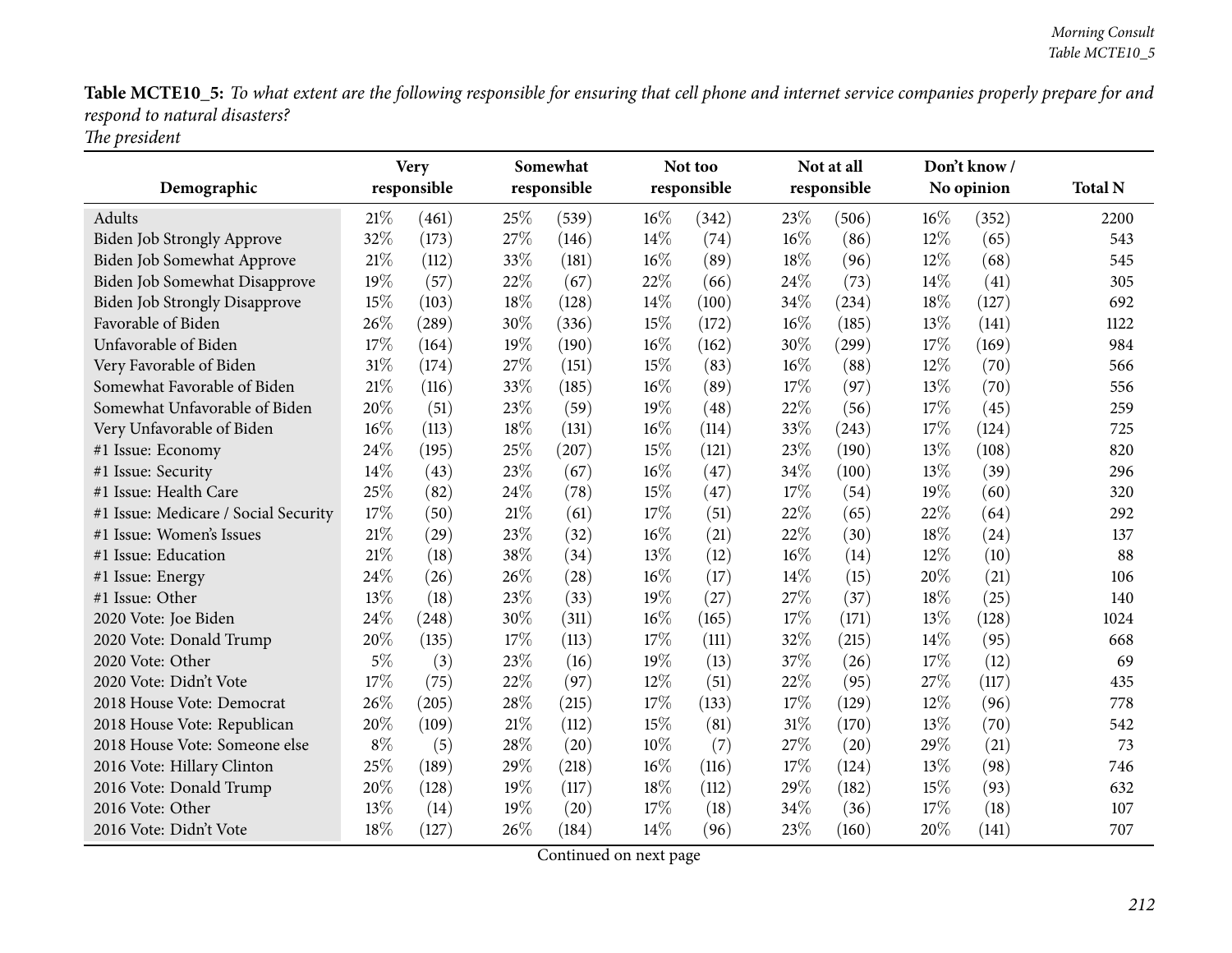**Table MCTE10_5:** *To what extent are the following responsible for ensuring that cell phone and internet service companies properly prepare for and respond to natural disasters?*
*The president*

| Demographic | Very responsible | | Somewhat responsible | | Not too responsible | | Not at all responsible | | Don't know / No opinion | | Total N |
|---|---|---|---|---|---|---|---|---|---|---|---|
| Adults | 21% | (461) | 25% | (539) | 16% | (342) | 23% | (506) | 16% | (352) | 2200 |
| Biden Job Strongly Approve | 32% | (173) | 27% | (146) | 14% | (74) | 16% | (86) | 12% | (65) | 543 |
| Biden Job Somewhat Approve | 21% | (112) | 33% | (181) | 16% | (89) | 18% | (96) | 12% | (68) | 545 |
| Biden Job Somewhat Disapprove | 19% | (57) | 22% | (67) | 22% | (66) | 24% | (73) | 14% | (41) | 305 |
| Biden Job Strongly Disapprove | 15% | (103) | 18% | (128) | 14% | (100) | 34% | (234) | 18% | (127) | 692 |
| Favorable of Biden | 26% | (289) | 30% | (336) | 15% | (172) | 16% | (185) | 13% | (141) | 1122 |
| Unfavorable of Biden | 17% | (164) | 19% | (190) | 16% | (162) | 30% | (299) | 17% | (169) | 984 |
| Very Favorable of Biden | 31% | (174) | 27% | (151) | 15% | (83) | 16% | (88) | 12% | (70) | 566 |
| Somewhat Favorable of Biden | 21% | (116) | 33% | (185) | 16% | (89) | 17% | (97) | 13% | (70) | 556 |
| Somewhat Unfavorable of Biden | 20% | (51) | 23% | (59) | 19% | (48) | 22% | (56) | 17% | (45) | 259 |
| Very Unfavorable of Biden | 16% | (113) | 18% | (131) | 16% | (114) | 33% | (243) | 17% | (124) | 725 |
| #1 Issue: Economy | 24% | (195) | 25% | (207) | 15% | (121) | 23% | (190) | 13% | (108) | 820 |
| #1 Issue: Security | 14% | (43) | 23% | (67) | 16% | (47) | 34% | (100) | 13% | (39) | 296 |
| #1 Issue: Health Care | 25% | (82) | 24% | (78) | 15% | (47) | 17% | (54) | 19% | (60) | 320 |
| #1 Issue: Medicare / Social Security | 17% | (50) | 21% | (61) | 17% | (51) | 22% | (65) | 22% | (64) | 292 |
| #1 Issue: Women's Issues | 21% | (29) | 23% | (32) | 16% | (21) | 22% | (30) | 18% | (24) | 137 |
| #1 Issue: Education | 21% | (18) | 38% | (34) | 13% | (12) | 16% | (14) | 12% | (10) | 88 |
| #1 Issue: Energy | 24% | (26) | 26% | (28) | 16% | (17) | 14% | (15) | 20% | (21) | 106 |
| #1 Issue: Other | 13% | (18) | 23% | (33) | 19% | (27) | 27% | (37) | 18% | (25) | 140 |
| 2020 Vote: Joe Biden | 24% | (248) | 30% | (311) | 16% | (165) | 17% | (171) | 13% | (128) | 1024 |
| 2020 Vote: Donald Trump | 20% | (135) | 17% | (113) | 17% | (111) | 32% | (215) | 14% | (95) | 668 |
| 2020 Vote: Other | 5% | (3) | 23% | (16) | 19% | (13) | 37% | (26) | 17% | (12) | 69 |
| 2020 Vote: Didn't Vote | 17% | (75) | 22% | (97) | 12% | (51) | 22% | (95) | 27% | (117) | 435 |
| 2018 House Vote: Democrat | 26% | (205) | 28% | (215) | 17% | (133) | 17% | (129) | 12% | (96) | 778 |
| 2018 House Vote: Republican | 20% | (109) | 21% | (112) | 15% | (81) | 31% | (170) | 13% | (70) | 542 |
| 2018 House Vote: Someone else | 8% | (5) | 28% | (20) | 10% | (7) | 27% | (20) | 29% | (21) | 73 |
| 2016 Vote: Hillary Clinton | 25% | (189) | 29% | (218) | 16% | (116) | 17% | (124) | 13% | (98) | 746 |
| 2016 Vote: Donald Trump | 20% | (128) | 19% | (117) | 18% | (112) | 29% | (182) | 15% | (93) | 632 |
| 2016 Vote: Other | 13% | (14) | 19% | (20) | 17% | (18) | 34% | (36) | 17% | (18) | 107 |
| 2016 Vote: Didn't Vote | 18% | (127) | 26% | (184) | 14% | (96) | 23% | (160) | 20% | (141) | 707 |

Continued on next page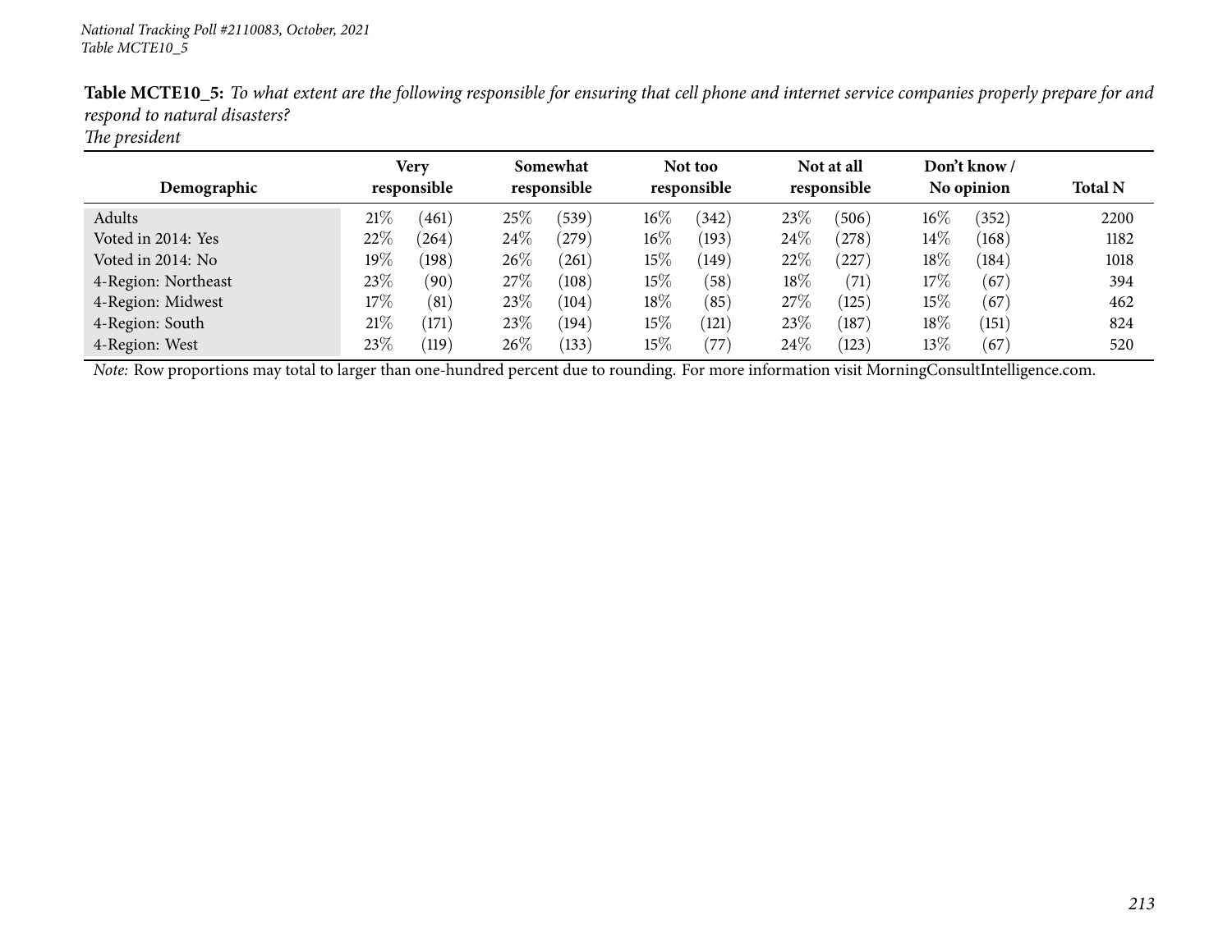*National Tracking Poll #2110083, October, 2021*
*Table MCTE10_5*

**Table MCTE10_5:** *To what extent are the following responsible for ensuring that cell phone and internet service companies properly prepare for and respond to natural disasters?*
*The president*

| Demographic | Very responsible | | Somewhat responsible | | Not too responsible | | Not at all responsible | | Don't know / No opinion | | Total N |
|---|---|---|---|---|---|---|---|---|---|---|---|
| Adults | 21% | (461) | 25% | (539) | 16% | (342) | 23% | (506) | 16% | (352) | 2200 |
| Voted in 2014: Yes | 22% | (264) | 24% | (279) | 16% | (193) | 24% | (278) | 14% | (168) | 1182 |
| Voted in 2014: No | 19% | (198) | 26% | (261) | 15% | (149) | 22% | (227) | 18% | (184) | 1018 |
| 4-Region: Northeast | 23% | (90) | 27% | (108) | 15% | (58) | 18% | (71) | 17% | (67) | 394 |
| 4-Region: Midwest | 17% | (81) | 23% | (104) | 18% | (85) | 27% | (125) | 15% | (67) | 462 |
| 4-Region: South | 21% | (171) | 23% | (194) | 15% | (121) | 23% | (187) | 18% | (151) | 824 |
| 4-Region: West | 23% | (119) | 26% | (133) | 15% | (77) | 24% | (123) | 13% | (67) | 520 |

*Note:* Row proportions may total to larger than one-hundred percent due to rounding. For more information visit MorningConsultIntelligence.com.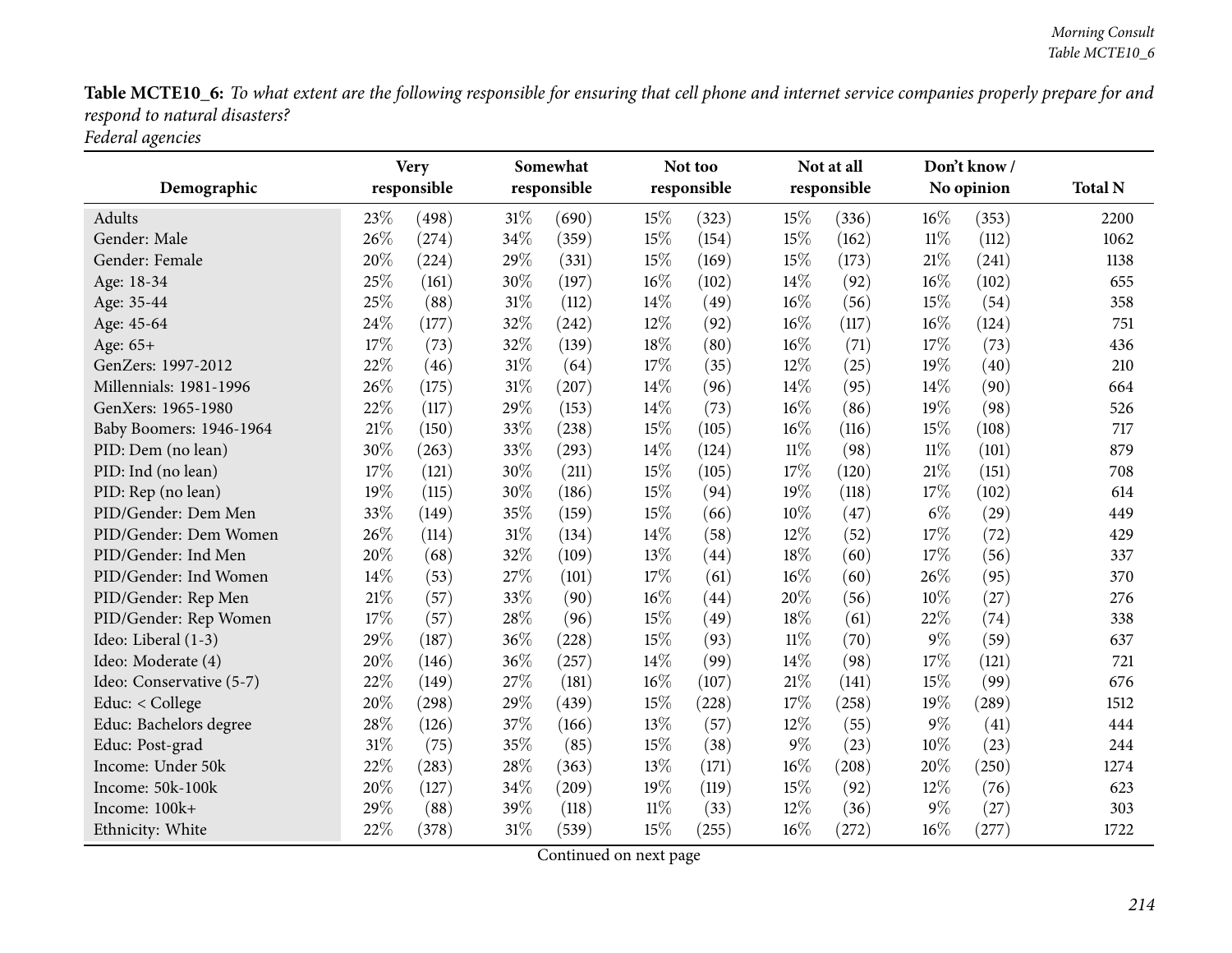**Table MCTE10_6:** *To what extent are the following responsible for ensuring that cell phone and internet service companies properly prepare for and respond to natural disasters?*
*Federal agencies*

| Demographic | Very responsible | | Somewhat responsible | | Not too responsible | | Not at all responsible | | Don't know / No opinion | | Total N |
|---|---|---|---|---|---|---|---|---|---|---|---|
| Adults | 23% | (498) | 31% | (690) | 15% | (323) | 15% | (336) | 16% | (353) | 2200 |
| Gender: Male | 26% | (274) | 34% | (359) | 15% | (154) | 15% | (162) | 11% | (112) | 1062 |
| Gender: Female | 20% | (224) | 29% | (331) | 15% | (169) | 15% | (173) | 21% | (241) | 1138 |
| Age: 18-34 | 25% | (161) | 30% | (197) | 16% | (102) | 14% | (92) | 16% | (102) | 655 |
| Age: 35-44 | 25% | (88) | 31% | (112) | 14% | (49) | 16% | (56) | 15% | (54) | 358 |
| Age: 45-64 | 24% | (177) | 32% | (242) | 12% | (92) | 16% | (117) | 16% | (124) | 751 |
| Age: 65+ | 17% | (73) | 32% | (139) | 18% | (80) | 16% | (71) | 17% | (73) | 436 |
| GenZers: 1997-2012 | 22% | (46) | 31% | (64) | 17% | (35) | 12% | (25) | 19% | (40) | 210 |
| Millennials: 1981-1996 | 26% | (175) | 31% | (207) | 14% | (96) | 14% | (95) | 14% | (90) | 664 |
| GenXers: 1965-1980 | 22% | (117) | 29% | (153) | 14% | (73) | 16% | (86) | 19% | (98) | 526 |
| Baby Boomers: 1946-1964 | 21% | (150) | 33% | (238) | 15% | (105) | 16% | (116) | 15% | (108) | 717 |
| PID: Dem (no lean) | 30% | (263) | 33% | (293) | 14% | (124) | 11% | (98) | 11% | (101) | 879 |
| PID: Ind (no lean) | 17% | (121) | 30% | (211) | 15% | (105) | 17% | (120) | 21% | (151) | 708 |
| PID: Rep (no lean) | 19% | (115) | 30% | (186) | 15% | (94) | 19% | (118) | 17% | (102) | 614 |
| PID/Gender: Dem Men | 33% | (149) | 35% | (159) | 15% | (66) | 10% | (47) | 6% | (29) | 449 |
| PID/Gender: Dem Women | 26% | (114) | 31% | (134) | 14% | (58) | 12% | (52) | 17% | (72) | 429 |
| PID/Gender: Ind Men | 20% | (68) | 32% | (109) | 13% | (44) | 18% | (60) | 17% | (56) | 337 |
| PID/Gender: Ind Women | 14% | (53) | 27% | (101) | 17% | (61) | 16% | (60) | 26% | (95) | 370 |
| PID/Gender: Rep Men | 21% | (57) | 33% | (90) | 16% | (44) | 20% | (56) | 10% | (27) | 276 |
| PID/Gender: Rep Women | 17% | (57) | 28% | (96) | 15% | (49) | 18% | (61) | 22% | (74) | 338 |
| Ideo: Liberal (1-3) | 29% | (187) | 36% | (228) | 15% | (93) | 11% | (70) | 9% | (59) | 637 |
| Ideo: Moderate (4) | 20% | (146) | 36% | (257) | 14% | (99) | 14% | (98) | 17% | (121) | 721 |
| Ideo: Conservative (5-7) | 22% | (149) | 27% | (181) | 16% | (107) | 21% | (141) | 15% | (99) | 676 |
| Educ: < College | 20% | (298) | 29% | (439) | 15% | (228) | 17% | (258) | 19% | (289) | 1512 |
| Educ: Bachelors degree | 28% | (126) | 37% | (166) | 13% | (57) | 12% | (55) | 9% | (41) | 444 |
| Educ: Post-grad | 31% | (75) | 35% | (85) | 15% | (38) | 9% | (23) | 10% | (23) | 244 |
| Income: Under 50k | 22% | (283) | 28% | (363) | 13% | (171) | 16% | (208) | 20% | (250) | 1274 |
| Income: 50k-100k | 20% | (127) | 34% | (209) | 19% | (119) | 15% | (92) | 12% | (76) | 623 |
| Income: 100k+ | 29% | (88) | 39% | (118) | 11% | (33) | 12% | (36) | 9% | (27) | 303 |
| Ethnicity: White | 22% | (378) | 31% | (539) | 15% | (255) | 16% | (272) | 16% | (277) | 1722 |

Continued on next page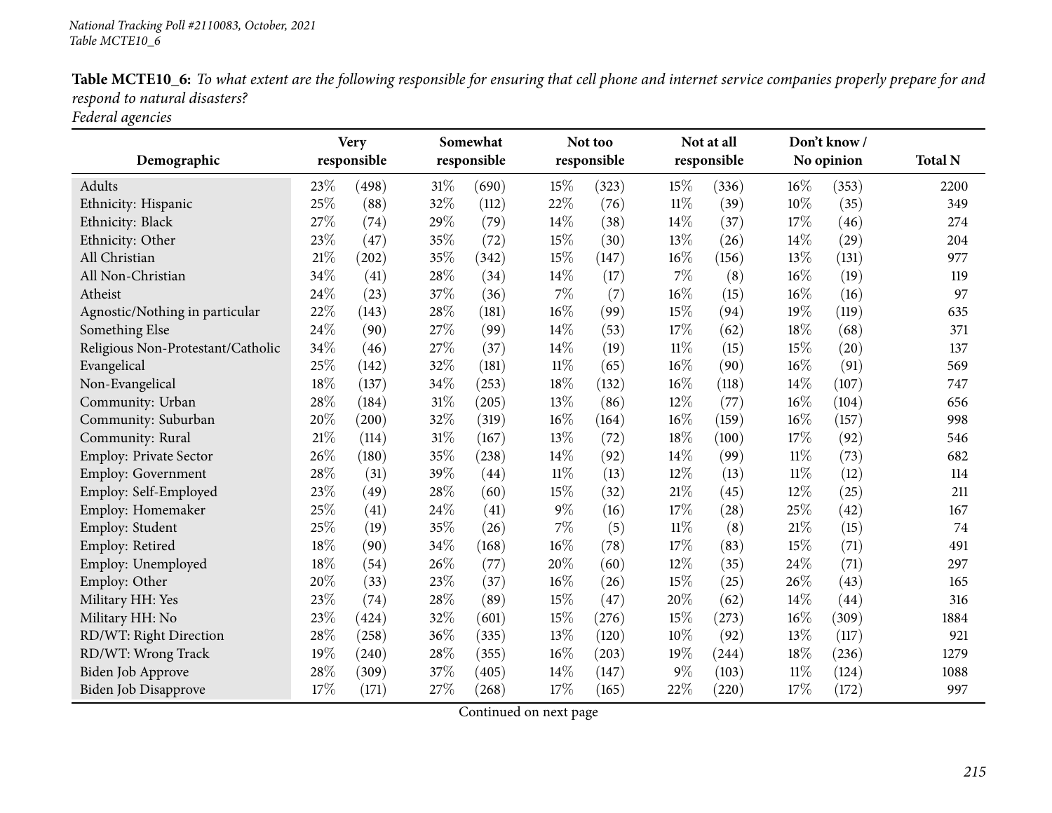**Table MCTE10_6:** *To what extent are the following responsible for ensuring that cell phone and internet service companies properly prepare for and respond to natural disasters?*
*Federal agencies*

| Demographic | Very responsible | | Somewhat responsible | | Not too responsible | | Not at all responsible | | Don't know / No opinion | | Total N |
|---|---|---|---|---|---|---|---|---|---|---|---|
| Adults | 23% | (498) | 31% | (690) | 15% | (323) | 15% | (336) | 16% | (353) | 2200 |
| Ethnicity: Hispanic | 25% | (88) | 32% | (112) | 22% | (76) | 11% | (39) | 10% | (35) | 349 |
| Ethnicity: Black | 27% | (74) | 29% | (79) | 14% | (38) | 14% | (37) | 17% | (46) | 274 |
| Ethnicity: Other | 23% | (47) | 35% | (72) | 15% | (30) | 13% | (26) | 14% | (29) | 204 |
| All Christian | 21% | (202) | 35% | (342) | 15% | (147) | 16% | (156) | 13% | (131) | 977 |
| All Non-Christian | 34% | (41) | 28% | (34) | 14% | (17) | 7% | (8) | 16% | (19) | 119 |
| Atheist | 24% | (23) | 37% | (36) | 7% | (7) | 16% | (15) | 16% | (16) | 97 |
| Agnostic/Nothing in particular | 22% | (143) | 28% | (181) | 16% | (99) | 15% | (94) | 19% | (119) | 635 |
| Something Else | 24% | (90) | 27% | (99) | 14% | (53) | 17% | (62) | 18% | (68) | 371 |
| Religious Non-Protestant/Catholic | 34% | (46) | 27% | (37) | 14% | (19) | 11% | (15) | 15% | (20) | 137 |
| Evangelical | 25% | (142) | 32% | (181) | 11% | (65) | 16% | (90) | 16% | (91) | 569 |
| Non-Evangelical | 18% | (137) | 34% | (253) | 18% | (132) | 16% | (118) | 14% | (107) | 747 |
| Community: Urban | 28% | (184) | 31% | (205) | 13% | (86) | 12% | (77) | 16% | (104) | 656 |
| Community: Suburban | 20% | (200) | 32% | (319) | 16% | (164) | 16% | (159) | 16% | (157) | 998 |
| Community: Rural | 21% | (114) | 31% | (167) | 13% | (72) | 18% | (100) | 17% | (92) | 546 |
| Employ: Private Sector | 26% | (180) | 35% | (238) | 14% | (92) | 14% | (99) | 11% | (73) | 682 |
| Employ: Government | 28% | (31) | 39% | (44) | 11% | (13) | 12% | (13) | 11% | (12) | 114 |
| Employ: Self-Employed | 23% | (49) | 28% | (60) | 15% | (32) | 21% | (45) | 12% | (25) | 211 |
| Employ: Homemaker | 25% | (41) | 24% | (41) | 9% | (16) | 17% | (28) | 25% | (42) | 167 |
| Employ: Student | 25% | (19) | 35% | (26) | 7% | (5) | 11% | (8) | 21% | (15) | 74 |
| Employ: Retired | 18% | (90) | 34% | (168) | 16% | (78) | 17% | (83) | 15% | (71) | 491 |
| Employ: Unemployed | 18% | (54) | 26% | (77) | 20% | (60) | 12% | (35) | 24% | (71) | 297 |
| Employ: Other | 20% | (33) | 23% | (37) | 16% | (26) | 15% | (25) | 26% | (43) | 165 |
| Military HH: Yes | 23% | (74) | 28% | (89) | 15% | (47) | 20% | (62) | 14% | (44) | 316 |
| Military HH: No | 23% | (424) | 32% | (601) | 15% | (276) | 15% | (273) | 16% | (309) | 1884 |
| RD/WT: Right Direction | 28% | (258) | 36% | (335) | 13% | (120) | 10% | (92) | 13% | (117) | 921 |
| RD/WT: Wrong Track | 19% | (240) | 28% | (355) | 16% | (203) | 19% | (244) | 18% | (236) | 1279 |
| Biden Job Approve | 28% | (309) | 37% | (405) | 14% | (147) | 9% | (103) | 11% | (124) | 1088 |
| Biden Job Disapprove | 17% | (171) | 27% | (268) | 17% | (165) | 22% | (220) | 17% | (172) | 997 |

Continued on next page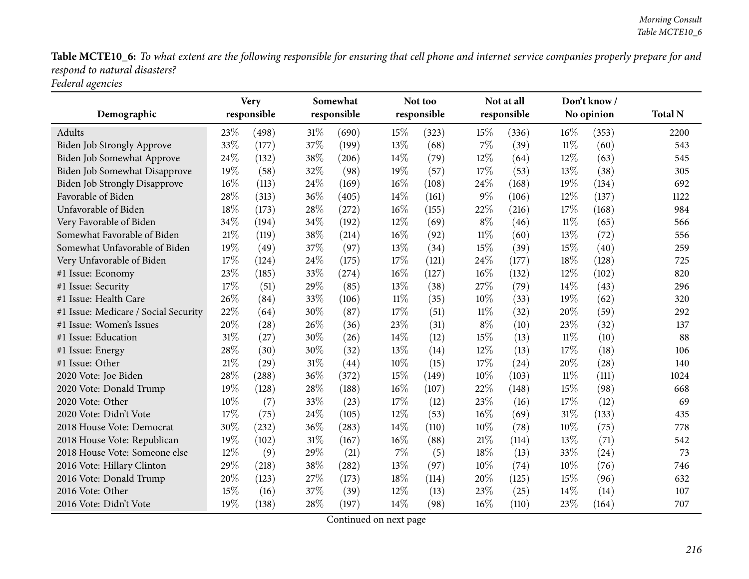**Table MCTE10_6:** *To what extent are the following responsible for ensuring that cell phone and internet service companies properly prepare for and respond to natural disasters?*
*Federal agencies*

| Demographic | Very responsible | | Somewhat responsible | | Not too responsible | | Not at all responsible | | Don't know / No opinion | | Total N |
|---|---|---|---|---|---|---|---|---|---|---|---|
| Adults | 23% | (498) | 31% | (690) | 15% | (323) | 15% | (336) | 16% | (353) | 2200 |
| Biden Job Strongly Approve | 33% | (177) | 37% | (199) | 13% | (68) | 7% | (39) | 11% | (60) | 543 |
| Biden Job Somewhat Approve | 24% | (132) | 38% | (206) | 14% | (79) | 12% | (64) | 12% | (63) | 545 |
| Biden Job Somewhat Disapprove | 19% | (58) | 32% | (98) | 19% | (57) | 17% | (53) | 13% | (38) | 305 |
| Biden Job Strongly Disapprove | 16% | (113) | 24% | (169) | 16% | (108) | 24% | (168) | 19% | (134) | 692 |
| Favorable of Biden | 28% | (313) | 36% | (405) | 14% | (161) | 9% | (106) | 12% | (137) | 1122 |
| Unfavorable of Biden | 18% | (173) | 28% | (272) | 16% | (155) | 22% | (216) | 17% | (168) | 984 |
| Very Favorable of Biden | 34% | (194) | 34% | (192) | 12% | (69) | 8% | (46) | 11% | (65) | 566 |
| Somewhat Favorable of Biden | 21% | (119) | 38% | (214) | 16% | (92) | 11% | (60) | 13% | (72) | 556 |
| Somewhat Unfavorable of Biden | 19% | (49) | 37% | (97) | 13% | (34) | 15% | (39) | 15% | (40) | 259 |
| Very Unfavorable of Biden | 17% | (124) | 24% | (175) | 17% | (121) | 24% | (177) | 18% | (128) | 725 |
| #1 Issue: Economy | 23% | (185) | 33% | (274) | 16% | (127) | 16% | (132) | 12% | (102) | 820 |
| #1 Issue: Security | 17% | (51) | 29% | (85) | 13% | (38) | 27% | (79) | 14% | (43) | 296 |
| #1 Issue: Health Care | 26% | (84) | 33% | (106) | 11% | (35) | 10% | (33) | 19% | (62) | 320 |
| #1 Issue: Medicare / Social Security | 22% | (64) | 30% | (87) | 17% | (51) | 11% | (32) | 20% | (59) | 292 |
| #1 Issue: Women's Issues | 20% | (28) | 26% | (36) | 23% | (31) | 8% | (10) | 23% | (32) | 137 |
| #1 Issue: Education | 31% | (27) | 30% | (26) | 14% | (12) | 15% | (13) | 11% | (10) | 88 |
| #1 Issue: Energy | 28% | (30) | 30% | (32) | 13% | (14) | 12% | (13) | 17% | (18) | 106 |
| #1 Issue: Other | 21% | (29) | 31% | (44) | 10% | (15) | 17% | (24) | 20% | (28) | 140 |
| 2020 Vote: Joe Biden | 28% | (288) | 36% | (372) | 15% | (149) | 10% | (103) | 11% | (111) | 1024 |
| 2020 Vote: Donald Trump | 19% | (128) | 28% | (188) | 16% | (107) | 22% | (148) | 15% | (98) | 668 |
| 2020 Vote: Other | 10% | (7) | 33% | (23) | 17% | (12) | 23% | (16) | 17% | (12) | 69 |
| 2020 Vote: Didn't Vote | 17% | (75) | 24% | (105) | 12% | (53) | 16% | (69) | 31% | (133) | 435 |
| 2018 House Vote: Democrat | 30% | (232) | 36% | (283) | 14% | (110) | 10% | (78) | 10% | (75) | 778 |
| 2018 House Vote: Republican | 19% | (102) | 31% | (167) | 16% | (88) | 21% | (114) | 13% | (71) | 542 |
| 2018 House Vote: Someone else | 12% | (9) | 29% | (21) | 7% | (5) | 18% | (13) | 33% | (24) | 73 |
| 2016 Vote: Hillary Clinton | 29% | (218) | 38% | (282) | 13% | (97) | 10% | (74) | 10% | (76) | 746 |
| 2016 Vote: Donald Trump | 20% | (123) | 27% | (173) | 18% | (114) | 20% | (125) | 15% | (96) | 632 |
| 2016 Vote: Other | 15% | (16) | 37% | (39) | 12% | (13) | 23% | (25) | 14% | (14) | 107 |
| 2016 Vote: Didn't Vote | 19% | (138) | 28% | (197) | 14% | (98) | 16% | (110) | 23% | (164) | 707 |

Continued on next page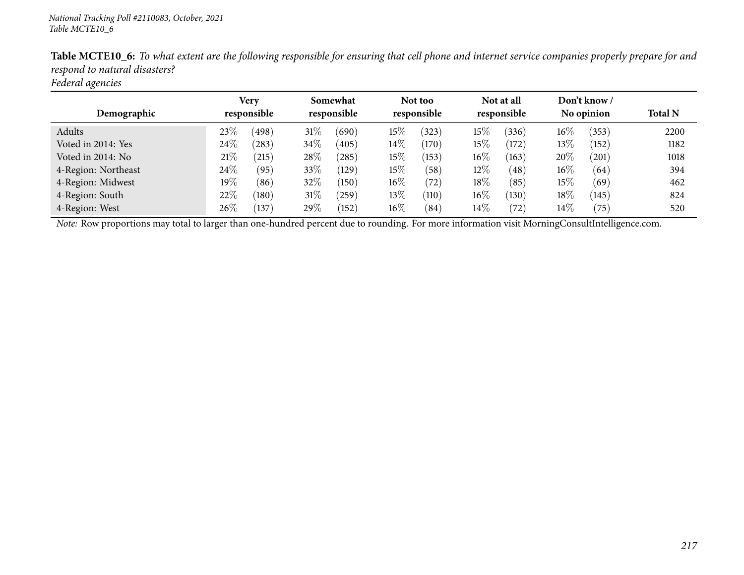**Table MCTE10_6:** *To what extent are the following responsible for ensuring that cell phone and internet service companies properly prepare for and respond to natural disasters?*
*Federal agencies*

| Demographic | Very responsible | | Somewhat responsible | | Not too responsible | | Not at all responsible | | Don't know / No opinion | | Total N |
|---|---|---|---|---|---|---|---|---|---|---|---|
| Adults | 23% | (498) | 31% | (690) | 15% | (323) | 15% | (336) | 16% | (353) | 2200 |
| Voted in 2014: Yes | 24% | (283) | 34% | (405) | 14% | (170) | 15% | (172) | 13% | (152) | 1182 |
| Voted in 2014: No | 21% | (215) | 28% | (285) | 15% | (153) | 16% | (163) | 20% | (201) | 1018 |
| 4-Region: Northeast | 24% | (95) | 33% | (129) | 15% | (58) | 12% | (48) | 16% | (64) | 394 |
| 4-Region: Midwest | 19% | (86) | 32% | (150) | 16% | (72) | 18% | (85) | 15% | (69) | 462 |
| 4-Region: South | 22% | (180) | 31% | (259) | 13% | (110) | 16% | (130) | 18% | (145) | 824 |
| 4-Region: West | 26% | (137) | 29% | (152) | 16% | (84) | 14% | (72) | 14% | (75) | 520 |

*Note:* Row proportions may total to larger than one-hundred percent due to rounding. For more information visit MorningConsultIntelligence.com.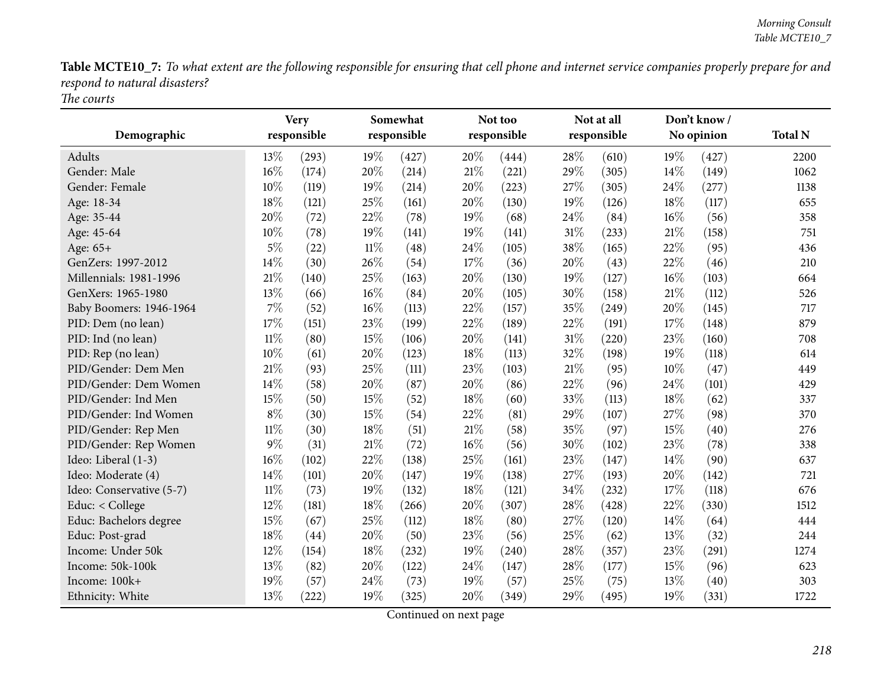**Table MCTE10_7:** *To what extent are the following responsible for ensuring that cell phone and internet service companies properly prepare for and respond to natural disasters?*
*The courts*

| Demographic | Very responsible | | Somewhat responsible | | Not too responsible | | Not at all responsible | | Don't know / No opinion | | Total N |
|---|---|---|---|---|---|---|---|---|---|---|---|
| Adults | 13% | (293) | 19% | (427) | 20% | (444) | 28% | (610) | 19% | (427) | 2200 |
| Gender: Male | 16% | (174) | 20% | (214) | 21% | (221) | 29% | (305) | 14% | (149) | 1062 |
| Gender: Female | 10% | (119) | 19% | (214) | 20% | (223) | 27% | (305) | 24% | (277) | 1138 |
| Age: 18-34 | 18% | (121) | 25% | (161) | 20% | (130) | 19% | (126) | 18% | (117) | 655 |
| Age: 35-44 | 20% | (72) | 22% | (78) | 19% | (68) | 24% | (84) | 16% | (56) | 358 |
| Age: 45-64 | 10% | (78) | 19% | (141) | 19% | (141) | 31% | (233) | 21% | (158) | 751 |
| Age: 65+ | 5% | (22) | 11% | (48) | 24% | (105) | 38% | (165) | 22% | (95) | 436 |
| GenZers: 1997-2012 | 14% | (30) | 26% | (54) | 17% | (36) | 20% | (43) | 22% | (46) | 210 |
| Millennials: 1981-1996 | 21% | (140) | 25% | (163) | 20% | (130) | 19% | (127) | 16% | (103) | 664 |
| GenXers: 1965-1980 | 13% | (66) | 16% | (84) | 20% | (105) | 30% | (158) | 21% | (112) | 526 |
| Baby Boomers: 1946-1964 | 7% | (52) | 16% | (113) | 22% | (157) | 35% | (249) | 20% | (145) | 717 |
| PID: Dem (no lean) | 17% | (151) | 23% | (199) | 22% | (189) | 22% | (191) | 17% | (148) | 879 |
| PID: Ind (no lean) | 11% | (80) | 15% | (106) | 20% | (141) | 31% | (220) | 23% | (160) | 708 |
| PID: Rep (no lean) | 10% | (61) | 20% | (123) | 18% | (113) | 32% | (198) | 19% | (118) | 614 |
| PID/Gender: Dem Men | 21% | (93) | 25% | (111) | 23% | (103) | 21% | (95) | 10% | (47) | 449 |
| PID/Gender: Dem Women | 14% | (58) | 20% | (87) | 20% | (86) | 22% | (96) | 24% | (101) | 429 |
| PID/Gender: Ind Men | 15% | (50) | 15% | (52) | 18% | (60) | 33% | (113) | 18% | (62) | 337 |
| PID/Gender: Ind Women | 8% | (30) | 15% | (54) | 22% | (81) | 29% | (107) | 27% | (98) | 370 |
| PID/Gender: Rep Men | 11% | (30) | 18% | (51) | 21% | (58) | 35% | (97) | 15% | (40) | 276 |
| PID/Gender: Rep Women | 9% | (31) | 21% | (72) | 16% | (56) | 30% | (102) | 23% | (78) | 338 |
| Ideo: Liberal (1-3) | 16% | (102) | 22% | (138) | 25% | (161) | 23% | (147) | 14% | (90) | 637 |
| Ideo: Moderate (4) | 14% | (101) | 20% | (147) | 19% | (138) | 27% | (193) | 20% | (142) | 721 |
| Ideo: Conservative (5-7) | 11% | (73) | 19% | (132) | 18% | (121) | 34% | (232) | 17% | (118) | 676 |
| Educ: < College | 12% | (181) | 18% | (266) | 20% | (307) | 28% | (428) | 22% | (330) | 1512 |
| Educ: Bachelors degree | 15% | (67) | 25% | (112) | 18% | (80) | 27% | (120) | 14% | (64) | 444 |
| Educ: Post-grad | 18% | (44) | 20% | (50) | 23% | (56) | 25% | (62) | 13% | (32) | 244 |
| Income: Under 50k | 12% | (154) | 18% | (232) | 19% | (240) | 28% | (357) | 23% | (291) | 1274 |
| Income: 50k-100k | 13% | (82) | 20% | (122) | 24% | (147) | 28% | (177) | 15% | (96) | 623 |
| Income: 100k+ | 19% | (57) | 24% | (73) | 19% | (57) | 25% | (75) | 13% | (40) | 303 |
| Ethnicity: White | 13% | (222) | 19% | (325) | 20% | (349) | 29% | (495) | 19% | (331) | 1722 |

Continued on next page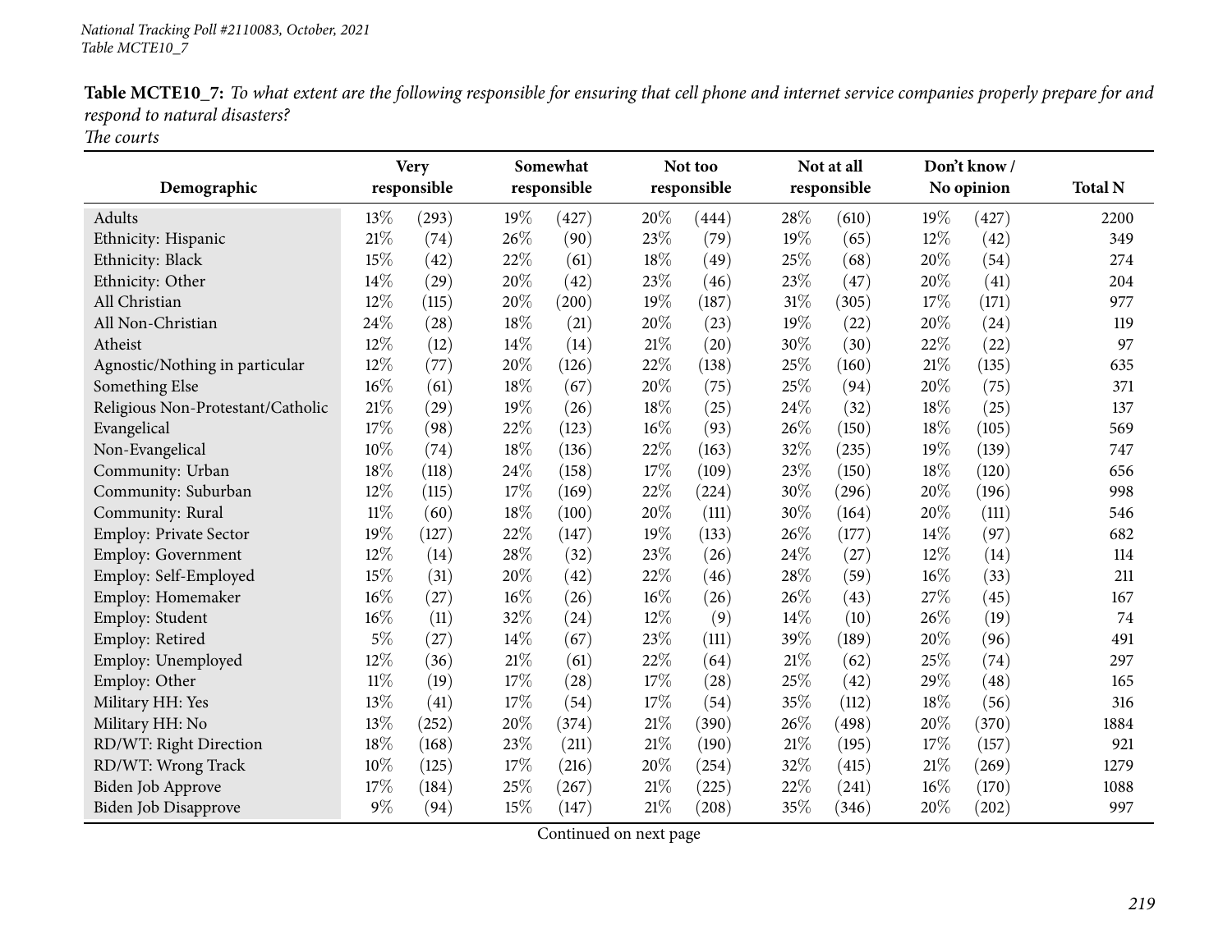**Table MCTE10_7:** *To what extent are the following responsible for ensuring that cell phone and internet service companies properly prepare for and respond to natural disasters?*
*The courts*

| Demographic | Very responsible | | Somewhat responsible | | Not too responsible | | Not at all responsible | | Don't know / No opinion | | Total N |
|---|---|---|---|---|---|---|---|---|---|---|---|
| Adults | 13% | (293) | 19% | (427) | 20% | (444) | 28% | (610) | 19% | (427) | 2200 |
| Ethnicity: Hispanic | 21% | (74) | 26% | (90) | 23% | (79) | 19% | (65) | 12% | (42) | 349 |
| Ethnicity: Black | 15% | (42) | 22% | (61) | 18% | (49) | 25% | (68) | 20% | (54) | 274 |
| Ethnicity: Other | 14% | (29) | 20% | (42) | 23% | (46) | 23% | (47) | 20% | (41) | 204 |
| All Christian | 12% | (115) | 20% | (200) | 19% | (187) | 31% | (305) | 17% | (171) | 977 |
| All Non-Christian | 24% | (28) | 18% | (21) | 20% | (23) | 19% | (22) | 20% | (24) | 119 |
| Atheist | 12% | (12) | 14% | (14) | 21% | (20) | 30% | (30) | 22% | (22) | 97 |
| Agnostic/Nothing in particular | 12% | (77) | 20% | (126) | 22% | (138) | 25% | (160) | 21% | (135) | 635 |
| Something Else | 16% | (61) | 18% | (67) | 20% | (75) | 25% | (94) | 20% | (75) | 371 |
| Religious Non-Protestant/Catholic | 21% | (29) | 19% | (26) | 18% | (25) | 24% | (32) | 18% | (25) | 137 |
| Evangelical | 17% | (98) | 22% | (123) | 16% | (93) | 26% | (150) | 18% | (105) | 569 |
| Non-Evangelical | 10% | (74) | 18% | (136) | 22% | (163) | 32% | (235) | 19% | (139) | 747 |
| Community: Urban | 18% | (118) | 24% | (158) | 17% | (109) | 23% | (150) | 18% | (120) | 656 |
| Community: Suburban | 12% | (115) | 17% | (169) | 22% | (224) | 30% | (296) | 20% | (196) | 998 |
| Community: Rural | 11% | (60) | 18% | (100) | 20% | (111) | 30% | (164) | 20% | (111) | 546 |
| Employ: Private Sector | 19% | (127) | 22% | (147) | 19% | (133) | 26% | (177) | 14% | (97) | 682 |
| Employ: Government | 12% | (14) | 28% | (32) | 23% | (26) | 24% | (27) | 12% | (14) | 114 |
| Employ: Self-Employed | 15% | (31) | 20% | (42) | 22% | (46) | 28% | (59) | 16% | (33) | 211 |
| Employ: Homemaker | 16% | (27) | 16% | (26) | 16% | (26) | 26% | (43) | 27% | (45) | 167 |
| Employ: Student | 16% | (11) | 32% | (24) | 12% | (9) | 14% | (10) | 26% | (19) | 74 |
| Employ: Retired | 5% | (27) | 14% | (67) | 23% | (111) | 39% | (189) | 20% | (96) | 491 |
| Employ: Unemployed | 12% | (36) | 21% | (61) | 22% | (64) | 21% | (62) | 25% | (74) | 297 |
| Employ: Other | 11% | (19) | 17% | (28) | 17% | (28) | 25% | (42) | 29% | (48) | 165 |
| Military HH: Yes | 13% | (41) | 17% | (54) | 17% | (54) | 35% | (112) | 18% | (56) | 316 |
| Military HH: No | 13% | (252) | 20% | (374) | 21% | (390) | 26% | (498) | 20% | (370) | 1884 |
| RD/WT: Right Direction | 18% | (168) | 23% | (211) | 21% | (190) | 21% | (195) | 17% | (157) | 921 |
| RD/WT: Wrong Track | 10% | (125) | 17% | (216) | 20% | (254) | 32% | (415) | 21% | (269) | 1279 |
| Biden Job Approve | 17% | (184) | 25% | (267) | 21% | (225) | 22% | (241) | 16% | (170) | 1088 |
| Biden Job Disapprove | 9% | (94) | 15% | (147) | 21% | (208) | 35% | (346) | 20% | (202) | 997 |

Continued on next page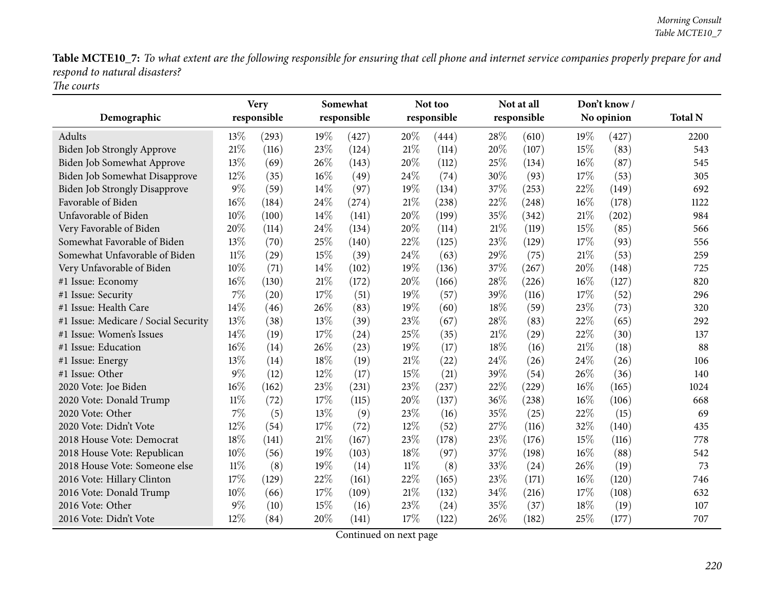**Table MCTE10_7:** *To what extent are the following responsible for ensuring that cell phone and internet service companies properly prepare for and respond to natural disasters?*
*The courts*

| Demographic | Very responsible | | Somewhat responsible | | Not too responsible | | Not at all responsible | | Don't know / No opinion | | Total N |
|---|---|---|---|---|---|---|---|---|---|---|---|
| Adults | 13% | (293) | 19% | (427) | 20% | (444) | 28% | (610) | 19% | (427) | 2200 |
| Biden Job Strongly Approve | 21% | (116) | 23% | (124) | 21% | (114) | 20% | (107) | 15% | (83) | 543 |
| Biden Job Somewhat Approve | 13% | (69) | 26% | (143) | 20% | (112) | 25% | (134) | 16% | (87) | 545 |
| Biden Job Somewhat Disapprove | 12% | (35) | 16% | (49) | 24% | (74) | 30% | (93) | 17% | (53) | 305 |
| Biden Job Strongly Disapprove | 9% | (59) | 14% | (97) | 19% | (134) | 37% | (253) | 22% | (149) | 692 |
| Favorable of Biden | 16% | (184) | 24% | (274) | 21% | (238) | 22% | (248) | 16% | (178) | 1122 |
| Unfavorable of Biden | 10% | (100) | 14% | (141) | 20% | (199) | 35% | (342) | 21% | (202) | 984 |
| Very Favorable of Biden | 20% | (114) | 24% | (134) | 20% | (114) | 21% | (119) | 15% | (85) | 566 |
| Somewhat Favorable of Biden | 13% | (70) | 25% | (140) | 22% | (125) | 23% | (129) | 17% | (93) | 556 |
| Somewhat Unfavorable of Biden | 11% | (29) | 15% | (39) | 24% | (63) | 29% | (75) | 21% | (53) | 259 |
| Very Unfavorable of Biden | 10% | (71) | 14% | (102) | 19% | (136) | 37% | (267) | 20% | (148) | 725 |
| #1 Issue: Economy | 16% | (130) | 21% | (172) | 20% | (166) | 28% | (226) | 16% | (127) | 820 |
| #1 Issue: Security | 7% | (20) | 17% | (51) | 19% | (57) | 39% | (116) | 17% | (52) | 296 |
| #1 Issue: Health Care | 14% | (46) | 26% | (83) | 19% | (60) | 18% | (59) | 23% | (73) | 320 |
| #1 Issue: Medicare / Social Security | 13% | (38) | 13% | (39) | 23% | (67) | 28% | (83) | 22% | (65) | 292 |
| #1 Issue: Women's Issues | 14% | (19) | 17% | (24) | 25% | (35) | 21% | (29) | 22% | (30) | 137 |
| #1 Issue: Education | 16% | (14) | 26% | (23) | 19% | (17) | 18% | (16) | 21% | (18) | 88 |
| #1 Issue: Energy | 13% | (14) | 18% | (19) | 21% | (22) | 24% | (26) | 24% | (26) | 106 |
| #1 Issue: Other | 9% | (12) | 12% | (17) | 15% | (21) | 39% | (54) | 26% | (36) | 140 |
| 2020 Vote: Joe Biden | 16% | (162) | 23% | (231) | 23% | (237) | 22% | (229) | 16% | (165) | 1024 |
| 2020 Vote: Donald Trump | 11% | (72) | 17% | (115) | 20% | (137) | 36% | (238) | 16% | (106) | 668 |
| 2020 Vote: Other | 7% | (5) | 13% | (9) | 23% | (16) | 35% | (25) | 22% | (15) | 69 |
| 2020 Vote: Didn't Vote | 12% | (54) | 17% | (72) | 12% | (52) | 27% | (116) | 32% | (140) | 435 |
| 2018 House Vote: Democrat | 18% | (141) | 21% | (167) | 23% | (178) | 23% | (176) | 15% | (116) | 778 |
| 2018 House Vote: Republican | 10% | (56) | 19% | (103) | 18% | (97) | 37% | (198) | 16% | (88) | 542 |
| 2018 House Vote: Someone else | 11% | (8) | 19% | (14) | 11% | (8) | 33% | (24) | 26% | (19) | 73 |
| 2016 Vote: Hillary Clinton | 17% | (129) | 22% | (161) | 22% | (165) | 23% | (171) | 16% | (120) | 746 |
| 2016 Vote: Donald Trump | 10% | (66) | 17% | (109) | 21% | (132) | 34% | (216) | 17% | (108) | 632 |
| 2016 Vote: Other | 9% | (10) | 15% | (16) | 23% | (24) | 35% | (37) | 18% | (19) | 107 |
| 2016 Vote: Didn't Vote | 12% | (84) | 20% | (141) | 17% | (122) | 26% | (182) | 25% | (177) | 707 |

Continued on next page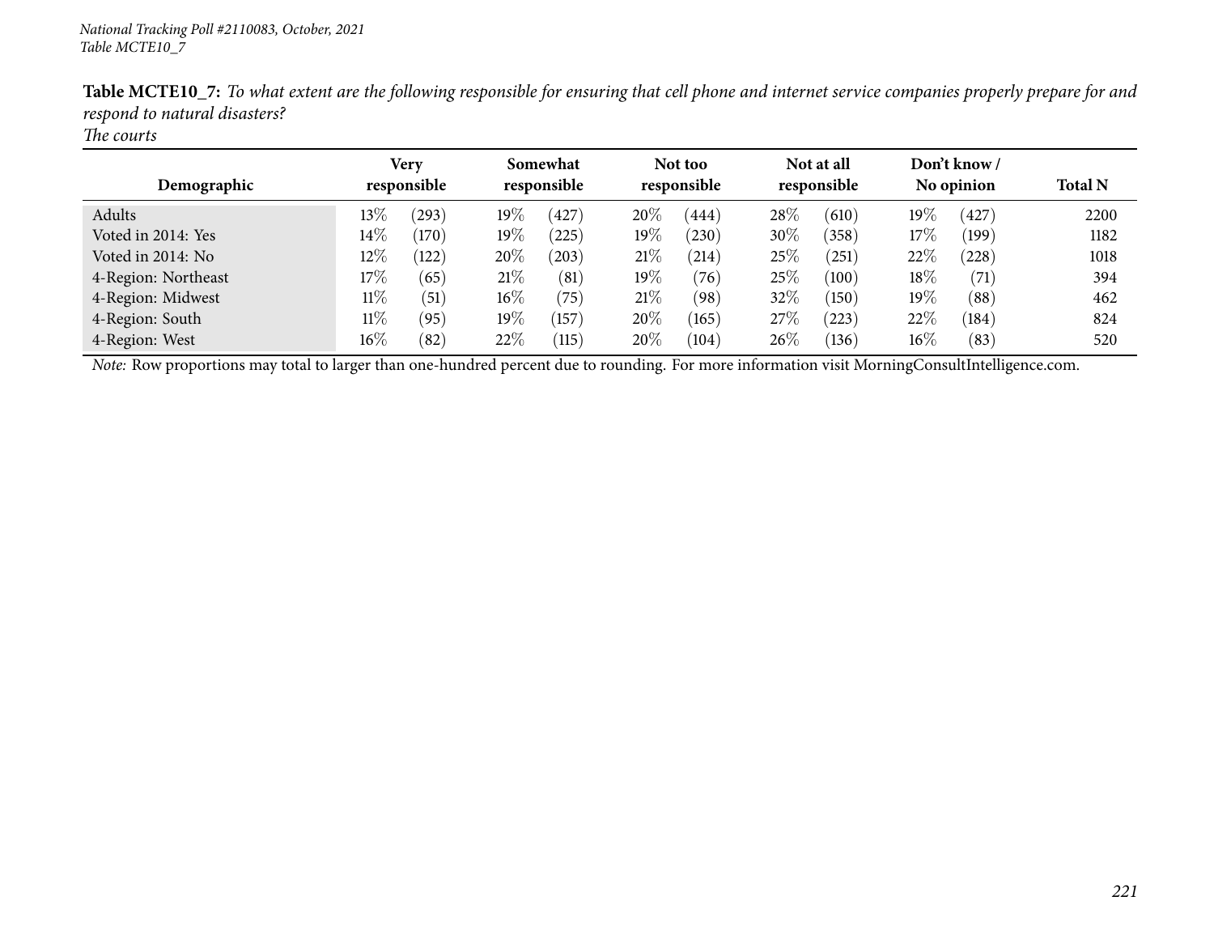**Table MCTE10_7:** *To what extent are the following responsible for ensuring that cell phone and internet service companies properly prepare for and respond to natural disasters?*
*The courts*

| Demographic | Very responsible | | Somewhat responsible | | Not too responsible | | Not at all responsible | | Don't know / No opinion | | Total N |
|---|---|---|---|---|---|---|---|---|---|---|---|
| Adults | 13% | (293) | 19% | (427) | 20% | (444) | 28% | (610) | 19% | (427) | 2200 |
| Voted in 2014: Yes | 14% | (170) | 19% | (225) | 19% | (230) | 30% | (358) | 17% | (199) | 1182 |
| Voted in 2014: No | 12% | (122) | 20% | (203) | 21% | (214) | 25% | (251) | 22% | (228) | 1018 |
| 4-Region: Northeast | 17% | (65) | 21% | (81) | 19% | (76) | 25% | (100) | 18% | (71) | 394 |
| 4-Region: Midwest | 11% | (51) | 16% | (75) | 21% | (98) | 32% | (150) | 19% | (88) | 462 |
| 4-Region: South | 11% | (95) | 19% | (157) | 20% | (165) | 27% | (223) | 22% | (184) | 824 |
| 4-Region: West | 16% | (82) | 22% | (115) | 20% | (104) | 26% | (136) | 16% | (83) | 520 |

*Note:* Row proportions may total to larger than one-hundred percent due to rounding. For more information visit MorningConsultIntelligence.com.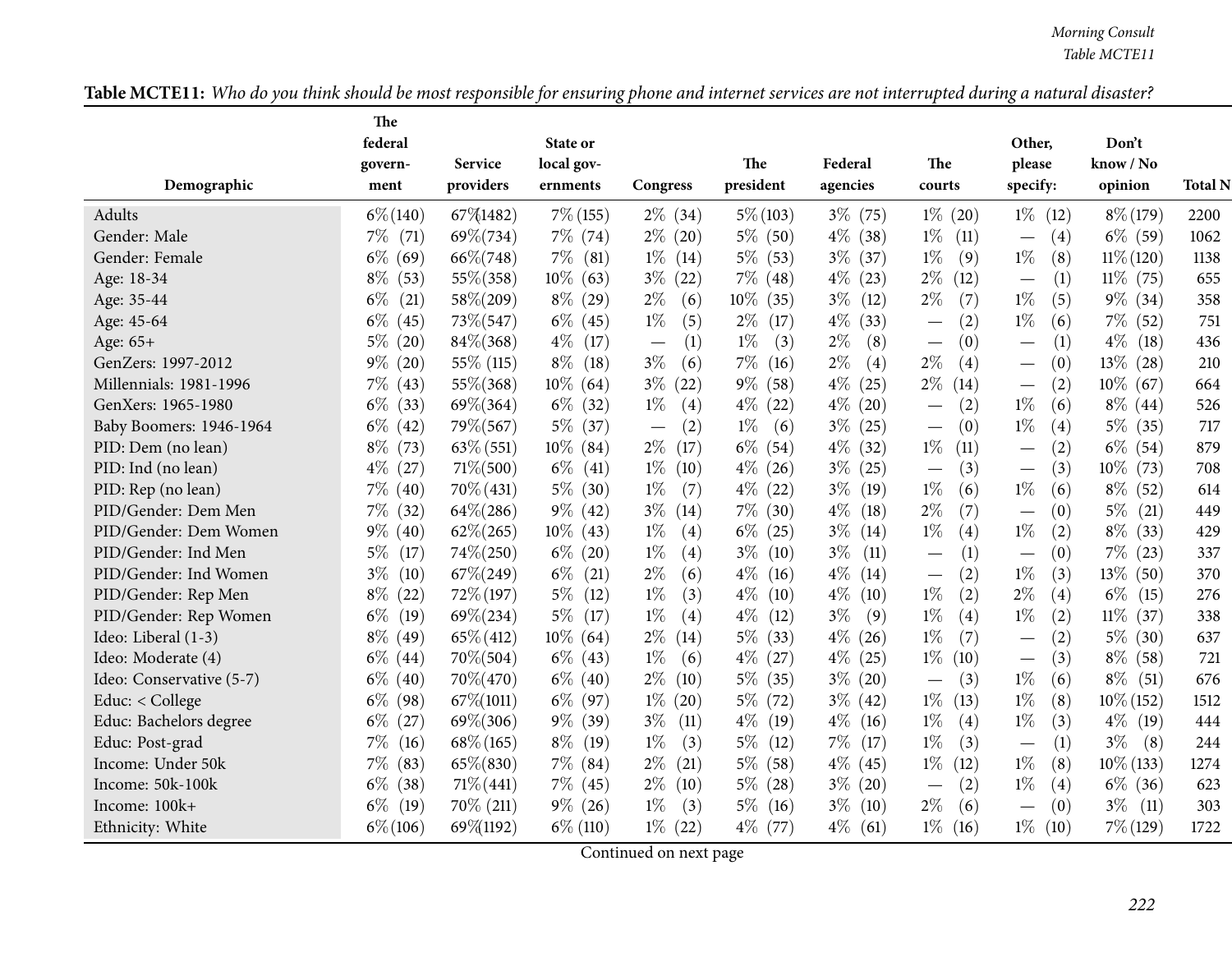**Table MCTE11:** *Who do you think should be most responsible for ensuring phone and internet services are not interrupted during a natural disaster?*

| Demographic | The federal govern-ment | Service providers | State or local gov-ernments | Congress | The president | Federal agencies | The courts | Other, please specify: | Don't know / No opinion | Total N |
|---|---|---|---|---|---|---|---|---|---|---|
| Adults | 6% (140) | 67% (1482) | 7% (155) | 2% (34) | 5% (103) | 3% (75) | 1% (20) | 1% (12) | 8% (179) | 2200 |
| Gender: Male | 7% (71) | 69% (734) | 7% (74) | 2% (20) | 5% (50) | 4% (38) | 1% (11) | — (4) | 6% (59) | 1062 |
| Gender: Female | 6% (69) | 66% (748) | 7% (81) | 1% (14) | 5% (53) | 3% (37) | 1% (9) | 1% (8) | 11% (120) | 1138 |
| Age: 18-34 | 8% (53) | 55% (358) | 10% (63) | 3% (22) | 7% (48) | 4% (23) | 2% (12) | — (1) | 11% (75) | 655 |
| Age: 35-44 | 6% (21) | 58% (209) | 8% (29) | 2% (6) | 10% (35) | 3% (12) | 2% (7) | 1% (5) | 9% (34) | 358 |
| Age: 45-64 | 6% (45) | 73% (547) | 6% (45) | 1% (5) | 2% (17) | 4% (33) | — (2) | 1% (6) | 7% (52) | 751 |
| Age: 65+ | 5% (20) | 84% (368) | 4% (17) | — (1) | 1% (3) | 2% (8) | — (0) | — (1) | 4% (18) | 436 |
| GenZers: 1997-2012 | 9% (20) | 55% (115) | 8% (18) | 3% (6) | 7% (16) | 2% (4) | 2% (4) | — (0) | 13% (28) | 210 |
| Millennials: 1981-1996 | 7% (43) | 55% (368) | 10% (64) | 3% (22) | 9% (58) | 4% (25) | 2% (14) | — (2) | 10% (67) | 664 |
| GenXers: 1965-1980 | 6% (33) | 69% (364) | 6% (32) | 1% (4) | 4% (22) | 4% (20) | — (2) | 1% (6) | 8% (44) | 526 |
| Baby Boomers: 1946-1964 | 6% (42) | 79% (567) | 5% (37) | — (2) | 1% (6) | 3% (25) | — (0) | 1% (4) | 5% (35) | 717 |
| PID: Dem (no lean) | 8% (73) | 63% (551) | 10% (84) | 2% (17) | 6% (54) | 4% (32) | 1% (11) | — (2) | 6% (54) | 879 |
| PID: Ind (no lean) | 4% (27) | 71% (500) | 6% (41) | 1% (10) | 4% (26) | 3% (25) | — (3) | — (3) | 10% (73) | 708 |
| PID: Rep (no lean) | 7% (40) | 70% (431) | 5% (30) | 1% (7) | 4% (22) | 3% (19) | 1% (6) | 1% (6) | 8% (52) | 614 |
| PID/Gender: Dem Men | 7% (32) | 64% (286) | 9% (42) | 3% (14) | 7% (30) | 4% (18) | 2% (7) | — (0) | 5% (21) | 449 |
| PID/Gender: Dem Women | 9% (40) | 62% (265) | 10% (43) | 1% (4) | 6% (25) | 3% (14) | 1% (4) | 1% (2) | 8% (33) | 429 |
| PID/Gender: Ind Men | 5% (17) | 74% (250) | 6% (20) | 1% (4) | 3% (10) | 3% (11) | — (1) | — (0) | 7% (23) | 337 |
| PID/Gender: Ind Women | 3% (10) | 67% (249) | 6% (21) | 2% (6) | 4% (16) | 4% (14) | — (2) | 1% (3) | 13% (50) | 370 |
| PID/Gender: Rep Men | 8% (22) | 72% (197) | 5% (12) | 1% (3) | 4% (10) | 4% (10) | 1% (2) | 2% (4) | 6% (15) | 276 |
| PID/Gender: Rep Women | 6% (19) | 69% (234) | 5% (17) | 1% (4) | 4% (12) | 3% (9) | 1% (4) | 1% (2) | 11% (37) | 338 |
| Ideo: Liberal (1-3) | 8% (49) | 65% (412) | 10% (64) | 2% (14) | 5% (33) | 4% (26) | 1% (7) | — (2) | 5% (30) | 637 |
| Ideo: Moderate (4) | 6% (44) | 70% (504) | 6% (43) | 1% (6) | 4% (27) | 4% (25) | 1% (10) | — (3) | 8% (58) | 721 |
| Ideo: Conservative (5-7) | 6% (40) | 70% (470) | 6% (40) | 2% (10) | 5% (35) | 3% (20) | — (3) | 1% (6) | 8% (51) | 676 |
| Educ: < College | 6% (98) | 67% (1011) | 6% (97) | 1% (20) | 5% (72) | 3% (42) | 1% (13) | 1% (8) | 10% (152) | 1512 |
| Educ: Bachelors degree | 6% (27) | 69% (306) | 9% (39) | 3% (11) | 4% (19) | 4% (16) | 1% (4) | 1% (3) | 4% (19) | 444 |
| Educ: Post-grad | 7% (16) | 68% (165) | 8% (19) | 1% (3) | 5% (12) | 7% (17) | 1% (3) | — (1) | 3% (8) | 244 |
| Income: Under 50k | 7% (83) | 65% (830) | 7% (84) | 2% (21) | 5% (58) | 4% (45) | 1% (12) | 1% (8) | 10% (133) | 1274 |
| Income: 50k-100k | 6% (38) | 71% (441) | 7% (45) | 2% (10) | 5% (28) | 3% (20) | — (2) | 1% (4) | 6% (36) | 623 |
| Income: 100k+ | 6% (19) | 70% (211) | 9% (26) | 1% (3) | 5% (16) | 3% (10) | 2% (6) | — (0) | 3% (11) | 303 |
| Ethnicity: White | 6% (106) | 69% (1192) | 6% (110) | 1% (22) | 4% (77) | 4% (61) | 1% (16) | 1% (10) | 7% (129) | 1722 |

Continued on next page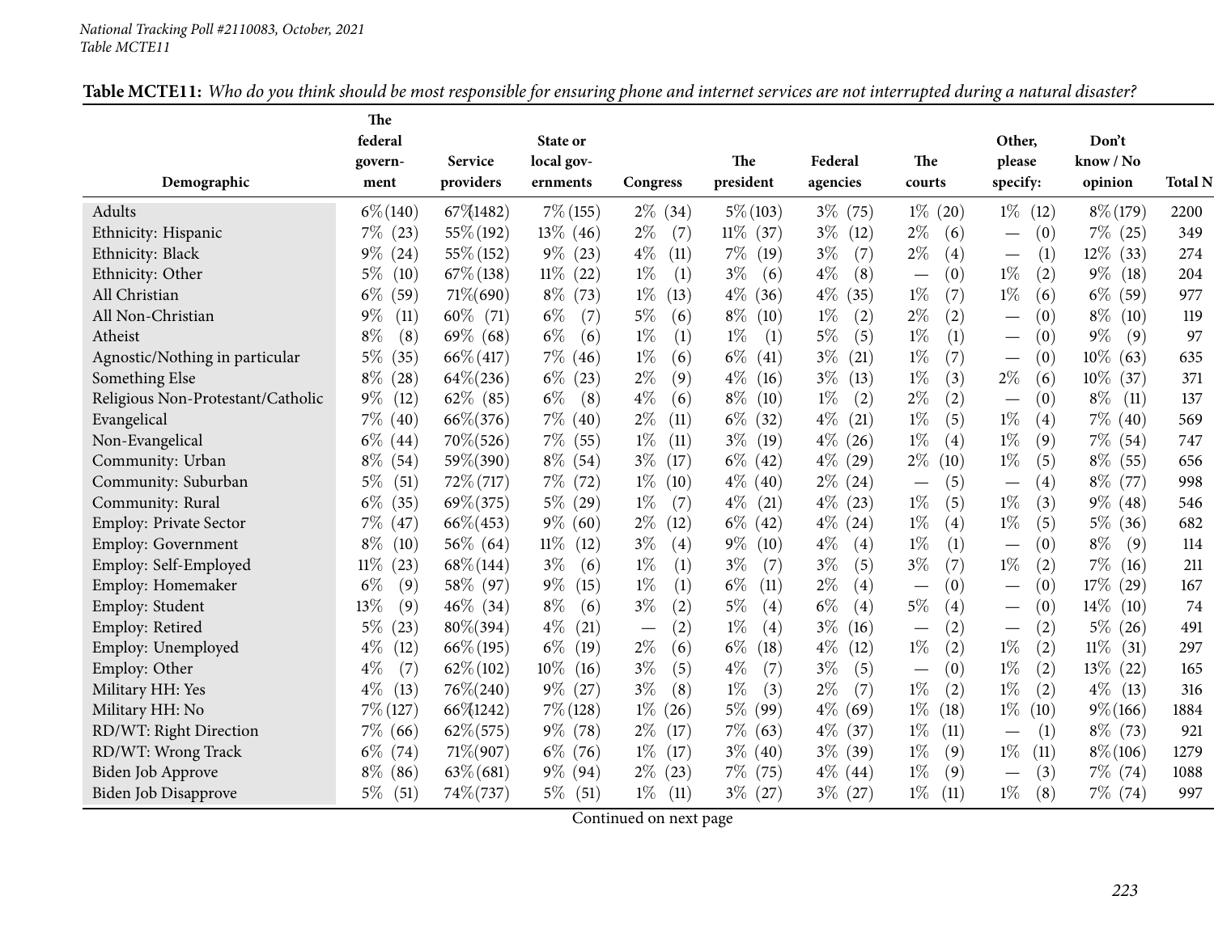*National Tracking Poll #2110083, October, 2021*
*Table MCTE11*

**Table MCTE11:** *Who do you think should be most responsible for ensuring phone and internet services are not interrupted during a natural disaster?*

| Demographic | The federal government | Service providers | State or local governments | Congress | The president | Federal agencies | The courts | Other, please specify: | Don't know / No opinion | Total N |
|---|---|---|---|---|---|---|---|---|---|---|
| Adults | 6% (140) | 67% (1482) | 7% (155) | 2% (34) | 5% (103) | 3% (75) | 1% (20) | 1% (12) | 8% (179) | 2200 |
| Ethnicity: Hispanic | 7% (23) | 55% (192) | 13% (46) | 2% (7) | 11% (37) | 3% (12) | 2% (6) | — (0) | 7% (25) | 349 |
| Ethnicity: Black | 9% (24) | 55% (152) | 9% (23) | 4% (11) | 7% (19) | 3% (7) | 2% (4) | — (1) | 12% (33) | 274 |
| Ethnicity: Other | 5% (10) | 67% (138) | 11% (22) | 1% (1) | 3% (6) | 4% (8) | — (0) | 1% (2) | 9% (18) | 204 |
| All Christian | 6% (59) | 71% (690) | 8% (73) | 1% (13) | 4% (36) | 4% (35) | 1% (7) | 1% (6) | 6% (59) | 977 |
| All Non-Christian | 9% (11) | 60% (71) | 6% (7) | 5% (6) | 8% (10) | 1% (2) | 2% (2) | — (0) | 8% (10) | 119 |
| Atheist | 8% (8) | 69% (68) | 6% (6) | 1% (1) | 1% (1) | 5% (5) | 1% (1) | — (0) | 9% (9) | 97 |
| Agnostic/Nothing in particular | 5% (35) | 66% (417) | 7% (46) | 1% (6) | 6% (41) | 3% (21) | 1% (7) | — (0) | 10% (63) | 635 |
| Something Else | 8% (28) | 64% (236) | 6% (23) | 2% (9) | 4% (16) | 3% (13) | 1% (3) | 2% (6) | 10% (37) | 371 |
| Religious Non-Protestant/Catholic | 9% (12) | 62% (85) | 6% (8) | 4% (6) | 8% (10) | 1% (2) | 2% (2) | — (0) | 8% (11) | 137 |
| Evangelical | 7% (40) | 66% (376) | 7% (40) | 2% (11) | 6% (32) | 4% (21) | 1% (5) | 1% (4) | 7% (40) | 569 |
| Non-Evangelical | 6% (44) | 70% (526) | 7% (55) | 1% (11) | 3% (19) | 4% (26) | 1% (4) | 1% (9) | 7% (54) | 747 |
| Community: Urban | 8% (54) | 59% (390) | 8% (54) | 3% (17) | 6% (42) | 4% (29) | 2% (10) | 1% (5) | 8% (55) | 656 |
| Community: Suburban | 5% (51) | 72% (717) | 7% (72) | 1% (10) | 4% (40) | 2% (24) | — (5) | — (4) | 8% (77) | 998 |
| Community: Rural | 6% (35) | 69% (375) | 5% (29) | 1% (7) | 4% (21) | 4% (23) | 1% (5) | 1% (3) | 9% (48) | 546 |
| Employ: Private Sector | 7% (47) | 66% (453) | 9% (60) | 2% (12) | 6% (42) | 4% (24) | 1% (4) | 1% (5) | 5% (36) | 682 |
| Employ: Government | 8% (10) | 56% (64) | 11% (12) | 3% (4) | 9% (10) | 4% (4) | 1% (1) | — (0) | 8% (9) | 114 |
| Employ: Self-Employed | 11% (23) | 68% (144) | 3% (6) | 1% (1) | 3% (7) | 3% (5) | 3% (7) | 1% (2) | 7% (16) | 211 |
| Employ: Homemaker | 6% (9) | 58% (97) | 9% (15) | 1% (1) | 6% (11) | 2% (4) | — (0) | — (0) | 17% (29) | 167 |
| Employ: Student | 13% (9) | 46% (34) | 8% (6) | 3% (2) | 5% (4) | 6% (4) | 5% (4) | — (0) | 14% (10) | 74 |
| Employ: Retired | 5% (23) | 80% (394) | 4% (21) | — (2) | 1% (4) | 3% (16) | — (2) | — (2) | 5% (26) | 491 |
| Employ: Unemployed | 4% (12) | 66% (195) | 6% (19) | 2% (6) | 6% (18) | 4% (12) | 1% (2) | 1% (2) | 11% (31) | 297 |
| Employ: Other | 4% (7) | 62% (102) | 10% (16) | 3% (5) | 4% (7) | 3% (5) | — (0) | 1% (2) | 13% (22) | 165 |
| Military HH: Yes | 4% (13) | 76% (240) | 9% (27) | 3% (8) | 1% (3) | 2% (7) | 1% (2) | 1% (2) | 4% (13) | 316 |
| Military HH: No | 7% (127) | 66% (1242) | 7% (128) | 1% (26) | 5% (99) | 4% (69) | 1% (18) | 1% (10) | 9% (166) | 1884 |
| RD/WT: Right Direction | 7% (66) | 62% (575) | 9% (78) | 2% (17) | 7% (63) | 4% (37) | 1% (11) | — (1) | 8% (73) | 921 |
| RD/WT: Wrong Track | 6% (74) | 71% (907) | 6% (76) | 1% (17) | 3% (40) | 3% (39) | 1% (9) | 1% (11) | 8% (106) | 1279 |
| Biden Job Approve | 8% (86) | 63% (681) | 9% (94) | 2% (23) | 7% (75) | 4% (44) | 1% (9) | — (3) | 7% (74) | 1088 |
| Biden Job Disapprove | 5% (51) | 74% (737) | 5% (51) | 1% (11) | 3% (27) | 3% (27) | 1% (11) | 1% (8) | 7% (74) | 997 |

Continued on next page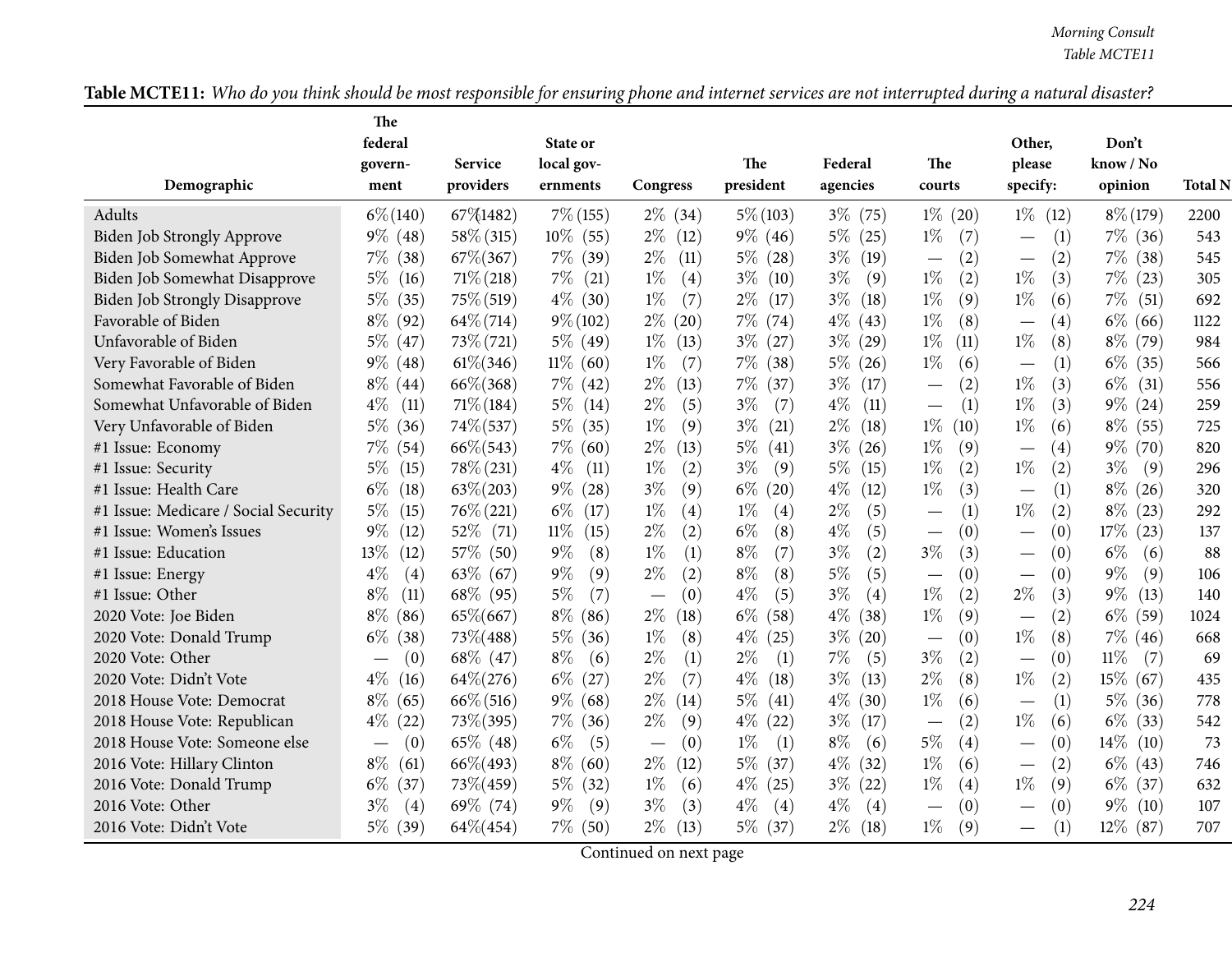**Table MCTE11:** *Who do you think should be most responsible for ensuring phone and internet services are not interrupted during a natural disaster?*

| Demographic | The federal government | Service providers | State or local governments | Congress | The president | Federal agencies | The courts | Other, please specify: | Don't know / No opinion | Total N |
|---|---|---|---|---|---|---|---|---|---|---|
| Adults | 6% (140) | 67% (1482) | 7% (155) | 2% (34) | 5% (103) | 3% (75) | 1% (20) | 1% (12) | 8% (179) | 2200 |
| Biden Job Strongly Approve | 9% (48) | 58% (315) | 10% (55) | 2% (12) | 9% (46) | 5% (25) | 1% (7) | — (1) | 7% (36) | 543 |
| Biden Job Somewhat Approve | 7% (38) | 67% (367) | 7% (39) | 2% (11) | 5% (28) | 3% (19) | — (2) | — (2) | 7% (38) | 545 |
| Biden Job Somewhat Disapprove | 5% (16) | 71% (218) | 7% (21) | 1% (4) | 3% (10) | 3% (9) | 1% (2) | 1% (3) | 7% (23) | 305 |
| Biden Job Strongly Disapprove | 5% (35) | 75% (519) | 4% (30) | 1% (7) | 2% (17) | 3% (18) | 1% (9) | 1% (6) | 7% (51) | 692 |
| Favorable of Biden | 8% (92) | 64% (714) | 9% (102) | 2% (20) | 7% (74) | 4% (43) | 1% (8) | — (4) | 6% (66) | 1122 |
| Unfavorable of Biden | 5% (47) | 73% (721) | 5% (49) | 1% (13) | 3% (27) | 3% (29) | 1% (11) | 1% (8) | 8% (79) | 984 |
| Very Favorable of Biden | 9% (48) | 61% (346) | 11% (60) | 1% (7) | 7% (38) | 5% (26) | 1% (6) | — (1) | 6% (35) | 566 |
| Somewhat Favorable of Biden | 8% (44) | 66% (368) | 7% (42) | 2% (13) | 7% (37) | 3% (17) | — (2) | 1% (3) | 6% (31) | 556 |
| Somewhat Unfavorable of Biden | 4% (11) | 71% (184) | 5% (14) | 2% (5) | 3% (7) | 4% (11) | — (1) | 1% (3) | 9% (24) | 259 |
| Very Unfavorable of Biden | 5% (36) | 74% (537) | 5% (35) | 1% (9) | 3% (21) | 2% (18) | 1% (10) | 1% (6) | 8% (55) | 725 |
| #1 Issue: Economy | 7% (54) | 66% (543) | 7% (60) | 2% (13) | 5% (41) | 3% (26) | 1% (9) | — (4) | 9% (70) | 820 |
| #1 Issue: Security | 5% (15) | 78% (231) | 4% (11) | 1% (2) | 3% (9) | 5% (15) | 1% (2) | 1% (2) | 3% (9) | 296 |
| #1 Issue: Health Care | 6% (18) | 63% (203) | 9% (28) | 3% (9) | 6% (20) | 4% (12) | 1% (3) | — (1) | 8% (26) | 320 |
| #1 Issue: Medicare / Social Security | 5% (15) | 76% (221) | 6% (17) | 1% (4) | 1% (4) | 2% (5) | — (1) | 1% (2) | 8% (23) | 292 |
| #1 Issue: Women's Issues | 9% (12) | 52% (71) | 11% (15) | 2% (2) | 6% (8) | 4% (5) | — (0) | — (0) | 17% (23) | 137 |
| #1 Issue: Education | 13% (12) | 57% (50) | 9% (8) | 1% (1) | 8% (7) | 3% (2) | 3% (3) | — (0) | 6% (6) | 88 |
| #1 Issue: Energy | 4% (4) | 63% (67) | 9% (9) | 2% (2) | 8% (8) | 5% (5) | — (0) | — (0) | 9% (9) | 106 |
| #1 Issue: Other | 8% (11) | 68% (95) | 5% (7) | — (0) | 4% (5) | 3% (4) | 1% (2) | 2% (3) | 9% (13) | 140 |
| 2020 Vote: Joe Biden | 8% (86) | 65% (667) | 8% (86) | 2% (18) | 6% (58) | 4% (38) | 1% (9) | — (2) | 6% (59) | 1024 |
| 2020 Vote: Donald Trump | 6% (38) | 73% (488) | 5% (36) | 1% (8) | 4% (25) | 3% (20) | — (0) | 1% (8) | 7% (46) | 668 |
| 2020 Vote: Other | — (0) | 68% (47) | 8% (6) | 2% (1) | 2% (1) | 7% (5) | 3% (2) | — (0) | 11% (7) | 69 |
| 2020 Vote: Didn't Vote | 4% (16) | 64% (276) | 6% (27) | 2% (7) | 4% (18) | 3% (13) | 2% (8) | 1% (2) | 15% (67) | 435 |
| 2018 House Vote: Democrat | 8% (65) | 66% (516) | 9% (68) | 2% (14) | 5% (41) | 4% (30) | 1% (6) | — (1) | 5% (36) | 778 |
| 2018 House Vote: Republican | 4% (22) | 73% (395) | 7% (36) | 2% (9) | 4% (22) | 3% (17) | — (2) | 1% (6) | 6% (33) | 542 |
| 2018 House Vote: Someone else | — (0) | 65% (48) | 6% (5) | — (0) | 1% (1) | 8% (6) | 5% (4) | — (0) | 14% (10) | 73 |
| 2016 Vote: Hillary Clinton | 8% (61) | 66% (493) | 8% (60) | 2% (12) | 5% (37) | 4% (32) | 1% (6) | — (2) | 6% (43) | 746 |
| 2016 Vote: Donald Trump | 6% (37) | 73% (459) | 5% (32) | 1% (6) | 4% (25) | 3% (22) | 1% (4) | 1% (9) | 6% (37) | 632 |
| 2016 Vote: Other | 3% (4) | 69% (74) | 9% (9) | 3% (3) | 4% (4) | 4% (4) | — (0) | — (0) | 9% (10) | 107 |
| 2016 Vote: Didn't Vote | 5% (39) | 64% (454) | 7% (50) | 2% (13) | 5% (37) | 2% (18) | 1% (9) | — (1) | 12% (87) | 707 |

Continued on next page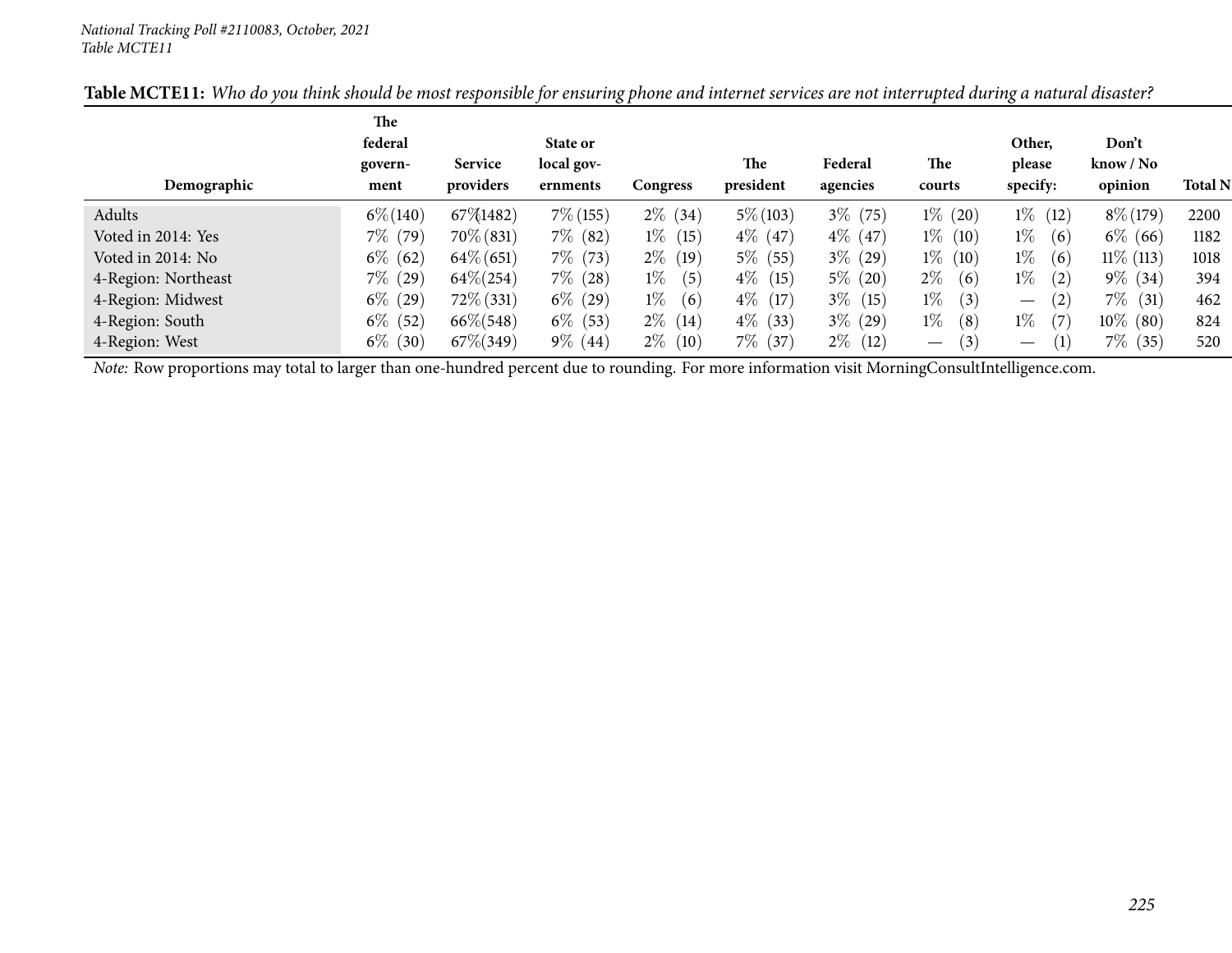National Tracking Poll #2110083, October, 2021
Table MCTE11

**Table MCTE11:** *Who do you think should be most responsible for ensuring phone and internet services are not interrupted during a natural disaster?*

| Demographic | The federal govern-ment | Service providers | State or local gov-ernments | Congress | The president | Federal agencies | The courts | Other, please specify: | Don't know / No opinion | Total N |
|---|---|---|---|---|---|---|---|---|---|---|
| Adults | 6% (140) | 67% (1482) | 7% (155) | 2% (34) | 5% (103) | 3% (75) | 1% (20) | 1% (12) | 8% (179) | 2200 |
| Voted in 2014: Yes | 7% (79) | 70% (831) | 7% (82) | 1% (15) | 4% (47) | 4% (47) | 1% (10) | 1% (6) | 6% (66) | 1182 |
| Voted in 2014: No | 6% (62) | 64% (651) | 7% (73) | 2% (19) | 5% (55) | 3% (29) | 1% (10) | 1% (6) | 11% (113) | 1018 |
| 4-Region: Northeast | 7% (29) | 64% (254) | 7% (28) | 1% (5) | 4% (15) | 5% (20) | 2% (6) | 1% (2) | 9% (34) | 394 |
| 4-Region: Midwest | 6% (29) | 72% (331) | 6% (29) | 1% (6) | 4% (17) | 3% (15) | 1% (3) | — (2) | 7% (31) | 462 |
| 4-Region: South | 6% (52) | 66% (548) | 6% (53) | 2% (14) | 4% (33) | 3% (29) | 1% (8) | 1% (7) | 10% (80) | 824 |
| 4-Region: West | 6% (30) | 67% (349) | 9% (44) | 2% (10) | 7% (37) | 2% (12) | — (3) | — (1) | 7% (35) | 520 |

*Note:* Row proportions may total to larger than one-hundred percent due to rounding. For more information visit MorningConsultIntelligence.com.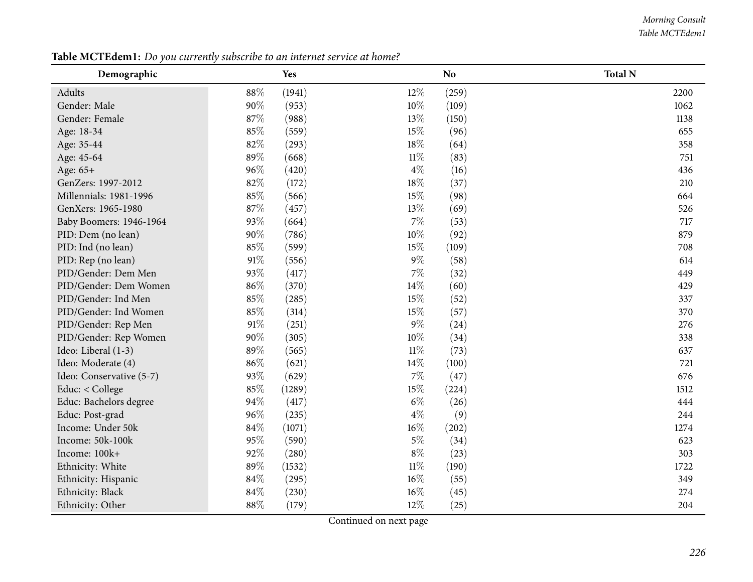**Table MCTEdem1:** *Do you currently subscribe to an internet service at home?*

| Demographic | Yes | | No | | Total N |
|---|---|---|---|---|---|
| Adults | 88% | (1941) | 12% | (259) | 2200 |
| Gender: Male | 90% | (953) | 10% | (109) | 1062 |
| Gender: Female | 87% | (988) | 13% | (150) | 1138 |
| Age: 18-34 | 85% | (559) | 15% | (96) | 655 |
| Age: 35-44 | 82% | (293) | 18% | (64) | 358 |
| Age: 45-64 | 89% | (668) | 11% | (83) | 751 |
| Age: 65+ | 96% | (420) | 4% | (16) | 436 |
| GenZers: 1997-2012 | 82% | (172) | 18% | (37) | 210 |
| Millennials: 1981-1996 | 85% | (566) | 15% | (98) | 664 |
| GenXers: 1965-1980 | 87% | (457) | 13% | (69) | 526 |
| Baby Boomers: 1946-1964 | 93% | (664) | 7% | (53) | 717 |
| PID: Dem (no lean) | 90% | (786) | 10% | (92) | 879 |
| PID: Ind (no lean) | 85% | (599) | 15% | (109) | 708 |
| PID: Rep (no lean) | 91% | (556) | 9% | (58) | 614 |
| PID/Gender: Dem Men | 93% | (417) | 7% | (32) | 449 |
| PID/Gender: Dem Women | 86% | (370) | 14% | (60) | 429 |
| PID/Gender: Ind Men | 85% | (285) | 15% | (52) | 337 |
| PID/Gender: Ind Women | 85% | (314) | 15% | (57) | 370 |
| PID/Gender: Rep Men | 91% | (251) | 9% | (24) | 276 |
| PID/Gender: Rep Women | 90% | (305) | 10% | (34) | 338 |
| Ideo: Liberal (1-3) | 89% | (565) | 11% | (73) | 637 |
| Ideo: Moderate (4) | 86% | (621) | 14% | (100) | 721 |
| Ideo: Conservative (5-7) | 93% | (629) | 7% | (47) | 676 |
| Educ: < College | 85% | (1289) | 15% | (224) | 1512 |
| Educ: Bachelors degree | 94% | (417) | 6% | (26) | 444 |
| Educ: Post-grad | 96% | (235) | 4% | (9) | 244 |
| Income: Under 50k | 84% | (1071) | 16% | (202) | 1274 |
| Income: 50k-100k | 95% | (590) | 5% | (34) | 623 |
| Income: 100k+ | 92% | (280) | 8% | (23) | 303 |
| Ethnicity: White | 89% | (1532) | 11% | (190) | 1722 |
| Ethnicity: Hispanic | 84% | (295) | 16% | (55) | 349 |
| Ethnicity: Black | 84% | (230) | 16% | (45) | 274 |
| Ethnicity: Other | 88% | (179) | 12% | (25) | 204 |

Continued on next page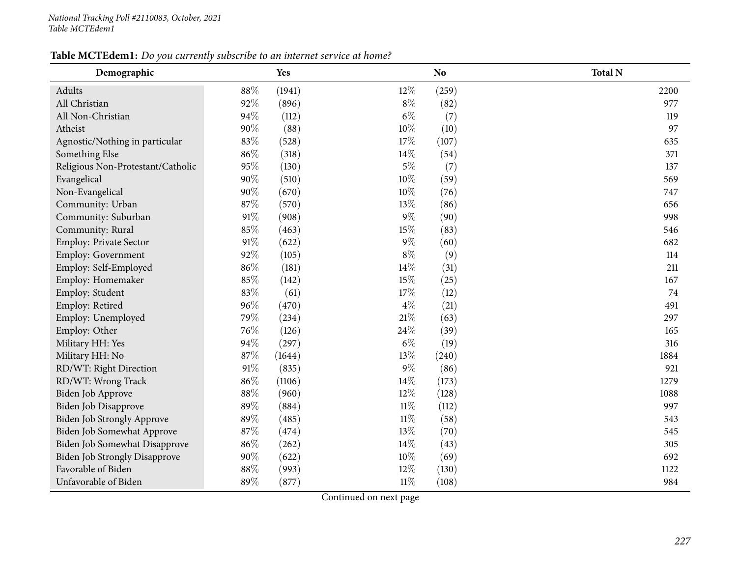National Tracking Poll #2110083, October, 2021
Table MCTEdem1

**Table MCTEdem1:** *Do you currently subscribe to an internet service at home?*

| Demographic | Yes | | No | | Total N |
|---|---|---|---|---|---|
| Adults | 88% | (1941) | 12% | (259) | 2200 |
| All Christian | 92% | (896) | 8% | (82) | 977 |
| All Non-Christian | 94% | (112) | 6% | (7) | 119 |
| Atheist | 90% | (88) | 10% | (10) | 97 |
| Agnostic/Nothing in particular | 83% | (528) | 17% | (107) | 635 |
| Something Else | 86% | (318) | 14% | (54) | 371 |
| Religious Non-Protestant/Catholic | 95% | (130) | 5% | (7) | 137 |
| Evangelical | 90% | (510) | 10% | (59) | 569 |
| Non-Evangelical | 90% | (670) | 10% | (76) | 747 |
| Community: Urban | 87% | (570) | 13% | (86) | 656 |
| Community: Suburban | 91% | (908) | 9% | (90) | 998 |
| Community: Rural | 85% | (463) | 15% | (83) | 546 |
| Employ: Private Sector | 91% | (622) | 9% | (60) | 682 |
| Employ: Government | 92% | (105) | 8% | (9) | 114 |
| Employ: Self-Employed | 86% | (181) | 14% | (31) | 211 |
| Employ: Homemaker | 85% | (142) | 15% | (25) | 167 |
| Employ: Student | 83% | (61) | 17% | (12) | 74 |
| Employ: Retired | 96% | (470) | 4% | (21) | 491 |
| Employ: Unemployed | 79% | (234) | 21% | (63) | 297 |
| Employ: Other | 76% | (126) | 24% | (39) | 165 |
| Military HH: Yes | 94% | (297) | 6% | (19) | 316 |
| Military HH: No | 87% | (1644) | 13% | (240) | 1884 |
| RD/WT: Right Direction | 91% | (835) | 9% | (86) | 921 |
| RD/WT: Wrong Track | 86% | (1106) | 14% | (173) | 1279 |
| Biden Job Approve | 88% | (960) | 12% | (128) | 1088 |
| Biden Job Disapprove | 89% | (884) | 11% | (112) | 997 |
| Biden Job Strongly Approve | 89% | (485) | 11% | (58) | 543 |
| Biden Job Somewhat Approve | 87% | (474) | 13% | (70) | 545 |
| Biden Job Somewhat Disapprove | 86% | (262) | 14% | (43) | 305 |
| Biden Job Strongly Disapprove | 90% | (622) | 10% | (69) | 692 |
| Favorable of Biden | 88% | (993) | 12% | (130) | 1122 |
| Unfavorable of Biden | 89% | (877) | 11% | (108) | 984 |

Continued on next page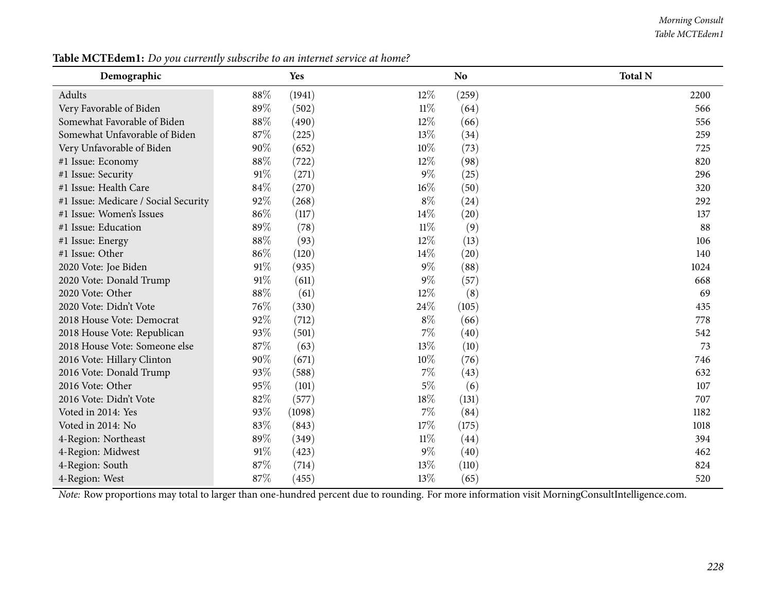**Table MCTEdem1:** *Do you currently subscribe to an internet service at home?*

| Demographic | Yes | | No | | Total N |
|---|---|---|---|---|---|
| Adults | 88% | (1941) | 12% | (259) | 2200 |
| Very Favorable of Biden | 89% | (502) | 11% | (64) | 566 |
| Somewhat Favorable of Biden | 88% | (490) | 12% | (66) | 556 |
| Somewhat Unfavorable of Biden | 87% | (225) | 13% | (34) | 259 |
| Very Unfavorable of Biden | 90% | (652) | 10% | (73) | 725 |
| #1 Issue: Economy | 88% | (722) | 12% | (98) | 820 |
| #1 Issue: Security | 91% | (271) | 9% | (25) | 296 |
| #1 Issue: Health Care | 84% | (270) | 16% | (50) | 320 |
| #1 Issue: Medicare / Social Security | 92% | (268) | 8% | (24) | 292 |
| #1 Issue: Women's Issues | 86% | (117) | 14% | (20) | 137 |
| #1 Issue: Education | 89% | (78) | 11% | (9) | 88 |
| #1 Issue: Energy | 88% | (93) | 12% | (13) | 106 |
| #1 Issue: Other | 86% | (120) | 14% | (20) | 140 |
| 2020 Vote: Joe Biden | 91% | (935) | 9% | (88) | 1024 |
| 2020 Vote: Donald Trump | 91% | (611) | 9% | (57) | 668 |
| 2020 Vote: Other | 88% | (61) | 12% | (8) | 69 |
| 2020 Vote: Didn't Vote | 76% | (330) | 24% | (105) | 435 |
| 2018 House Vote: Democrat | 92% | (712) | 8% | (66) | 778 |
| 2018 House Vote: Republican | 93% | (501) | 7% | (40) | 542 |
| 2018 House Vote: Someone else | 87% | (63) | 13% | (10) | 73 |
| 2016 Vote: Hillary Clinton | 90% | (671) | 10% | (76) | 746 |
| 2016 Vote: Donald Trump | 93% | (588) | 7% | (43) | 632 |
| 2016 Vote: Other | 95% | (101) | 5% | (6) | 107 |
| 2016 Vote: Didn't Vote | 82% | (577) | 18% | (131) | 707 |
| Voted in 2014: Yes | 93% | (1098) | 7% | (84) | 1182 |
| Voted in 2014: No | 83% | (843) | 17% | (175) | 1018 |
| 4-Region: Northeast | 89% | (349) | 11% | (44) | 394 |
| 4-Region: Midwest | 91% | (423) | 9% | (40) | 462 |
| 4-Region: South | 87% | (714) | 13% | (110) | 824 |
| 4-Region: West | 87% | (455) | 13% | (65) | 520 |

*Note:* Row proportions may total to larger than one-hundred percent due to rounding. For more information visit MorningConsultIntelligence.com.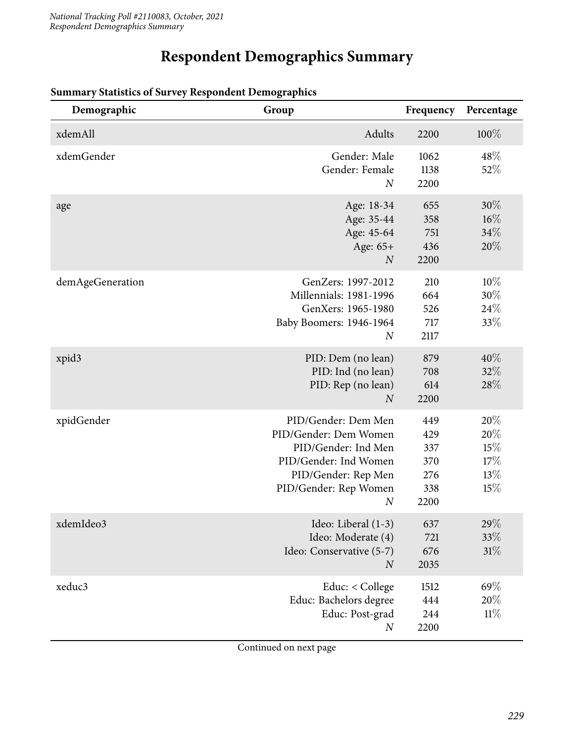# Respondent Demographics Summary

**Summary Statistics of Survey Respondent Demographics**

| Demographic | Group | Frequency | Percentage |
|---|---|---|---|
| xdemAll | Adults | 2200 | 100% |
| xdemGender | Gender: Male | 1062 | 48% |
| | Gender: Female | 1138 | 52% |
| | *N* | 2200 | |
| age | Age: 18-34 | 655 | 30% |
| | Age: 35-44 | 358 | 16% |
| | Age: 45-64 | 751 | 34% |
| | Age: 65+ | 436 | 20% |
| | *N* | 2200 | |
| demAgeGeneration | GenZers: 1997-2012 | 210 | 10% |
| | Millennials: 1981-1996 | 664 | 30% |
| | GenXers: 1965-1980 | 526 | 24% |
| | Baby Boomers: 1946-1964 | 717 | 33% |
| | *N* | 2117 | |
| xpid3 | PID: Dem (no lean) | 879 | 40% |
| | PID: Ind (no lean) | 708 | 32% |
| | PID: Rep (no lean) | 614 | 28% |
| | *N* | 2200 | |
| xpidGender | PID/Gender: Dem Men | 449 | 20% |
| | PID/Gender: Dem Women | 429 | 20% |
| | PID/Gender: Ind Men | 337 | 15% |
| | PID/Gender: Ind Women | 370 | 17% |
| | PID/Gender: Rep Men | 276 | 13% |
| | PID/Gender: Rep Women | 338 | 15% |
| | *N* | 2200 | |
| xdemIdeo3 | Ideo: Liberal (1-3) | 637 | 29% |
| | Ideo: Moderate (4) | 721 | 33% |
| | Ideo: Conservative (5-7) | 676 | 31% |
| | *N* | 2035 | |
| xeduc3 | Educ: < College | 1512 | 69% |
| | Educ: Bachelors degree | 444 | 20% |
| | Educ: Post-grad | 244 | 11% |
| | *N* | 2200 | |

Continued on next page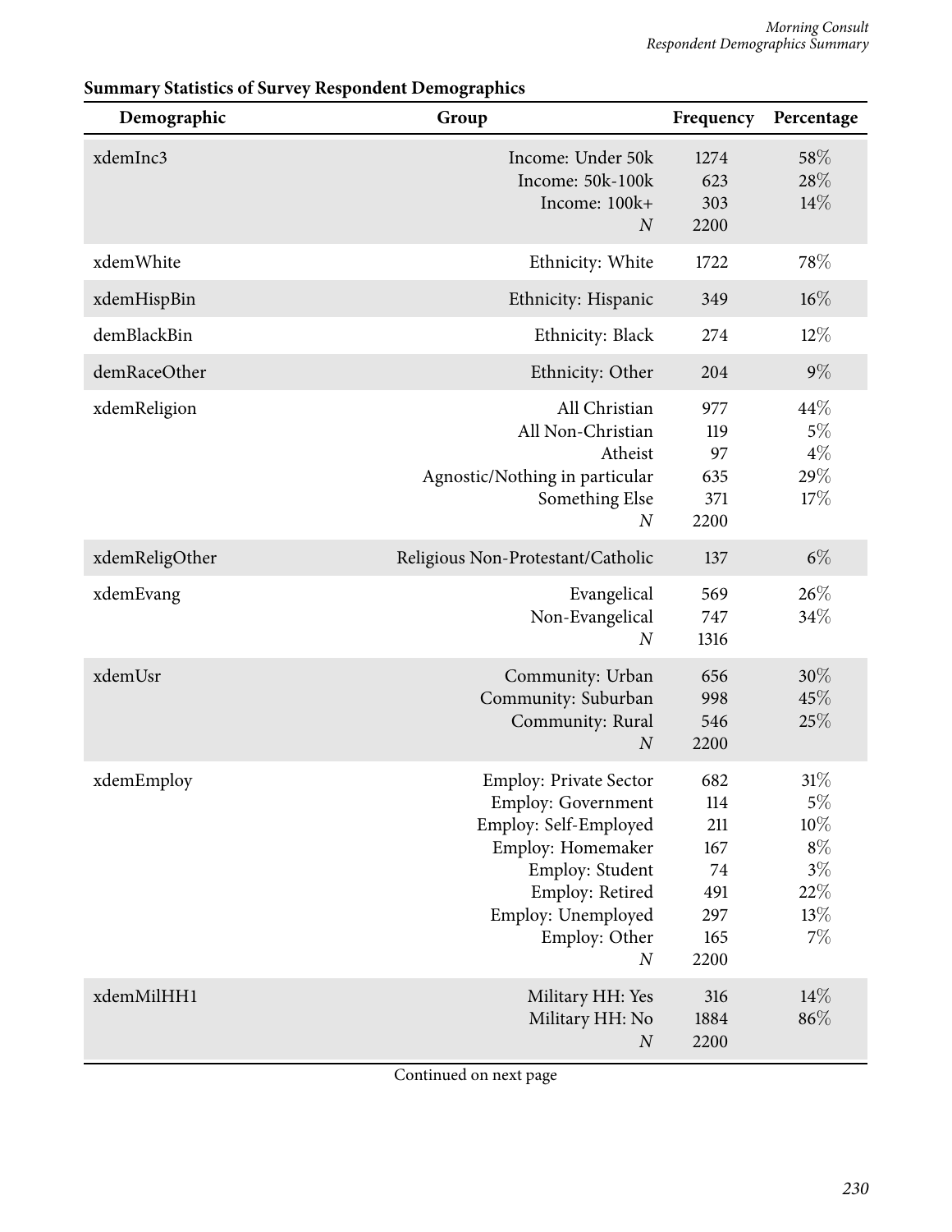**Summary Statistics of Survey Respondent Demographics**

| Demographic | Group | Frequency | Percentage |
|---|---|---|---|
| xdemInc3 | Income: Under 50k | 1274 | 58% |
| | Income: 50k-100k | 623 | 28% |
| | Income: 100k+ | 303 | 14% |
| | *N* | 2200 | |
| xdemWhite | Ethnicity: White | 1722 | 78% |
| xdemHispBin | Ethnicity: Hispanic | 349 | 16% |
| demBlackBin | Ethnicity: Black | 274 | 12% |
| demRaceOther | Ethnicity: Other | 204 | 9% |
| xdemReligion | All Christian | 977 | 44% |
| | All Non-Christian | 119 | 5% |
| | Atheist | 97 | 4% |
| | Agnostic/Nothing in particular | 635 | 29% |
| | Something Else | 371 | 17% |
| | *N* | 2200 | |
| xdemReligOther | Religious Non-Protestant/Catholic | 137 | 6% |
| xdemEvang | Evangelical | 569 | 26% |
| | Non-Evangelical | 747 | 34% |
| | *N* | 1316 | |
| xdemUsr | Community: Urban | 656 | 30% |
| | Community: Suburban | 998 | 45% |
| | Community: Rural | 546 | 25% |
| | *N* | 2200 | |
| xdemEmploy | Employ: Private Sector | 682 | 31% |
| | Employ: Government | 114 | 5% |
| | Employ: Self-Employed | 211 | 10% |
| | Employ: Homemaker | 167 | 8% |
| | Employ: Student | 74 | 3% |
| | Employ: Retired | 491 | 22% |
| | Employ: Unemployed | 297 | 13% |
| | Employ: Other | 165 | 7% |
| | *N* | 2200 | |
| xdemMilHH1 | Military HH: Yes | 316 | 14% |
| | Military HH: No | 1884 | 86% |
| | *N* | 2200 | |

Continued on next page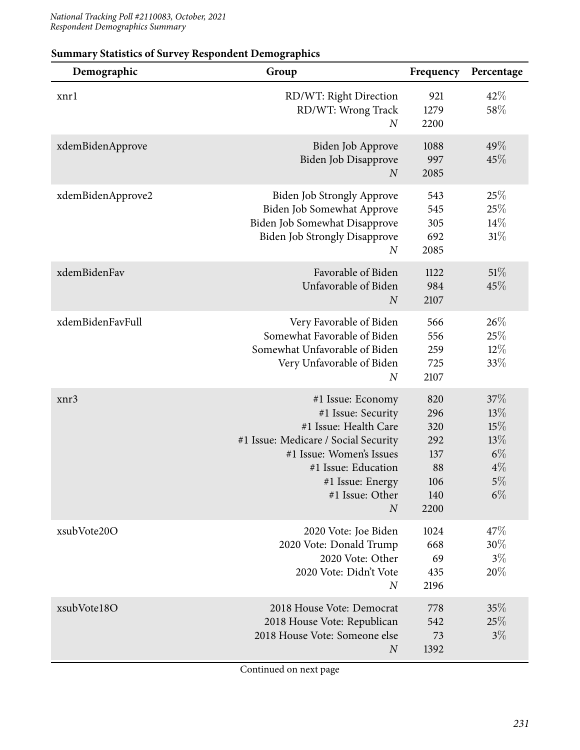**Summary Statistics of Survey Respondent Demographics**

| Demographic | Group | Frequency | Percentage |
|---|---|---|---|
| xnr1 | RD/WT: Right Direction | 921 | 42% |
| | RD/WT: Wrong Track | 1279 | 58% |
| | *N* | 2200 | |
| xdemBidenApprove | Biden Job Approve | 1088 | 49% |
| | Biden Job Disapprove | 997 | 45% |
| | *N* | 2085 | |
| xdemBidenApprove2 | Biden Job Strongly Approve | 543 | 25% |
| | Biden Job Somewhat Approve | 545 | 25% |
| | Biden Job Somewhat Disapprove | 305 | 14% |
| | Biden Job Strongly Disapprove | 692 | 31% |
| | *N* | 2085 | |
| xdemBidenFav | Favorable of Biden | 1122 | 51% |
| | Unfavorable of Biden | 984 | 45% |
| | *N* | 2107 | |
| xdemBidenFavFull | Very Favorable of Biden | 566 | 26% |
| | Somewhat Favorable of Biden | 556 | 25% |
| | Somewhat Unfavorable of Biden | 259 | 12% |
| | Very Unfavorable of Biden | 725 | 33% |
| | *N* | 2107 | |
| xnr3 | #1 Issue: Economy | 820 | 37% |
| | #1 Issue: Security | 296 | 13% |
| | #1 Issue: Health Care | 320 | 15% |
| | #1 Issue: Medicare / Social Security | 292 | 13% |
| | #1 Issue: Women's Issues | 137 | 6% |
| | #1 Issue: Education | 88 | 4% |
| | #1 Issue: Energy | 106 | 5% |
| | #1 Issue: Other | 140 | 6% |
| | *N* | 2200 | |
| xsubVote20O | 2020 Vote: Joe Biden | 1024 | 47% |
| | 2020 Vote: Donald Trump | 668 | 30% |
| | 2020 Vote: Other | 69 | 3% |
| | 2020 Vote: Didn't Vote | 435 | 20% |
| | *N* | 2196 | |
| xsubVote18O | 2018 House Vote: Democrat | 778 | 35% |
| | 2018 House Vote: Republican | 542 | 25% |
| | 2018 House Vote: Someone else | 73 | 3% |
| | *N* | 1392 | |

Continued on next page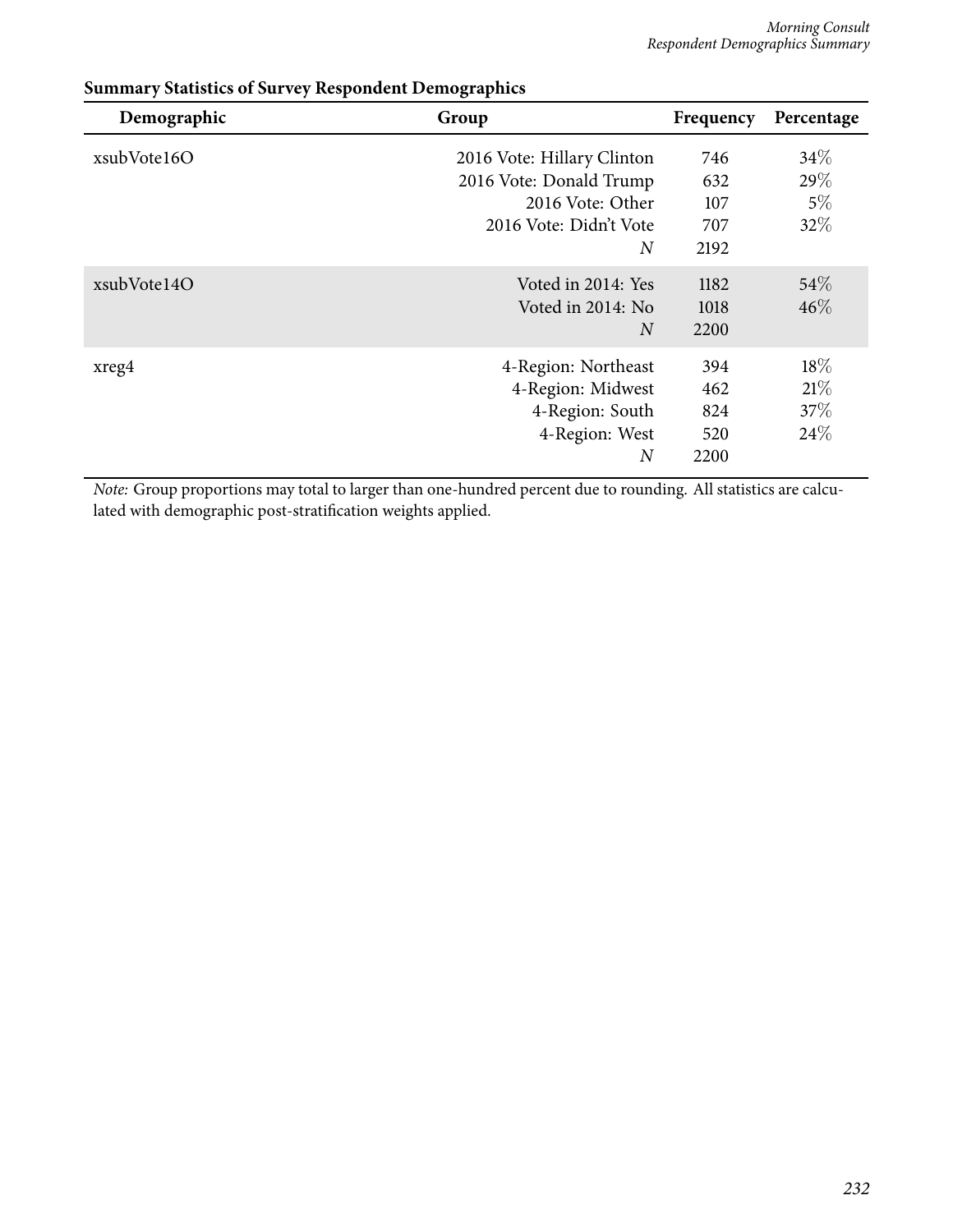**Summary Statistics of Survey Respondent Demographics**

| Demographic | Group | Frequency | Percentage |
|---|---|---|---|
| xsubVote16O | 2016 Vote: Hillary Clinton | 746 | 34% |
| | 2016 Vote: Donald Trump | 632 | 29% |
| | 2016 Vote: Other | 107 | 5% |
| | 2016 Vote: Didn't Vote | 707 | 32% |
| | *N* | 2192 | |
| xsubVote14O | Voted in 2014: Yes | 1182 | 54% |
| | Voted in 2014: No | 1018 | 46% |
| | *N* | 2200 | |
| xreg4 | 4-Region: Northeast | 394 | 18% |
| | 4-Region: Midwest | 462 | 21% |
| | 4-Region: South | 824 | 37% |
| | 4-Region: West | 520 | 24% |
| | *N* | 2200 | |

*Note:* Group proportions may total to larger than one-hundred percent due to rounding. All statistics are calculated with demographic post-stratification weights applied.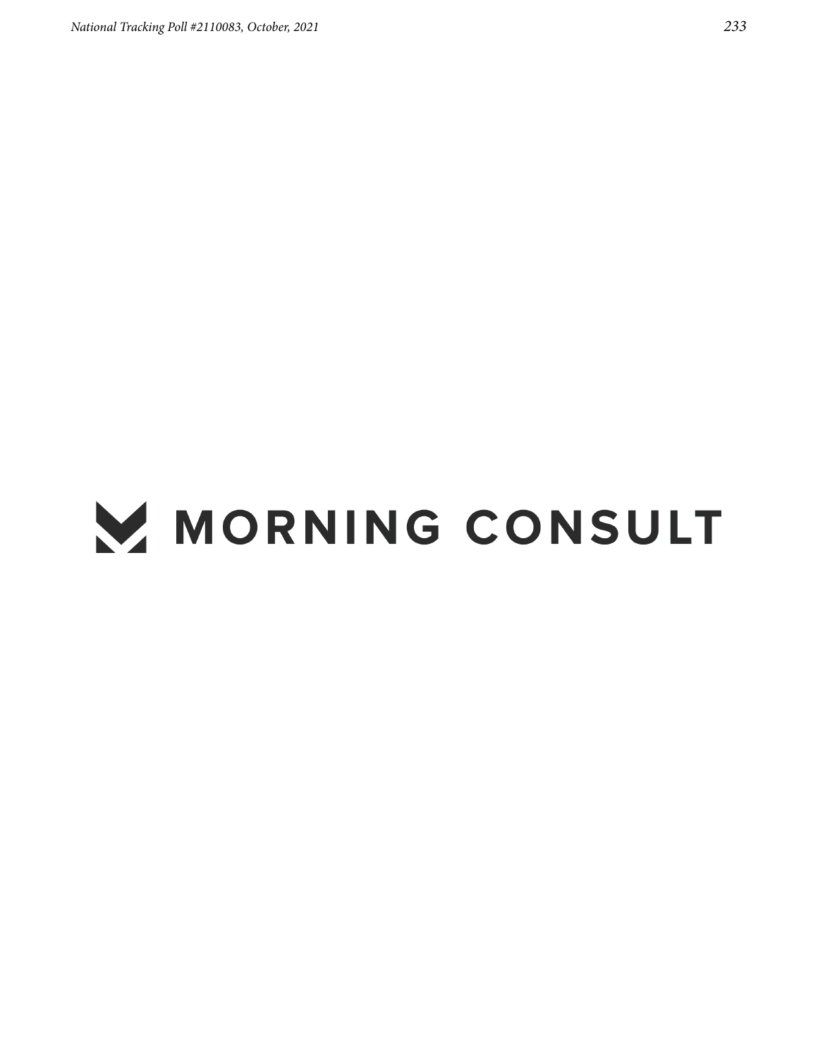MORNING CONSULT